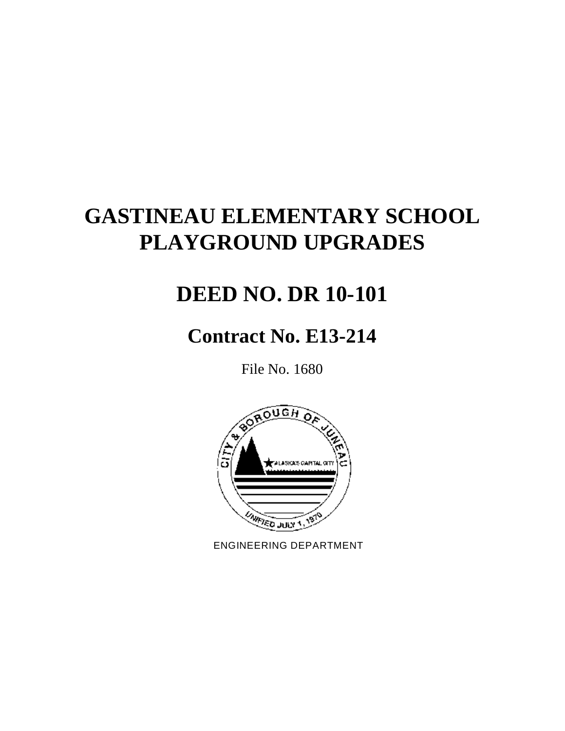# GASTINEAU ELEMENTARY SCHOOL PLAYGROUND UPGRADES

# DEED NO. DR 10-101

## Contract No. E13-214

File No. 1680

ENGINEERING DEPARTMENT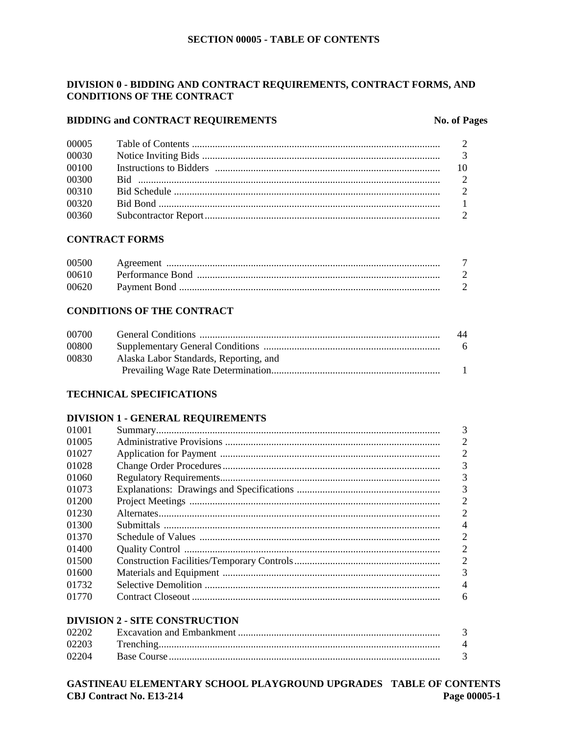# SECTION 00005 - TABLE OF CONTENTS

## DIVISION 0 - BIDDING AND CONTRACT REQUIREMENTS, CONTRACT FORMS, AND CONDITIONS OF THE CONTRACT

### BIDDING and CONTRACT REQUIREMENTS

| | | No. of Pages |
|---|---|---|
| 00005 | Table of Contents | 2 |
| 00030 | Notice Inviting Bids | 3 |
| 00100 | Instructions to Bidders | 10 |
| 00300 | Bid | 2 |
| 00310 | Bid Schedule | 2 |
| 00320 | Bid Bond | 1 |
| 00360 | Subcontractor Report | 2 |

### CONTRACT FORMS

| | | |
|---|---|---|
| 00500 | Agreement | 7 |
| 00610 | Performance Bond | 2 |
| 00620 | Payment Bond | 2 |

### CONDITIONS OF THE CONTRACT

| | | |
|---|---|---|
| 00700 | General Conditions | 44 |
| 00800 | Supplementary General Conditions | 6 |
| 00830 | Alaska Labor Standards, Reporting, and Prevailing Wage Rate Determination | 1 |

## TECHNICAL SPECIFICATIONS

### DIVISION 1 - GENERAL REQUIREMENTS

| | | |
|---|---|---|
| 01001 | Summary | 3 |
| 01005 | Administrative Provisions | 2 |
| 01027 | Application for Payment | 2 |
| 01028 | Change Order Procedures | 3 |
| 01060 | Regulatory Requirements | 3 |
| 01073 | Explanations: Drawings and Specifications | 3 |
| 01200 | Project Meetings | 2 |
| 01230 | Alternates | 2 |
| 01300 | Submittals | 4 |
| 01370 | Schedule of Values | 2 |
| 01400 | Quality Control | 2 |
| 01500 | Construction Facilities/Temporary Controls | 2 |
| 01600 | Materials and Equipment | 3 |
| 01732 | Selective Demolition | 4 |
| 01770 | Contract Closeout | 6 |

### DIVISION 2 - SITE CONSTRUCTION

| | | |
|---|---|---|
| 02202 | Excavation and Embankment | 3 |
| 02203 | Trenching | 4 |
| 02204 | Base Course | 3 |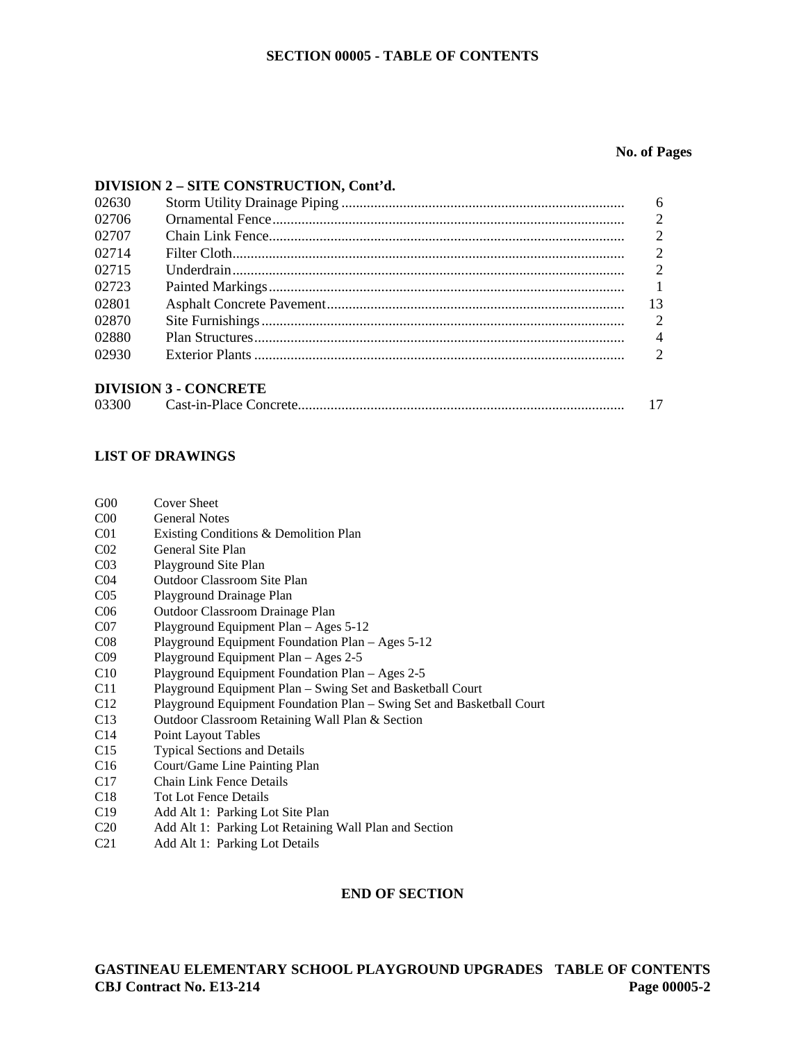# SECTION 00005 - TABLE OF CONTENTS

| | | No. of Pages |
|---|---|---|
| **DIVISION 2 – SITE CONSTRUCTION, Cont'd.** | | |
| 02630 | Storm Utility Drainage Piping | 6 |
| 02706 | Ornamental Fence | 2 |
| 02707 | Chain Link Fence | 2 |
| 02714 | Filter Cloth | 2 |
| 02715 | Underdrain | 2 |
| 02723 | Painted Markings | 1 |
| 02801 | Asphalt Concrete Pavement | 13 |
| 02870 | Site Furnishings | 2 |
| 02880 | Plan Structures | 4 |
| 02930 | Exterior Plants | 2 |
| **DIVISION 3 - CONCRETE** | | |
| 03300 | Cast-in-Place Concrete | 17 |

## LIST OF DRAWINGS

| | |
|---|---|
| G00 | Cover Sheet |
| C00 | General Notes |
| C01 | Existing Conditions & Demolition Plan |
| C02 | General Site Plan |
| C03 | Playground Site Plan |
| C04 | Outdoor Classroom Site Plan |
| C05 | Playground Drainage Plan |
| C06 | Outdoor Classroom Drainage Plan |
| C07 | Playground Equipment Plan – Ages 5-12 |
| C08 | Playground Equipment Foundation Plan – Ages 5-12 |
| C09 | Playground Equipment Plan – Ages 2-5 |
| C10 | Playground Equipment Foundation Plan – Ages 2-5 |
| C11 | Playground Equipment Plan – Swing Set and Basketball Court |
| C12 | Playground Equipment Foundation Plan – Swing Set and Basketball Court |
| C13 | Outdoor Classroom Retaining Wall Plan & Section |
| C14 | Point Layout Tables |
| C15 | Typical Sections and Details |
| C16 | Court/Game Line Painting Plan |
| C17 | Chain Link Fence Details |
| C18 | Tot Lot Fence Details |
| C19 | Add Alt 1: Parking Lot Site Plan |
| C20 | Add Alt 1: Parking Lot Retaining Wall Plan and Section |
| C21 | Add Alt 1: Parking Lot Details |

**END OF SECTION**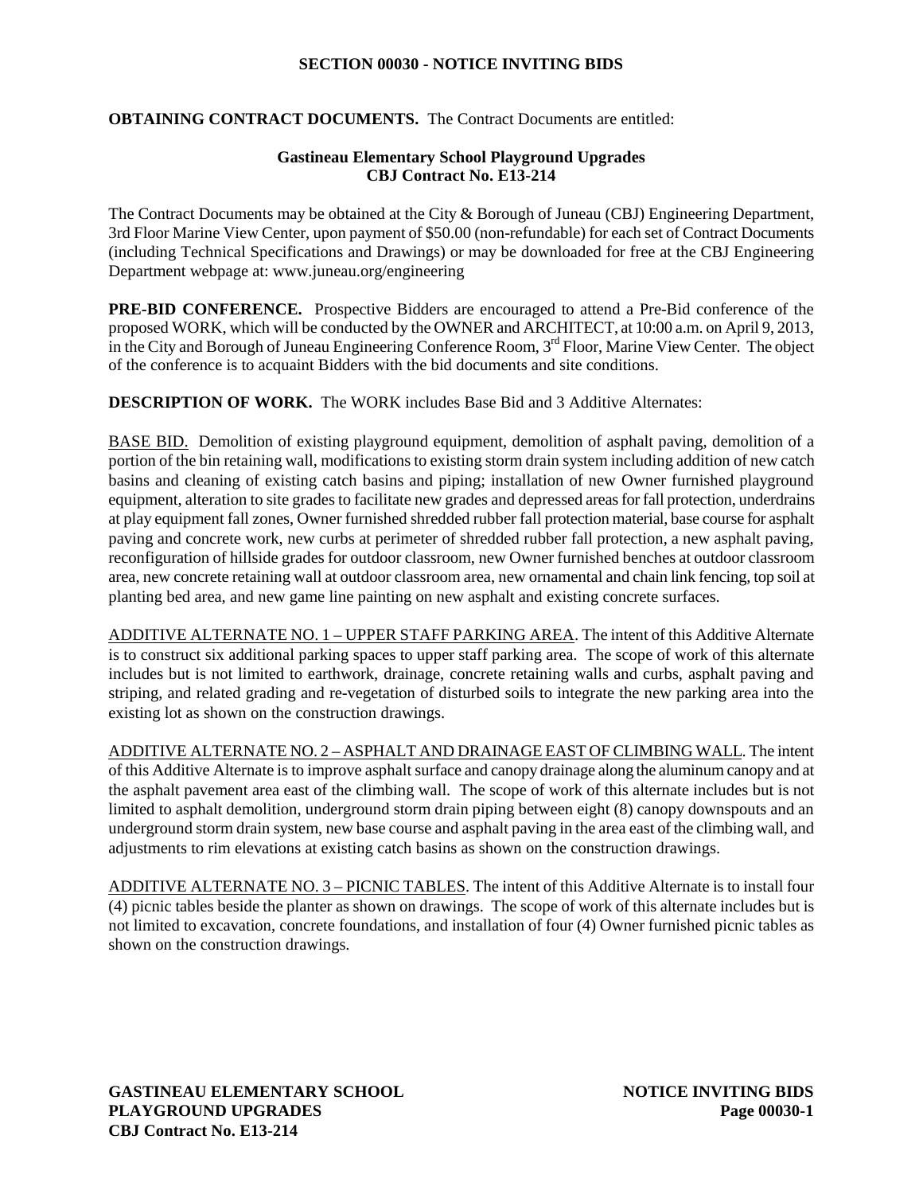## SECTION 00030 - NOTICE INVITING BIDS

**OBTAINING CONTRACT DOCUMENTS.** The Contract Documents are entitled:

**Gastineau Elementary School Playground Upgrades**
**CBJ Contract No. E13-214**

The Contract Documents may be obtained at the City & Borough of Juneau (CBJ) Engineering Department, 3rd Floor Marine View Center, upon payment of $50.00 (non-refundable) for each set of Contract Documents (including Technical Specifications and Drawings) or may be downloaded for free at the CBJ Engineering Department webpage at: www.juneau.org/engineering

**PRE-BID CONFERENCE.** Prospective Bidders are encouraged to attend a Pre-Bid conference of the proposed WORK, which will be conducted by the OWNER and ARCHITECT, at 10:00 a.m. on April 9, 2013, in the City and Borough of Juneau Engineering Conference Room, 3rd Floor, Marine View Center. The object of the conference is to acquaint Bidders with the bid documents and site conditions.

**DESCRIPTION OF WORK.** The WORK includes Base Bid and 3 Additive Alternates:

BASE BID. Demolition of existing playground equipment, demolition of asphalt paving, demolition of a portion of the bin retaining wall, modifications to existing storm drain system including addition of new catch basins and cleaning of existing catch basins and piping; installation of new Owner furnished playground equipment, alteration to site grades to facilitate new grades and depressed areas for fall protection, underdrains at play equipment fall zones, Owner furnished shredded rubber fall protection material, base course for asphalt paving and concrete work, new curbs at perimeter of shredded rubber fall protection, a new asphalt paving, reconfiguration of hillside grades for outdoor classroom, new Owner furnished benches at outdoor classroom area, new concrete retaining wall at outdoor classroom area, new ornamental and chain link fencing, top soil at planting bed area, and new game line painting on new asphalt and existing concrete surfaces.

ADDITIVE ALTERNATE NO. 1 – UPPER STAFF PARKING AREA. The intent of this Additive Alternate is to construct six additional parking spaces to upper staff parking area. The scope of work of this alternate includes but is not limited to earthwork, drainage, concrete retaining walls and curbs, asphalt paving and striping, and related grading and re-vegetation of disturbed soils to integrate the new parking area into the existing lot as shown on the construction drawings.

ADDITIVE ALTERNATE NO. 2 – ASPHALT AND DRAINAGE EAST OF CLIMBING WALL. The intent of this Additive Alternate is to improve asphalt surface and canopy drainage along the aluminum canopy and at the asphalt pavement area east of the climbing wall. The scope of work of this alternate includes but is not limited to asphalt demolition, underground storm drain piping between eight (8) canopy downspouts and an underground storm drain system, new base course and asphalt paving in the area east of the climbing wall, and adjustments to rim elevations at existing catch basins as shown on the construction drawings.

ADDITIVE ALTERNATE NO. 3 – PICNIC TABLES. The intent of this Additive Alternate is to install four (4) picnic tables beside the planter as shown on drawings. The scope of work of this alternate includes but is not limited to excavation, concrete foundations, and installation of four (4) Owner furnished picnic tables as shown on the construction drawings.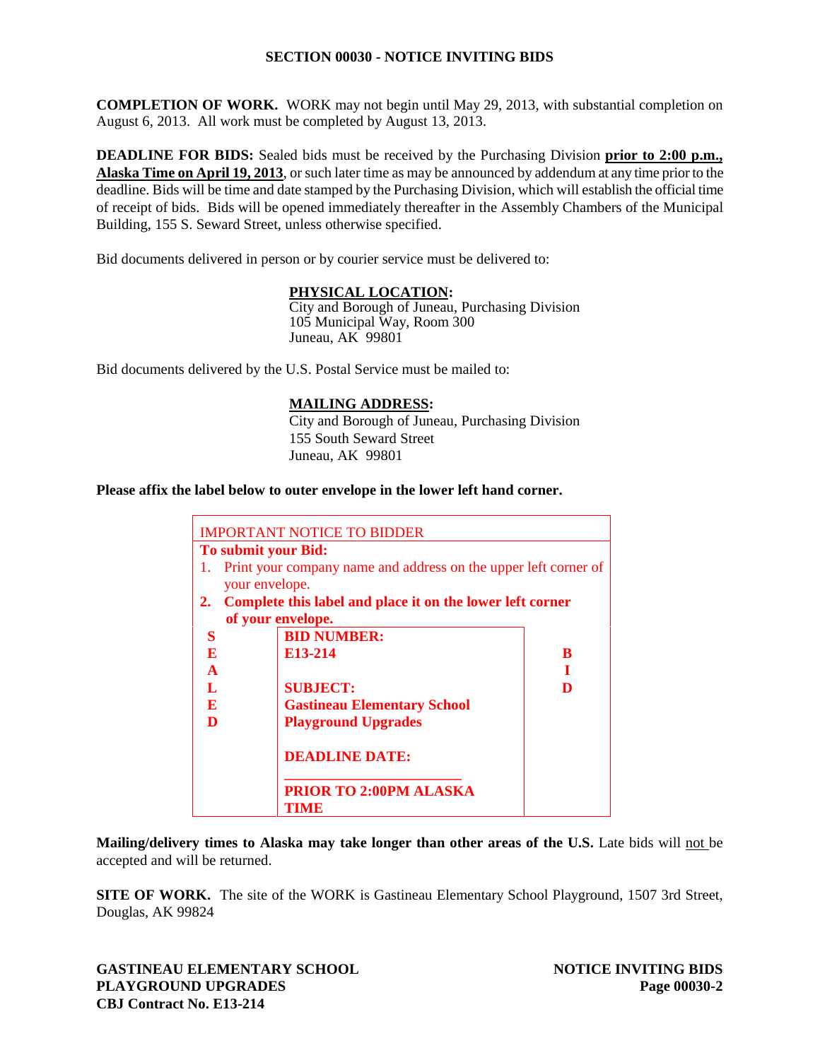## SECTION 00030 - NOTICE INVITING BIDS

**COMPLETION OF WORK.** WORK may not begin until May 29, 2013, with substantial completion on August 6, 2013. All work must be completed by August 13, 2013.

**DEADLINE FOR BIDS:** Sealed bids must be received by the Purchasing Division **prior to 2:00 p.m., Alaska Time on April 19, 2013**, or such later time as may be announced by addendum at any time prior to the deadline. Bids will be time and date stamped by the Purchasing Division, which will establish the official time of receipt of bids. Bids will be opened immediately thereafter in the Assembly Chambers of the Municipal Building, 155 S. Seward Street, unless otherwise specified.

Bid documents delivered in person or by courier service must be delivered to:

**PHYSICAL LOCATION:**
City and Borough of Juneau, Purchasing Division
105 Municipal Way, Room 300
Juneau, AK 99801

Bid documents delivered by the U.S. Postal Service must be mailed to:

**MAILING ADDRESS:**
City and Borough of Juneau, Purchasing Division
155 South Seward Street
Juneau, AK 99801

**Please affix the label below to outer envelope in the lower left hand corner.**

| IMPORTANT NOTICE TO BIDDER | | |
|---|---|---|
| **To submit your Bid:**<br>1. Print your company name and address on the upper left corner of your envelope.<br>**2. Complete this label and place it on the lower left corner of your envelope.** | | |
| **S E A L E D** | **BID NUMBER:**<br>**E13-214**<br><br>**SUBJECT:**<br>**Gastineau Elementary School Playground Upgrades**<br><br>**DEADLINE DATE:**<br>\_\_\_\_\_\_\_\_\_\_\_\_\_\_\_\_\_\_\_\_\_\_\_<br>**PRIOR TO 2:00PM ALASKA TIME** | **B I D** |

**Mailing/delivery times to Alaska may take longer than other areas of the U.S.** Late bids will not be accepted and will be returned.

**SITE OF WORK.** The site of the WORK is Gastineau Elementary School Playground, 1507 3rd Street, Douglas, AK 99824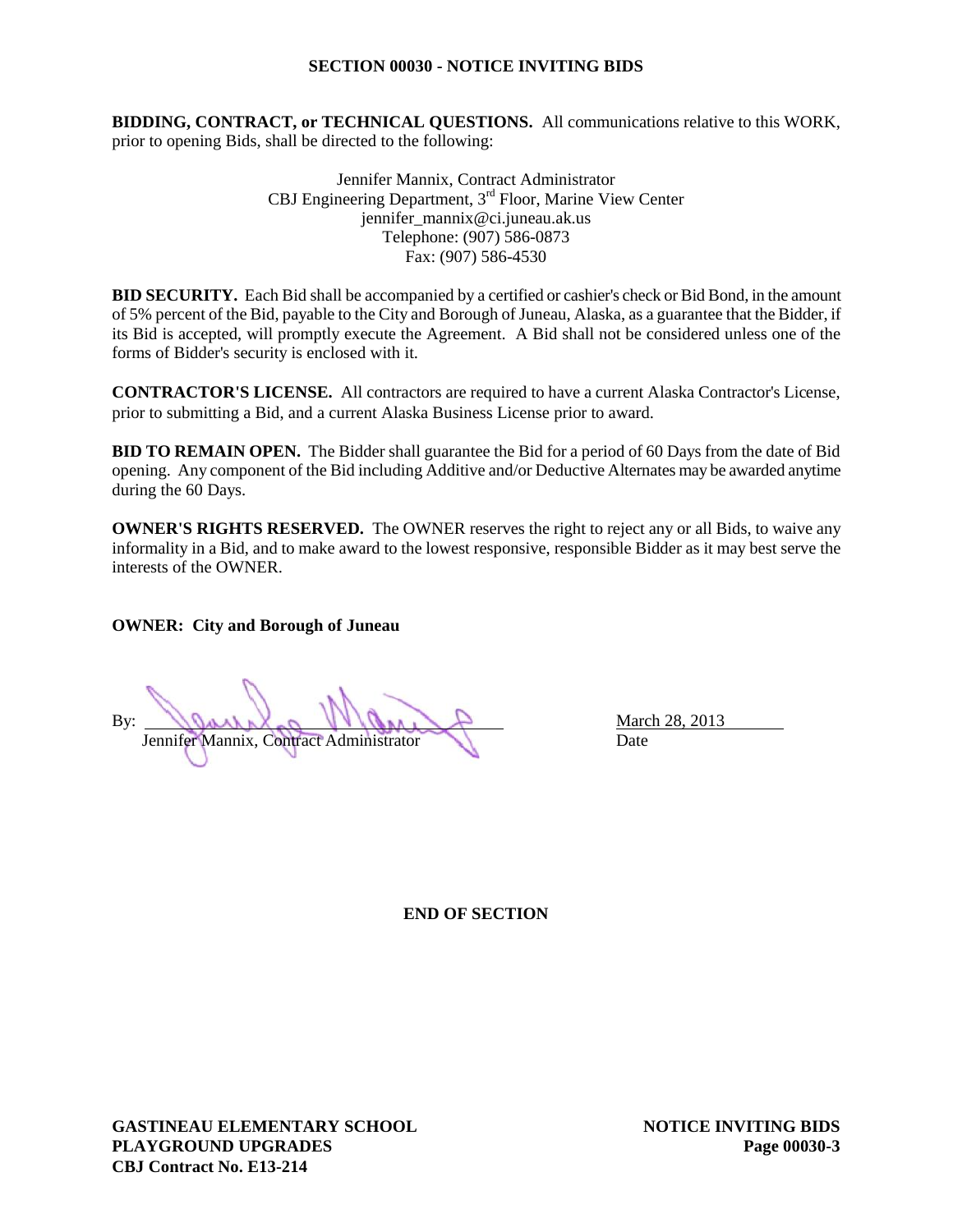## SECTION 00030 - NOTICE INVITING BIDS

**BIDDING, CONTRACT, or TECHNICAL QUESTIONS.** All communications relative to this WORK, prior to opening Bids, shall be directed to the following:

Jennifer Mannix, Contract Administrator
CBJ Engineering Department, 3rd Floor, Marine View Center
jennifer_mannix@ci.juneau.ak.us
Telephone: (907) 586-0873
Fax: (907) 586-4530

**BID SECURITY.** Each Bid shall be accompanied by a certified or cashier's check or Bid Bond, in the amount of 5% percent of the Bid, payable to the City and Borough of Juneau, Alaska, as a guarantee that the Bidder, if its Bid is accepted, will promptly execute the Agreement. A Bid shall not be considered unless one of the forms of Bidder's security is enclosed with it.

**CONTRACTOR'S LICENSE.** All contractors are required to have a current Alaska Contractor's License, prior to submitting a Bid, and a current Alaska Business License prior to award.

**BID TO REMAIN OPEN.** The Bidder shall guarantee the Bid for a period of 60 Days from the date of Bid opening. Any component of the Bid including Additive and/or Deductive Alternates may be awarded anytime during the 60 Days.

**OWNER'S RIGHTS RESERVED.** The OWNER reserves the right to reject any or all Bids, to waive any informality in a Bid, and to make award to the lowest responsive, responsible Bidder as it may best serve the interests of the OWNER.

**OWNER: City and Borough of Juneau**

By: ______________________________ March 28, 2013
Jennifer Mannix, Contract Administrator Date

**END OF SECTION**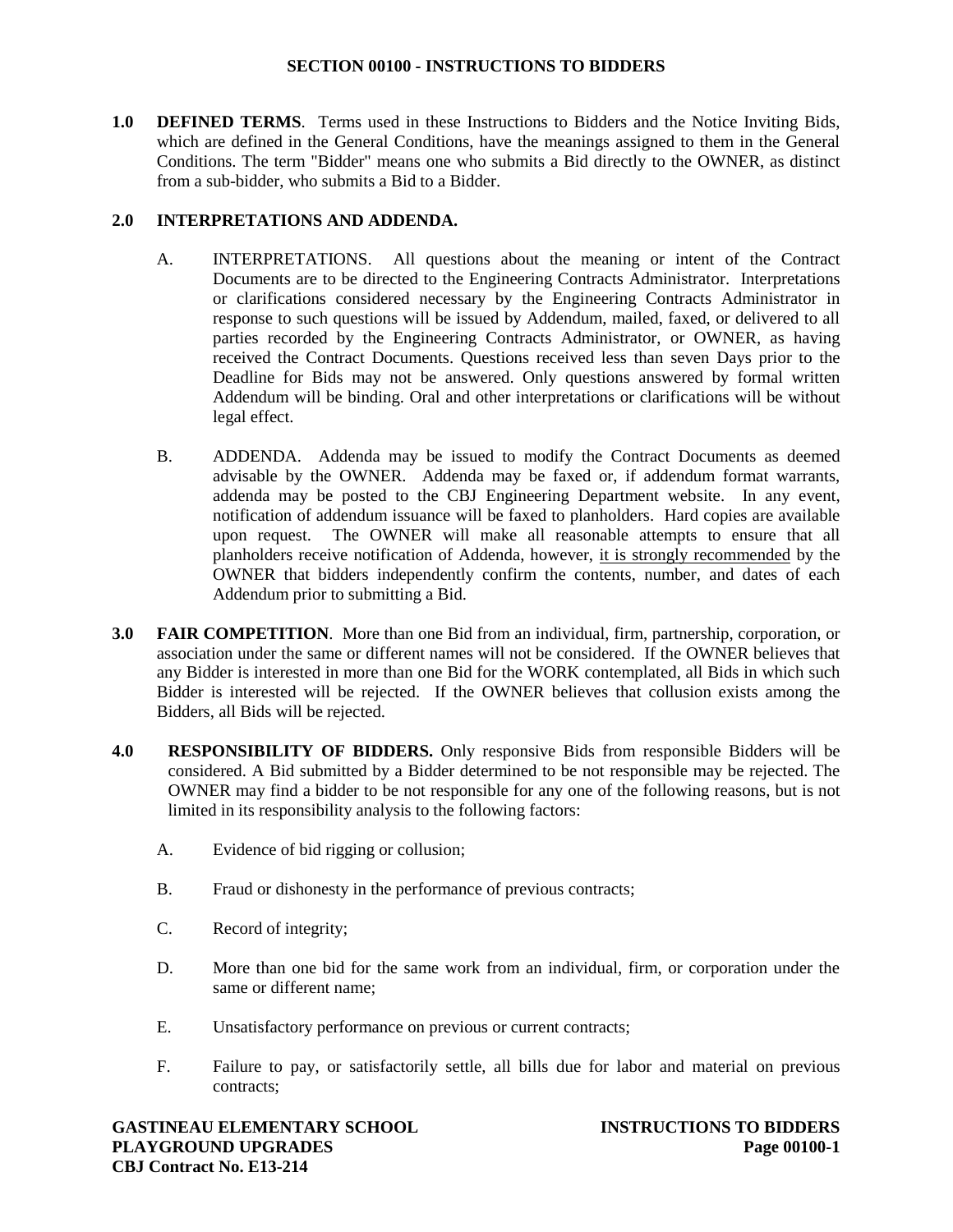## SECTION 00100 - INSTRUCTIONS TO BIDDERS

**1.0 DEFINED TERMS**. Terms used in these Instructions to Bidders and the Notice Inviting Bids, which are defined in the General Conditions, have the meanings assigned to them in the General Conditions. The term "Bidder" means one who submits a Bid directly to the OWNER, as distinct from a sub-bidder, who submits a Bid to a Bidder.

**2.0 INTERPRETATIONS AND ADDENDA.**

A. INTERPRETATIONS. All questions about the meaning or intent of the Contract Documents are to be directed to the Engineering Contracts Administrator. Interpretations or clarifications considered necessary by the Engineering Contracts Administrator in response to such questions will be issued by Addendum, mailed, faxed, or delivered to all parties recorded by the Engineering Contracts Administrator, or OWNER, as having received the Contract Documents. Questions received less than seven Days prior to the Deadline for Bids may not be answered. Only questions answered by formal written Addendum will be binding. Oral and other interpretations or clarifications will be without legal effect.

B. ADDENDA. Addenda may be issued to modify the Contract Documents as deemed advisable by the OWNER. Addenda may be faxed or, if addendum format warrants, addenda may be posted to the CBJ Engineering Department website. In any event, notification of addendum issuance will be faxed to planholders. Hard copies are available upon request. The OWNER will make all reasonable attempts to ensure that all planholders receive notification of Addenda, however, it is strongly recommended by the OWNER that bidders independently confirm the contents, number, and dates of each Addendum prior to submitting a Bid.

**3.0 FAIR COMPETITION**. More than one Bid from an individual, firm, partnership, corporation, or association under the same or different names will not be considered. If the OWNER believes that any Bidder is interested in more than one Bid for the WORK contemplated, all Bids in which such Bidder is interested will be rejected. If the OWNER believes that collusion exists among the Bidders, all Bids will be rejected.

**4.0 RESPONSIBILITY OF BIDDERS.** Only responsive Bids from responsible Bidders will be considered. A Bid submitted by a Bidder determined to be not responsible may be rejected. The OWNER may find a bidder to be not responsible for any one of the following reasons, but is not limited in its responsibility analysis to the following factors:

A. Evidence of bid rigging or collusion;

B. Fraud or dishonesty in the performance of previous contracts;

C. Record of integrity;

D. More than one bid for the same work from an individual, firm, or corporation under the same or different name;

E. Unsatisfactory performance on previous or current contracts;

F. Failure to pay, or satisfactorily settle, all bills due for labor and material on previous contracts;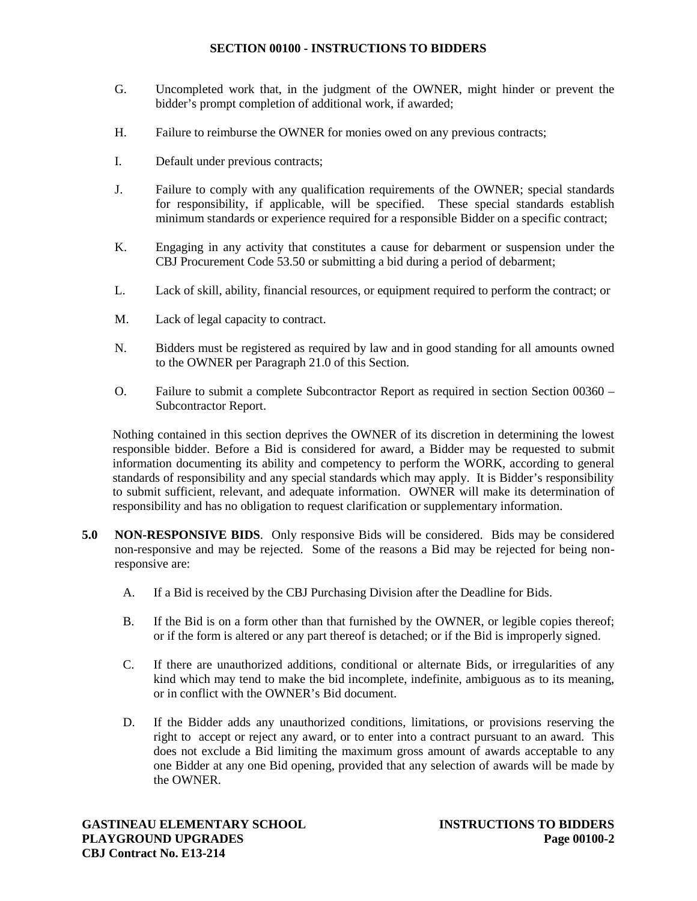G. Uncompleted work that, in the judgment of the OWNER, might hinder or prevent the bidder's prompt completion of additional work, if awarded;

H. Failure to reimburse the OWNER for monies owed on any previous contracts;

I. Default under previous contracts;

J. Failure to comply with any qualification requirements of the OWNER; special standards for responsibility, if applicable, will be specified. These special standards establish minimum standards or experience required for a responsible Bidder on a specific contract;

K. Engaging in any activity that constitutes a cause for debarment or suspension under the CBJ Procurement Code 53.50 or submitting a bid during a period of debarment;

L. Lack of skill, ability, financial resources, or equipment required to perform the contract; or

M. Lack of legal capacity to contract.

N. Bidders must be registered as required by law and in good standing for all amounts owned to the OWNER per Paragraph 21.0 of this Section.

O. Failure to submit a complete Subcontractor Report as required in section Section 00360 – Subcontractor Report.

Nothing contained in this section deprives the OWNER of its discretion in determining the lowest responsible bidder. Before a Bid is considered for award, a Bidder may be requested to submit information documenting its ability and competency to perform the WORK, according to general standards of responsibility and any special standards which may apply. It is Bidder's responsibility to submit sufficient, relevant, and adequate information. OWNER will make its determination of responsibility and has no obligation to request clarification or supplementary information.

**5.0 NON-RESPONSIVE BIDS**. Only responsive Bids will be considered. Bids may be considered non-responsive and may be rejected. Some of the reasons a Bid may be rejected for being non-responsive are:

A. If a Bid is received by the CBJ Purchasing Division after the Deadline for Bids.

B. If the Bid is on a form other than that furnished by the OWNER, or legible copies thereof; or if the form is altered or any part thereof is detached; or if the Bid is improperly signed.

C. If there are unauthorized additions, conditional or alternate Bids, or irregularities of any kind which may tend to make the bid incomplete, indefinite, ambiguous as to its meaning, or in conflict with the OWNER's Bid document.

D. If the Bidder adds any unauthorized conditions, limitations, or provisions reserving the right to accept or reject any award, or to enter into a contract pursuant to an award. This does not exclude a Bid limiting the maximum gross amount of awards acceptable to any one Bidder at any one Bid opening, provided that any selection of awards will be made by the OWNER.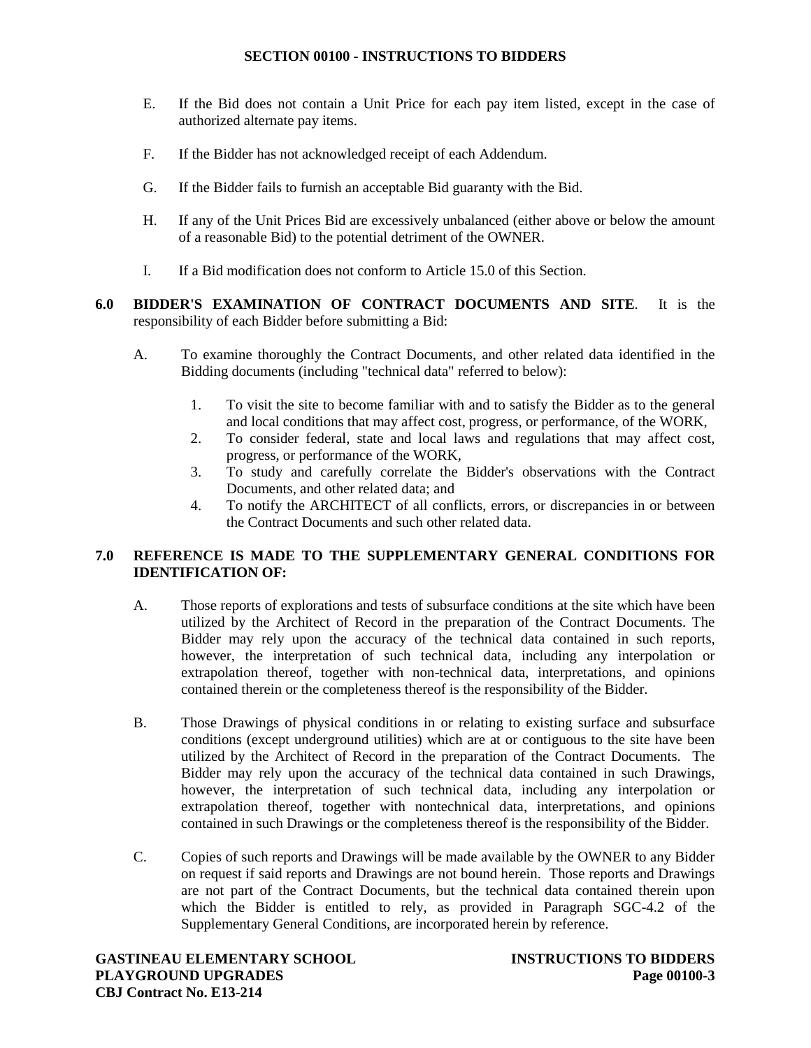E. If the Bid does not contain a Unit Price for each pay item listed, except in the case of authorized alternate pay items.

F. If the Bidder has not acknowledged receipt of each Addendum.

G. If the Bidder fails to furnish an acceptable Bid guaranty with the Bid.

H. If any of the Unit Prices Bid are excessively unbalanced (either above or below the amount of a reasonable Bid) to the potential detriment of the OWNER.

I. If a Bid modification does not conform to Article 15.0 of this Section.

**6.0 BIDDER'S EXAMINATION OF CONTRACT DOCUMENTS AND SITE**. It is the responsibility of each Bidder before submitting a Bid:

A. To examine thoroughly the Contract Documents, and other related data identified in the Bidding documents (including "technical data" referred to below):

1. To visit the site to become familiar with and to satisfy the Bidder as to the general and local conditions that may affect cost, progress, or performance, of the WORK,
2. To consider federal, state and local laws and regulations that may affect cost, progress, or performance of the WORK,
3. To study and carefully correlate the Bidder's observations with the Contract Documents, and other related data; and
4. To notify the ARCHITECT of all conflicts, errors, or discrepancies in or between the Contract Documents and such other related data.

**7.0 REFERENCE IS MADE TO THE SUPPLEMENTARY GENERAL CONDITIONS FOR IDENTIFICATION OF:**

A. Those reports of explorations and tests of subsurface conditions at the site which have been utilized by the Architect of Record in the preparation of the Contract Documents. The Bidder may rely upon the accuracy of the technical data contained in such reports, however, the interpretation of such technical data, including any interpolation or extrapolation thereof, together with non-technical data, interpretations, and opinions contained therein or the completeness thereof is the responsibility of the Bidder.

B. Those Drawings of physical conditions in or relating to existing surface and subsurface conditions (except underground utilities) which are at or contiguous to the site have been utilized by the Architect of Record in the preparation of the Contract Documents. The Bidder may rely upon the accuracy of the technical data contained in such Drawings, however, the interpretation of such technical data, including any interpolation or extrapolation thereof, together with nontechnical data, interpretations, and opinions contained in such Drawings or the completeness thereof is the responsibility of the Bidder.

C. Copies of such reports and Drawings will be made available by the OWNER to any Bidder on request if said reports and Drawings are not bound herein. Those reports and Drawings are not part of the Contract Documents, but the technical data contained therein upon which the Bidder is entitled to rely, as provided in Paragraph SGC-4.2 of the Supplementary General Conditions, are incorporated herein by reference.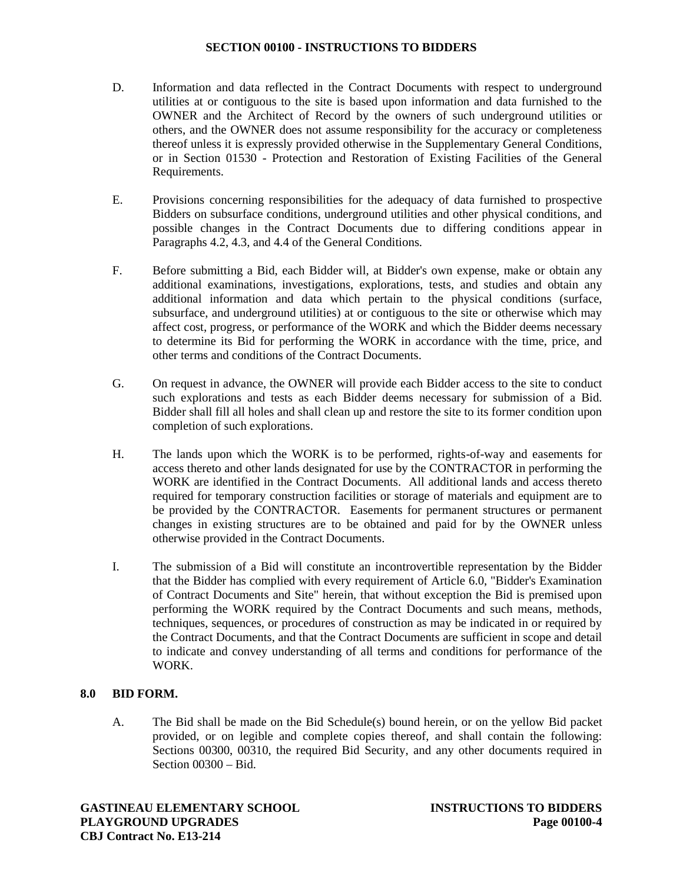D. Information and data reflected in the Contract Documents with respect to underground utilities at or contiguous to the site is based upon information and data furnished to the OWNER and the Architect of Record by the owners of such underground utilities or others, and the OWNER does not assume responsibility for the accuracy or completeness thereof unless it is expressly provided otherwise in the Supplementary General Conditions, or in Section 01530 - Protection and Restoration of Existing Facilities of the General Requirements.

E. Provisions concerning responsibilities for the adequacy of data furnished to prospective Bidders on subsurface conditions, underground utilities and other physical conditions, and possible changes in the Contract Documents due to differing conditions appear in Paragraphs 4.2, 4.3, and 4.4 of the General Conditions.

F. Before submitting a Bid, each Bidder will, at Bidder's own expense, make or obtain any additional examinations, investigations, explorations, tests, and studies and obtain any additional information and data which pertain to the physical conditions (surface, subsurface, and underground utilities) at or contiguous to the site or otherwise which may affect cost, progress, or performance of the WORK and which the Bidder deems necessary to determine its Bid for performing the WORK in accordance with the time, price, and other terms and conditions of the Contract Documents.

G. On request in advance, the OWNER will provide each Bidder access to the site to conduct such explorations and tests as each Bidder deems necessary for submission of a Bid. Bidder shall fill all holes and shall clean up and restore the site to its former condition upon completion of such explorations.

H. The lands upon which the WORK is to be performed, rights-of-way and easements for access thereto and other lands designated for use by the CONTRACTOR in performing the WORK are identified in the Contract Documents. All additional lands and access thereto required for temporary construction facilities or storage of materials and equipment are to be provided by the CONTRACTOR. Easements for permanent structures or permanent changes in existing structures are to be obtained and paid for by the OWNER unless otherwise provided in the Contract Documents.

I. The submission of a Bid will constitute an incontrovertible representation by the Bidder that the Bidder has complied with every requirement of Article 6.0, "Bidder's Examination of Contract Documents and Site" herein, that without exception the Bid is premised upon performing the WORK required by the Contract Documents and such means, methods, techniques, sequences, or procedures of construction as may be indicated in or required by the Contract Documents, and that the Contract Documents are sufficient in scope and detail to indicate and convey understanding of all terms and conditions for performance of the WORK.

## 8.0 BID FORM.

A. The Bid shall be made on the Bid Schedule(s) bound herein, or on the yellow Bid packet provided, or on legible and complete copies thereof, and shall contain the following: Sections 00300, 00310, the required Bid Security, and any other documents required in Section 00300 – Bid.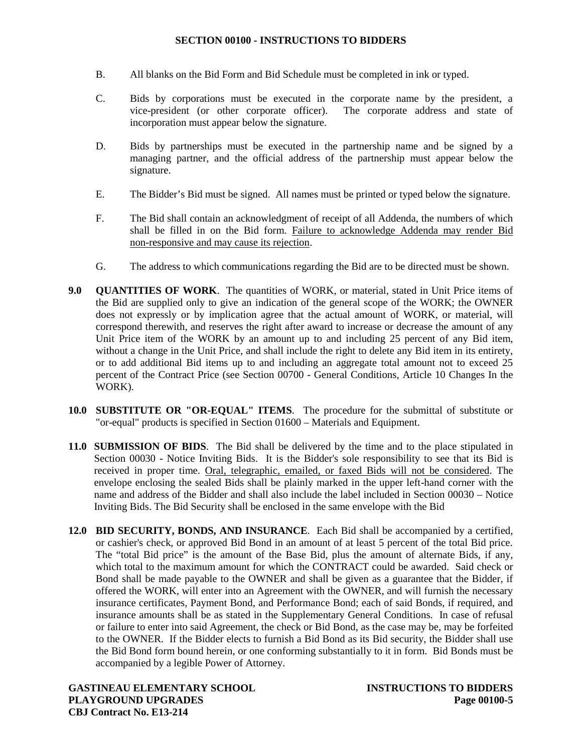B. All blanks on the Bid Form and Bid Schedule must be completed in ink or typed.

C. Bids by corporations must be executed in the corporate name by the president, a vice-president (or other corporate officer). The corporate address and state of incorporation must appear below the signature.

D. Bids by partnerships must be executed in the partnership name and be signed by a managing partner, and the official address of the partnership must appear below the signature.

E. The Bidder's Bid must be signed. All names must be printed or typed below the signature.

F. The Bid shall contain an acknowledgment of receipt of all Addenda, the numbers of which shall be filled in on the Bid form. <u>Failure to acknowledge Addenda may render Bid non-responsive and may cause its rejection</u>.

G. The address to which communications regarding the Bid are to be directed must be shown.

**9.0 QUANTITIES OF WORK**. The quantities of WORK, or material, stated in Unit Price items of the Bid are supplied only to give an indication of the general scope of the WORK; the OWNER does not expressly or by implication agree that the actual amount of WORK, or material, will correspond therewith, and reserves the right after award to increase or decrease the amount of any Unit Price item of the WORK by an amount up to and including 25 percent of any Bid item, without a change in the Unit Price, and shall include the right to delete any Bid item in its entirety, or to add additional Bid items up to and including an aggregate total amount not to exceed 25 percent of the Contract Price (see Section 00700 - General Conditions, Article 10 Changes In the WORK).

**10.0 SUBSTITUTE OR "OR-EQUAL" ITEMS**. The procedure for the submittal of substitute or "or-equal" products is specified in Section 01600 – Materials and Equipment.

**11.0 SUBMISSION OF BIDS**. The Bid shall be delivered by the time and to the place stipulated in Section 00030 - Notice Inviting Bids. It is the Bidder's sole responsibility to see that its Bid is received in proper time. <u>Oral, telegraphic, emailed, or faxed Bids will not be considered</u>. The envelope enclosing the sealed Bids shall be plainly marked in the upper left-hand corner with the name and address of the Bidder and shall also include the label included in Section 00030 – Notice Inviting Bids. The Bid Security shall be enclosed in the same envelope with the Bid

**12.0 BID SECURITY, BONDS, AND INSURANCE**. Each Bid shall be accompanied by a certified, or cashier's check, or approved Bid Bond in an amount of at least 5 percent of the total Bid price. The "total Bid price" is the amount of the Base Bid, plus the amount of alternate Bids, if any, which total to the maximum amount for which the CONTRACT could be awarded. Said check or Bond shall be made payable to the OWNER and shall be given as a guarantee that the Bidder, if offered the WORK, will enter into an Agreement with the OWNER, and will furnish the necessary insurance certificates, Payment Bond, and Performance Bond; each of said Bonds, if required, and insurance amounts shall be as stated in the Supplementary General Conditions. In case of refusal or failure to enter into said Agreement, the check or Bid Bond, as the case may be, may be forfeited to the OWNER. If the Bidder elects to furnish a Bid Bond as its Bid security, the Bidder shall use the Bid Bond form bound herein, or one conforming substantially to it in form. Bid Bonds must be accompanied by a legible Power of Attorney.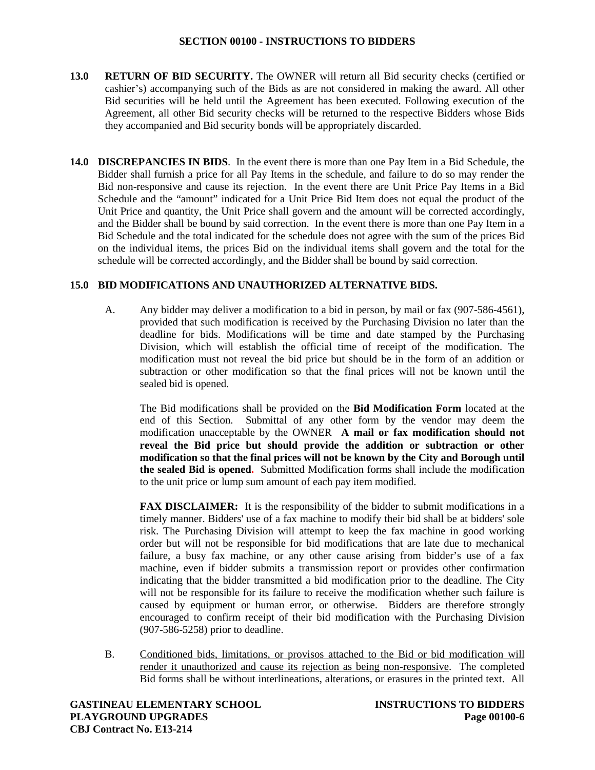**13.0 RETURN OF BID SECURITY.** The OWNER will return all Bid security checks (certified or cashier's) accompanying such of the Bids as are not considered in making the award. All other Bid securities will be held until the Agreement has been executed. Following execution of the Agreement, all other Bid security checks will be returned to the respective Bidders whose Bids they accompanied and Bid security bonds will be appropriately discarded.

**14.0 DISCREPANCIES IN BIDS**. In the event there is more than one Pay Item in a Bid Schedule, the Bidder shall furnish a price for all Pay Items in the schedule, and failure to do so may render the Bid non-responsive and cause its rejection. In the event there are Unit Price Pay Items in a Bid Schedule and the "amount" indicated for a Unit Price Bid Item does not equal the product of the Unit Price and quantity, the Unit Price shall govern and the amount will be corrected accordingly, and the Bidder shall be bound by said correction. In the event there is more than one Pay Item in a Bid Schedule and the total indicated for the schedule does not agree with the sum of the prices Bid on the individual items, the prices Bid on the individual items shall govern and the total for the schedule will be corrected accordingly, and the Bidder shall be bound by said correction.

**15.0 BID MODIFICATIONS AND UNAUTHORIZED ALTERNATIVE BIDS.**

A. Any bidder may deliver a modification to a bid in person, by mail or fax (907-586-4561), provided that such modification is received by the Purchasing Division no later than the deadline for bids. Modifications will be time and date stamped by the Purchasing Division, which will establish the official time of receipt of the modification. The modification must not reveal the bid price but should be in the form of an addition or subtraction or other modification so that the final prices will not be known until the sealed bid is opened.

The Bid modifications shall be provided on the **Bid Modification Form** located at the end of this Section. Submittal of any other form by the vendor may deem the modification unacceptable by the OWNER **A mail or fax modification should not reveal the Bid price but should provide the addition or subtraction or other modification so that the final prices will not be known by the City and Borough until the sealed Bid is opened.** Submitted Modification forms shall include the modification to the unit price or lump sum amount of each pay item modified.

**FAX DISCLAIMER:** It is the responsibility of the bidder to submit modifications in a timely manner. Bidders' use of a fax machine to modify their bid shall be at bidders' sole risk. The Purchasing Division will attempt to keep the fax machine in good working order but will not be responsible for bid modifications that are late due to mechanical failure, a busy fax machine, or any other cause arising from bidder's use of a fax machine, even if bidder submits a transmission report or provides other confirmation indicating that the bidder transmitted a bid modification prior to the deadline. The City will not be responsible for its failure to receive the modification whether such failure is caused by equipment or human error, or otherwise. Bidders are therefore strongly encouraged to confirm receipt of their bid modification with the Purchasing Division (907-586-5258) prior to deadline.

B. <u>Conditioned bids, limitations, or provisos attached to the Bid or bid modification will render it unauthorized and cause its rejection as being non-responsive</u>. The completed Bid forms shall be without interlineations, alterations, or erasures in the printed text. All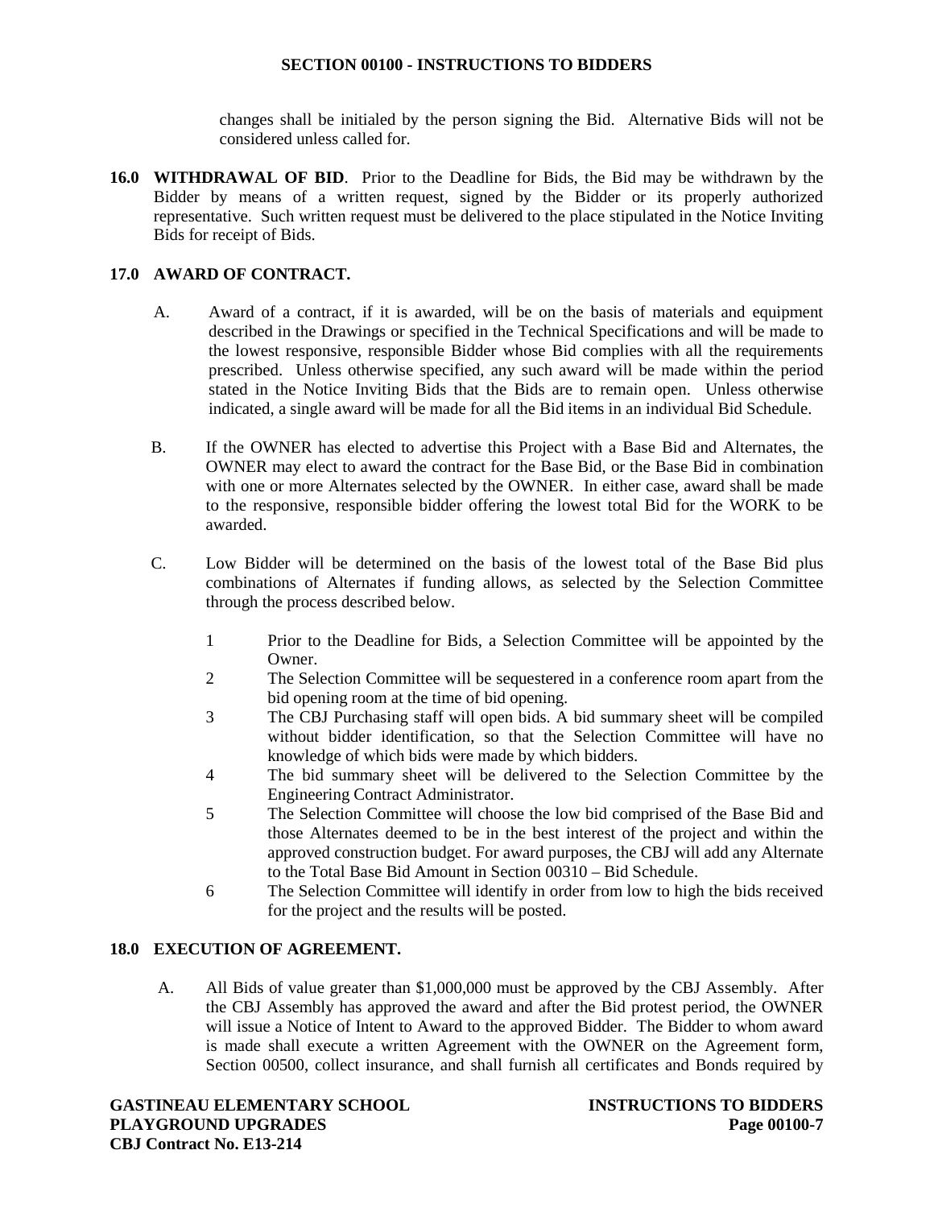changes shall be initialed by the person signing the Bid. Alternative Bids will not be considered unless called for.

**16.0 WITHDRAWAL OF BID**. Prior to the Deadline for Bids, the Bid may be withdrawn by the Bidder by means of a written request, signed by the Bidder or its properly authorized representative. Such written request must be delivered to the place stipulated in the Notice Inviting Bids for receipt of Bids.

**17.0 AWARD OF CONTRACT.**

A. Award of a contract, if it is awarded, will be on the basis of materials and equipment described in the Drawings or specified in the Technical Specifications and will be made to the lowest responsive, responsible Bidder whose Bid complies with all the requirements prescribed. Unless otherwise specified, any such award will be made within the period stated in the Notice Inviting Bids that the Bids are to remain open. Unless otherwise indicated, a single award will be made for all the Bid items in an individual Bid Schedule.

B. If the OWNER has elected to advertise this Project with a Base Bid and Alternates, the OWNER may elect to award the contract for the Base Bid, or the Base Bid in combination with one or more Alternates selected by the OWNER. In either case, award shall be made to the responsive, responsible bidder offering the lowest total Bid for the WORK to be awarded.

C. Low Bidder will be determined on the basis of the lowest total of the Base Bid plus combinations of Alternates if funding allows, as selected by the Selection Committee through the process described below.

1 Prior to the Deadline for Bids, a Selection Committee will be appointed by the Owner.
2 The Selection Committee will be sequestered in a conference room apart from the bid opening room at the time of bid opening.
3 The CBJ Purchasing staff will open bids. A bid summary sheet will be compiled without bidder identification, so that the Selection Committee will have no knowledge of which bids were made by which bidders.
4 The bid summary sheet will be delivered to the Selection Committee by the Engineering Contract Administrator.
5 The Selection Committee will choose the low bid comprised of the Base Bid and those Alternates deemed to be in the best interest of the project and within the approved construction budget. For award purposes, the CBJ will add any Alternate to the Total Base Bid Amount in Section 00310 – Bid Schedule.
6 The Selection Committee will identify in order from low to high the bids received for the project and the results will be posted.

**18.0 EXECUTION OF AGREEMENT.**

A. All Bids of value greater than $1,000,000 must be approved by the CBJ Assembly. After the CBJ Assembly has approved the award and after the Bid protest period, the OWNER will issue a Notice of Intent to Award to the approved Bidder. The Bidder to whom award is made shall execute a written Agreement with the OWNER on the Agreement form, Section 00500, collect insurance, and shall furnish all certificates and Bonds required by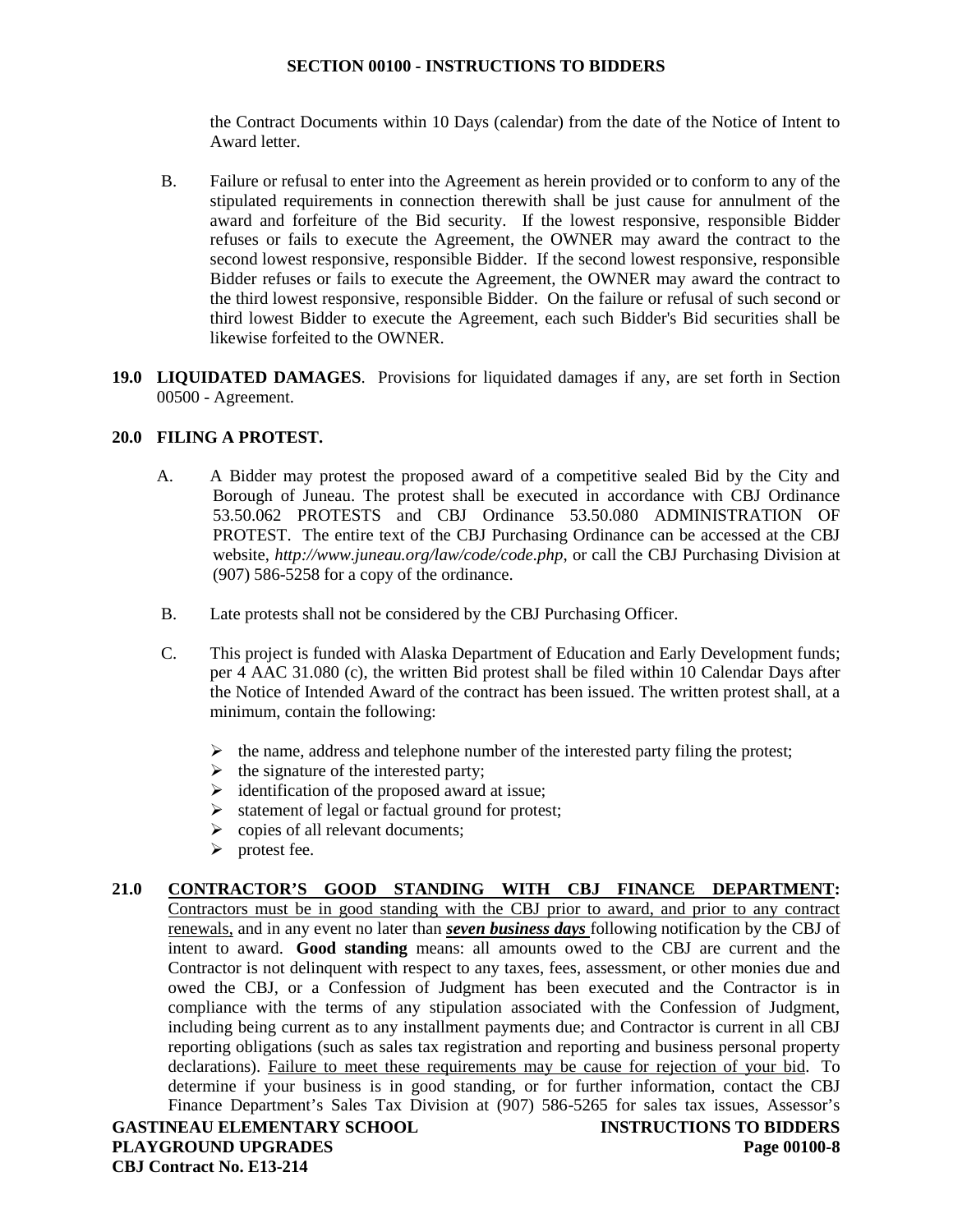the Contract Documents within 10 Days (calendar) from the date of the Notice of Intent to Award letter.

B. Failure or refusal to enter into the Agreement as herein provided or to conform to any of the stipulated requirements in connection therewith shall be just cause for annulment of the award and forfeiture of the Bid security. If the lowest responsive, responsible Bidder refuses or fails to execute the Agreement, the OWNER may award the contract to the second lowest responsive, responsible Bidder. If the second lowest responsive, responsible Bidder refuses or fails to execute the Agreement, the OWNER may award the contract to the third lowest responsive, responsible Bidder. On the failure or refusal of such second or third lowest Bidder to execute the Agreement, each such Bidder's Bid securities shall be likewise forfeited to the OWNER.

**19.0 LIQUIDATED DAMAGES**. Provisions for liquidated damages if any, are set forth in Section 00500 - Agreement.

**20.0 FILING A PROTEST.**

A. A Bidder may protest the proposed award of a competitive sealed Bid by the City and Borough of Juneau. The protest shall be executed in accordance with CBJ Ordinance 53.50.062 PROTESTS and CBJ Ordinance 53.50.080 ADMINISTRATION OF PROTEST. The entire text of the CBJ Purchasing Ordinance can be accessed at the CBJ website, *http://www.juneau.org/law/code/code.php*, or call the CBJ Purchasing Division at (907) 586-5258 for a copy of the ordinance.

B. Late protests shall not be considered by the CBJ Purchasing Officer.

C. This project is funded with Alaska Department of Education and Early Development funds; per 4 AAC 31.080 (c), the written Bid protest shall be filed within 10 Calendar Days after the Notice of Intended Award of the contract has been issued. The written protest shall, at a minimum, contain the following:

- the name, address and telephone number of the interested party filing the protest;
- the signature of the interested party;
- identification of the proposed award at issue;
- statement of legal or factual ground for protest;
- copies of all relevant documents;
- protest fee.

**21.0 <u>CONTRACTOR'S GOOD STANDING WITH CBJ FINANCE DEPARTMENT</u>:** <u>Contractors must be in good standing with the CBJ prior to award, and prior to any contract renewals,</u> and in any event no later than ***<u>seven business days</u>*** following notification by the CBJ of intent to award. **Good standing** means: all amounts owed to the CBJ are current and the Contractor is not delinquent with respect to any taxes, fees, assessment, or other monies due and owed the CBJ, or a Confession of Judgment has been executed and the Contractor is in compliance with the terms of any stipulation associated with the Confession of Judgment, including being current as to any installment payments due; and Contractor is current in all CBJ reporting obligations (such as sales tax registration and reporting and business personal property declarations). <u>Failure to meet these requirements may be cause for rejection of your bid</u>. To determine if your business is in good standing, or for further information, contact the CBJ Finance Department's Sales Tax Division at (907) 586-5265 for sales tax issues, Assessor's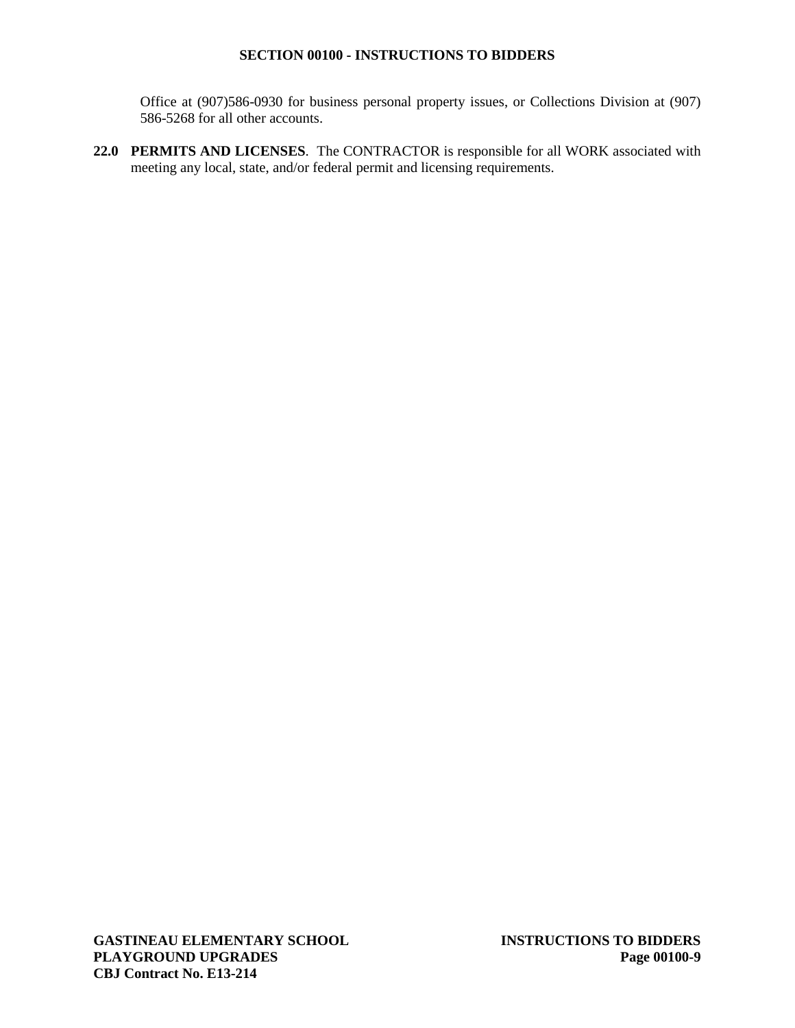Office at (907)586-0930 for business personal property issues, or Collections Division at (907) 586-5268 for all other accounts.

**22.0 PERMITS AND LICENSES**. The CONTRACTOR is responsible for all WORK associated with meeting any local, state, and/or federal permit and licensing requirements.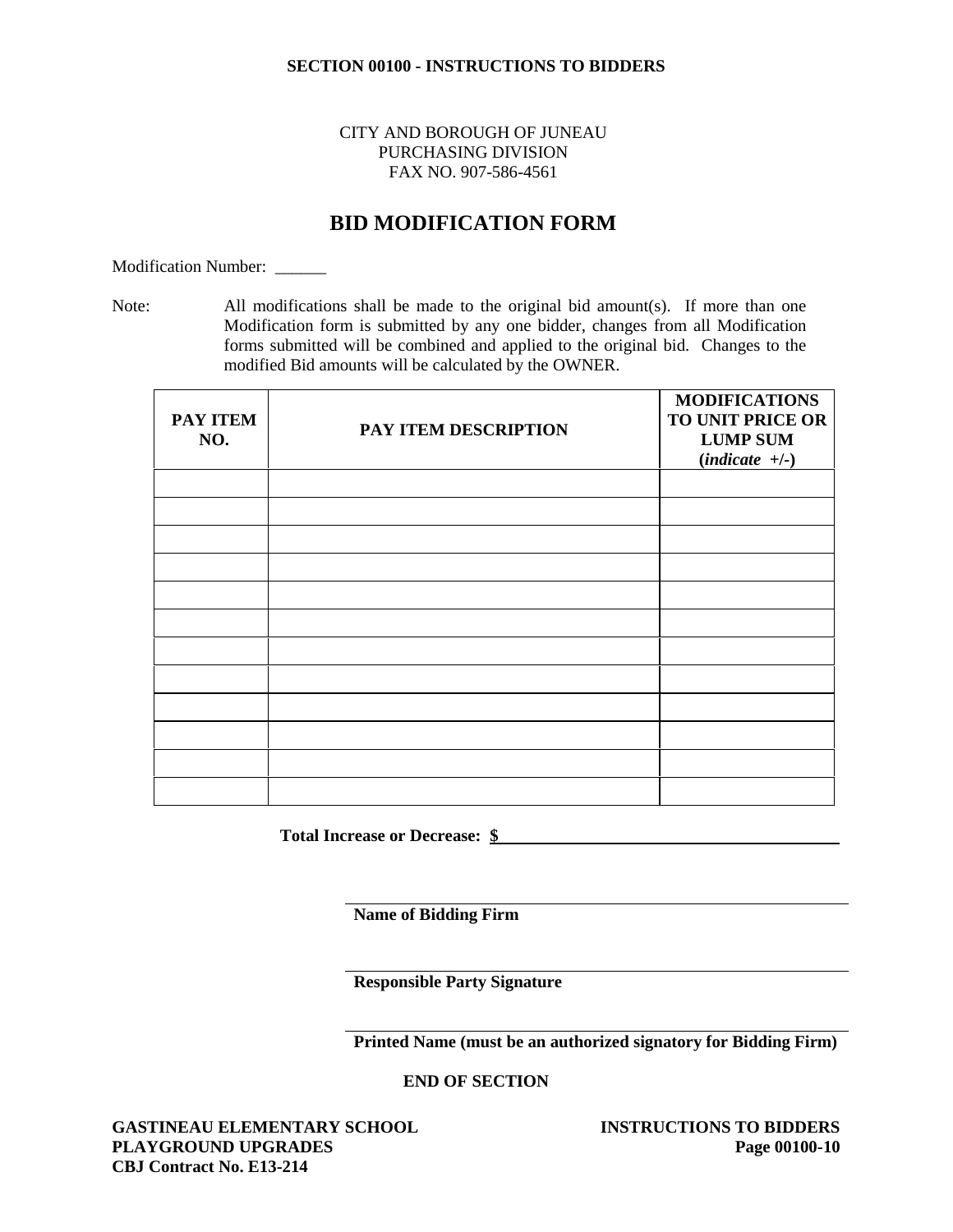**SECTION 00100 - INSTRUCTIONS TO BIDDERS**

CITY AND BOROUGH OF JUNEAU
PURCHASING DIVISION
FAX NO. 907-586-4561

# BID MODIFICATION FORM

Modification Number: ______

Note: All modifications shall be made to the original bid amount(s). If more than one Modification form is submitted by any one bidder, changes from all Modification forms submitted will be combined and applied to the original bid. Changes to the modified Bid amounts will be calculated by the OWNER.

| PAY ITEM NO. | PAY ITEM DESCRIPTION | MODIFICATIONS TO UNIT PRICE OR LUMP SUM (*indicate* +/-) |
|---|---|---|
| | | |
| | | |
| | | |
| | | |
| | | |
| | | |
| | | |
| | | |
| | | |
| | | |
| | | |
| | | |

**Total Increase or Decrease: $** ______________________________

______________________________
**Name of Bidding Firm**

______________________________
**Responsible Party Signature**

______________________________
**Printed Name (must be an authorized signatory for Bidding Firm)**

**END OF SECTION**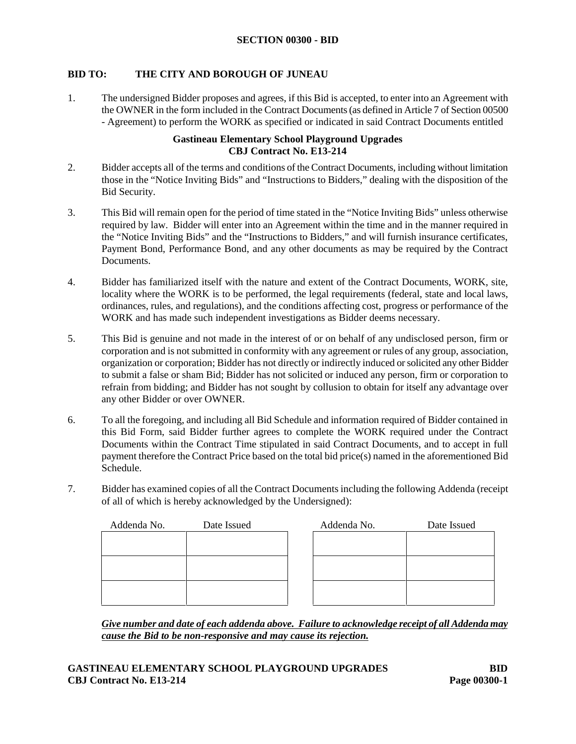# SECTION 00300 - BID

**BID TO: THE CITY AND BOROUGH OF JUNEAU**

1. The undersigned Bidder proposes and agrees, if this Bid is accepted, to enter into an Agreement with the OWNER in the form included in the Contract Documents (as defined in Article 7 of Section 00500 - Agreement) to perform the WORK as specified or indicated in said Contract Documents entitled

**Gastineau Elementary School Playground Upgrades**
**CBJ Contract No. E13-214**

2. Bidder accepts all of the terms and conditions of the Contract Documents, including without limitation those in the "Notice Inviting Bids" and "Instructions to Bidders," dealing with the disposition of the Bid Security.

3. This Bid will remain open for the period of time stated in the "Notice Inviting Bids" unless otherwise required by law. Bidder will enter into an Agreement within the time and in the manner required in the "Notice Inviting Bids" and the "Instructions to Bidders," and will furnish insurance certificates, Payment Bond, Performance Bond, and any other documents as may be required by the Contract Documents.

4. Bidder has familiarized itself with the nature and extent of the Contract Documents, WORK, site, locality where the WORK is to be performed, the legal requirements (federal, state and local laws, ordinances, rules, and regulations), and the conditions affecting cost, progress or performance of the WORK and has made such independent investigations as Bidder deems necessary.

5. This Bid is genuine and not made in the interest of or on behalf of any undisclosed person, firm or corporation and is not submitted in conformity with any agreement or rules of any group, association, organization or corporation; Bidder has not directly or indirectly induced or solicited any other Bidder to submit a false or sham Bid; Bidder has not solicited or induced any person, firm or corporation to refrain from bidding; and Bidder has not sought by collusion to obtain for itself any advantage over any other Bidder or over OWNER.

6. To all the foregoing, and including all Bid Schedule and information required of Bidder contained in this Bid Form, said Bidder further agrees to complete the WORK required under the Contract Documents within the Contract Time stipulated in said Contract Documents, and to accept in full payment therefore the Contract Price based on the total bid price(s) named in the aforementioned Bid Schedule.

7. Bidder has examined copies of all the Contract Documents including the following Addenda (receipt of all of which is hereby acknowledged by the Undersigned):

| Addenda No. | Date Issued | Addenda No. | Date Issued |
|---|---|---|---|
| | | | |
| | | | |
| | | | |

***Give number and date of each addenda above. Failure to acknowledge receipt of all Addenda may cause the Bid to be non-responsive and may cause its rejection.***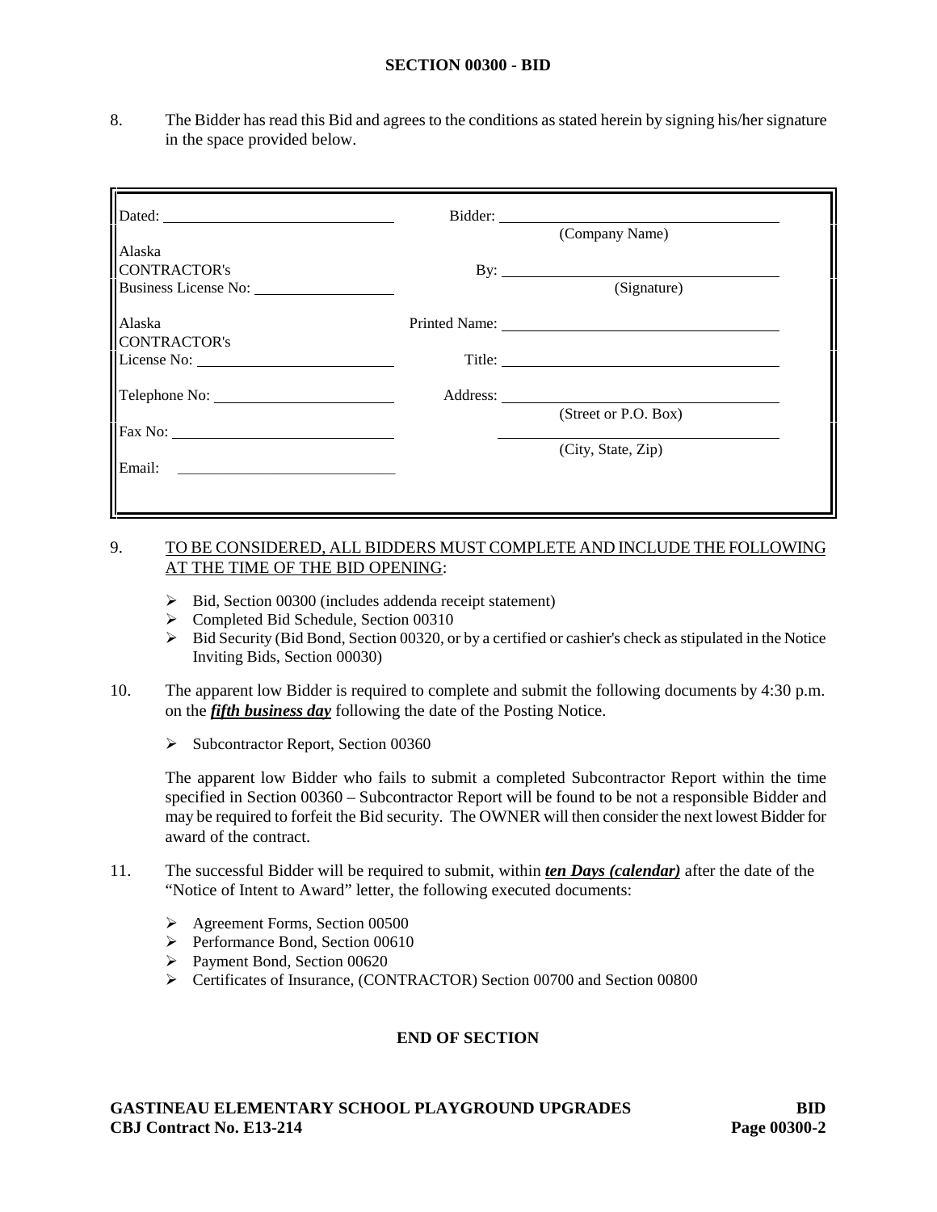**SECTION 00300 - BID**

8. The Bidder has read this Bid and agrees to the conditions as stated herein by signing his/her signature in the space provided below.

| | |
|---|---|
| Dated: ______________________ | Bidder: ______________________ (Company Name) |
| Alaska CONTRACTOR's Business License No: ______________ | By: ______________________ (Signature) |
| Alaska CONTRACTOR's License No: ______________ | Printed Name: ______________________ |
| | Title: ______________________ |
| Telephone No: ______________ | Address: ______________________ (Street or P.O. Box) |
| Fax No: ______________ | ______________________ (City, State, Zip) |
| Email: ______________ | |

9. <u>TO BE CONSIDERED, ALL BIDDERS MUST COMPLETE AND INCLUDE THE FOLLOWING AT THE TIME OF THE BID OPENING</u>:

   - Bid, Section 00300 (includes addenda receipt statement)
   - Completed Bid Schedule, Section 00310
   - Bid Security (Bid Bond, Section 00320, or by a certified or cashier's check as stipulated in the Notice Inviting Bids, Section 00030)

10. The apparent low Bidder is required to complete and submit the following documents by 4:30 p.m. on the ***<u>fifth business day</u>*** following the date of the Posting Notice.

   - Subcontractor Report, Section 00360

   The apparent low Bidder who fails to submit a completed Subcontractor Report within the time specified in Section 00360 – Subcontractor Report will be found to be not a responsible Bidder and may be required to forfeit the Bid security. The OWNER will then consider the next lowest Bidder for award of the contract.

11. The successful Bidder will be required to submit, within ***<u>ten Days (calendar)</u>*** after the date of the "Notice of Intent to Award" letter, the following executed documents:

   - Agreement Forms, Section 00500
   - Performance Bond, Section 00610
   - Payment Bond, Section 00620
   - Certificates of Insurance, (CONTRACTOR) Section 00700 and Section 00800

**END OF SECTION**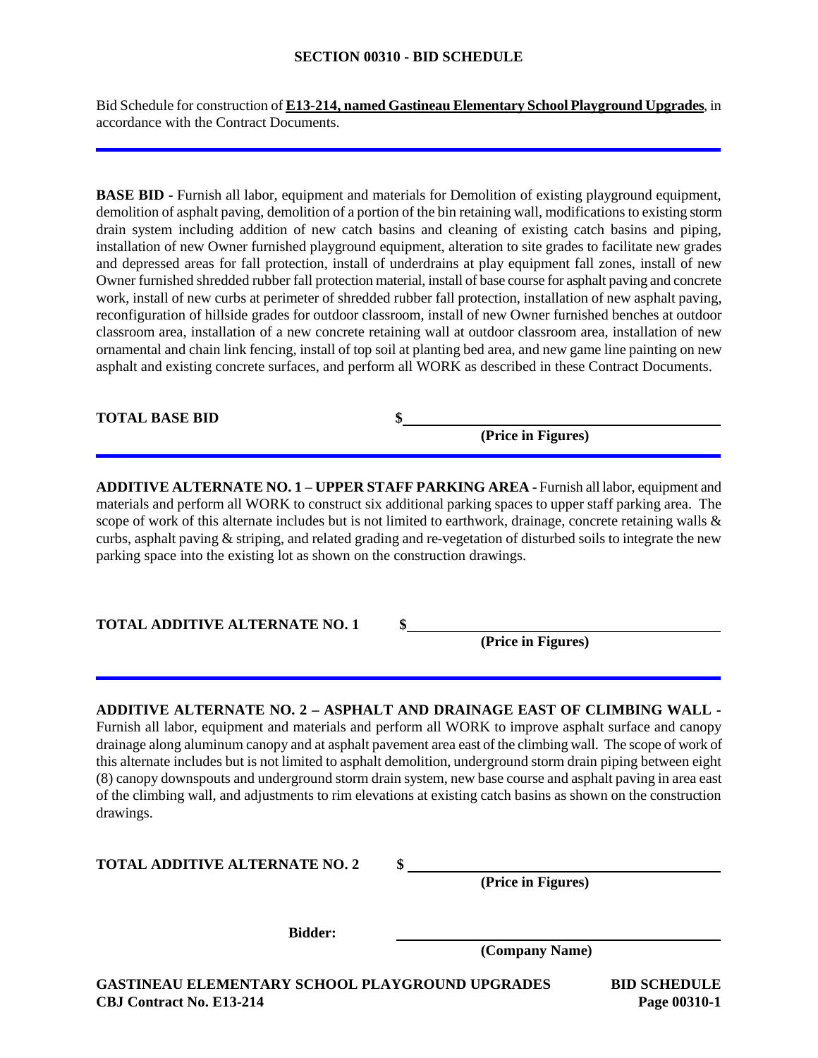## SECTION 00310 - BID SCHEDULE

Bid Schedule for construction of **E13-214, named Gastineau Elementary School Playground Upgrades**, in accordance with the Contract Documents.

---

**BASE BID** - Furnish all labor, equipment and materials for Demolition of existing playground equipment, demolition of asphalt paving, demolition of a portion of the bin retaining wall, modifications to existing storm drain system including addition of new catch basins and cleaning of existing catch basins and piping, installation of new Owner furnished playground equipment, alteration to site grades to facilitate new grades and depressed areas for fall protection, install of underdrains at play equipment fall zones, install of new Owner furnished shredded rubber fall protection material, install of base course for asphalt paving and concrete work, install of new curbs at perimeter of shredded rubber fall protection, installation of new asphalt paving, reconfiguration of hillside grades for outdoor classroom, install of new Owner furnished benches at outdoor classroom area, installation of a new concrete retaining wall at outdoor classroom area, installation of new ornamental and chain link fencing, install of top soil at planting bed area, and new game line painting on new asphalt and existing concrete surfaces, and perform all WORK as described in these Contract Documents.

**TOTAL BASE BID** $\_\_\_\_\_\_\_\_\_\_\_\_\_\_\_\_\_\_\_\_\_\_\_\_\_\_\_\_\_\_\_\_\_\_\_\_\_\_\_\_
**(Price in Figures)**

---

**ADDITIVE ALTERNATE NO. 1** – **UPPER STAFF PARKING AREA** - Furnish all labor, equipment and materials and perform all WORK to construct six additional parking spaces to upper staff parking area. The scope of work of this alternate includes but is not limited to earthwork, drainage, concrete retaining walls & curbs, asphalt paving & striping, and related grading and re-vegetation of disturbed soils to integrate the new parking space into the existing lot as shown on the construction drawings.

**TOTAL ADDITIVE ALTERNATE NO. 1** $\_\_\_\_\_\_\_\_\_\_\_\_\_\_\_\_\_\_\_\_\_\_\_\_\_\_\_\_\_\_\_\_\_\_\_\_\_\_\_\_
**(Price in Figures)**

---

**ADDITIVE ALTERNATE NO. 2 – ASPHALT AND DRAINAGE EAST OF CLIMBING WALL** - Furnish all labor, equipment and materials and perform all WORK to improve asphalt surface and canopy drainage along aluminum canopy and at asphalt pavement area east of the climbing wall. The scope of work of this alternate includes but is not limited to asphalt demolition, underground storm drain piping between eight (8) canopy downspouts and underground storm drain system, new base course and asphalt paving in area east of the climbing wall, and adjustments to rim elevations at existing catch basins as shown on the construction drawings.

**TOTAL ADDITIVE ALTERNATE NO. 2** $\_\_\_\_\_\_\_\_\_\_\_\_\_\_\_\_\_\_\_\_\_\_\_\_\_\_\_\_\_\_\_\_\_\_\_\_\_\_\_\_
**(Price in Figures)**

**Bidder:** \_\_\_\_\_\_\_\_\_\_\_\_\_\_\_\_\_\_\_\_\_\_\_\_\_\_\_\_\_\_\_\_\_\_\_\_\_\_\_\_
**(Company Name)**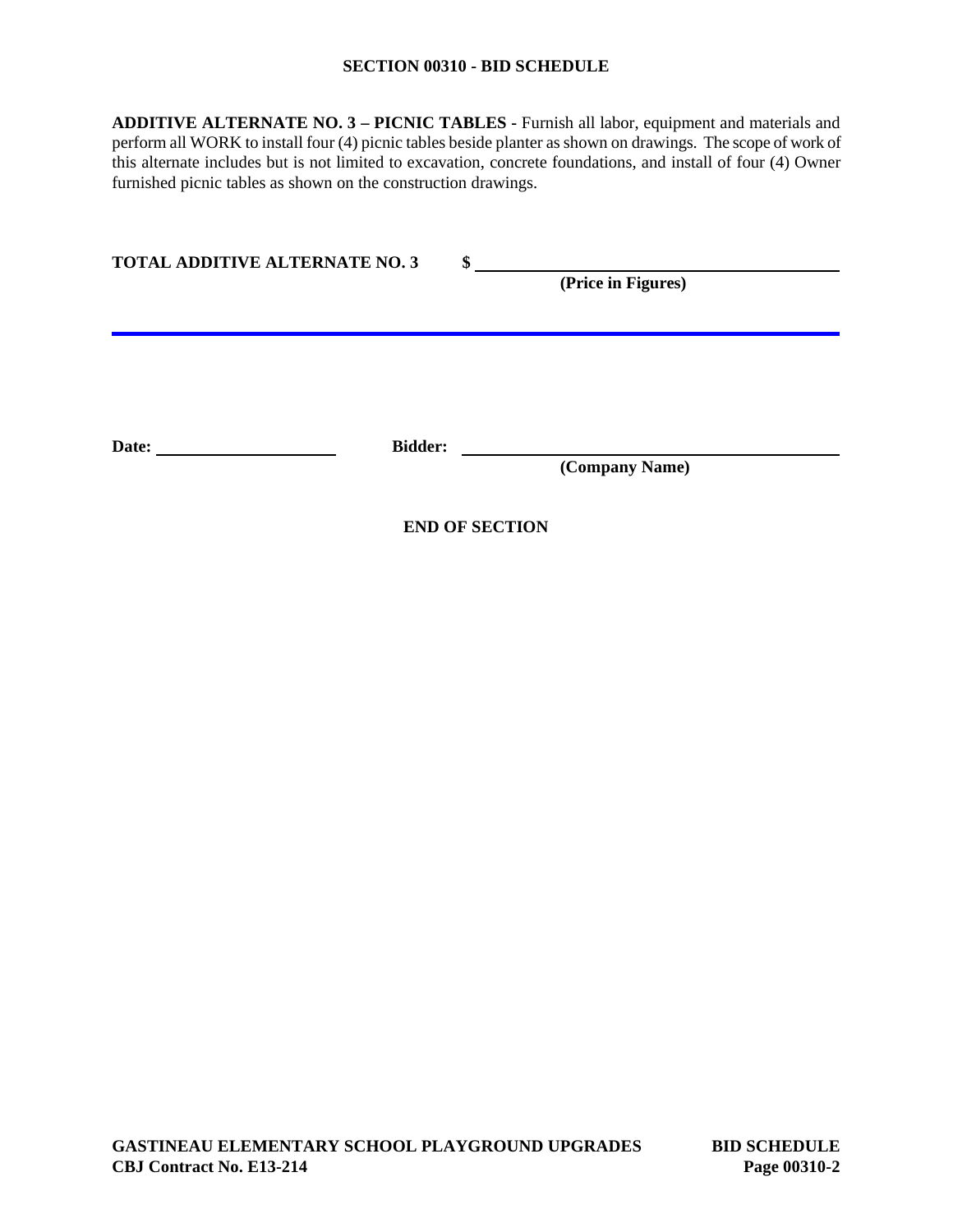**SECTION 00310 - BID SCHEDULE**

**ADDITIVE ALTERNATE NO. 3 – PICNIC TABLES** - Furnish all labor, equipment and materials and perform all WORK to install four (4) picnic tables beside planter as shown on drawings. The scope of work of this alternate includes but is not limited to excavation, concrete foundations, and install of four (4) Owner furnished picnic tables as shown on the construction drawings.

**TOTAL ADDITIVE ALTERNATE NO. 3** $ ______________________________
**(Price in Figures)**

---

**Date:** ____________________ **Bidder:** ______________________________
**(Company Name)**

**END OF SECTION**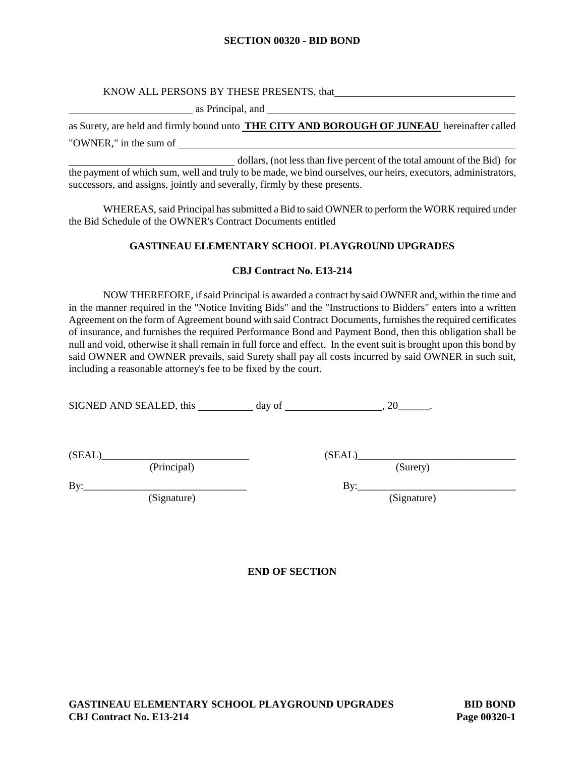## SECTION 00320 - BID BOND

KNOW ALL PERSONS BY THESE PRESENTS, that ________________________________

________________________ as Principal, and ______________________________________________

as Surety, are held and firmly bound unto **THE CITY AND BOROUGH OF JUNEAU** hereinafter called "OWNER," in the sum of ____________________________________________________________

________________________________ dollars, (not less than five percent of the total amount of the Bid) for the payment of which sum, well and truly to be made, we bind ourselves, our heirs, executors, administrators, successors, and assigns, jointly and severally, firmly by these presents.

WHEREAS, said Principal has submitted a Bid to said OWNER to perform the WORK required under the Bid Schedule of the OWNER's Contract Documents entitled

**GASTINEAU ELEMENTARY SCHOOL PLAYGROUND UPGRADES**

**CBJ Contract No. E13-214**

NOW THEREFORE, if said Principal is awarded a contract by said OWNER and, within the time and in the manner required in the "Notice Inviting Bids" and the "Instructions to Bidders" enters into a written Agreement on the form of Agreement bound with said Contract Documents, furnishes the required certificates of insurance, and furnishes the required Performance Bond and Payment Bond, then this obligation shall be null and void, otherwise it shall remain in full force and effect. In the event suit is brought upon this bond by said OWNER and OWNER prevails, said Surety shall pay all costs incurred by said OWNER in such suit, including a reasonable attorney's fee to be fixed by the court.

SIGNED AND SEALED, this __________ day of __________________, 20______.

(SEAL)_____________________________
(Principal)

By:_______________________________
(Signature)

(SEAL)_______________________________
(Surety)

By:______________________________
(Signature)

**END OF SECTION**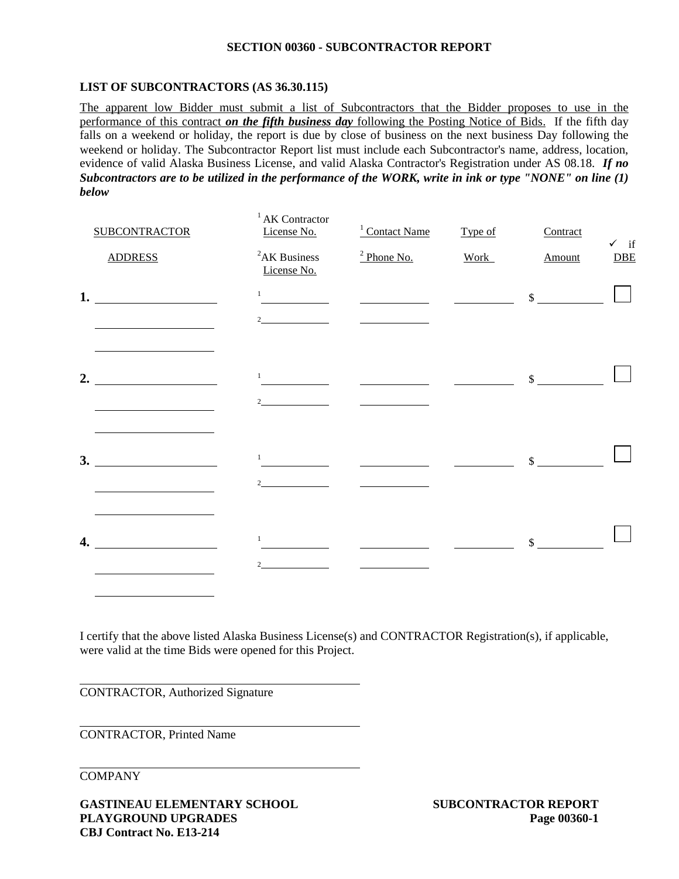## SECTION 00360 - SUBCONTRACTOR REPORT

### LIST OF SUBCONTRACTORS (AS 36.30.115)

The apparent low Bidder must submit a list of Subcontractors that the Bidder proposes to use in the performance of this contract ***on the fifth business day*** following the Posting Notice of Bids. If the fifth day falls on a weekend or holiday, the report is due by close of business on the next business Day following the weekend or holiday. The Subcontractor Report list must include each Subcontractor's name, address, location, evidence of valid Alaska Business License, and valid Alaska Contractor's Registration under AS 08.18. ***If no Subcontractors are to be utilized in the performance of the WORK, write in ink or type "NONE" on line (1) below***

| SUBCONTRACTOR / ADDRESS | [1] AK Contractor License No. / [2] AK Business License No. | [1] Contact Name / [2] Phone No. | Type of Work | Contract Amount | ✓ if DBE |
|---|---|---|---|---|---|
| 1. ______ | [1] ______ | ______ | ______ | $ ______ | ☐ |
| ______ | [2] ______ | ______ | | | |
| ______ | | | | | |
| 2. ______ | [1] ______ | ______ | ______ | $ ______ | ☐ |
| ______ | [2] ______ | ______ | | | |
| ______ | | | | | |
| 3. ______ | [1] ______ | ______ | ______ | $ ______ | ☐ |
| ______ | [2] ______ | ______ | | | |
| ______ | | | | | |
| 4. ______ | [1] ______ | ______ | ______ | $ ______ | ☐ |
| ______ | [2] ______ | ______ | | | |
| ______ | | | | | |

I certify that the above listed Alaska Business License(s) and CONTRACTOR Registration(s), if applicable, were valid at the time Bids were opened for this Project.

______________________________
CONTRACTOR, Authorized Signature

______________________________
CONTRACTOR, Printed Name

______________________________
COMPANY

**GASTINEAU ELEMENTARY SCHOOL PLAYGROUND UPGRADES**
**CBJ Contract No. E13-214**

**SUBCONTRACTOR REPORT**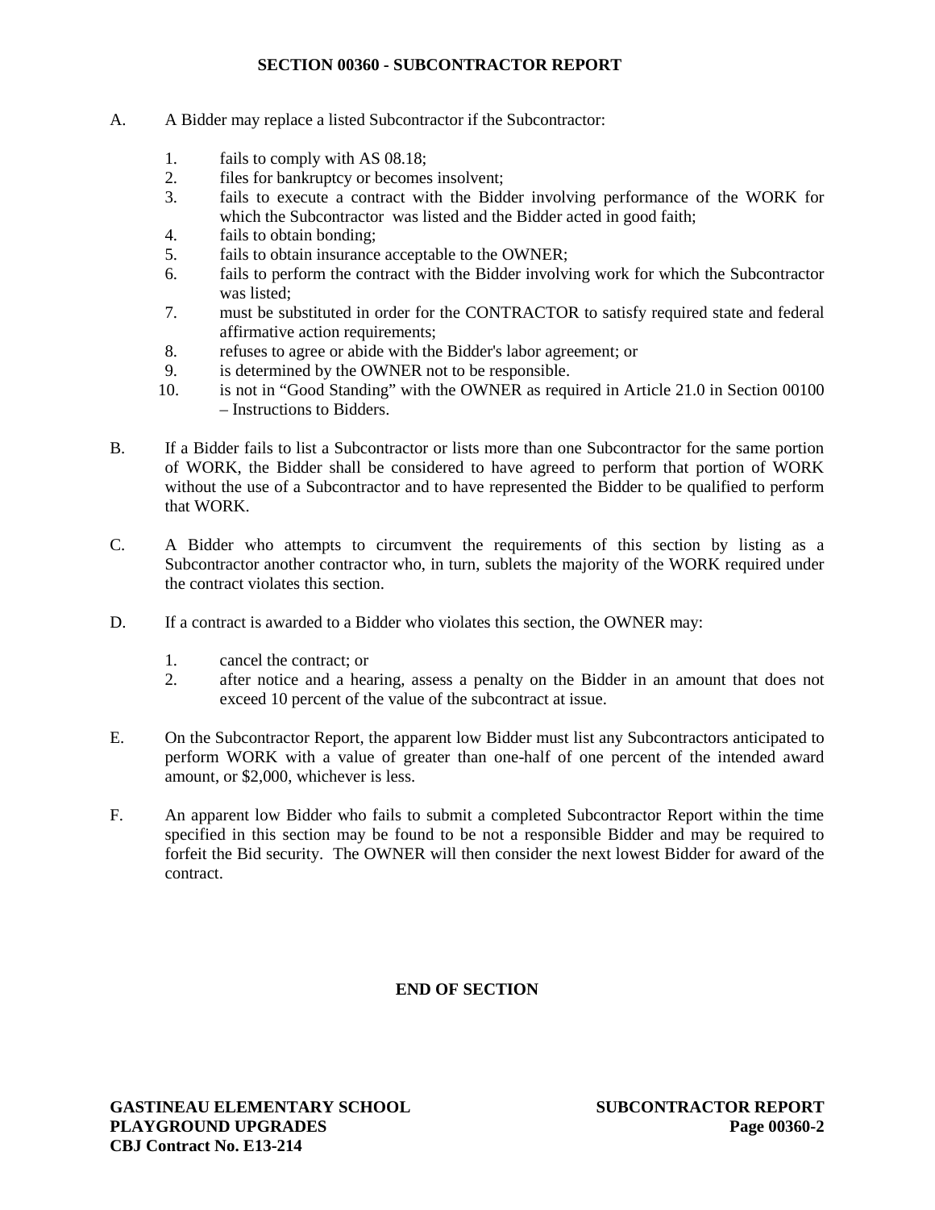## SECTION 00360 - SUBCONTRACTOR REPORT

A. A Bidder may replace a listed Subcontractor if the Subcontractor:

1. fails to comply with AS 08.18;
2. files for bankruptcy or becomes insolvent;
3. fails to execute a contract with the Bidder involving performance of the WORK for which the Subcontractor was listed and the Bidder acted in good faith;
4. fails to obtain bonding;
5. fails to obtain insurance acceptable to the OWNER;
6. fails to perform the contract with the Bidder involving work for which the Subcontractor was listed;
7. must be substituted in order for the CONTRACTOR to satisfy required state and federal affirmative action requirements;
8. refuses to agree or abide with the Bidder's labor agreement; or
9. is determined by the OWNER not to be responsible.
10. is not in “Good Standing” with the OWNER as required in Article 21.0 in Section 00100 – Instructions to Bidders.

B. If a Bidder fails to list a Subcontractor or lists more than one Subcontractor for the same portion of WORK, the Bidder shall be considered to have agreed to perform that portion of WORK without the use of a Subcontractor and to have represented the Bidder to be qualified to perform that WORK.

C. A Bidder who attempts to circumvent the requirements of this section by listing as a Subcontractor another contractor who, in turn, sublets the majority of the WORK required under the contract violates this section.

D. If a contract is awarded to a Bidder who violates this section, the OWNER may:

1. cancel the contract; or
2. after notice and a hearing, assess a penalty on the Bidder in an amount that does not exceed 10 percent of the value of the subcontract at issue.

E. On the Subcontractor Report, the apparent low Bidder must list any Subcontractors anticipated to perform WORK with a value of greater than one-half of one percent of the intended award amount, or $2,000, whichever is less.

F. An apparent low Bidder who fails to submit a completed Subcontractor Report within the time specified in this section may be found to be not a responsible Bidder and may be required to forfeit the Bid security. The OWNER will then consider the next lowest Bidder for award of the contract.

**END OF SECTION**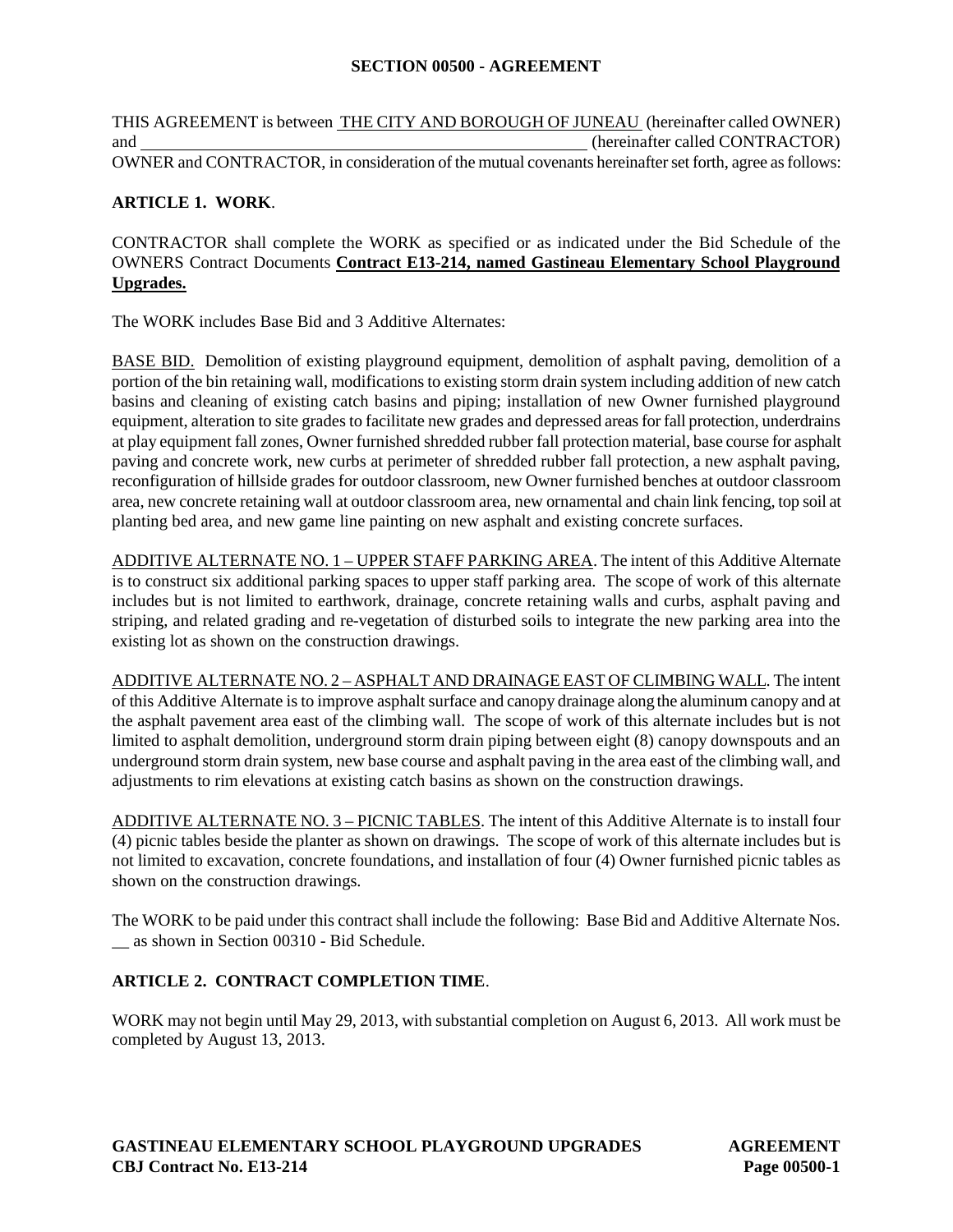## SECTION 00500 - AGREEMENT

THIS AGREEMENT is between <u>THE CITY AND BOROUGH OF JUNEAU</u> (hereinafter called OWNER) and \_\_\_\_\_\_\_\_\_\_\_\_\_\_\_\_\_\_\_\_\_\_\_\_\_\_\_\_\_\_\_\_\_\_\_\_\_\_\_\_\_\_\_\_\_\_\_\_\_\_ (hereinafter called CONTRACTOR) OWNER and CONTRACTOR, in consideration of the mutual covenants hereinafter set forth, agree as follows:

### ARTICLE 1. WORK.

CONTRACTOR shall complete the WORK as specified or as indicated under the Bid Schedule of the OWNERS Contract Documents **<u>Contract E13-214, named Gastineau Elementary School Playground Upgrades.</u>**

The WORK includes Base Bid and 3 Additive Alternates:

<u>BASE BID.</u> Demolition of existing playground equipment, demolition of asphalt paving, demolition of a portion of the bin retaining wall, modifications to existing storm drain system including addition of new catch basins and cleaning of existing catch basins and piping; installation of new Owner furnished playground equipment, alteration to site grades to facilitate new grades and depressed areas for fall protection, underdrains at play equipment fall zones, Owner furnished shredded rubber fall protection material, base course for asphalt paving and concrete work, new curbs at perimeter of shredded rubber fall protection, a new asphalt paving, reconfiguration of hillside grades for outdoor classroom, new Owner furnished benches at outdoor classroom area, new concrete retaining wall at outdoor classroom area, new ornamental and chain link fencing, top soil at planting bed area, and new game line painting on new asphalt and existing concrete surfaces.

<u>ADDITIVE ALTERNATE NO. 1 – UPPER STAFF PARKING AREA</u>. The intent of this Additive Alternate is to construct six additional parking spaces to upper staff parking area. The scope of work of this alternate includes but is not limited to earthwork, drainage, concrete retaining walls and curbs, asphalt paving and striping, and related grading and re-vegetation of disturbed soils to integrate the new parking area into the existing lot as shown on the construction drawings.

<u>ADDITIVE ALTERNATE NO. 2 – ASPHALT AND DRAINAGE EAST OF CLIMBING WALL</u>. The intent of this Additive Alternate is to improve asphalt surface and canopy drainage along the aluminum canopy and at the asphalt pavement area east of the climbing wall. The scope of work of this alternate includes but is not limited to asphalt demolition, underground storm drain piping between eight (8) canopy downspouts and an underground storm drain system, new base course and asphalt paving in the area east of the climbing wall, and adjustments to rim elevations at existing catch basins as shown on the construction drawings.

<u>ADDITIVE ALTERNATE NO. 3 – PICNIC TABLES</u>. The intent of this Additive Alternate is to install four (4) picnic tables beside the planter as shown on drawings. The scope of work of this alternate includes but is not limited to excavation, concrete foundations, and installation of four (4) Owner furnished picnic tables as shown on the construction drawings.

The WORK to be paid under this contract shall include the following: Base Bid and Additive Alternate Nos. __ as shown in Section 00310 - Bid Schedule.

### ARTICLE 2. CONTRACT COMPLETION TIME.

WORK may not begin until May 29, 2013, with substantial completion on August 6, 2013. All work must be completed by August 13, 2013.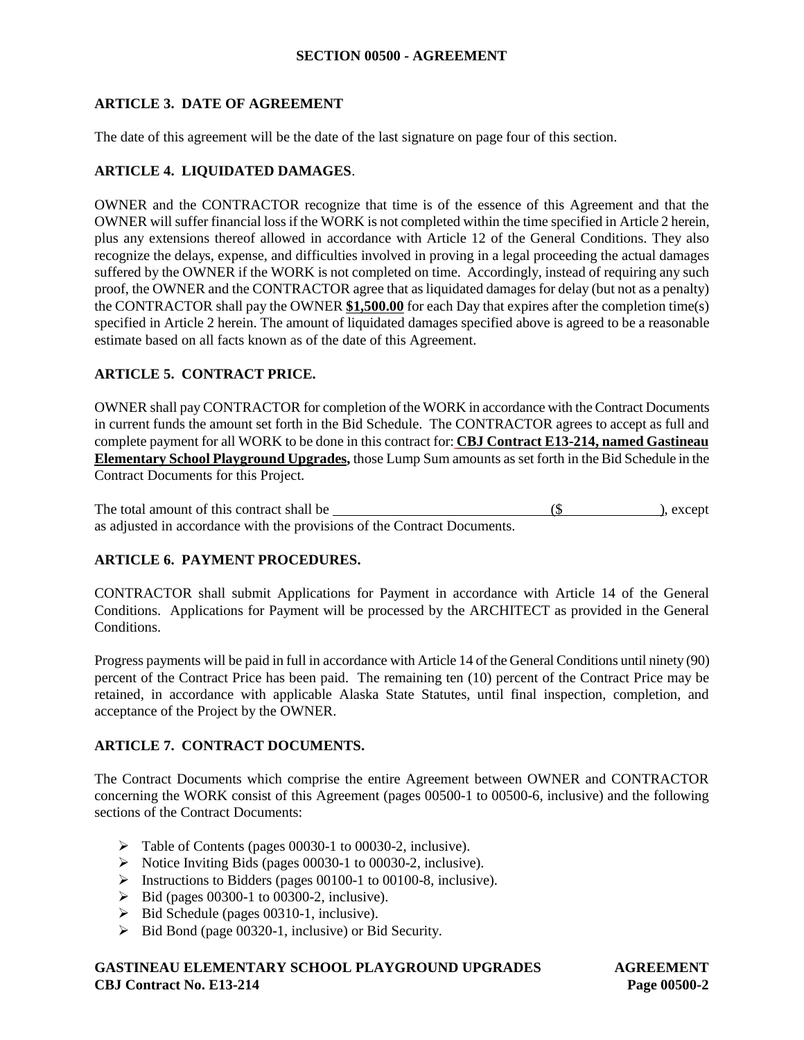**SECTION 00500 - AGREEMENT**

**ARTICLE 3. DATE OF AGREEMENT**

The date of this agreement will be the date of the last signature on page four of this section.

**ARTICLE 4. LIQUIDATED DAMAGES**.

OWNER and the CONTRACTOR recognize that time is of the essence of this Agreement and that the OWNER will suffer financial loss if the WORK is not completed within the time specified in Article 2 herein, plus any extensions thereof allowed in accordance with Article 12 of the General Conditions. They also recognize the delays, expense, and difficulties involved in proving in a legal proceeding the actual damages suffered by the OWNER if the WORK is not completed on time. Accordingly, instead of requiring any such proof, the OWNER and the CONTRACTOR agree that as liquidated damages for delay (but not as a penalty) the CONTRACTOR shall pay the OWNER **$1,500.00** for each Day that expires after the completion time(s) specified in Article 2 herein. The amount of liquidated damages specified above is agreed to be a reasonable estimate based on all facts known as of the date of this Agreement.

**ARTICLE 5. CONTRACT PRICE.**

OWNER shall pay CONTRACTOR for completion of the WORK in accordance with the Contract Documents in current funds the amount set forth in the Bid Schedule. The CONTRACTOR agrees to accept as full and complete payment for all WORK to be done in this contract for: **CBJ Contract E13-214, named Gastineau Elementary School Playground Upgrades,** those Lump Sum amounts as set forth in the Bid Schedule in the Contract Documents for this Project.

The total amount of this contract shall be ______________________________ ($______________), except as adjusted in accordance with the provisions of the Contract Documents.

**ARTICLE 6. PAYMENT PROCEDURES.**

CONTRACTOR shall submit Applications for Payment in accordance with Article 14 of the General Conditions. Applications for Payment will be processed by the ARCHITECT as provided in the General Conditions.

Progress payments will be paid in full in accordance with Article 14 of the General Conditions until ninety (90) percent of the Contract Price has been paid. The remaining ten (10) percent of the Contract Price may be retained, in accordance with applicable Alaska State Statutes, until final inspection, completion, and acceptance of the Project by the OWNER.

**ARTICLE 7. CONTRACT DOCUMENTS.**

The Contract Documents which comprise the entire Agreement between OWNER and CONTRACTOR concerning the WORK consist of this Agreement (pages 00500-1 to 00500-6, inclusive) and the following sections of the Contract Documents:

- Table of Contents (pages 00030-1 to 00030-2, inclusive).
- Notice Inviting Bids (pages 00030-1 to 00030-2, inclusive).
- Instructions to Bidders (pages 00100-1 to 00100-8, inclusive).
- Bid (pages 00300-1 to 00300-2, inclusive).
- Bid Schedule (pages 00310-1, inclusive).
- Bid Bond (page 00320-1, inclusive) or Bid Security.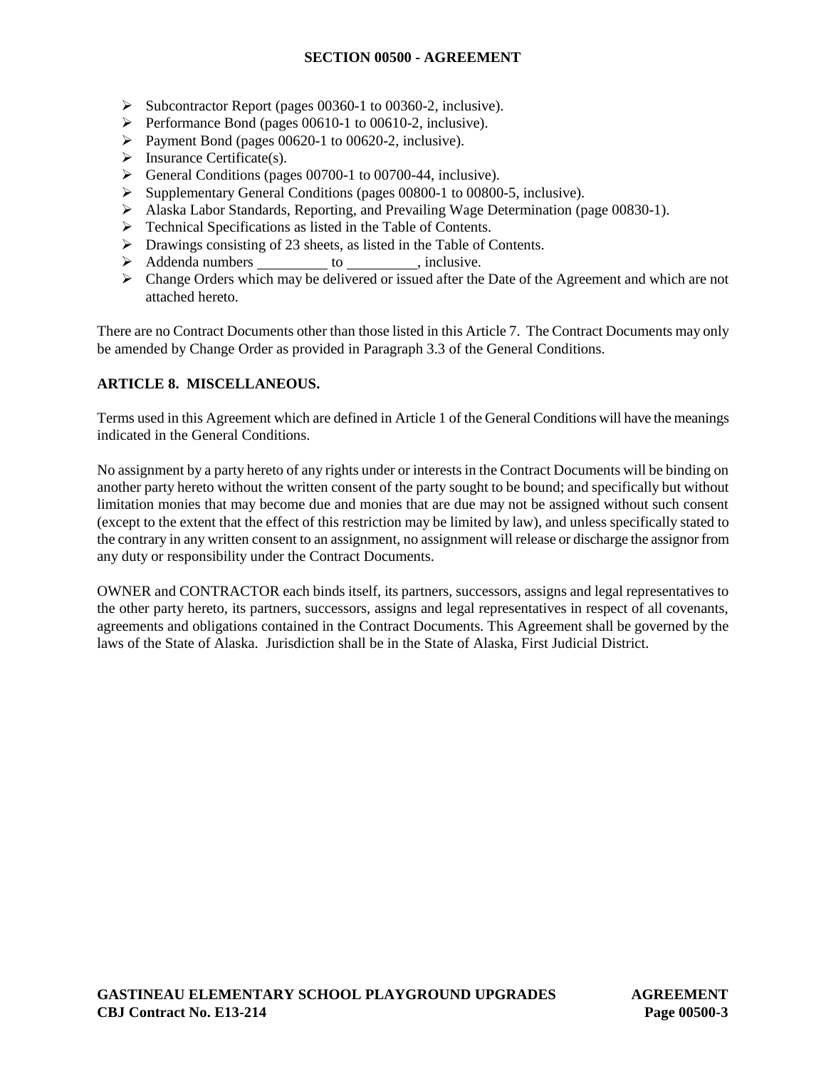- Subcontractor Report (pages 00360-1 to 00360-2, inclusive).
- Performance Bond (pages 00610-1 to 00610-2, inclusive).
- Payment Bond (pages 00620-1 to 00620-2, inclusive).
- Insurance Certificate(s).
- General Conditions (pages 00700-1 to 00700-44, inclusive).
- Supplementary General Conditions (pages 00800-1 to 00800-5, inclusive).
- Alaska Labor Standards, Reporting, and Prevailing Wage Determination (page 00830-1).
- Technical Specifications as listed in the Table of Contents.
- Drawings consisting of 23 sheets, as listed in the Table of Contents.
- Addenda numbers _________ to _________, inclusive.
- Change Orders which may be delivered or issued after the Date of the Agreement and which are not attached hereto.

There are no Contract Documents other than those listed in this Article 7. The Contract Documents may only be amended by Change Order as provided in Paragraph 3.3 of the General Conditions.

## ARTICLE 8. MISCELLANEOUS.

Terms used in this Agreement which are defined in Article 1 of the General Conditions will have the meanings indicated in the General Conditions.

No assignment by a party hereto of any rights under or interests in the Contract Documents will be binding on another party hereto without the written consent of the party sought to be bound; and specifically but without limitation monies that may become due and monies that are due may not be assigned without such consent (except to the extent that the effect of this restriction may be limited by law), and unless specifically stated to the contrary in any written consent to an assignment, no assignment will release or discharge the assignor from any duty or responsibility under the Contract Documents.

OWNER and CONTRACTOR each binds itself, its partners, successors, assigns and legal representatives to the other party hereto, its partners, successors, assigns and legal representatives in respect of all covenants, agreements and obligations contained in the Contract Documents. This Agreement shall be governed by the laws of the State of Alaska. Jurisdiction shall be in the State of Alaska, First Judicial District.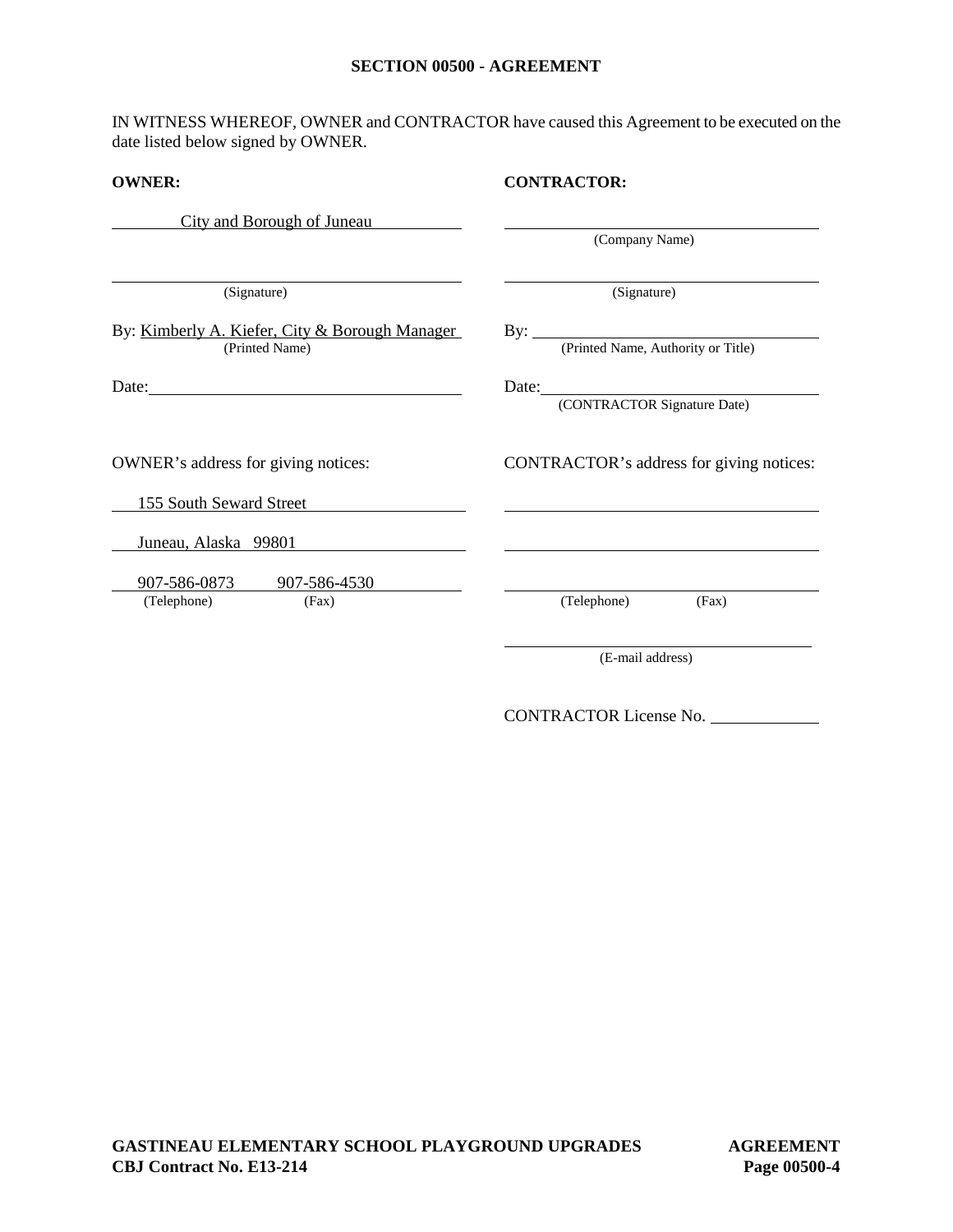## SECTION 00500 - AGREEMENT

IN WITNESS WHEREOF, OWNER and CONTRACTOR have caused this Agreement to be executed on the date listed below signed by OWNER.

| **OWNER:** | **CONTRACTOR:** |
|---|---|
| City and Borough of Juneau | ____________________ (Company Name) |
| ____________________ (Signature) | ____________________ (Signature) |
| By: Kimberly A. Kiefer, City & Borough Manager (Printed Name) | By: ____________________ (Printed Name, Authority or Title) |
| Date: ____________________ | Date: ____________________ (CONTRACTOR Signature Date) |

| OWNER's address for giving notices: | CONTRACTOR's address for giving notices: |
|---|---|
| 155 South Seward Street | ____________________ |
| Juneau, Alaska 99801 | ____________________ |
| 907-586-0873 (Telephone) 907-586-4530 (Fax) | ____________________ (Telephone) (Fax) |
| | ____________________ (E-mail address) |

CONTRACTOR License No. ____________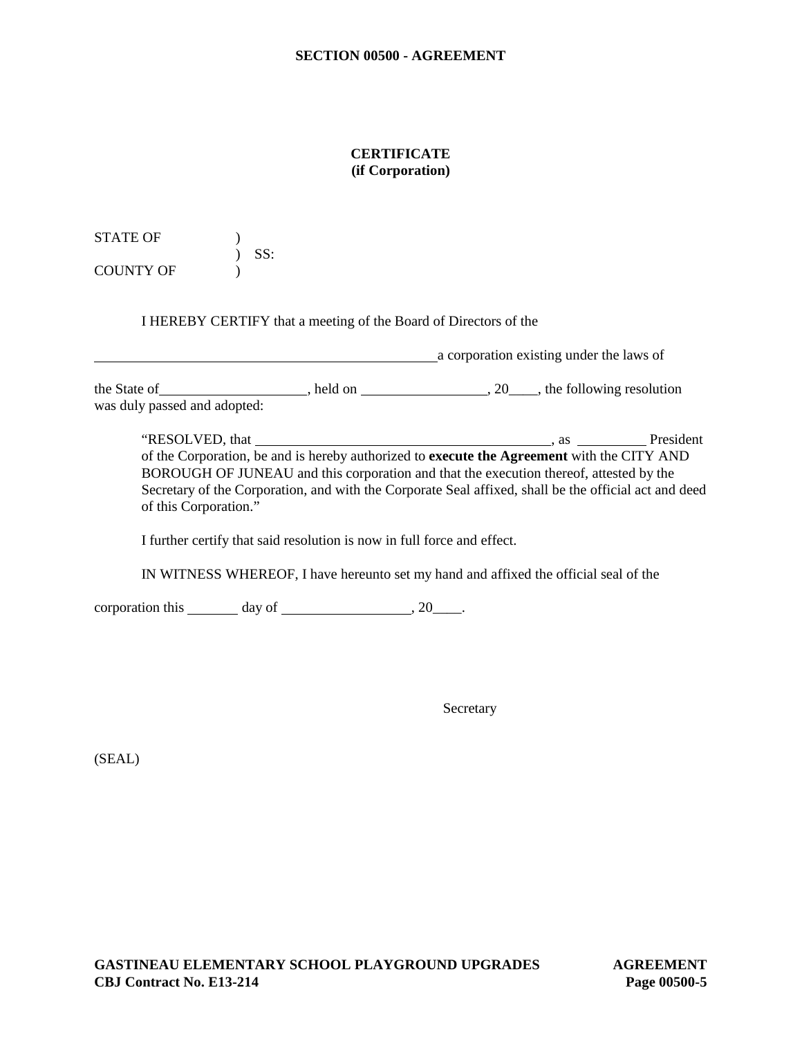**SECTION 00500 - AGREEMENT**

**CERTIFICATE**
**(if Corporation)**

STATE OF )
) SS:
COUNTY OF )

I HEREBY CERTIFY that a meeting of the Board of Directors of the

\_\_\_\_\_\_\_\_\_\_\_\_\_\_\_\_\_\_\_\_\_\_\_\_\_\_\_\_\_\_\_\_\_\_\_\_\_\_\_\_\_\_\_\_\_\_\_\_ a corporation existing under the laws of

the State of \_\_\_\_\_\_\_\_\_\_\_\_\_\_\_\_\_\_\_\_, held on \_\_\_\_\_\_\_\_\_\_\_\_\_\_\_\_\_\_, 20\_\_\_\_, the following resolution was duly passed and adopted:

> "RESOLVED, that \_\_\_\_\_\_\_\_\_\_\_\_\_\_\_\_\_\_\_\_\_\_\_\_\_\_\_\_\_\_\_\_\_\_\_\_\_\_\_\_\_\_, as \_\_\_\_\_\_\_\_\_\_ President of the Corporation, be and is hereby authorized to **execute the Agreement** with the CITY AND BOROUGH OF JUNEAU and this corporation and that the execution thereof, attested by the Secretary of the Corporation, and with the Corporate Seal affixed, shall be the official act and deed of this Corporation."
>
> I further certify that said resolution is now in full force and effect.
>
> IN WITNESS WHEREOF, I have hereunto set my hand and affixed the official seal of the

corporation this \_\_\_\_\_\_\_ day of \_\_\_\_\_\_\_\_\_\_\_\_\_\_\_\_\_\_, 20\_\_\_\_.

Secretary

(SEAL)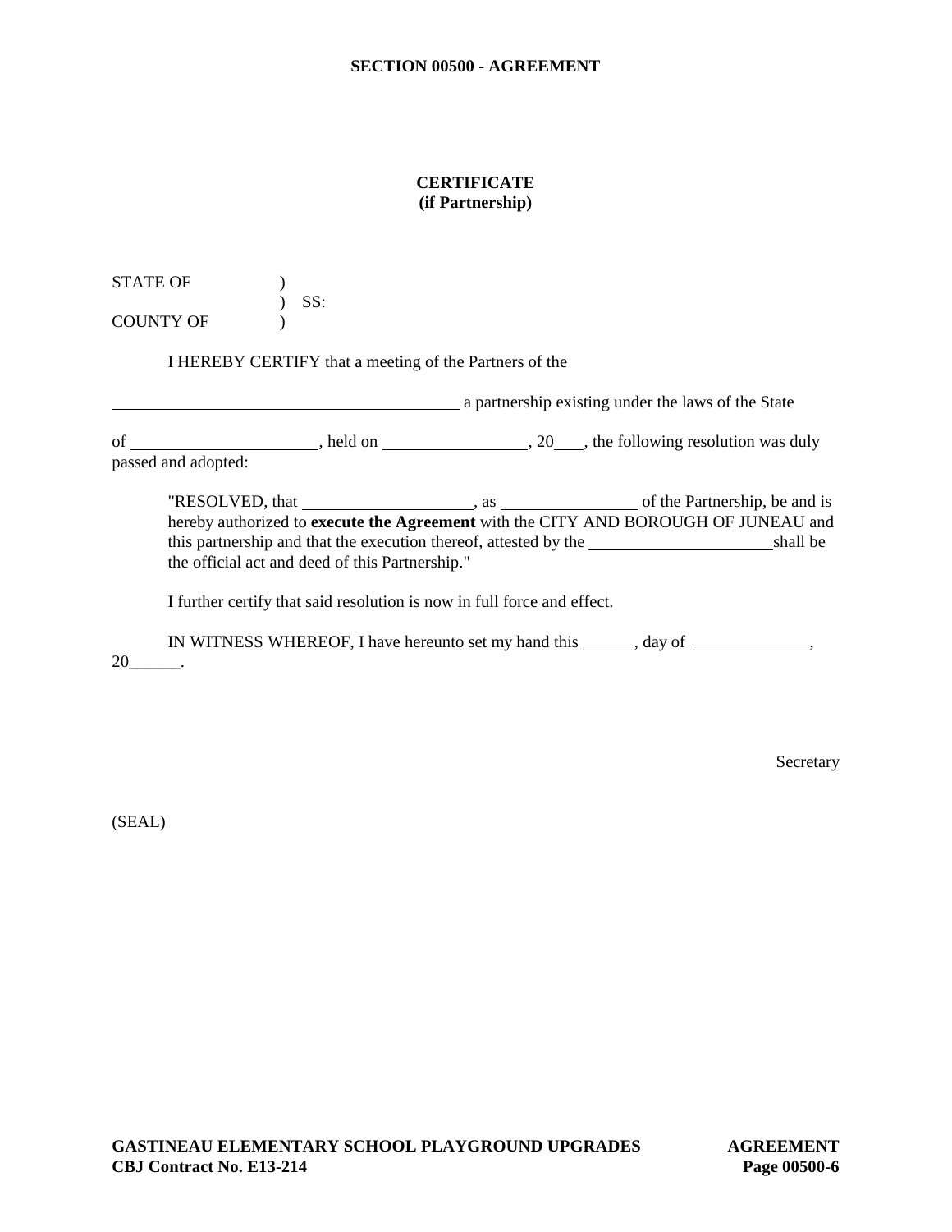**SECTION 00500 - AGREEMENT**

**CERTIFICATE**
**(if Partnership)**

STATE OF )
) SS:
COUNTY OF )

I HEREBY CERTIFY that a meeting of the Partners of the

\_\_\_\_\_\_\_\_\_\_\_\_\_\_\_\_\_\_\_\_\_\_\_\_\_\_\_\_\_\_\_\_\_\_\_\_\_\_\_\_ a partnership existing under the laws of the State

of \_\_\_\_\_\_\_\_\_\_\_\_\_\_\_\_\_\_\_\_\_\_, held on \_\_\_\_\_\_\_\_\_\_\_\_\_\_\_\_\_, 20\_\_\_, the following resolution was duly passed and adopted:

> "RESOLVED, that \_\_\_\_\_\_\_\_\_\_\_\_\_\_\_\_\_\_\_\_, as \_\_\_\_\_\_\_\_\_\_\_\_\_\_\_\_ of the Partnership, be and is hereby authorized to **execute the Agreement** with the CITY AND BOROUGH OF JUNEAU and this partnership and that the execution thereof, attested by the \_\_\_\_\_\_\_\_\_\_\_\_\_\_\_\_\_\_\_\_\_\_shall be the official act and deed of this Partnership."

I further certify that said resolution is now in full force and effect.

IN WITNESS WHEREOF, I have hereunto set my hand this \_\_\_\_\_\_, day of \_\_\_\_\_\_\_\_\_\_\_\_\_\_, 20\_\_\_\_\_\_.

Secretary

(SEAL)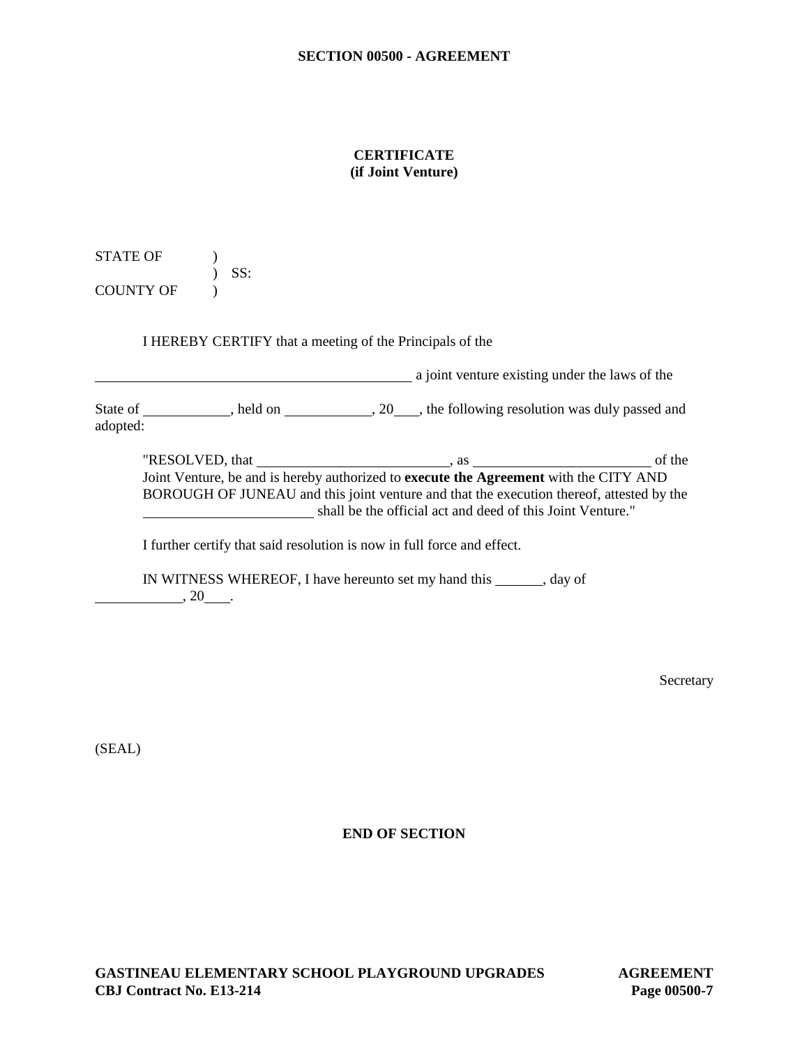## SECTION 00500 - AGREEMENT

### CERTIFICATE
### (if Joint Venture)

STATE OF )
) SS:
COUNTY OF )

I HEREBY CERTIFY that a meeting of the Principals of the

______________________________________________ a joint venture existing under the laws of the

State of ____________, held on ____________, 20___, the following resolution was duly passed and adopted:

> "RESOLVED, that ___________________________, as _________________________ of the Joint Venture, be and is hereby authorized to **execute the Agreement** with the CITY AND BOROUGH OF JUNEAU and this joint venture and that the execution thereof, attested by the ________________________ shall be the official act and deed of this Joint Venture."

I further certify that said resolution is now in full force and effect.

IN WITNESS WHEREOF, I have hereunto set my hand this _______, day of ____________, 20___.

Secretary

(SEAL)

**END OF SECTION**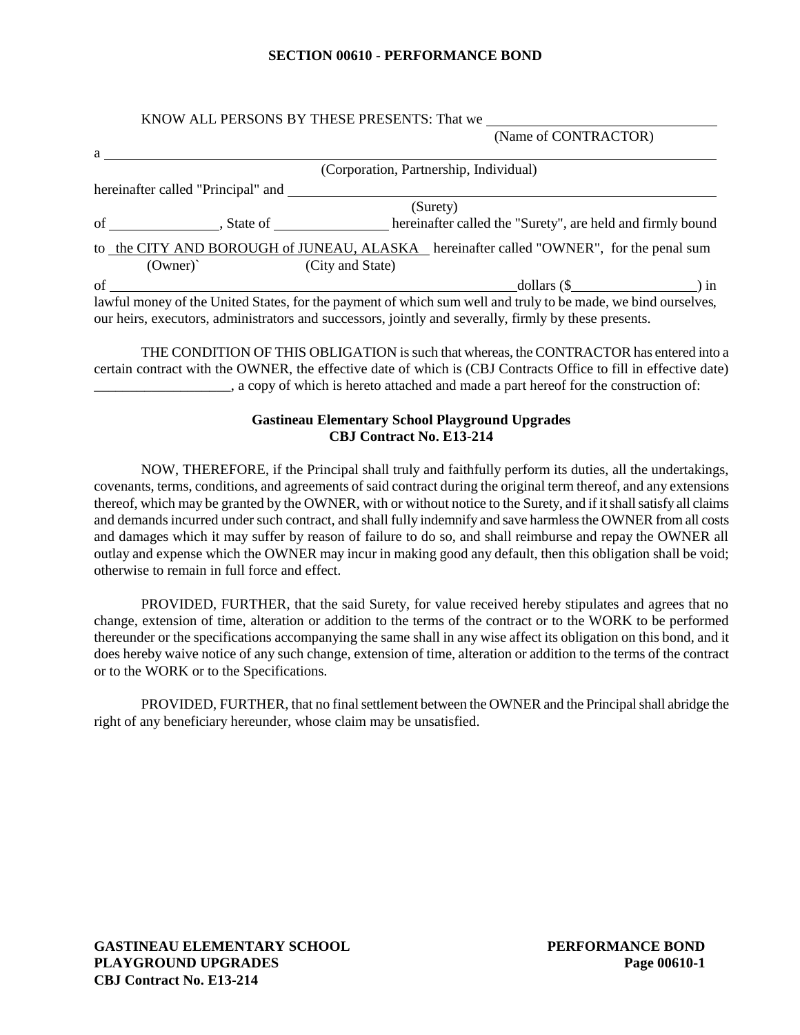## SECTION 00610 - PERFORMANCE BOND

KNOW ALL PERSONS BY THESE PRESENTS: That we ______________________________
(Name of CONTRACTOR)

a ______________________________________________________________________
(Corporation, Partnership, Individual)

hereinafter called "Principal" and ______________________________________________
(Surety)

of _______________, State of _______________ hereinafter called the "Surety", are held and firmly bound

to the CITY AND BOROUGH of JUNEAU, ALASKA hereinafter called "OWNER", for the penal sum
(Owner)` (City and State)

of _________________________________________________ dollars ($_________________) in lawful money of the United States, for the payment of which sum well and truly to be made, we bind ourselves, our heirs, executors, administrators and successors, jointly and severally, firmly by these presents.

THE CONDITION OF THIS OBLIGATION is such that whereas, the CONTRACTOR has entered into a certain contract with the OWNER, the effective date of which is (CBJ Contracts Office to fill in effective date) ___________________, a copy of which is hereto attached and made a part hereof for the construction of:

**Gastineau Elementary School Playground Upgrades**
**CBJ Contract No. E13-214**

NOW, THEREFORE, if the Principal shall truly and faithfully perform its duties, all the undertakings, covenants, terms, conditions, and agreements of said contract during the original term thereof, and any extensions thereof, which may be granted by the OWNER, with or without notice to the Surety, and if it shall satisfy all claims and demands incurred under such contract, and shall fully indemnify and save harmless the OWNER from all costs and damages which it may suffer by reason of failure to do so, and shall reimburse and repay the OWNER all outlay and expense which the OWNER may incur in making good any default, then this obligation shall be void; otherwise to remain in full force and effect.

PROVIDED, FURTHER, that the said Surety, for value received hereby stipulates and agrees that no change, extension of time, alteration or addition to the terms of the contract or to the WORK to be performed thereunder or the specifications accompanying the same shall in any wise affect its obligation on this bond, and it does hereby waive notice of any such change, extension of time, alteration or addition to the terms of the contract or to the WORK or to the Specifications.

PROVIDED, FURTHER, that no final settlement between the OWNER and the Principal shall abridge the right of any beneficiary hereunder, whose claim may be unsatisfied.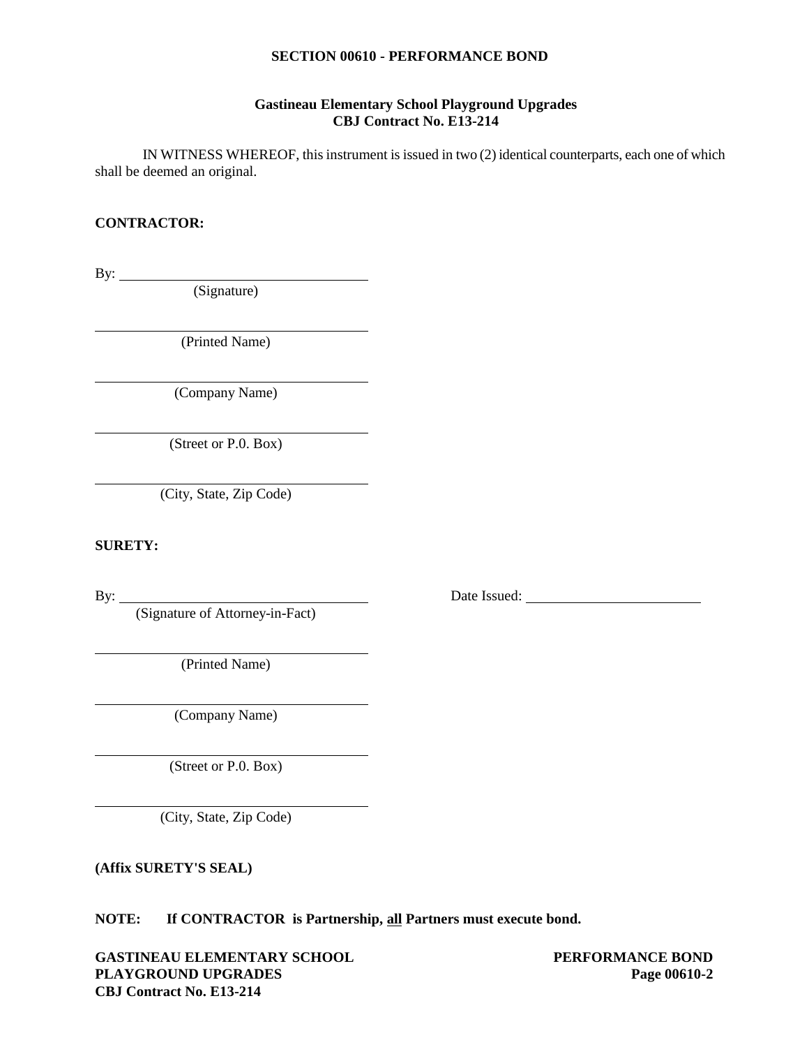## SECTION 00610 - PERFORMANCE BOND

**Gastineau Elementary School Playground Upgrades**
**CBJ Contract No. E13-214**

IN WITNESS WHEREOF, this instrument is issued in two (2) identical counterparts, each one of which shall be deemed an original.

**CONTRACTOR:**

By: ______________________________
(Signature)

______________________________
(Printed Name)

______________________________
(Company Name)

______________________________
(Street or P.0. Box)

______________________________
(City, State, Zip Code)

**SURETY:**

By: ______________________________ Date Issued: ____________________
(Signature of Attorney-in-Fact)

______________________________
(Printed Name)

______________________________
(Company Name)

______________________________
(Street or P.0. Box)

______________________________
(City, State, Zip Code)

**(Affix SURETY'S SEAL)**

**NOTE: If CONTRACTOR is Partnership, all Partners must execute bond.**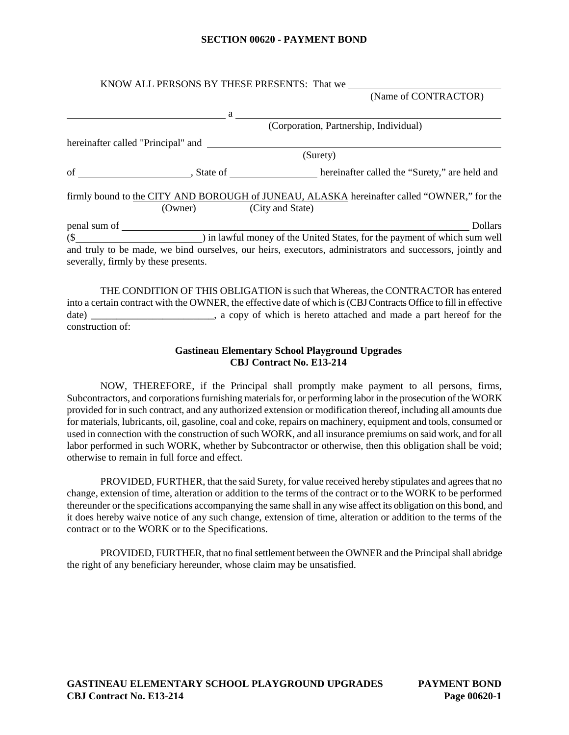# SECTION 00620 - PAYMENT BOND

KNOW ALL PERSONS BY THESE PRESENTS: That we ______________________________
(Name of CONTRACTOR)

______________________________ a ______________________________
(Corporation, Partnership, Individual)

hereinafter called "Principal" and ______________________________
(Surety)

of ______________________, State of _________________ hereinafter called the "Surety," are held and

firmly bound to the CITY AND BOROUGH of JUNEAU, ALASKA hereinafter called "OWNER," for the
(Owner) (City and State)

penal sum of ______________________________________________________________ Dollars
($________________________) in lawful money of the United States, for the payment of which sum well and truly to be made, we bind ourselves, our heirs, executors, administrators and successors, jointly and severally, firmly by these presents.

THE CONDITION OF THIS OBLIGATION is such that Whereas, the CONTRACTOR has entered into a certain contract with the OWNER, the effective date of which is (CBJ Contracts Office to fill in effective date) ________________________, a copy of which is hereto attached and made a part hereof for the construction of:

**Gastineau Elementary School Playground Upgrades**
**CBJ Contract No. E13-214**

NOW, THEREFORE, if the Principal shall promptly make payment to all persons, firms, Subcontractors, and corporations furnishing materials for, or performing labor in the prosecution of the WORK provided for in such contract, and any authorized extension or modification thereof, including all amounts due for materials, lubricants, oil, gasoline, coal and coke, repairs on machinery, equipment and tools, consumed or used in connection with the construction of such WORK, and all insurance premiums on said work, and for all labor performed in such WORK, whether by Subcontractor or otherwise, then this obligation shall be void; otherwise to remain in full force and effect.

PROVIDED, FURTHER, that the said Surety, for value received hereby stipulates and agrees that no change, extension of time, alteration or addition to the terms of the contract or to the WORK to be performed thereunder or the specifications accompanying the same shall in any wise affect its obligation on this bond, and it does hereby waive notice of any such change, extension of time, alteration or addition to the terms of the contract or to the WORK or to the Specifications.

PROVIDED, FURTHER, that no final settlement between the OWNER and the Principal shall abridge the right of any beneficiary hereunder, whose claim may be unsatisfied.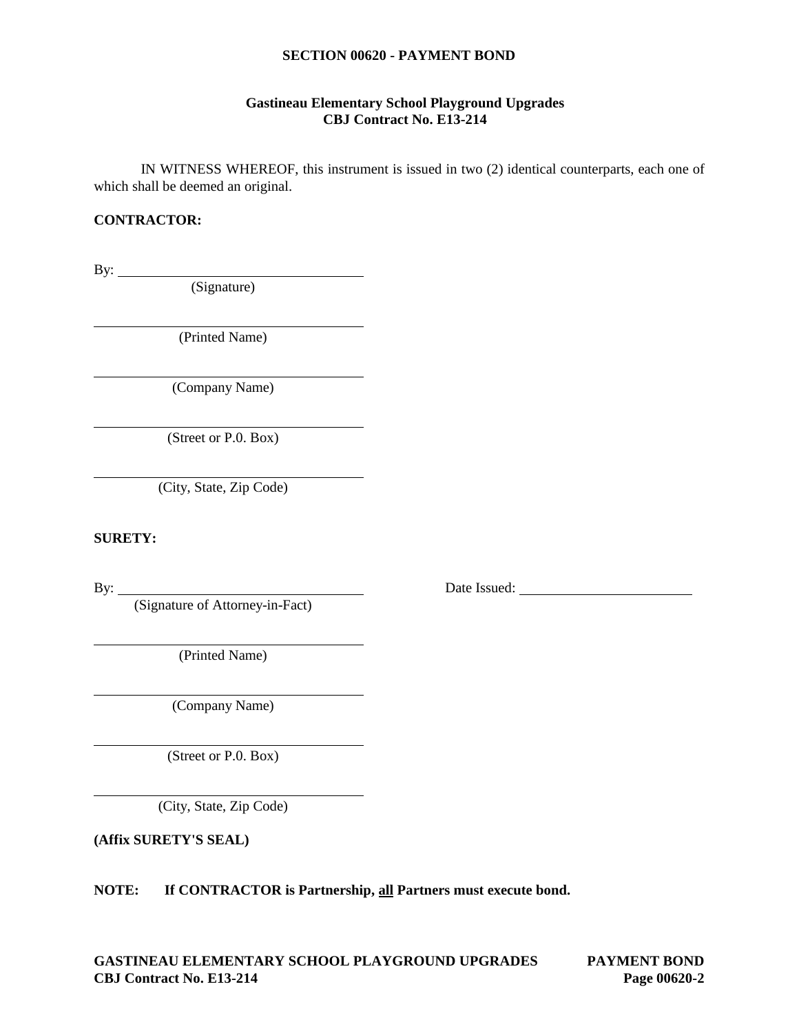**SECTION 00620 - PAYMENT BOND**

**Gastineau Elementary School Playground Upgrades**
**CBJ Contract No. E13-214**

IN WITNESS WHEREOF, this instrument is issued in two (2) identical counterparts, each one of which shall be deemed an original.

**CONTRACTOR:**

By: ___________________________________
(Signature)

___________________________________
(Printed Name)

___________________________________
(Company Name)

___________________________________
(Street or P.0. Box)

___________________________________
(City, State, Zip Code)

**SURETY:**

By: ___________________________________ Date Issued: ________________________
(Signature of Attorney-in-Fact)

___________________________________
(Printed Name)

___________________________________
(Company Name)

___________________________________
(Street or P.0. Box)

___________________________________
(City, State, Zip Code)

**(Affix SURETY'S SEAL)**

**NOTE: If CONTRACTOR is Partnership, all Partners must execute bond.**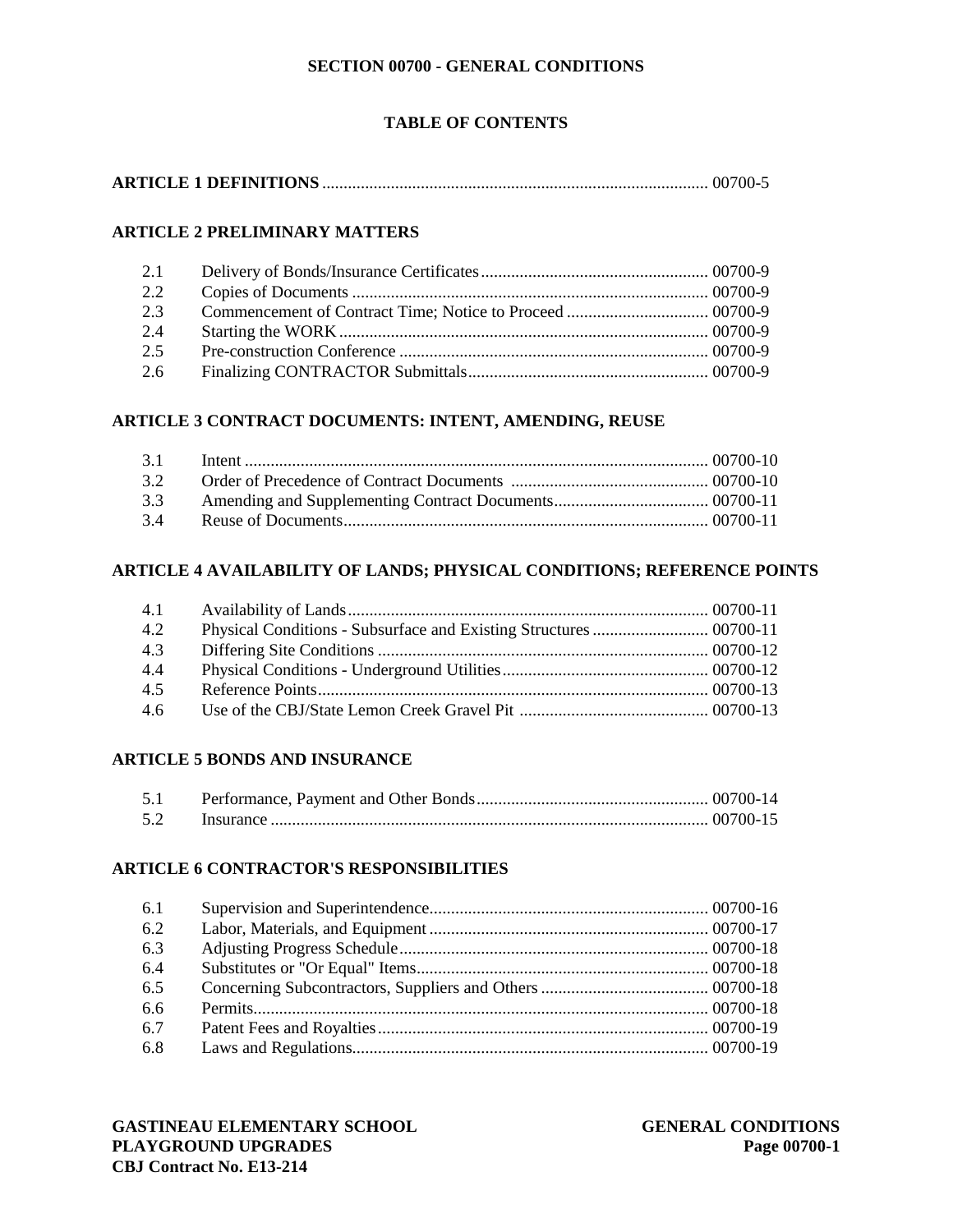# SECTION 00700 - GENERAL CONDITIONS

## TABLE OF CONTENTS

**ARTICLE 1 DEFINITIONS** ......................................................................................... 00700-5

**ARTICLE 2 PRELIMINARY MATTERS**

| | | |
|---|---|---|
| 2.1 | Delivery of Bonds/Insurance Certificates | 00700-9 |
| 2.2 | Copies of Documents | 00700-9 |
| 2.3 | Commencement of Contract Time; Notice to Proceed | 00700-9 |
| 2.4 | Starting the WORK | 00700-9 |
| 2.5 | Pre-construction Conference | 00700-9 |
| 2.6 | Finalizing CONTRACTOR Submittals | 00700-9 |

**ARTICLE 3 CONTRACT DOCUMENTS: INTENT, AMENDING, REUSE**

| | | |
|---|---|---|
| 3.1 | Intent | 00700-10 |
| 3.2 | Order of Precedence of Contract Documents | 00700-10 |
| 3.3 | Amending and Supplementing Contract Documents | 00700-11 |
| 3.4 | Reuse of Documents | 00700-11 |

**ARTICLE 4 AVAILABILITY OF LANDS; PHYSICAL CONDITIONS; REFERENCE POINTS**

| | | |
|---|---|---|
| 4.1 | Availability of Lands | 00700-11 |
| 4.2 | Physical Conditions - Subsurface and Existing Structures | 00700-11 |
| 4.3 | Differing Site Conditions | 00700-12 |
| 4.4 | Physical Conditions - Underground Utilities | 00700-12 |
| 4.5 | Reference Points | 00700-13 |
| 4.6 | Use of the CBJ/State Lemon Creek Gravel Pit | 00700-13 |

**ARTICLE 5 BONDS AND INSURANCE**

| | | |
|---|---|---|
| 5.1 | Performance, Payment and Other Bonds | 00700-14 |
| 5.2 | Insurance | 00700-15 |

**ARTICLE 6 CONTRACTOR'S RESPONSIBILITIES**

| | | |
|---|---|---|
| 6.1 | Supervision and Superintendence | 00700-16 |
| 6.2 | Labor, Materials, and Equipment | 00700-17 |
| 6.3 | Adjusting Progress Schedule | 00700-18 |
| 6.4 | Substitutes or "Or Equal" Items | 00700-18 |
| 6.5 | Concerning Subcontractors, Suppliers and Others | 00700-18 |
| 6.6 | Permits | 00700-18 |
| 6.7 | Patent Fees and Royalties | 00700-19 |
| 6.8 | Laws and Regulations | 00700-19 |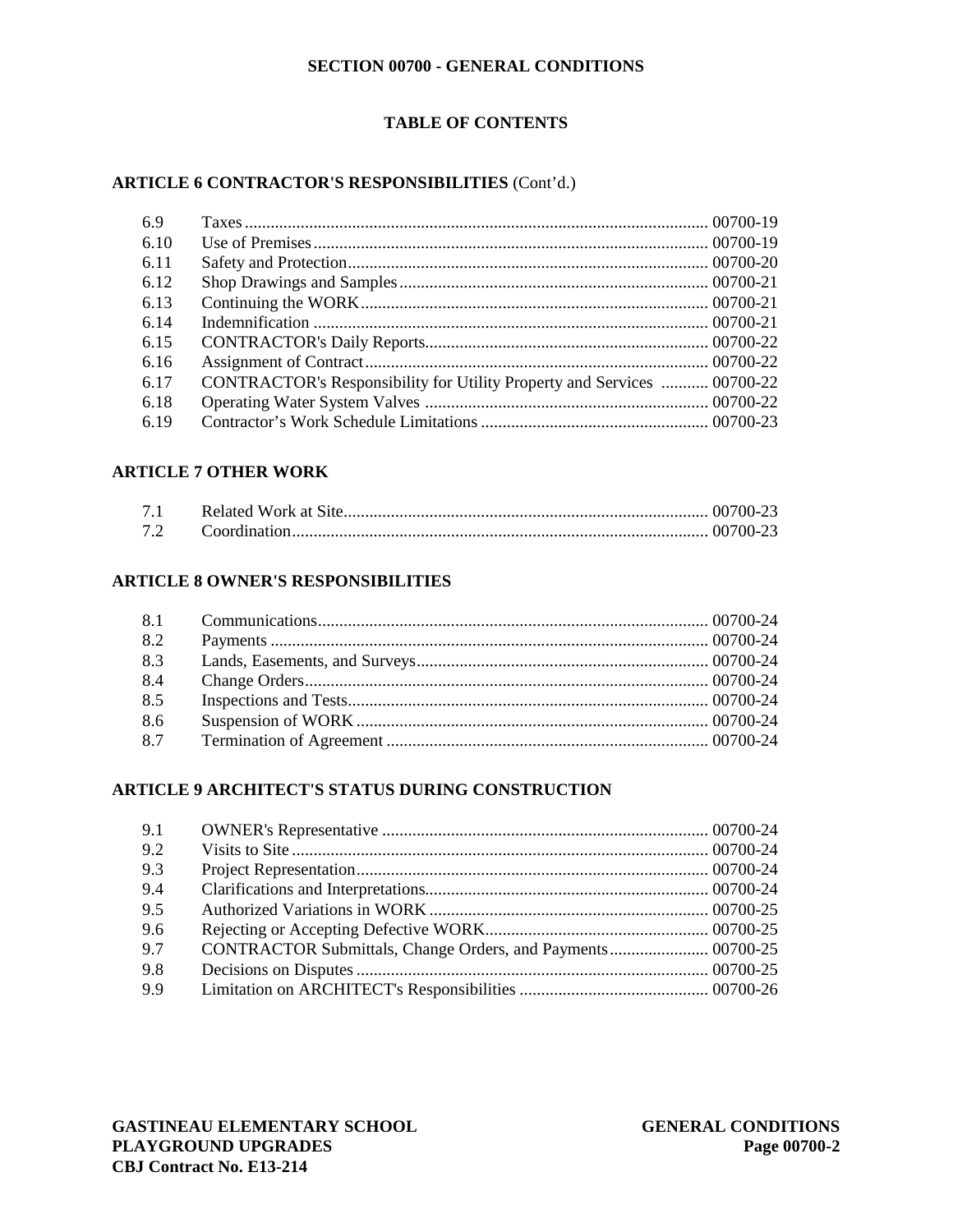**SECTION 00700 - GENERAL CONDITIONS**

**TABLE OF CONTENTS**

## ARTICLE 6 CONTRACTOR'S RESPONSIBILITIES (Cont'd.)

| | | |
|---|---|---|
| 6.9 | Taxes | 00700-19 |
| 6.10 | Use of Premises | 00700-19 |
| 6.11 | Safety and Protection | 00700-20 |
| 6.12 | Shop Drawings and Samples | 00700-21 |
| 6.13 | Continuing the WORK | 00700-21 |
| 6.14 | Indemnification | 00700-21 |
| 6.15 | CONTRACTOR's Daily Reports | 00700-22 |
| 6.16 | Assignment of Contract | 00700-22 |
| 6.17 | CONTRACTOR's Responsibility for Utility Property and Services | 00700-22 |
| 6.18 | Operating Water System Valves | 00700-22 |
| 6.19 | Contractor's Work Schedule Limitations | 00700-23 |

## ARTICLE 7 OTHER WORK

| | | |
|---|---|---|
| 7.1 | Related Work at Site | 00700-23 |
| 7.2 | Coordination | 00700-23 |

## ARTICLE 8 OWNER'S RESPONSIBILITIES

| | | |
|---|---|---|
| 8.1 | Communications | 00700-24 |
| 8.2 | Payments | 00700-24 |
| 8.3 | Lands, Easements, and Surveys | 00700-24 |
| 8.4 | Change Orders | 00700-24 |
| 8.5 | Inspections and Tests | 00700-24 |
| 8.6 | Suspension of WORK | 00700-24 |
| 8.7 | Termination of Agreement | 00700-24 |

## ARTICLE 9 ARCHITECT'S STATUS DURING CONSTRUCTION

| | | |
|---|---|---|
| 9.1 | OWNER's Representative | 00700-24 |
| 9.2 | Visits to Site | 00700-24 |
| 9.3 | Project Representation | 00700-24 |
| 9.4 | Clarifications and Interpretations | 00700-24 |
| 9.5 | Authorized Variations in WORK | 00700-25 |
| 9.6 | Rejecting or Accepting Defective WORK | 00700-25 |
| 9.7 | CONTRACTOR Submittals, Change Orders, and Payments | 00700-25 |
| 9.8 | Decisions on Disputes | 00700-25 |
| 9.9 | Limitation on ARCHITECT's Responsibilities | 00700-26 |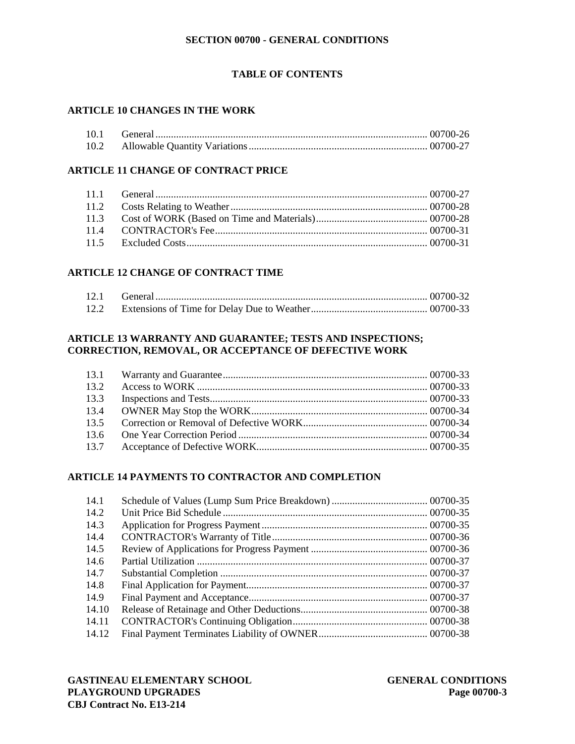**SECTION 00700 - GENERAL CONDITIONS**

**TABLE OF CONTENTS**

**ARTICLE 10 CHANGES IN THE WORK**

| | | |
|---|---|---|
| 10.1 | General | 00700-26 |
| 10.2 | Allowable Quantity Variations | 00700-27 |

**ARTICLE 11 CHANGE OF CONTRACT PRICE**

| | | |
|---|---|---|
| 11.1 | General | 00700-27 |
| 11.2 | Costs Relating to Weather | 00700-28 |
| 11.3 | Cost of WORK (Based on Time and Materials) | 00700-28 |
| 11.4 | CONTRACTOR's Fee | 00700-31 |
| 11.5 | Excluded Costs | 00700-31 |

**ARTICLE 12 CHANGE OF CONTRACT TIME**

| | | |
|---|---|---|
| 12.1 | General | 00700-32 |
| 12.2 | Extensions of Time for Delay Due to Weather | 00700-33 |

**ARTICLE 13 WARRANTY AND GUARANTEE; TESTS AND INSPECTIONS; CORRECTION, REMOVAL, OR ACCEPTANCE OF DEFECTIVE WORK**

| | | |
|---|---|---|
| 13.1 | Warranty and Guarantee | 00700-33 |
| 13.2 | Access to WORK | 00700-33 |
| 13.3 | Inspections and Tests | 00700-33 |
| 13.4 | OWNER May Stop the WORK | 00700-34 |
| 13.5 | Correction or Removal of Defective WORK | 00700-34 |
| 13.6 | One Year Correction Period | 00700-34 |
| 13.7 | Acceptance of Defective WORK | 00700-35 |

**ARTICLE 14 PAYMENTS TO CONTRACTOR AND COMPLETION**

| | | |
|---|---|---|
| 14.1 | Schedule of Values (Lump Sum Price Breakdown) | 00700-35 |
| 14.2 | Unit Price Bid Schedule | 00700-35 |
| 14.3 | Application for Progress Payment | 00700-35 |
| 14.4 | CONTRACTOR's Warranty of Title | 00700-36 |
| 14.5 | Review of Applications for Progress Payment | 00700-36 |
| 14.6 | Partial Utilization | 00700-37 |
| 14.7 | Substantial Completion | 00700-37 |
| 14.8 | Final Application for Payment | 00700-37 |
| 14.9 | Final Payment and Acceptance | 00700-37 |
| 14.10 | Release of Retainage and Other Deductions | 00700-38 |
| 14.11 | CONTRACTOR's Continuing Obligation | 00700-38 |
| 14.12 | Final Payment Terminates Liability of OWNER | 00700-38 |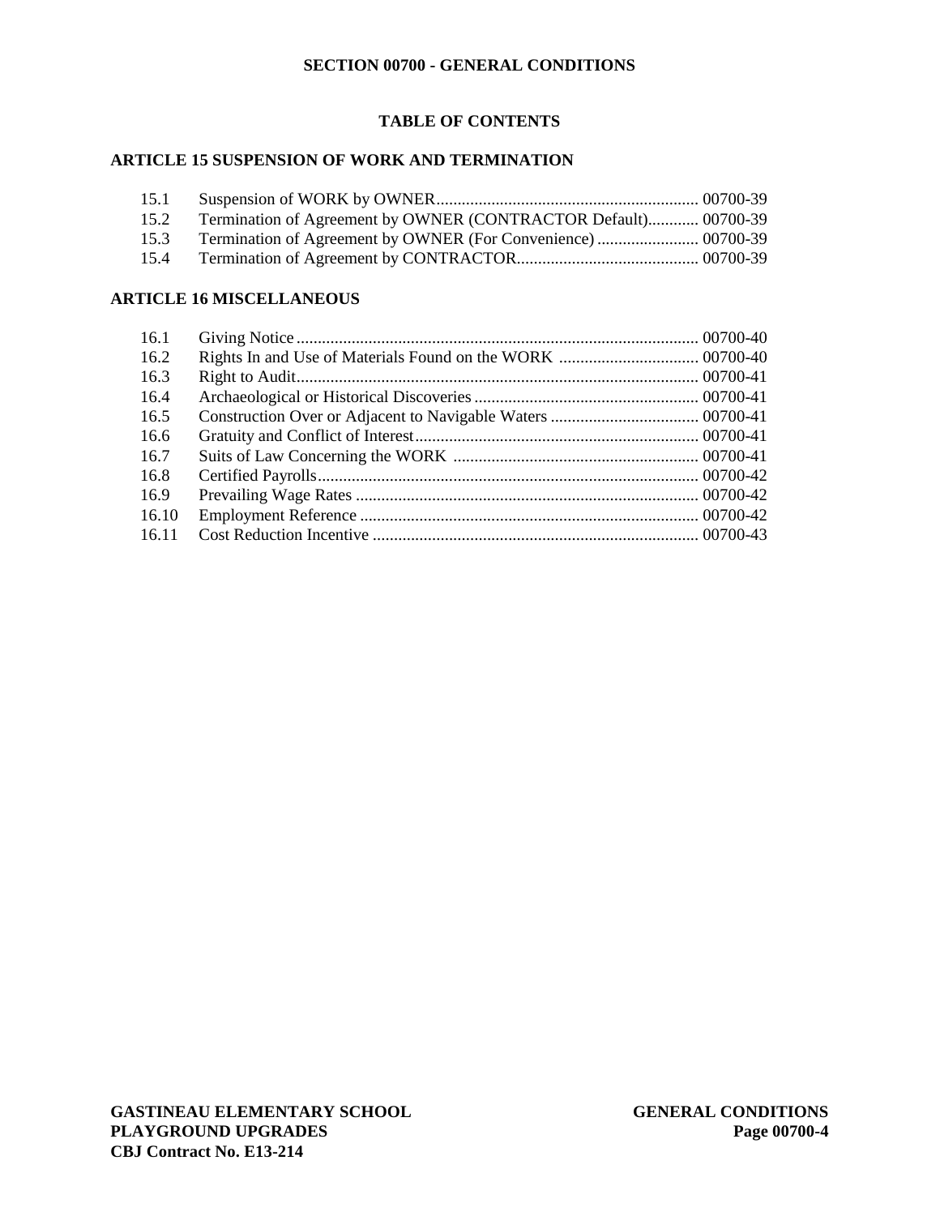**SECTION 00700 - GENERAL CONDITIONS**

**TABLE OF CONTENTS**

**ARTICLE 15 SUSPENSION OF WORK AND TERMINATION**

| | | |
|---|---|---|
| 15.1 | Suspension of WORK by OWNER | 00700-39 |
| 15.2 | Termination of Agreement by OWNER (CONTRACTOR Default) | 00700-39 |
| 15.3 | Termination of Agreement by OWNER (For Convenience) | 00700-39 |
| 15.4 | Termination of Agreement by CONTRACTOR | 00700-39 |

**ARTICLE 16 MISCELLANEOUS**

| | | |
|---|---|---|
| 16.1 | Giving Notice | 00700-40 |
| 16.2 | Rights In and Use of Materials Found on the WORK | 00700-40 |
| 16.3 | Right to Audit | 00700-41 |
| 16.4 | Archaeological or Historical Discoveries | 00700-41 |
| 16.5 | Construction Over or Adjacent to Navigable Waters | 00700-41 |
| 16.6 | Gratuity and Conflict of Interest | 00700-41 |
| 16.7 | Suits of Law Concerning the WORK | 00700-41 |
| 16.8 | Certified Payrolls | 00700-42 |
| 16.9 | Prevailing Wage Rates | 00700-42 |
| 16.10 | Employment Reference | 00700-42 |
| 16.11 | Cost Reduction Incentive | 00700-43 |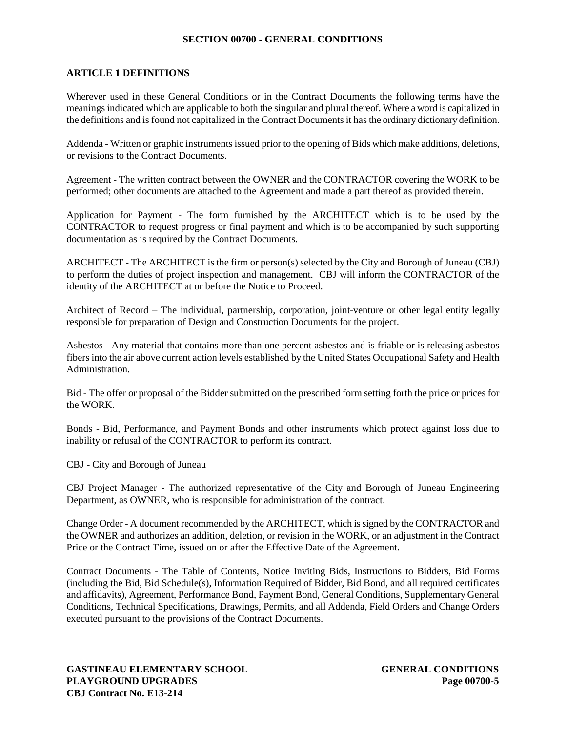# SECTION 00700 - GENERAL CONDITIONS

## ARTICLE 1 DEFINITIONS

Wherever used in these General Conditions or in the Contract Documents the following terms have the meanings indicated which are applicable to both the singular and plural thereof. Where a word is capitalized in the definitions and is found not capitalized in the Contract Documents it has the ordinary dictionary definition.

Addenda - Written or graphic instruments issued prior to the opening of Bids which make additions, deletions, or revisions to the Contract Documents.

Agreement - The written contract between the OWNER and the CONTRACTOR covering the WORK to be performed; other documents are attached to the Agreement and made a part thereof as provided therein.

Application for Payment - The form furnished by the ARCHITECT which is to be used by the CONTRACTOR to request progress or final payment and which is to be accompanied by such supporting documentation as is required by the Contract Documents.

ARCHITECT - The ARCHITECT is the firm or person(s) selected by the City and Borough of Juneau (CBJ) to perform the duties of project inspection and management. CBJ will inform the CONTRACTOR of the identity of the ARCHITECT at or before the Notice to Proceed.

Architect of Record – The individual, partnership, corporation, joint-venture or other legal entity legally responsible for preparation of Design and Construction Documents for the project.

Asbestos - Any material that contains more than one percent asbestos and is friable or is releasing asbestos fibers into the air above current action levels established by the United States Occupational Safety and Health Administration.

Bid - The offer or proposal of the Bidder submitted on the prescribed form setting forth the price or prices for the WORK.

Bonds - Bid, Performance, and Payment Bonds and other instruments which protect against loss due to inability or refusal of the CONTRACTOR to perform its contract.

CBJ - City and Borough of Juneau

CBJ Project Manager - The authorized representative of the City and Borough of Juneau Engineering Department, as OWNER, who is responsible for administration of the contract.

Change Order - A document recommended by the ARCHITECT, which is signed by the CONTRACTOR and the OWNER and authorizes an addition, deletion, or revision in the WORK, or an adjustment in the Contract Price or the Contract Time, issued on or after the Effective Date of the Agreement.

Contract Documents - The Table of Contents, Notice Inviting Bids, Instructions to Bidders, Bid Forms (including the Bid, Bid Schedule(s), Information Required of Bidder, Bid Bond, and all required certificates and affidavits), Agreement, Performance Bond, Payment Bond, General Conditions, Supplementary General Conditions, Technical Specifications, Drawings, Permits, and all Addenda, Field Orders and Change Orders executed pursuant to the provisions of the Contract Documents.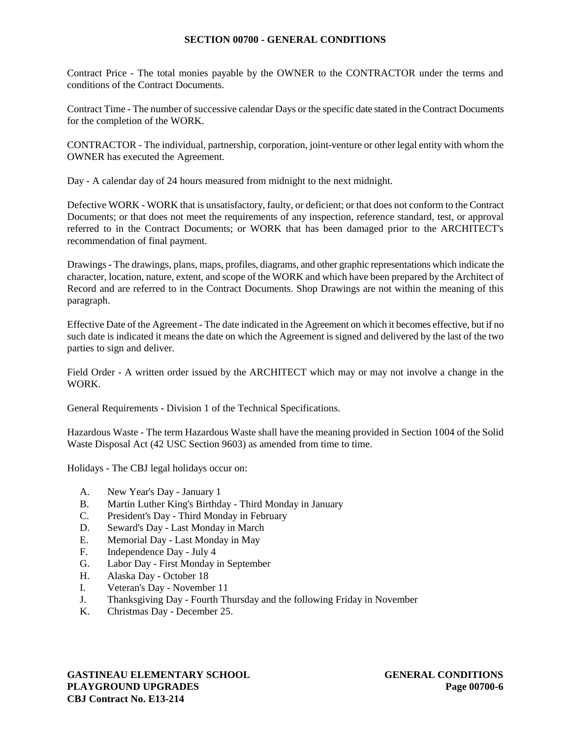Contract Price - The total monies payable by the OWNER to the CONTRACTOR under the terms and conditions of the Contract Documents.

Contract Time - The number of successive calendar Days or the specific date stated in the Contract Documents for the completion of the WORK.

CONTRACTOR - The individual, partnership, corporation, joint-venture or other legal entity with whom the OWNER has executed the Agreement.

Day - A calendar day of 24 hours measured from midnight to the next midnight.

Defective WORK - WORK that is unsatisfactory, faulty, or deficient; or that does not conform to the Contract Documents; or that does not meet the requirements of any inspection, reference standard, test, or approval referred to in the Contract Documents; or WORK that has been damaged prior to the ARCHITECT's recommendation of final payment.

Drawings - The drawings, plans, maps, profiles, diagrams, and other graphic representations which indicate the character, location, nature, extent, and scope of the WORK and which have been prepared by the Architect of Record and are referred to in the Contract Documents. Shop Drawings are not within the meaning of this paragraph.

Effective Date of the Agreement - The date indicated in the Agreement on which it becomes effective, but if no such date is indicated it means the date on which the Agreement is signed and delivered by the last of the two parties to sign and deliver.

Field Order - A written order issued by the ARCHITECT which may or may not involve a change in the WORK.

General Requirements - Division 1 of the Technical Specifications.

Hazardous Waste - The term Hazardous Waste shall have the meaning provided in Section 1004 of the Solid Waste Disposal Act (42 USC Section 9603) as amended from time to time.

Holidays - The CBJ legal holidays occur on:

A. New Year's Day - January 1
B. Martin Luther King's Birthday - Third Monday in January
C. President's Day - Third Monday in February
D. Seward's Day - Last Monday in March
E. Memorial Day - Last Monday in May
F. Independence Day - July 4
G. Labor Day - First Monday in September
H. Alaska Day - October 18
I. Veteran's Day - November 11
J. Thanksgiving Day - Fourth Thursday and the following Friday in November
K. Christmas Day - December 25.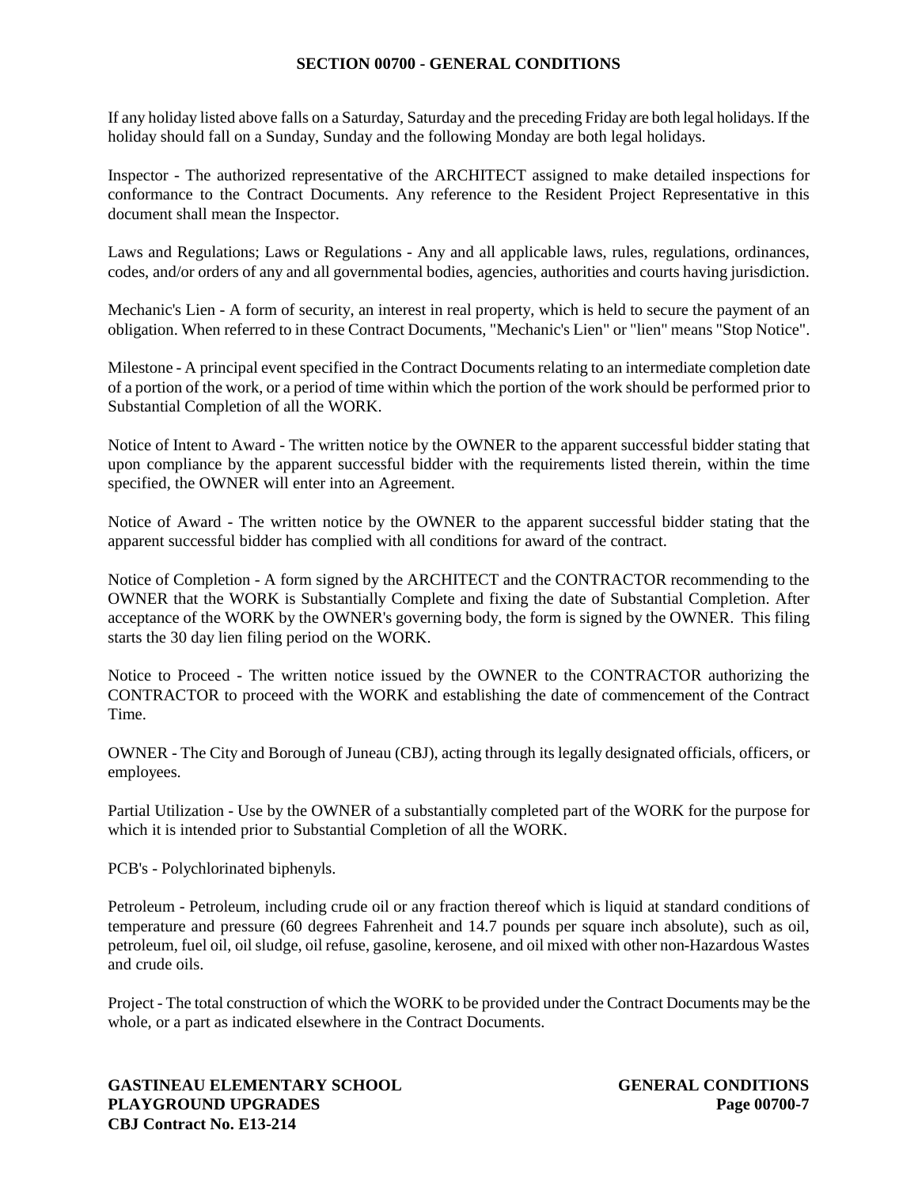If any holiday listed above falls on a Saturday, Saturday and the preceding Friday are both legal holidays. If the holiday should fall on a Sunday, Sunday and the following Monday are both legal holidays.

Inspector - The authorized representative of the ARCHITECT assigned to make detailed inspections for conformance to the Contract Documents. Any reference to the Resident Project Representative in this document shall mean the Inspector.

Laws and Regulations; Laws or Regulations - Any and all applicable laws, rules, regulations, ordinances, codes, and/or orders of any and all governmental bodies, agencies, authorities and courts having jurisdiction.

Mechanic's Lien - A form of security, an interest in real property, which is held to secure the payment of an obligation. When referred to in these Contract Documents, "Mechanic's Lien" or "lien" means "Stop Notice".

Milestone - A principal event specified in the Contract Documents relating to an intermediate completion date of a portion of the work, or a period of time within which the portion of the work should be performed prior to Substantial Completion of all the WORK.

Notice of Intent to Award - The written notice by the OWNER to the apparent successful bidder stating that upon compliance by the apparent successful bidder with the requirements listed therein, within the time specified, the OWNER will enter into an Agreement.

Notice of Award - The written notice by the OWNER to the apparent successful bidder stating that the apparent successful bidder has complied with all conditions for award of the contract.

Notice of Completion - A form signed by the ARCHITECT and the CONTRACTOR recommending to the OWNER that the WORK is Substantially Complete and fixing the date of Substantial Completion. After acceptance of the WORK by the OWNER's governing body, the form is signed by the OWNER. This filing starts the 30 day lien filing period on the WORK.

Notice to Proceed - The written notice issued by the OWNER to the CONTRACTOR authorizing the CONTRACTOR to proceed with the WORK and establishing the date of commencement of the Contract Time.

OWNER - The City and Borough of Juneau (CBJ), acting through its legally designated officials, officers, or employees.

Partial Utilization - Use by the OWNER of a substantially completed part of the WORK for the purpose for which it is intended prior to Substantial Completion of all the WORK.

PCB's - Polychlorinated biphenyls.

Petroleum - Petroleum, including crude oil or any fraction thereof which is liquid at standard conditions of temperature and pressure (60 degrees Fahrenheit and 14.7 pounds per square inch absolute), such as oil, petroleum, fuel oil, oil sludge, oil refuse, gasoline, kerosene, and oil mixed with other non-Hazardous Wastes and crude oils.

Project - The total construction of which the WORK to be provided under the Contract Documents may be the whole, or a part as indicated elsewhere in the Contract Documents.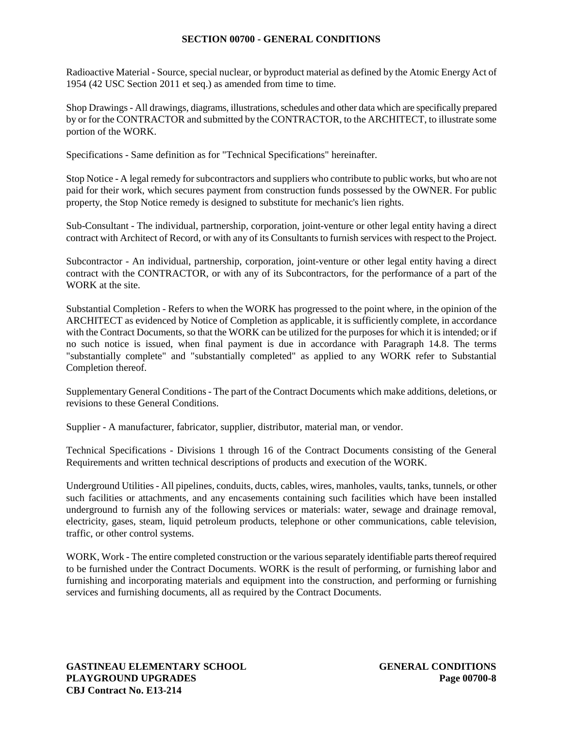Radioactive Material - Source, special nuclear, or byproduct material as defined by the Atomic Energy Act of 1954 (42 USC Section 2011 et seq.) as amended from time to time.

Shop Drawings - All drawings, diagrams, illustrations, schedules and other data which are specifically prepared by or for the CONTRACTOR and submitted by the CONTRACTOR, to the ARCHITECT, to illustrate some portion of the WORK.

Specifications - Same definition as for "Technical Specifications" hereinafter.

Stop Notice - A legal remedy for subcontractors and suppliers who contribute to public works, but who are not paid for their work, which secures payment from construction funds possessed by the OWNER. For public property, the Stop Notice remedy is designed to substitute for mechanic's lien rights.

Sub-Consultant - The individual, partnership, corporation, joint-venture or other legal entity having a direct contract with Architect of Record, or with any of its Consultants to furnish services with respect to the Project.

Subcontractor - An individual, partnership, corporation, joint-venture or other legal entity having a direct contract with the CONTRACTOR, or with any of its Subcontractors, for the performance of a part of the WORK at the site.

Substantial Completion - Refers to when the WORK has progressed to the point where, in the opinion of the ARCHITECT as evidenced by Notice of Completion as applicable, it is sufficiently complete, in accordance with the Contract Documents, so that the WORK can be utilized for the purposes for which it is intended; or if no such notice is issued, when final payment is due in accordance with Paragraph 14.8. The terms "substantially complete" and "substantially completed" as applied to any WORK refer to Substantial Completion thereof.

Supplementary General Conditions - The part of the Contract Documents which make additions, deletions, or revisions to these General Conditions.

Supplier - A manufacturer, fabricator, supplier, distributor, material man, or vendor.

Technical Specifications - Divisions 1 through 16 of the Contract Documents consisting of the General Requirements and written technical descriptions of products and execution of the WORK.

Underground Utilities - All pipelines, conduits, ducts, cables, wires, manholes, vaults, tanks, tunnels, or other such facilities or attachments, and any encasements containing such facilities which have been installed underground to furnish any of the following services or materials: water, sewage and drainage removal, electricity, gases, steam, liquid petroleum products, telephone or other communications, cable television, traffic, or other control systems.

WORK, Work - The entire completed construction or the various separately identifiable parts thereof required to be furnished under the Contract Documents. WORK is the result of performing, or furnishing labor and furnishing and incorporating materials and equipment into the construction, and performing or furnishing services and furnishing documents, all as required by the Contract Documents.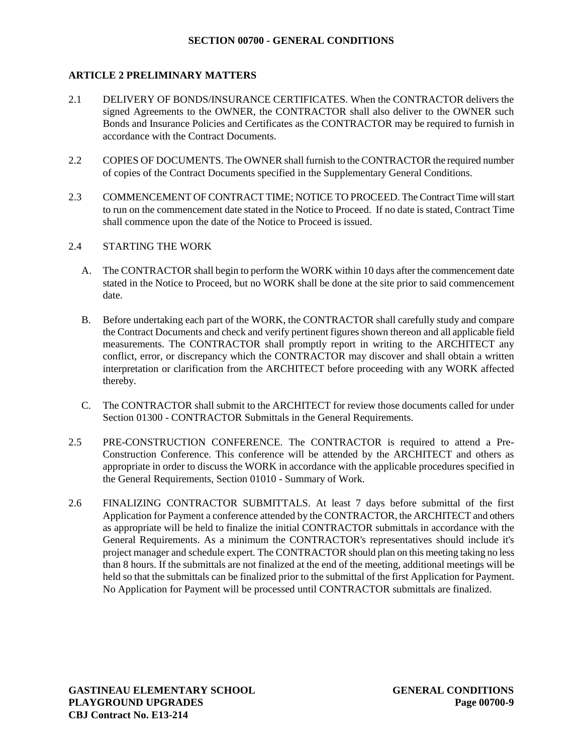## SECTION 00700 - GENERAL CONDITIONS

### ARTICLE 2 PRELIMINARY MATTERS

2.1 DELIVERY OF BONDS/INSURANCE CERTIFICATES. When the CONTRACTOR delivers the signed Agreements to the OWNER, the CONTRACTOR shall also deliver to the OWNER such Bonds and Insurance Policies and Certificates as the CONTRACTOR may be required to furnish in accordance with the Contract Documents.

2.2 COPIES OF DOCUMENTS. The OWNER shall furnish to the CONTRACTOR the required number of copies of the Contract Documents specified in the Supplementary General Conditions.

2.3 COMMENCEMENT OF CONTRACT TIME; NOTICE TO PROCEED. The Contract Time will start to run on the commencement date stated in the Notice to Proceed. If no date is stated, Contract Time shall commence upon the date of the Notice to Proceed is issued.

2.4 STARTING THE WORK

A. The CONTRACTOR shall begin to perform the WORK within 10 days after the commencement date stated in the Notice to Proceed, but no WORK shall be done at the site prior to said commencement date.

B. Before undertaking each part of the WORK, the CONTRACTOR shall carefully study and compare the Contract Documents and check and verify pertinent figures shown thereon and all applicable field measurements. The CONTRACTOR shall promptly report in writing to the ARCHITECT any conflict, error, or discrepancy which the CONTRACTOR may discover and shall obtain a written interpretation or clarification from the ARCHITECT before proceeding with any WORK affected thereby.

C. The CONTRACTOR shall submit to the ARCHITECT for review those documents called for under Section 01300 - CONTRACTOR Submittals in the General Requirements.

2.5 PRE-CONSTRUCTION CONFERENCE. The CONTRACTOR is required to attend a Pre-Construction Conference. This conference will be attended by the ARCHITECT and others as appropriate in order to discuss the WORK in accordance with the applicable procedures specified in the General Requirements, Section 01010 - Summary of Work.

2.6 FINALIZING CONTRACTOR SUBMITTALS. At least 7 days before submittal of the first Application for Payment a conference attended by the CONTRACTOR, the ARCHITECT and others as appropriate will be held to finalize the initial CONTRACTOR submittals in accordance with the General Requirements. As a minimum the CONTRACTOR's representatives should include it's project manager and schedule expert. The CONTRACTOR should plan on this meeting taking no less than 8 hours. If the submittals are not finalized at the end of the meeting, additional meetings will be held so that the submittals can be finalized prior to the submittal of the first Application for Payment. No Application for Payment will be processed until CONTRACTOR submittals are finalized.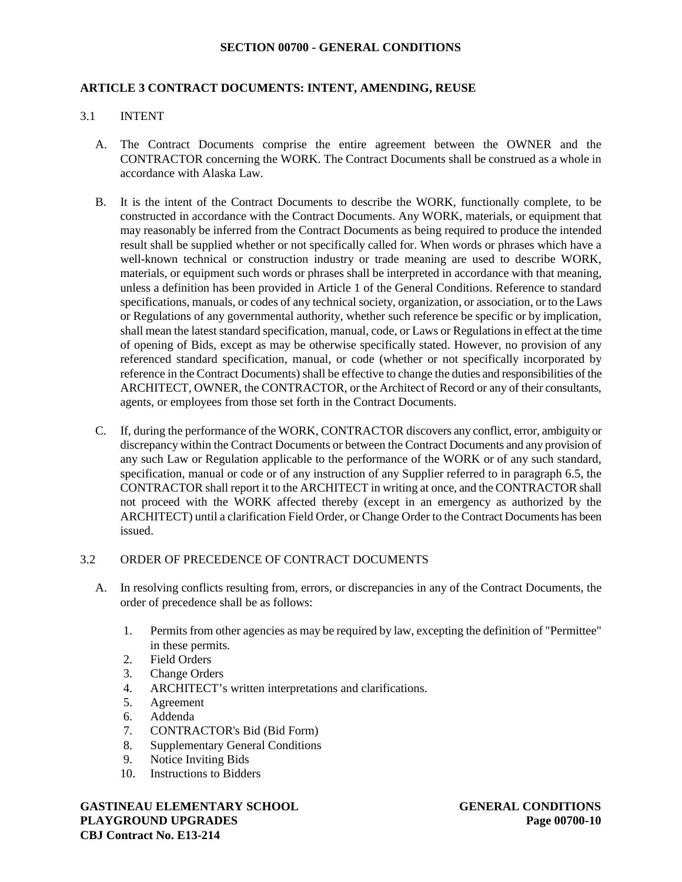## SECTION 00700 - GENERAL CONDITIONS

### ARTICLE 3 CONTRACT DOCUMENTS: INTENT, AMENDING, REUSE

3.1 INTENT

A. The Contract Documents comprise the entire agreement between the OWNER and the CONTRACTOR concerning the WORK. The Contract Documents shall be construed as a whole in accordance with Alaska Law.

B. It is the intent of the Contract Documents to describe the WORK, functionally complete, to be constructed in accordance with the Contract Documents. Any WORK, materials, or equipment that may reasonably be inferred from the Contract Documents as being required to produce the intended result shall be supplied whether or not specifically called for. When words or phrases which have a well-known technical or construction industry or trade meaning are used to describe WORK, materials, or equipment such words or phrases shall be interpreted in accordance with that meaning, unless a definition has been provided in Article 1 of the General Conditions. Reference to standard specifications, manuals, or codes of any technical society, organization, or association, or to the Laws or Regulations of any governmental authority, whether such reference be specific or by implication, shall mean the latest standard specification, manual, code, or Laws or Regulations in effect at the time of opening of Bids, except as may be otherwise specifically stated. However, no provision of any referenced standard specification, manual, or code (whether or not specifically incorporated by reference in the Contract Documents) shall be effective to change the duties and responsibilities of the ARCHITECT, OWNER, the CONTRACTOR, or the Architect of Record or any of their consultants, agents, or employees from those set forth in the Contract Documents.

C. If, during the performance of the WORK, CONTRACTOR discovers any conflict, error, ambiguity or discrepancy within the Contract Documents or between the Contract Documents and any provision of any such Law or Regulation applicable to the performance of the WORK or of any such standard, specification, manual or code or of any instruction of any Supplier referred to in paragraph 6.5, the CONTRACTOR shall report it to the ARCHITECT in writing at once, and the CONTRACTOR shall not proceed with the WORK affected thereby (except in an emergency as authorized by the ARCHITECT) until a clarification Field Order, or Change Order to the Contract Documents has been issued.

3.2 ORDER OF PRECEDENCE OF CONTRACT DOCUMENTS

A. In resolving conflicts resulting from, errors, or discrepancies in any of the Contract Documents, the order of precedence shall be as follows:

1. Permits from other agencies as may be required by law, excepting the definition of "Permittee" in these permits.
2. Field Orders
3. Change Orders
4. ARCHITECT’s written interpretations and clarifications.
5. Agreement
6. Addenda
7. CONTRACTOR's Bid (Bid Form)
8. Supplementary General Conditions
9. Notice Inviting Bids
10. Instructions to Bidders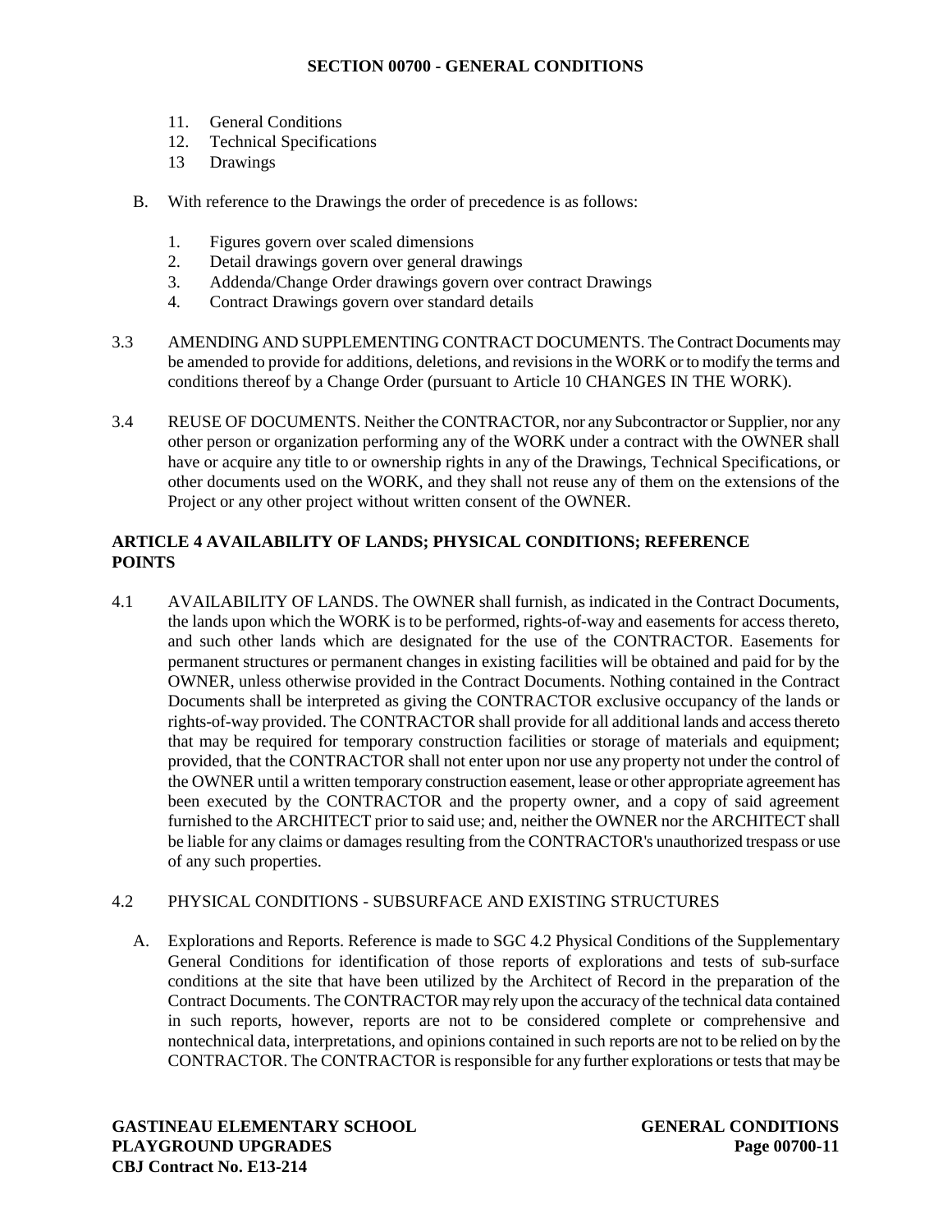11. General Conditions
12. Technical Specifications
13 Drawings

B. With reference to the Drawings the order of precedence is as follows:

   1. Figures govern over scaled dimensions
   2. Detail drawings govern over general drawings
   3. Addenda/Change Order drawings govern over contract Drawings
   4. Contract Drawings govern over standard details

3.3 AMENDING AND SUPPLEMENTING CONTRACT DOCUMENTS. The Contract Documents may be amended to provide for additions, deletions, and revisions in the WORK or to modify the terms and conditions thereof by a Change Order (pursuant to Article 10 CHANGES IN THE WORK).

3.4 REUSE OF DOCUMENTS. Neither the CONTRACTOR, nor any Subcontractor or Supplier, nor any other person or organization performing any of the WORK under a contract with the OWNER shall have or acquire any title to or ownership rights in any of the Drawings, Technical Specifications, or other documents used on the WORK, and they shall not reuse any of them on the extensions of the Project or any other project without written consent of the OWNER.

## ARTICLE 4 AVAILABILITY OF LANDS; PHYSICAL CONDITIONS; REFERENCE POINTS

4.1 AVAILABILITY OF LANDS. The OWNER shall furnish, as indicated in the Contract Documents, the lands upon which the WORK is to be performed, rights-of-way and easements for access thereto, and such other lands which are designated for the use of the CONTRACTOR. Easements for permanent structures or permanent changes in existing facilities will be obtained and paid for by the OWNER, unless otherwise provided in the Contract Documents. Nothing contained in the Contract Documents shall be interpreted as giving the CONTRACTOR exclusive occupancy of the lands or rights-of-way provided. The CONTRACTOR shall provide for all additional lands and access thereto that may be required for temporary construction facilities or storage of materials and equipment; provided, that the CONTRACTOR shall not enter upon nor use any property not under the control of the OWNER until a written temporary construction easement, lease or other appropriate agreement has been executed by the CONTRACTOR and the property owner, and a copy of said agreement furnished to the ARCHITECT prior to said use; and, neither the OWNER nor the ARCHITECT shall be liable for any claims or damages resulting from the CONTRACTOR's unauthorized trespass or use of any such properties.

4.2 PHYSICAL CONDITIONS - SUBSURFACE AND EXISTING STRUCTURES

A. Explorations and Reports. Reference is made to SGC 4.2 Physical Conditions of the Supplementary General Conditions for identification of those reports of explorations and tests of sub-surface conditions at the site that have been utilized by the Architect of Record in the preparation of the Contract Documents. The CONTRACTOR may rely upon the accuracy of the technical data contained in such reports, however, reports are not to be considered complete or comprehensive and nontechnical data, interpretations, and opinions contained in such reports are not to be relied on by the CONTRACTOR. The CONTRACTOR is responsible for any further explorations or tests that may be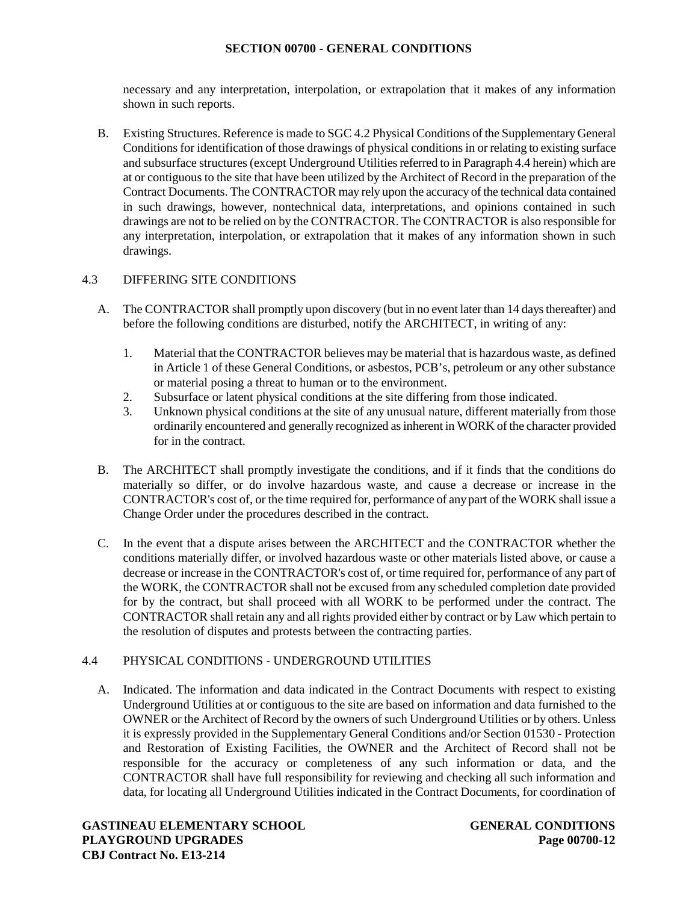necessary and any interpretation, interpolation, or extrapolation that it makes of any information shown in such reports.

B. Existing Structures. Reference is made to SGC 4.2 Physical Conditions of the Supplementary General Conditions for identification of those drawings of physical conditions in or relating to existing surface and subsurface structures (except Underground Utilities referred to in Paragraph 4.4 herein) which are at or contiguous to the site that have been utilized by the Architect of Record in the preparation of the Contract Documents. The CONTRACTOR may rely upon the accuracy of the technical data contained in such drawings, however, nontechnical data, interpretations, and opinions contained in such drawings are not to be relied on by the CONTRACTOR. The CONTRACTOR is also responsible for any interpretation, interpolation, or extrapolation that it makes of any information shown in such drawings.

## 4.3 DIFFERING SITE CONDITIONS

A. The CONTRACTOR shall promptly upon discovery (but in no event later than 14 days thereafter) and before the following conditions are disturbed, notify the ARCHITECT, in writing of any:

1. Material that the CONTRACTOR believes may be material that is hazardous waste, as defined in Article 1 of these General Conditions, or asbestos, PCB's, petroleum or any other substance or material posing a threat to human or to the environment.
2. Subsurface or latent physical conditions at the site differing from those indicated.
3. Unknown physical conditions at the site of any unusual nature, different materially from those ordinarily encountered and generally recognized as inherent in WORK of the character provided for in the contract.

B. The ARCHITECT shall promptly investigate the conditions, and if it finds that the conditions do materially so differ, or do involve hazardous waste, and cause a decrease or increase in the CONTRACTOR's cost of, or the time required for, performance of any part of the WORK shall issue a Change Order under the procedures described in the contract.

C. In the event that a dispute arises between the ARCHITECT and the CONTRACTOR whether the conditions materially differ, or involved hazardous waste or other materials listed above, or cause a decrease or increase in the CONTRACTOR's cost of, or time required for, performance of any part of the WORK, the CONTRACTOR shall not be excused from any scheduled completion date provided for by the contract, but shall proceed with all WORK to be performed under the contract. The CONTRACTOR shall retain any and all rights provided either by contract or by Law which pertain to the resolution of disputes and protests between the contracting parties.

## 4.4 PHYSICAL CONDITIONS - UNDERGROUND UTILITIES

A. Indicated. The information and data indicated in the Contract Documents with respect to existing Underground Utilities at or contiguous to the site are based on information and data furnished to the OWNER or the Architect of Record by the owners of such Underground Utilities or by others. Unless it is expressly provided in the Supplementary General Conditions and/or Section 01530 - Protection and Restoration of Existing Facilities, the OWNER and the Architect of Record shall not be responsible for the accuracy or completeness of any such information or data, and the CONTRACTOR shall have full responsibility for reviewing and checking all such information and data, for locating all Underground Utilities indicated in the Contract Documents, for coordination of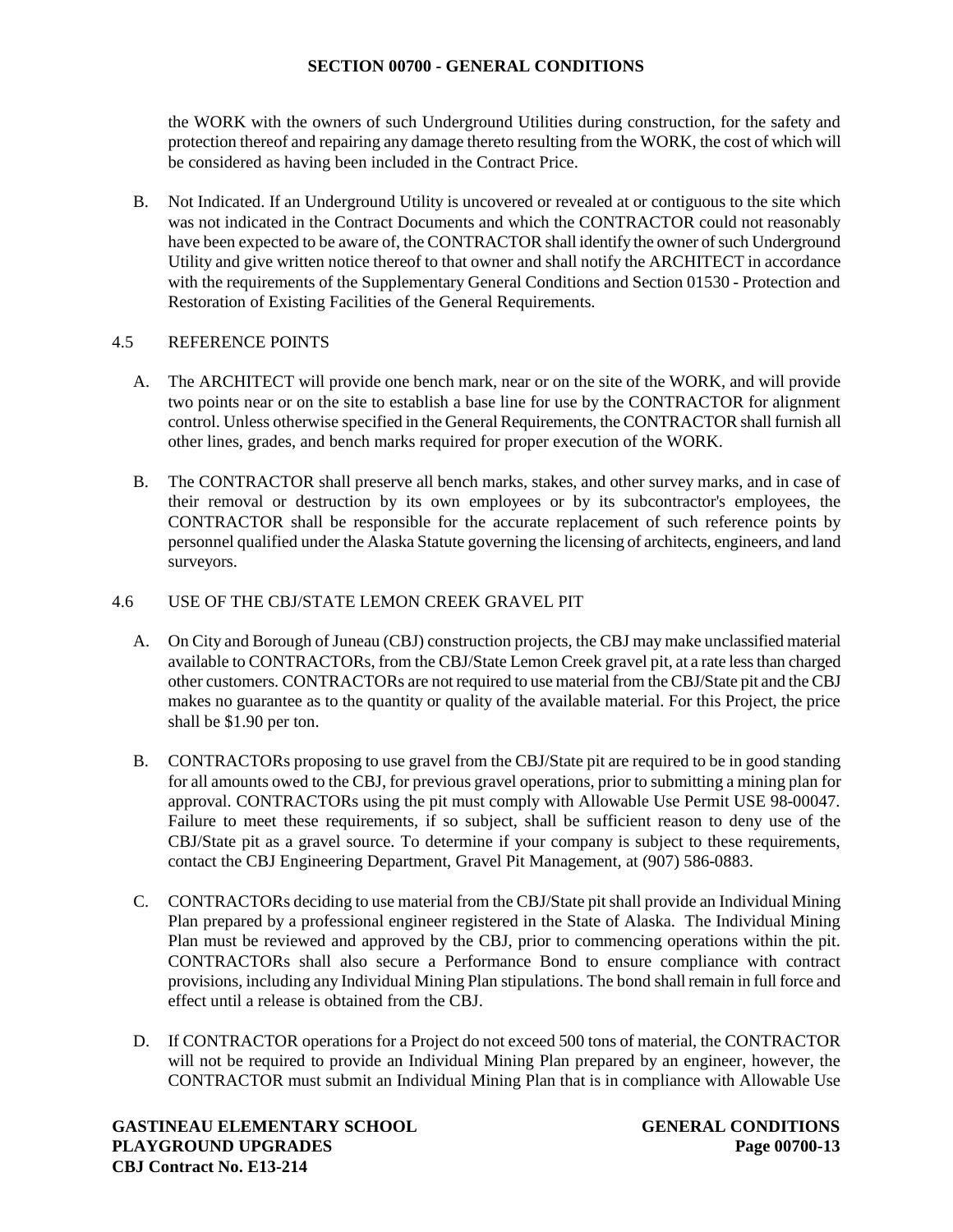the WORK with the owners of such Underground Utilities during construction, for the safety and protection thereof and repairing any damage thereto resulting from the WORK, the cost of which will be considered as having been included in the Contract Price.

B. Not Indicated. If an Underground Utility is uncovered or revealed at or contiguous to the site which was not indicated in the Contract Documents and which the CONTRACTOR could not reasonably have been expected to be aware of, the CONTRACTOR shall identify the owner of such Underground Utility and give written notice thereof to that owner and shall notify the ARCHITECT in accordance with the requirements of the Supplementary General Conditions and Section 01530 - Protection and Restoration of Existing Facilities of the General Requirements.

## 4.5 REFERENCE POINTS

A. The ARCHITECT will provide one bench mark, near or on the site of the WORK, and will provide two points near or on the site to establish a base line for use by the CONTRACTOR for alignment control. Unless otherwise specified in the General Requirements, the CONTRACTOR shall furnish all other lines, grades, and bench marks required for proper execution of the WORK.

B. The CONTRACTOR shall preserve all bench marks, stakes, and other survey marks, and in case of their removal or destruction by its own employees or by its subcontractor's employees, the CONTRACTOR shall be responsible for the accurate replacement of such reference points by personnel qualified under the Alaska Statute governing the licensing of architects, engineers, and land surveyors.

## 4.6 USE OF THE CBJ/STATE LEMON CREEK GRAVEL PIT

A. On City and Borough of Juneau (CBJ) construction projects, the CBJ may make unclassified material available to CONTRACTORs, from the CBJ/State Lemon Creek gravel pit, at a rate less than charged other customers. CONTRACTORs are not required to use material from the CBJ/State pit and the CBJ makes no guarantee as to the quantity or quality of the available material. For this Project, the price shall be $1.90 per ton.

B. CONTRACTORs proposing to use gravel from the CBJ/State pit are required to be in good standing for all amounts owed to the CBJ, for previous gravel operations, prior to submitting a mining plan for approval. CONTRACTORs using the pit must comply with Allowable Use Permit USE 98-00047. Failure to meet these requirements, if so subject, shall be sufficient reason to deny use of the CBJ/State pit as a gravel source. To determine if your company is subject to these requirements, contact the CBJ Engineering Department, Gravel Pit Management, at (907) 586-0883.

C. CONTRACTORs deciding to use material from the CBJ/State pit shall provide an Individual Mining Plan prepared by a professional engineer registered in the State of Alaska. The Individual Mining Plan must be reviewed and approved by the CBJ, prior to commencing operations within the pit. CONTRACTORs shall also secure a Performance Bond to ensure compliance with contract provisions, including any Individual Mining Plan stipulations. The bond shall remain in full force and effect until a release is obtained from the CBJ.

D. If CONTRACTOR operations for a Project do not exceed 500 tons of material, the CONTRACTOR will not be required to provide an Individual Mining Plan prepared by an engineer, however, the CONTRACTOR must submit an Individual Mining Plan that is in compliance with Allowable Use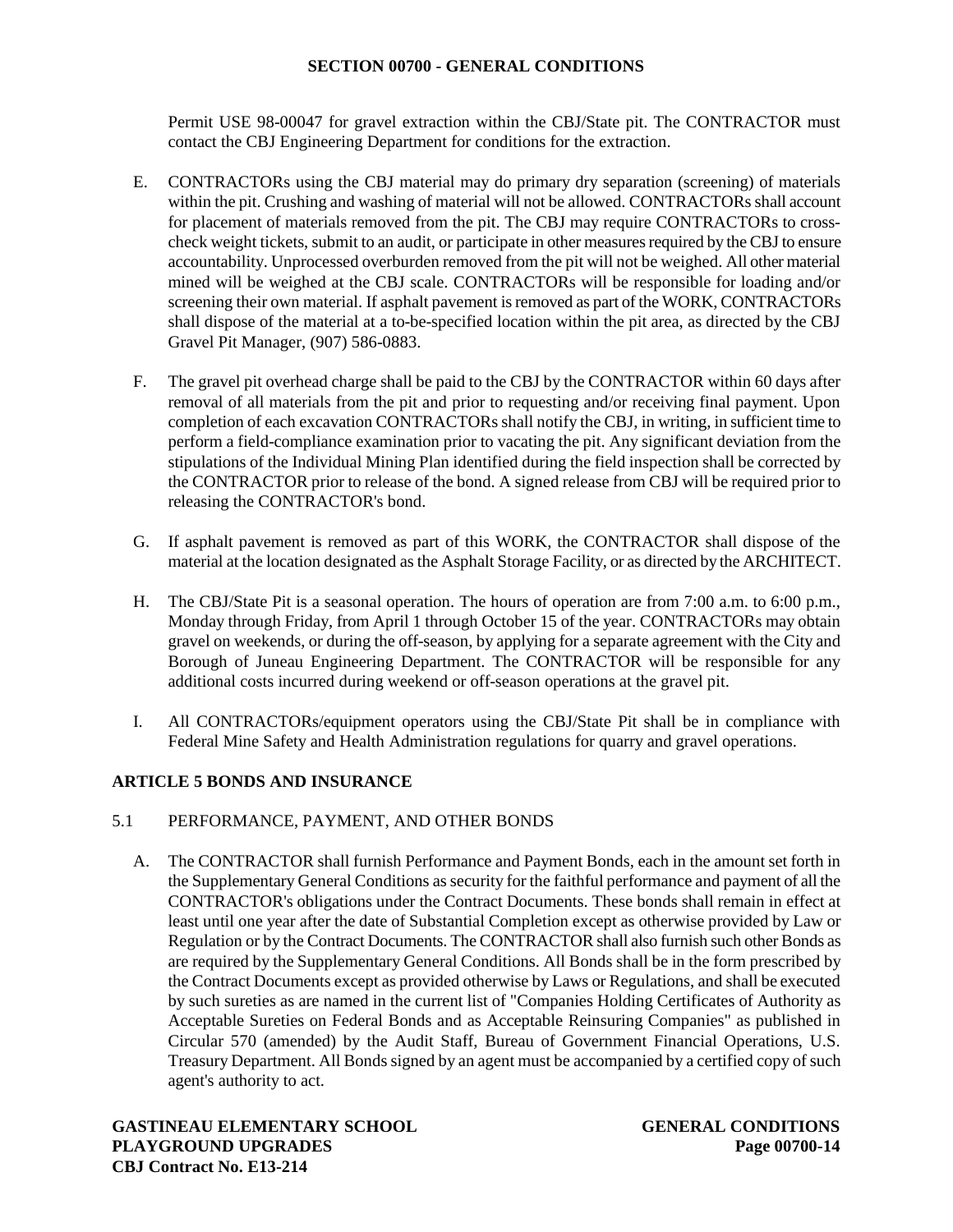Permit USE 98-00047 for gravel extraction within the CBJ/State pit. The CONTRACTOR must contact the CBJ Engineering Department for conditions for the extraction.

E. CONTRACTORs using the CBJ material may do primary dry separation (screening) of materials within the pit. Crushing and washing of material will not be allowed. CONTRACTORs shall account for placement of materials removed from the pit. The CBJ may require CONTRACTORs to cross-check weight tickets, submit to an audit, or participate in other measures required by the CBJ to ensure accountability. Unprocessed overburden removed from the pit will not be weighed. All other material mined will be weighed at the CBJ scale. CONTRACTORs will be responsible for loading and/or screening their own material. If asphalt pavement is removed as part of the WORK, CONTRACTORs shall dispose of the material at a to-be-specified location within the pit area, as directed by the CBJ Gravel Pit Manager, (907) 586-0883.

F. The gravel pit overhead charge shall be paid to the CBJ by the CONTRACTOR within 60 days after removal of all materials from the pit and prior to requesting and/or receiving final payment. Upon completion of each excavation CONTRACTORs shall notify the CBJ, in writing, in sufficient time to perform a field-compliance examination prior to vacating the pit. Any significant deviation from the stipulations of the Individual Mining Plan identified during the field inspection shall be corrected by the CONTRACTOR prior to release of the bond. A signed release from CBJ will be required prior to releasing the CONTRACTOR's bond.

G. If asphalt pavement is removed as part of this WORK, the CONTRACTOR shall dispose of the material at the location designated as the Asphalt Storage Facility, or as directed by the ARCHITECT.

H. The CBJ/State Pit is a seasonal operation. The hours of operation are from 7:00 a.m. to 6:00 p.m., Monday through Friday, from April 1 through October 15 of the year. CONTRACTORs may obtain gravel on weekends, or during the off-season, by applying for a separate agreement with the City and Borough of Juneau Engineering Department. The CONTRACTOR will be responsible for any additional costs incurred during weekend or off-season operations at the gravel pit.

I. All CONTRACTORs/equipment operators using the CBJ/State Pit shall be in compliance with Federal Mine Safety and Health Administration regulations for quarry and gravel operations.

## ARTICLE 5 BONDS AND INSURANCE

### 5.1 PERFORMANCE, PAYMENT, AND OTHER BONDS

A. The CONTRACTOR shall furnish Performance and Payment Bonds, each in the amount set forth in the Supplementary General Conditions as security for the faithful performance and payment of all the CONTRACTOR's obligations under the Contract Documents. These bonds shall remain in effect at least until one year after the date of Substantial Completion except as otherwise provided by Law or Regulation or by the Contract Documents. The CONTRACTOR shall also furnish such other Bonds as are required by the Supplementary General Conditions. All Bonds shall be in the form prescribed by the Contract Documents except as provided otherwise by Laws or Regulations, and shall be executed by such sureties as are named in the current list of "Companies Holding Certificates of Authority as Acceptable Sureties on Federal Bonds and as Acceptable Reinsuring Companies" as published in Circular 570 (amended) by the Audit Staff, Bureau of Government Financial Operations, U.S. Treasury Department. All Bonds signed by an agent must be accompanied by a certified copy of such agent's authority to act.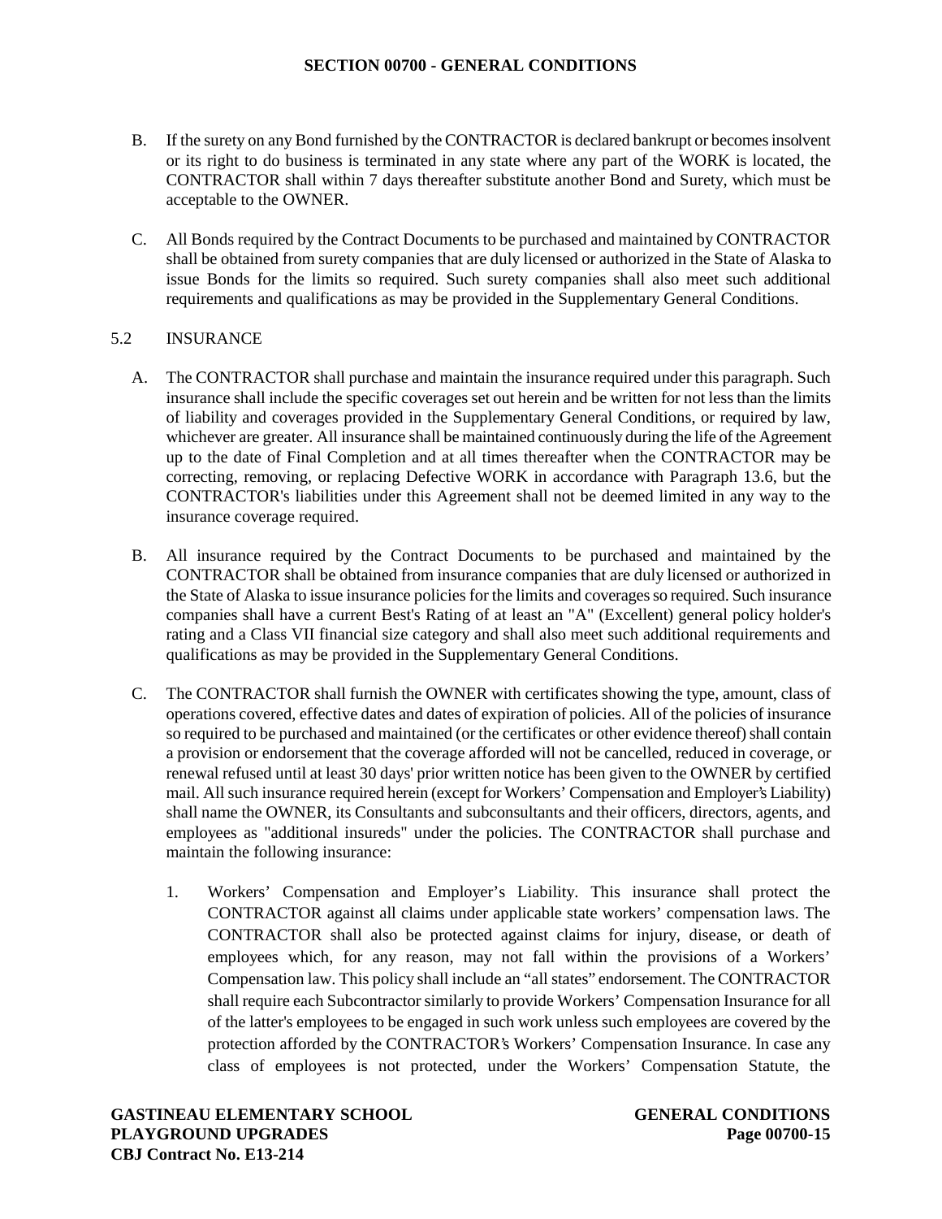B. If the surety on any Bond furnished by the CONTRACTOR is declared bankrupt or becomes insolvent or its right to do business is terminated in any state where any part of the WORK is located, the CONTRACTOR shall within 7 days thereafter substitute another Bond and Surety, which must be acceptable to the OWNER.

C. All Bonds required by the Contract Documents to be purchased and maintained by CONTRACTOR shall be obtained from surety companies that are duly licensed or authorized in the State of Alaska to issue Bonds for the limits so required. Such surety companies shall also meet such additional requirements and qualifications as may be provided in the Supplementary General Conditions.

5.2 INSURANCE

A. The CONTRACTOR shall purchase and maintain the insurance required under this paragraph. Such insurance shall include the specific coverages set out herein and be written for not less than the limits of liability and coverages provided in the Supplementary General Conditions, or required by law, whichever are greater. All insurance shall be maintained continuously during the life of the Agreement up to the date of Final Completion and at all times thereafter when the CONTRACTOR may be correcting, removing, or replacing Defective WORK in accordance with Paragraph 13.6, but the CONTRACTOR's liabilities under this Agreement shall not be deemed limited in any way to the insurance coverage required.

B. All insurance required by the Contract Documents to be purchased and maintained by the CONTRACTOR shall be obtained from insurance companies that are duly licensed or authorized in the State of Alaska to issue insurance policies for the limits and coverages so required. Such insurance companies shall have a current Best's Rating of at least an "A" (Excellent) general policy holder's rating and a Class VII financial size category and shall also meet such additional requirements and qualifications as may be provided in the Supplementary General Conditions.

C. The CONTRACTOR shall furnish the OWNER with certificates showing the type, amount, class of operations covered, effective dates and dates of expiration of policies. All of the policies of insurance so required to be purchased and maintained (or the certificates or other evidence thereof) shall contain a provision or endorsement that the coverage afforded will not be cancelled, reduced in coverage, or renewal refused until at least 30 days' prior written notice has been given to the OWNER by certified mail. All such insurance required herein (except for Workers' Compensation and Employer's Liability) shall name the OWNER, its Consultants and subconsultants and their officers, directors, agents, and employees as "additional insureds" under the policies. The CONTRACTOR shall purchase and maintain the following insurance:

1. Workers' Compensation and Employer's Liability. This insurance shall protect the CONTRACTOR against all claims under applicable state workers' compensation laws. The CONTRACTOR shall also be protected against claims for injury, disease, or death of employees which, for any reason, may not fall within the provisions of a Workers' Compensation law. This policy shall include an "all states" endorsement. The CONTRACTOR shall require each Subcontractor similarly to provide Workers' Compensation Insurance for all of the latter's employees to be engaged in such work unless such employees are covered by the protection afforded by the CONTRACTOR's Workers' Compensation Insurance. In case any class of employees is not protected, under the Workers' Compensation Statute, the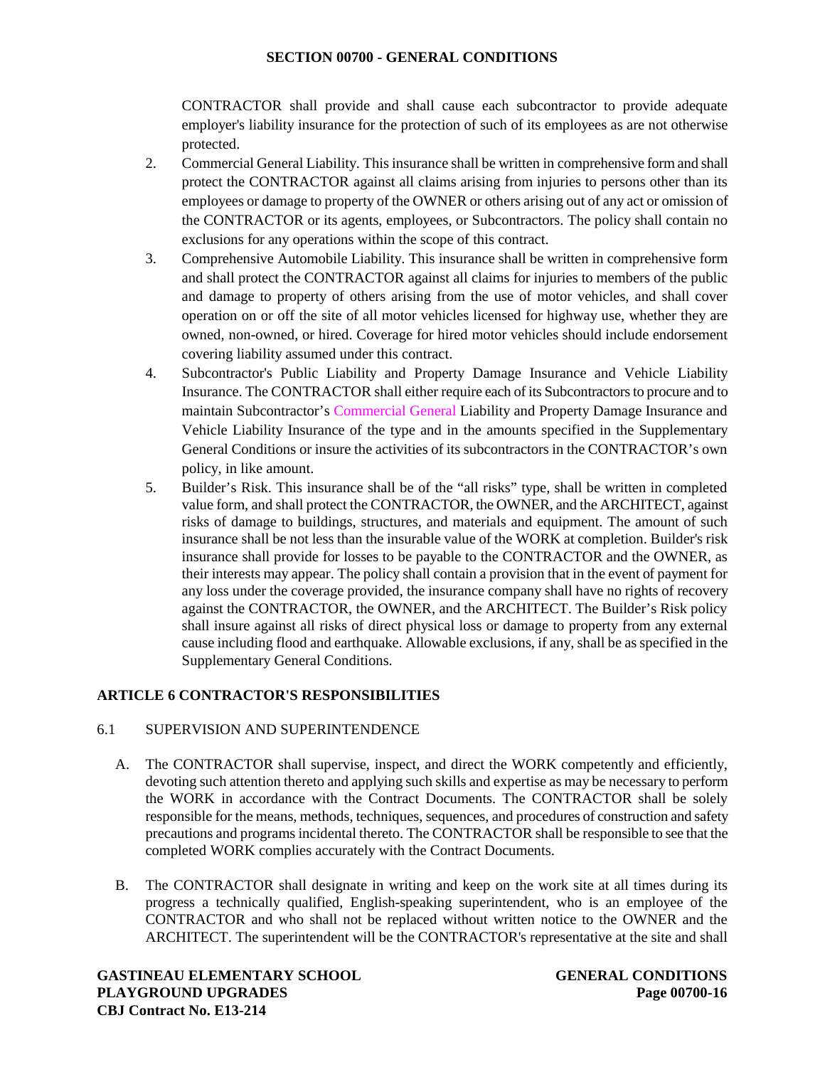CONTRACTOR shall provide and shall cause each subcontractor to provide adequate employer's liability insurance for the protection of such of its employees as are not otherwise protected.

2. Commercial General Liability. This insurance shall be written in comprehensive form and shall protect the CONTRACTOR against all claims arising from injuries to persons other than its employees or damage to property of the OWNER or others arising out of any act or omission of the CONTRACTOR or its agents, employees, or Subcontractors. The policy shall contain no exclusions for any operations within the scope of this contract.
3. Comprehensive Automobile Liability. This insurance shall be written in comprehensive form and shall protect the CONTRACTOR against all claims for injuries to members of the public and damage to property of others arising from the use of motor vehicles, and shall cover operation on or off the site of all motor vehicles licensed for highway use, whether they are owned, non-owned, or hired. Coverage for hired motor vehicles should include endorsement covering liability assumed under this contract.
4. Subcontractor's Public Liability and Property Damage Insurance and Vehicle Liability Insurance. The CONTRACTOR shall either require each of its Subcontractors to procure and to maintain Subcontractor's Commercial General Liability and Property Damage Insurance and Vehicle Liability Insurance of the type and in the amounts specified in the Supplementary General Conditions or insure the activities of its subcontractors in the CONTRACTOR's own policy, in like amount.
5. Builder's Risk. This insurance shall be of the "all risks" type, shall be written in completed value form, and shall protect the CONTRACTOR, the OWNER, and the ARCHITECT, against risks of damage to buildings, structures, and materials and equipment. The amount of such insurance shall be not less than the insurable value of the WORK at completion. Builder's risk insurance shall provide for losses to be payable to the CONTRACTOR and the OWNER, as their interests may appear. The policy shall contain a provision that in the event of payment for any loss under the coverage provided, the insurance company shall have no rights of recovery against the CONTRACTOR, the OWNER, and the ARCHITECT. The Builder's Risk policy shall insure against all risks of direct physical loss or damage to property from any external cause including flood and earthquake. Allowable exclusions, if any, shall be as specified in the Supplementary General Conditions.

## ARTICLE 6 CONTRACTOR'S RESPONSIBILITIES

### 6.1 SUPERVISION AND SUPERINTENDENCE

A. The CONTRACTOR shall supervise, inspect, and direct the WORK competently and efficiently, devoting such attention thereto and applying such skills and expertise as may be necessary to perform the WORK in accordance with the Contract Documents. The CONTRACTOR shall be solely responsible for the means, methods, techniques, sequences, and procedures of construction and safety precautions and programs incidental thereto. The CONTRACTOR shall be responsible to see that the completed WORK complies accurately with the Contract Documents.

B. The CONTRACTOR shall designate in writing and keep on the work site at all times during its progress a technically qualified, English-speaking superintendent, who is an employee of the CONTRACTOR and who shall not be replaced without written notice to the OWNER and the ARCHITECT. The superintendent will be the CONTRACTOR's representative at the site and shall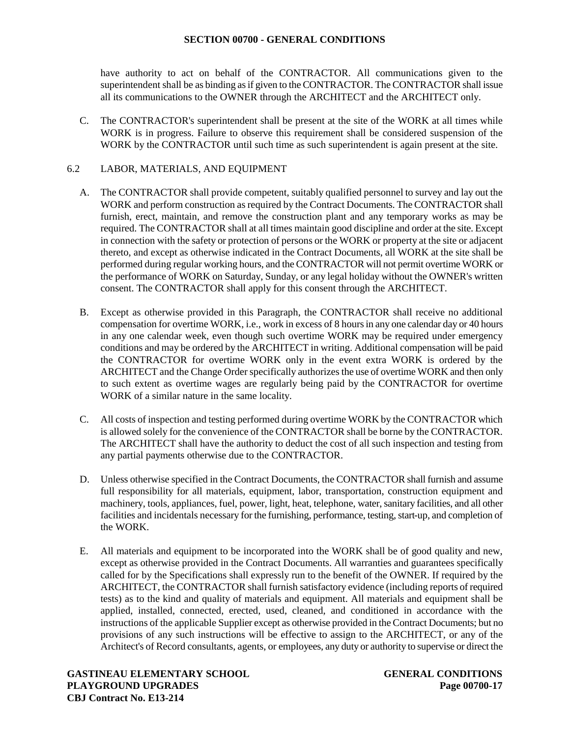have authority to act on behalf of the CONTRACTOR. All communications given to the superintendent shall be as binding as if given to the CONTRACTOR. The CONTRACTOR shall issue all its communications to the OWNER through the ARCHITECT and the ARCHITECT only.

C. The CONTRACTOR's superintendent shall be present at the site of the WORK at all times while WORK is in progress. Failure to observe this requirement shall be considered suspension of the WORK by the CONTRACTOR until such time as such superintendent is again present at the site.

### 6.2 LABOR, MATERIALS, AND EQUIPMENT

A. The CONTRACTOR shall provide competent, suitably qualified personnel to survey and lay out the WORK and perform construction as required by the Contract Documents. The CONTRACTOR shall furnish, erect, maintain, and remove the construction plant and any temporary works as may be required. The CONTRACTOR shall at all times maintain good discipline and order at the site. Except in connection with the safety or protection of persons or the WORK or property at the site or adjacent thereto, and except as otherwise indicated in the Contract Documents, all WORK at the site shall be performed during regular working hours, and the CONTRACTOR will not permit overtime WORK or the performance of WORK on Saturday, Sunday, or any legal holiday without the OWNER's written consent. The CONTRACTOR shall apply for this consent through the ARCHITECT.

B. Except as otherwise provided in this Paragraph, the CONTRACTOR shall receive no additional compensation for overtime WORK, i.e., work in excess of 8 hours in any one calendar day or 40 hours in any one calendar week, even though such overtime WORK may be required under emergency conditions and may be ordered by the ARCHITECT in writing. Additional compensation will be paid the CONTRACTOR for overtime WORK only in the event extra WORK is ordered by the ARCHITECT and the Change Order specifically authorizes the use of overtime WORK and then only to such extent as overtime wages are regularly being paid by the CONTRACTOR for overtime WORK of a similar nature in the same locality.

C. All costs of inspection and testing performed during overtime WORK by the CONTRACTOR which is allowed solely for the convenience of the CONTRACTOR shall be borne by the CONTRACTOR. The ARCHITECT shall have the authority to deduct the cost of all such inspection and testing from any partial payments otherwise due to the CONTRACTOR.

D. Unless otherwise specified in the Contract Documents, the CONTRACTOR shall furnish and assume full responsibility for all materials, equipment, labor, transportation, construction equipment and machinery, tools, appliances, fuel, power, light, heat, telephone, water, sanitary facilities, and all other facilities and incidentals necessary for the furnishing, performance, testing, start-up, and completion of the WORK.

E. All materials and equipment to be incorporated into the WORK shall be of good quality and new, except as otherwise provided in the Contract Documents. All warranties and guarantees specifically called for by the Specifications shall expressly run to the benefit of the OWNER. If required by the ARCHITECT, the CONTRACTOR shall furnish satisfactory evidence (including reports of required tests) as to the kind and quality of materials and equipment. All materials and equipment shall be applied, installed, connected, erected, used, cleaned, and conditioned in accordance with the instructions of the applicable Supplier except as otherwise provided in the Contract Documents; but no provisions of any such instructions will be effective to assign to the ARCHITECT, or any of the Architect's of Record consultants, agents, or employees, any duty or authority to supervise or direct the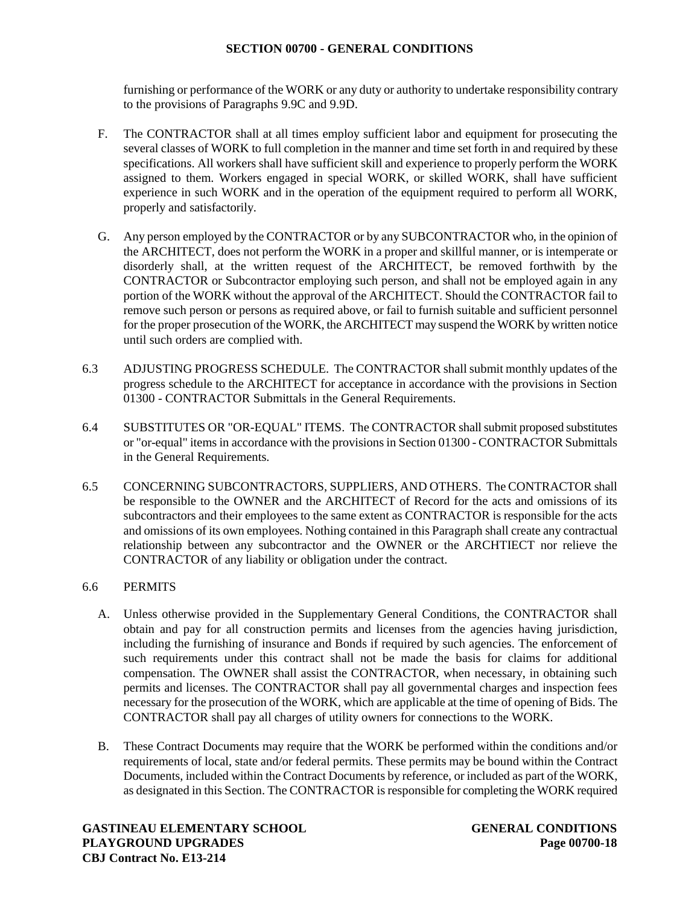furnishing or performance of the WORK or any duty or authority to undertake responsibility contrary to the provisions of Paragraphs 9.9C and 9.9D.

F. The CONTRACTOR shall at all times employ sufficient labor and equipment for prosecuting the several classes of WORK to full completion in the manner and time set forth in and required by these specifications. All workers shall have sufficient skill and experience to properly perform the WORK assigned to them. Workers engaged in special WORK, or skilled WORK, shall have sufficient experience in such WORK and in the operation of the equipment required to perform all WORK, properly and satisfactorily.

G. Any person employed by the CONTRACTOR or by any SUBCONTRACTOR who, in the opinion of the ARCHITECT, does not perform the WORK in a proper and skillful manner, or is intemperate or disorderly shall, at the written request of the ARCHITECT, be removed forthwith by the CONTRACTOR or Subcontractor employing such person, and shall not be employed again in any portion of the WORK without the approval of the ARCHITECT. Should the CONTRACTOR fail to remove such person or persons as required above, or fail to furnish suitable and sufficient personnel for the proper prosecution of the WORK, the ARCHITECT may suspend the WORK by written notice until such orders are complied with.

6.3 ADJUSTING PROGRESS SCHEDULE. The CONTRACTOR shall submit monthly updates of the progress schedule to the ARCHITECT for acceptance in accordance with the provisions in Section 01300 - CONTRACTOR Submittals in the General Requirements.

6.4 SUBSTITUTES OR "OR-EQUAL" ITEMS. The CONTRACTOR shall submit proposed substitutes or "or-equal" items in accordance with the provisions in Section 01300 - CONTRACTOR Submittals in the General Requirements.

6.5 CONCERNING SUBCONTRACTORS, SUPPLIERS, AND OTHERS. The CONTRACTOR shall be responsible to the OWNER and the ARCHITECT of Record for the acts and omissions of its subcontractors and their employees to the same extent as CONTRACTOR is responsible for the acts and omissions of its own employees. Nothing contained in this Paragraph shall create any contractual relationship between any subcontractor and the OWNER or the ARCHTIECT nor relieve the CONTRACTOR of any liability or obligation under the contract.

6.6 PERMITS

A. Unless otherwise provided in the Supplementary General Conditions, the CONTRACTOR shall obtain and pay for all construction permits and licenses from the agencies having jurisdiction, including the furnishing of insurance and Bonds if required by such agencies. The enforcement of such requirements under this contract shall not be made the basis for claims for additional compensation. The OWNER shall assist the CONTRACTOR, when necessary, in obtaining such permits and licenses. The CONTRACTOR shall pay all governmental charges and inspection fees necessary for the prosecution of the WORK, which are applicable at the time of opening of Bids. The CONTRACTOR shall pay all charges of utility owners for connections to the WORK.

B. These Contract Documents may require that the WORK be performed within the conditions and/or requirements of local, state and/or federal permits. These permits may be bound within the Contract Documents, included within the Contract Documents by reference, or included as part of the WORK, as designated in this Section. The CONTRACTOR is responsible for completing the WORK required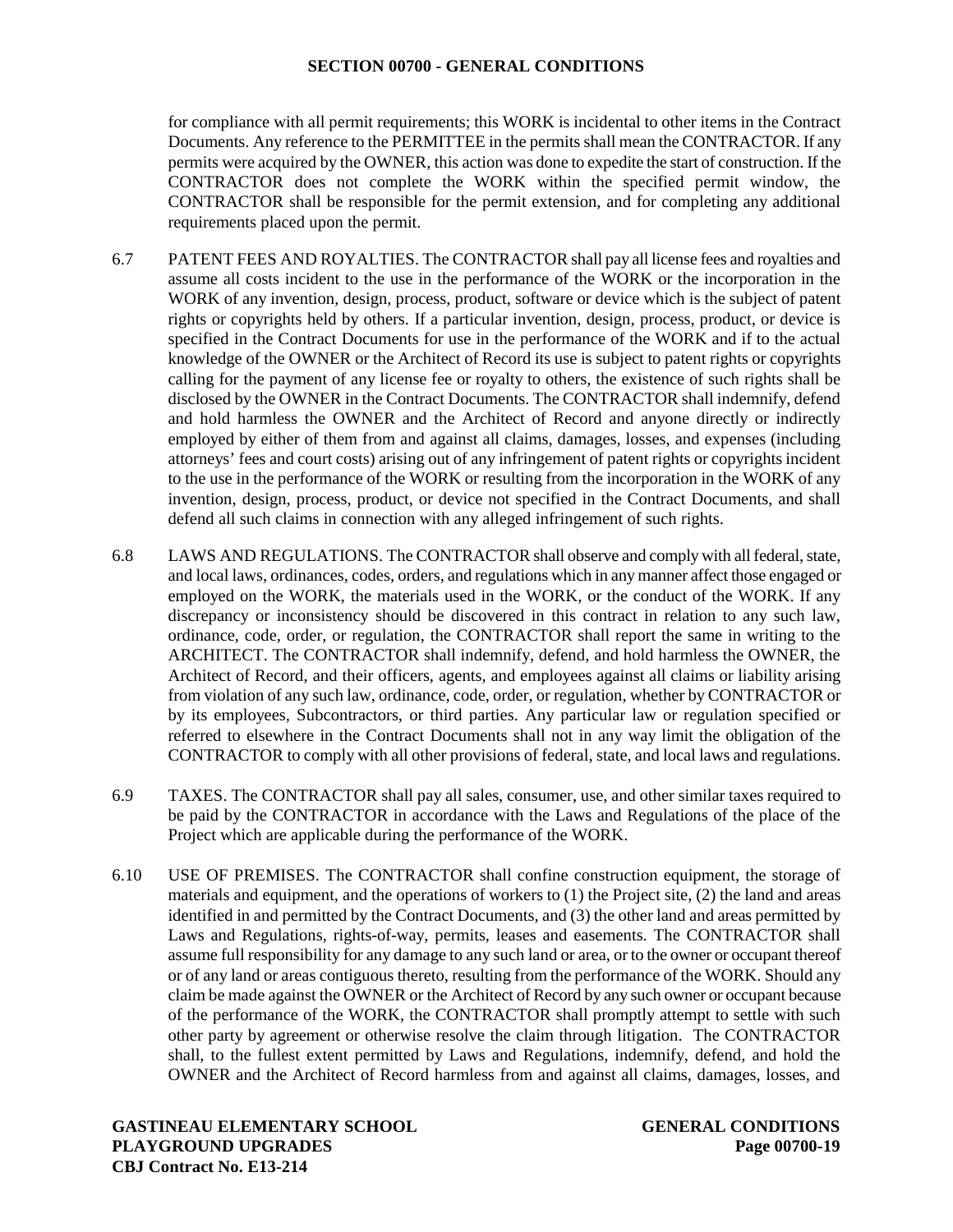for compliance with all permit requirements; this WORK is incidental to other items in the Contract Documents. Any reference to the PERMITTEE in the permits shall mean the CONTRACTOR. If any permits were acquired by the OWNER, this action was done to expedite the start of construction. If the CONTRACTOR does not complete the WORK within the specified permit window, the CONTRACTOR shall be responsible for the permit extension, and for completing any additional requirements placed upon the permit.

6.7 PATENT FEES AND ROYALTIES. The CONTRACTOR shall pay all license fees and royalties and assume all costs incident to the use in the performance of the WORK or the incorporation in the WORK of any invention, design, process, product, software or device which is the subject of patent rights or copyrights held by others. If a particular invention, design, process, product, or device is specified in the Contract Documents for use in the performance of the WORK and if to the actual knowledge of the OWNER or the Architect of Record its use is subject to patent rights or copyrights calling for the payment of any license fee or royalty to others, the existence of such rights shall be disclosed by the OWNER in the Contract Documents. The CONTRACTOR shall indemnify, defend and hold harmless the OWNER and the Architect of Record and anyone directly or indirectly employed by either of them from and against all claims, damages, losses, and expenses (including attorneys' fees and court costs) arising out of any infringement of patent rights or copyrights incident to the use in the performance of the WORK or resulting from the incorporation in the WORK of any invention, design, process, product, or device not specified in the Contract Documents, and shall defend all such claims in connection with any alleged infringement of such rights.

6.8 LAWS AND REGULATIONS. The CONTRACTOR shall observe and comply with all federal, state, and local laws, ordinances, codes, orders, and regulations which in any manner affect those engaged or employed on the WORK, the materials used in the WORK, or the conduct of the WORK. If any discrepancy or inconsistency should be discovered in this contract in relation to any such law, ordinance, code, order, or regulation, the CONTRACTOR shall report the same in writing to the ARCHITECT. The CONTRACTOR shall indemnify, defend, and hold harmless the OWNER, the Architect of Record, and their officers, agents, and employees against all claims or liability arising from violation of any such law, ordinance, code, order, or regulation, whether by CONTRACTOR or by its employees, Subcontractors, or third parties. Any particular law or regulation specified or referred to elsewhere in the Contract Documents shall not in any way limit the obligation of the CONTRACTOR to comply with all other provisions of federal, state, and local laws and regulations.

6.9 TAXES. The CONTRACTOR shall pay all sales, consumer, use, and other similar taxes required to be paid by the CONTRACTOR in accordance with the Laws and Regulations of the place of the Project which are applicable during the performance of the WORK.

6.10 USE OF PREMISES. The CONTRACTOR shall confine construction equipment, the storage of materials and equipment, and the operations of workers to (1) the Project site, (2) the land and areas identified in and permitted by the Contract Documents, and (3) the other land and areas permitted by Laws and Regulations, rights-of-way, permits, leases and easements. The CONTRACTOR shall assume full responsibility for any damage to any such land or area, or to the owner or occupant thereof or of any land or areas contiguous thereto, resulting from the performance of the WORK. Should any claim be made against the OWNER or the Architect of Record by any such owner or occupant because of the performance of the WORK, the CONTRACTOR shall promptly attempt to settle with such other party by agreement or otherwise resolve the claim through litigation. The CONTRACTOR shall, to the fullest extent permitted by Laws and Regulations, indemnify, defend, and hold the OWNER and the Architect of Record harmless from and against all claims, damages, losses, and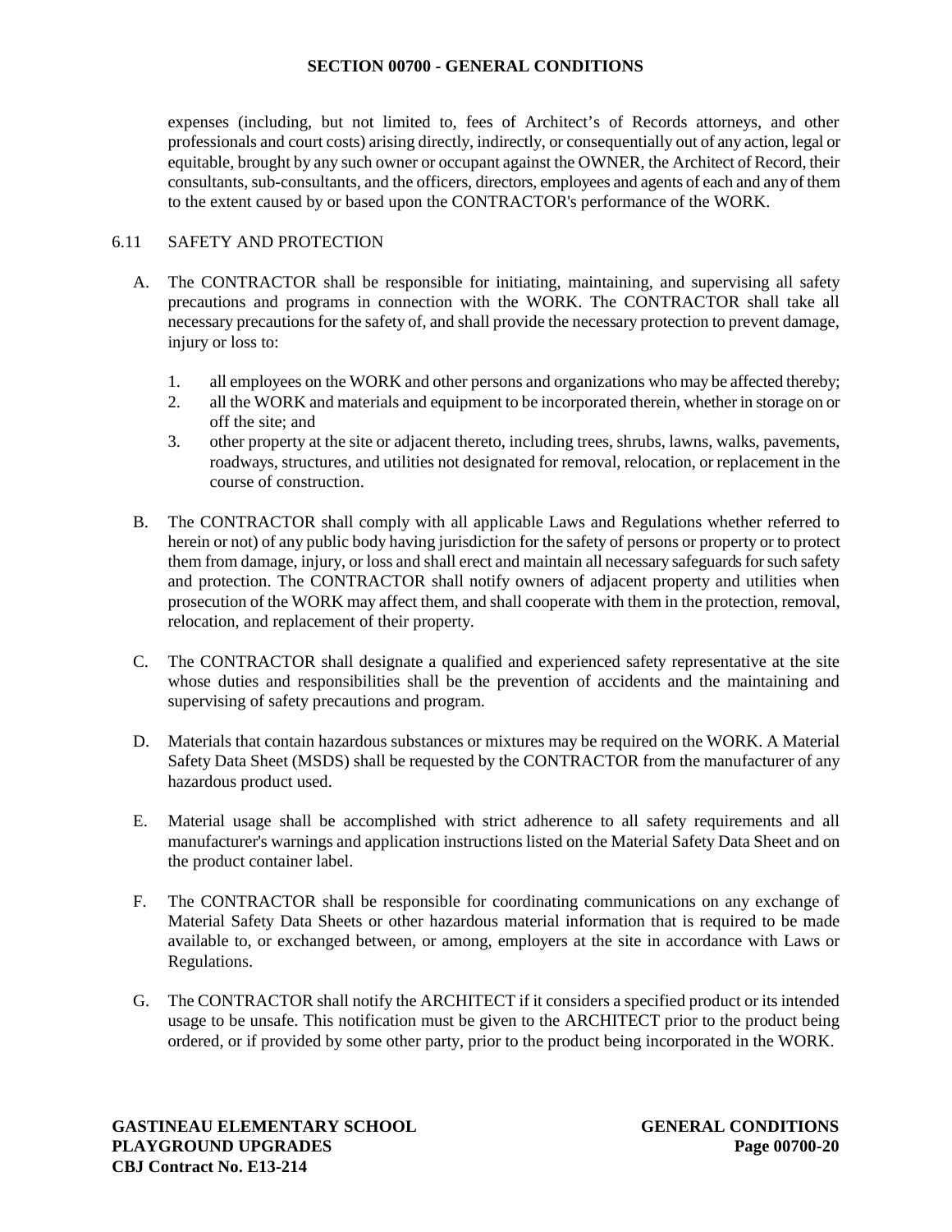expenses (including, but not limited to, fees of Architect's of Records attorneys, and other professionals and court costs) arising directly, indirectly, or consequentially out of any action, legal or equitable, brought by any such owner or occupant against the OWNER, the Architect of Record, their consultants, sub-consultants, and the officers, directors, employees and agents of each and any of them to the extent caused by or based upon the CONTRACTOR's performance of the WORK.

## 6.11 SAFETY AND PROTECTION

A. The CONTRACTOR shall be responsible for initiating, maintaining, and supervising all safety precautions and programs in connection with the WORK. The CONTRACTOR shall take all necessary precautions for the safety of, and shall provide the necessary protection to prevent damage, injury or loss to:

1. all employees on the WORK and other persons and organizations who may be affected thereby;
2. all the WORK and materials and equipment to be incorporated therein, whether in storage on or off the site; and
3. other property at the site or adjacent thereto, including trees, shrubs, lawns, walks, pavements, roadways, structures, and utilities not designated for removal, relocation, or replacement in the course of construction.

B. The CONTRACTOR shall comply with all applicable Laws and Regulations whether referred to herein or not) of any public body having jurisdiction for the safety of persons or property or to protect them from damage, injury, or loss and shall erect and maintain all necessary safeguards for such safety and protection. The CONTRACTOR shall notify owners of adjacent property and utilities when prosecution of the WORK may affect them, and shall cooperate with them in the protection, removal, relocation, and replacement of their property.

C. The CONTRACTOR shall designate a qualified and experienced safety representative at the site whose duties and responsibilities shall be the prevention of accidents and the maintaining and supervising of safety precautions and program.

D. Materials that contain hazardous substances or mixtures may be required on the WORK. A Material Safety Data Sheet (MSDS) shall be requested by the CONTRACTOR from the manufacturer of any hazardous product used.

E. Material usage shall be accomplished with strict adherence to all safety requirements and all manufacturer's warnings and application instructions listed on the Material Safety Data Sheet and on the product container label.

F. The CONTRACTOR shall be responsible for coordinating communications on any exchange of Material Safety Data Sheets or other hazardous material information that is required to be made available to, or exchanged between, or among, employers at the site in accordance with Laws or Regulations.

G. The CONTRACTOR shall notify the ARCHITECT if it considers a specified product or its intended usage to be unsafe. This notification must be given to the ARCHITECT prior to the product being ordered, or if provided by some other party, prior to the product being incorporated in the WORK.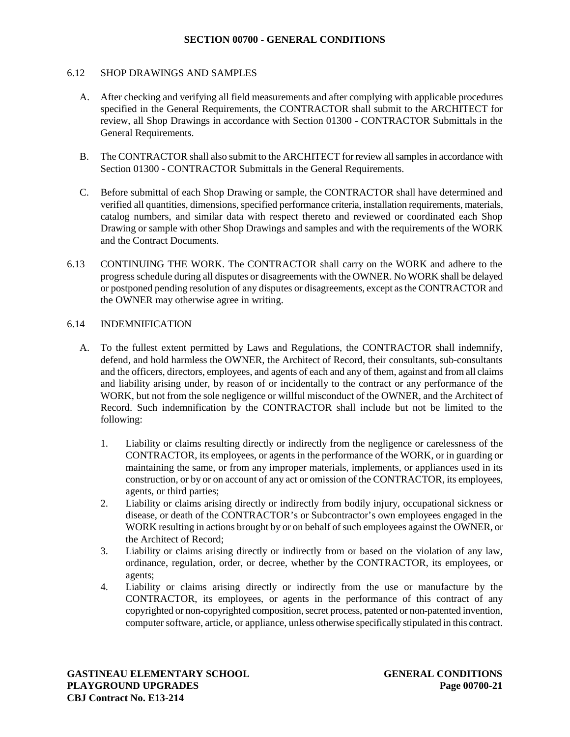6.12 SHOP DRAWINGS AND SAMPLES

A. After checking and verifying all field measurements and after complying with applicable procedures specified in the General Requirements, the CONTRACTOR shall submit to the ARCHITECT for review, all Shop Drawings in accordance with Section 01300 - CONTRACTOR Submittals in the General Requirements.

B. The CONTRACTOR shall also submit to the ARCHITECT for review all samples in accordance with Section 01300 - CONTRACTOR Submittals in the General Requirements.

C. Before submittal of each Shop Drawing or sample, the CONTRACTOR shall have determined and verified all quantities, dimensions, specified performance criteria, installation requirements, materials, catalog numbers, and similar data with respect thereto and reviewed or coordinated each Shop Drawing or sample with other Shop Drawings and samples and with the requirements of the WORK and the Contract Documents.

6.13 CONTINUING THE WORK. The CONTRACTOR shall carry on the WORK and adhere to the progress schedule during all disputes or disagreements with the OWNER. No WORK shall be delayed or postponed pending resolution of any disputes or disagreements, except as the CONTRACTOR and the OWNER may otherwise agree in writing.

6.14 INDEMNIFICATION

A. To the fullest extent permitted by Laws and Regulations, the CONTRACTOR shall indemnify, defend, and hold harmless the OWNER, the Architect of Record, their consultants, sub-consultants and the officers, directors, employees, and agents of each and any of them, against and from all claims and liability arising under, by reason of or incidentally to the contract or any performance of the WORK, but not from the sole negligence or willful misconduct of the OWNER, and the Architect of Record. Such indemnification by the CONTRACTOR shall include but not be limited to the following:

1. Liability or claims resulting directly or indirectly from the negligence or carelessness of the CONTRACTOR, its employees, or agents in the performance of the WORK, or in guarding or maintaining the same, or from any improper materials, implements, or appliances used in its construction, or by or on account of any act or omission of the CONTRACTOR, its employees, agents, or third parties;
2. Liability or claims arising directly or indirectly from bodily injury, occupational sickness or disease, or death of the CONTRACTOR's or Subcontractor's own employees engaged in the WORK resulting in actions brought by or on behalf of such employees against the OWNER, or the Architect of Record;
3. Liability or claims arising directly or indirectly from or based on the violation of any law, ordinance, regulation, order, or decree, whether by the CONTRACTOR, its employees, or agents;
4. Liability or claims arising directly or indirectly from the use or manufacture by the CONTRACTOR, its employees, or agents in the performance of this contract of any copyrighted or non-copyrighted composition, secret process, patented or non-patented invention, computer software, article, or appliance, unless otherwise specifically stipulated in this contract.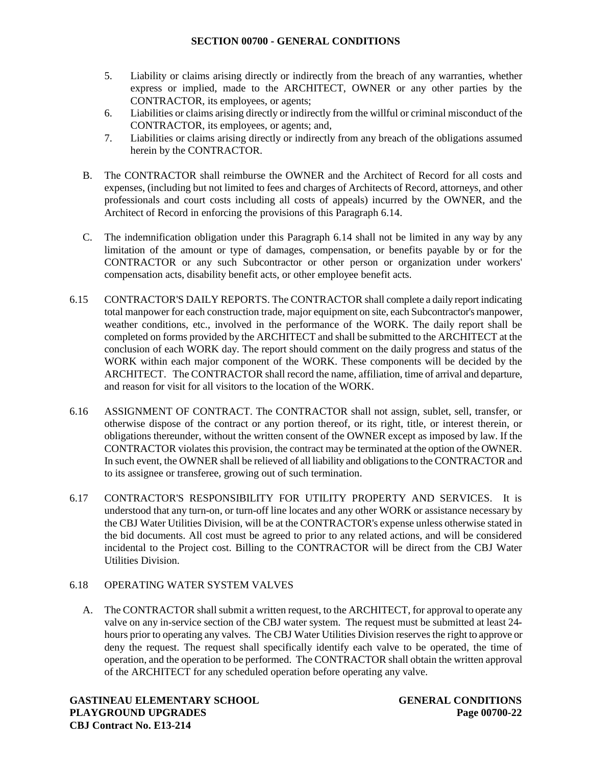5. Liability or claims arising directly or indirectly from the breach of any warranties, whether express or implied, made to the ARCHITECT, OWNER or any other parties by the CONTRACTOR, its employees, or agents;
6. Liabilities or claims arising directly or indirectly from the willful or criminal misconduct of the CONTRACTOR, its employees, or agents; and,
7. Liabilities or claims arising directly or indirectly from any breach of the obligations assumed herein by the CONTRACTOR.

B. The CONTRACTOR shall reimburse the OWNER and the Architect of Record for all costs and expenses, (including but not limited to fees and charges of Architects of Record, attorneys, and other professionals and court costs including all costs of appeals) incurred by the OWNER, and the Architect of Record in enforcing the provisions of this Paragraph 6.14.

C. The indemnification obligation under this Paragraph 6.14 shall not be limited in any way by any limitation of the amount or type of damages, compensation, or benefits payable by or for the CONTRACTOR or any such Subcontractor or other person or organization under workers' compensation acts, disability benefit acts, or other employee benefit acts.

6.15 CONTRACTOR'S DAILY REPORTS. The CONTRACTOR shall complete a daily report indicating total manpower for each construction trade, major equipment on site, each Subcontractor's manpower, weather conditions, etc., involved in the performance of the WORK. The daily report shall be completed on forms provided by the ARCHITECT and shall be submitted to the ARCHITECT at the conclusion of each WORK day. The report should comment on the daily progress and status of the WORK within each major component of the WORK. These components will be decided by the ARCHITECT. The CONTRACTOR shall record the name, affiliation, time of arrival and departure, and reason for visit for all visitors to the location of the WORK.

6.16 ASSIGNMENT OF CONTRACT. The CONTRACTOR shall not assign, sublet, sell, transfer, or otherwise dispose of the contract or any portion thereof, or its right, title, or interest therein, or obligations thereunder, without the written consent of the OWNER except as imposed by law. If the CONTRACTOR violates this provision, the contract may be terminated at the option of the OWNER. In such event, the OWNER shall be relieved of all liability and obligations to the CONTRACTOR and to its assignee or transferee, growing out of such termination.

6.17 CONTRACTOR'S RESPONSIBILITY FOR UTILITY PROPERTY AND SERVICES. It is understood that any turn-on, or turn-off line locates and any other WORK or assistance necessary by the CBJ Water Utilities Division, will be at the CONTRACTOR's expense unless otherwise stated in the bid documents. All cost must be agreed to prior to any related actions, and will be considered incidental to the Project cost. Billing to the CONTRACTOR will be direct from the CBJ Water Utilities Division.

6.18 OPERATING WATER SYSTEM VALVES

A. The CONTRACTOR shall submit a written request, to the ARCHITECT, for approval to operate any valve on any in-service section of the CBJ water system. The request must be submitted at least 24-hours prior to operating any valves. The CBJ Water Utilities Division reserves the right to approve or deny the request. The request shall specifically identify each valve to be operated, the time of operation, and the operation to be performed. The CONTRACTOR shall obtain the written approval of the ARCHITECT for any scheduled operation before operating any valve.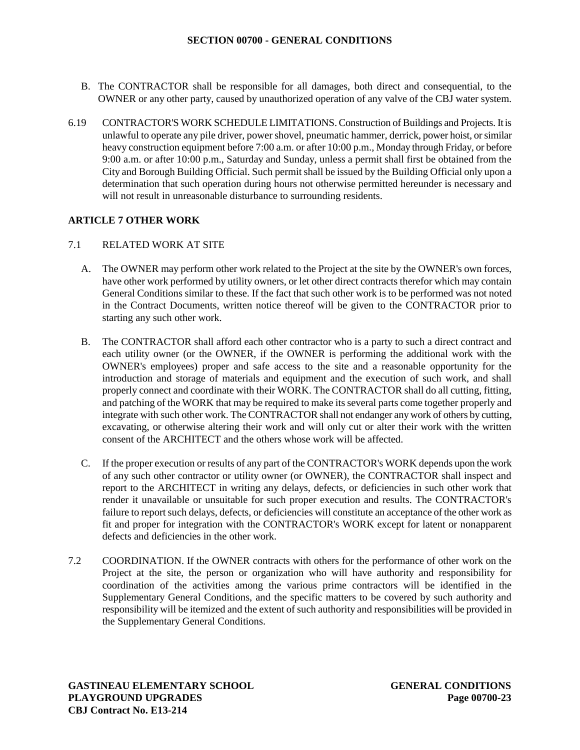B. The CONTRACTOR shall be responsible for all damages, both direct and consequential, to the OWNER or any other party, caused by unauthorized operation of any valve of the CBJ water system.

6.19 CONTRACTOR'S WORK SCHEDULE LIMITATIONS. Construction of Buildings and Projects. It is unlawful to operate any pile driver, power shovel, pneumatic hammer, derrick, power hoist, or similar heavy construction equipment before 7:00 a.m. or after 10:00 p.m., Monday through Friday, or before 9:00 a.m. or after 10:00 p.m., Saturday and Sunday, unless a permit shall first be obtained from the City and Borough Building Official. Such permit shall be issued by the Building Official only upon a determination that such operation during hours not otherwise permitted hereunder is necessary and will not result in unreasonable disturbance to surrounding residents.

## ARTICLE 7 OTHER WORK

7.1 RELATED WORK AT SITE

A. The OWNER may perform other work related to the Project at the site by the OWNER's own forces, have other work performed by utility owners, or let other direct contracts therefor which may contain General Conditions similar to these. If the fact that such other work is to be performed was not noted in the Contract Documents, written notice thereof will be given to the CONTRACTOR prior to starting any such other work.

B. The CONTRACTOR shall afford each other contractor who is a party to such a direct contract and each utility owner (or the OWNER, if the OWNER is performing the additional work with the OWNER's employees) proper and safe access to the site and a reasonable opportunity for the introduction and storage of materials and equipment and the execution of such work, and shall properly connect and coordinate with their WORK. The CONTRACTOR shall do all cutting, fitting, and patching of the WORK that may be required to make its several parts come together properly and integrate with such other work. The CONTRACTOR shall not endanger any work of others by cutting, excavating, or otherwise altering their work and will only cut or alter their work with the written consent of the ARCHITECT and the others whose work will be affected.

C. If the proper execution or results of any part of the CONTRACTOR's WORK depends upon the work of any such other contractor or utility owner (or OWNER), the CONTRACTOR shall inspect and report to the ARCHITECT in writing any delays, defects, or deficiencies in such other work that render it unavailable or unsuitable for such proper execution and results. The CONTRACTOR's failure to report such delays, defects, or deficiencies will constitute an acceptance of the other work as fit and proper for integration with the CONTRACTOR's WORK except for latent or nonapparent defects and deficiencies in the other work.

7.2 COORDINATION. If the OWNER contracts with others for the performance of other work on the Project at the site, the person or organization who will have authority and responsibility for coordination of the activities among the various prime contractors will be identified in the Supplementary General Conditions, and the specific matters to be covered by such authority and responsibility will be itemized and the extent of such authority and responsibilities will be provided in the Supplementary General Conditions.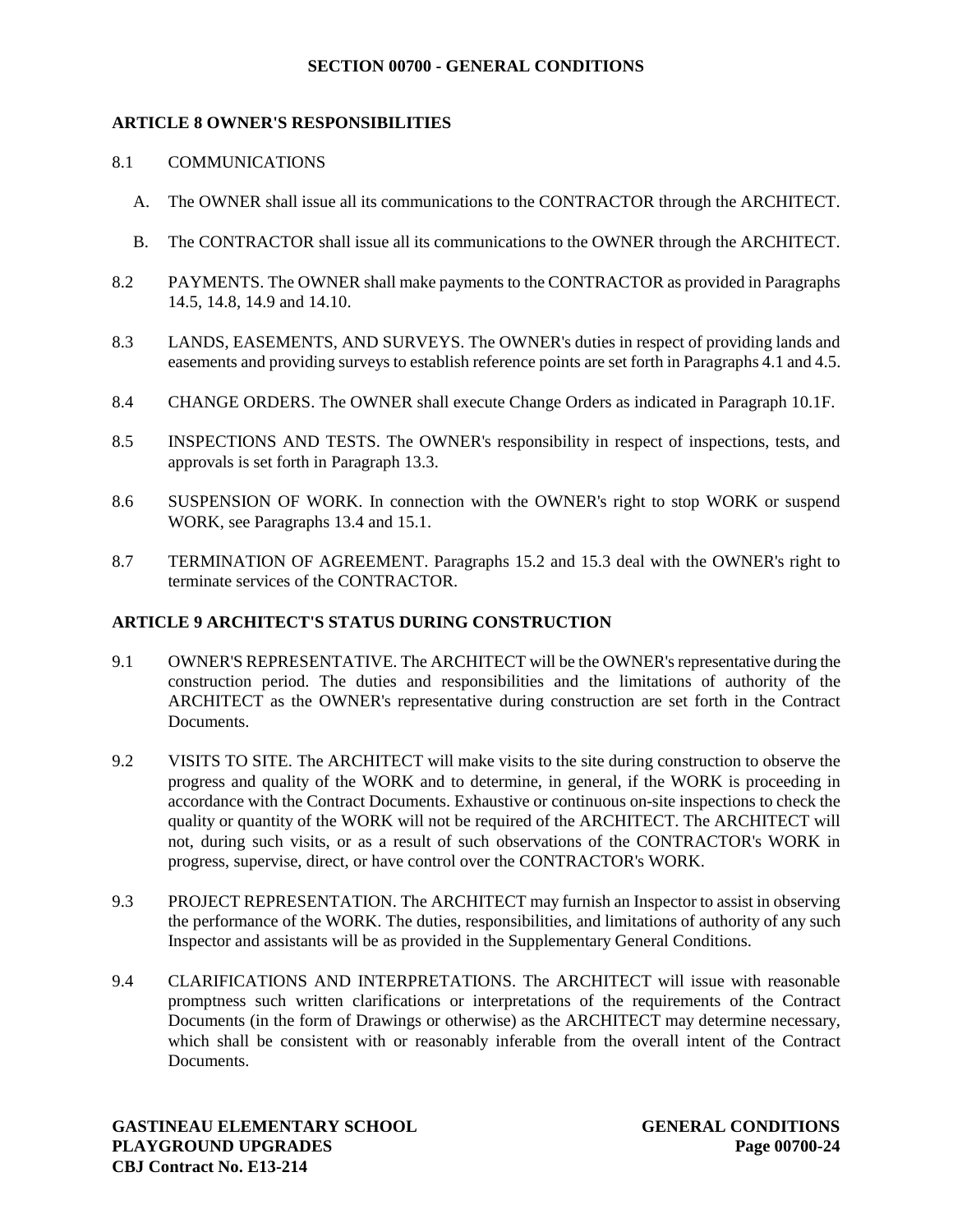## SECTION 00700 - GENERAL CONDITIONS

### ARTICLE 8 OWNER'S RESPONSIBILITIES

8.1 COMMUNICATIONS

A. The OWNER shall issue all its communications to the CONTRACTOR through the ARCHITECT.

B. The CONTRACTOR shall issue all its communications to the OWNER through the ARCHITECT.

8.2 PAYMENTS. The OWNER shall make payments to the CONTRACTOR as provided in Paragraphs 14.5, 14.8, 14.9 and 14.10.

8.3 LANDS, EASEMENTS, AND SURVEYS. The OWNER's duties in respect of providing lands and easements and providing surveys to establish reference points are set forth in Paragraphs 4.1 and 4.5.

8.4 CHANGE ORDERS. The OWNER shall execute Change Orders as indicated in Paragraph 10.1F.

8.5 INSPECTIONS AND TESTS. The OWNER's responsibility in respect of inspections, tests, and approvals is set forth in Paragraph 13.3.

8.6 SUSPENSION OF WORK. In connection with the OWNER's right to stop WORK or suspend WORK, see Paragraphs 13.4 and 15.1.

8.7 TERMINATION OF AGREEMENT. Paragraphs 15.2 and 15.3 deal with the OWNER's right to terminate services of the CONTRACTOR.

### ARTICLE 9 ARCHITECT'S STATUS DURING CONSTRUCTION

9.1 OWNER'S REPRESENTATIVE. The ARCHITECT will be the OWNER's representative during the construction period. The duties and responsibilities and the limitations of authority of the ARCHITECT as the OWNER's representative during construction are set forth in the Contract Documents.

9.2 VISITS TO SITE. The ARCHITECT will make visits to the site during construction to observe the progress and quality of the WORK and to determine, in general, if the WORK is proceeding in accordance with the Contract Documents. Exhaustive or continuous on-site inspections to check the quality or quantity of the WORK will not be required of the ARCHITECT. The ARCHITECT will not, during such visits, or as a result of such observations of the CONTRACTOR's WORK in progress, supervise, direct, or have control over the CONTRACTOR's WORK.

9.3 PROJECT REPRESENTATION. The ARCHITECT may furnish an Inspector to assist in observing the performance of the WORK. The duties, responsibilities, and limitations of authority of any such Inspector and assistants will be as provided in the Supplementary General Conditions.

9.4 CLARIFICATIONS AND INTERPRETATIONS. The ARCHITECT will issue with reasonable promptness such written clarifications or interpretations of the requirements of the Contract Documents (in the form of Drawings or otherwise) as the ARCHITECT may determine necessary, which shall be consistent with or reasonably inferable from the overall intent of the Contract Documents.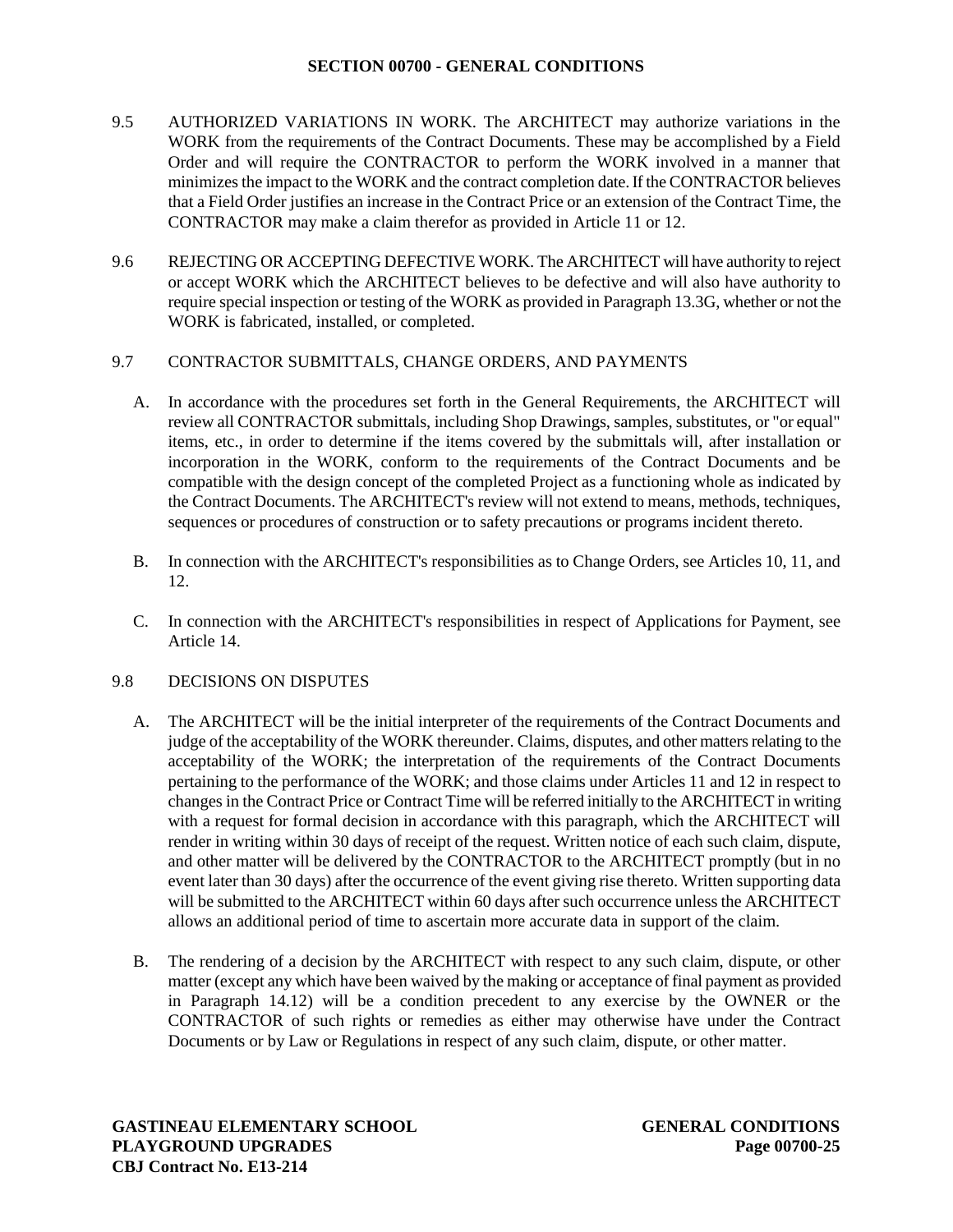9.5 AUTHORIZED VARIATIONS IN WORK. The ARCHITECT may authorize variations in the WORK from the requirements of the Contract Documents. These may be accomplished by a Field Order and will require the CONTRACTOR to perform the WORK involved in a manner that minimizes the impact to the WORK and the contract completion date. If the CONTRACTOR believes that a Field Order justifies an increase in the Contract Price or an extension of the Contract Time, the CONTRACTOR may make a claim therefor as provided in Article 11 or 12.

9.6 REJECTING OR ACCEPTING DEFECTIVE WORK. The ARCHITECT will have authority to reject or accept WORK which the ARCHITECT believes to be defective and will also have authority to require special inspection or testing of the WORK as provided in Paragraph 13.3G, whether or not the WORK is fabricated, installed, or completed.

9.7 CONTRACTOR SUBMITTALS, CHANGE ORDERS, AND PAYMENTS

A. In accordance with the procedures set forth in the General Requirements, the ARCHITECT will review all CONTRACTOR submittals, including Shop Drawings, samples, substitutes, or "or equal" items, etc., in order to determine if the items covered by the submittals will, after installation or incorporation in the WORK, conform to the requirements of the Contract Documents and be compatible with the design concept of the completed Project as a functioning whole as indicated by the Contract Documents. The ARCHITECT's review will not extend to means, methods, techniques, sequences or procedures of construction or to safety precautions or programs incident thereto.

B. In connection with the ARCHITECT's responsibilities as to Change Orders, see Articles 10, 11, and 12.

C. In connection with the ARCHITECT's responsibilities in respect of Applications for Payment, see Article 14.

9.8 DECISIONS ON DISPUTES

A. The ARCHITECT will be the initial interpreter of the requirements of the Contract Documents and judge of the acceptability of the WORK thereunder. Claims, disputes, and other matters relating to the acceptability of the WORK; the interpretation of the requirements of the Contract Documents pertaining to the performance of the WORK; and those claims under Articles 11 and 12 in respect to changes in the Contract Price or Contract Time will be referred initially to the ARCHITECT in writing with a request for formal decision in accordance with this paragraph, which the ARCHITECT will render in writing within 30 days of receipt of the request. Written notice of each such claim, dispute, and other matter will be delivered by the CONTRACTOR to the ARCHITECT promptly (but in no event later than 30 days) after the occurrence of the event giving rise thereto. Written supporting data will be submitted to the ARCHITECT within 60 days after such occurrence unless the ARCHITECT allows an additional period of time to ascertain more accurate data in support of the claim.

B. The rendering of a decision by the ARCHITECT with respect to any such claim, dispute, or other matter (except any which have been waived by the making or acceptance of final payment as provided in Paragraph 14.12) will be a condition precedent to any exercise by the OWNER or the CONTRACTOR of such rights or remedies as either may otherwise have under the Contract Documents or by Law or Regulations in respect of any such claim, dispute, or other matter.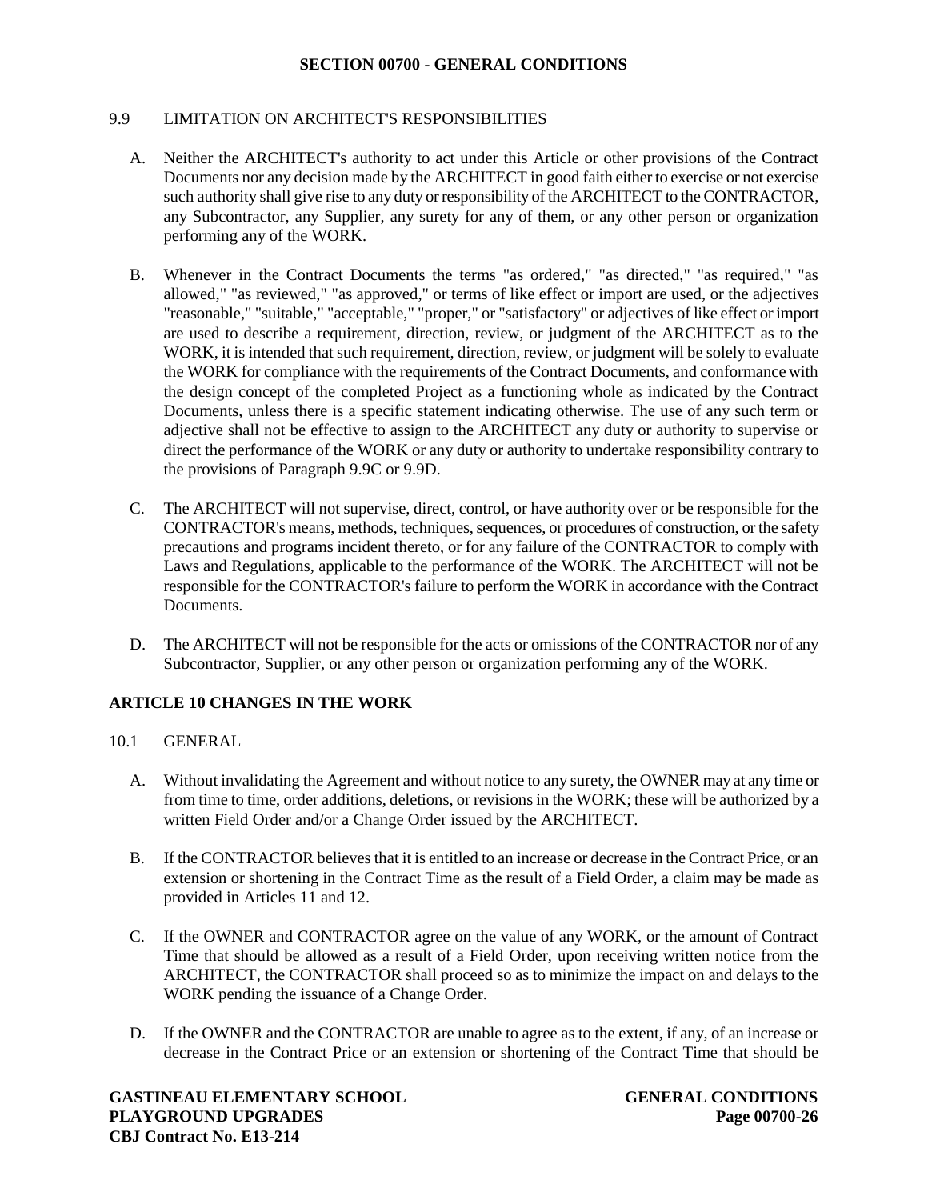### 9.9 LIMITATION ON ARCHITECT'S RESPONSIBILITIES

A. Neither the ARCHITECT's authority to act under this Article or other provisions of the Contract Documents nor any decision made by the ARCHITECT in good faith either to exercise or not exercise such authority shall give rise to any duty or responsibility of the ARCHITECT to the CONTRACTOR, any Subcontractor, any Supplier, any surety for any of them, or any other person or organization performing any of the WORK.

B. Whenever in the Contract Documents the terms "as ordered," "as directed," "as required," "as allowed," "as reviewed," "as approved," or terms of like effect or import are used, or the adjectives "reasonable," "suitable," "acceptable," "proper," or "satisfactory" or adjectives of like effect or import are used to describe a requirement, direction, review, or judgment of the ARCHITECT as to the WORK, it is intended that such requirement, direction, review, or judgment will be solely to evaluate the WORK for compliance with the requirements of the Contract Documents, and conformance with the design concept of the completed Project as a functioning whole as indicated by the Contract Documents, unless there is a specific statement indicating otherwise. The use of any such term or adjective shall not be effective to assign to the ARCHITECT any duty or authority to supervise or direct the performance of the WORK or any duty or authority to undertake responsibility contrary to the provisions of Paragraph 9.9C or 9.9D.

C. The ARCHITECT will not supervise, direct, control, or have authority over or be responsible for the CONTRACTOR's means, methods, techniques, sequences, or procedures of construction, or the safety precautions and programs incident thereto, or for any failure of the CONTRACTOR to comply with Laws and Regulations, applicable to the performance of the WORK. The ARCHITECT will not be responsible for the CONTRACTOR's failure to perform the WORK in accordance with the Contract Documents.

D. The ARCHITECT will not be responsible for the acts or omissions of the CONTRACTOR nor of any Subcontractor, Supplier, or any other person or organization performing any of the WORK.

## ARTICLE 10 CHANGES IN THE WORK

### 10.1 GENERAL

A. Without invalidating the Agreement and without notice to any surety, the OWNER may at any time or from time to time, order additions, deletions, or revisions in the WORK; these will be authorized by a written Field Order and/or a Change Order issued by the ARCHITECT.

B. If the CONTRACTOR believes that it is entitled to an increase or decrease in the Contract Price, or an extension or shortening in the Contract Time as the result of a Field Order, a claim may be made as provided in Articles 11 and 12.

C. If the OWNER and CONTRACTOR agree on the value of any WORK, or the amount of Contract Time that should be allowed as a result of a Field Order, upon receiving written notice from the ARCHITECT, the CONTRACTOR shall proceed so as to minimize the impact on and delays to the WORK pending the issuance of a Change Order.

D. If the OWNER and the CONTRACTOR are unable to agree as to the extent, if any, of an increase or decrease in the Contract Price or an extension or shortening of the Contract Time that should be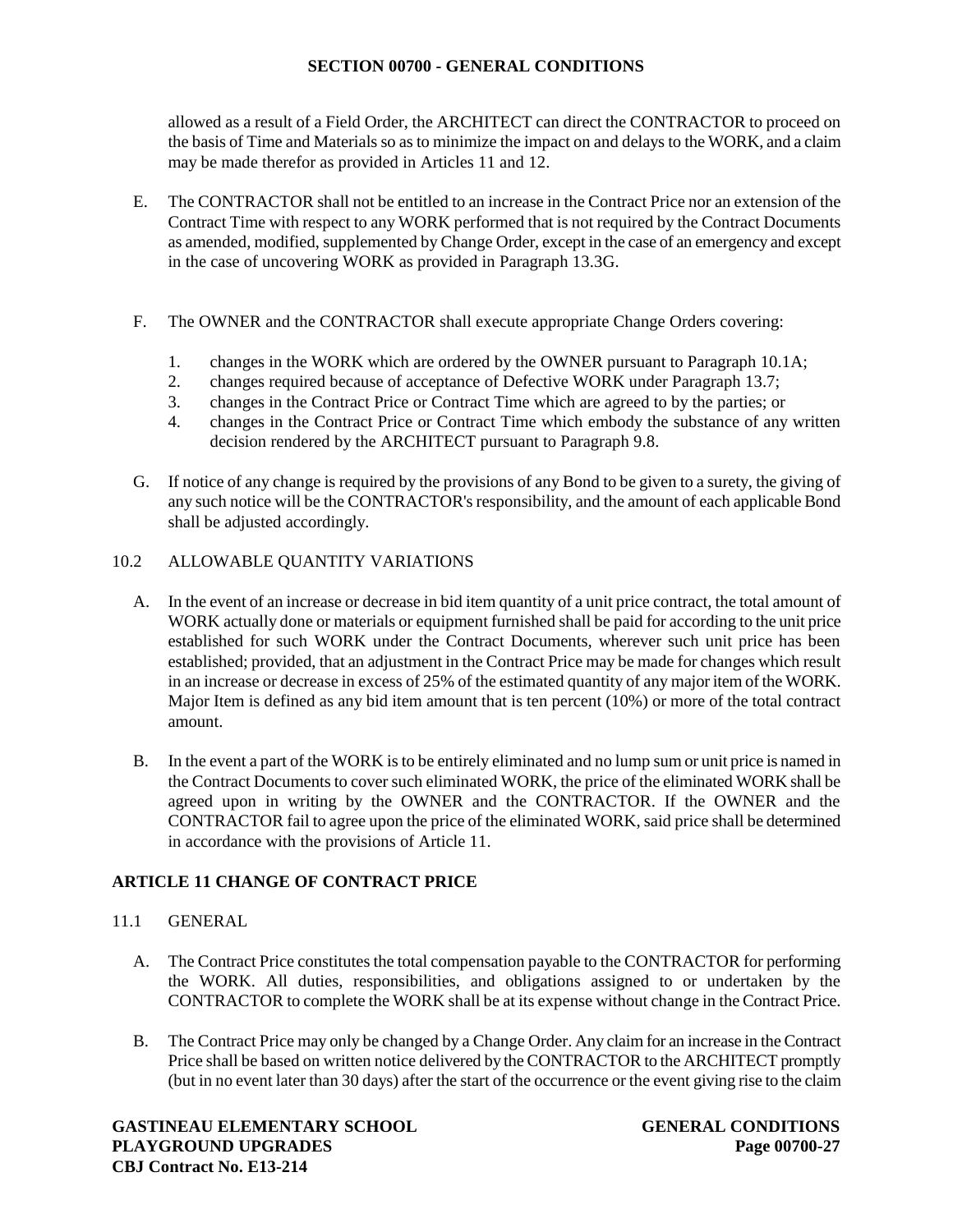allowed as a result of a Field Order, the ARCHITECT can direct the CONTRACTOR to proceed on the basis of Time and Materials so as to minimize the impact on and delays to the WORK, and a claim may be made therefor as provided in Articles 11 and 12.

E. The CONTRACTOR shall not be entitled to an increase in the Contract Price nor an extension of the Contract Time with respect to any WORK performed that is not required by the Contract Documents as amended, modified, supplemented by Change Order, except in the case of an emergency and except in the case of uncovering WORK as provided in Paragraph 13.3G.

F. The OWNER and the CONTRACTOR shall execute appropriate Change Orders covering:

1. changes in the WORK which are ordered by the OWNER pursuant to Paragraph 10.1A;
2. changes required because of acceptance of Defective WORK under Paragraph 13.7;
3. changes in the Contract Price or Contract Time which are agreed to by the parties; or
4. changes in the Contract Price or Contract Time which embody the substance of any written decision rendered by the ARCHITECT pursuant to Paragraph 9.8.

G. If notice of any change is required by the provisions of any Bond to be given to a surety, the giving of any such notice will be the CONTRACTOR's responsibility, and the amount of each applicable Bond shall be adjusted accordingly.

### 10.2 ALLOWABLE QUANTITY VARIATIONS

A. In the event of an increase or decrease in bid item quantity of a unit price contract, the total amount of WORK actually done or materials or equipment furnished shall be paid for according to the unit price established for such WORK under the Contract Documents, wherever such unit price has been established; provided, that an adjustment in the Contract Price may be made for changes which result in an increase or decrease in excess of 25% of the estimated quantity of any major item of the WORK. Major Item is defined as any bid item amount that is ten percent (10%) or more of the total contract amount.

B. In the event a part of the WORK is to be entirely eliminated and no lump sum or unit price is named in the Contract Documents to cover such eliminated WORK, the price of the eliminated WORK shall be agreed upon in writing by the OWNER and the CONTRACTOR. If the OWNER and the CONTRACTOR fail to agree upon the price of the eliminated WORK, said price shall be determined in accordance with the provisions of Article 11.

## ARTICLE 11 CHANGE OF CONTRACT PRICE

### 11.1 GENERAL

A. The Contract Price constitutes the total compensation payable to the CONTRACTOR for performing the WORK. All duties, responsibilities, and obligations assigned to or undertaken by the CONTRACTOR to complete the WORK shall be at its expense without change in the Contract Price.

B. The Contract Price may only be changed by a Change Order. Any claim for an increase in the Contract Price shall be based on written notice delivered by the CONTRACTOR to the ARCHITECT promptly (but in no event later than 30 days) after the start of the occurrence or the event giving rise to the claim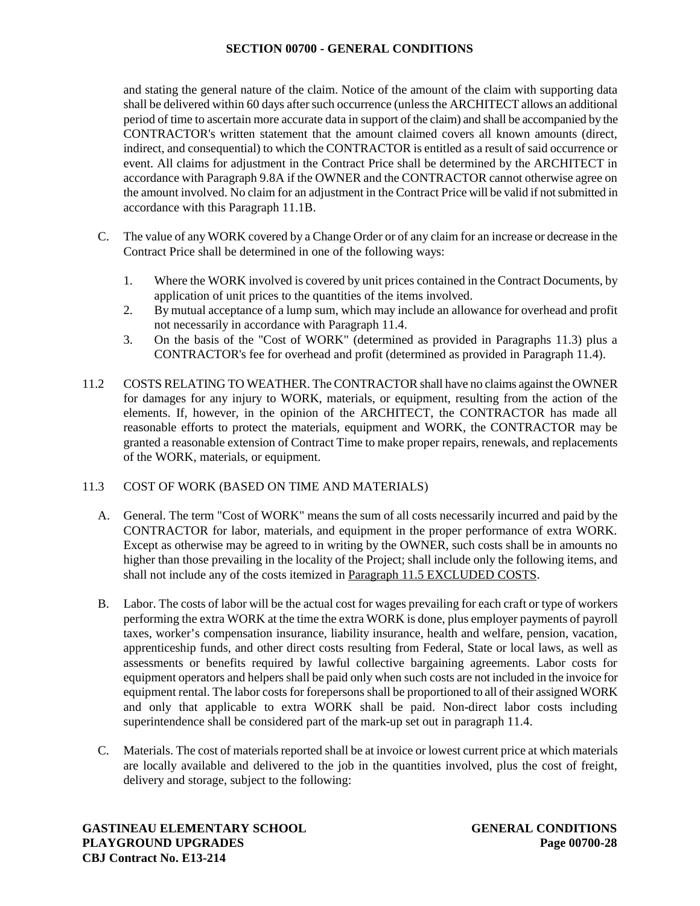and stating the general nature of the claim. Notice of the amount of the claim with supporting data shall be delivered within 60 days after such occurrence (unless the ARCHITECT allows an additional period of time to ascertain more accurate data in support of the claim) and shall be accompanied by the CONTRACTOR's written statement that the amount claimed covers all known amounts (direct, indirect, and consequential) to which the CONTRACTOR is entitled as a result of said occurrence or event. All claims for adjustment in the Contract Price shall be determined by the ARCHITECT in accordance with Paragraph 9.8A if the OWNER and the CONTRACTOR cannot otherwise agree on the amount involved. No claim for an adjustment in the Contract Price will be valid if not submitted in accordance with this Paragraph 11.1B.

C. The value of any WORK covered by a Change Order or of any claim for an increase or decrease in the Contract Price shall be determined in one of the following ways:

1. Where the WORK involved is covered by unit prices contained in the Contract Documents, by application of unit prices to the quantities of the items involved.
2. By mutual acceptance of a lump sum, which may include an allowance for overhead and profit not necessarily in accordance with Paragraph 11.4.
3. On the basis of the "Cost of WORK" (determined as provided in Paragraphs 11.3) plus a CONTRACTOR's fee for overhead and profit (determined as provided in Paragraph 11.4).

11.2 COSTS RELATING TO WEATHER. The CONTRACTOR shall have no claims against the OWNER for damages for any injury to WORK, materials, or equipment, resulting from the action of the elements. If, however, in the opinion of the ARCHITECT, the CONTRACTOR has made all reasonable efforts to protect the materials, equipment and WORK, the CONTRACTOR may be granted a reasonable extension of Contract Time to make proper repairs, renewals, and replacements of the WORK, materials, or equipment.

11.3 COST OF WORK (BASED ON TIME AND MATERIALS)

A. General. The term "Cost of WORK" means the sum of all costs necessarily incurred and paid by the CONTRACTOR for labor, materials, and equipment in the proper performance of extra WORK. Except as otherwise may be agreed to in writing by the OWNER, such costs shall be in amounts no higher than those prevailing in the locality of the Project; shall include only the following items, and shall not include any of the costs itemized in <u>Paragraph 11.5 EXCLUDED COSTS</u>.

B. Labor. The costs of labor will be the actual cost for wages prevailing for each craft or type of workers performing the extra WORK at the time the extra WORK is done, plus employer payments of payroll taxes, worker's compensation insurance, liability insurance, health and welfare, pension, vacation, apprenticeship funds, and other direct costs resulting from Federal, State or local laws, as well as assessments or benefits required by lawful collective bargaining agreements. Labor costs for equipment operators and helpers shall be paid only when such costs are not included in the invoice for equipment rental. The labor costs for forepersons shall be proportioned to all of their assigned WORK and only that applicable to extra WORK shall be paid. Non-direct labor costs including superintendence shall be considered part of the mark-up set out in paragraph 11.4.

C. Materials. The cost of materials reported shall be at invoice or lowest current price at which materials are locally available and delivered to the job in the quantities involved, plus the cost of freight, delivery and storage, subject to the following: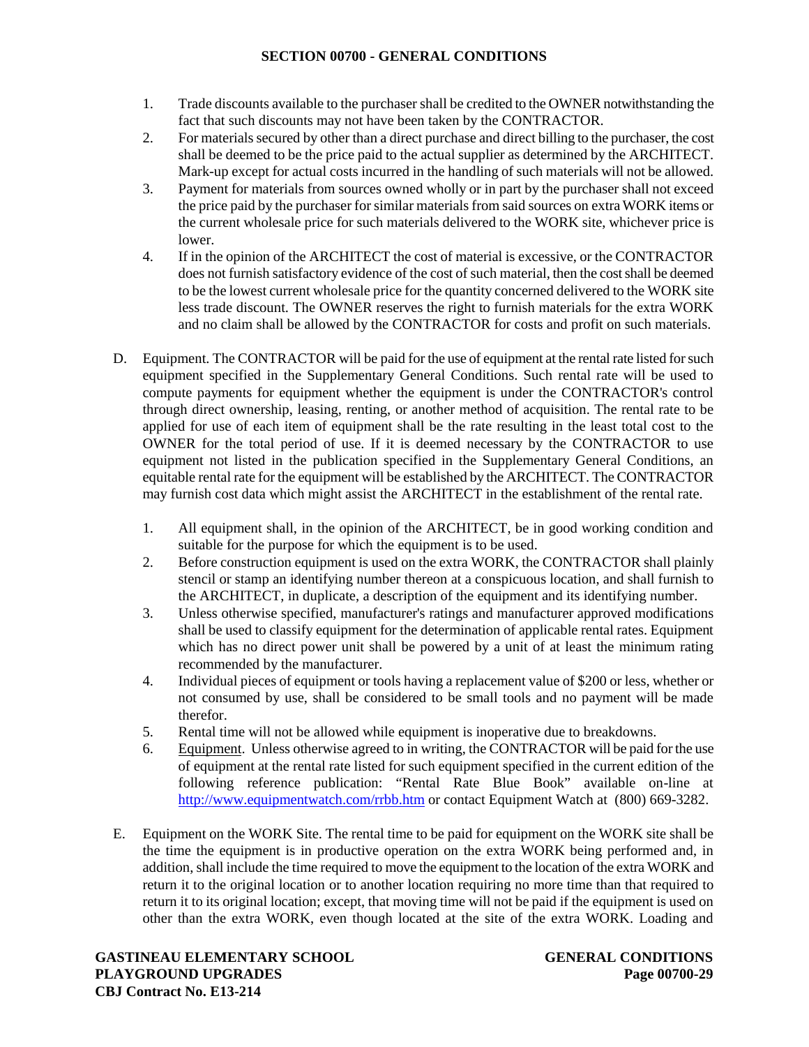1. Trade discounts available to the purchaser shall be credited to the OWNER notwithstanding the fact that such discounts may not have been taken by the CONTRACTOR.
2. For materials secured by other than a direct purchase and direct billing to the purchaser, the cost shall be deemed to be the price paid to the actual supplier as determined by the ARCHITECT. Mark-up except for actual costs incurred in the handling of such materials will not be allowed.
3. Payment for materials from sources owned wholly or in part by the purchaser shall not exceed the price paid by the purchaser for similar materials from said sources on extra WORK items or the current wholesale price for such materials delivered to the WORK site, whichever price is lower.
4. If in the opinion of the ARCHITECT the cost of material is excessive, or the CONTRACTOR does not furnish satisfactory evidence of the cost of such material, then the cost shall be deemed to be the lowest current wholesale price for the quantity concerned delivered to the WORK site less trade discount. The OWNER reserves the right to furnish materials for the extra WORK and no claim shall be allowed by the CONTRACTOR for costs and profit on such materials.

D. Equipment. The CONTRACTOR will be paid for the use of equipment at the rental rate listed for such equipment specified in the Supplementary General Conditions. Such rental rate will be used to compute payments for equipment whether the equipment is under the CONTRACTOR's control through direct ownership, leasing, renting, or another method of acquisition. The rental rate to be applied for use of each item of equipment shall be the rate resulting in the least total cost to the OWNER for the total period of use. If it is deemed necessary by the CONTRACTOR to use equipment not listed in the publication specified in the Supplementary General Conditions, an equitable rental rate for the equipment will be established by the ARCHITECT. The CONTRACTOR may furnish cost data which might assist the ARCHITECT in the establishment of the rental rate.

1. All equipment shall, in the opinion of the ARCHITECT, be in good working condition and suitable for the purpose for which the equipment is to be used.
2. Before construction equipment is used on the extra WORK, the CONTRACTOR shall plainly stencil or stamp an identifying number thereon at a conspicuous location, and shall furnish to the ARCHITECT, in duplicate, a description of the equipment and its identifying number.
3. Unless otherwise specified, manufacturer's ratings and manufacturer approved modifications shall be used to classify equipment for the determination of applicable rental rates. Equipment which has no direct power unit shall be powered by a unit of at least the minimum rating recommended by the manufacturer.
4. Individual pieces of equipment or tools having a replacement value of $200 or less, whether or not consumed by use, shall be considered to be small tools and no payment will be made therefor.
5. Rental time will not be allowed while equipment is inoperative due to breakdowns.
6. Equipment. Unless otherwise agreed to in writing, the CONTRACTOR will be paid for the use of equipment at the rental rate listed for such equipment specified in the current edition of the following reference publication: "Rental Rate Blue Book" available on-line at http://www.equipmentwatch.com/rrbb.htm or contact Equipment Watch at (800) 669-3282.

E. Equipment on the WORK Site. The rental time to be paid for equipment on the WORK site shall be the time the equipment is in productive operation on the extra WORK being performed and, in addition, shall include the time required to move the equipment to the location of the extra WORK and return it to the original location or to another location requiring no more time than that required to return it to its original location; except, that moving time will not be paid if the equipment is used on other than the extra WORK, even though located at the site of the extra WORK. Loading and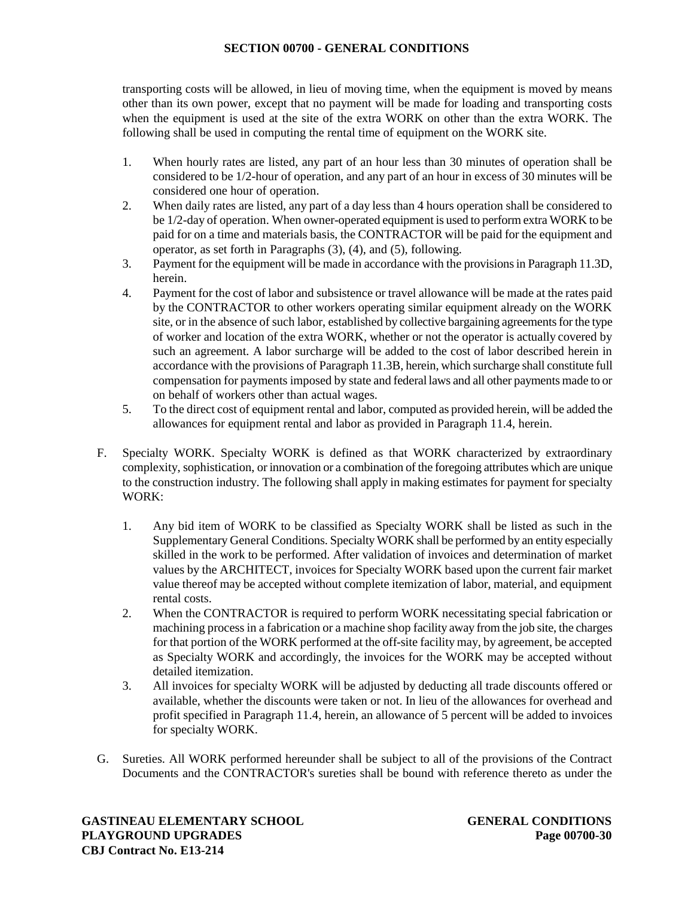transporting costs will be allowed, in lieu of moving time, when the equipment is moved by means other than its own power, except that no payment will be made for loading and transporting costs when the equipment is used at the site of the extra WORK on other than the extra WORK. The following shall be used in computing the rental time of equipment on the WORK site.

1. When hourly rates are listed, any part of an hour less than 30 minutes of operation shall be considered to be 1/2-hour of operation, and any part of an hour in excess of 30 minutes will be considered one hour of operation.
2. When daily rates are listed, any part of a day less than 4 hours operation shall be considered to be 1/2-day of operation. When owner-operated equipment is used to perform extra WORK to be paid for on a time and materials basis, the CONTRACTOR will be paid for the equipment and operator, as set forth in Paragraphs (3), (4), and (5), following.
3. Payment for the equipment will be made in accordance with the provisions in Paragraph 11.3D, herein.
4. Payment for the cost of labor and subsistence or travel allowance will be made at the rates paid by the CONTRACTOR to other workers operating similar equipment already on the WORK site, or in the absence of such labor, established by collective bargaining agreements for the type of worker and location of the extra WORK, whether or not the operator is actually covered by such an agreement. A labor surcharge will be added to the cost of labor described herein in accordance with the provisions of Paragraph 11.3B, herein, which surcharge shall constitute full compensation for payments imposed by state and federal laws and all other payments made to or on behalf of workers other than actual wages.
5. To the direct cost of equipment rental and labor, computed as provided herein, will be added the allowances for equipment rental and labor as provided in Paragraph 11.4, herein.

F. Specialty WORK. Specialty WORK is defined as that WORK characterized by extraordinary complexity, sophistication, or innovation or a combination of the foregoing attributes which are unique to the construction industry. The following shall apply in making estimates for payment for specialty WORK:

1. Any bid item of WORK to be classified as Specialty WORK shall be listed as such in the Supplementary General Conditions. Specialty WORK shall be performed by an entity especially skilled in the work to be performed. After validation of invoices and determination of market values by the ARCHITECT, invoices for Specialty WORK based upon the current fair market value thereof may be accepted without complete itemization of labor, material, and equipment rental costs.
2. When the CONTRACTOR is required to perform WORK necessitating special fabrication or machining process in a fabrication or a machine shop facility away from the job site, the charges for that portion of the WORK performed at the off-site facility may, by agreement, be accepted as Specialty WORK and accordingly, the invoices for the WORK may be accepted without detailed itemization.
3. All invoices for specialty WORK will be adjusted by deducting all trade discounts offered or available, whether the discounts were taken or not. In lieu of the allowances for overhead and profit specified in Paragraph 11.4, herein, an allowance of 5 percent will be added to invoices for specialty WORK.

G. Sureties. All WORK performed hereunder shall be subject to all of the provisions of the Contract Documents and the CONTRACTOR's sureties shall be bound with reference thereto as under the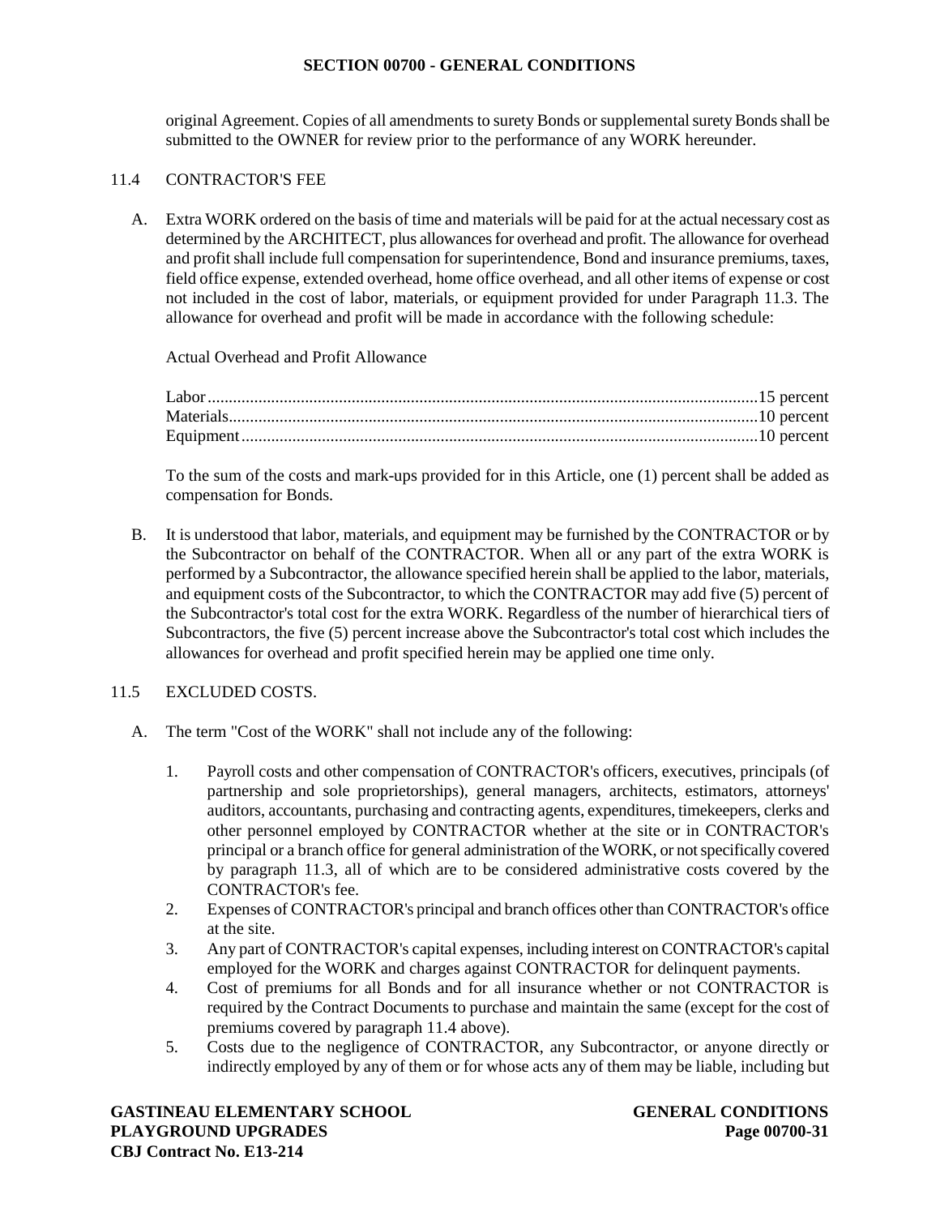original Agreement. Copies of all amendments to surety Bonds or supplemental surety Bonds shall be submitted to the OWNER for review prior to the performance of any WORK hereunder.

## 11.4 CONTRACTOR'S FEE

A. Extra WORK ordered on the basis of time and materials will be paid for at the actual necessary cost as determined by the ARCHITECT, plus allowances for overhead and profit. The allowance for overhead and profit shall include full compensation for superintendence, Bond and insurance premiums, taxes, field office expense, extended overhead, home office overhead, and all other items of expense or cost not included in the cost of labor, materials, or equipment provided for under Paragraph 11.3. The allowance for overhead and profit will be made in accordance with the following schedule:

   Actual Overhead and Profit Allowance

   Labor ........................................................................................................................15 percent
   Materials....................................................................................................................10 percent
   Equipment..................................................................................................................10 percent

   To the sum of the costs and mark-ups provided for in this Article, one (1) percent shall be added as compensation for Bonds.

B. It is understood that labor, materials, and equipment may be furnished by the CONTRACTOR or by the Subcontractor on behalf of the CONTRACTOR. When all or any part of the extra WORK is performed by a Subcontractor, the allowance specified herein shall be applied to the labor, materials, and equipment costs of the Subcontractor, to which the CONTRACTOR may add five (5) percent of the Subcontractor's total cost for the extra WORK. Regardless of the number of hierarchical tiers of Subcontractors, the five (5) percent increase above the Subcontractor's total cost which includes the allowances for overhead and profit specified herein may be applied one time only.

## 11.5 EXCLUDED COSTS.

A. The term "Cost of the WORK" shall not include any of the following:

   1. Payroll costs and other compensation of CONTRACTOR's officers, executives, principals (of partnership and sole proprietorships), general managers, architects, estimators, attorneys' auditors, accountants, purchasing and contracting agents, expenditures, timekeepers, clerks and other personnel employed by CONTRACTOR whether at the site or in CONTRACTOR's principal or a branch office for general administration of the WORK, or not specifically covered by paragraph 11.3, all of which are to be considered administrative costs covered by the CONTRACTOR's fee.
   2. Expenses of CONTRACTOR's principal and branch offices other than CONTRACTOR's office at the site.
   3. Any part of CONTRACTOR's capital expenses, including interest on CONTRACTOR's capital employed for the WORK and charges against CONTRACTOR for delinquent payments.
   4. Cost of premiums for all Bonds and for all insurance whether or not CONTRACTOR is required by the Contract Documents to purchase and maintain the same (except for the cost of premiums covered by paragraph 11.4 above).
   5. Costs due to the negligence of CONTRACTOR, any Subcontractor, or anyone directly or indirectly employed by any of them or for whose acts any of them may be liable, including but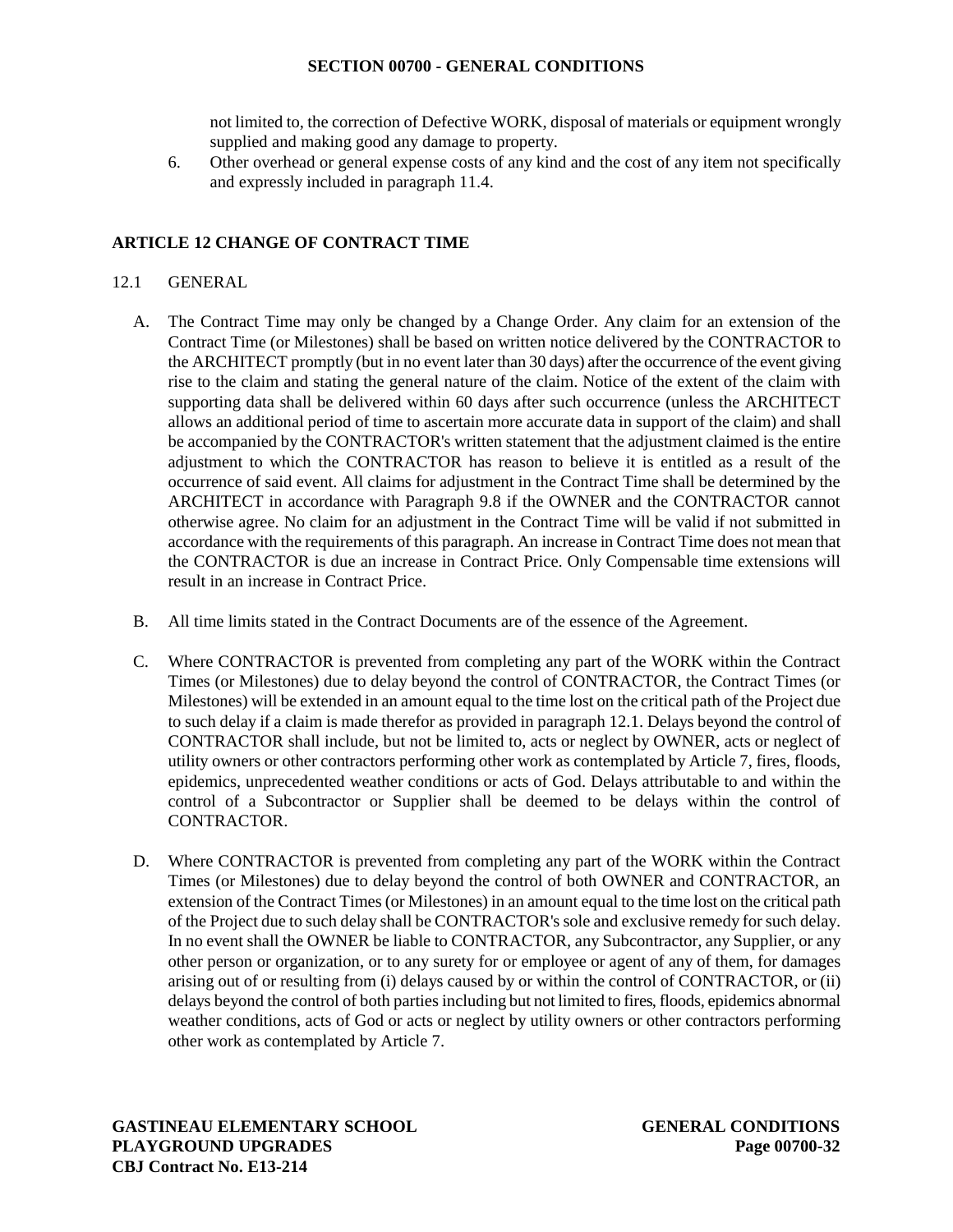not limited to, the correction of Defective WORK, disposal of materials or equipment wrongly supplied and making good any damage to property.

6. Other overhead or general expense costs of any kind and the cost of any item not specifically and expressly included in paragraph 11.4.

## ARTICLE 12 CHANGE OF CONTRACT TIME

### 12.1 GENERAL

A. The Contract Time may only be changed by a Change Order. Any claim for an extension of the Contract Time (or Milestones) shall be based on written notice delivered by the CONTRACTOR to the ARCHITECT promptly (but in no event later than 30 days) after the occurrence of the event giving rise to the claim and stating the general nature of the claim. Notice of the extent of the claim with supporting data shall be delivered within 60 days after such occurrence (unless the ARCHITECT allows an additional period of time to ascertain more accurate data in support of the claim) and shall be accompanied by the CONTRACTOR's written statement that the adjustment claimed is the entire adjustment to which the CONTRACTOR has reason to believe it is entitled as a result of the occurrence of said event. All claims for adjustment in the Contract Time shall be determined by the ARCHITECT in accordance with Paragraph 9.8 if the OWNER and the CONTRACTOR cannot otherwise agree. No claim for an adjustment in the Contract Time will be valid if not submitted in accordance with the requirements of this paragraph. An increase in Contract Time does not mean that the CONTRACTOR is due an increase in Contract Price. Only Compensable time extensions will result in an increase in Contract Price.

B. All time limits stated in the Contract Documents are of the essence of the Agreement.

C. Where CONTRACTOR is prevented from completing any part of the WORK within the Contract Times (or Milestones) due to delay beyond the control of CONTRACTOR, the Contract Times (or Milestones) will be extended in an amount equal to the time lost on the critical path of the Project due to such delay if a claim is made therefor as provided in paragraph 12.1. Delays beyond the control of CONTRACTOR shall include, but not be limited to, acts or neglect by OWNER, acts or neglect of utility owners or other contractors performing other work as contemplated by Article 7, fires, floods, epidemics, unprecedented weather conditions or acts of God. Delays attributable to and within the control of a Subcontractor or Supplier shall be deemed to be delays within the control of CONTRACTOR.

D. Where CONTRACTOR is prevented from completing any part of the WORK within the Contract Times (or Milestones) due to delay beyond the control of both OWNER and CONTRACTOR, an extension of the Contract Times (or Milestones) in an amount equal to the time lost on the critical path of the Project due to such delay shall be CONTRACTOR's sole and exclusive remedy for such delay. In no event shall the OWNER be liable to CONTRACTOR, any Subcontractor, any Supplier, or any other person or organization, or to any surety for or employee or agent of any of them, for damages arising out of or resulting from (i) delays caused by or within the control of CONTRACTOR, or (ii) delays beyond the control of both parties including but not limited to fires, floods, epidemics abnormal weather conditions, acts of God or acts or neglect by utility owners or other contractors performing other work as contemplated by Article 7.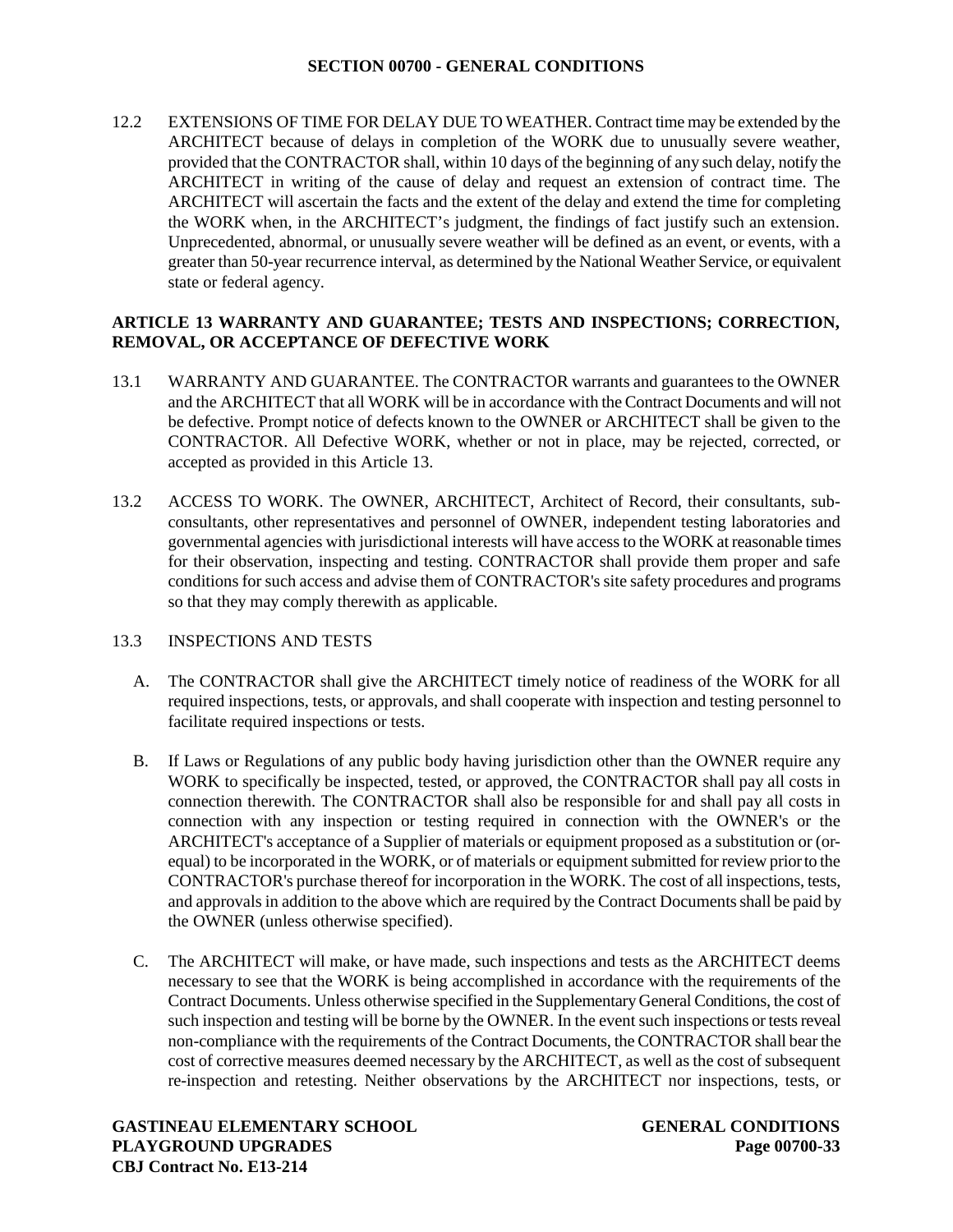12.2 EXTENSIONS OF TIME FOR DELAY DUE TO WEATHER. Contract time may be extended by the ARCHITECT because of delays in completion of the WORK due to unusually severe weather, provided that the CONTRACTOR shall, within 10 days of the beginning of any such delay, notify the ARCHITECT in writing of the cause of delay and request an extension of contract time. The ARCHITECT will ascertain the facts and the extent of the delay and extend the time for completing the WORK when, in the ARCHITECT's judgment, the findings of fact justify such an extension. Unprecedented, abnormal, or unusually severe weather will be defined as an event, or events, with a greater than 50-year recurrence interval, as determined by the National Weather Service, or equivalent state or federal agency.

## ARTICLE 13 WARRANTY AND GUARANTEE; TESTS AND INSPECTIONS; CORRECTION, REMOVAL, OR ACCEPTANCE OF DEFECTIVE WORK

13.1 WARRANTY AND GUARANTEE. The CONTRACTOR warrants and guarantees to the OWNER and the ARCHITECT that all WORK will be in accordance with the Contract Documents and will not be defective. Prompt notice of defects known to the OWNER or ARCHITECT shall be given to the CONTRACTOR. All Defective WORK, whether or not in place, may be rejected, corrected, or accepted as provided in this Article 13.

13.2 ACCESS TO WORK. The OWNER, ARCHITECT, Architect of Record, their consultants, sub-consultants, other representatives and personnel of OWNER, independent testing laboratories and governmental agencies with jurisdictional interests will have access to the WORK at reasonable times for their observation, inspecting and testing. CONTRACTOR shall provide them proper and safe conditions for such access and advise them of CONTRACTOR's site safety procedures and programs so that they may comply therewith as applicable.

13.3 INSPECTIONS AND TESTS

A. The CONTRACTOR shall give the ARCHITECT timely notice of readiness of the WORK for all required inspections, tests, or approvals, and shall cooperate with inspection and testing personnel to facilitate required inspections or tests.

B. If Laws or Regulations of any public body having jurisdiction other than the OWNER require any WORK to specifically be inspected, tested, or approved, the CONTRACTOR shall pay all costs in connection therewith. The CONTRACTOR shall also be responsible for and shall pay all costs in connection with any inspection or testing required in connection with the OWNER's or the ARCHITECT's acceptance of a Supplier of materials or equipment proposed as a substitution or (or-equal) to be incorporated in the WORK, or of materials or equipment submitted for review prior to the CONTRACTOR's purchase thereof for incorporation in the WORK. The cost of all inspections, tests, and approvals in addition to the above which are required by the Contract Documents shall be paid by the OWNER (unless otherwise specified).

C. The ARCHITECT will make, or have made, such inspections and tests as the ARCHITECT deems necessary to see that the WORK is being accomplished in accordance with the requirements of the Contract Documents. Unless otherwise specified in the Supplementary General Conditions, the cost of such inspection and testing will be borne by the OWNER. In the event such inspections or tests reveal non-compliance with the requirements of the Contract Documents, the CONTRACTOR shall bear the cost of corrective measures deemed necessary by the ARCHITECT, as well as the cost of subsequent re-inspection and retesting. Neither observations by the ARCHITECT nor inspections, tests, or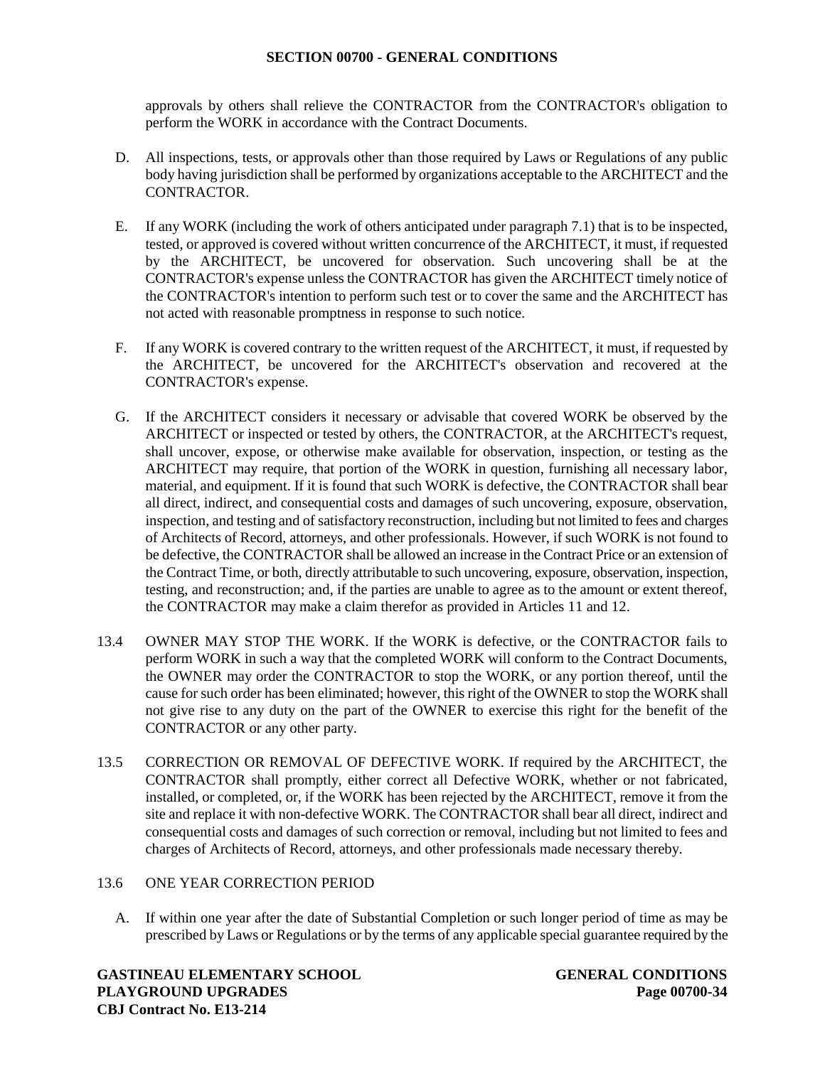approvals by others shall relieve the CONTRACTOR from the CONTRACTOR's obligation to perform the WORK in accordance with the Contract Documents.

D. All inspections, tests, or approvals other than those required by Laws or Regulations of any public body having jurisdiction shall be performed by organizations acceptable to the ARCHITECT and the CONTRACTOR.

E. If any WORK (including the work of others anticipated under paragraph 7.1) that is to be inspected, tested, or approved is covered without written concurrence of the ARCHITECT, it must, if requested by the ARCHITECT, be uncovered for observation. Such uncovering shall be at the CONTRACTOR's expense unless the CONTRACTOR has given the ARCHITECT timely notice of the CONTRACTOR's intention to perform such test or to cover the same and the ARCHITECT has not acted with reasonable promptness in response to such notice.

F. If any WORK is covered contrary to the written request of the ARCHITECT, it must, if requested by the ARCHITECT, be uncovered for the ARCHITECT's observation and recovered at the CONTRACTOR's expense.

G. If the ARCHITECT considers it necessary or advisable that covered WORK be observed by the ARCHITECT or inspected or tested by others, the CONTRACTOR, at the ARCHITECT's request, shall uncover, expose, or otherwise make available for observation, inspection, or testing as the ARCHITECT may require, that portion of the WORK in question, furnishing all necessary labor, material, and equipment. If it is found that such WORK is defective, the CONTRACTOR shall bear all direct, indirect, and consequential costs and damages of such uncovering, exposure, observation, inspection, and testing and of satisfactory reconstruction, including but not limited to fees and charges of Architects of Record, attorneys, and other professionals. However, if such WORK is not found to be defective, the CONTRACTOR shall be allowed an increase in the Contract Price or an extension of the Contract Time, or both, directly attributable to such uncovering, exposure, observation, inspection, testing, and reconstruction; and, if the parties are unable to agree as to the amount or extent thereof, the CONTRACTOR may make a claim therefor as provided in Articles 11 and 12.

13.4 OWNER MAY STOP THE WORK. If the WORK is defective, or the CONTRACTOR fails to perform WORK in such a way that the completed WORK will conform to the Contract Documents, the OWNER may order the CONTRACTOR to stop the WORK, or any portion thereof, until the cause for such order has been eliminated; however, this right of the OWNER to stop the WORK shall not give rise to any duty on the part of the OWNER to exercise this right for the benefit of the CONTRACTOR or any other party.

13.5 CORRECTION OR REMOVAL OF DEFECTIVE WORK. If required by the ARCHITECT, the CONTRACTOR shall promptly, either correct all Defective WORK, whether or not fabricated, installed, or completed, or, if the WORK has been rejected by the ARCHITECT, remove it from the site and replace it with non-defective WORK. The CONTRACTOR shall bear all direct, indirect and consequential costs and damages of such correction or removal, including but not limited to fees and charges of Architects of Record, attorneys, and other professionals made necessary thereby.

13.6 ONE YEAR CORRECTION PERIOD

A. If within one year after the date of Substantial Completion or such longer period of time as may be prescribed by Laws or Regulations or by the terms of any applicable special guarantee required by the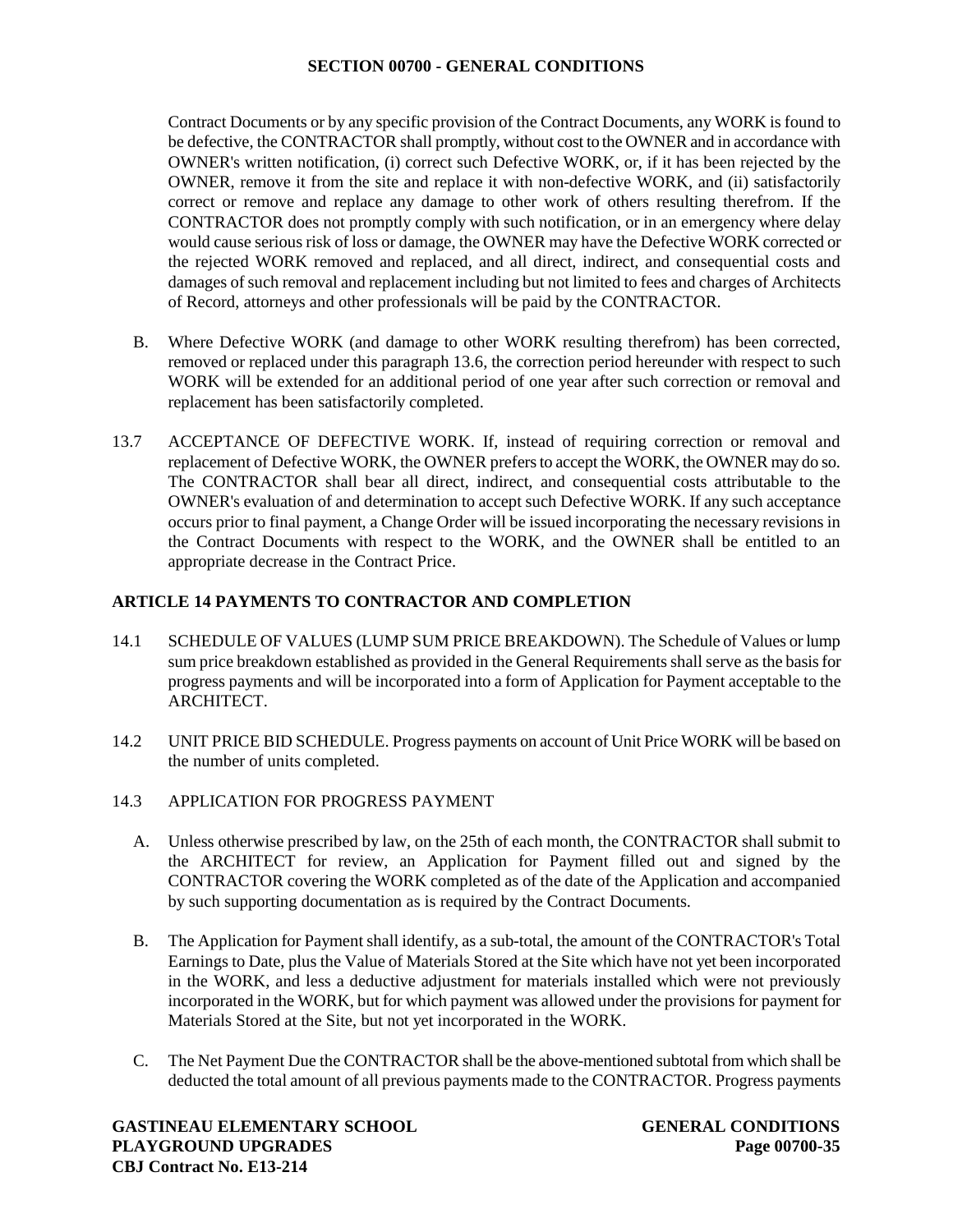Contract Documents or by any specific provision of the Contract Documents, any WORK is found to be defective, the CONTRACTOR shall promptly, without cost to the OWNER and in accordance with OWNER's written notification, (i) correct such Defective WORK, or, if it has been rejected by the OWNER, remove it from the site and replace it with non-defective WORK, and (ii) satisfactorily correct or remove and replace any damage to other work of others resulting therefrom. If the CONTRACTOR does not promptly comply with such notification, or in an emergency where delay would cause serious risk of loss or damage, the OWNER may have the Defective WORK corrected or the rejected WORK removed and replaced, and all direct, indirect, and consequential costs and damages of such removal and replacement including but not limited to fees and charges of Architects of Record, attorneys and other professionals will be paid by the CONTRACTOR.

B. Where Defective WORK (and damage to other WORK resulting therefrom) has been corrected, removed or replaced under this paragraph 13.6, the correction period hereunder with respect to such WORK will be extended for an additional period of one year after such correction or removal and replacement has been satisfactorily completed.

13.7 ACCEPTANCE OF DEFECTIVE WORK. If, instead of requiring correction or removal and replacement of Defective WORK, the OWNER prefers to accept the WORK, the OWNER may do so. The CONTRACTOR shall bear all direct, indirect, and consequential costs attributable to the OWNER's evaluation of and determination to accept such Defective WORK. If any such acceptance occurs prior to final payment, a Change Order will be issued incorporating the necessary revisions in the Contract Documents with respect to the WORK, and the OWNER shall be entitled to an appropriate decrease in the Contract Price.

## ARTICLE 14 PAYMENTS TO CONTRACTOR AND COMPLETION

14.1 SCHEDULE OF VALUES (LUMP SUM PRICE BREAKDOWN). The Schedule of Values or lump sum price breakdown established as provided in the General Requirements shall serve as the basis for progress payments and will be incorporated into a form of Application for Payment acceptable to the ARCHITECT.

14.2 UNIT PRICE BID SCHEDULE. Progress payments on account of Unit Price WORK will be based on the number of units completed.

14.3 APPLICATION FOR PROGRESS PAYMENT

A. Unless otherwise prescribed by law, on the 25th of each month, the CONTRACTOR shall submit to the ARCHITECT for review, an Application for Payment filled out and signed by the CONTRACTOR covering the WORK completed as of the date of the Application and accompanied by such supporting documentation as is required by the Contract Documents.

B. The Application for Payment shall identify, as a sub-total, the amount of the CONTRACTOR's Total Earnings to Date, plus the Value of Materials Stored at the Site which have not yet been incorporated in the WORK, and less a deductive adjustment for materials installed which were not previously incorporated in the WORK, but for which payment was allowed under the provisions for payment for Materials Stored at the Site, but not yet incorporated in the WORK.

C. The Net Payment Due the CONTRACTOR shall be the above-mentioned subtotal from which shall be deducted the total amount of all previous payments made to the CONTRACTOR. Progress payments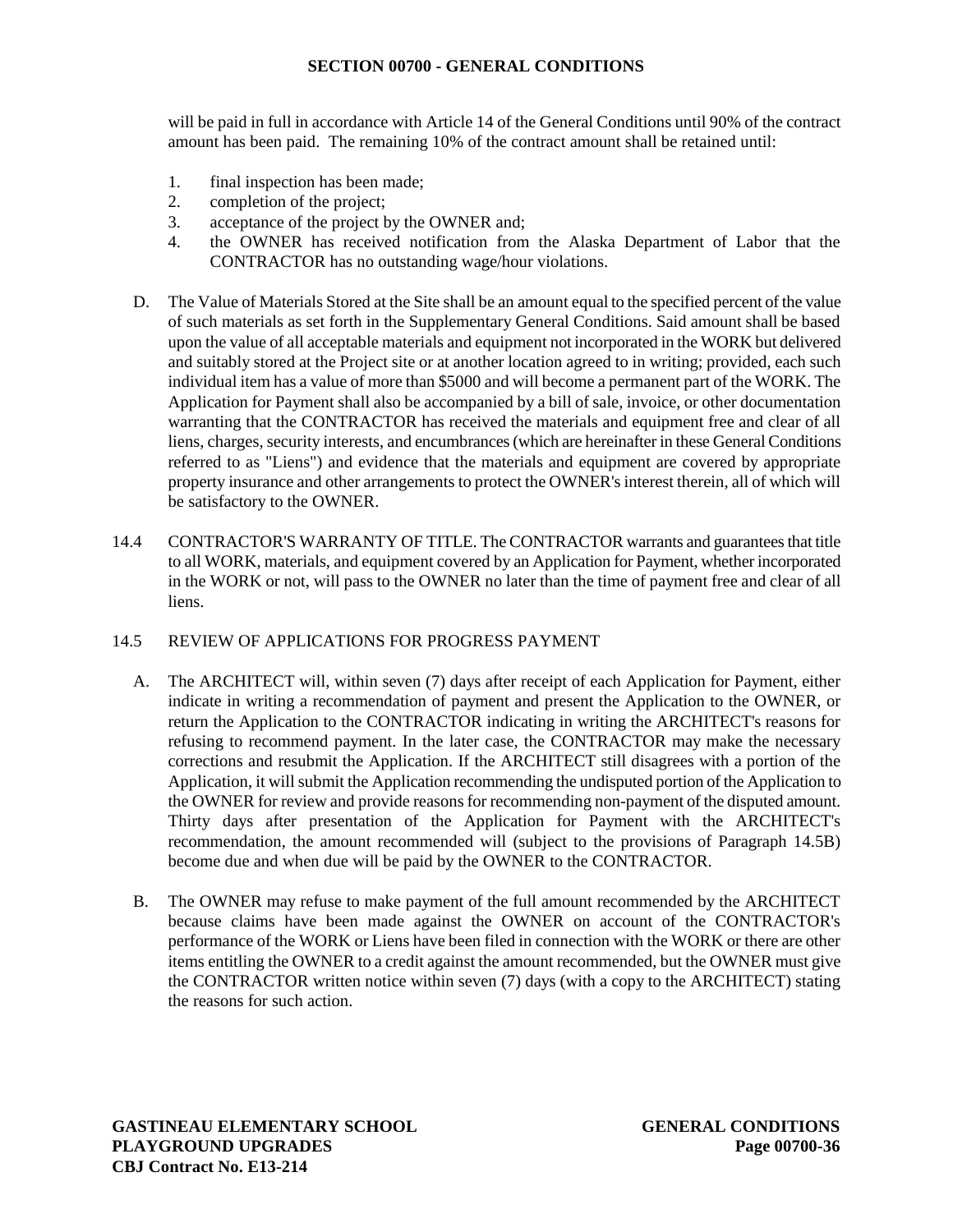will be paid in full in accordance with Article 14 of the General Conditions until 90% of the contract amount has been paid. The remaining 10% of the contract amount shall be retained until:

1. final inspection has been made;
2. completion of the project;
3. acceptance of the project by the OWNER and;
4. the OWNER has received notification from the Alaska Department of Labor that the CONTRACTOR has no outstanding wage/hour violations.

D. The Value of Materials Stored at the Site shall be an amount equal to the specified percent of the value of such materials as set forth in the Supplementary General Conditions. Said amount shall be based upon the value of all acceptable materials and equipment not incorporated in the WORK but delivered and suitably stored at the Project site or at another location agreed to in writing; provided, each such individual item has a value of more than $5000 and will become a permanent part of the WORK. The Application for Payment shall also be accompanied by a bill of sale, invoice, or other documentation warranting that the CONTRACTOR has received the materials and equipment free and clear of all liens, charges, security interests, and encumbrances (which are hereinafter in these General Conditions referred to as "Liens") and evidence that the materials and equipment are covered by appropriate property insurance and other arrangements to protect the OWNER's interest therein, all of which will be satisfactory to the OWNER.

14.4 CONTRACTOR'S WARRANTY OF TITLE. The CONTRACTOR warrants and guarantees that title to all WORK, materials, and equipment covered by an Application for Payment, whether incorporated in the WORK or not, will pass to the OWNER no later than the time of payment free and clear of all liens.

14.5 REVIEW OF APPLICATIONS FOR PROGRESS PAYMENT

A. The ARCHITECT will, within seven (7) days after receipt of each Application for Payment, either indicate in writing a recommendation of payment and present the Application to the OWNER, or return the Application to the CONTRACTOR indicating in writing the ARCHITECT's reasons for refusing to recommend payment. In the later case, the CONTRACTOR may make the necessary corrections and resubmit the Application. If the ARCHITECT still disagrees with a portion of the Application, it will submit the Application recommending the undisputed portion of the Application to the OWNER for review and provide reasons for recommending non-payment of the disputed amount. Thirty days after presentation of the Application for Payment with the ARCHITECT's recommendation, the amount recommended will (subject to the provisions of Paragraph 14.5B) become due and when due will be paid by the OWNER to the CONTRACTOR.

B. The OWNER may refuse to make payment of the full amount recommended by the ARCHITECT because claims have been made against the OWNER on account of the CONTRACTOR's performance of the WORK or Liens have been filed in connection with the WORK or there are other items entitling the OWNER to a credit against the amount recommended, but the OWNER must give the CONTRACTOR written notice within seven (7) days (with a copy to the ARCHITECT) stating the reasons for such action.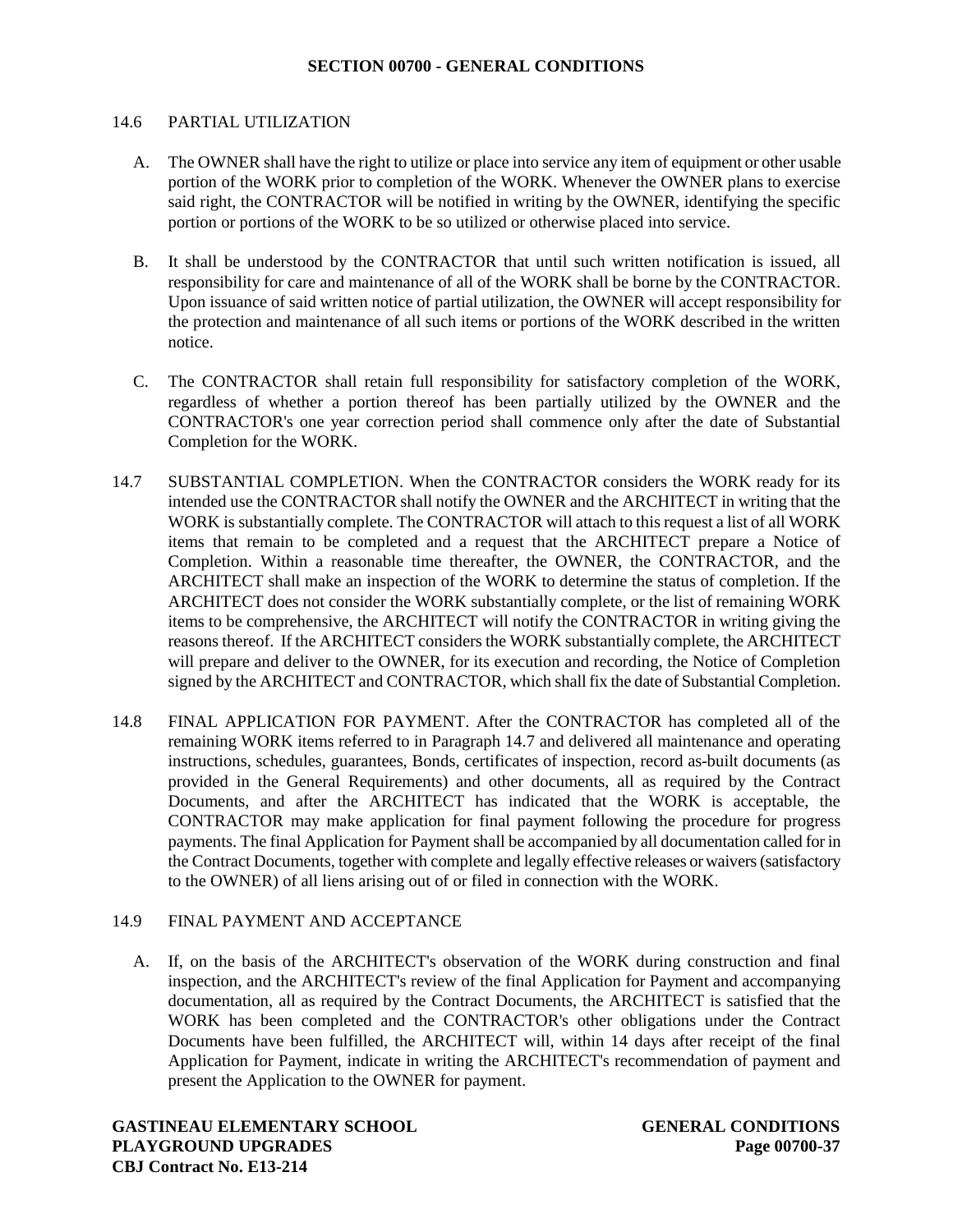14.6 PARTIAL UTILIZATION

A. The OWNER shall have the right to utilize or place into service any item of equipment or other usable portion of the WORK prior to completion of the WORK. Whenever the OWNER plans to exercise said right, the CONTRACTOR will be notified in writing by the OWNER, identifying the specific portion or portions of the WORK to be so utilized or otherwise placed into service.

B. It shall be understood by the CONTRACTOR that until such written notification is issued, all responsibility for care and maintenance of all of the WORK shall be borne by the CONTRACTOR. Upon issuance of said written notice of partial utilization, the OWNER will accept responsibility for the protection and maintenance of all such items or portions of the WORK described in the written notice.

C. The CONTRACTOR shall retain full responsibility for satisfactory completion of the WORK, regardless of whether a portion thereof has been partially utilized by the OWNER and the CONTRACTOR's one year correction period shall commence only after the date of Substantial Completion for the WORK.

14.7 SUBSTANTIAL COMPLETION. When the CONTRACTOR considers the WORK ready for its intended use the CONTRACTOR shall notify the OWNER and the ARCHITECT in writing that the WORK is substantially complete. The CONTRACTOR will attach to this request a list of all WORK items that remain to be completed and a request that the ARCHITECT prepare a Notice of Completion. Within a reasonable time thereafter, the OWNER, the CONTRACTOR, and the ARCHITECT shall make an inspection of the WORK to determine the status of completion. If the ARCHITECT does not consider the WORK substantially complete, or the list of remaining WORK items to be comprehensive, the ARCHITECT will notify the CONTRACTOR in writing giving the reasons thereof. If the ARCHITECT considers the WORK substantially complete, the ARCHITECT will prepare and deliver to the OWNER, for its execution and recording, the Notice of Completion signed by the ARCHITECT and CONTRACTOR, which shall fix the date of Substantial Completion.

14.8 FINAL APPLICATION FOR PAYMENT. After the CONTRACTOR has completed all of the remaining WORK items referred to in Paragraph 14.7 and delivered all maintenance and operating instructions, schedules, guarantees, Bonds, certificates of inspection, record as-built documents (as provided in the General Requirements) and other documents, all as required by the Contract Documents, and after the ARCHITECT has indicated that the WORK is acceptable, the CONTRACTOR may make application for final payment following the procedure for progress payments. The final Application for Payment shall be accompanied by all documentation called for in the Contract Documents, together with complete and legally effective releases or waivers (satisfactory to the OWNER) of all liens arising out of or filed in connection with the WORK.

14.9 FINAL PAYMENT AND ACCEPTANCE

A. If, on the basis of the ARCHITECT's observation of the WORK during construction and final inspection, and the ARCHITECT's review of the final Application for Payment and accompanying documentation, all as required by the Contract Documents, the ARCHITECT is satisfied that the WORK has been completed and the CONTRACTOR's other obligations under the Contract Documents have been fulfilled, the ARCHITECT will, within 14 days after receipt of the final Application for Payment, indicate in writing the ARCHITECT's recommendation of payment and present the Application to the OWNER for payment.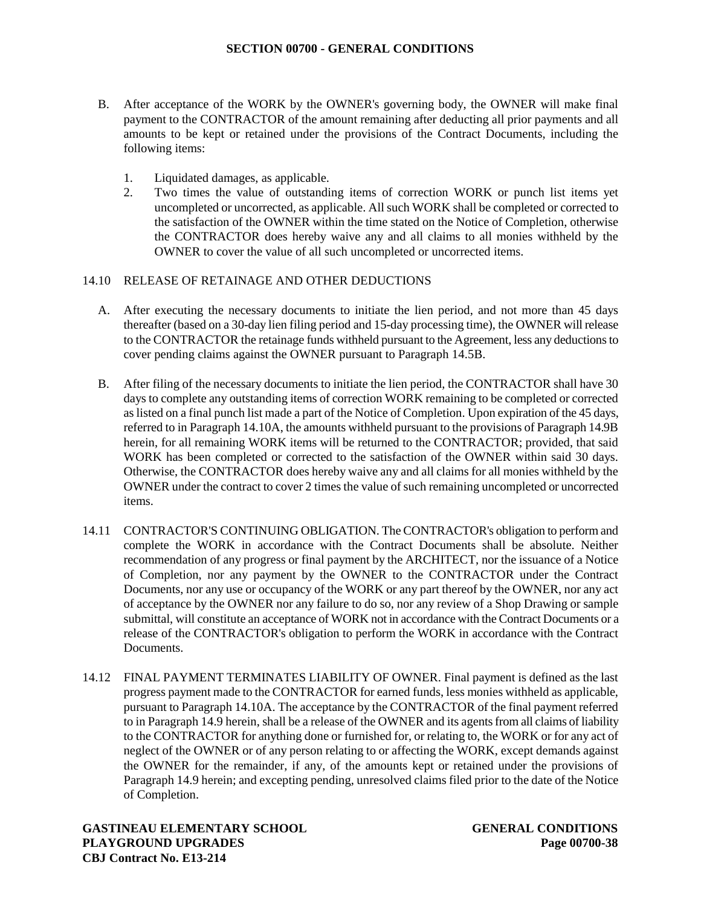B. After acceptance of the WORK by the OWNER's governing body, the OWNER will make final payment to the CONTRACTOR of the amount remaining after deducting all prior payments and all amounts to be kept or retained under the provisions of the Contract Documents, including the following items:

   1. Liquidated damages, as applicable.
   2. Two times the value of outstanding items of correction WORK or punch list items yet uncompleted or uncorrected, as applicable. All such WORK shall be completed or corrected to the satisfaction of the OWNER within the time stated on the Notice of Completion, otherwise the CONTRACTOR does hereby waive any and all claims to all monies withheld by the OWNER to cover the value of all such uncompleted or uncorrected items.

14.10 RELEASE OF RETAINAGE AND OTHER DEDUCTIONS

A. After executing the necessary documents to initiate the lien period, and not more than 45 days thereafter (based on a 30-day lien filing period and 15-day processing time), the OWNER will release to the CONTRACTOR the retainage funds withheld pursuant to the Agreement, less any deductions to cover pending claims against the OWNER pursuant to Paragraph 14.5B.

B. After filing of the necessary documents to initiate the lien period, the CONTRACTOR shall have 30 days to complete any outstanding items of correction WORK remaining to be completed or corrected as listed on a final punch list made a part of the Notice of Completion. Upon expiration of the 45 days, referred to in Paragraph 14.10A, the amounts withheld pursuant to the provisions of Paragraph 14.9B herein, for all remaining WORK items will be returned to the CONTRACTOR; provided, that said WORK has been completed or corrected to the satisfaction of the OWNER within said 30 days. Otherwise, the CONTRACTOR does hereby waive any and all claims for all monies withheld by the OWNER under the contract to cover 2 times the value of such remaining uncompleted or uncorrected items.

14.11 CONTRACTOR'S CONTINUING OBLIGATION. The CONTRACTOR's obligation to perform and complete the WORK in accordance with the Contract Documents shall be absolute. Neither recommendation of any progress or final payment by the ARCHITECT, nor the issuance of a Notice of Completion, nor any payment by the OWNER to the CONTRACTOR under the Contract Documents, nor any use or occupancy of the WORK or any part thereof by the OWNER, nor any act of acceptance by the OWNER nor any failure to do so, nor any review of a Shop Drawing or sample submittal, will constitute an acceptance of WORK not in accordance with the Contract Documents or a release of the CONTRACTOR's obligation to perform the WORK in accordance with the Contract Documents.

14.12 FINAL PAYMENT TERMINATES LIABILITY OF OWNER. Final payment is defined as the last progress payment made to the CONTRACTOR for earned funds, less monies withheld as applicable, pursuant to Paragraph 14.10A. The acceptance by the CONTRACTOR of the final payment referred to in Paragraph 14.9 herein, shall be a release of the OWNER and its agents from all claims of liability to the CONTRACTOR for anything done or furnished for, or relating to, the WORK or for any act of neglect of the OWNER or of any person relating to or affecting the WORK, except demands against the OWNER for the remainder, if any, of the amounts kept or retained under the provisions of Paragraph 14.9 herein; and excepting pending, unresolved claims filed prior to the date of the Notice of Completion.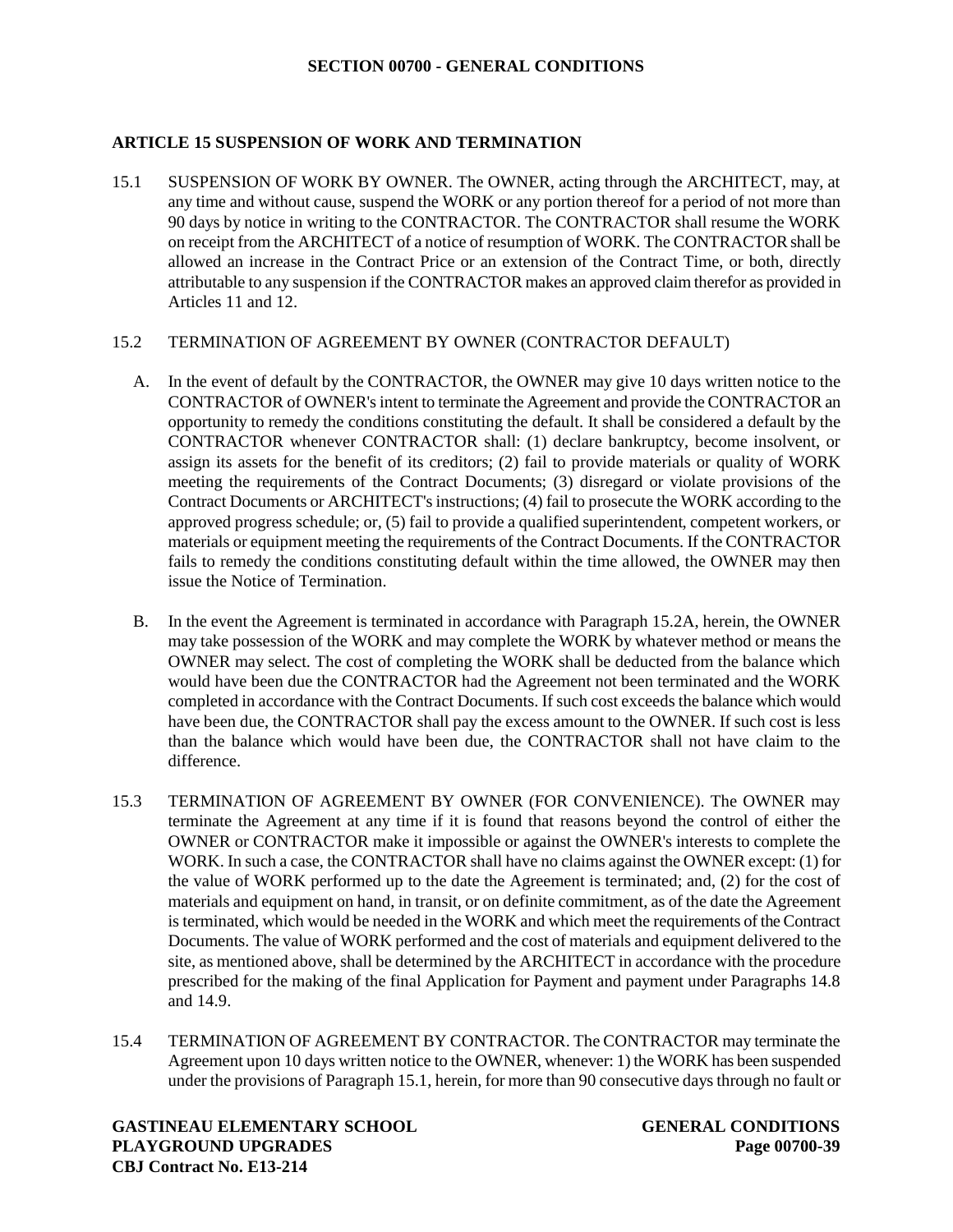## SECTION 00700 - GENERAL CONDITIONS

### ARTICLE 15 SUSPENSION OF WORK AND TERMINATION

15.1 SUSPENSION OF WORK BY OWNER. The OWNER, acting through the ARCHITECT, may, at any time and without cause, suspend the WORK or any portion thereof for a period of not more than 90 days by notice in writing to the CONTRACTOR. The CONTRACTOR shall resume the WORK on receipt from the ARCHITECT of a notice of resumption of WORK. The CONTRACTOR shall be allowed an increase in the Contract Price or an extension of the Contract Time, or both, directly attributable to any suspension if the CONTRACTOR makes an approved claim therefor as provided in Articles 11 and 12.

15.2 TERMINATION OF AGREEMENT BY OWNER (CONTRACTOR DEFAULT)

A. In the event of default by the CONTRACTOR, the OWNER may give 10 days written notice to the CONTRACTOR of OWNER's intent to terminate the Agreement and provide the CONTRACTOR an opportunity to remedy the conditions constituting the default. It shall be considered a default by the CONTRACTOR whenever CONTRACTOR shall: (1) declare bankruptcy, become insolvent, or assign its assets for the benefit of its creditors; (2) fail to provide materials or quality of WORK meeting the requirements of the Contract Documents; (3) disregard or violate provisions of the Contract Documents or ARCHITECT's instructions; (4) fail to prosecute the WORK according to the approved progress schedule; or, (5) fail to provide a qualified superintendent, competent workers, or materials or equipment meeting the requirements of the Contract Documents. If the CONTRACTOR fails to remedy the conditions constituting default within the time allowed, the OWNER may then issue the Notice of Termination.

B. In the event the Agreement is terminated in accordance with Paragraph 15.2A, herein, the OWNER may take possession of the WORK and may complete the WORK by whatever method or means the OWNER may select. The cost of completing the WORK shall be deducted from the balance which would have been due the CONTRACTOR had the Agreement not been terminated and the WORK completed in accordance with the Contract Documents. If such cost exceeds the balance which would have been due, the CONTRACTOR shall pay the excess amount to the OWNER. If such cost is less than the balance which would have been due, the CONTRACTOR shall not have claim to the difference.

15.3 TERMINATION OF AGREEMENT BY OWNER (FOR CONVENIENCE). The OWNER may terminate the Agreement at any time if it is found that reasons beyond the control of either the OWNER or CONTRACTOR make it impossible or against the OWNER's interests to complete the WORK. In such a case, the CONTRACTOR shall have no claims against the OWNER except: (1) for the value of WORK performed up to the date the Agreement is terminated; and, (2) for the cost of materials and equipment on hand, in transit, or on definite commitment, as of the date the Agreement is terminated, which would be needed in the WORK and which meet the requirements of the Contract Documents. The value of WORK performed and the cost of materials and equipment delivered to the site, as mentioned above, shall be determined by the ARCHITECT in accordance with the procedure prescribed for the making of the final Application for Payment and payment under Paragraphs 14.8 and 14.9.

15.4 TERMINATION OF AGREEMENT BY CONTRACTOR. The CONTRACTOR may terminate the Agreement upon 10 days written notice to the OWNER, whenever: 1) the WORK has been suspended under the provisions of Paragraph 15.1, herein, for more than 90 consecutive days through no fault or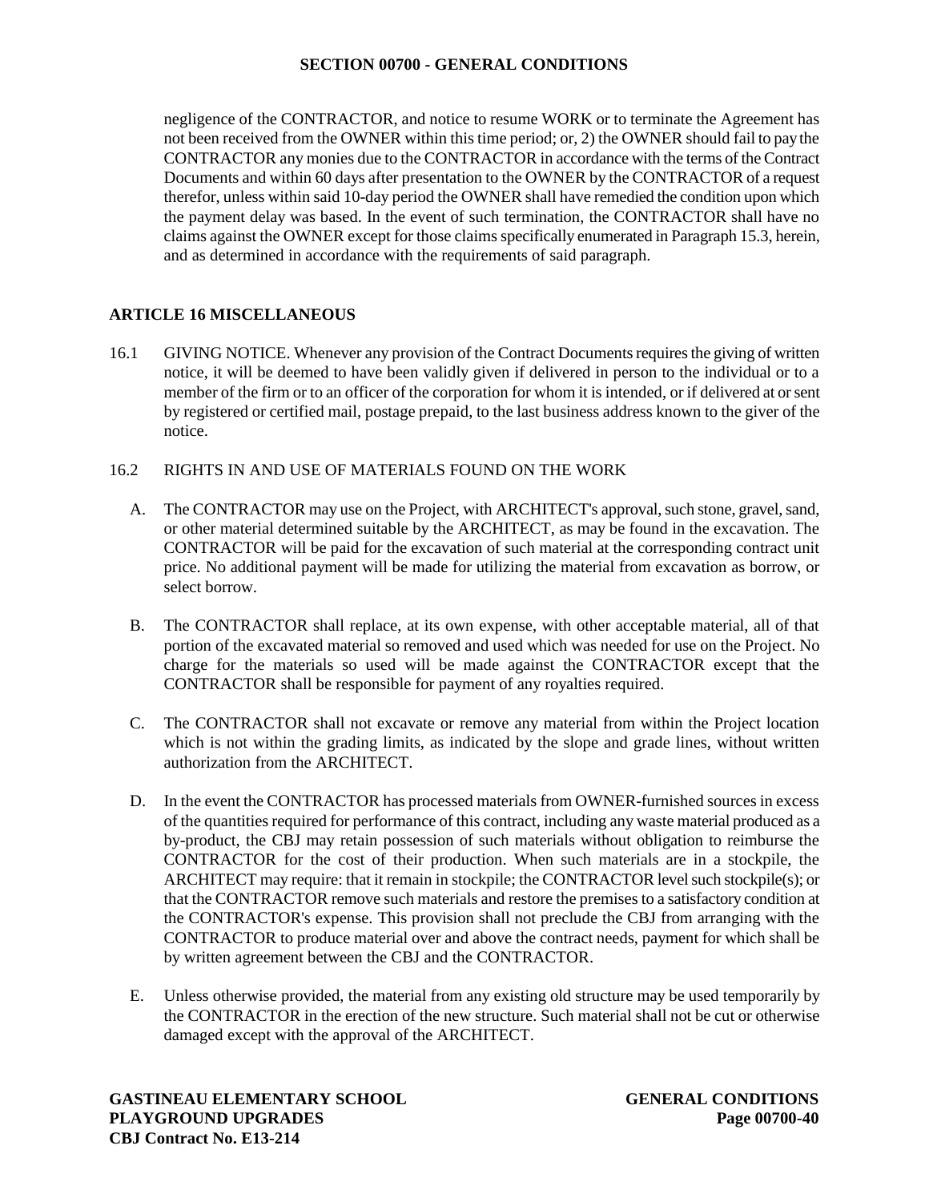negligence of the CONTRACTOR, and notice to resume WORK or to terminate the Agreement has not been received from the OWNER within this time period; or, 2) the OWNER should fail to pay the CONTRACTOR any monies due to the CONTRACTOR in accordance with the terms of the Contract Documents and within 60 days after presentation to the OWNER by the CONTRACTOR of a request therefor, unless within said 10-day period the OWNER shall have remedied the condition upon which the payment delay was based. In the event of such termination, the CONTRACTOR shall have no claims against the OWNER except for those claims specifically enumerated in Paragraph 15.3, herein, and as determined in accordance with the requirements of said paragraph.

## ARTICLE 16 MISCELLANEOUS

16.1 GIVING NOTICE. Whenever any provision of the Contract Documents requires the giving of written notice, it will be deemed to have been validly given if delivered in person to the individual or to a member of the firm or to an officer of the corporation for whom it is intended, or if delivered at or sent by registered or certified mail, postage prepaid, to the last business address known to the giver of the notice.

16.2 RIGHTS IN AND USE OF MATERIALS FOUND ON THE WORK

A. The CONTRACTOR may use on the Project, with ARCHITECT's approval, such stone, gravel, sand, or other material determined suitable by the ARCHITECT, as may be found in the excavation. The CONTRACTOR will be paid for the excavation of such material at the corresponding contract unit price. No additional payment will be made for utilizing the material from excavation as borrow, or select borrow.

B. The CONTRACTOR shall replace, at its own expense, with other acceptable material, all of that portion of the excavated material so removed and used which was needed for use on the Project. No charge for the materials so used will be made against the CONTRACTOR except that the CONTRACTOR shall be responsible for payment of any royalties required.

C. The CONTRACTOR shall not excavate or remove any material from within the Project location which is not within the grading limits, as indicated by the slope and grade lines, without written authorization from the ARCHITECT.

D. In the event the CONTRACTOR has processed materials from OWNER-furnished sources in excess of the quantities required for performance of this contract, including any waste material produced as a by-product, the CBJ may retain possession of such materials without obligation to reimburse the CONTRACTOR for the cost of their production. When such materials are in a stockpile, the ARCHITECT may require: that it remain in stockpile; the CONTRACTOR level such stockpile(s); or that the CONTRACTOR remove such materials and restore the premises to a satisfactory condition at the CONTRACTOR's expense. This provision shall not preclude the CBJ from arranging with the CONTRACTOR to produce material over and above the contract needs, payment for which shall be by written agreement between the CBJ and the CONTRACTOR.

E. Unless otherwise provided, the material from any existing old structure may be used temporarily by the CONTRACTOR in the erection of the new structure. Such material shall not be cut or otherwise damaged except with the approval of the ARCHITECT.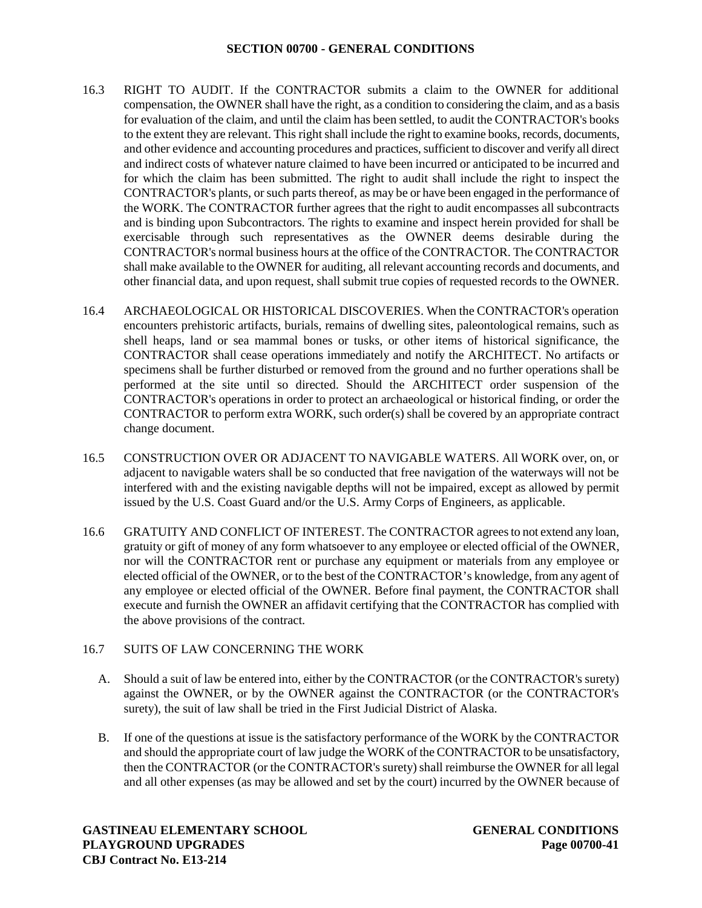16.3 RIGHT TO AUDIT. If the CONTRACTOR submits a claim to the OWNER for additional compensation, the OWNER shall have the right, as a condition to considering the claim, and as a basis for evaluation of the claim, and until the claim has been settled, to audit the CONTRACTOR's books to the extent they are relevant. This right shall include the right to examine books, records, documents, and other evidence and accounting procedures and practices, sufficient to discover and verify all direct and indirect costs of whatever nature claimed to have been incurred or anticipated to be incurred and for which the claim has been submitted. The right to audit shall include the right to inspect the CONTRACTOR's plants, or such parts thereof, as may be or have been engaged in the performance of the WORK. The CONTRACTOR further agrees that the right to audit encompasses all subcontracts and is binding upon Subcontractors. The rights to examine and inspect herein provided for shall be exercisable through such representatives as the OWNER deems desirable during the CONTRACTOR's normal business hours at the office of the CONTRACTOR. The CONTRACTOR shall make available to the OWNER for auditing, all relevant accounting records and documents, and other financial data, and upon request, shall submit true copies of requested records to the OWNER.

16.4 ARCHAEOLOGICAL OR HISTORICAL DISCOVERIES. When the CONTRACTOR's operation encounters prehistoric artifacts, burials, remains of dwelling sites, paleontological remains, such as shell heaps, land or sea mammal bones or tusks, or other items of historical significance, the CONTRACTOR shall cease operations immediately and notify the ARCHITECT. No artifacts or specimens shall be further disturbed or removed from the ground and no further operations shall be performed at the site until so directed. Should the ARCHITECT order suspension of the CONTRACTOR's operations in order to protect an archaeological or historical finding, or order the CONTRACTOR to perform extra WORK, such order(s) shall be covered by an appropriate contract change document.

16.5 CONSTRUCTION OVER OR ADJACENT TO NAVIGABLE WATERS. All WORK over, on, or adjacent to navigable waters shall be so conducted that free navigation of the waterways will not be interfered with and the existing navigable depths will not be impaired, except as allowed by permit issued by the U.S. Coast Guard and/or the U.S. Army Corps of Engineers, as applicable.

16.6 GRATUITY AND CONFLICT OF INTEREST. The CONTRACTOR agrees to not extend any loan, gratuity or gift of money of any form whatsoever to any employee or elected official of the OWNER, nor will the CONTRACTOR rent or purchase any equipment or materials from any employee or elected official of the OWNER, or to the best of the CONTRACTOR's knowledge, from any agent of any employee or elected official of the OWNER. Before final payment, the CONTRACTOR shall execute and furnish the OWNER an affidavit certifying that the CONTRACTOR has complied with the above provisions of the contract.

16.7 SUITS OF LAW CONCERNING THE WORK

A. Should a suit of law be entered into, either by the CONTRACTOR (or the CONTRACTOR's surety) against the OWNER, or by the OWNER against the CONTRACTOR (or the CONTRACTOR's surety), the suit of law shall be tried in the First Judicial District of Alaska.

B. If one of the questions at issue is the satisfactory performance of the WORK by the CONTRACTOR and should the appropriate court of law judge the WORK of the CONTRACTOR to be unsatisfactory, then the CONTRACTOR (or the CONTRACTOR's surety) shall reimburse the OWNER for all legal and all other expenses (as may be allowed and set by the court) incurred by the OWNER because of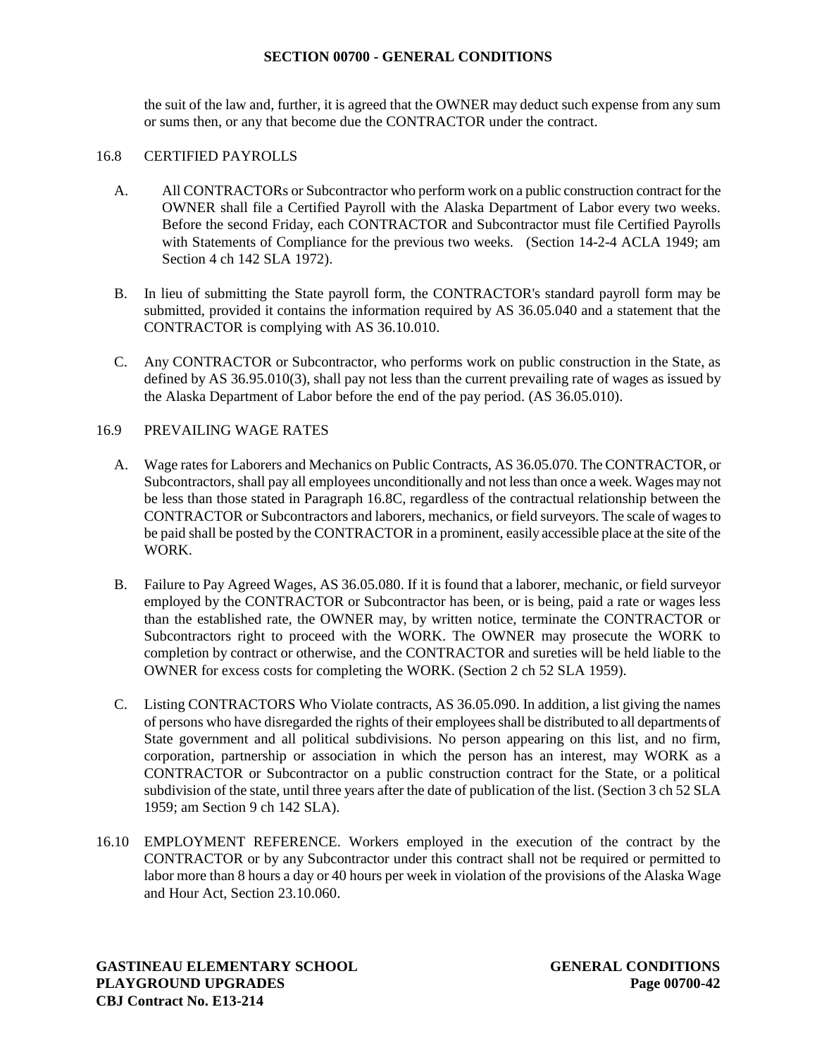the suit of the law and, further, it is agreed that the OWNER may deduct such expense from any sum or sums then, or any that become due the CONTRACTOR under the contract.

16.8 CERTIFIED PAYROLLS

A. All CONTRACTORs or Subcontractor who perform work on a public construction contract for the OWNER shall file a Certified Payroll with the Alaska Department of Labor every two weeks. Before the second Friday, each CONTRACTOR and Subcontractor must file Certified Payrolls with Statements of Compliance for the previous two weeks. (Section 14-2-4 ACLA 1949; am Section 4 ch 142 SLA 1972).

B. In lieu of submitting the State payroll form, the CONTRACTOR's standard payroll form may be submitted, provided it contains the information required by AS 36.05.040 and a statement that the CONTRACTOR is complying with AS 36.10.010.

C. Any CONTRACTOR or Subcontractor, who performs work on public construction in the State, as defined by AS 36.95.010(3), shall pay not less than the current prevailing rate of wages as issued by the Alaska Department of Labor before the end of the pay period. (AS 36.05.010).

16.9 PREVAILING WAGE RATES

A. Wage rates for Laborers and Mechanics on Public Contracts, AS 36.05.070. The CONTRACTOR, or Subcontractors, shall pay all employees unconditionally and not less than once a week. Wages may not be less than those stated in Paragraph 16.8C, regardless of the contractual relationship between the CONTRACTOR or Subcontractors and laborers, mechanics, or field surveyors. The scale of wages to be paid shall be posted by the CONTRACTOR in a prominent, easily accessible place at the site of the WORK.

B. Failure to Pay Agreed Wages, AS 36.05.080. If it is found that a laborer, mechanic, or field surveyor employed by the CONTRACTOR or Subcontractor has been, or is being, paid a rate or wages less than the established rate, the OWNER may, by written notice, terminate the CONTRACTOR or Subcontractors right to proceed with the WORK. The OWNER may prosecute the WORK to completion by contract or otherwise, and the CONTRACTOR and sureties will be held liable to the OWNER for excess costs for completing the WORK. (Section 2 ch 52 SLA 1959).

C. Listing CONTRACTORS Who Violate contracts, AS 36.05.090. In addition, a list giving the names of persons who have disregarded the rights of their employees shall be distributed to all departments of State government and all political subdivisions. No person appearing on this list, and no firm, corporation, partnership or association in which the person has an interest, may WORK as a CONTRACTOR or Subcontractor on a public construction contract for the State, or a political subdivision of the state, until three years after the date of publication of the list. (Section 3 ch 52 SLA 1959; am Section 9 ch 142 SLA).

16.10 EMPLOYMENT REFERENCE. Workers employed in the execution of the contract by the CONTRACTOR or by any Subcontractor under this contract shall not be required or permitted to labor more than 8 hours a day or 40 hours per week in violation of the provisions of the Alaska Wage and Hour Act, Section 23.10.060.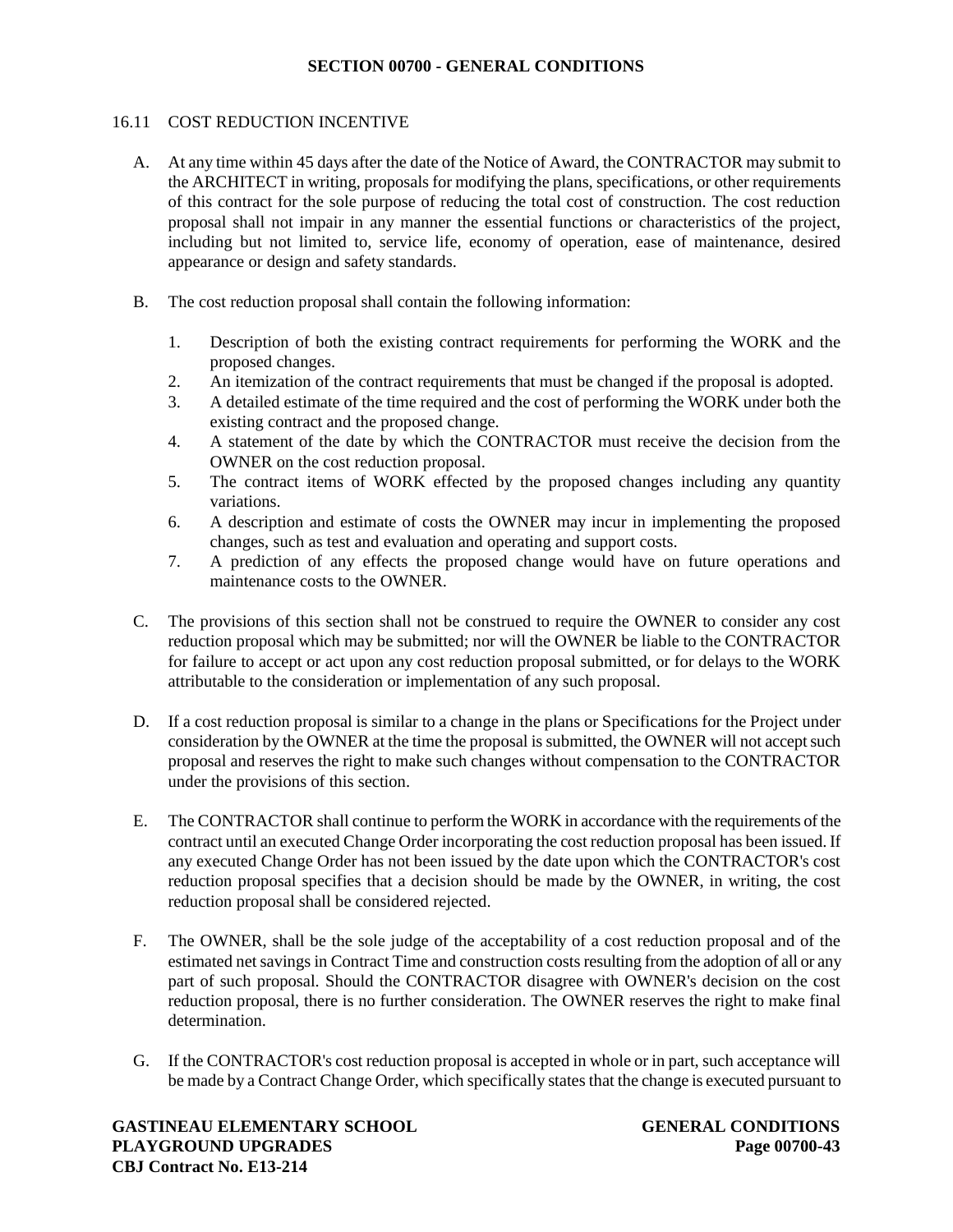## 16.11 COST REDUCTION INCENTIVE

A. At any time within 45 days after the date of the Notice of Award, the CONTRACTOR may submit to the ARCHITECT in writing, proposals for modifying the plans, specifications, or other requirements of this contract for the sole purpose of reducing the total cost of construction. The cost reduction proposal shall not impair in any manner the essential functions or characteristics of the project, including but not limited to, service life, economy of operation, ease of maintenance, desired appearance or design and safety standards.

B. The cost reduction proposal shall contain the following information:

   1. Description of both the existing contract requirements for performing the WORK and the proposed changes.
   2. An itemization of the contract requirements that must be changed if the proposal is adopted.
   3. A detailed estimate of the time required and the cost of performing the WORK under both the existing contract and the proposed change.
   4. A statement of the date by which the CONTRACTOR must receive the decision from the OWNER on the cost reduction proposal.
   5. The contract items of WORK effected by the proposed changes including any quantity variations.
   6. A description and estimate of costs the OWNER may incur in implementing the proposed changes, such as test and evaluation and operating and support costs.
   7. A prediction of any effects the proposed change would have on future operations and maintenance costs to the OWNER.

C. The provisions of this section shall not be construed to require the OWNER to consider any cost reduction proposal which may be submitted; nor will the OWNER be liable to the CONTRACTOR for failure to accept or act upon any cost reduction proposal submitted, or for delays to the WORK attributable to the consideration or implementation of any such proposal.

D. If a cost reduction proposal is similar to a change in the plans or Specifications for the Project under consideration by the OWNER at the time the proposal is submitted, the OWNER will not accept such proposal and reserves the right to make such changes without compensation to the CONTRACTOR under the provisions of this section.

E. The CONTRACTOR shall continue to perform the WORK in accordance with the requirements of the contract until an executed Change Order incorporating the cost reduction proposal has been issued. If any executed Change Order has not been issued by the date upon which the CONTRACTOR's cost reduction proposal specifies that a decision should be made by the OWNER, in writing, the cost reduction proposal shall be considered rejected.

F. The OWNER, shall be the sole judge of the acceptability of a cost reduction proposal and of the estimated net savings in Contract Time and construction costs resulting from the adoption of all or any part of such proposal. Should the CONTRACTOR disagree with OWNER's decision on the cost reduction proposal, there is no further consideration. The OWNER reserves the right to make final determination.

G. If the CONTRACTOR's cost reduction proposal is accepted in whole or in part, such acceptance will be made by a Contract Change Order, which specifically states that the change is executed pursuant to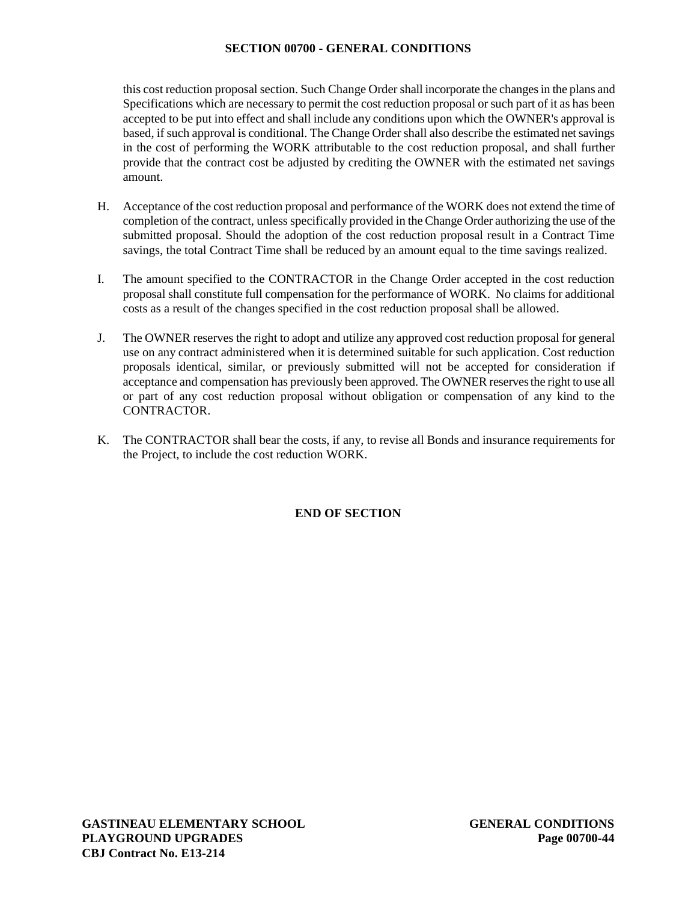this cost reduction proposal section. Such Change Order shall incorporate the changes in the plans and Specifications which are necessary to permit the cost reduction proposal or such part of it as has been accepted to be put into effect and shall include any conditions upon which the OWNER's approval is based, if such approval is conditional. The Change Order shall also describe the estimated net savings in the cost of performing the WORK attributable to the cost reduction proposal, and shall further provide that the contract cost be adjusted by crediting the OWNER with the estimated net savings amount.

H. Acceptance of the cost reduction proposal and performance of the WORK does not extend the time of completion of the contract, unless specifically provided in the Change Order authorizing the use of the submitted proposal. Should the adoption of the cost reduction proposal result in a Contract Time savings, the total Contract Time shall be reduced by an amount equal to the time savings realized.

I. The amount specified to the CONTRACTOR in the Change Order accepted in the cost reduction proposal shall constitute full compensation for the performance of WORK. No claims for additional costs as a result of the changes specified in the cost reduction proposal shall be allowed.

J. The OWNER reserves the right to adopt and utilize any approved cost reduction proposal for general use on any contract administered when it is determined suitable for such application. Cost reduction proposals identical, similar, or previously submitted will not be accepted for consideration if acceptance and compensation has previously been approved. The OWNER reserves the right to use all or part of any cost reduction proposal without obligation or compensation of any kind to the CONTRACTOR.

K. The CONTRACTOR shall bear the costs, if any, to revise all Bonds and insurance requirements for the Project, to include the cost reduction WORK.

**END OF SECTION**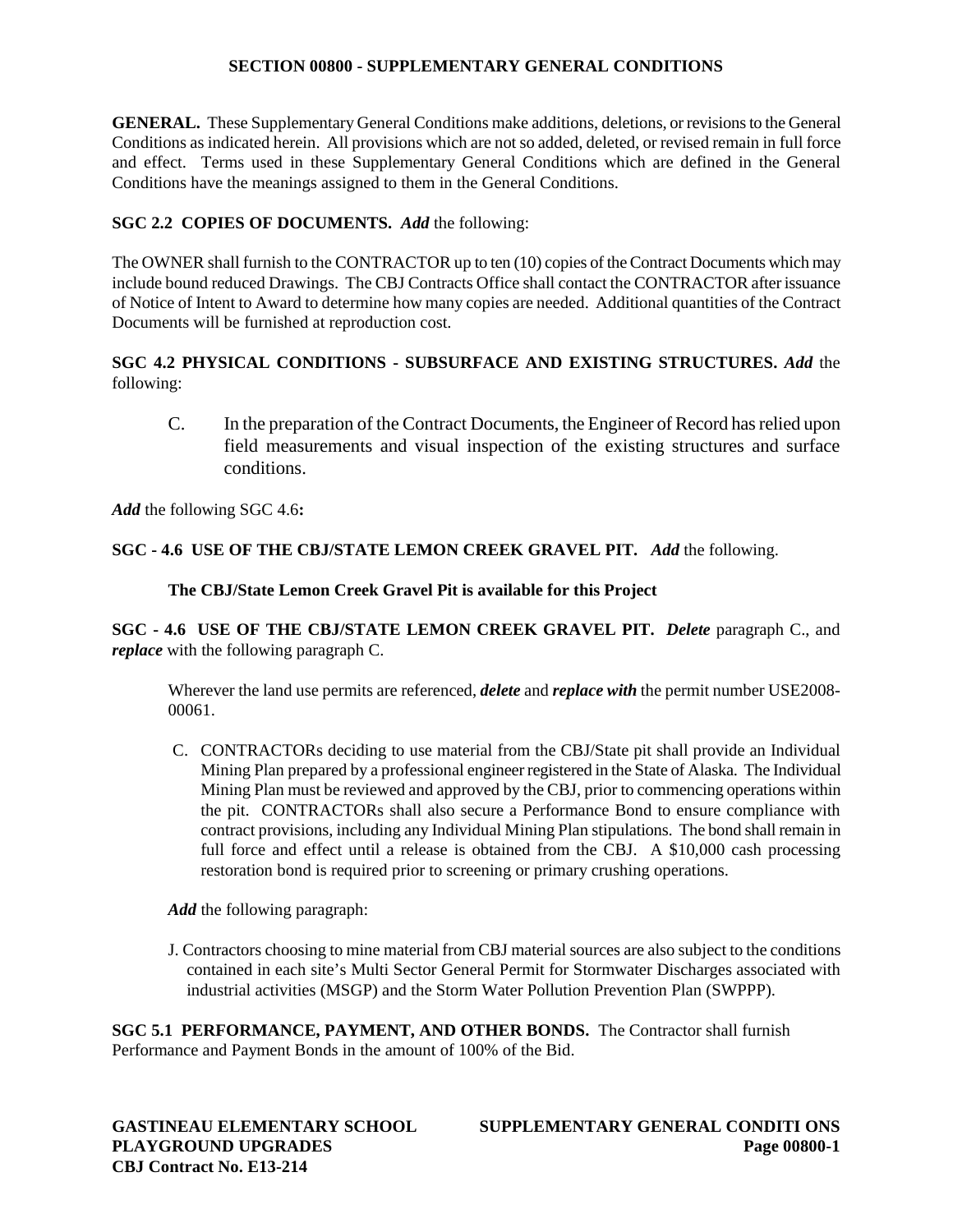# SECTION 00800 - SUPPLEMENTARY GENERAL CONDITIONS

**GENERAL.** These Supplementary General Conditions make additions, deletions, or revisions to the General Conditions as indicated herein. All provisions which are not so added, deleted, or revised remain in full force and effect. Terms used in these Supplementary General Conditions which are defined in the General Conditions have the meanings assigned to them in the General Conditions.

**SGC 2.2 COPIES OF DOCUMENTS.** ***Add*** the following:

The OWNER shall furnish to the CONTRACTOR up to ten (10) copies of the Contract Documents which may include bound reduced Drawings. The CBJ Contracts Office shall contact the CONTRACTOR after issuance of Notice of Intent to Award to determine how many copies are needed. Additional quantities of the Contract Documents will be furnished at reproduction cost.

**SGC 4.2 PHYSICAL CONDITIONS - SUBSURFACE AND EXISTING STRUCTURES.** ***Add*** the following:

C. In the preparation of the Contract Documents, the Engineer of Record has relied upon field measurements and visual inspection of the existing structures and surface conditions.

***Add*** the following SGC 4.6**:**

**SGC - 4.6 USE OF THE CBJ/STATE LEMON CREEK GRAVEL PIT.** ***Add*** the following.

**The CBJ/State Lemon Creek Gravel Pit is available for this Project**

**SGC - 4.6 USE OF THE CBJ/STATE LEMON CREEK GRAVEL PIT.** ***Delete*** paragraph C., and ***replace*** with the following paragraph C.

Wherever the land use permits are referenced, ***delete*** and ***replace with*** the permit number USE2008-00061.

C. CONTRACTORs deciding to use material from the CBJ/State pit shall provide an Individual Mining Plan prepared by a professional engineer registered in the State of Alaska. The Individual Mining Plan must be reviewed and approved by the CBJ, prior to commencing operations within the pit. CONTRACTORs shall also secure a Performance Bond to ensure compliance with contract provisions, including any Individual Mining Plan stipulations. The bond shall remain in full force and effect until a release is obtained from the CBJ. A $10,000 cash processing restoration bond is required prior to screening or primary crushing operations.

***Add*** the following paragraph:

J. Contractors choosing to mine material from CBJ material sources are also subject to the conditions contained in each site's Multi Sector General Permit for Stormwater Discharges associated with industrial activities (MSGP) and the Storm Water Pollution Prevention Plan (SWPPP).

**SGC 5.1 PERFORMANCE, PAYMENT, AND OTHER BONDS.** The Contractor shall furnish Performance and Payment Bonds in the amount of 100% of the Bid.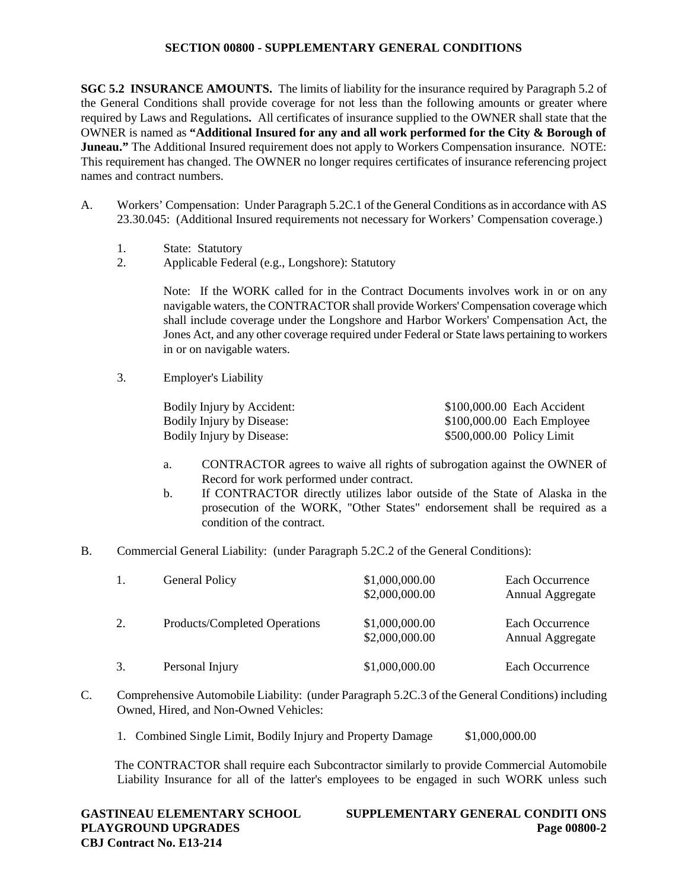# SECTION 00800 - SUPPLEMENTARY GENERAL CONDITIONS

**SGC 5.2 INSURANCE AMOUNTS.** The limits of liability for the insurance required by Paragraph 5.2 of the General Conditions shall provide coverage for not less than the following amounts or greater where required by Laws and Regulations**.** All certificates of insurance supplied to the OWNER shall state that the OWNER is named as **"Additional Insured for any and all work performed for the City & Borough of Juneau."** The Additional Insured requirement does not apply to Workers Compensation insurance. NOTE: This requirement has changed. The OWNER no longer requires certificates of insurance referencing project names and contract numbers.

A. Workers' Compensation: Under Paragraph 5.2C.1 of the General Conditions as in accordance with AS 23.30.045: (Additional Insured requirements not necessary for Workers' Compensation coverage.)

1. State: Statutory
2. Applicable Federal (e.g., Longshore): Statutory

   Note: If the WORK called for in the Contract Documents involves work in or on any navigable waters, the CONTRACTOR shall provide Workers' Compensation coverage which shall include coverage under the Longshore and Harbor Workers' Compensation Act, the Jones Act, and any other coverage required under Federal or State laws pertaining to workers in or on navigable waters.

3. Employer's Liability

| | |
|---|---|
| Bodily Injury by Accident: | $100,000.00 Each Accident |
| Bodily Injury by Disease: | $100,000.00 Each Employee |
| Bodily Injury by Disease: | $500,000.00 Policy Limit |

   a. CONTRACTOR agrees to waive all rights of subrogation against the OWNER of Record for work performed under contract.

   b. If CONTRACTOR directly utilizes labor outside of the State of Alaska in the prosecution of the WORK, "Other States" endorsement shall be required as a condition of the contract.

B. Commercial General Liability: (under Paragraph 5.2C.2 of the General Conditions):

| | | | |
|---|---|---|---|
| 1. | General Policy | $1,000,000.00 | Each Occurrence |
| | | $2,000,000.00 | Annual Aggregate |
| 2. | Products/Completed Operations | $1,000,000.00 | Each Occurrence |
| | | $2,000,000.00 | Annual Aggregate |
| 3. | Personal Injury | $1,000,000.00 | Each Occurrence |

C. Comprehensive Automobile Liability: (under Paragraph 5.2C.3 of the General Conditions) including Owned, Hired, and Non-Owned Vehicles:

1. Combined Single Limit, Bodily Injury and Property Damage $1,000,000.00

The CONTRACTOR shall require each Subcontractor similarly to provide Commercial Automobile Liability Insurance for all of the latter's employees to be engaged in such WORK unless such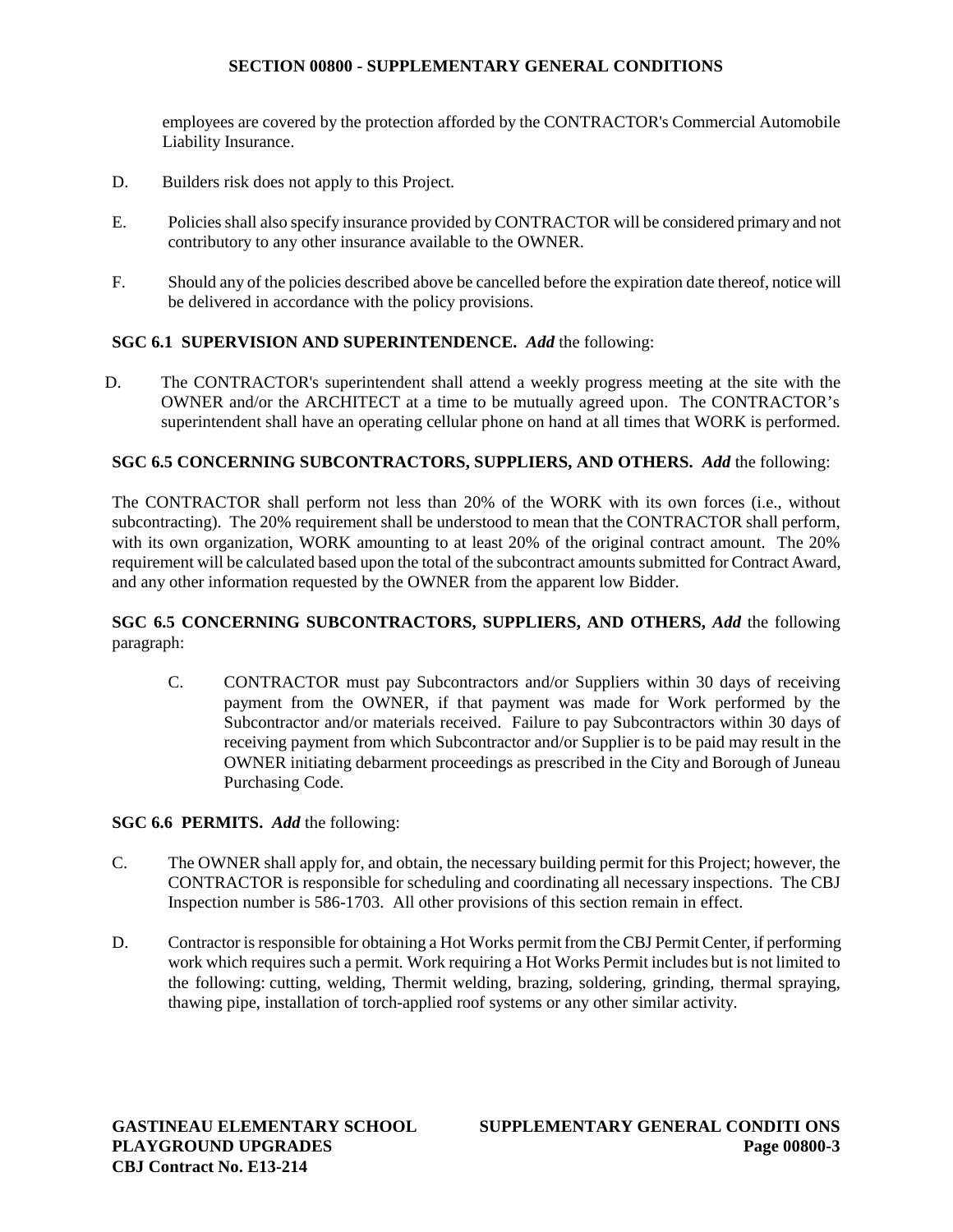employees are covered by the protection afforded by the CONTRACTOR's Commercial Automobile Liability Insurance.

D. Builders risk does not apply to this Project.

E. Policies shall also specify insurance provided by CONTRACTOR will be considered primary and not contributory to any other insurance available to the OWNER.

F. Should any of the policies described above be cancelled before the expiration date thereof, notice will be delivered in accordance with the policy provisions.

**SGC 6.1 SUPERVISION AND SUPERINTENDENCE.** ***Add*** the following:

D. The CONTRACTOR's superintendent shall attend a weekly progress meeting at the site with the OWNER and/or the ARCHITECT at a time to be mutually agreed upon. The CONTRACTOR's superintendent shall have an operating cellular phone on hand at all times that WORK is performed.

**SGC 6.5 CONCERNING SUBCONTRACTORS, SUPPLIERS, AND OTHERS.** ***Add*** the following:

The CONTRACTOR shall perform not less than 20% of the WORK with its own forces (i.e., without subcontracting). The 20% requirement shall be understood to mean that the CONTRACTOR shall perform, with its own organization, WORK amounting to at least 20% of the original contract amount. The 20% requirement will be calculated based upon the total of the subcontract amounts submitted for Contract Award, and any other information requested by the OWNER from the apparent low Bidder.

**SGC 6.5 CONCERNING SUBCONTRACTORS, SUPPLIERS, AND OTHERS,** ***Add*** the following paragraph:

C. CONTRACTOR must pay Subcontractors and/or Suppliers within 30 days of receiving payment from the OWNER, if that payment was made for Work performed by the Subcontractor and/or materials received. Failure to pay Subcontractors within 30 days of receiving payment from which Subcontractor and/or Supplier is to be paid may result in the OWNER initiating debarment proceedings as prescribed in the City and Borough of Juneau Purchasing Code.

**SGC 6.6 PERMITS.** ***Add*** the following:

C. The OWNER shall apply for, and obtain, the necessary building permit for this Project; however, the CONTRACTOR is responsible for scheduling and coordinating all necessary inspections. The CBJ Inspection number is 586-1703. All other provisions of this section remain in effect.

D. Contractor is responsible for obtaining a Hot Works permit from the CBJ Permit Center, if performing work which requires such a permit. Work requiring a Hot Works Permit includes but is not limited to the following: cutting, welding, Thermit welding, brazing, soldering, grinding, thermal spraying, thawing pipe, installation of torch-applied roof systems or any other similar activity.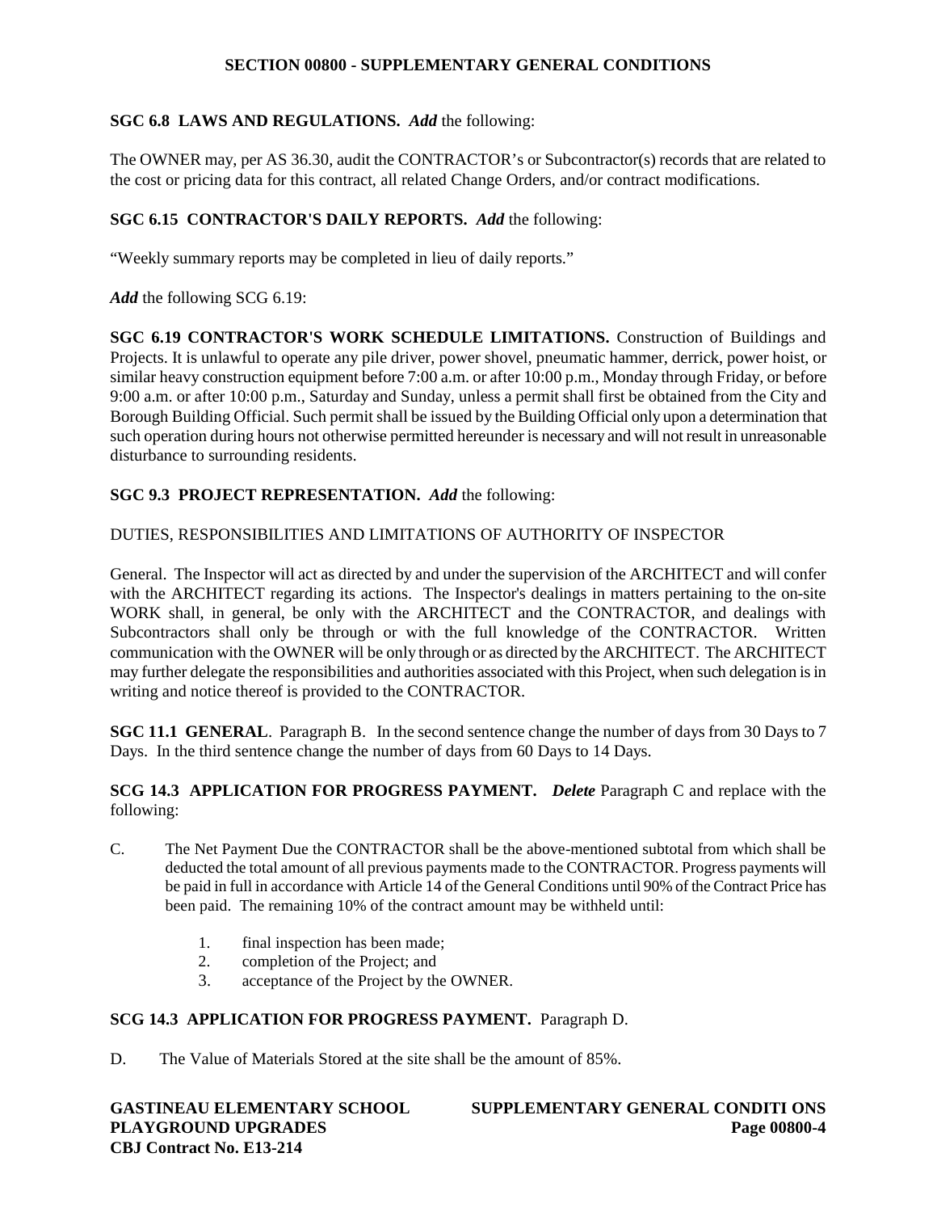## SECTION 00800 - SUPPLEMENTARY GENERAL CONDITIONS

**SGC 6.8 LAWS AND REGULATIONS.** ***Add*** the following:

The OWNER may, per AS 36.30, audit the CONTRACTOR's or Subcontractor(s) records that are related to the cost or pricing data for this contract, all related Change Orders, and/or contract modifications.

**SGC 6.15 CONTRACTOR'S DAILY REPORTS.** ***Add*** the following:

"Weekly summary reports may be completed in lieu of daily reports."

***Add*** the following SCG 6.19:

**SGC 6.19 CONTRACTOR'S WORK SCHEDULE LIMITATIONS.** Construction of Buildings and Projects. It is unlawful to operate any pile driver, power shovel, pneumatic hammer, derrick, power hoist, or similar heavy construction equipment before 7:00 a.m. or after 10:00 p.m., Monday through Friday, or before 9:00 a.m. or after 10:00 p.m., Saturday and Sunday, unless a permit shall first be obtained from the City and Borough Building Official. Such permit shall be issued by the Building Official only upon a determination that such operation during hours not otherwise permitted hereunder is necessary and will not result in unreasonable disturbance to surrounding residents.

**SGC 9.3 PROJECT REPRESENTATION.** ***Add*** the following:

DUTIES, RESPONSIBILITIES AND LIMITATIONS OF AUTHORITY OF INSPECTOR

General. The Inspector will act as directed by and under the supervision of the ARCHITECT and will confer with the ARCHITECT regarding its actions. The Inspector's dealings in matters pertaining to the on-site WORK shall, in general, be only with the ARCHITECT and the CONTRACTOR, and dealings with Subcontractors shall only be through or with the full knowledge of the CONTRACTOR. Written communication with the OWNER will be only through or as directed by the ARCHITECT. The ARCHITECT may further delegate the responsibilities and authorities associated with this Project, when such delegation is in writing and notice thereof is provided to the CONTRACTOR.

**SGC 11.1 GENERAL**. Paragraph B. In the second sentence change the number of days from 30 Days to 7 Days. In the third sentence change the number of days from 60 Days to 14 Days.

**SCG 14.3 APPLICATION FOR PROGRESS PAYMENT.** ***Delete*** Paragraph C and replace with the following:

C. The Net Payment Due the CONTRACTOR shall be the above-mentioned subtotal from which shall be deducted the total amount of all previous payments made to the CONTRACTOR. Progress payments will be paid in full in accordance with Article 14 of the General Conditions until 90% of the Contract Price has been paid. The remaining 10% of the contract amount may be withheld until:

1. final inspection has been made;
2. completion of the Project; and
3. acceptance of the Project by the OWNER.

**SCG 14.3 APPLICATION FOR PROGRESS PAYMENT.** Paragraph D.

D. The Value of Materials Stored at the site shall be the amount of 85%.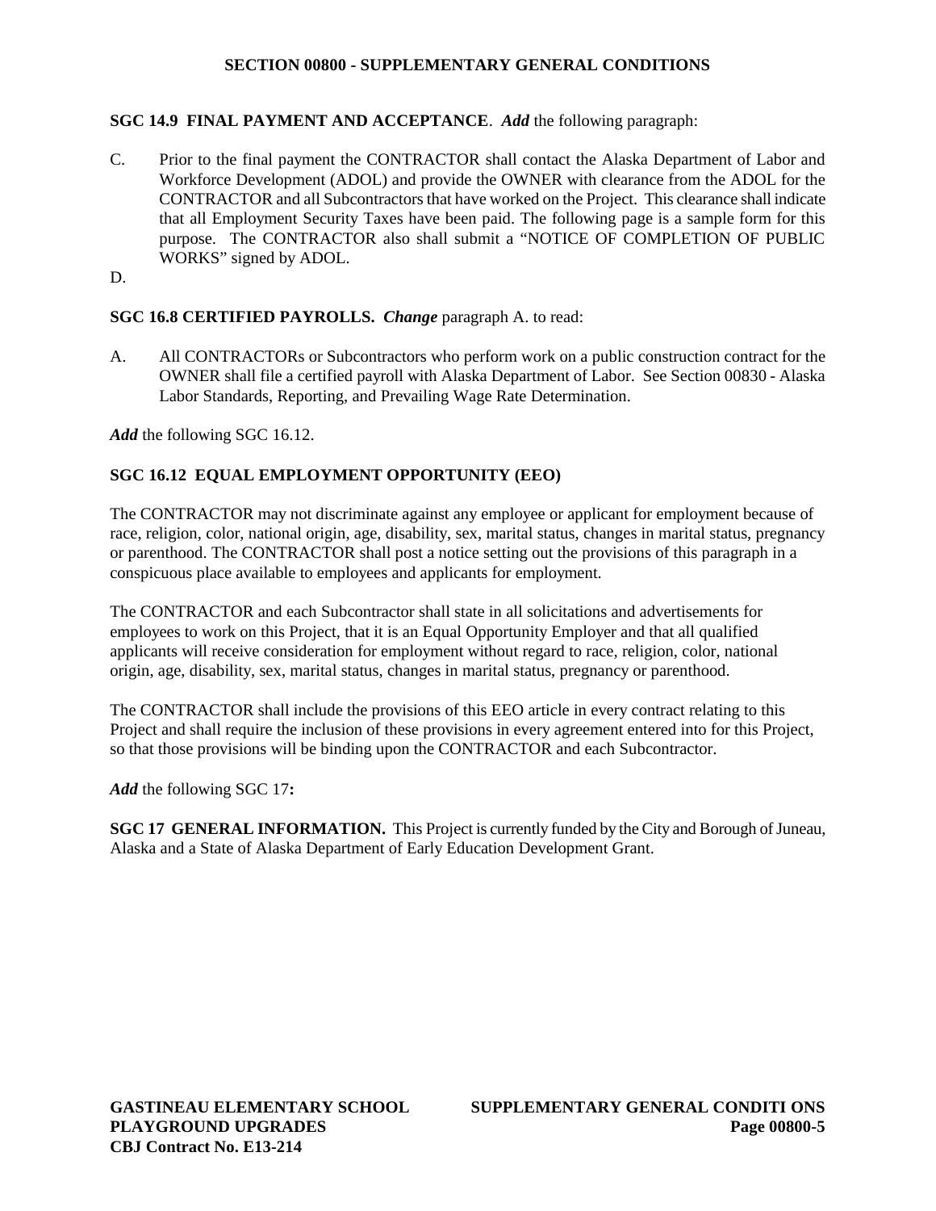**SECTION 00800 - SUPPLEMENTARY GENERAL CONDITIONS**

**SGC 14.9 FINAL PAYMENT AND ACCEPTANCE**. ***Add*** the following paragraph:

C. Prior to the final payment the CONTRACTOR shall contact the Alaska Department of Labor and Workforce Development (ADOL) and provide the OWNER with clearance from the ADOL for the CONTRACTOR and all Subcontractors that have worked on the Project. This clearance shall indicate that all Employment Security Taxes have been paid. The following page is a sample form for this purpose. The CONTRACTOR also shall submit a "NOTICE OF COMPLETION OF PUBLIC WORKS" signed by ADOL.

D.

**SGC 16.8 CERTIFIED PAYROLLS.** ***Change*** paragraph A. to read:

A. All CONTRACTORs or Subcontractors who perform work on a public construction contract for the OWNER shall file a certified payroll with Alaska Department of Labor. See Section 00830 - Alaska Labor Standards, Reporting, and Prevailing Wage Rate Determination.

***Add*** the following SGC 16.12.

**SGC 16.12 EQUAL EMPLOYMENT OPPORTUNITY (EEO)**

The CONTRACTOR may not discriminate against any employee or applicant for employment because of race, religion, color, national origin, age, disability, sex, marital status, changes in marital status, pregnancy or parenthood. The CONTRACTOR shall post a notice setting out the provisions of this paragraph in a conspicuous place available to employees and applicants for employment.

The CONTRACTOR and each Subcontractor shall state in all solicitations and advertisements for employees to work on this Project, that it is an Equal Opportunity Employer and that all qualified applicants will receive consideration for employment without regard to race, religion, color, national origin, age, disability, sex, marital status, changes in marital status, pregnancy or parenthood.

The CONTRACTOR shall include the provisions of this EEO article in every contract relating to this Project and shall require the inclusion of these provisions in every agreement entered into for this Project, so that those provisions will be binding upon the CONTRACTOR and each Subcontractor.

***Add*** the following SGC 17**:**

**SGC 17 GENERAL INFORMATION.** This Project is currently funded by the City and Borough of Juneau, Alaska and a State of Alaska Department of Early Education Development Grant.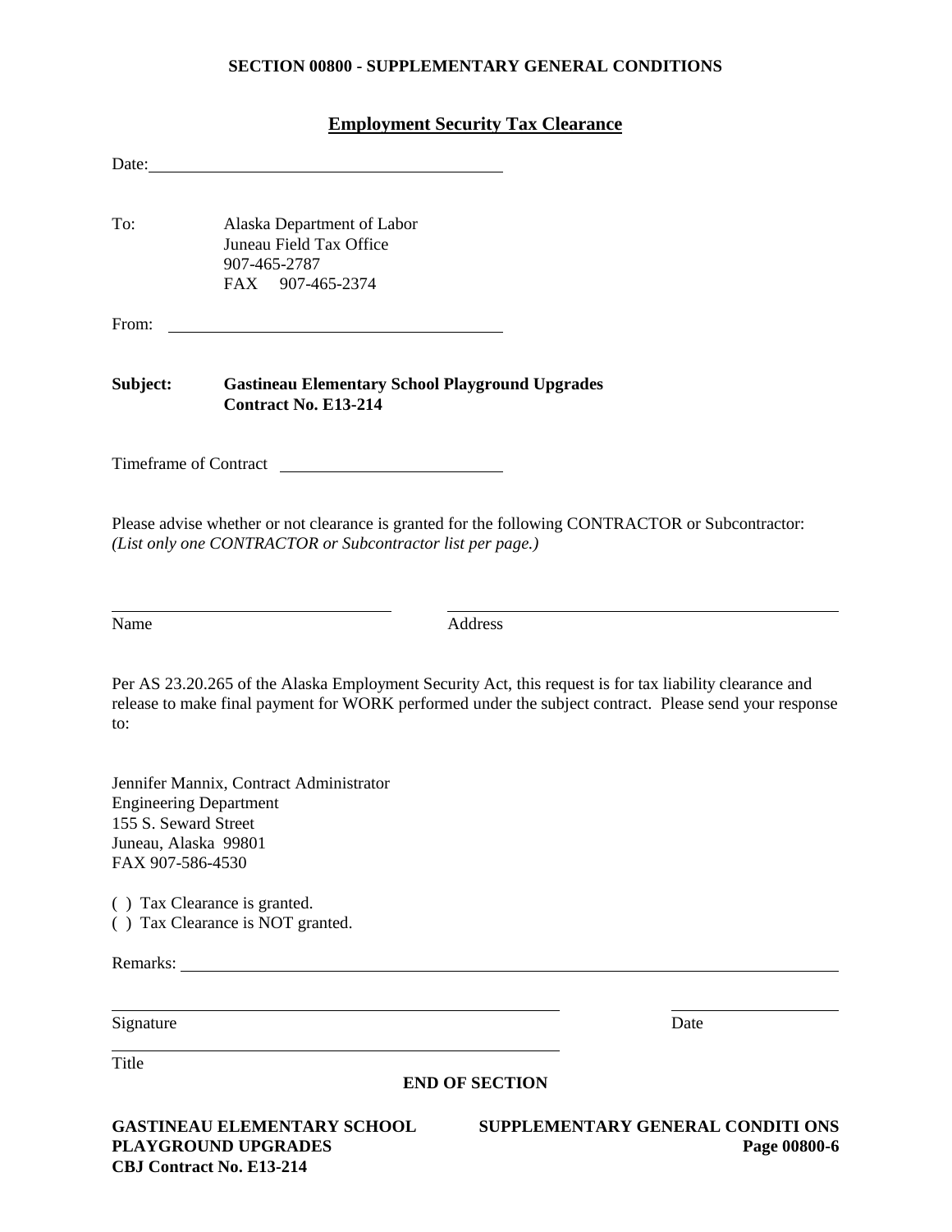## SECTION 00800 - SUPPLEMENTARY GENERAL CONDITIONS

### Employment Security Tax Clearance

Date: ________________________________

To: Alaska Department of Labor
Juneau Field Tax Office
907-465-2787
FAX 907-465-2374

From: ________________________________

**Subject: Gastineau Elementary School Playground Upgrades**
**Contract No. E13-214**

Timeframe of Contract ____________________

Please advise whether or not clearance is granted for the following CONTRACTOR or Subcontractor:
*(List only one CONTRACTOR or Subcontractor list per page.)*

________________________ ________________________________
Name Address

Per AS 23.20.265 of the Alaska Employment Security Act, this request is for tax liability clearance and release to make final payment for WORK performed under the subject contract. Please send your response to:

Jennifer Mannix, Contract Administrator
Engineering Department
155 S. Seward Street
Juneau, Alaska 99801
FAX 907-586-4530

( ) Tax Clearance is granted.
( ) Tax Clearance is NOT granted.

Remarks: ____________________________________________________________

________________________________________ ________________
Signature Date

________________________________________
Title

**END OF SECTION**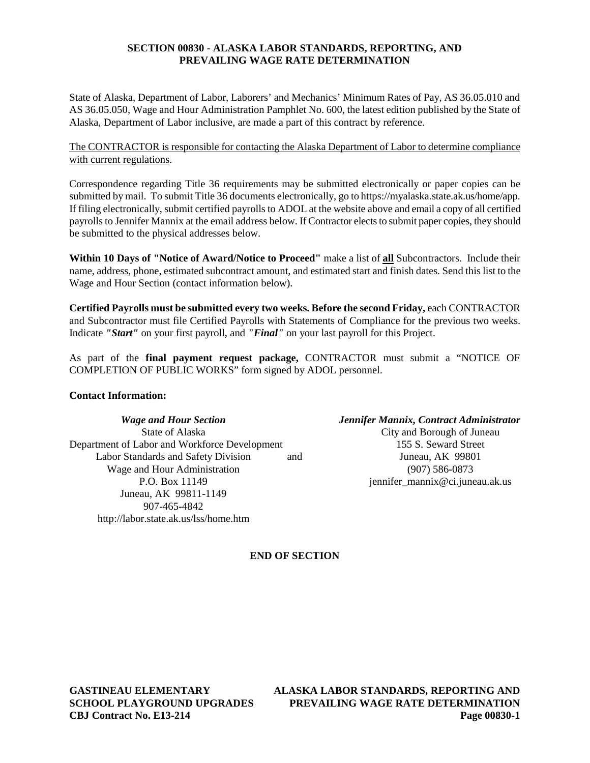# SECTION 00830 - ALASKA LABOR STANDARDS, REPORTING, AND PREVAILING WAGE RATE DETERMINATION

State of Alaska, Department of Labor, Laborers' and Mechanics' Minimum Rates of Pay, AS 36.05.010 and AS 36.05.050, Wage and Hour Administration Pamphlet No. 600, the latest edition published by the State of Alaska, Department of Labor inclusive, are made a part of this contract by reference.

<u>The CONTRACTOR is responsible for contacting the Alaska Department of Labor to determine compliance with current regulations</u>.

Correspondence regarding Title 36 requirements may be submitted electronically or paper copies can be submitted by mail. To submit Title 36 documents electronically, go to https://myalaska.state.ak.us/home/app. If filing electronically, submit certified payrolls to ADOL at the website above and email a copy of all certified payrolls to Jennifer Mannix at the email address below. If Contractor elects to submit paper copies, they should be submitted to the physical addresses below.

**Within 10 Days of "Notice of Award/Notice to Proceed"** make a list of **<u>all</u>** Subcontractors. Include their name, address, phone, estimated subcontract amount, and estimated start and finish dates. Send this list to the Wage and Hour Section (contact information below).

**Certified Payrolls must be submitted every two weeks. Before the second Friday,** each CONTRACTOR and Subcontractor must file Certified Payrolls with Statements of Compliance for the previous two weeks. Indicate ***"Start"*** on your first payroll, and ***"Final"*** on your last payroll for this Project.

As part of the **final payment request package,** CONTRACTOR must submit a "NOTICE OF COMPLETION OF PUBLIC WORKS" form signed by ADOL personnel.

**Contact Information:**

***Wage and Hour Section***
State of Alaska
Department of Labor and Workforce Development
Labor Standards and Safety Division
Wage and Hour Administration
P.O. Box 11149
Juneau, AK 99811-1149
907-465-4842
http://labor.state.ak.us/lss/home.htm

and

***Jennifer Mannix, Contract Administrator***
City and Borough of Juneau
155 S. Seward Street
Juneau, AK 99801
(907) 586-0873
jennifer_mannix@ci.juneau.ak.us

**END OF SECTION**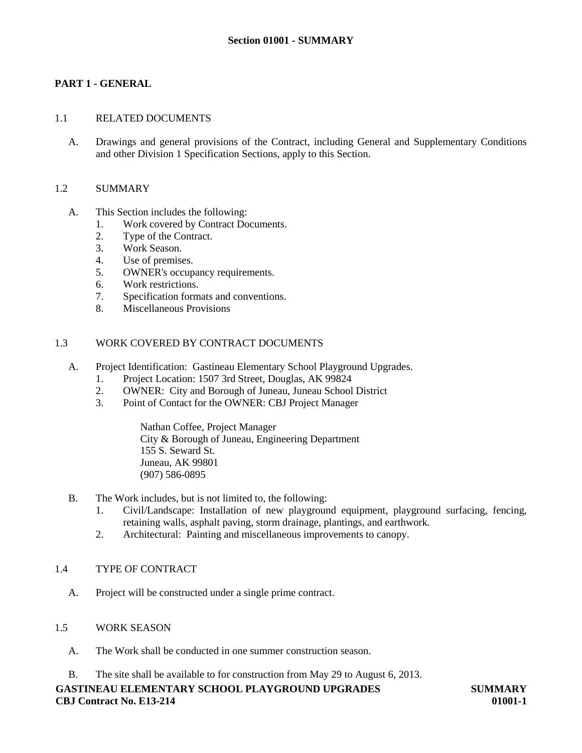# Section 01001 - SUMMARY

## PART 1 - GENERAL

### 1.1 RELATED DOCUMENTS

A. Drawings and general provisions of the Contract, including General and Supplementary Conditions and other Division 1 Specification Sections, apply to this Section.

### 1.2 SUMMARY

A. This Section includes the following:
   1. Work covered by Contract Documents.
   2. Type of the Contract.
   3. Work Season.
   4. Use of premises.
   5. OWNER's occupancy requirements.
   6. Work restrictions.
   7. Specification formats and conventions.
   8. Miscellaneous Provisions

### 1.3 WORK COVERED BY CONTRACT DOCUMENTS

A. Project Identification: Gastineau Elementary School Playground Upgrades.
   1. Project Location: 1507 3rd Street, Douglas, AK 99824
   2. OWNER: City and Borough of Juneau, Juneau School District
   3. Point of Contact for the OWNER: CBJ Project Manager

      Nathan Coffee, Project Manager
      City & Borough of Juneau, Engineering Department
      155 S. Seward St.
      Juneau, AK 99801
      (907) 586-0895

B. The Work includes, but is not limited to, the following:
   1. Civil/Landscape: Installation of new playground equipment, playground surfacing, fencing, retaining walls, asphalt paving, storm drainage, plantings, and earthwork.
   2. Architectural: Painting and miscellaneous improvements to canopy.

### 1.4 TYPE OF CONTRACT

A. Project will be constructed under a single prime contract.

### 1.5 WORK SEASON

A. The Work shall be conducted in one summer construction season.

B. The site shall be available to for construction from May 29 to August 6, 2013.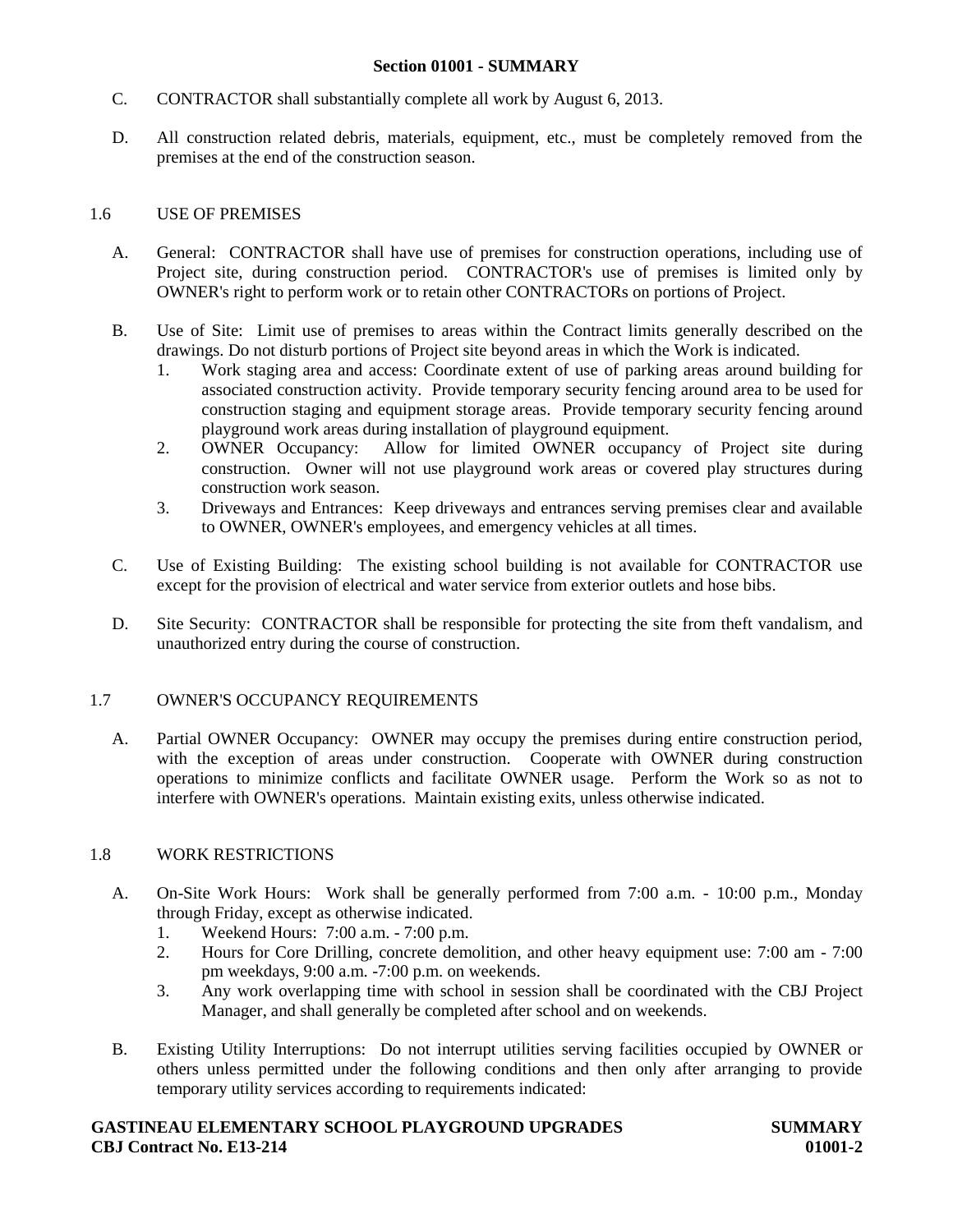C. CONTRACTOR shall substantially complete all work by August 6, 2013.

D. All construction related debris, materials, equipment, etc., must be completely removed from the premises at the end of the construction season.

## 1.6 USE OF PREMISES

A. General: CONTRACTOR shall have use of premises for construction operations, including use of Project site, during construction period. CONTRACTOR's use of premises is limited only by OWNER's right to perform work or to retain other CONTRACTORs on portions of Project.

B. Use of Site: Limit use of premises to areas within the Contract limits generally described on the drawings. Do not disturb portions of Project site beyond areas in which the Work is indicated.
   1. Work staging area and access: Coordinate extent of use of parking areas around building for associated construction activity. Provide temporary security fencing around area to be used for construction staging and equipment storage areas. Provide temporary security fencing around playground work areas during installation of playground equipment.
   2. OWNER Occupancy: Allow for limited OWNER occupancy of Project site during construction. Owner will not use playground work areas or covered play structures during construction work season.
   3. Driveways and Entrances: Keep driveways and entrances serving premises clear and available to OWNER, OWNER's employees, and emergency vehicles at all times.

C. Use of Existing Building: The existing school building is not available for CONTRACTOR use except for the provision of electrical and water service from exterior outlets and hose bibs.

D. Site Security: CONTRACTOR shall be responsible for protecting the site from theft vandalism, and unauthorized entry during the course of construction.

## 1.7 OWNER'S OCCUPANCY REQUIREMENTS

A. Partial OWNER Occupancy: OWNER may occupy the premises during entire construction period, with the exception of areas under construction. Cooperate with OWNER during construction operations to minimize conflicts and facilitate OWNER usage. Perform the Work so as not to interfere with OWNER's operations. Maintain existing exits, unless otherwise indicated.

## 1.8 WORK RESTRICTIONS

A. On-Site Work Hours: Work shall be generally performed from 7:00 a.m. - 10:00 p.m., Monday through Friday, except as otherwise indicated.
   1. Weekend Hours: 7:00 a.m. - 7:00 p.m.
   2. Hours for Core Drilling, concrete demolition, and other heavy equipment use: 7:00 am - 7:00 pm weekdays, 9:00 a.m. -7:00 p.m. on weekends.
   3. Any work overlapping time with school in session shall be coordinated with the CBJ Project Manager, and shall generally be completed after school and on weekends.

B. Existing Utility Interruptions: Do not interrupt utilities serving facilities occupied by OWNER or others unless permitted under the following conditions and then only after arranging to provide temporary utility services according to requirements indicated: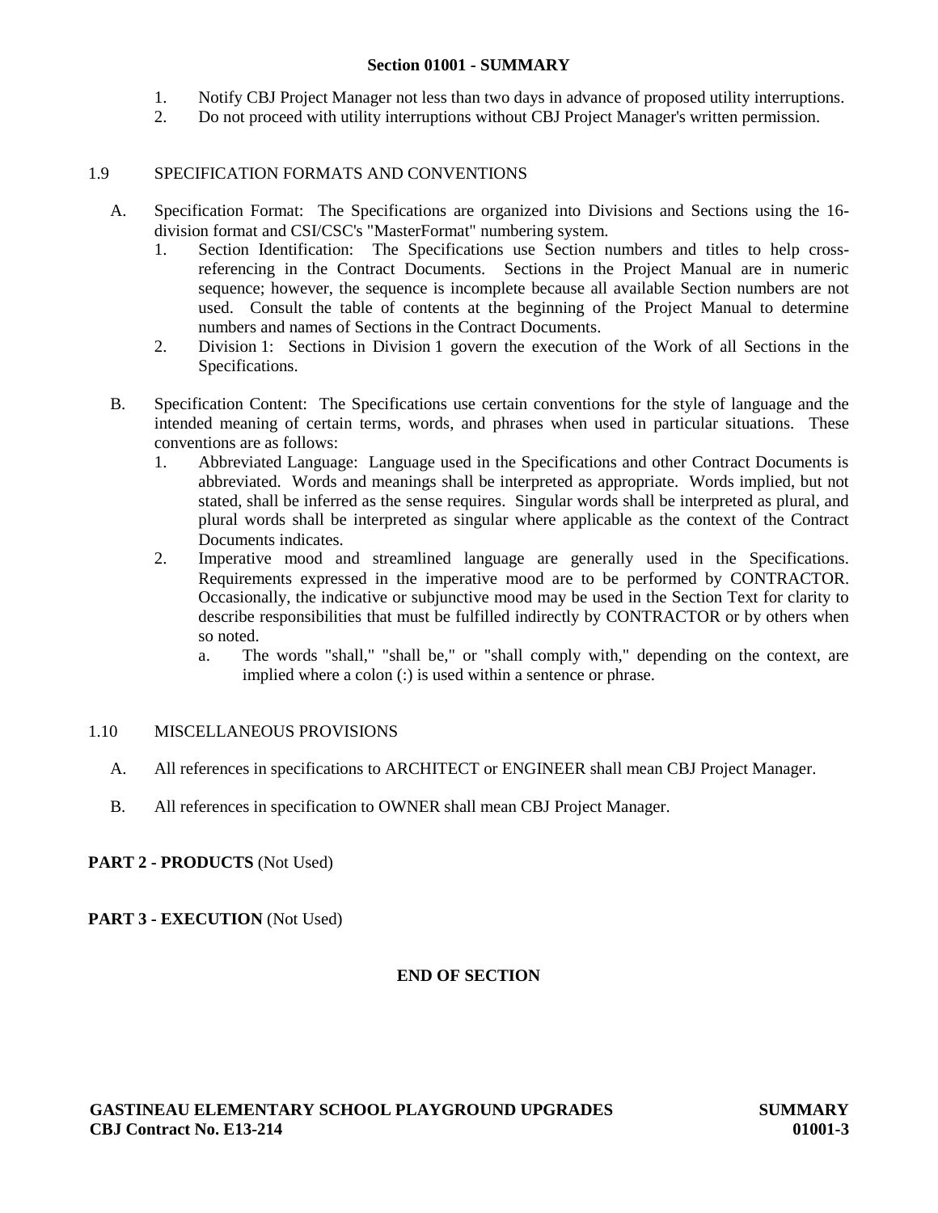1. Notify CBJ Project Manager not less than two days in advance of proposed utility interruptions.
2. Do not proceed with utility interruptions without CBJ Project Manager's written permission.

1.9 SPECIFICATION FORMATS AND CONVENTIONS

A. Specification Format: The Specifications are organized into Divisions and Sections using the 16-division format and CSI/CSC's "MasterFormat" numbering system.
   1. Section Identification: The Specifications use Section numbers and titles to help cross-referencing in the Contract Documents. Sections in the Project Manual are in numeric sequence; however, the sequence is incomplete because all available Section numbers are not used. Consult the table of contents at the beginning of the Project Manual to determine numbers and names of Sections in the Contract Documents.
   2. Division 1: Sections in Division 1 govern the execution of the Work of all Sections in the Specifications.

B. Specification Content: The Specifications use certain conventions for the style of language and the intended meaning of certain terms, words, and phrases when used in particular situations. These conventions are as follows:
   1. Abbreviated Language: Language used in the Specifications and other Contract Documents is abbreviated. Words and meanings shall be interpreted as appropriate. Words implied, but not stated, shall be inferred as the sense requires. Singular words shall be interpreted as plural, and plural words shall be interpreted as singular where applicable as the context of the Contract Documents indicates.
   2. Imperative mood and streamlined language are generally used in the Specifications. Requirements expressed in the imperative mood are to be performed by CONTRACTOR. Occasionally, the indicative or subjunctive mood may be used in the Section Text for clarity to describe responsibilities that must be fulfilled indirectly by CONTRACTOR or by others when so noted.
      a. The words "shall," "shall be," or "shall comply with," depending on the context, are implied where a colon (:) is used within a sentence or phrase.

1.10 MISCELLANEOUS PROVISIONS

A. All references in specifications to ARCHITECT or ENGINEER shall mean CBJ Project Manager.

B. All references in specification to OWNER shall mean CBJ Project Manager.

**PART 2 - PRODUCTS** (Not Used)

**PART 3 - EXECUTION** (Not Used)

**END OF SECTION**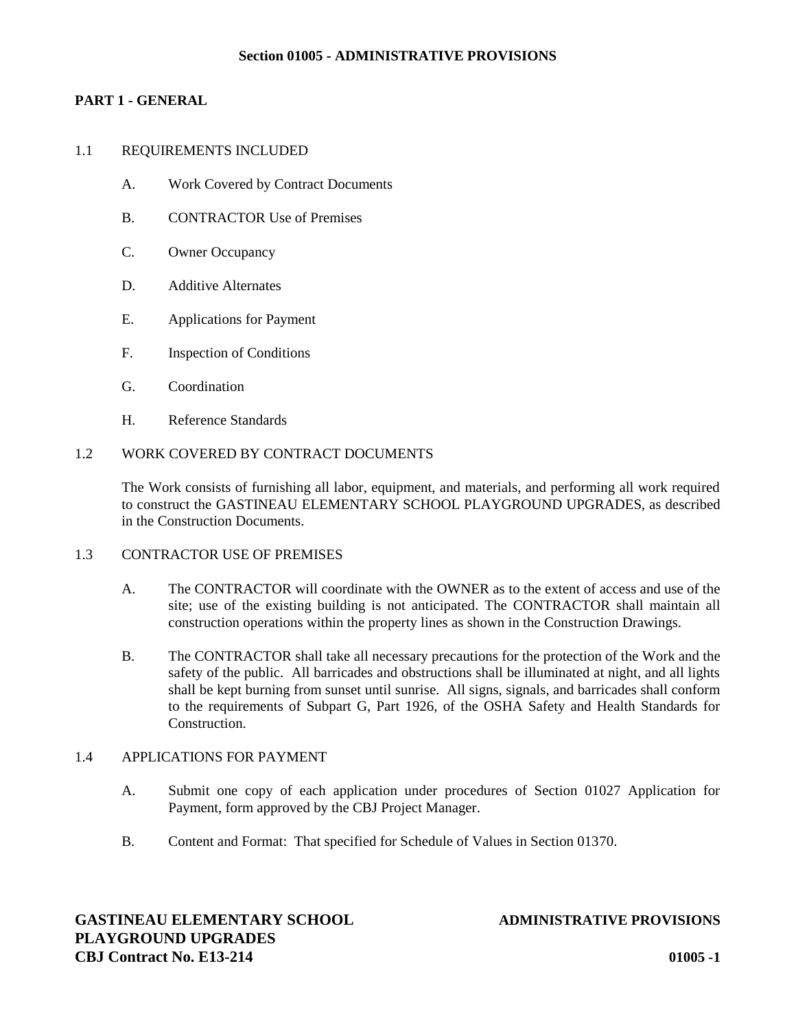# Section 01005 - ADMINISTRATIVE PROVISIONS

## PART 1 - GENERAL

### 1.1 REQUIREMENTS INCLUDED

A. Work Covered by Contract Documents

B. CONTRACTOR Use of Premises

C. Owner Occupancy

D. Additive Alternates

E. Applications for Payment

F. Inspection of Conditions

G. Coordination

H. Reference Standards

### 1.2 WORK COVERED BY CONTRACT DOCUMENTS

The Work consists of furnishing all labor, equipment, and materials, and performing all work required to construct the GASTINEAU ELEMENTARY SCHOOL PLAYGROUND UPGRADES, as described in the Construction Documents.

### 1.3 CONTRACTOR USE OF PREMISES

A. The CONTRACTOR will coordinate with the OWNER as to the extent of access and use of the site; use of the existing building is not anticipated. The CONTRACTOR shall maintain all construction operations within the property lines as shown in the Construction Drawings.

B. The CONTRACTOR shall take all necessary precautions for the protection of the Work and the safety of the public. All barricades and obstructions shall be illuminated at night, and all lights shall be kept burning from sunset until sunrise. All signs, signals, and barricades shall conform to the requirements of Subpart G, Part 1926, of the OSHA Safety and Health Standards for Construction.

### 1.4 APPLICATIONS FOR PAYMENT

A. Submit one copy of each application under procedures of Section 01027 Application for Payment, form approved by the CBJ Project Manager.

B. Content and Format: That specified for Schedule of Values in Section 01370.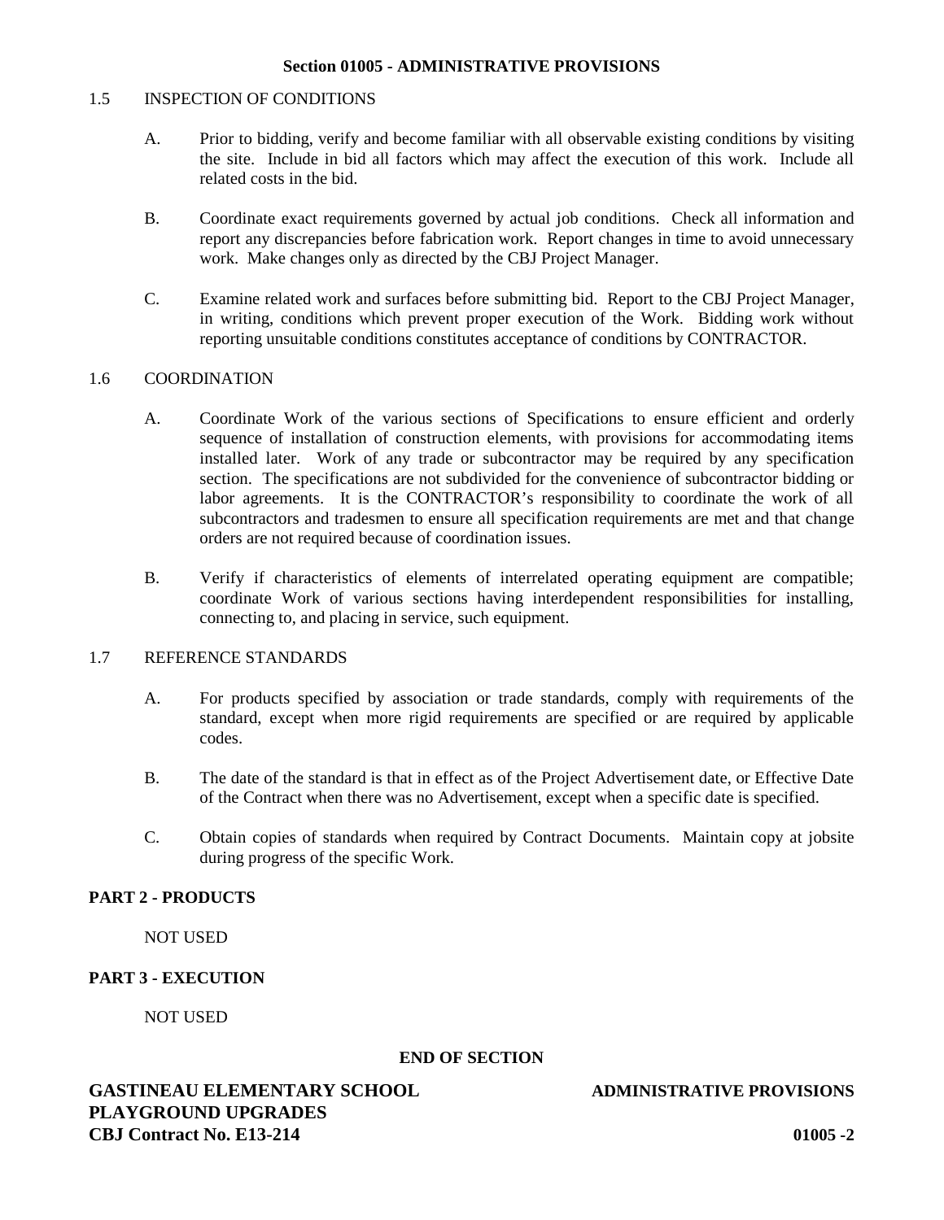## 1.5 INSPECTION OF CONDITIONS

A. Prior to bidding, verify and become familiar with all observable existing conditions by visiting the site. Include in bid all factors which may affect the execution of this work. Include all related costs in the bid.

B. Coordinate exact requirements governed by actual job conditions. Check all information and report any discrepancies before fabrication work. Report changes in time to avoid unnecessary work. Make changes only as directed by the CBJ Project Manager.

C. Examine related work and surfaces before submitting bid. Report to the CBJ Project Manager, in writing, conditions which prevent proper execution of the Work. Bidding work without reporting unsuitable conditions constitutes acceptance of conditions by CONTRACTOR.

## 1.6 COORDINATION

A. Coordinate Work of the various sections of Specifications to ensure efficient and orderly sequence of installation of construction elements, with provisions for accommodating items installed later. Work of any trade or subcontractor may be required by any specification section. The specifications are not subdivided for the convenience of subcontractor bidding or labor agreements. It is the CONTRACTOR's responsibility to coordinate the work of all subcontractors and tradesmen to ensure all specification requirements are met and that change orders are not required because of coordination issues.

B. Verify if characteristics of elements of interrelated operating equipment are compatible; coordinate Work of various sections having interdependent responsibilities for installing, connecting to, and placing in service, such equipment.

## 1.7 REFERENCE STANDARDS

A. For products specified by association or trade standards, comply with requirements of the standard, except when more rigid requirements are specified or are required by applicable codes.

B. The date of the standard is that in effect as of the Project Advertisement date, or Effective Date of the Contract when there was no Advertisement, except when a specific date is specified.

C. Obtain copies of standards when required by Contract Documents. Maintain copy at jobsite during progress of the specific Work.

# PART 2 - PRODUCTS

NOT USED

# PART 3 - EXECUTION

NOT USED

**END OF SECTION**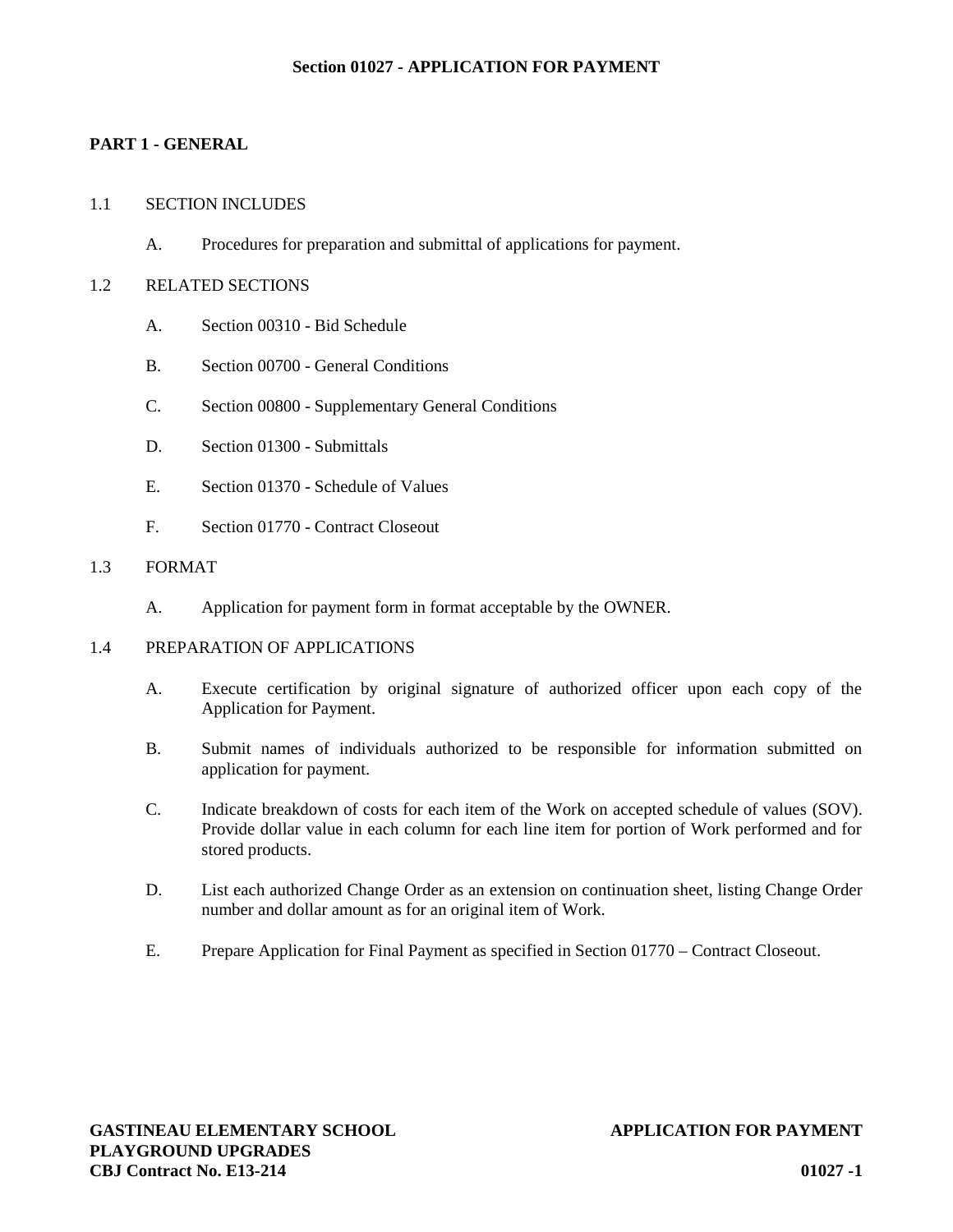# Section 01027 - APPLICATION FOR PAYMENT

## PART 1 - GENERAL

### 1.1 SECTION INCLUDES

A. Procedures for preparation and submittal of applications for payment.

### 1.2 RELATED SECTIONS

A. Section 00310 - Bid Schedule

B. Section 00700 - General Conditions

C. Section 00800 - Supplementary General Conditions

D. Section 01300 - Submittals

E. Section 01370 - Schedule of Values

F. Section 01770 - Contract Closeout

### 1.3 FORMAT

A. Application for payment form in format acceptable by the OWNER.

### 1.4 PREPARATION OF APPLICATIONS

A. Execute certification by original signature of authorized officer upon each copy of the Application for Payment.

B. Submit names of individuals authorized to be responsible for information submitted on application for payment.

C. Indicate breakdown of costs for each item of the Work on accepted schedule of values (SOV). Provide dollar value in each column for each line item for portion of Work performed and for stored products.

D. List each authorized Change Order as an extension on continuation sheet, listing Change Order number and dollar amount as for an original item of Work.

E. Prepare Application for Final Payment as specified in Section 01770 – Contract Closeout.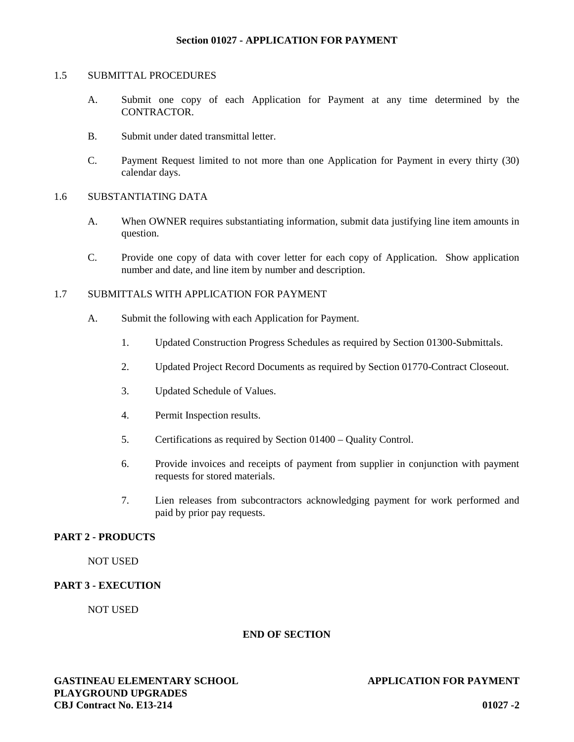1.5 SUBMITTAL PROCEDURES

A. Submit one copy of each Application for Payment at any time determined by the CONTRACTOR.

B. Submit under dated transmittal letter.

C. Payment Request limited to not more than one Application for Payment in every thirty (30) calendar days.

1.6 SUBSTANTIATING DATA

A. When OWNER requires substantiating information, submit data justifying line item amounts in question.

C. Provide one copy of data with cover letter for each copy of Application. Show application number and date, and line item by number and description.

1.7 SUBMITTALS WITH APPLICATION FOR PAYMENT

A. Submit the following with each Application for Payment.

1. Updated Construction Progress Schedules as required by Section 01300-Submittals.

2. Updated Project Record Documents as required by Section 01770-Contract Closeout.

3. Updated Schedule of Values.

4. Permit Inspection results.

5. Certifications as required by Section 01400 – Quality Control.

6. Provide invoices and receipts of payment from supplier in conjunction with payment requests for stored materials.

7. Lien releases from subcontractors acknowledging payment for work performed and paid by prior pay requests.

## PART 2 - PRODUCTS

NOT USED

## PART 3 - EXECUTION

NOT USED

**END OF SECTION**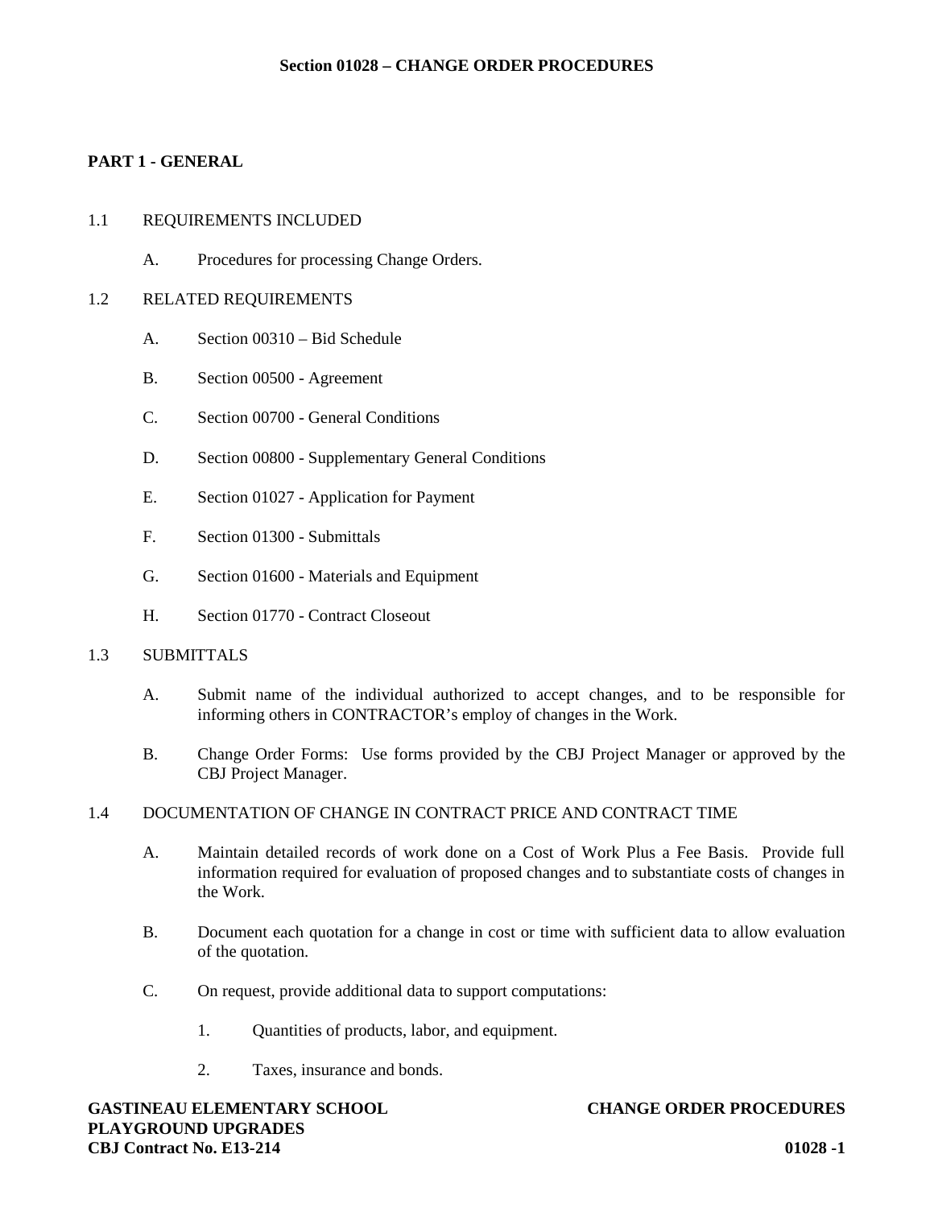# Section 01028 – CHANGE ORDER PROCEDURES

## PART 1 - GENERAL

### 1.1 REQUIREMENTS INCLUDED

A. Procedures for processing Change Orders.

### 1.2 RELATED REQUIREMENTS

A. Section 00310 – Bid Schedule

B. Section 00500 - Agreement

C. Section 00700 - General Conditions

D. Section 00800 - Supplementary General Conditions

E. Section 01027 - Application for Payment

F. Section 01300 - Submittals

G. Section 01600 - Materials and Equipment

H. Section 01770 - Contract Closeout

### 1.3 SUBMITTALS

A. Submit name of the individual authorized to accept changes, and to be responsible for informing others in CONTRACTOR's employ of changes in the Work.

B. Change Order Forms: Use forms provided by the CBJ Project Manager or approved by the CBJ Project Manager.

### 1.4 DOCUMENTATION OF CHANGE IN CONTRACT PRICE AND CONTRACT TIME

A. Maintain detailed records of work done on a Cost of Work Plus a Fee Basis. Provide full information required for evaluation of proposed changes and to substantiate costs of changes in the Work.

B. Document each quotation for a change in cost or time with sufficient data to allow evaluation of the quotation.

C. On request, provide additional data to support computations:

1. Quantities of products, labor, and equipment.

2. Taxes, insurance and bonds.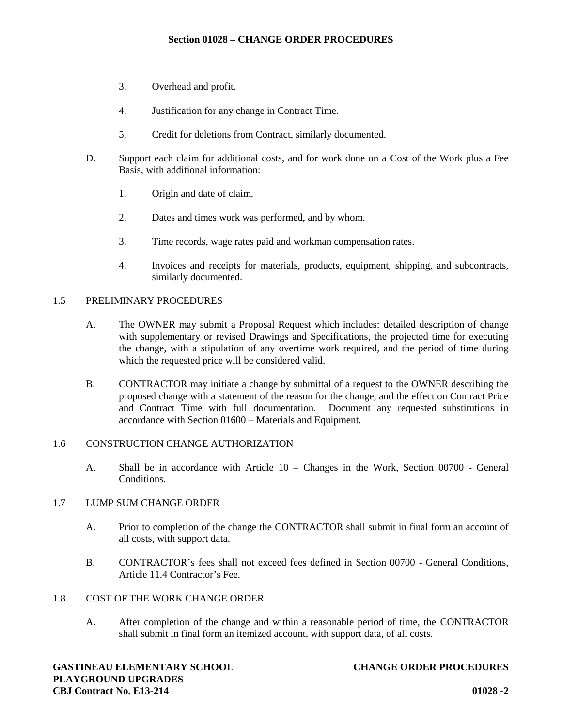3. Overhead and profit.

4. Justification for any change in Contract Time.

5. Credit for deletions from Contract, similarly documented.

D. Support each claim for additional costs, and for work done on a Cost of the Work plus a Fee Basis, with additional information:

1. Origin and date of claim.

2. Dates and times work was performed, and by whom.

3. Time records, wage rates paid and workman compensation rates.

4. Invoices and receipts for materials, products, equipment, shipping, and subcontracts, similarly documented.

## 1.5 PRELIMINARY PROCEDURES

A. The OWNER may submit a Proposal Request which includes: detailed description of change with supplementary or revised Drawings and Specifications, the projected time for executing the change, with a stipulation of any overtime work required, and the period of time during which the requested price will be considered valid.

B. CONTRACTOR may initiate a change by submittal of a request to the OWNER describing the proposed change with a statement of the reason for the change, and the effect on Contract Price and Contract Time with full documentation. Document any requested substitutions in accordance with Section 01600 – Materials and Equipment.

## 1.6 CONSTRUCTION CHANGE AUTHORIZATION

A. Shall be in accordance with Article 10 – Changes in the Work, Section 00700 - General Conditions.

## 1.7 LUMP SUM CHANGE ORDER

A. Prior to completion of the change the CONTRACTOR shall submit in final form an account of all costs, with support data.

B. CONTRACTOR's fees shall not exceed fees defined in Section 00700 - General Conditions, Article 11.4 Contractor's Fee.

## 1.8 COST OF THE WORK CHANGE ORDER

A. After completion of the change and within a reasonable period of time, the CONTRACTOR shall submit in final form an itemized account, with support data, of all costs.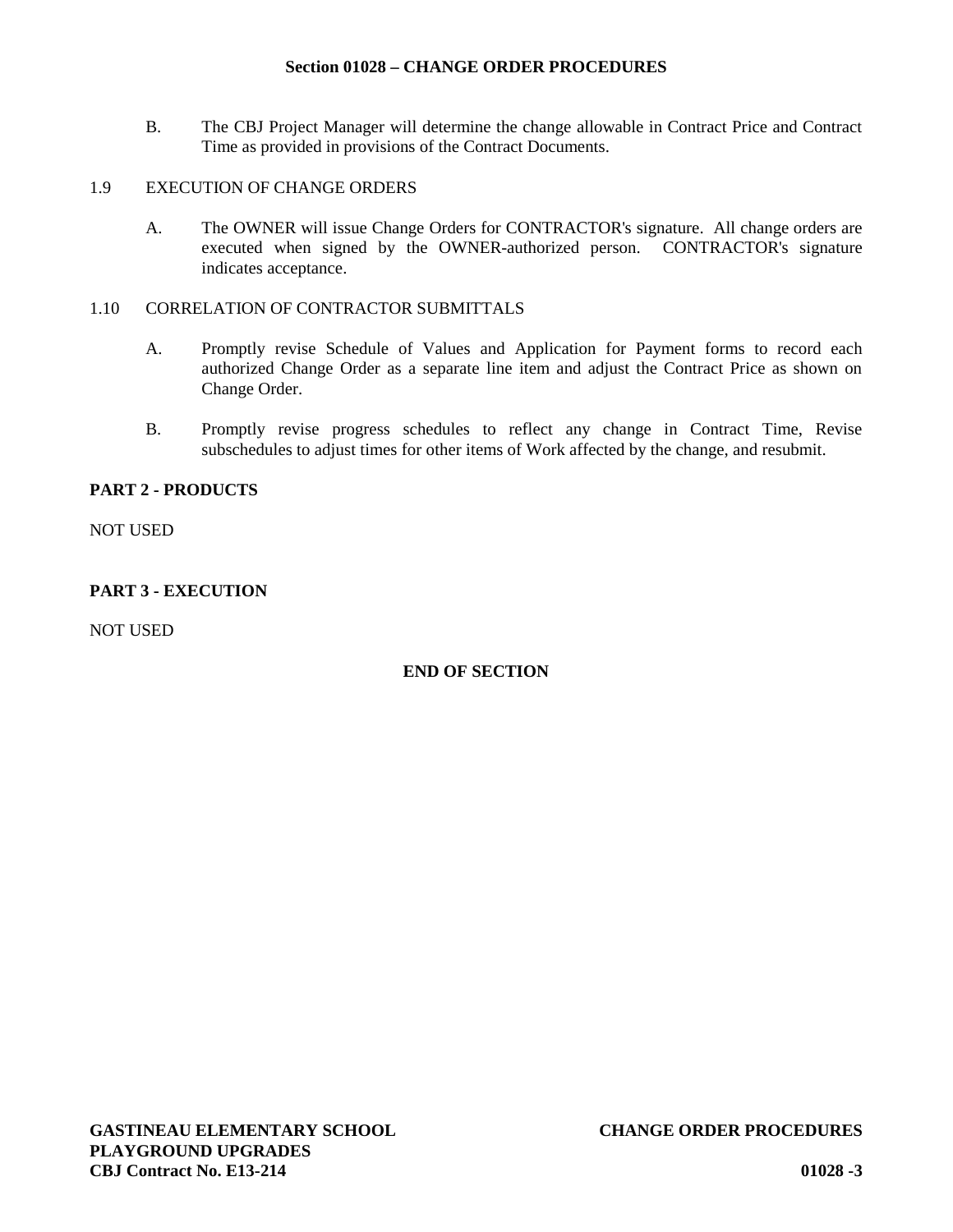B. The CBJ Project Manager will determine the change allowable in Contract Price and Contract Time as provided in provisions of the Contract Documents.

1.9 EXECUTION OF CHANGE ORDERS

A. The OWNER will issue Change Orders for CONTRACTOR's signature. All change orders are executed when signed by the OWNER-authorized person. CONTRACTOR's signature indicates acceptance.

1.10 CORRELATION OF CONTRACTOR SUBMITTALS

A. Promptly revise Schedule of Values and Application for Payment forms to record each authorized Change Order as a separate line item and adjust the Contract Price as shown on Change Order.

B. Promptly revise progress schedules to reflect any change in Contract Time, Revise subschedules to adjust times for other items of Work affected by the change, and resubmit.

**PART 2 - PRODUCTS**

NOT USED

**PART 3 - EXECUTION**

NOT USED

**END OF SECTION**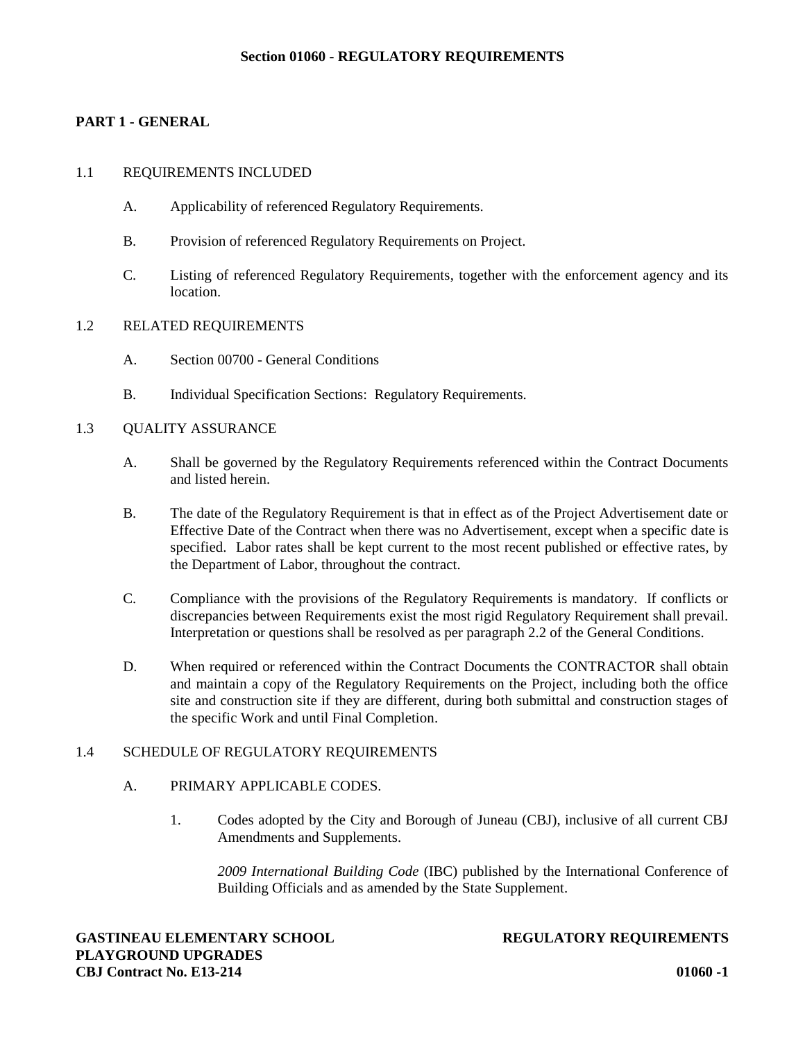# Section 01060 - REGULATORY REQUIREMENTS

## PART 1 - GENERAL

### 1.1 REQUIREMENTS INCLUDED

A. Applicability of referenced Regulatory Requirements.

B. Provision of referenced Regulatory Requirements on Project.

C. Listing of referenced Regulatory Requirements, together with the enforcement agency and its location.

### 1.2 RELATED REQUIREMENTS

A. Section 00700 - General Conditions

B. Individual Specification Sections: Regulatory Requirements.

### 1.3 QUALITY ASSURANCE

A. Shall be governed by the Regulatory Requirements referenced within the Contract Documents and listed herein.

B. The date of the Regulatory Requirement is that in effect as of the Project Advertisement date or Effective Date of the Contract when there was no Advertisement, except when a specific date is specified. Labor rates shall be kept current to the most recent published or effective rates, by the Department of Labor, throughout the contract.

C. Compliance with the provisions of the Regulatory Requirements is mandatory. If conflicts or discrepancies between Requirements exist the most rigid Regulatory Requirement shall prevail. Interpretation or questions shall be resolved as per paragraph 2.2 of the General Conditions.

D. When required or referenced within the Contract Documents the CONTRACTOR shall obtain and maintain a copy of the Regulatory Requirements on the Project, including both the office site and construction site if they are different, during both submittal and construction stages of the specific Work and until Final Completion.

### 1.4 SCHEDULE OF REGULATORY REQUIREMENTS

A. PRIMARY APPLICABLE CODES.

1. Codes adopted by the City and Borough of Juneau (CBJ), inclusive of all current CBJ Amendments and Supplements.

   *2009 International Building Code* (IBC) published by the International Conference of Building Officials and as amended by the State Supplement.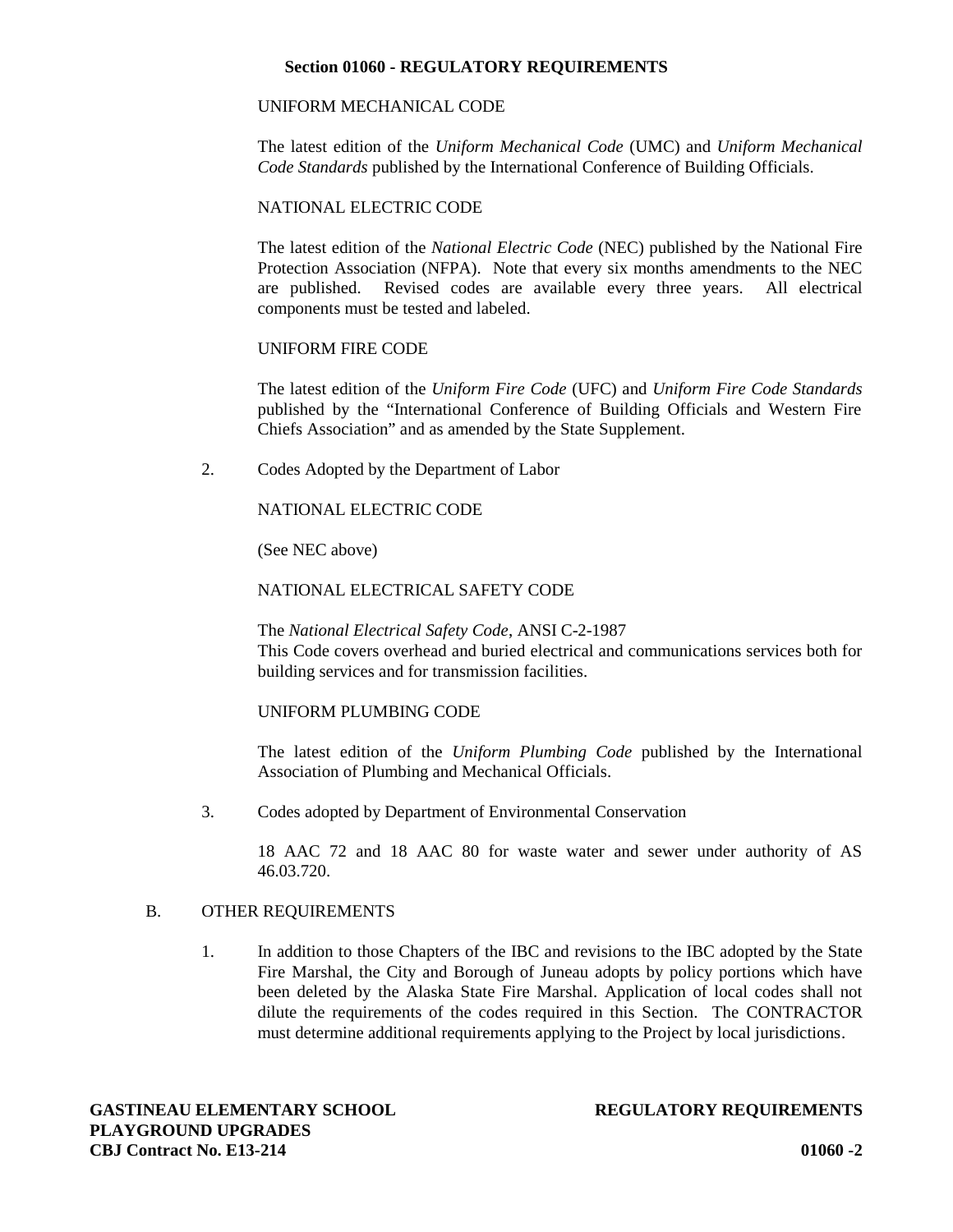**Section 01060 - REGULATORY REQUIREMENTS**

UNIFORM MECHANICAL CODE

The latest edition of the *Uniform Mechanical Code* (UMC) and *Uniform Mechanical Code Standards* published by the International Conference of Building Officials.

NATIONAL ELECTRIC CODE

The latest edition of the *National Electric Code* (NEC) published by the National Fire Protection Association (NFPA). Note that every six months amendments to the NEC are published. Revised codes are available every three years. All electrical components must be tested and labeled.

UNIFORM FIRE CODE

The latest edition of the *Uniform Fire Code* (UFC) and *Uniform Fire Code Standards* published by the "International Conference of Building Officials and Western Fire Chiefs Association" and as amended by the State Supplement.

2. Codes Adopted by the Department of Labor

   NATIONAL ELECTRIC CODE

   (See NEC above)

   NATIONAL ELECTRICAL SAFETY CODE

   The *National Electrical Safety Code*, ANSI C-2-1987
   This Code covers overhead and buried electrical and communications services both for building services and for transmission facilities.

   UNIFORM PLUMBING CODE

   The latest edition of the *Uniform Plumbing Code* published by the International Association of Plumbing and Mechanical Officials.

3. Codes adopted by Department of Environmental Conservation

   18 AAC 72 and 18 AAC 80 for waste water and sewer under authority of AS 46.03.720.

B. OTHER REQUIREMENTS

1. In addition to those Chapters of the IBC and revisions to the IBC adopted by the State Fire Marshal, the City and Borough of Juneau adopts by policy portions which have been deleted by the Alaska State Fire Marshal. Application of local codes shall not dilute the requirements of the codes required in this Section. The CONTRACTOR must determine additional requirements applying to the Project by local jurisdictions.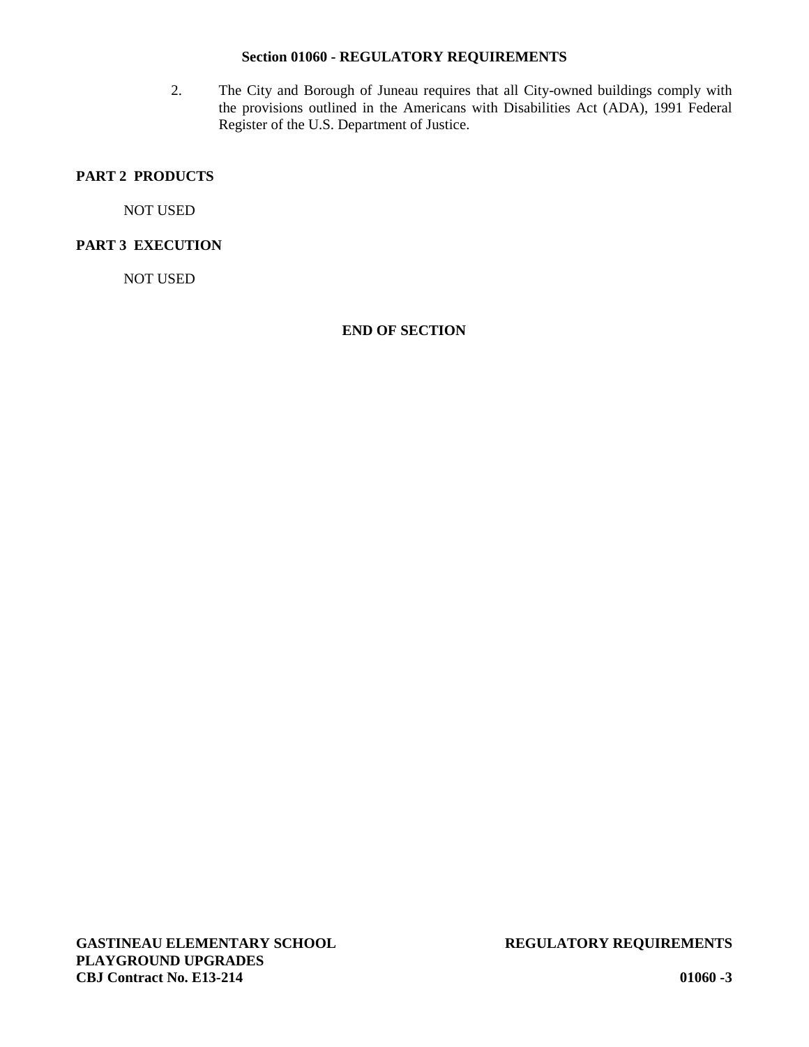2. The City and Borough of Juneau requires that all City-owned buildings comply with the provisions outlined in the Americans with Disabilities Act (ADA), 1991 Federal Register of the U.S. Department of Justice.

## PART 2 PRODUCTS

NOT USED

## PART 3 EXECUTION

NOT USED

**END OF SECTION**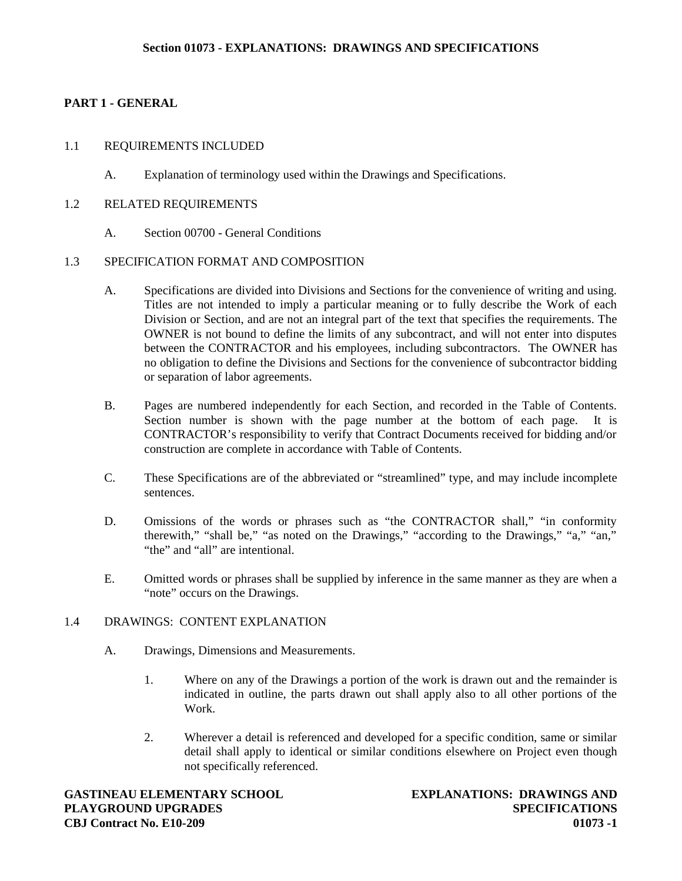# Section 01073 - EXPLANATIONS: DRAWINGS AND SPECIFICATIONS

## PART 1 - GENERAL

### 1.1 REQUIREMENTS INCLUDED

A. Explanation of terminology used within the Drawings and Specifications.

### 1.2 RELATED REQUIREMENTS

A. Section 00700 - General Conditions

### 1.3 SPECIFICATION FORMAT AND COMPOSITION

A. Specifications are divided into Divisions and Sections for the convenience of writing and using. Titles are not intended to imply a particular meaning or to fully describe the Work of each Division or Section, and are not an integral part of the text that specifies the requirements. The OWNER is not bound to define the limits of any subcontract, and will not enter into disputes between the CONTRACTOR and his employees, including subcontractors. The OWNER has no obligation to define the Divisions and Sections for the convenience of subcontractor bidding or separation of labor agreements.

B. Pages are numbered independently for each Section, and recorded in the Table of Contents. Section number is shown with the page number at the bottom of each page. It is CONTRACTOR's responsibility to verify that Contract Documents received for bidding and/or construction are complete in accordance with Table of Contents.

C. These Specifications are of the abbreviated or "streamlined" type, and may include incomplete sentences.

D. Omissions of the words or phrases such as "the CONTRACTOR shall," "in conformity therewith," "shall be," "as noted on the Drawings," "according to the Drawings," "a," "an," "the" and "all" are intentional.

E. Omitted words or phrases shall be supplied by inference in the same manner as they are when a "note" occurs on the Drawings.

### 1.4 DRAWINGS: CONTENT EXPLANATION

A. Drawings, Dimensions and Measurements.

1. Where on any of the Drawings a portion of the work is drawn out and the remainder is indicated in outline, the parts drawn out shall apply also to all other portions of the Work.

2. Wherever a detail is referenced and developed for a specific condition, same or similar detail shall apply to identical or similar conditions elsewhere on Project even though not specifically referenced.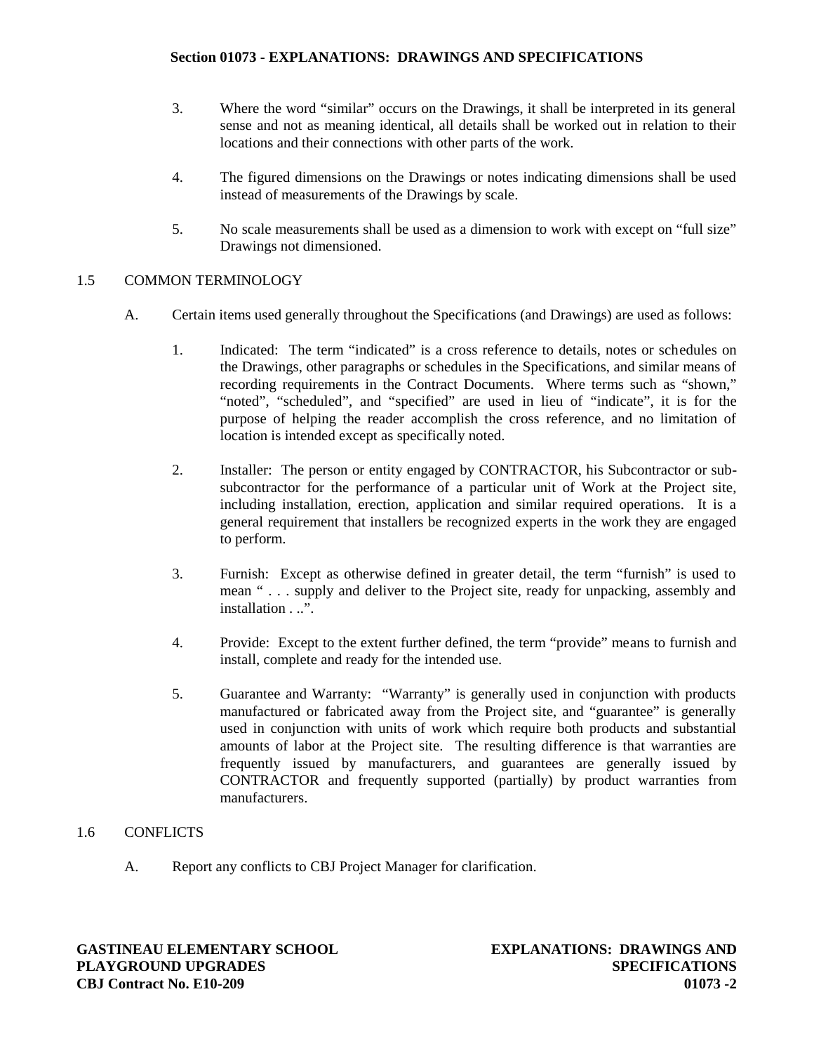3. Where the word "similar" occurs on the Drawings, it shall be interpreted in its general sense and not as meaning identical, all details shall be worked out in relation to their locations and their connections with other parts of the work.

4. The figured dimensions on the Drawings or notes indicating dimensions shall be used instead of measurements of the Drawings by scale.

5. No scale measurements shall be used as a dimension to work with except on "full size" Drawings not dimensioned.

## 1.5 COMMON TERMINOLOGY

A. Certain items used generally throughout the Specifications (and Drawings) are used as follows:

1. Indicated: The term "indicated" is a cross reference to details, notes or schedules on the Drawings, other paragraphs or schedules in the Specifications, and similar means of recording requirements in the Contract Documents. Where terms such as "shown," "noted", "scheduled", and "specified" are used in lieu of "indicate", it is for the purpose of helping the reader accomplish the cross reference, and no limitation of location is intended except as specifically noted.

2. Installer: The person or entity engaged by CONTRACTOR, his Subcontractor or sub-subcontractor for the performance of a particular unit of Work at the Project site, including installation, erection, application and similar required operations. It is a general requirement that installers be recognized experts in the work they are engaged to perform.

3. Furnish: Except as otherwise defined in greater detail, the term "furnish" is used to mean " . . . supply and deliver to the Project site, ready for unpacking, assembly and installation . ..".

4. Provide: Except to the extent further defined, the term "provide" means to furnish and install, complete and ready for the intended use.

5. Guarantee and Warranty: "Warranty" is generally used in conjunction with products manufactured or fabricated away from the Project site, and "guarantee" is generally used in conjunction with units of work which require both products and substantial amounts of labor at the Project site. The resulting difference is that warranties are frequently issued by manufacturers, and guarantees are generally issued by CONTRACTOR and frequently supported (partially) by product warranties from manufacturers.

## 1.6 CONFLICTS

A. Report any conflicts to CBJ Project Manager for clarification.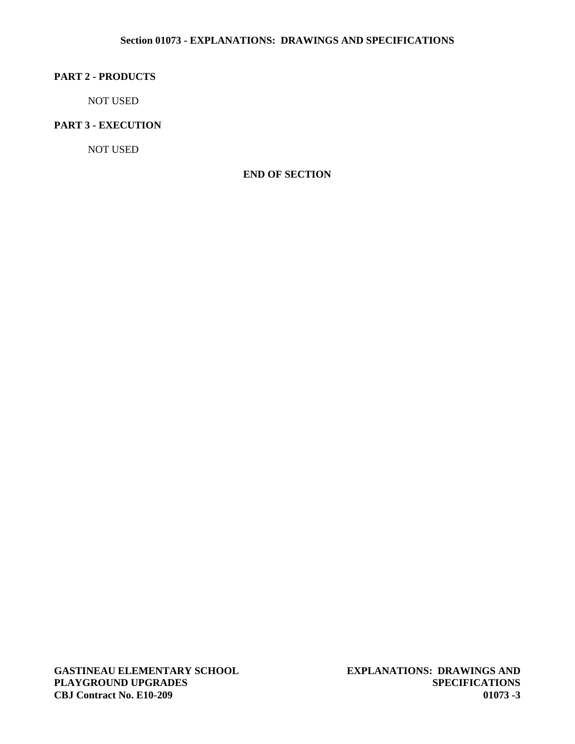## PART 2 - PRODUCTS

NOT USED

## PART 3 - EXECUTION

NOT USED

**END OF SECTION**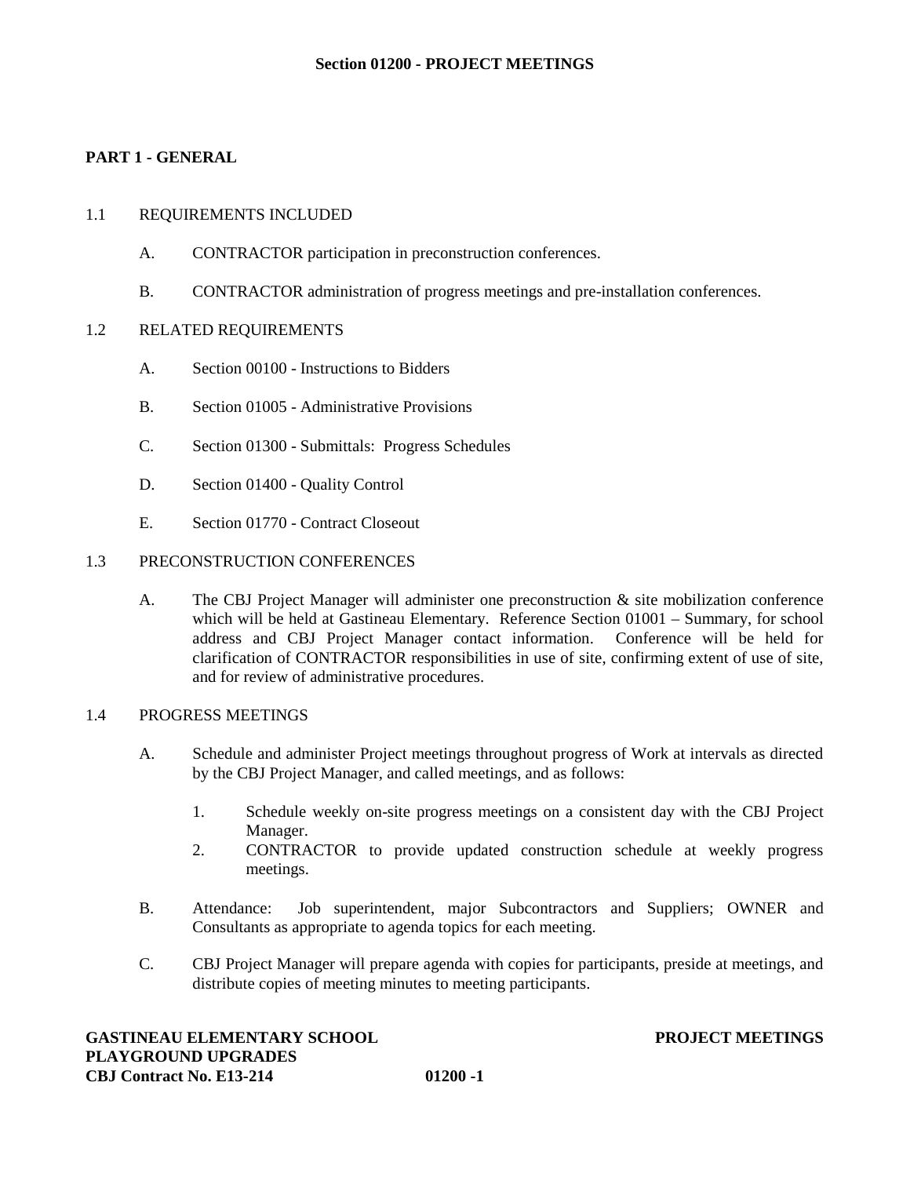# Section 01200 - PROJECT MEETINGS

## PART 1 - GENERAL

### 1.1 REQUIREMENTS INCLUDED

A. CONTRACTOR participation in preconstruction conferences.

B. CONTRACTOR administration of progress meetings and pre-installation conferences.

### 1.2 RELATED REQUIREMENTS

A. Section 00100 - Instructions to Bidders

B. Section 01005 - Administrative Provisions

C. Section 01300 - Submittals: Progress Schedules

D. Section 01400 - Quality Control

E. Section 01770 - Contract Closeout

### 1.3 PRECONSTRUCTION CONFERENCES

A. The CBJ Project Manager will administer one preconstruction & site mobilization conference which will be held at Gastineau Elementary. Reference Section 01001 – Summary, for school address and CBJ Project Manager contact information. Conference will be held for clarification of CONTRACTOR responsibilities in use of site, confirming extent of use of site, and for review of administrative procedures.

### 1.4 PROGRESS MEETINGS

A. Schedule and administer Project meetings throughout progress of Work at intervals as directed by the CBJ Project Manager, and called meetings, and as follows:

1. Schedule weekly on-site progress meetings on a consistent day with the CBJ Project Manager.
2. CONTRACTOR to provide updated construction schedule at weekly progress meetings.

B. Attendance: Job superintendent, major Subcontractors and Suppliers; OWNER and Consultants as appropriate to agenda topics for each meeting.

C. CBJ Project Manager will prepare agenda with copies for participants, preside at meetings, and distribute copies of meeting minutes to meeting participants.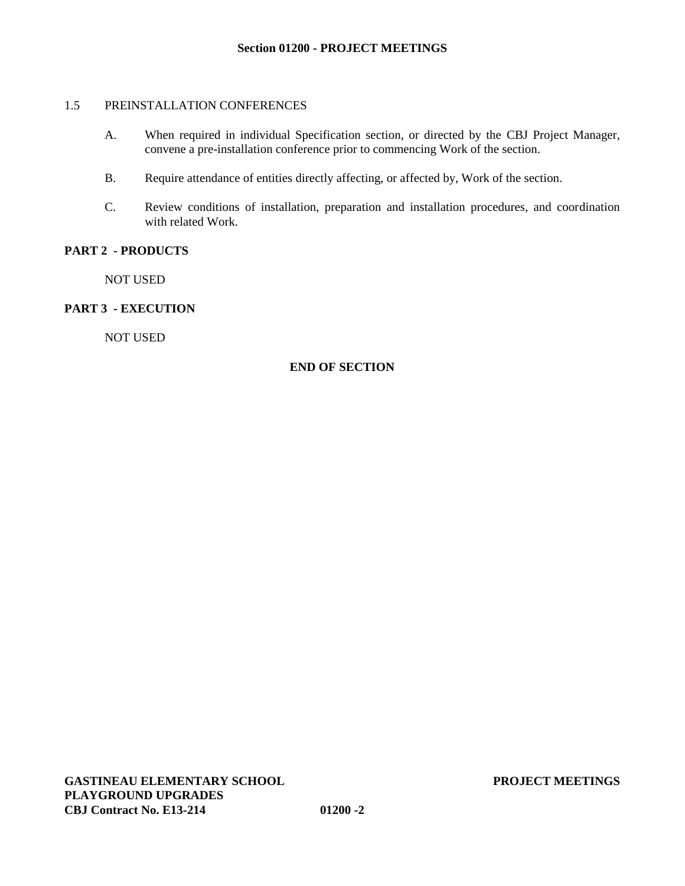### 1.5 PREINSTALLATION CONFERENCES

A. When required in individual Specification section, or directed by the CBJ Project Manager, convene a pre-installation conference prior to commencing Work of the section.

B. Require attendance of entities directly affecting, or affected by, Work of the section.

C. Review conditions of installation, preparation and installation procedures, and coordination with related Work.

## PART 2 - PRODUCTS

NOT USED

## PART 3 - EXECUTION

NOT USED

**END OF SECTION**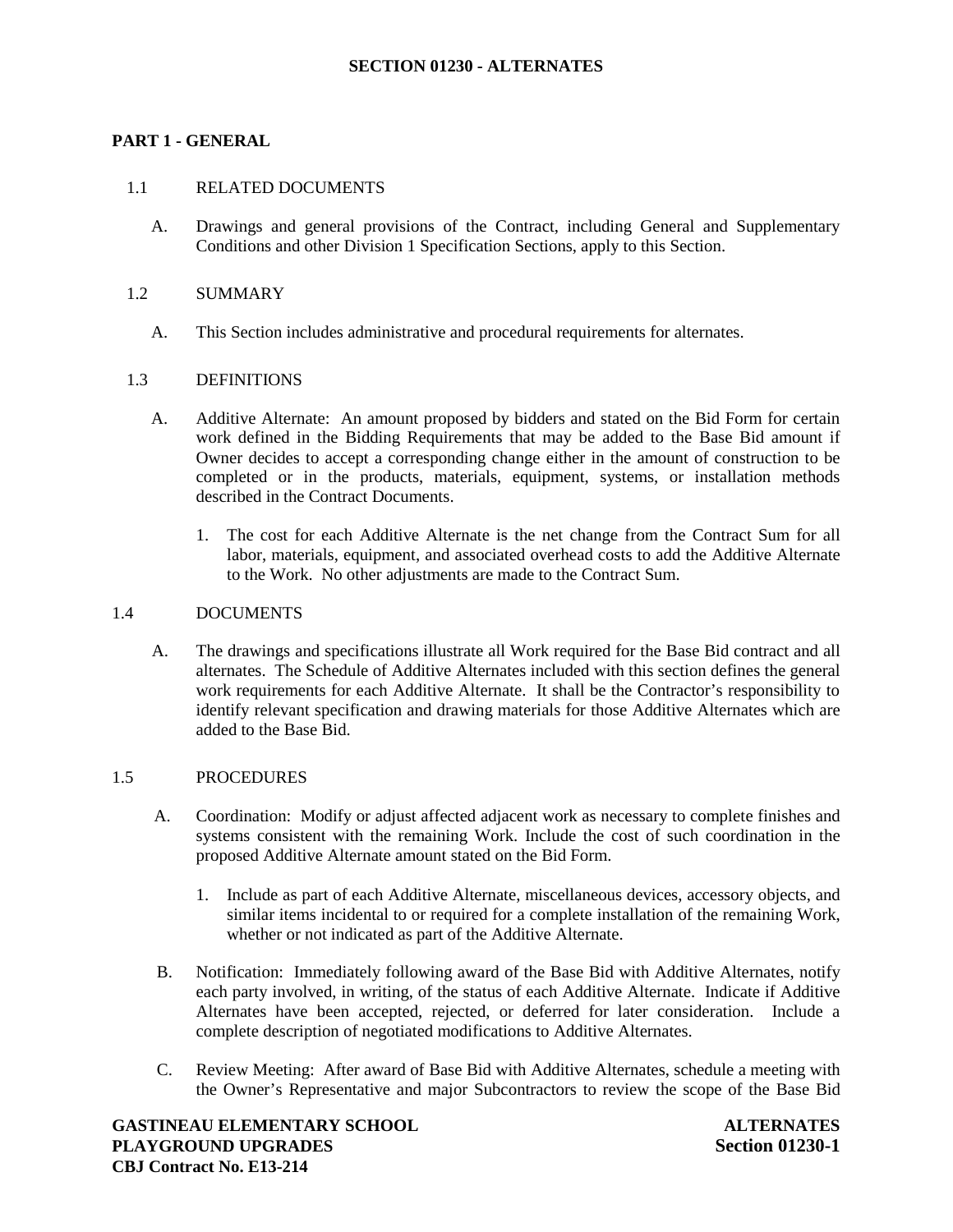# SECTION 01230 - ALTERNATES

## PART 1 - GENERAL

### 1.1 RELATED DOCUMENTS

A. Drawings and general provisions of the Contract, including General and Supplementary Conditions and other Division 1 Specification Sections, apply to this Section.

### 1.2 SUMMARY

A. This Section includes administrative and procedural requirements for alternates.

### 1.3 DEFINITIONS

A. Additive Alternate: An amount proposed by bidders and stated on the Bid Form for certain work defined in the Bidding Requirements that may be added to the Base Bid amount if Owner decides to accept a corresponding change either in the amount of construction to be completed or in the products, materials, equipment, systems, or installation methods described in the Contract Documents.

1. The cost for each Additive Alternate is the net change from the Contract Sum for all labor, materials, equipment, and associated overhead costs to add the Additive Alternate to the Work. No other adjustments are made to the Contract Sum.

### 1.4 DOCUMENTS

A. The drawings and specifications illustrate all Work required for the Base Bid contract and all alternates. The Schedule of Additive Alternates included with this section defines the general work requirements for each Additive Alternate. It shall be the Contractor's responsibility to identify relevant specification and drawing materials for those Additive Alternates which are added to the Base Bid.

### 1.5 PROCEDURES

A. Coordination: Modify or adjust affected adjacent work as necessary to complete finishes and systems consistent with the remaining Work. Include the cost of such coordination in the proposed Additive Alternate amount stated on the Bid Form.

1. Include as part of each Additive Alternate, miscellaneous devices, accessory objects, and similar items incidental to or required for a complete installation of the remaining Work, whether or not indicated as part of the Additive Alternate.

B. Notification: Immediately following award of the Base Bid with Additive Alternates, notify each party involved, in writing, of the status of each Additive Alternate. Indicate if Additive Alternates have been accepted, rejected, or deferred for later consideration. Include a complete description of negotiated modifications to Additive Alternates.

C. Review Meeting: After award of Base Bid with Additive Alternates, schedule a meeting with the Owner's Representative and major Subcontractors to review the scope of the Base Bid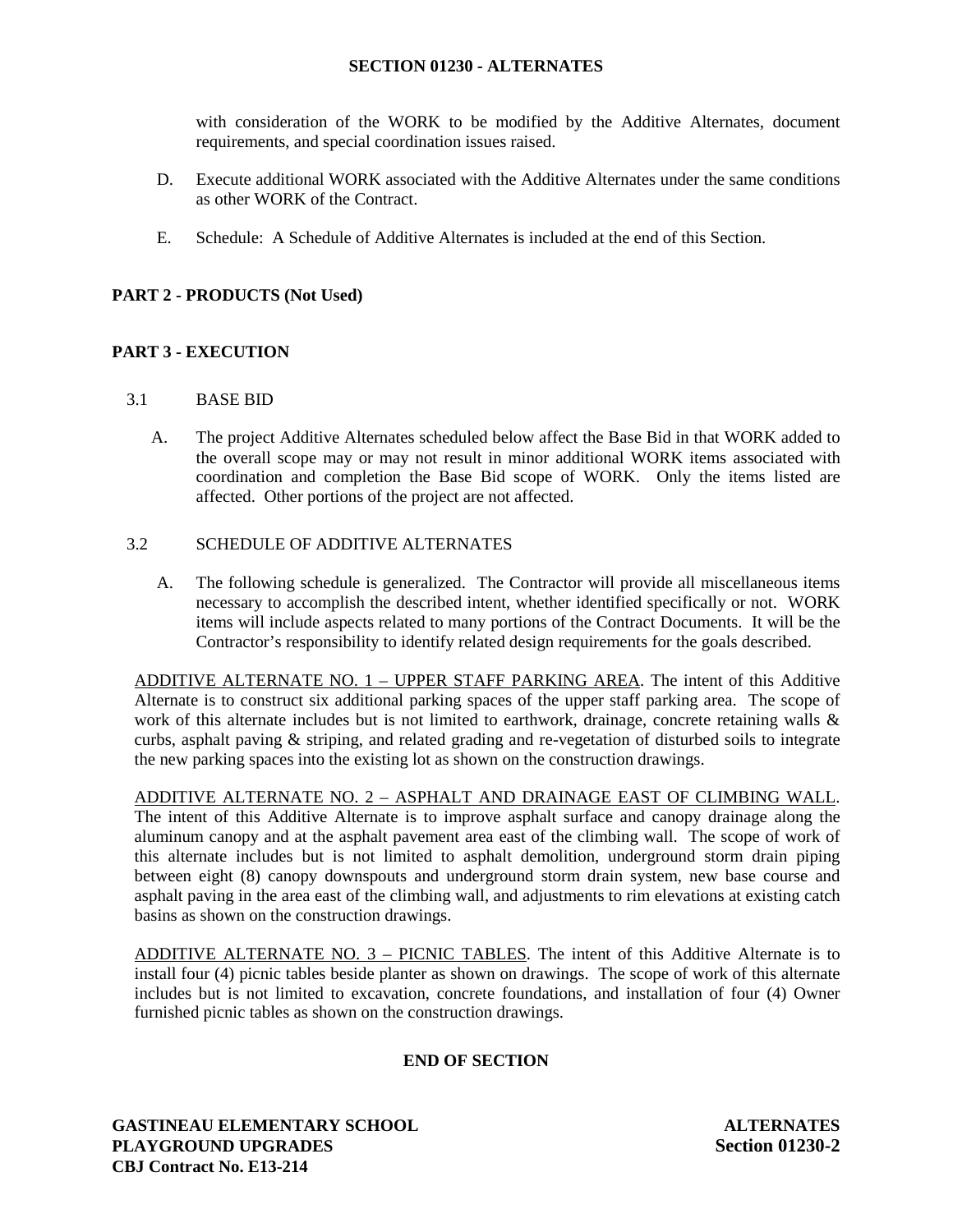with consideration of the WORK to be modified by the Additive Alternates, document requirements, and special coordination issues raised.

D. Execute additional WORK associated with the Additive Alternates under the same conditions as other WORK of the Contract.

E. Schedule: A Schedule of Additive Alternates is included at the end of this Section.

## PART 2 - PRODUCTS (Not Used)

## PART 3 - EXECUTION

### 3.1 BASE BID

A. The project Additive Alternates scheduled below affect the Base Bid in that WORK added to the overall scope may or may not result in minor additional WORK items associated with coordination and completion the Base Bid scope of WORK. Only the items listed are affected. Other portions of the project are not affected.

### 3.2 SCHEDULE OF ADDITIVE ALTERNATES

A. The following schedule is generalized. The Contractor will provide all miscellaneous items necessary to accomplish the described intent, whether identified specifically or not. WORK items will include aspects related to many portions of the Contract Documents. It will be the Contractor's responsibility to identify related design requirements for the goals described.

<u>ADDITIVE ALTERNATE NO. 1 – UPPER STAFF PARKING AREA</u>. The intent of this Additive Alternate is to construct six additional parking spaces of the upper staff parking area. The scope of work of this alternate includes but is not limited to earthwork, drainage, concrete retaining walls & curbs, asphalt paving & striping, and related grading and re-vegetation of disturbed soils to integrate the new parking spaces into the existing lot as shown on the construction drawings.

<u>ADDITIVE ALTERNATE NO. 2 – ASPHALT AND DRAINAGE EAST OF CLIMBING WALL</u>. The intent of this Additive Alternate is to improve asphalt surface and canopy drainage along the aluminum canopy and at the asphalt pavement area east of the climbing wall. The scope of work of this alternate includes but is not limited to asphalt demolition, underground storm drain piping between eight (8) canopy downspouts and underground storm drain system, new base course and asphalt paving in the area east of the climbing wall, and adjustments to rim elevations at existing catch basins as shown on the construction drawings.

<u>ADDITIVE ALTERNATE NO. 3 – PICNIC TABLES</u>. The intent of this Additive Alternate is to install four (4) picnic tables beside planter as shown on drawings. The scope of work of this alternate includes but is not limited to excavation, concrete foundations, and installation of four (4) Owner furnished picnic tables as shown on the construction drawings.

**END OF SECTION**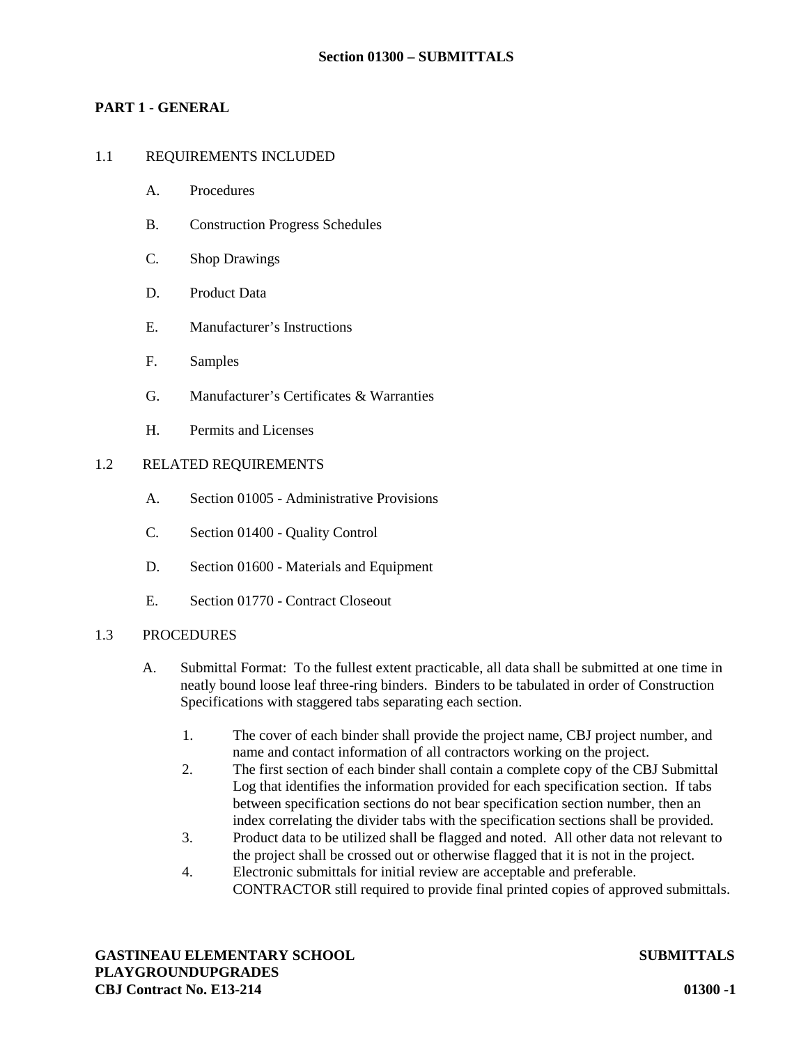# Section 01300 – SUBMITTALS

## PART 1 - GENERAL

### 1.1 REQUIREMENTS INCLUDED

- A. Procedures
- B. Construction Progress Schedules
- C. Shop Drawings
- D. Product Data
- E. Manufacturer's Instructions
- F. Samples
- G. Manufacturer's Certificates & Warranties
- H. Permits and Licenses

### 1.2 RELATED REQUIREMENTS

- A. Section 01005 - Administrative Provisions
- C. Section 01400 - Quality Control
- D. Section 01600 - Materials and Equipment
- E. Section 01770 - Contract Closeout

### 1.3 PROCEDURES

A. Submittal Format: To the fullest extent practicable, all data shall be submitted at one time in neatly bound loose leaf three-ring binders. Binders to be tabulated in order of Construction Specifications with staggered tabs separating each section.

1. The cover of each binder shall provide the project name, CBJ project number, and name and contact information of all contractors working on the project.
2. The first section of each binder shall contain a complete copy of the CBJ Submittal Log that identifies the information provided for each specification section. If tabs between specification sections do not bear specification section number, then an index correlating the divider tabs with the specification sections shall be provided.
3. Product data to be utilized shall be flagged and noted. All other data not relevant to the project shall be crossed out or otherwise flagged that it is not in the project.
4. Electronic submittals for initial review are acceptable and preferable. CONTRACTOR still required to provide final printed copies of approved submittals.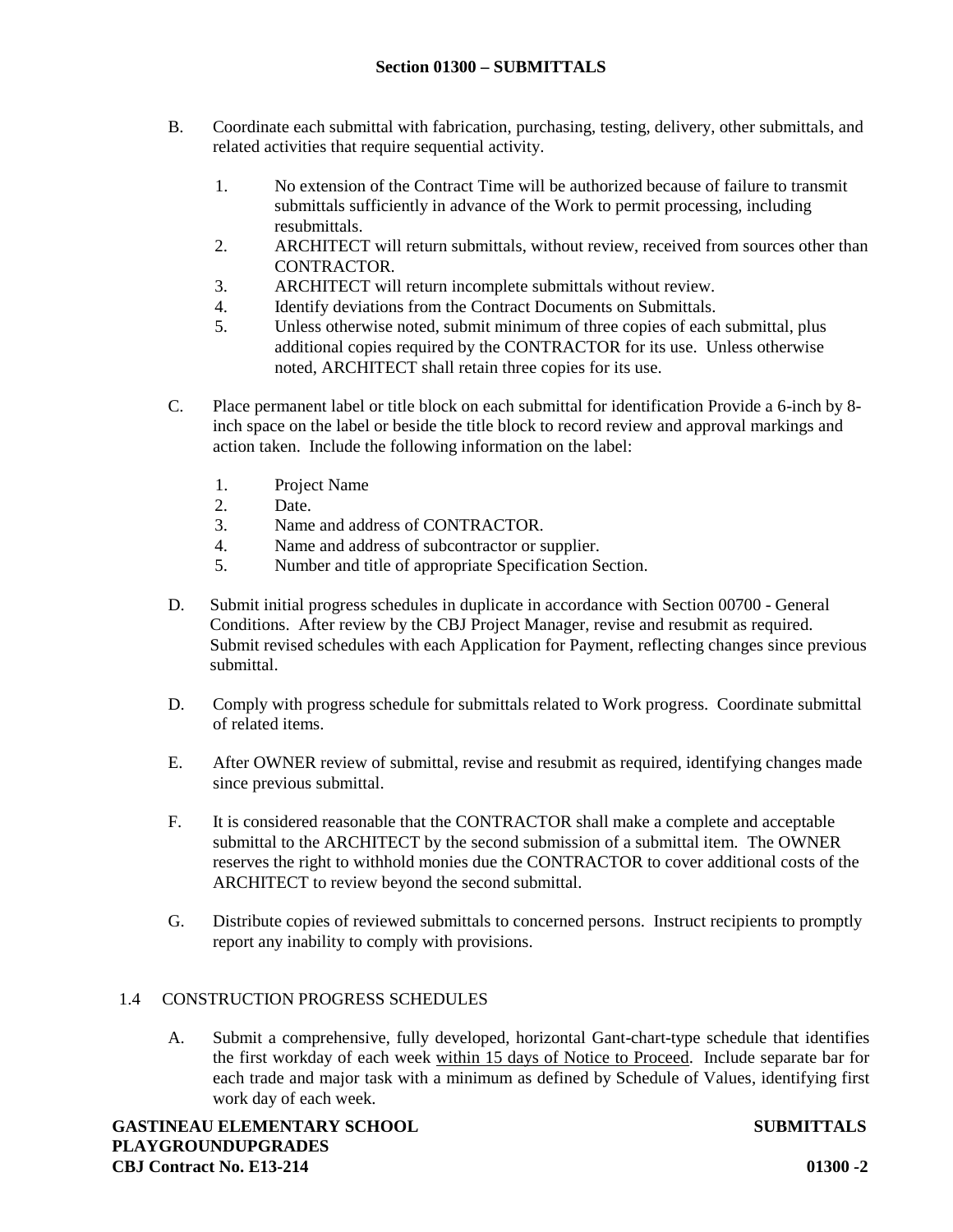B. Coordinate each submittal with fabrication, purchasing, testing, delivery, other submittals, and related activities that require sequential activity.

1. No extension of the Contract Time will be authorized because of failure to transmit submittals sufficiently in advance of the Work to permit processing, including resubmittals.
2. ARCHITECT will return submittals, without review, received from sources other than CONTRACTOR.
3. ARCHITECT will return incomplete submittals without review.
4. Identify deviations from the Contract Documents on Submittals.
5. Unless otherwise noted, submit minimum of three copies of each submittal, plus additional copies required by the CONTRACTOR for its use. Unless otherwise noted, ARCHITECT shall retain three copies for its use.

C. Place permanent label or title block on each submittal for identification Provide a 6-inch by 8-inch space on the label or beside the title block to record review and approval markings and action taken. Include the following information on the label:

1. Project Name
2. Date.
3. Name and address of CONTRACTOR.
4. Name and address of subcontractor or supplier.
5. Number and title of appropriate Specification Section.

D. Submit initial progress schedules in duplicate in accordance with Section 00700 - General Conditions. After review by the CBJ Project Manager, revise and resubmit as required. Submit revised schedules with each Application for Payment, reflecting changes since previous submittal.

D. Comply with progress schedule for submittals related to Work progress. Coordinate submittal of related items.

E. After OWNER review of submittal, revise and resubmit as required, identifying changes made since previous submittal.

F. It is considered reasonable that the CONTRACTOR shall make a complete and acceptable submittal to the ARCHITECT by the second submission of a submittal item. The OWNER reserves the right to withhold monies due the CONTRACTOR to cover additional costs of the ARCHITECT to review beyond the second submittal.

G. Distribute copies of reviewed submittals to concerned persons. Instruct recipients to promptly report any inability to comply with provisions.

## 1.4 CONSTRUCTION PROGRESS SCHEDULES

A. Submit a comprehensive, fully developed, horizontal Gant-chart-type schedule that identifies the first workday of each week within 15 days of Notice to Proceed. Include separate bar for each trade and major task with a minimum as defined by Schedule of Values, identifying first work day of each week.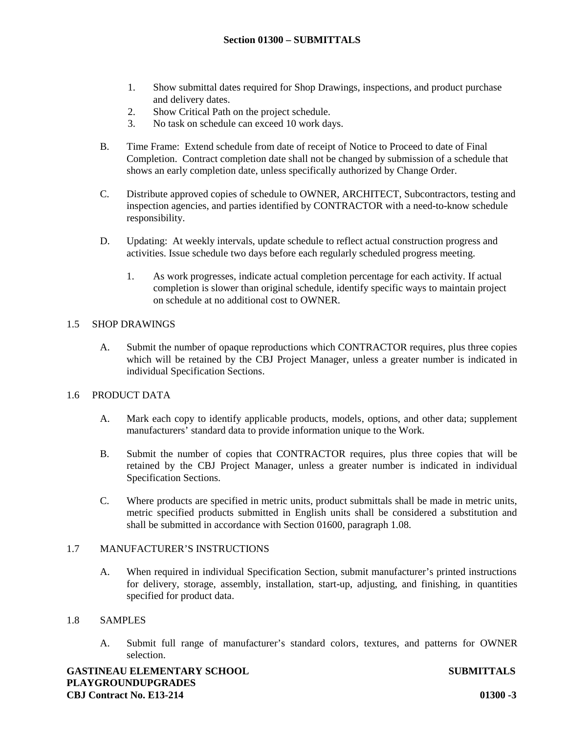1. Show submittal dates required for Shop Drawings, inspections, and product purchase and delivery dates.
2. Show Critical Path on the project schedule.
3. No task on schedule can exceed 10 work days.

B. Time Frame: Extend schedule from date of receipt of Notice to Proceed to date of Final Completion. Contract completion date shall not be changed by submission of a schedule that shows an early completion date, unless specifically authorized by Change Order.

C. Distribute approved copies of schedule to OWNER, ARCHITECT, Subcontractors, testing and inspection agencies, and parties identified by CONTRACTOR with a need-to-know schedule responsibility.

D. Updating: At weekly intervals, update schedule to reflect actual construction progress and activities. Issue schedule two days before each regularly scheduled progress meeting.

1. As work progresses, indicate actual completion percentage for each activity. If actual completion is slower than original schedule, identify specific ways to maintain project on schedule at no additional cost to OWNER.

## 1.5 SHOP DRAWINGS

A. Submit the number of opaque reproductions which CONTRACTOR requires, plus three copies which will be retained by the CBJ Project Manager, unless a greater number is indicated in individual Specification Sections.

## 1.6 PRODUCT DATA

A. Mark each copy to identify applicable products, models, options, and other data; supplement manufacturers' standard data to provide information unique to the Work.

B. Submit the number of copies that CONTRACTOR requires, plus three copies that will be retained by the CBJ Project Manager, unless a greater number is indicated in individual Specification Sections.

C. Where products are specified in metric units, product submittals shall be made in metric units, metric specified products submitted in English units shall be considered a substitution and shall be submitted in accordance with Section 01600, paragraph 1.08.

## 1.7 MANUFACTURER'S INSTRUCTIONS

A. When required in individual Specification Section, submit manufacturer's printed instructions for delivery, storage, assembly, installation, start-up, adjusting, and finishing, in quantities specified for product data.

## 1.8 SAMPLES

A. Submit full range of manufacturer's standard colors, textures, and patterns for OWNER selection.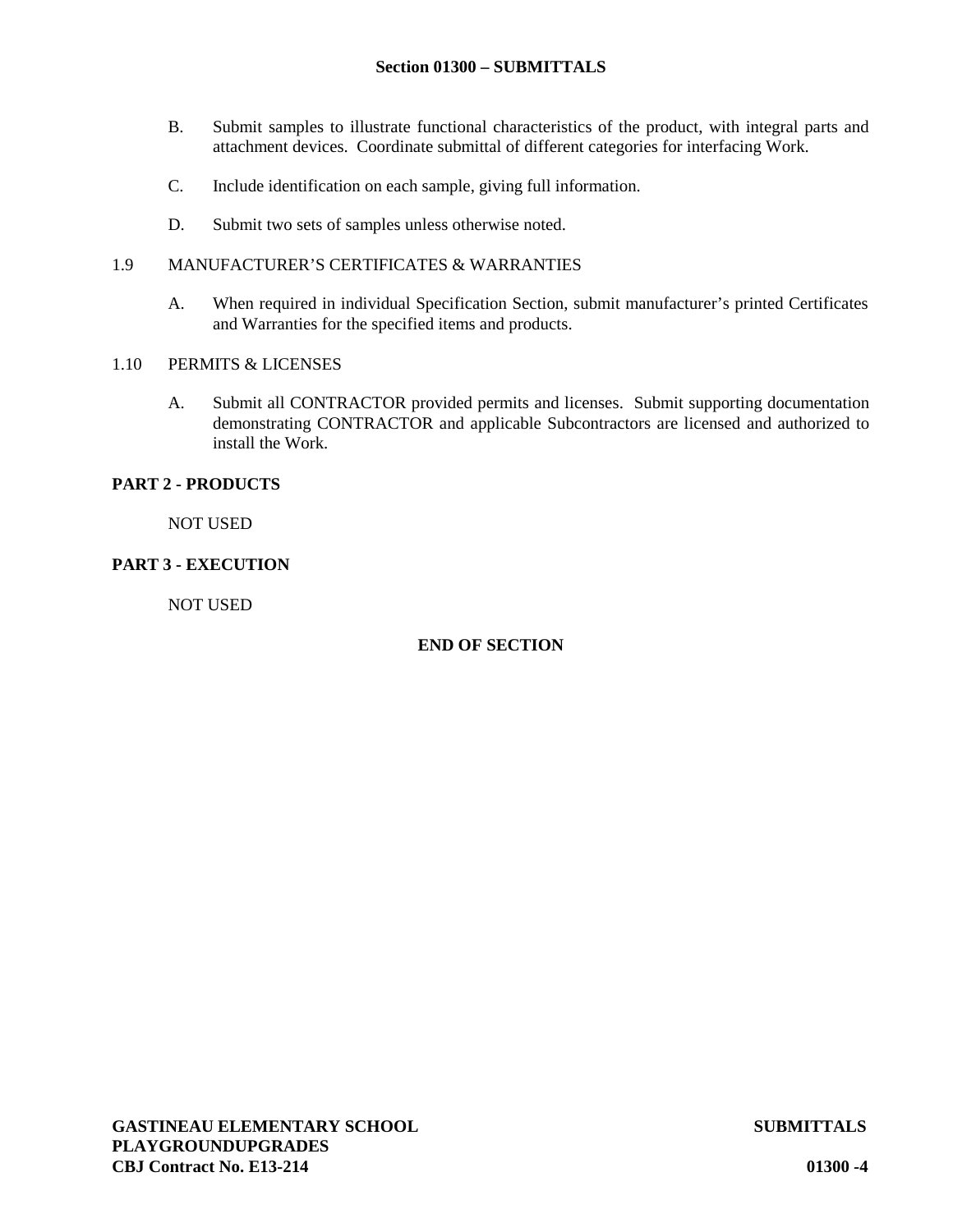B. Submit samples to illustrate functional characteristics of the product, with integral parts and attachment devices. Coordinate submittal of different categories for interfacing Work.

C. Include identification on each sample, giving full information.

D. Submit two sets of samples unless otherwise noted.

1.9 MANUFACTURER'S CERTIFICATES & WARRANTIES

A. When required in individual Specification Section, submit manufacturer's printed Certificates and Warranties for the specified items and products.

1.10 PERMITS & LICENSES

A. Submit all CONTRACTOR provided permits and licenses. Submit supporting documentation demonstrating CONTRACTOR and applicable Subcontractors are licensed and authorized to install the Work.

## PART 2 - PRODUCTS

NOT USED

## PART 3 - EXECUTION

NOT USED

**END OF SECTION**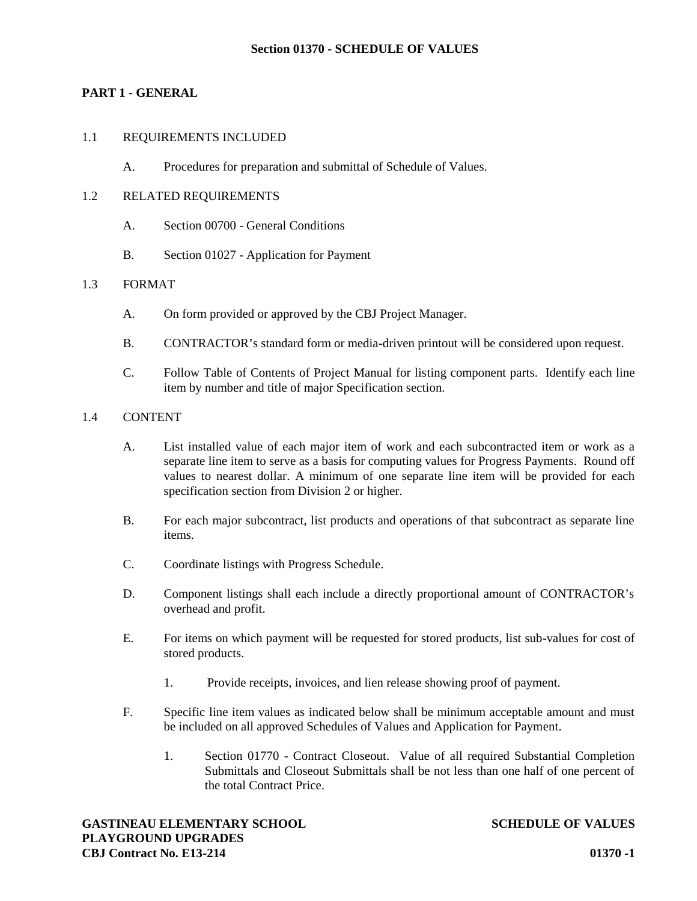# Section 01370 - SCHEDULE OF VALUES

## PART 1 - GENERAL

### 1.1 REQUIREMENTS INCLUDED

A. Procedures for preparation and submittal of Schedule of Values.

### 1.2 RELATED REQUIREMENTS

A. Section 00700 - General Conditions

B. Section 01027 - Application for Payment

### 1.3 FORMAT

A. On form provided or approved by the CBJ Project Manager.

B. CONTRACTOR's standard form or media-driven printout will be considered upon request.

C. Follow Table of Contents of Project Manual for listing component parts. Identify each line item by number and title of major Specification section.

### 1.4 CONTENT

A. List installed value of each major item of work and each subcontracted item or work as a separate line item to serve as a basis for computing values for Progress Payments. Round off values to nearest dollar. A minimum of one separate line item will be provided for each specification section from Division 2 or higher.

B. For each major subcontract, list products and operations of that subcontract as separate line items.

C. Coordinate listings with Progress Schedule.

D. Component listings shall each include a directly proportional amount of CONTRACTOR's overhead and profit.

E. For items on which payment will be requested for stored products, list sub-values for cost of stored products.

1. Provide receipts, invoices, and lien release showing proof of payment.

F. Specific line item values as indicated below shall be minimum acceptable amount and must be included on all approved Schedules of Values and Application for Payment.

1. Section 01770 - Contract Closeout. Value of all required Substantial Completion Submittals and Closeout Submittals shall be not less than one half of one percent of the total Contract Price.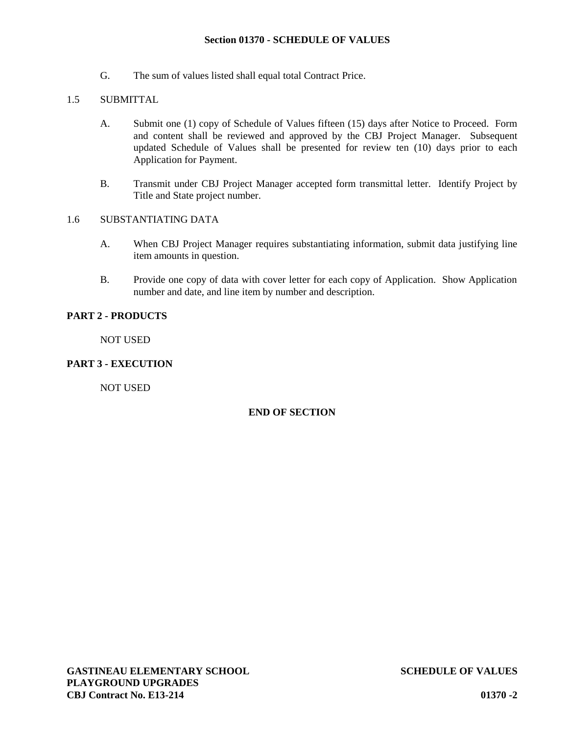G. The sum of values listed shall equal total Contract Price.

1.5 SUBMITTAL

A. Submit one (1) copy of Schedule of Values fifteen (15) days after Notice to Proceed. Form and content shall be reviewed and approved by the CBJ Project Manager. Subsequent updated Schedule of Values shall be presented for review ten (10) days prior to each Application for Payment.

B. Transmit under CBJ Project Manager accepted form transmittal letter. Identify Project by Title and State project number.

1.6 SUBSTANTIATING DATA

A. When CBJ Project Manager requires substantiating information, submit data justifying line item amounts in question.

B. Provide one copy of data with cover letter for each copy of Application. Show Application number and date, and line item by number and description.

## PART 2 - PRODUCTS

NOT USED

## PART 3 - EXECUTION

NOT USED

**END OF SECTION**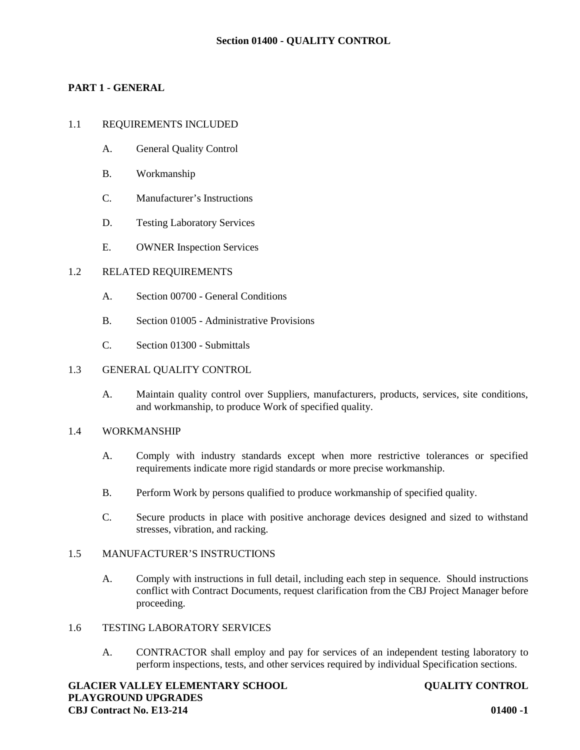# Section 01400 - QUALITY CONTROL

## PART 1 - GENERAL

### 1.1 REQUIREMENTS INCLUDED

A. General Quality Control

B. Workmanship

C. Manufacturer's Instructions

D. Testing Laboratory Services

E. OWNER Inspection Services

### 1.2 RELATED REQUIREMENTS

A. Section 00700 - General Conditions

B. Section 01005 - Administrative Provisions

C. Section 01300 - Submittals

### 1.3 GENERAL QUALITY CONTROL

A. Maintain quality control over Suppliers, manufacturers, products, services, site conditions, and workmanship, to produce Work of specified quality.

### 1.4 WORKMANSHIP

A. Comply with industry standards except when more restrictive tolerances or specified requirements indicate more rigid standards or more precise workmanship.

B. Perform Work by persons qualified to produce workmanship of specified quality.

C. Secure products in place with positive anchorage devices designed and sized to withstand stresses, vibration, and racking.

### 1.5 MANUFACTURER'S INSTRUCTIONS

A. Comply with instructions in full detail, including each step in sequence. Should instructions conflict with Contract Documents, request clarification from the CBJ Project Manager before proceeding.

### 1.6 TESTING LABORATORY SERVICES

A. CONTRACTOR shall employ and pay for services of an independent testing laboratory to perform inspections, tests, and other services required by individual Specification sections.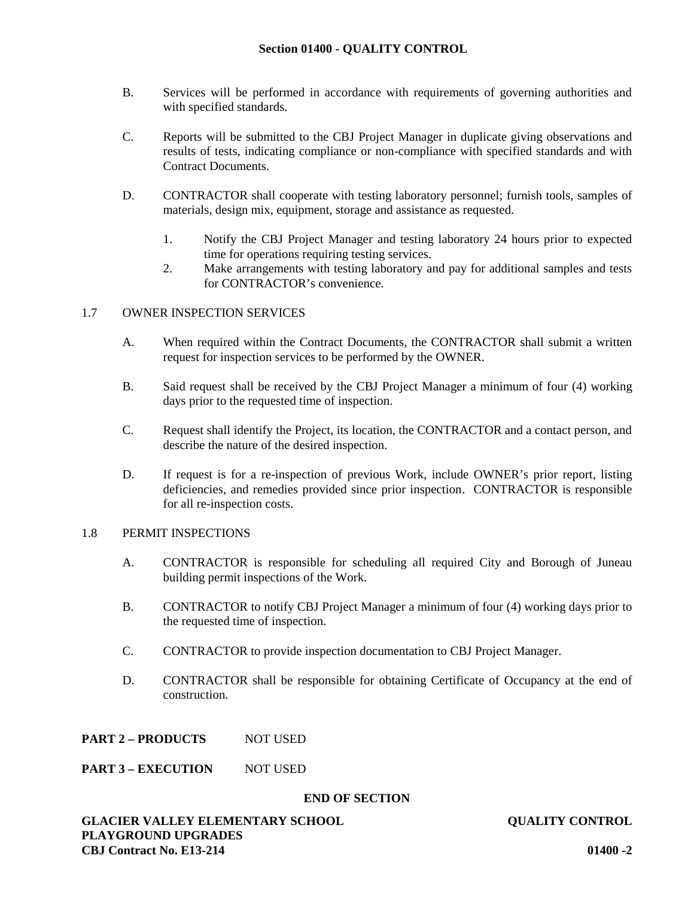B. Services will be performed in accordance with requirements of governing authorities and with specified standards.

C. Reports will be submitted to the CBJ Project Manager in duplicate giving observations and results of tests, indicating compliance or non-compliance with specified standards and with Contract Documents.

D. CONTRACTOR shall cooperate with testing laboratory personnel; furnish tools, samples of materials, design mix, equipment, storage and assistance as requested.

   1. Notify the CBJ Project Manager and testing laboratory 24 hours prior to expected time for operations requiring testing services.
   2. Make arrangements with testing laboratory and pay for additional samples and tests for CONTRACTOR's convenience.

1.7 OWNER INSPECTION SERVICES

A. When required within the Contract Documents, the CONTRACTOR shall submit a written request for inspection services to be performed by the OWNER.

B. Said request shall be received by the CBJ Project Manager a minimum of four (4) working days prior to the requested time of inspection.

C. Request shall identify the Project, its location, the CONTRACTOR and a contact person, and describe the nature of the desired inspection.

D. If request is for a re-inspection of previous Work, include OWNER's prior report, listing deficiencies, and remedies provided since prior inspection. CONTRACTOR is responsible for all re-inspection costs.

1.8 PERMIT INSPECTIONS

A. CONTRACTOR is responsible for scheduling all required City and Borough of Juneau building permit inspections of the Work.

B. CONTRACTOR to notify CBJ Project Manager a minimum of four (4) working days prior to the requested time of inspection.

C. CONTRACTOR to provide inspection documentation to CBJ Project Manager.

D. CONTRACTOR shall be responsible for obtaining Certificate of Occupancy at the end of construction.

**PART 2 – PRODUCTS** NOT USED

**PART 3 – EXECUTION** NOT USED

**END OF SECTION**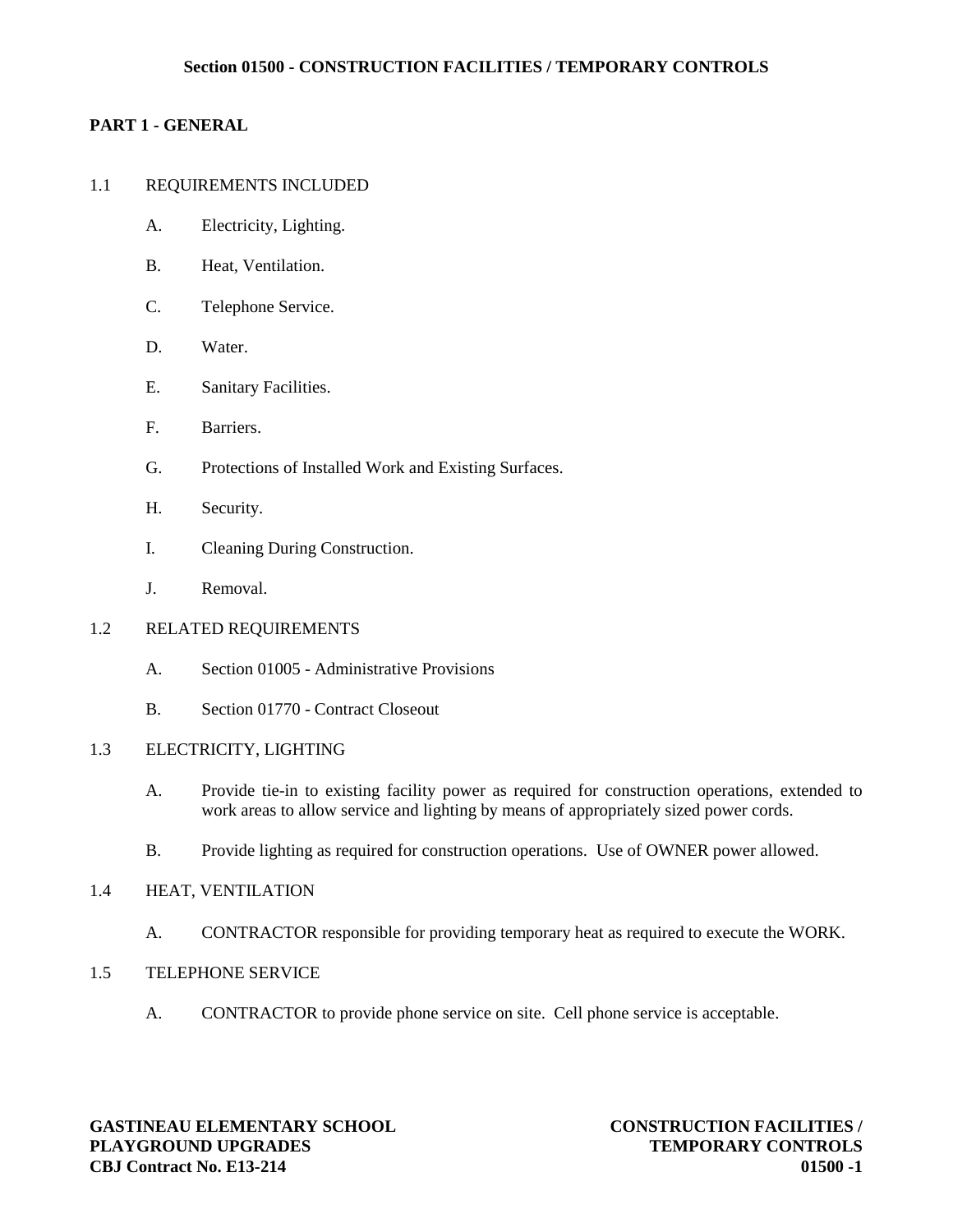# Section 01500 - CONSTRUCTION FACILITIES / TEMPORARY CONTROLS

## PART 1 - GENERAL

### 1.1 REQUIREMENTS INCLUDED

A. Electricity, Lighting.

B. Heat, Ventilation.

C. Telephone Service.

D. Water.

E. Sanitary Facilities.

F. Barriers.

G. Protections of Installed Work and Existing Surfaces.

H. Security.

I. Cleaning During Construction.

J. Removal.

### 1.2 RELATED REQUIREMENTS

A. Section 01005 - Administrative Provisions

B. Section 01770 - Contract Closeout

### 1.3 ELECTRICITY, LIGHTING

A. Provide tie-in to existing facility power as required for construction operations, extended to work areas to allow service and lighting by means of appropriately sized power cords.

B. Provide lighting as required for construction operations. Use of OWNER power allowed.

### 1.4 HEAT, VENTILATION

A. CONTRACTOR responsible for providing temporary heat as required to execute the WORK.

### 1.5 TELEPHONE SERVICE

A. CONTRACTOR to provide phone service on site. Cell phone service is acceptable.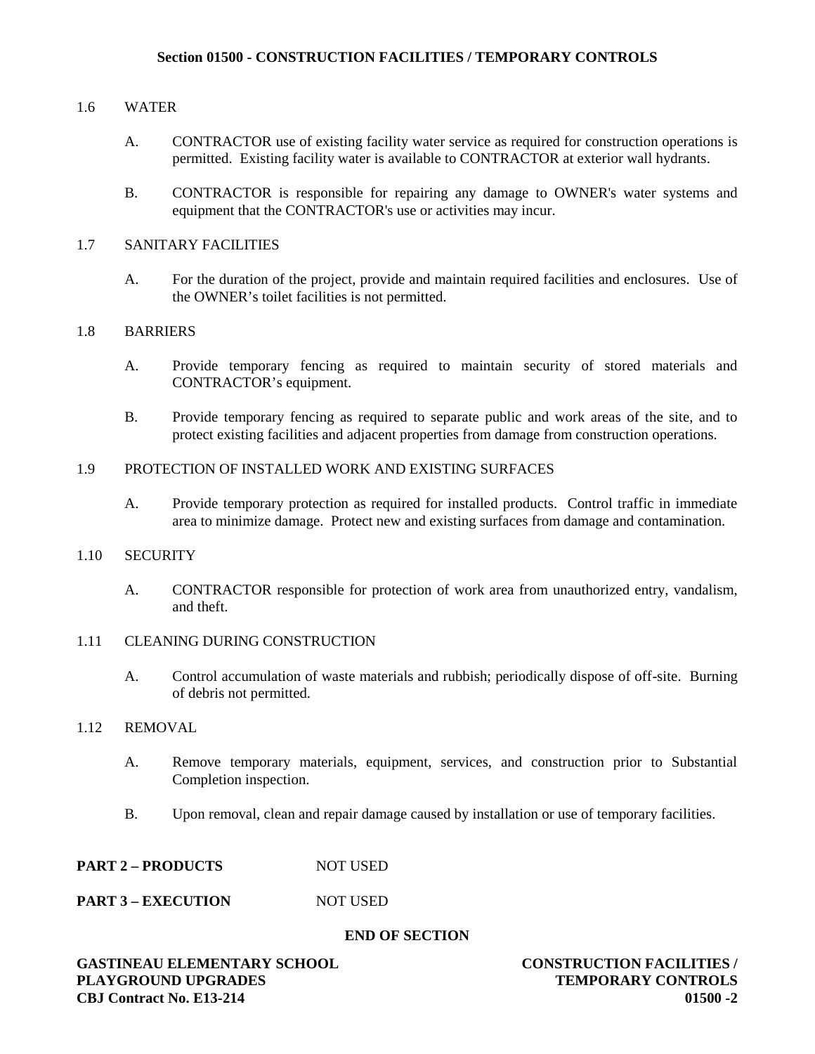### 1.6 WATER

A. CONTRACTOR use of existing facility water service as required for construction operations is permitted. Existing facility water is available to CONTRACTOR at exterior wall hydrants.

B. CONTRACTOR is responsible for repairing any damage to OWNER's water systems and equipment that the CONTRACTOR's use or activities may incur.

### 1.7 SANITARY FACILITIES

A. For the duration of the project, provide and maintain required facilities and enclosures. Use of the OWNER's toilet facilities is not permitted.

### 1.8 BARRIERS

A. Provide temporary fencing as required to maintain security of stored materials and CONTRACTOR's equipment.

B. Provide temporary fencing as required to separate public and work areas of the site, and to protect existing facilities and adjacent properties from damage from construction operations.

### 1.9 PROTECTION OF INSTALLED WORK AND EXISTING SURFACES

A. Provide temporary protection as required for installed products. Control traffic in immediate area to minimize damage. Protect new and existing surfaces from damage and contamination.

### 1.10 SECURITY

A. CONTRACTOR responsible for protection of work area from unauthorized entry, vandalism, and theft.

### 1.11 CLEANING DURING CONSTRUCTION

A. Control accumulation of waste materials and rubbish; periodically dispose of off-site. Burning of debris not permitted.

### 1.12 REMOVAL

A. Remove temporary materials, equipment, services, and construction prior to Substantial Completion inspection.

B. Upon removal, clean and repair damage caused by installation or use of temporary facilities.

**PART 2 – PRODUCTS** NOT USED

**PART 3 – EXECUTION** NOT USED

**END OF SECTION**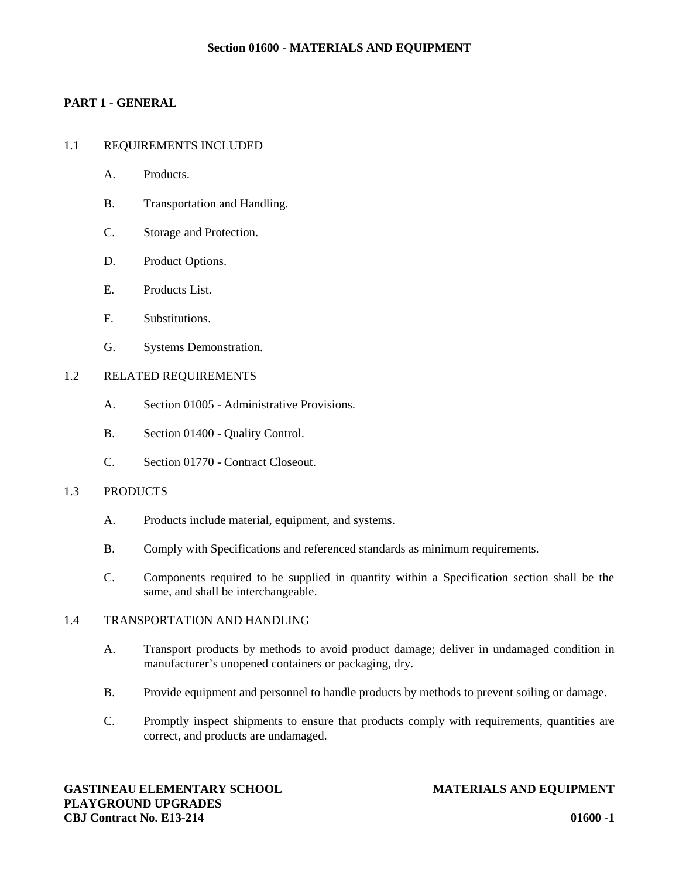# Section 01600 - MATERIALS AND EQUIPMENT

## PART 1 - GENERAL

### 1.1 REQUIREMENTS INCLUDED

A. Products.

B. Transportation and Handling.

C. Storage and Protection.

D. Product Options.

E. Products List.

F. Substitutions.

G. Systems Demonstration.

### 1.2 RELATED REQUIREMENTS

A. Section 01005 - Administrative Provisions.

B. Section 01400 - Quality Control.

C. Section 01770 - Contract Closeout.

### 1.3 PRODUCTS

A. Products include material, equipment, and systems.

B. Comply with Specifications and referenced standards as minimum requirements.

C. Components required to be supplied in quantity within a Specification section shall be the same, and shall be interchangeable.

### 1.4 TRANSPORTATION AND HANDLING

A. Transport products by methods to avoid product damage; deliver in undamaged condition in manufacturer's unopened containers or packaging, dry.

B. Provide equipment and personnel to handle products by methods to prevent soiling or damage.

C. Promptly inspect shipments to ensure that products comply with requirements, quantities are correct, and products are undamaged.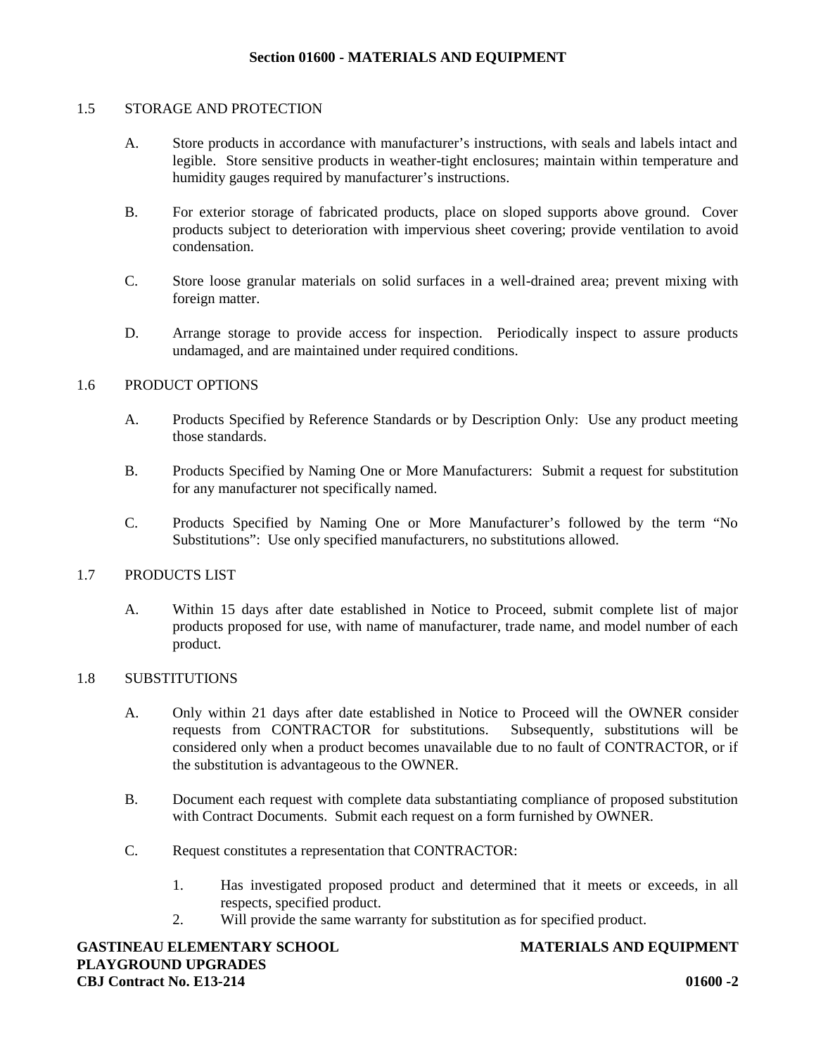## Section 01600 - MATERIALS AND EQUIPMENT

### 1.5 STORAGE AND PROTECTION

A. Store products in accordance with manufacturer’s instructions, with seals and labels intact and legible. Store sensitive products in weather-tight enclosures; maintain within temperature and humidity gauges required by manufacturer’s instructions.

B. For exterior storage of fabricated products, place on sloped supports above ground. Cover products subject to deterioration with impervious sheet covering; provide ventilation to avoid condensation.

C. Store loose granular materials on solid surfaces in a well-drained area; prevent mixing with foreign matter.

D. Arrange storage to provide access for inspection. Periodically inspect to assure products undamaged, and are maintained under required conditions.

### 1.6 PRODUCT OPTIONS

A. Products Specified by Reference Standards or by Description Only: Use any product meeting those standards.

B. Products Specified by Naming One or More Manufacturers: Submit a request for substitution for any manufacturer not specifically named.

C. Products Specified by Naming One or More Manufacturer’s followed by the term “No Substitutions”: Use only specified manufacturers, no substitutions allowed.

### 1.7 PRODUCTS LIST

A. Within 15 days after date established in Notice to Proceed, submit complete list of major products proposed for use, with name of manufacturer, trade name, and model number of each product.

### 1.8 SUBSTITUTIONS

A. Only within 21 days after date established in Notice to Proceed will the OWNER consider requests from CONTRACTOR for substitutions. Subsequently, substitutions will be considered only when a product becomes unavailable due to no fault of CONTRACTOR, or if the substitution is advantageous to the OWNER.

B. Document each request with complete data substantiating compliance of proposed substitution with Contract Documents. Submit each request on a form furnished by OWNER.

C. Request constitutes a representation that CONTRACTOR:

1. Has investigated proposed product and determined that it meets or exceeds, in all respects, specified product.
2. Will provide the same warranty for substitution as for specified product.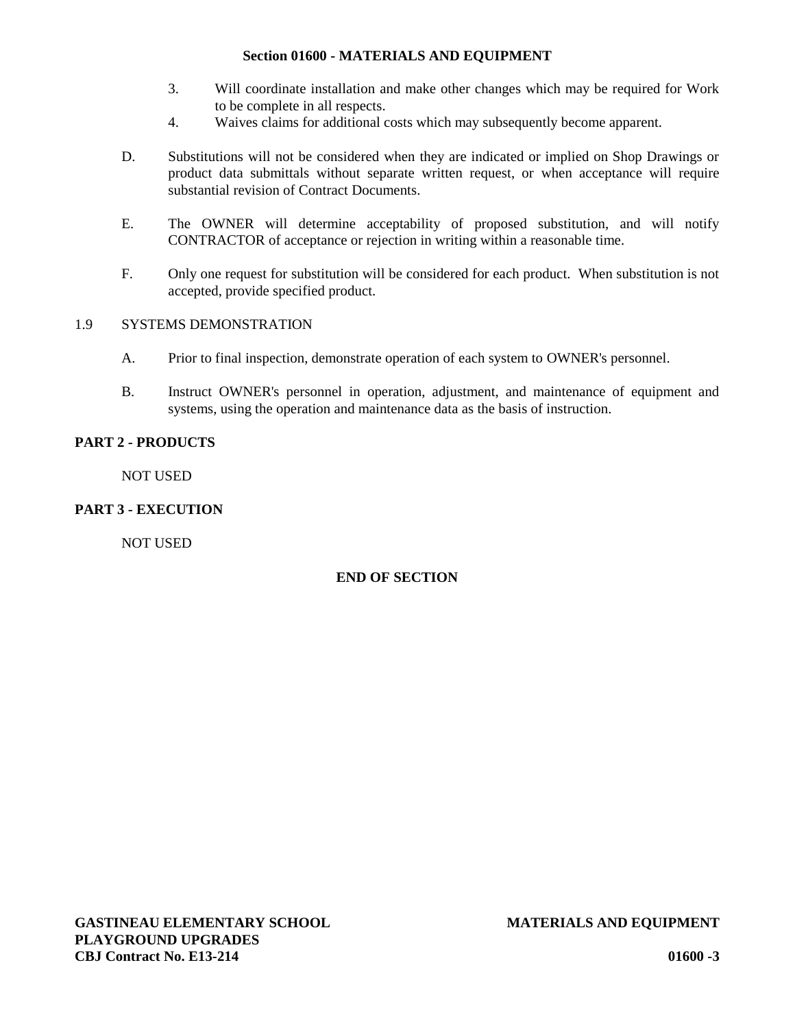3. Will coordinate installation and make other changes which may be required for Work to be complete in all respects.
4. Waives claims for additional costs which may subsequently become apparent.

D. Substitutions will not be considered when they are indicated or implied on Shop Drawings or product data submittals without separate written request, or when acceptance will require substantial revision of Contract Documents.

E. The OWNER will determine acceptability of proposed substitution, and will notify CONTRACTOR of acceptance or rejection in writing within a reasonable time.

F. Only one request for substitution will be considered for each product. When substitution is not accepted, provide specified product.

1.9 SYSTEMS DEMONSTRATION

A. Prior to final inspection, demonstrate operation of each system to OWNER's personnel.

B. Instruct OWNER's personnel in operation, adjustment, and maintenance of equipment and systems, using the operation and maintenance data as the basis of instruction.

## PART 2 - PRODUCTS

NOT USED

## PART 3 - EXECUTION

NOT USED

**END OF SECTION**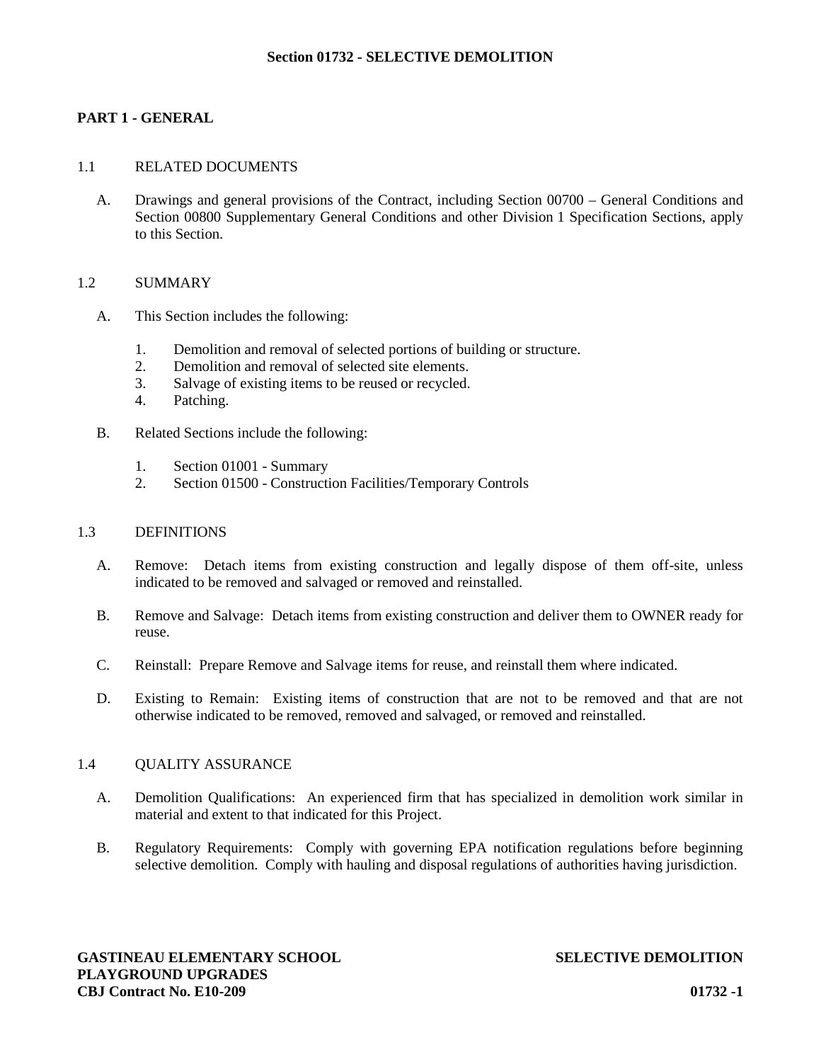# Section 01732 - SELECTIVE DEMOLITION

## PART 1 - GENERAL

### 1.1 RELATED DOCUMENTS

A. Drawings and general provisions of the Contract, including Section 00700 – General Conditions and Section 00800 Supplementary General Conditions and other Division 1 Specification Sections, apply to this Section.

### 1.2 SUMMARY

A. This Section includes the following:

1. Demolition and removal of selected portions of building or structure.
2. Demolition and removal of selected site elements.
3. Salvage of existing items to be reused or recycled.
4. Patching.

B. Related Sections include the following:

1. Section 01001 - Summary
2. Section 01500 - Construction Facilities/Temporary Controls

### 1.3 DEFINITIONS

A. Remove: Detach items from existing construction and legally dispose of them off-site, unless indicated to be removed and salvaged or removed and reinstalled.

B. Remove and Salvage: Detach items from existing construction and deliver them to OWNER ready for reuse.

C. Reinstall: Prepare Remove and Salvage items for reuse, and reinstall them where indicated.

D. Existing to Remain: Existing items of construction that are not to be removed and that are not otherwise indicated to be removed, removed and salvaged, or removed and reinstalled.

### 1.4 QUALITY ASSURANCE

A. Demolition Qualifications: An experienced firm that has specialized in demolition work similar in material and extent to that indicated for this Project.

B. Regulatory Requirements: Comply with governing EPA notification regulations before beginning selective demolition. Comply with hauling and disposal regulations of authorities having jurisdiction.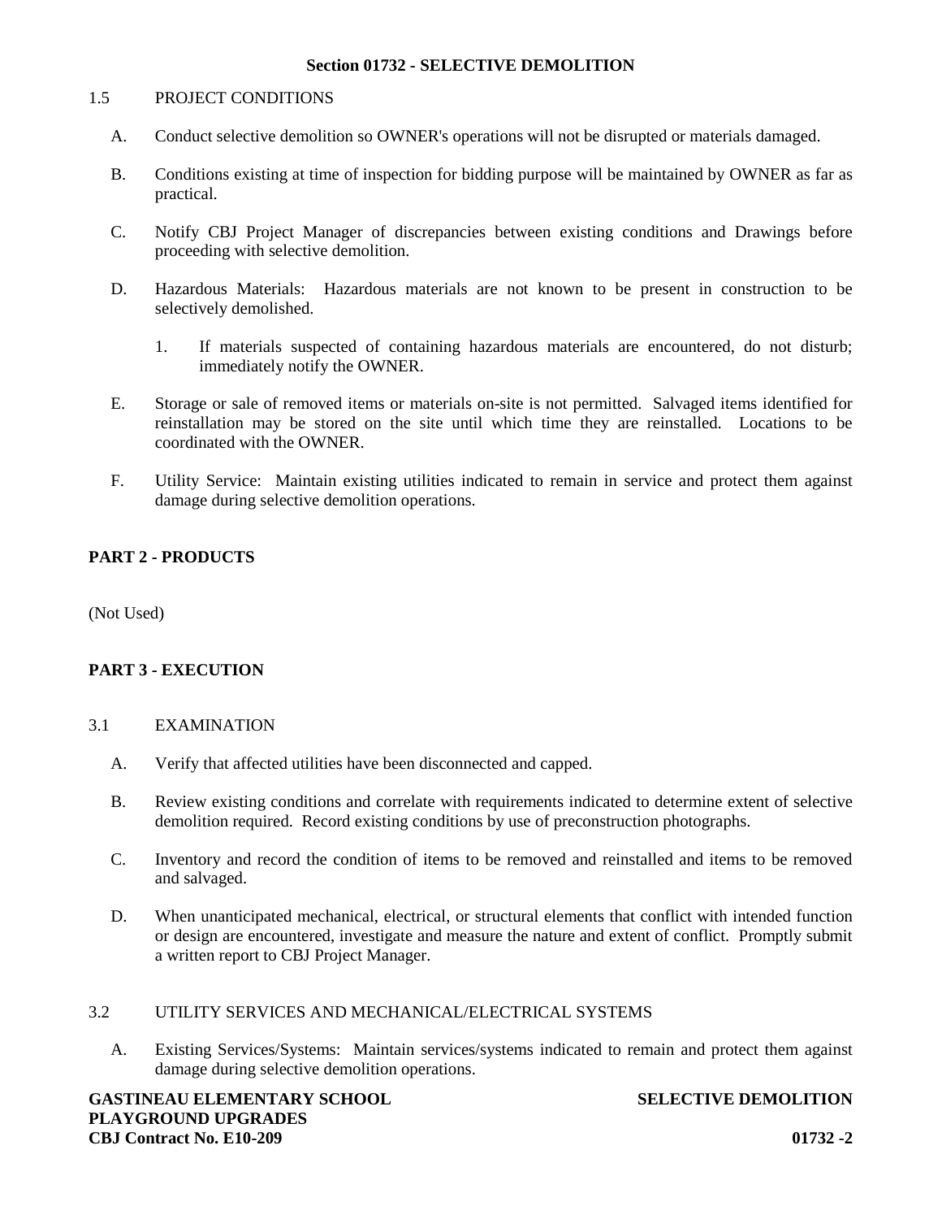**Section 01732 - SELECTIVE DEMOLITION**

1.5 PROJECT CONDITIONS

A. Conduct selective demolition so OWNER's operations will not be disrupted or materials damaged.

B. Conditions existing at time of inspection for bidding purpose will be maintained by OWNER as far as practical.

C. Notify CBJ Project Manager of discrepancies between existing conditions and Drawings before proceeding with selective demolition.

D. Hazardous Materials: Hazardous materials are not known to be present in construction to be selectively demolished.

   1. If materials suspected of containing hazardous materials are encountered, do not disturb; immediately notify the OWNER.

E. Storage or sale of removed items or materials on-site is not permitted. Salvaged items identified for reinstallation may be stored on the site until which time they are reinstalled. Locations to be coordinated with the OWNER.

F. Utility Service: Maintain existing utilities indicated to remain in service and protect them against damage during selective demolition operations.

## PART 2 - PRODUCTS

(Not Used)

## PART 3 - EXECUTION

3.1 EXAMINATION

A. Verify that affected utilities have been disconnected and capped.

B. Review existing conditions and correlate with requirements indicated to determine extent of selective demolition required. Record existing conditions by use of preconstruction photographs.

C. Inventory and record the condition of items to be removed and reinstalled and items to be removed and salvaged.

D. When unanticipated mechanical, electrical, or structural elements that conflict with intended function or design are encountered, investigate and measure the nature and extent of conflict. Promptly submit a written report to CBJ Project Manager.

3.2 UTILITY SERVICES AND MECHANICAL/ELECTRICAL SYSTEMS

A. Existing Services/Systems: Maintain services/systems indicated to remain and protect them against damage during selective demolition operations.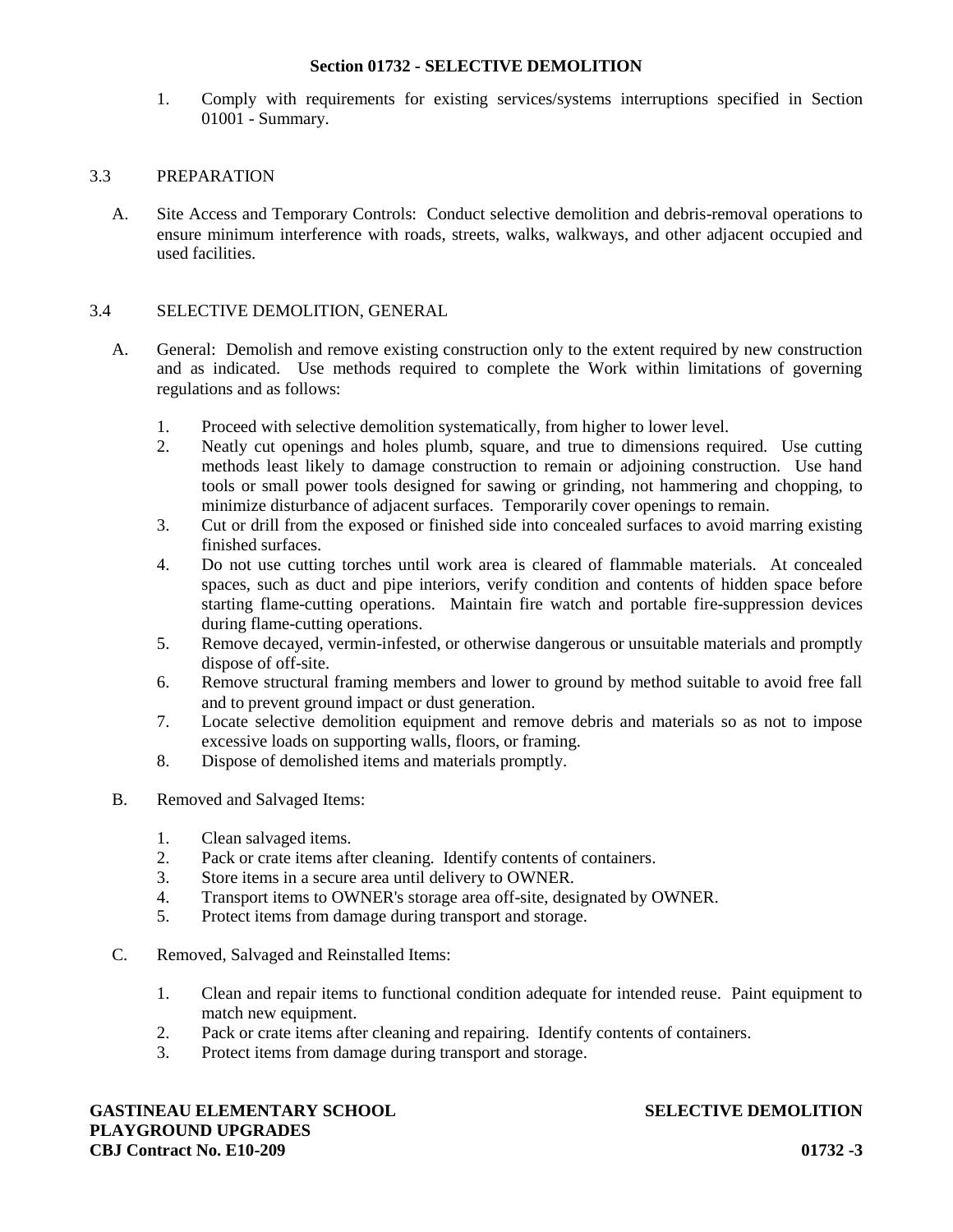1. Comply with requirements for existing services/systems interruptions specified in Section 01001 - Summary.

## 3.3 PREPARATION

A. Site Access and Temporary Controls: Conduct selective demolition and debris-removal operations to ensure minimum interference with roads, streets, walks, walkways, and other adjacent occupied and used facilities.

## 3.4 SELECTIVE DEMOLITION, GENERAL

A. General: Demolish and remove existing construction only to the extent required by new construction and as indicated. Use methods required to complete the Work within limitations of governing regulations and as follows:

1. Proceed with selective demolition systematically, from higher to lower level.
2. Neatly cut openings and holes plumb, square, and true to dimensions required. Use cutting methods least likely to damage construction to remain or adjoining construction. Use hand tools or small power tools designed for sawing or grinding, not hammering and chopping, to minimize disturbance of adjacent surfaces. Temporarily cover openings to remain.
3. Cut or drill from the exposed or finished side into concealed surfaces to avoid marring existing finished surfaces.
4. Do not use cutting torches until work area is cleared of flammable materials. At concealed spaces, such as duct and pipe interiors, verify condition and contents of hidden space before starting flame-cutting operations. Maintain fire watch and portable fire-suppression devices during flame-cutting operations.
5. Remove decayed, vermin-infested, or otherwise dangerous or unsuitable materials and promptly dispose of off-site.
6. Remove structural framing members and lower to ground by method suitable to avoid free fall and to prevent ground impact or dust generation.
7. Locate selective demolition equipment and remove debris and materials so as not to impose excessive loads on supporting walls, floors, or framing.
8. Dispose of demolished items and materials promptly.

B. Removed and Salvaged Items:

1. Clean salvaged items.
2. Pack or crate items after cleaning. Identify contents of containers.
3. Store items in a secure area until delivery to OWNER.
4. Transport items to OWNER's storage area off-site, designated by OWNER.
5. Protect items from damage during transport and storage.

C. Removed, Salvaged and Reinstalled Items:

1. Clean and repair items to functional condition adequate for intended reuse. Paint equipment to match new equipment.
2. Pack or crate items after cleaning and repairing. Identify contents of containers.
3. Protect items from damage during transport and storage.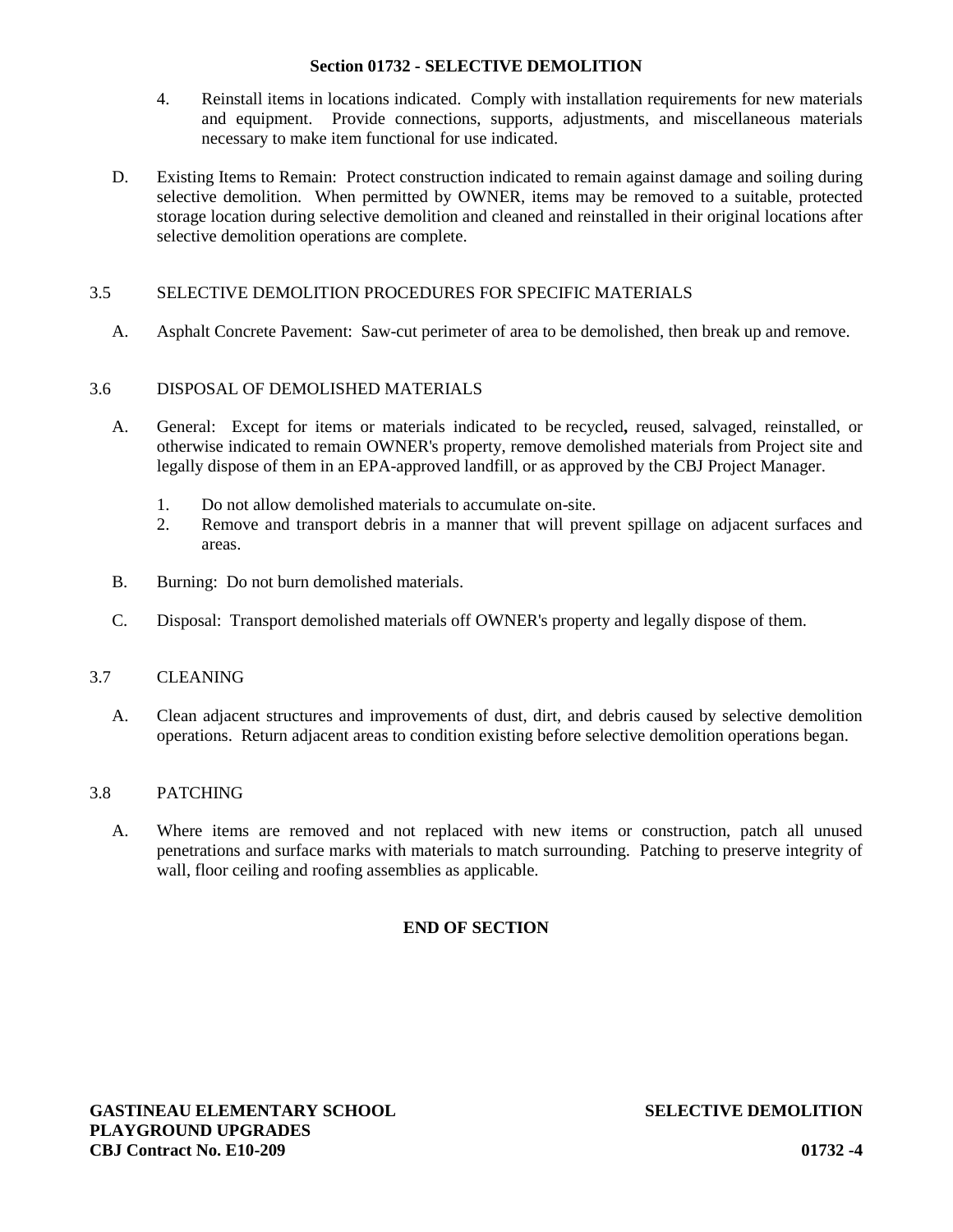4. Reinstall items in locations indicated. Comply with installation requirements for new materials and equipment. Provide connections, supports, adjustments, and miscellaneous materials necessary to make item functional for use indicated.

D. Existing Items to Remain: Protect construction indicated to remain against damage and soiling during selective demolition. When permitted by OWNER, items may be removed to a suitable, protected storage location during selective demolition and cleaned and reinstalled in their original locations after selective demolition operations are complete.

## 3.5 SELECTIVE DEMOLITION PROCEDURES FOR SPECIFIC MATERIALS

A. Asphalt Concrete Pavement: Saw-cut perimeter of area to be demolished, then break up and remove.

## 3.6 DISPOSAL OF DEMOLISHED MATERIALS

A. General: Except for items or materials indicated to be recycled**,** reused, salvaged, reinstalled, or otherwise indicated to remain OWNER's property, remove demolished materials from Project site and legally dispose of them in an EPA-approved landfill, or as approved by the CBJ Project Manager.

1. Do not allow demolished materials to accumulate on-site.
2. Remove and transport debris in a manner that will prevent spillage on adjacent surfaces and areas.

B. Burning: Do not burn demolished materials.

C. Disposal: Transport demolished materials off OWNER's property and legally dispose of them.

## 3.7 CLEANING

A. Clean adjacent structures and improvements of dust, dirt, and debris caused by selective demolition operations. Return adjacent areas to condition existing before selective demolition operations began.

## 3.8 PATCHING

A. Where items are removed and not replaced with new items or construction, patch all unused penetrations and surface marks with materials to match surrounding. Patching to preserve integrity of wall, floor ceiling and roofing assemblies as applicable.

**END OF SECTION**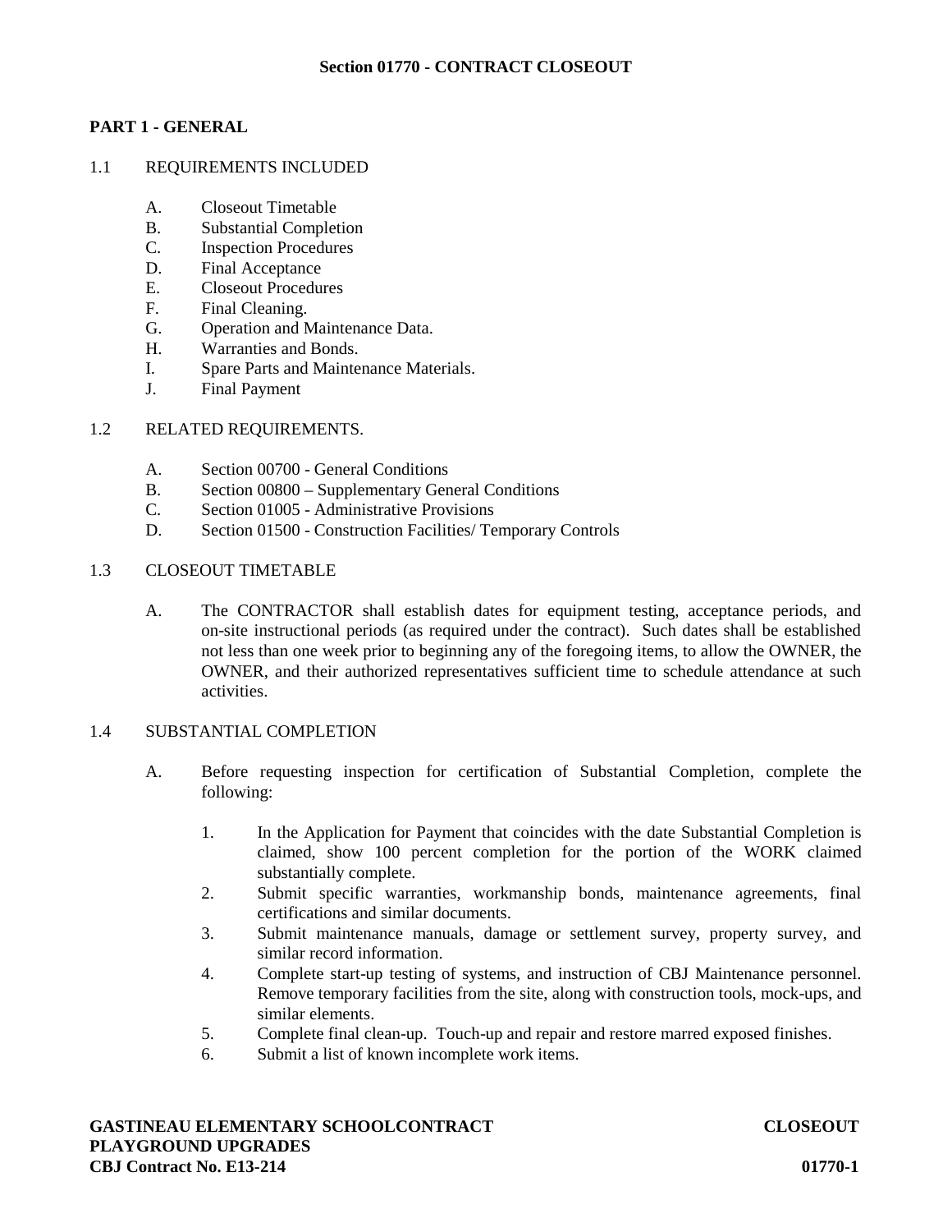# Section 01770 - CONTRACT CLOSEOUT

## PART 1 - GENERAL

### 1.1 REQUIREMENTS INCLUDED

A. Closeout Timetable
B. Substantial Completion
C. Inspection Procedures
D. Final Acceptance
E. Closeout Procedures
F. Final Cleaning.
G. Operation and Maintenance Data.
H. Warranties and Bonds.
I. Spare Parts and Maintenance Materials.
J. Final Payment

### 1.2 RELATED REQUIREMENTS.

A. Section 00700 - General Conditions
B. Section 00800 – Supplementary General Conditions
C. Section 01005 - Administrative Provisions
D. Section 01500 - Construction Facilities/ Temporary Controls

### 1.3 CLOSEOUT TIMETABLE

A. The CONTRACTOR shall establish dates for equipment testing, acceptance periods, and on-site instructional periods (as required under the contract). Such dates shall be established not less than one week prior to beginning any of the foregoing items, to allow the OWNER, the OWNER, and their authorized representatives sufficient time to schedule attendance at such activities.

### 1.4 SUBSTANTIAL COMPLETION

A. Before requesting inspection for certification of Substantial Completion, complete the following:

1. In the Application for Payment that coincides with the date Substantial Completion is claimed, show 100 percent completion for the portion of the WORK claimed substantially complete.
2. Submit specific warranties, workmanship bonds, maintenance agreements, final certifications and similar documents.
3. Submit maintenance manuals, damage or settlement survey, property survey, and similar record information.
4. Complete start-up testing of systems, and instruction of CBJ Maintenance personnel. Remove temporary facilities from the site, along with construction tools, mock-ups, and similar elements.
5. Complete final clean-up. Touch-up and repair and restore marred exposed finishes.
6. Submit a list of known incomplete work items.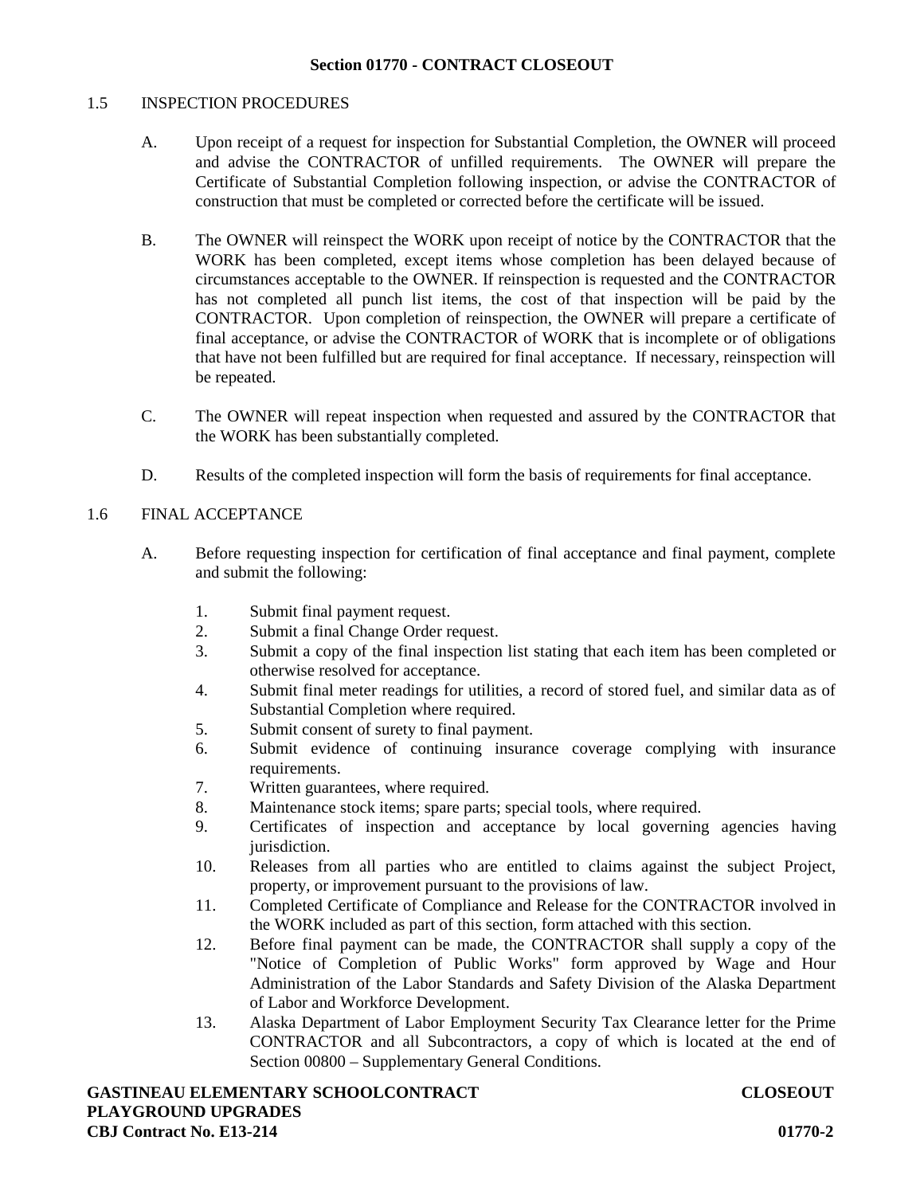## Section 01770 - CONTRACT CLOSEOUT

### 1.5 INSPECTION PROCEDURES

A. Upon receipt of a request for inspection for Substantial Completion, the OWNER will proceed and advise the CONTRACTOR of unfilled requirements. The OWNER will prepare the Certificate of Substantial Completion following inspection, or advise the CONTRACTOR of construction that must be completed or corrected before the certificate will be issued.

B. The OWNER will reinspect the WORK upon receipt of notice by the CONTRACTOR that the WORK has been completed, except items whose completion has been delayed because of circumstances acceptable to the OWNER. If reinspection is requested and the CONTRACTOR has not completed all punch list items, the cost of that inspection will be paid by the CONTRACTOR. Upon completion of reinspection, the OWNER will prepare a certificate of final acceptance, or advise the CONTRACTOR of WORK that is incomplete or of obligations that have not been fulfilled but are required for final acceptance. If necessary, reinspection will be repeated.

C. The OWNER will repeat inspection when requested and assured by the CONTRACTOR that the WORK has been substantially completed.

D. Results of the completed inspection will form the basis of requirements for final acceptance.

### 1.6 FINAL ACCEPTANCE

A. Before requesting inspection for certification of final acceptance and final payment, complete and submit the following:

1. Submit final payment request.
2. Submit a final Change Order request.
3. Submit a copy of the final inspection list stating that each item has been completed or otherwise resolved for acceptance.
4. Submit final meter readings for utilities, a record of stored fuel, and similar data as of Substantial Completion where required.
5. Submit consent of surety to final payment.
6. Submit evidence of continuing insurance coverage complying with insurance requirements.
7. Written guarantees, where required.
8. Maintenance stock items; spare parts; special tools, where required.
9. Certificates of inspection and acceptance by local governing agencies having jurisdiction.
10. Releases from all parties who are entitled to claims against the subject Project, property, or improvement pursuant to the provisions of law.
11. Completed Certificate of Compliance and Release for the CONTRACTOR involved in the WORK included as part of this section, form attached with this section.
12. Before final payment can be made, the CONTRACTOR shall supply a copy of the "Notice of Completion of Public Works" form approved by Wage and Hour Administration of the Labor Standards and Safety Division of the Alaska Department of Labor and Workforce Development.
13. Alaska Department of Labor Employment Security Tax Clearance letter for the Prime CONTRACTOR and all Subcontractors, a copy of which is located at the end of Section 00800 – Supplementary General Conditions.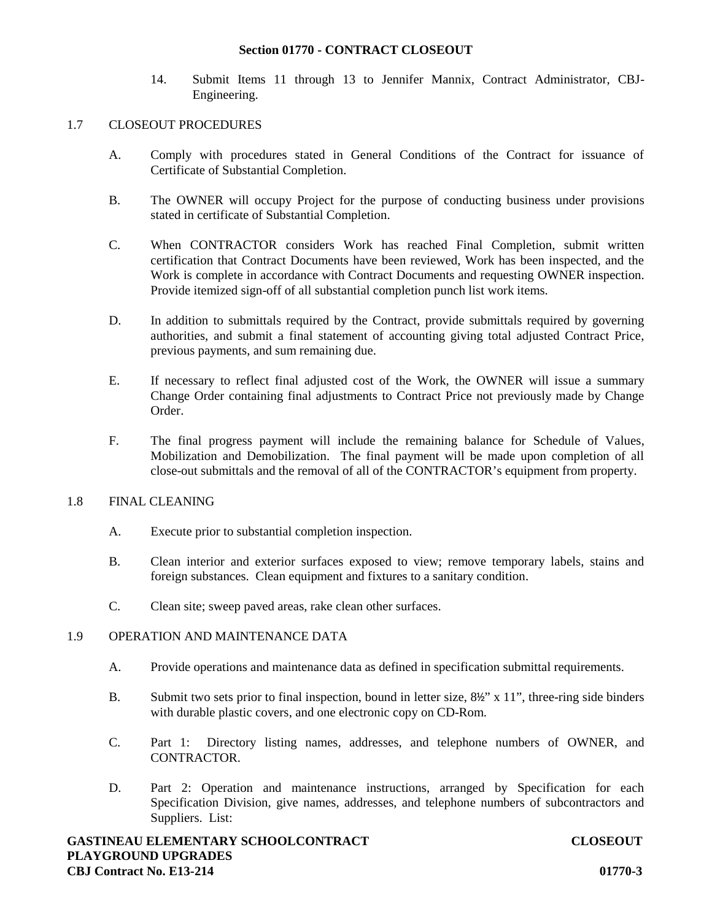14. Submit Items 11 through 13 to Jennifer Mannix, Contract Administrator, CBJ-Engineering.

## 1.7 CLOSEOUT PROCEDURES

A. Comply with procedures stated in General Conditions of the Contract for issuance of Certificate of Substantial Completion.

B. The OWNER will occupy Project for the purpose of conducting business under provisions stated in certificate of Substantial Completion.

C. When CONTRACTOR considers Work has reached Final Completion, submit written certification that Contract Documents have been reviewed, Work has been inspected, and the Work is complete in accordance with Contract Documents and requesting OWNER inspection. Provide itemized sign-off of all substantial completion punch list work items.

D. In addition to submittals required by the Contract, provide submittals required by governing authorities, and submit a final statement of accounting giving total adjusted Contract Price, previous payments, and sum remaining due.

E. If necessary to reflect final adjusted cost of the Work, the OWNER will issue a summary Change Order containing final adjustments to Contract Price not previously made by Change Order.

F. The final progress payment will include the remaining balance for Schedule of Values, Mobilization and Demobilization. The final payment will be made upon completion of all close-out submittals and the removal of all of the CONTRACTOR's equipment from property.

## 1.8 FINAL CLEANING

A. Execute prior to substantial completion inspection.

B. Clean interior and exterior surfaces exposed to view; remove temporary labels, stains and foreign substances. Clean equipment and fixtures to a sanitary condition.

C. Clean site; sweep paved areas, rake clean other surfaces.

## 1.9 OPERATION AND MAINTENANCE DATA

A. Provide operations and maintenance data as defined in specification submittal requirements.

B. Submit two sets prior to final inspection, bound in letter size, 8½" x 11", three-ring side binders with durable plastic covers, and one electronic copy on CD-Rom.

C. Part 1: Directory listing names, addresses, and telephone numbers of OWNER, and CONTRACTOR.

D. Part 2: Operation and maintenance instructions, arranged by Specification for each Specification Division, give names, addresses, and telephone numbers of subcontractors and Suppliers. List: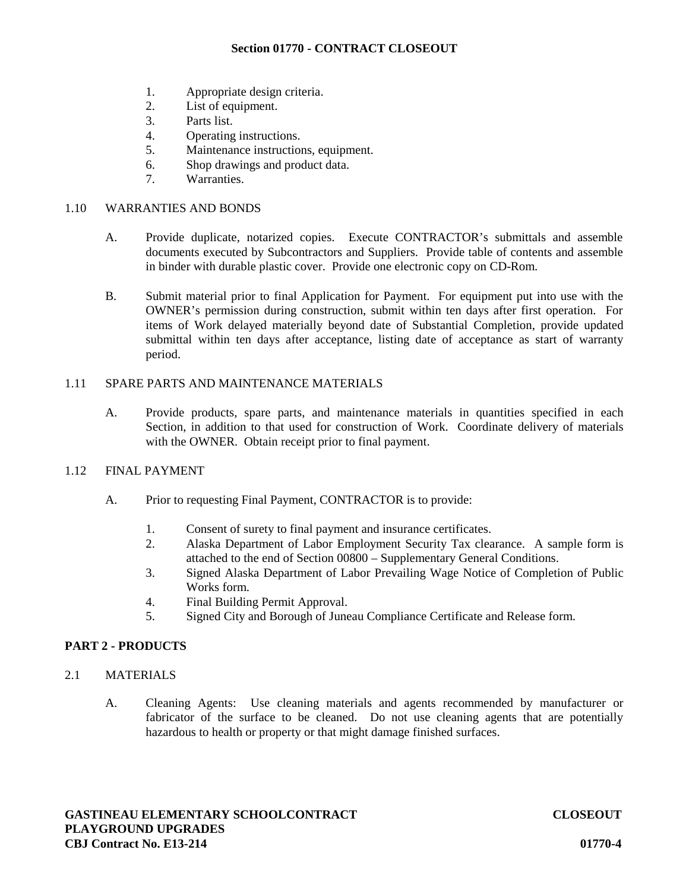1. Appropriate design criteria.
2. List of equipment.
3. Parts list.
4. Operating instructions.
5. Maintenance instructions, equipment.
6. Shop drawings and product data.
7. Warranties.

1.10 WARRANTIES AND BONDS

A. Provide duplicate, notarized copies. Execute CONTRACTOR's submittals and assemble documents executed by Subcontractors and Suppliers. Provide table of contents and assemble in binder with durable plastic cover. Provide one electronic copy on CD-Rom.

B. Submit material prior to final Application for Payment. For equipment put into use with the OWNER's permission during construction, submit within ten days after first operation. For items of Work delayed materially beyond date of Substantial Completion, provide updated submittal within ten days after acceptance, listing date of acceptance as start of warranty period.

1.11 SPARE PARTS AND MAINTENANCE MATERIALS

A. Provide products, spare parts, and maintenance materials in quantities specified in each Section, in addition to that used for construction of Work. Coordinate delivery of materials with the OWNER. Obtain receipt prior to final payment.

1.12 FINAL PAYMENT

A. Prior to requesting Final Payment, CONTRACTOR is to provide:

1. Consent of surety to final payment and insurance certificates.
2. Alaska Department of Labor Employment Security Tax clearance. A sample form is attached to the end of Section 00800 – Supplementary General Conditions.
3. Signed Alaska Department of Labor Prevailing Wage Notice of Completion of Public Works form.
4. Final Building Permit Approval.
5. Signed City and Borough of Juneau Compliance Certificate and Release form.

## PART 2 - PRODUCTS

2.1 MATERIALS

A. Cleaning Agents: Use cleaning materials and agents recommended by manufacturer or fabricator of the surface to be cleaned. Do not use cleaning agents that are potentially hazardous to health or property or that might damage finished surfaces.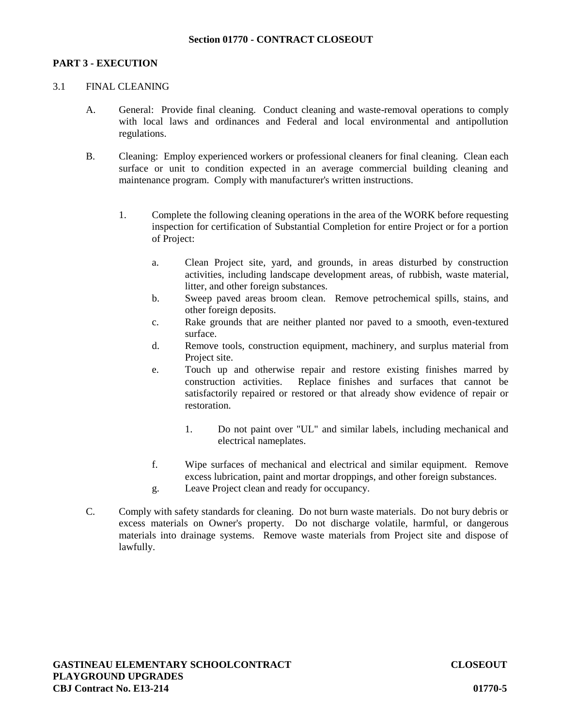**Section 01770 - CONTRACT CLOSEOUT**

## PART 3 - EXECUTION

### 3.1 FINAL CLEANING

A. General: Provide final cleaning. Conduct cleaning and waste-removal operations to comply with local laws and ordinances and Federal and local environmental and antipollution regulations.

B. Cleaning: Employ experienced workers or professional cleaners for final cleaning. Clean each surface or unit to condition expected in an average commercial building cleaning and maintenance program. Comply with manufacturer's written instructions.

   1. Complete the following cleaning operations in the area of the WORK before requesting inspection for certification of Substantial Completion for entire Project or for a portion of Project:

      a. Clean Project site, yard, and grounds, in areas disturbed by construction activities, including landscape development areas, of rubbish, waste material, litter, and other foreign substances.
      b. Sweep paved areas broom clean. Remove petrochemical spills, stains, and other foreign deposits.
      c. Rake grounds that are neither planted nor paved to a smooth, even-textured surface.
      d. Remove tools, construction equipment, machinery, and surplus material from Project site.
      e. Touch up and otherwise repair and restore existing finishes marred by construction activities. Replace finishes and surfaces that cannot be satisfactorily repaired or restored or that already show evidence of repair or restoration.

         1. Do not paint over "UL" and similar labels, including mechanical and electrical nameplates.

      f. Wipe surfaces of mechanical and electrical and similar equipment. Remove excess lubrication, paint and mortar droppings, and other foreign substances.
      g. Leave Project clean and ready for occupancy.

C. Comply with safety standards for cleaning. Do not burn waste materials. Do not bury debris or excess materials on Owner's property. Do not discharge volatile, harmful, or dangerous materials into drainage systems. Remove waste materials from Project site and dispose of lawfully.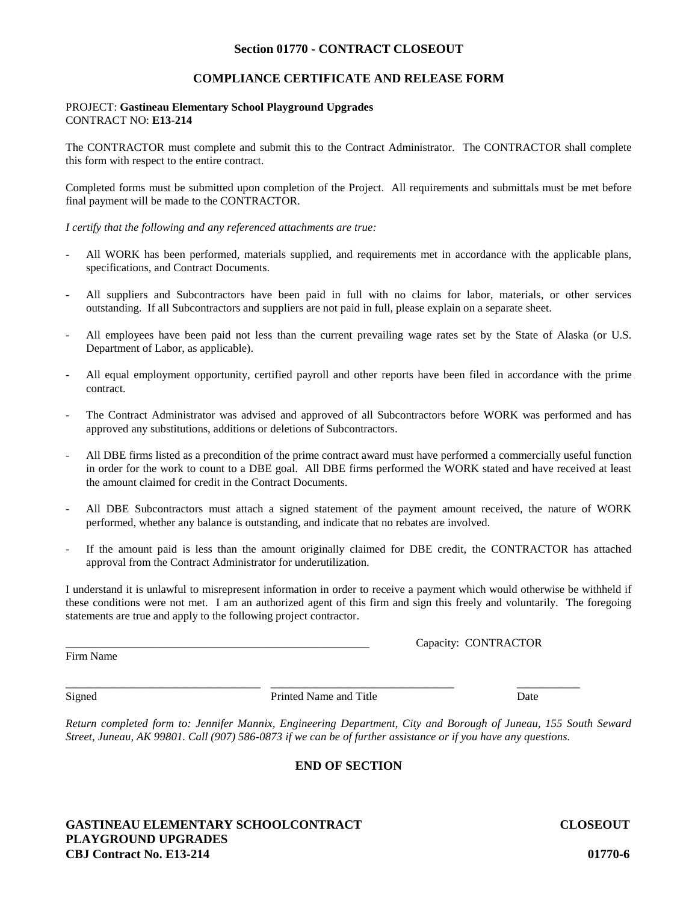## Section 01770 - CONTRACT CLOSEOUT

## COMPLIANCE CERTIFICATE AND RELEASE FORM

PROJECT: **Gastineau Elementary School Playground Upgrades**
CONTRACT NO: **E13-214**

The CONTRACTOR must complete and submit this to the Contract Administrator. The CONTRACTOR shall complete this form with respect to the entire contract.

Completed forms must be submitted upon completion of the Project. All requirements and submittals must be met before final payment will be made to the CONTRACTOR.

*I certify that the following and any referenced attachments are true:*

- All WORK has been performed, materials supplied, and requirements met in accordance with the applicable plans, specifications, and Contract Documents.
- All suppliers and Subcontractors have been paid in full with no claims for labor, materials, or other services outstanding. If all Subcontractors and suppliers are not paid in full, please explain on a separate sheet.
- All employees have been paid not less than the current prevailing wage rates set by the State of Alaska (or U.S. Department of Labor, as applicable).
- All equal employment opportunity, certified payroll and other reports have been filed in accordance with the prime contract.
- The Contract Administrator was advised and approved of all Subcontractors before WORK was performed and has approved any substitutions, additions or deletions of Subcontractors.
- All DBE firms listed as a precondition of the prime contract award must have performed a commercially useful function in order for the work to count to a DBE goal. All DBE firms performed the WORK stated and have received at least the amount claimed for credit in the Contract Documents.
- All DBE Subcontractors must attach a signed statement of the payment amount received, the nature of WORK performed, whether any balance is outstanding, and indicate that no rebates are involved.
- If the amount paid is less than the amount originally claimed for DBE credit, the CONTRACTOR has attached approval from the Contract Administrator for underutilization.

I understand it is unlawful to misrepresent information in order to receive a payment which would otherwise be withheld if these conditions were not met. I am an authorized agent of this firm and sign this freely and voluntarily. The foregoing statements are true and apply to the following project contractor.

\_\_\_\_\_\_\_\_\_\_\_\_\_\_\_\_\_\_\_\_\_\_\_\_\_\_\_\_\_\_\_\_\_\_\_\_\_\_\_\_\_\_\_\_\_\_\_\_\_\_\_\_ Capacity: CONTRACTOR
Firm Name

\_\_\_\_\_\_\_\_\_\_\_\_\_\_\_\_\_\_\_\_\_\_\_\_\_\_\_\_\_\_\_\_\_\_ \_\_\_\_\_\_\_\_\_\_\_\_\_\_\_\_\_\_\_\_\_\_\_\_\_\_\_\_\_\_\_\_ \_\_\_\_\_\_\_\_\_\_\_
Signed Printed Name and Title Date

*Return completed form to: Jennifer Mannix, Engineering Department, City and Borough of Juneau, 155 South Seward Street, Juneau, AK 99801. Call (907) 586-0873 if we can be of further assistance or if you have any questions.*

**END OF SECTION**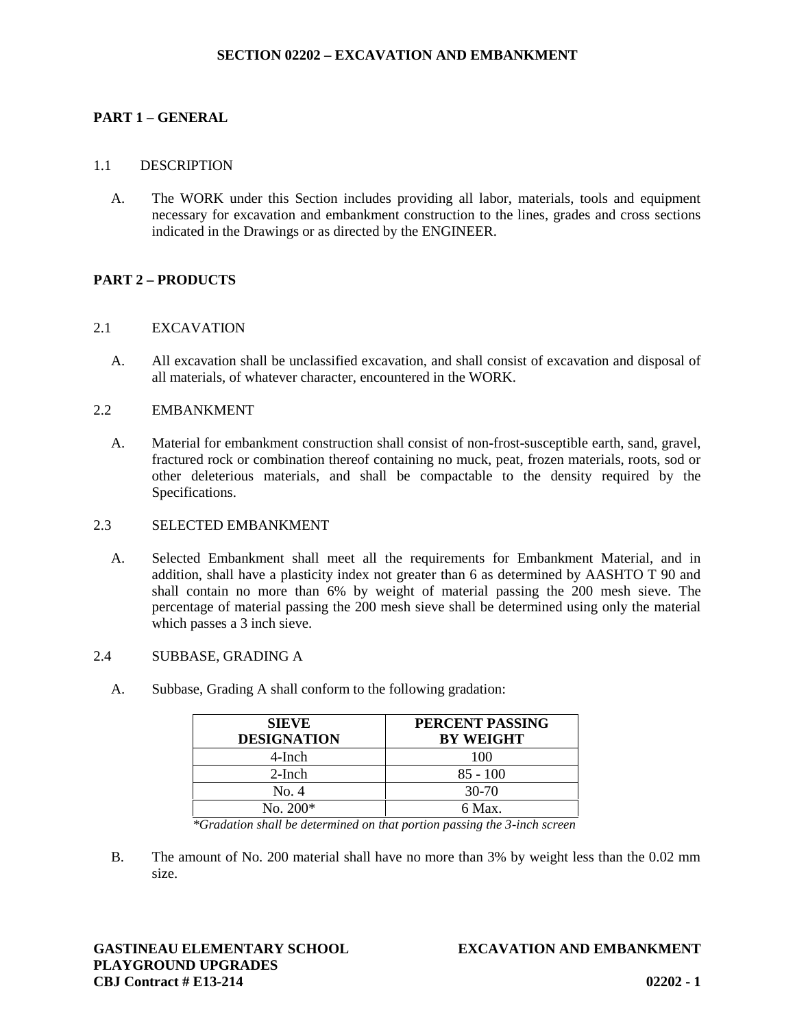# SECTION 02202 – EXCAVATION AND EMBANKMENT

## PART 1 – GENERAL

### 1.1 DESCRIPTION

A. The WORK under this Section includes providing all labor, materials, tools and equipment necessary for excavation and embankment construction to the lines, grades and cross sections indicated in the Drawings or as directed by the ENGINEER.

## PART 2 – PRODUCTS

### 2.1 EXCAVATION

A. All excavation shall be unclassified excavation, and shall consist of excavation and disposal of all materials, of whatever character, encountered in the WORK.

### 2.2 EMBANKMENT

A. Material for embankment construction shall consist of non-frost-susceptible earth, sand, gravel, fractured rock or combination thereof containing no muck, peat, frozen materials, roots, sod or other deleterious materials, and shall be compactable to the density required by the Specifications.

### 2.3 SELECTED EMBANKMENT

A. Selected Embankment shall meet all the requirements for Embankment Material, and in addition, shall have a plasticity index not greater than 6 as determined by AASHTO T 90 and shall contain no more than 6% by weight of material passing the 200 mesh sieve. The percentage of material passing the 200 mesh sieve shall be determined using only the material which passes a 3 inch sieve.

### 2.4 SUBBASE, GRADING A

A. Subbase, Grading A shall conform to the following gradation:

| SIEVE DESIGNATION | PERCENT PASSING BY WEIGHT |
|---|---|
| 4-Inch | 100 |
| 2-Inch | 85 - 100 |
| No. 4 | 30-70 |
| No. 200* | 6 Max. |

*\*Gradation shall be determined on that portion passing the 3-inch screen*

B. The amount of No. 200 material shall have no more than 3% by weight less than the 0.02 mm size.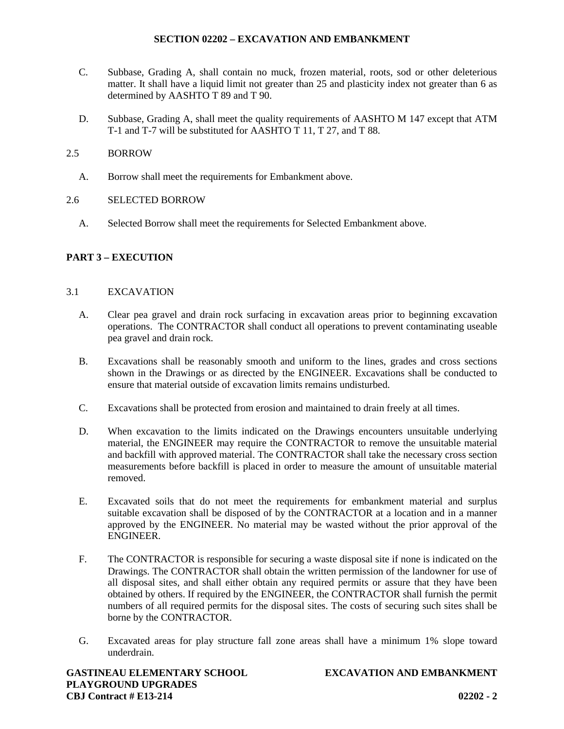C. Subbase, Grading A, shall contain no muck, frozen material, roots, sod or other deleterious matter. It shall have a liquid limit not greater than 25 and plasticity index not greater than 6 as determined by AASHTO T 89 and T 90.

D. Subbase, Grading A, shall meet the quality requirements of AASHTO M 147 except that ATM T-1 and T-7 will be substituted for AASHTO T 11, T 27, and T 88.

2.5 BORROW

A. Borrow shall meet the requirements for Embankment above.

2.6 SELECTED BORROW

A. Selected Borrow shall meet the requirements for Selected Embankment above.

## PART 3 – EXECUTION

3.1 EXCAVATION

A. Clear pea gravel and drain rock surfacing in excavation areas prior to beginning excavation operations. The CONTRACTOR shall conduct all operations to prevent contaminating useable pea gravel and drain rock.

B. Excavations shall be reasonably smooth and uniform to the lines, grades and cross sections shown in the Drawings or as directed by the ENGINEER. Excavations shall be conducted to ensure that material outside of excavation limits remains undisturbed.

C. Excavations shall be protected from erosion and maintained to drain freely at all times.

D. When excavation to the limits indicated on the Drawings encounters unsuitable underlying material, the ENGINEER may require the CONTRACTOR to remove the unsuitable material and backfill with approved material. The CONTRACTOR shall take the necessary cross section measurements before backfill is placed in order to measure the amount of unsuitable material removed.

E. Excavated soils that do not meet the requirements for embankment material and surplus suitable excavation shall be disposed of by the CONTRACTOR at a location and in a manner approved by the ENGINEER. No material may be wasted without the prior approval of the ENGINEER.

F. The CONTRACTOR is responsible for securing a waste disposal site if none is indicated on the Drawings. The CONTRACTOR shall obtain the written permission of the landowner for use of all disposal sites, and shall either obtain any required permits or assure that they have been obtained by others. If required by the ENGINEER, the CONTRACTOR shall furnish the permit numbers of all required permits for the disposal sites. The costs of securing such sites shall be borne by the CONTRACTOR.

G. Excavated areas for play structure fall zone areas shall have a minimum 1% slope toward underdrain.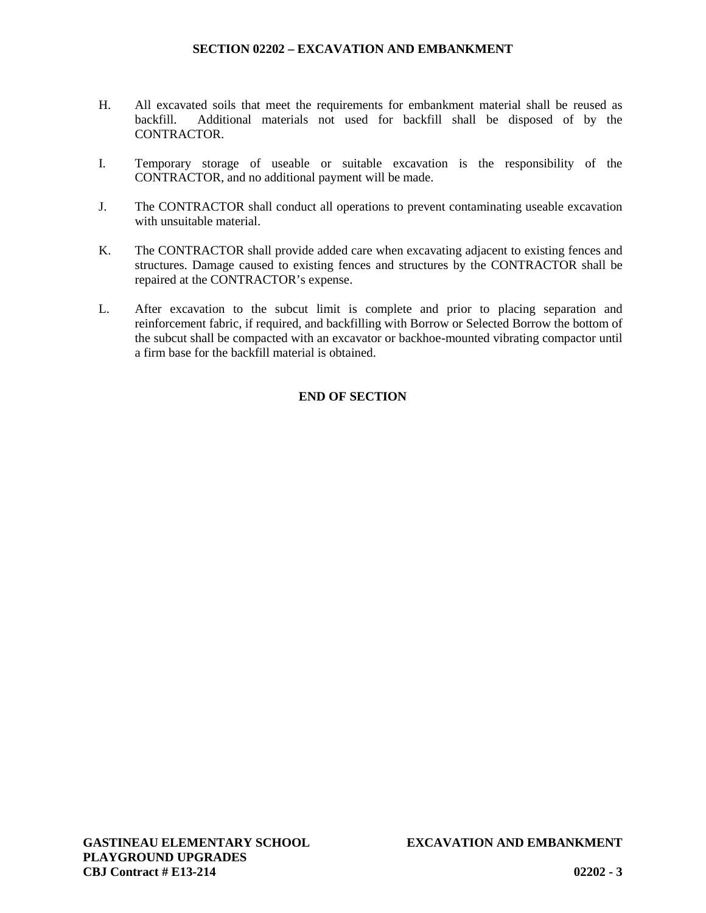H. All excavated soils that meet the requirements for embankment material shall be reused as backfill. Additional materials not used for backfill shall be disposed of by the CONTRACTOR.

I. Temporary storage of useable or suitable excavation is the responsibility of the CONTRACTOR, and no additional payment will be made.

J. The CONTRACTOR shall conduct all operations to prevent contaminating useable excavation with unsuitable material.

K. The CONTRACTOR shall provide added care when excavating adjacent to existing fences and structures. Damage caused to existing fences and structures by the CONTRACTOR shall be repaired at the CONTRACTOR's expense.

L. After excavation to the subcut limit is complete and prior to placing separation and reinforcement fabric, if required, and backfilling with Borrow or Selected Borrow the bottom of the subcut shall be compacted with an excavator or backhoe-mounted vibrating compactor until a firm base for the backfill material is obtained.

**END OF SECTION**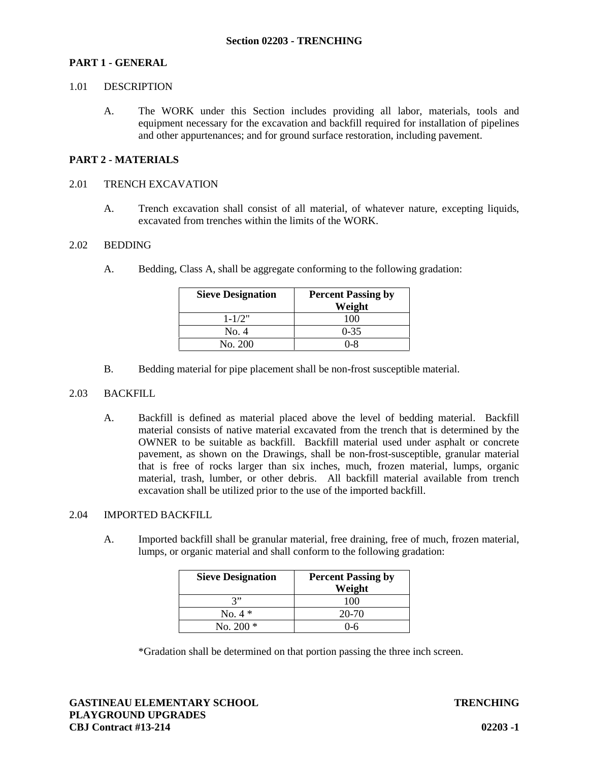# Section 02203 - TRENCHING

## PART 1 - GENERAL

### 1.01 DESCRIPTION

A. The WORK under this Section includes providing all labor, materials, tools and equipment necessary for the excavation and backfill required for installation of pipelines and other appurtenances; and for ground surface restoration, including pavement.

## PART 2 - MATERIALS

### 2.01 TRENCH EXCAVATION

A. Trench excavation shall consist of all material, of whatever nature, excepting liquids, excavated from trenches within the limits of the WORK.

### 2.02 BEDDING

A. Bedding, Class A, shall be aggregate conforming to the following gradation:

| Sieve Designation | Percent Passing by Weight |
|---|---|
| 1-1/2" | 100 |
| No. 4 | 0-35 |
| No. 200 | 0-8 |

B. Bedding material for pipe placement shall be non-frost susceptible material.

### 2.03 BACKFILL

A. Backfill is defined as material placed above the level of bedding material. Backfill material consists of native material excavated from the trench that is determined by the OWNER to be suitable as backfill. Backfill material used under asphalt or concrete pavement, as shown on the Drawings, shall be non-frost-susceptible, granular material that is free of rocks larger than six inches, much, frozen material, lumps, organic material, trash, lumber, or other debris. All backfill material available from trench excavation shall be utilized prior to the use of the imported backfill.

### 2.04 IMPORTED BACKFILL

A. Imported backfill shall be granular material, free draining, free of much, frozen material, lumps, or organic material and shall conform to the following gradation:

| Sieve Designation | Percent Passing by Weight |
|---|---|
| 3” | 100 |
| No. 4 * | 20-70 |
| No. 200 * | 0-6 |

*Gradation shall be determined on that portion passing the three inch screen.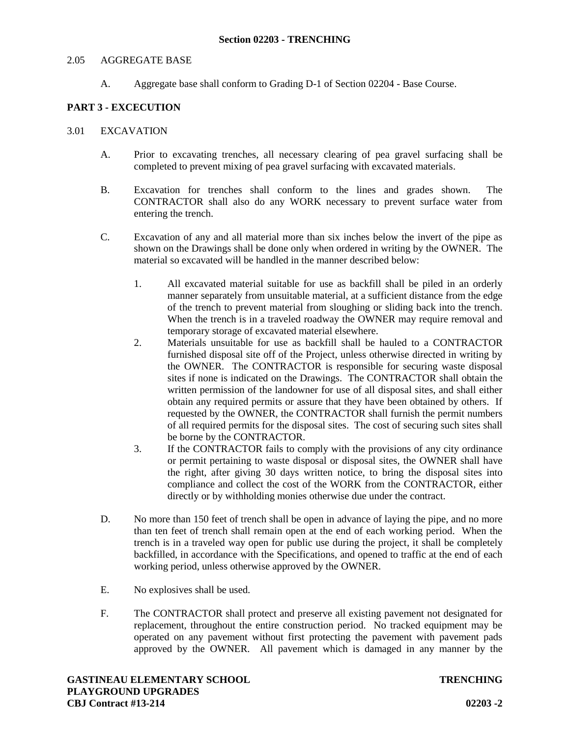2.05 AGGREGATE BASE

A. Aggregate base shall conform to Grading D-1 of Section 02204 - Base Course.

**PART 3 - EXCECUTION**

3.01 EXCAVATION

A. Prior to excavating trenches, all necessary clearing of pea gravel surfacing shall be completed to prevent mixing of pea gravel surfacing with excavated materials.

B. Excavation for trenches shall conform to the lines and grades shown. The CONTRACTOR shall also do any WORK necessary to prevent surface water from entering the trench.

C. Excavation of any and all material more than six inches below the invert of the pipe as shown on the Drawings shall be done only when ordered in writing by the OWNER. The material so excavated will be handled in the manner described below:

1. All excavated material suitable for use as backfill shall be piled in an orderly manner separately from unsuitable material, at a sufficient distance from the edge of the trench to prevent material from sloughing or sliding back into the trench. When the trench is in a traveled roadway the OWNER may require removal and temporary storage of excavated material elsewhere.
2. Materials unsuitable for use as backfill shall be hauled to a CONTRACTOR furnished disposal site off of the Project, unless otherwise directed in writing by the OWNER. The CONTRACTOR is responsible for securing waste disposal sites if none is indicated on the Drawings. The CONTRACTOR shall obtain the written permission of the landowner for use of all disposal sites, and shall either obtain any required permits or assure that they have been obtained by others. If requested by the OWNER, the CONTRACTOR shall furnish the permit numbers of all required permits for the disposal sites. The cost of securing such sites shall be borne by the CONTRACTOR.
3. If the CONTRACTOR fails to comply with the provisions of any city ordinance or permit pertaining to waste disposal or disposal sites, the OWNER shall have the right, after giving 30 days written notice, to bring the disposal sites into compliance and collect the cost of the WORK from the CONTRACTOR, either directly or by withholding monies otherwise due under the contract.

D. No more than 150 feet of trench shall be open in advance of laying the pipe, and no more than ten feet of trench shall remain open at the end of each working period. When the trench is in a traveled way open for public use during the project, it shall be completely backfilled, in accordance with the Specifications, and opened to traffic at the end of each working period, unless otherwise approved by the OWNER.

E. No explosives shall be used.

F. The CONTRACTOR shall protect and preserve all existing pavement not designated for replacement, throughout the entire construction period. No tracked equipment may be operated on any pavement without first protecting the pavement with pavement pads approved by the OWNER. All pavement which is damaged in any manner by the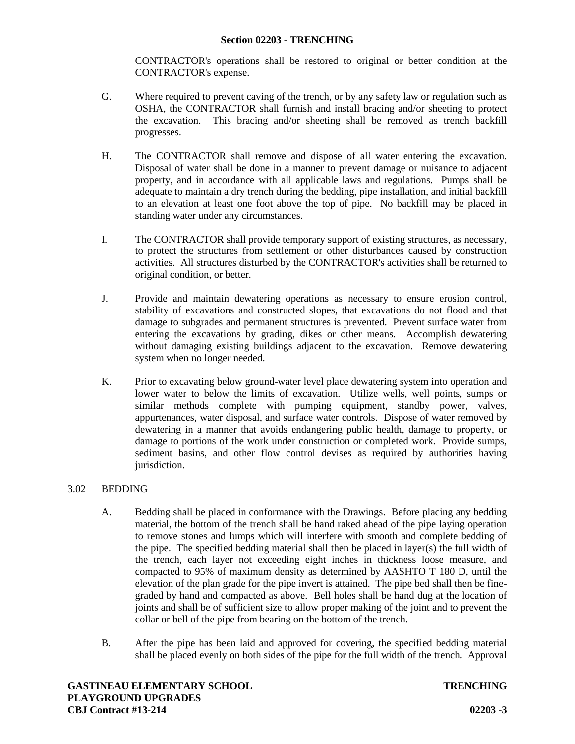CONTRACTOR's operations shall be restored to original or better condition at the CONTRACTOR's expense.

G. Where required to prevent caving of the trench, or by any safety law or regulation such as OSHA, the CONTRACTOR shall furnish and install bracing and/or sheeting to protect the excavation. This bracing and/or sheeting shall be removed as trench backfill progresses.

H. The CONTRACTOR shall remove and dispose of all water entering the excavation. Disposal of water shall be done in a manner to prevent damage or nuisance to adjacent property, and in accordance with all applicable laws and regulations. Pumps shall be adequate to maintain a dry trench during the bedding, pipe installation, and initial backfill to an elevation at least one foot above the top of pipe. No backfill may be placed in standing water under any circumstances.

I. The CONTRACTOR shall provide temporary support of existing structures, as necessary, to protect the structures from settlement or other disturbances caused by construction activities. All structures disturbed by the CONTRACTOR's activities shall be returned to original condition, or better.

J. Provide and maintain dewatering operations as necessary to ensure erosion control, stability of excavations and constructed slopes, that excavations do not flood and that damage to subgrades and permanent structures is prevented. Prevent surface water from entering the excavations by grading, dikes or other means. Accomplish dewatering without damaging existing buildings adjacent to the excavation. Remove dewatering system when no longer needed.

K. Prior to excavating below ground-water level place dewatering system into operation and lower water to below the limits of excavation. Utilize wells, well points, sumps or similar methods complete with pumping equipment, standby power, valves, appurtenances, water disposal, and surface water controls. Dispose of water removed by dewatering in a manner that avoids endangering public health, damage to property, or damage to portions of the work under construction or completed work. Provide sumps, sediment basins, and other flow control devises as required by authorities having jurisdiction.

## 3.02 BEDDING

A. Bedding shall be placed in conformance with the Drawings. Before placing any bedding material, the bottom of the trench shall be hand raked ahead of the pipe laying operation to remove stones and lumps which will interfere with smooth and complete bedding of the pipe. The specified bedding material shall then be placed in layer(s) the full width of the trench, each layer not exceeding eight inches in thickness loose measure, and compacted to 95% of maximum density as determined by AASHTO T 180 D, until the elevation of the plan grade for the pipe invert is attained. The pipe bed shall then be fine-graded by hand and compacted as above. Bell holes shall be hand dug at the location of joints and shall be of sufficient size to allow proper making of the joint and to prevent the collar or bell of the pipe from bearing on the bottom of the trench.

B. After the pipe has been laid and approved for covering, the specified bedding material shall be placed evenly on both sides of the pipe for the full width of the trench. Approval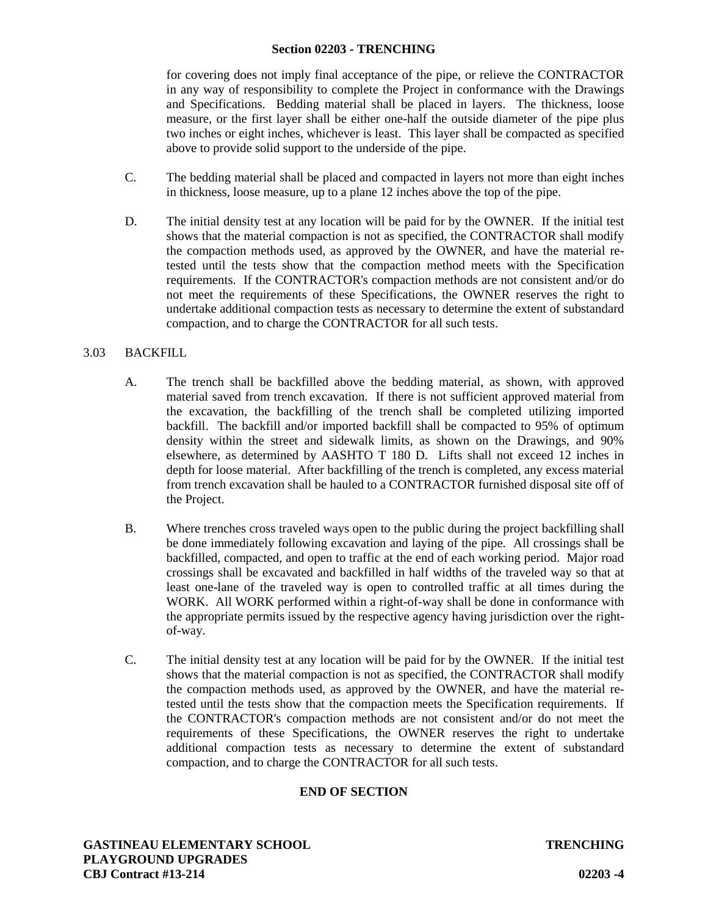for covering does not imply final acceptance of the pipe, or relieve the CONTRACTOR in any way of responsibility to complete the Project in conformance with the Drawings and Specifications. Bedding material shall be placed in layers. The thickness, loose measure, or the first layer shall be either one-half the outside diameter of the pipe plus two inches or eight inches, whichever is least. This layer shall be compacted as specified above to provide solid support to the underside of the pipe.

C. The bedding material shall be placed and compacted in layers not more than eight inches in thickness, loose measure, up to a plane 12 inches above the top of the pipe.

D. The initial density test at any location will be paid for by the OWNER. If the initial test shows that the material compaction is not as specified, the CONTRACTOR shall modify the compaction methods used, as approved by the OWNER, and have the material re-tested until the tests show that the compaction method meets with the Specification requirements. If the CONTRACTOR's compaction methods are not consistent and/or do not meet the requirements of these Specifications, the OWNER reserves the right to undertake additional compaction tests as necessary to determine the extent of substandard compaction, and to charge the CONTRACTOR for all such tests.

## 3.03 BACKFILL

A. The trench shall be backfilled above the bedding material, as shown, with approved material saved from trench excavation. If there is not sufficient approved material from the excavation, the backfilling of the trench shall be completed utilizing imported backfill. The backfill and/or imported backfill shall be compacted to 95% of optimum density within the street and sidewalk limits, as shown on the Drawings, and 90% elsewhere, as determined by AASHTO T 180 D. Lifts shall not exceed 12 inches in depth for loose material. After backfilling of the trench is completed, any excess material from trench excavation shall be hauled to a CONTRACTOR furnished disposal site off of the Project.

B. Where trenches cross traveled ways open to the public during the project backfilling shall be done immediately following excavation and laying of the pipe. All crossings shall be backfilled, compacted, and open to traffic at the end of each working period. Major road crossings shall be excavated and backfilled in half widths of the traveled way so that at least one-lane of the traveled way is open to controlled traffic at all times during the WORK. All WORK performed within a right-of-way shall be done in conformance with the appropriate permits issued by the respective agency having jurisdiction over the right-of-way.

C. The initial density test at any location will be paid for by the OWNER. If the initial test shows that the material compaction is not as specified, the CONTRACTOR shall modify the compaction methods used, as approved by the OWNER, and have the material re-tested until the tests show that the compaction meets the Specification requirements. If the CONTRACTOR's compaction methods are not consistent and/or do not meet the requirements of these Specifications, the OWNER reserves the right to undertake additional compaction tests as necessary to determine the extent of substandard compaction, and to charge the CONTRACTOR for all such tests.

**END OF SECTION**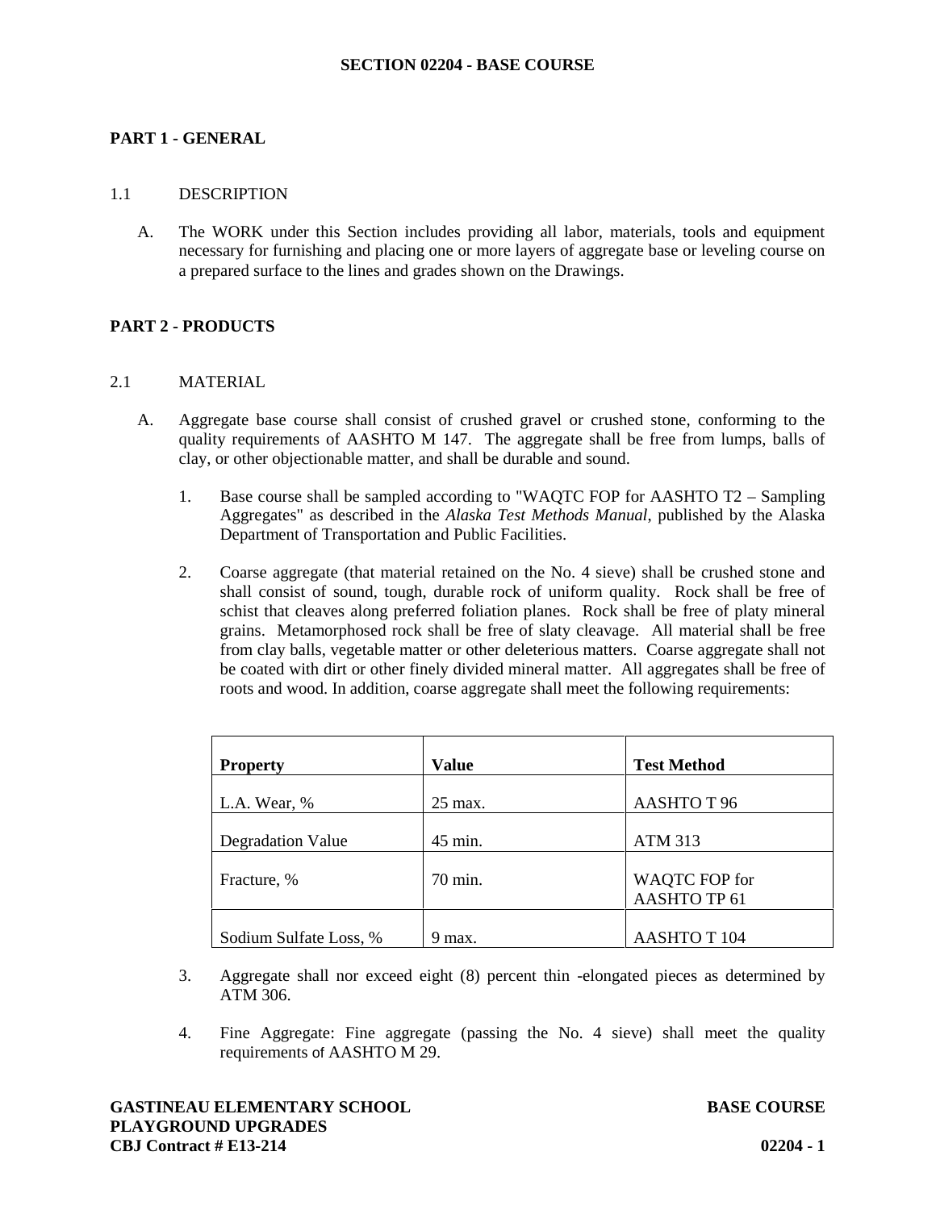# SECTION 02204 - BASE COURSE

## PART 1 - GENERAL

### 1.1 DESCRIPTION

A. The WORK under this Section includes providing all labor, materials, tools and equipment necessary for furnishing and placing one or more layers of aggregate base or leveling course on a prepared surface to the lines and grades shown on the Drawings.

## PART 2 - PRODUCTS

### 2.1 MATERIAL

A. Aggregate base course shall consist of crushed gravel or crushed stone, conforming to the quality requirements of AASHTO M 147. The aggregate shall be free from lumps, balls of clay, or other objectionable matter, and shall be durable and sound.

1. Base course shall be sampled according to "WAQTC FOP for AASHTO T2 – Sampling Aggregates" as described in the *Alaska Test Methods Manual*, published by the Alaska Department of Transportation and Public Facilities.

2. Coarse aggregate (that material retained on the No. 4 sieve) shall be crushed stone and shall consist of sound, tough, durable rock of uniform quality. Rock shall be free of schist that cleaves along preferred foliation planes. Rock shall be free of platy mineral grains. Metamorphosed rock shall be free of slaty cleavage. All material shall be free from clay balls, vegetable matter or other deleterious matters. Coarse aggregate shall not be coated with dirt or other finely divided mineral matter. All aggregates shall be free of roots and wood. In addition, coarse aggregate shall meet the following requirements:

| Property | Value | Test Method |
|---|---|---|
| L.A. Wear, % | 25 max. | AASHTO T 96 |
| Degradation Value | 45 min. | ATM 313 |
| Fracture, % | 70 min. | WAQTC FOP for AASHTO TP 61 |
| Sodium Sulfate Loss, % | 9 max. | AASHTO T 104 |

3. Aggregate shall nor exceed eight (8) percent thin -elongated pieces as determined by ATM 306.

4. Fine Aggregate: Fine aggregate (passing the No. 4 sieve) shall meet the quality requirements of AASHTO M 29.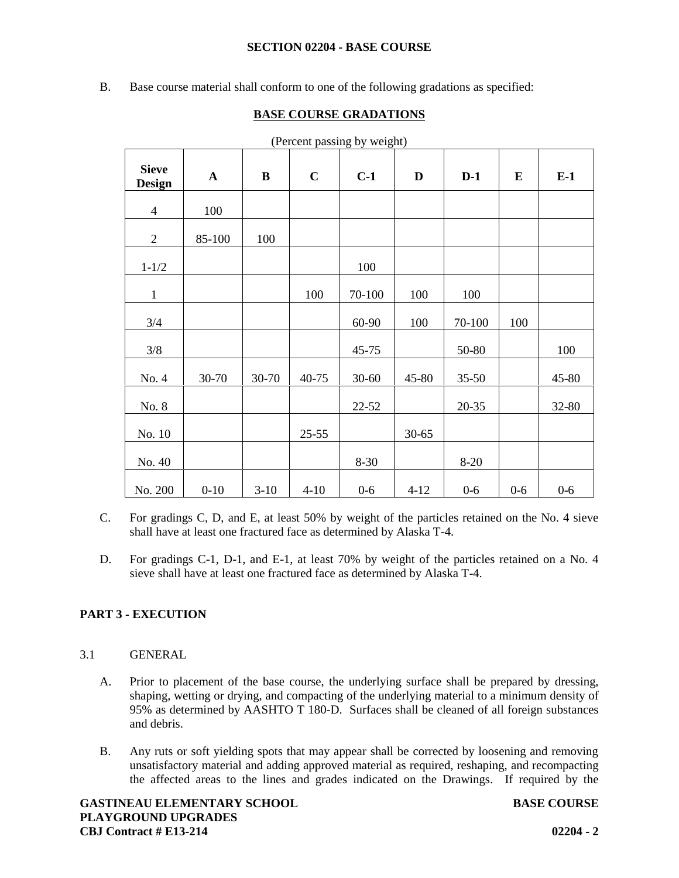B. Base course material shall conform to one of the following gradations as specified:

**BASE COURSE GRADATIONS**

(Percent passing by weight)

| Sieve Design | A | B | C | C-1 | D | D-1 | E | E-1 |
|---|---|---|---|---|---|---|---|---|
| 4 | 100 | | | | | | | |
| 2 | 85-100 | 100 | | | | | | |
| 1-1/2 | | | | 100 | | | | |
| 1 | | | 100 | 70-100 | 100 | 100 | | |
| 3/4 | | | | 60-90 | 100 | 70-100 | 100 | |
| 3/8 | | | | 45-75 | | 50-80 | | 100 |
| No. 4 | 30-70 | 30-70 | 40-75 | 30-60 | 45-80 | 35-50 | | 45-80 |
| No. 8 | | | | 22-52 | | 20-35 | | 32-80 |
| No. 10 | | | 25-55 | | 30-65 | | | |
| No. 40 | | | | 8-30 | | 8-20 | | |
| No. 200 | 0-10 | 3-10 | 4-10 | 0-6 | 4-12 | 0-6 | 0-6 | 0-6 |

C. For gradings C, D, and E, at least 50% by weight of the particles retained on the No. 4 sieve shall have at least one fractured face as determined by Alaska T-4.

D. For gradings C-1, D-1, and E-1, at least 70% by weight of the particles retained on a No. 4 sieve shall have at least one fractured face as determined by Alaska T-4.

## PART 3 - EXECUTION

### 3.1 GENERAL

A. Prior to placement of the base course, the underlying surface shall be prepared by dressing, shaping, wetting or drying, and compacting of the underlying material to a minimum density of 95% as determined by AASHTO T 180-D. Surfaces shall be cleaned of all foreign substances and debris.

B. Any ruts or soft yielding spots that may appear shall be corrected by loosening and removing unsatisfactory material and adding approved material as required, reshaping, and recompacting the affected areas to the lines and grades indicated on the Drawings. If required by the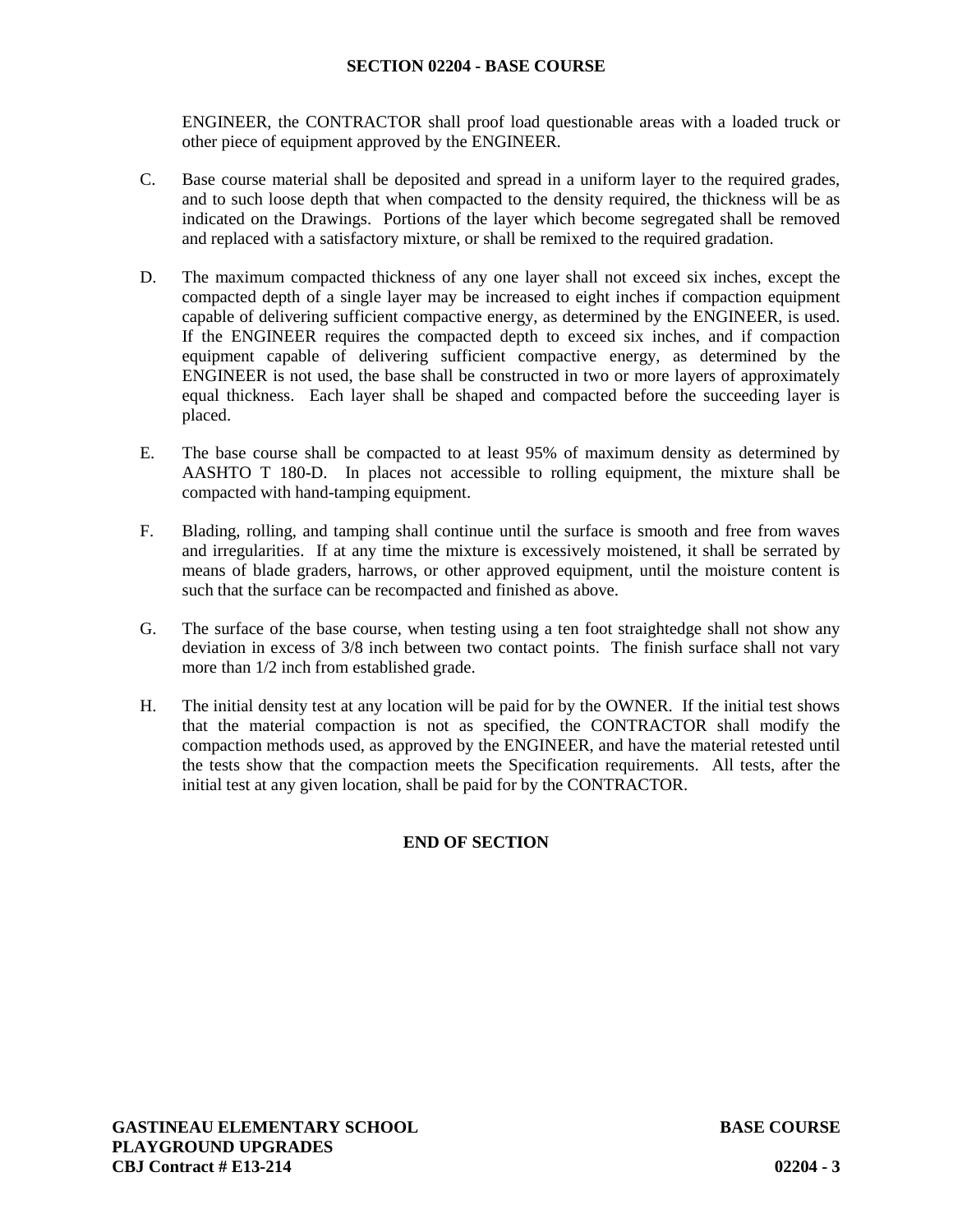ENGINEER, the CONTRACTOR shall proof load questionable areas with a loaded truck or other piece of equipment approved by the ENGINEER.

C. Base course material shall be deposited and spread in a uniform layer to the required grades, and to such loose depth that when compacted to the density required, the thickness will be as indicated on the Drawings. Portions of the layer which become segregated shall be removed and replaced with a satisfactory mixture, or shall be remixed to the required gradation.

D. The maximum compacted thickness of any one layer shall not exceed six inches, except the compacted depth of a single layer may be increased to eight inches if compaction equipment capable of delivering sufficient compactive energy, as determined by the ENGINEER, is used. If the ENGINEER requires the compacted depth to exceed six inches, and if compaction equipment capable of delivering sufficient compactive energy, as determined by the ENGINEER is not used, the base shall be constructed in two or more layers of approximately equal thickness. Each layer shall be shaped and compacted before the succeeding layer is placed.

E. The base course shall be compacted to at least 95% of maximum density as determined by AASHTO T 180-D. In places not accessible to rolling equipment, the mixture shall be compacted with hand-tamping equipment.

F. Blading, rolling, and tamping shall continue until the surface is smooth and free from waves and irregularities. If at any time the mixture is excessively moistened, it shall be serrated by means of blade graders, harrows, or other approved equipment, until the moisture content is such that the surface can be recompacted and finished as above.

G. The surface of the base course, when testing using a ten foot straightedge shall not show any deviation in excess of 3/8 inch between two contact points. The finish surface shall not vary more than 1/2 inch from established grade.

H. The initial density test at any location will be paid for by the OWNER. If the initial test shows that the material compaction is not as specified, the CONTRACTOR shall modify the compaction methods used, as approved by the ENGINEER, and have the material retested until the tests show that the compaction meets the Specification requirements. All tests, after the initial test at any given location, shall be paid for by the CONTRACTOR.

**END OF SECTION**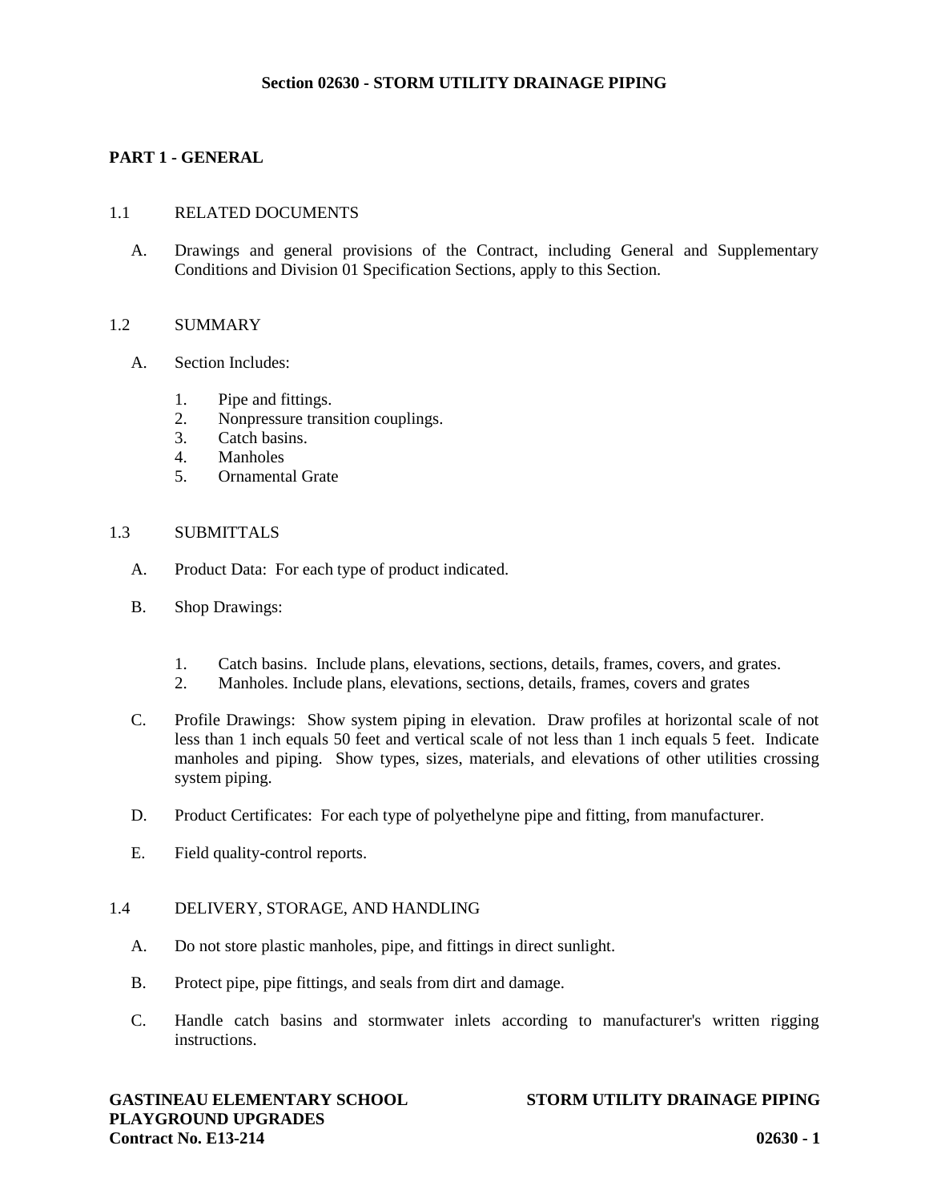# Section 02630 - STORM UTILITY DRAINAGE PIPING

## PART 1 - GENERAL

### 1.1 RELATED DOCUMENTS

A. Drawings and general provisions of the Contract, including General and Supplementary Conditions and Division 01 Specification Sections, apply to this Section.

### 1.2 SUMMARY

A. Section Includes:

1. Pipe and fittings.
2. Nonpressure transition couplings.
3. Catch basins.
4. Manholes
5. Ornamental Grate

### 1.3 SUBMITTALS

A. Product Data: For each type of product indicated.

B. Shop Drawings:

1. Catch basins. Include plans, elevations, sections, details, frames, covers, and grates.
2. Manholes. Include plans, elevations, sections, details, frames, covers and grates

C. Profile Drawings: Show system piping in elevation. Draw profiles at horizontal scale of not less than 1 inch equals 50 feet and vertical scale of not less than 1 inch equals 5 feet. Indicate manholes and piping. Show types, sizes, materials, and elevations of other utilities crossing system piping.

D. Product Certificates: For each type of polyethelyne pipe and fitting, from manufacturer.

E. Field quality-control reports.

### 1.4 DELIVERY, STORAGE, AND HANDLING

A. Do not store plastic manholes, pipe, and fittings in direct sunlight.

B. Protect pipe, pipe fittings, and seals from dirt and damage.

C. Handle catch basins and stormwater inlets according to manufacturer's written rigging instructions.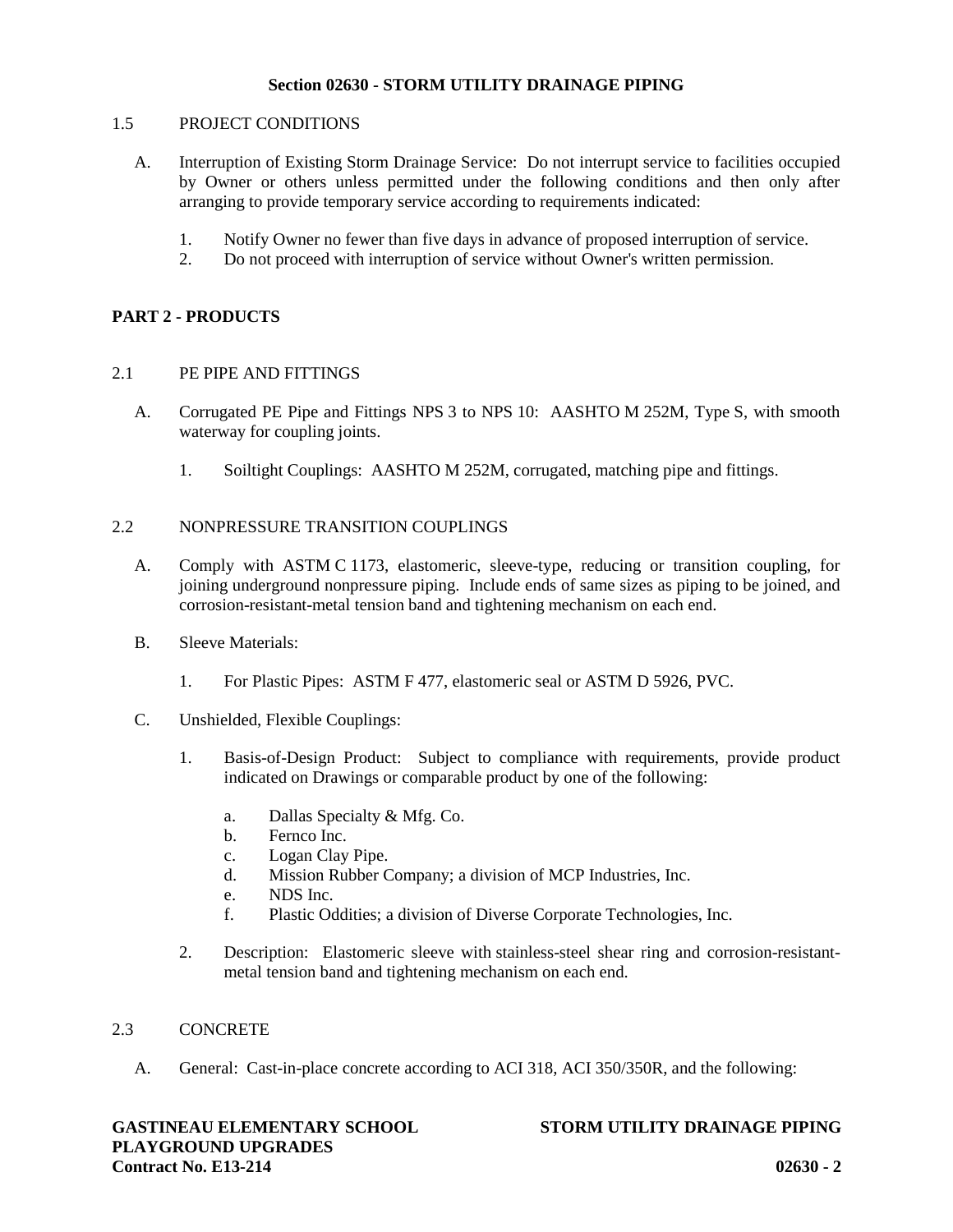1.5 PROJECT CONDITIONS

A. Interruption of Existing Storm Drainage Service: Do not interrupt service to facilities occupied by Owner or others unless permitted under the following conditions and then only after arranging to provide temporary service according to requirements indicated:

1. Notify Owner no fewer than five days in advance of proposed interruption of service.
2. Do not proceed with interruption of service without Owner's written permission.

## PART 2 - PRODUCTS

2.1 PE PIPE AND FITTINGS

A. Corrugated PE Pipe and Fittings NPS 3 to NPS 10: AASHTO M 252M, Type S, with smooth waterway for coupling joints.

1. Soiltight Couplings: AASHTO M 252M, corrugated, matching pipe and fittings.

2.2 NONPRESSURE TRANSITION COUPLINGS

A. Comply with ASTM C 1173, elastomeric, sleeve-type, reducing or transition coupling, for joining underground nonpressure piping. Include ends of same sizes as piping to be joined, and corrosion-resistant-metal tension band and tightening mechanism on each end.

B. Sleeve Materials:

1. For Plastic Pipes: ASTM F 477, elastomeric seal or ASTM D 5926, PVC.

C. Unshielded, Flexible Couplings:

1. Basis-of-Design Product: Subject to compliance with requirements, provide product indicated on Drawings or comparable product by one of the following:

   a. Dallas Specialty & Mfg. Co.
   b. Fernco Inc.
   c. Logan Clay Pipe.
   d. Mission Rubber Company; a division of MCP Industries, Inc.
   e. NDS Inc.
   f. Plastic Oddities; a division of Diverse Corporate Technologies, Inc.

2. Description: Elastomeric sleeve with stainless-steel shear ring and corrosion-resistant-metal tension band and tightening mechanism on each end.

2.3 CONCRETE

A. General: Cast-in-place concrete according to ACI 318, ACI 350/350R, and the following: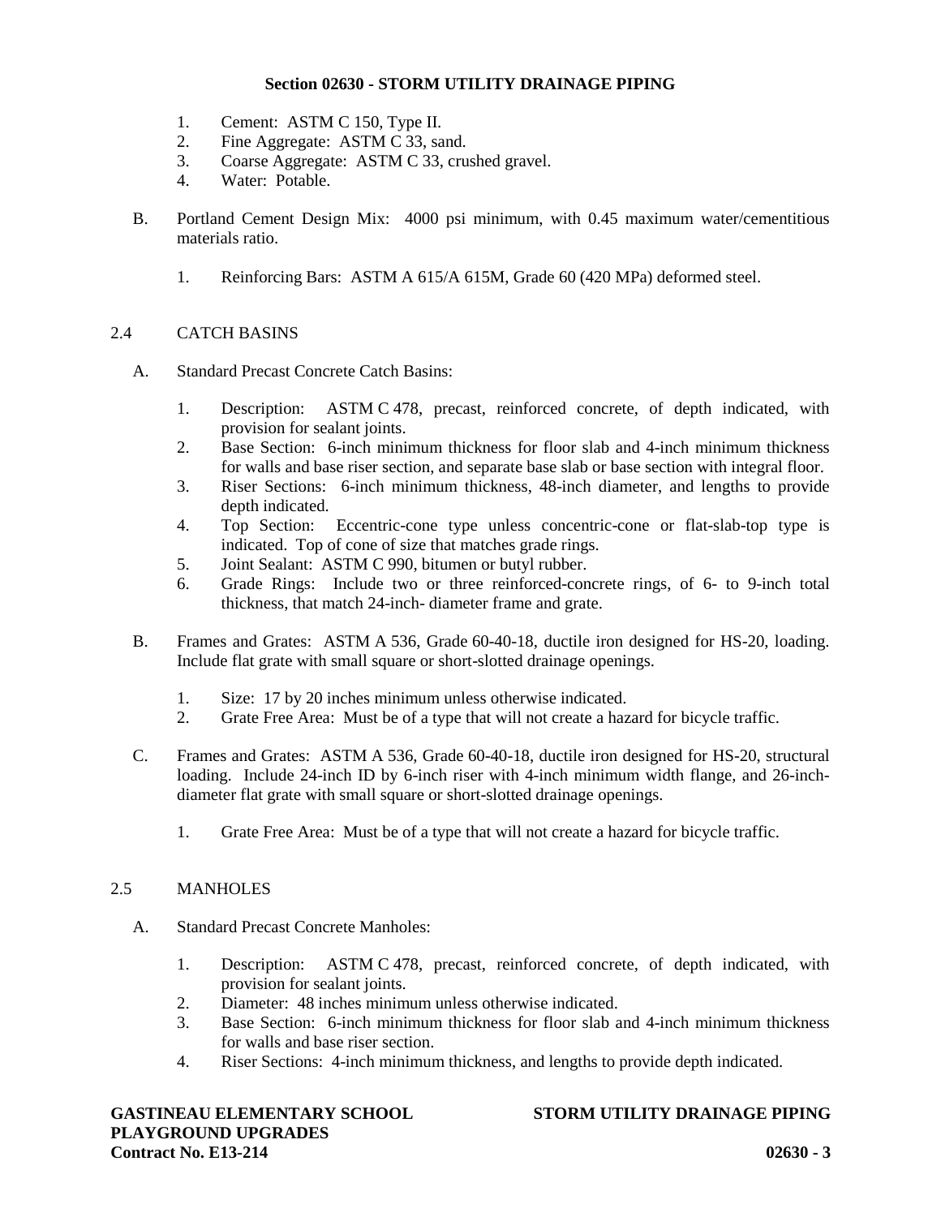1. Cement: ASTM C 150, Type II.
2. Fine Aggregate: ASTM C 33, sand.
3. Coarse Aggregate: ASTM C 33, crushed gravel.
4. Water: Potable.

B. Portland Cement Design Mix: 4000 psi minimum, with 0.45 maximum water/cementitious materials ratio.

   1. Reinforcing Bars: ASTM A 615/A 615M, Grade 60 (420 MPa) deformed steel.

## 2.4 CATCH BASINS

A. Standard Precast Concrete Catch Basins:

   1. Description: ASTM C 478, precast, reinforced concrete, of depth indicated, with provision for sealant joints.
   2. Base Section: 6-inch minimum thickness for floor slab and 4-inch minimum thickness for walls and base riser section, and separate base slab or base section with integral floor.
   3. Riser Sections: 6-inch minimum thickness, 48-inch diameter, and lengths to provide depth indicated.
   4. Top Section: Eccentric-cone type unless concentric-cone or flat-slab-top type is indicated. Top of cone of size that matches grade rings.
   5. Joint Sealant: ASTM C 990, bitumen or butyl rubber.
   6. Grade Rings: Include two or three reinforced-concrete rings, of 6- to 9-inch total thickness, that match 24-inch- diameter frame and grate.

B. Frames and Grates: ASTM A 536, Grade 60-40-18, ductile iron designed for HS-20, loading. Include flat grate with small square or short-slotted drainage openings.

   1. Size: 17 by 20 inches minimum unless otherwise indicated.
   2. Grate Free Area: Must be of a type that will not create a hazard for bicycle traffic.

C. Frames and Grates: ASTM A 536, Grade 60-40-18, ductile iron designed for HS-20, structural loading. Include 24-inch ID by 6-inch riser with 4-inch minimum width flange, and 26-inch-diameter flat grate with small square or short-slotted drainage openings.

   1. Grate Free Area: Must be of a type that will not create a hazard for bicycle traffic.

## 2.5 MANHOLES

A. Standard Precast Concrete Manholes:

   1. Description: ASTM C 478, precast, reinforced concrete, of depth indicated, with provision for sealant joints.
   2. Diameter: 48 inches minimum unless otherwise indicated.
   3. Base Section: 6-inch minimum thickness for floor slab and 4-inch minimum thickness for walls and base riser section.
   4. Riser Sections: 4-inch minimum thickness, and lengths to provide depth indicated.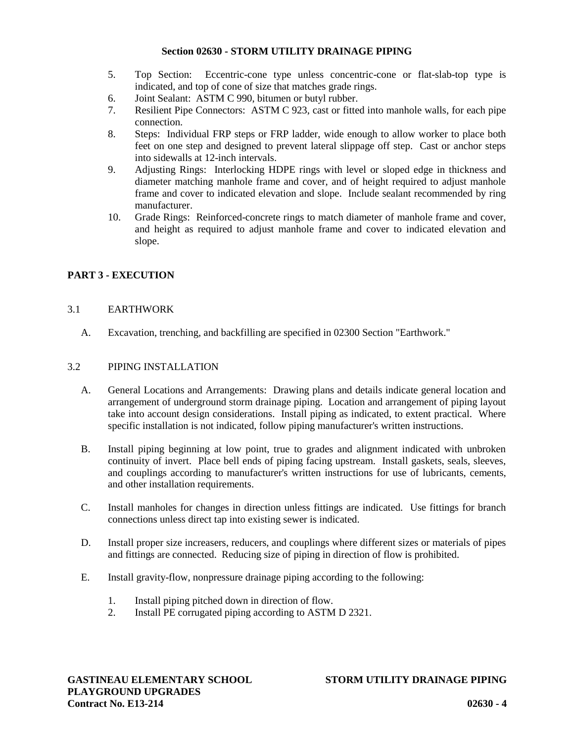5. Top Section: Eccentric-cone type unless concentric-cone or flat-slab-top type is indicated, and top of cone of size that matches grade rings.
6. Joint Sealant: ASTM C 990, bitumen or butyl rubber.
7. Resilient Pipe Connectors: ASTM C 923, cast or fitted into manhole walls, for each pipe connection.
8. Steps: Individual FRP steps or FRP ladder, wide enough to allow worker to place both feet on one step and designed to prevent lateral slippage off step. Cast or anchor steps into sidewalls at 12-inch intervals.
9. Adjusting Rings: Interlocking HDPE rings with level or sloped edge in thickness and diameter matching manhole frame and cover, and of height required to adjust manhole frame and cover to indicated elevation and slope. Include sealant recommended by ring manufacturer.
10. Grade Rings: Reinforced-concrete rings to match diameter of manhole frame and cover, and height as required to adjust manhole frame and cover to indicated elevation and slope.

## PART 3 - EXECUTION

### 3.1 EARTHWORK

A. Excavation, trenching, and backfilling are specified in 02300 Section "Earthwork."

### 3.2 PIPING INSTALLATION

A. General Locations and Arrangements: Drawing plans and details indicate general location and arrangement of underground storm drainage piping. Location and arrangement of piping layout take into account design considerations. Install piping as indicated, to extent practical. Where specific installation is not indicated, follow piping manufacturer's written instructions.

B. Install piping beginning at low point, true to grades and alignment indicated with unbroken continuity of invert. Place bell ends of piping facing upstream. Install gaskets, seals, sleeves, and couplings according to manufacturer's written instructions for use of lubricants, cements, and other installation requirements.

C. Install manholes for changes in direction unless fittings are indicated. Use fittings for branch connections unless direct tap into existing sewer is indicated.

D. Install proper size increasers, reducers, and couplings where different sizes or materials of pipes and fittings are connected. Reducing size of piping in direction of flow is prohibited.

E. Install gravity-flow, nonpressure drainage piping according to the following:

1. Install piping pitched down in direction of flow.
2. Install PE corrugated piping according to ASTM D 2321.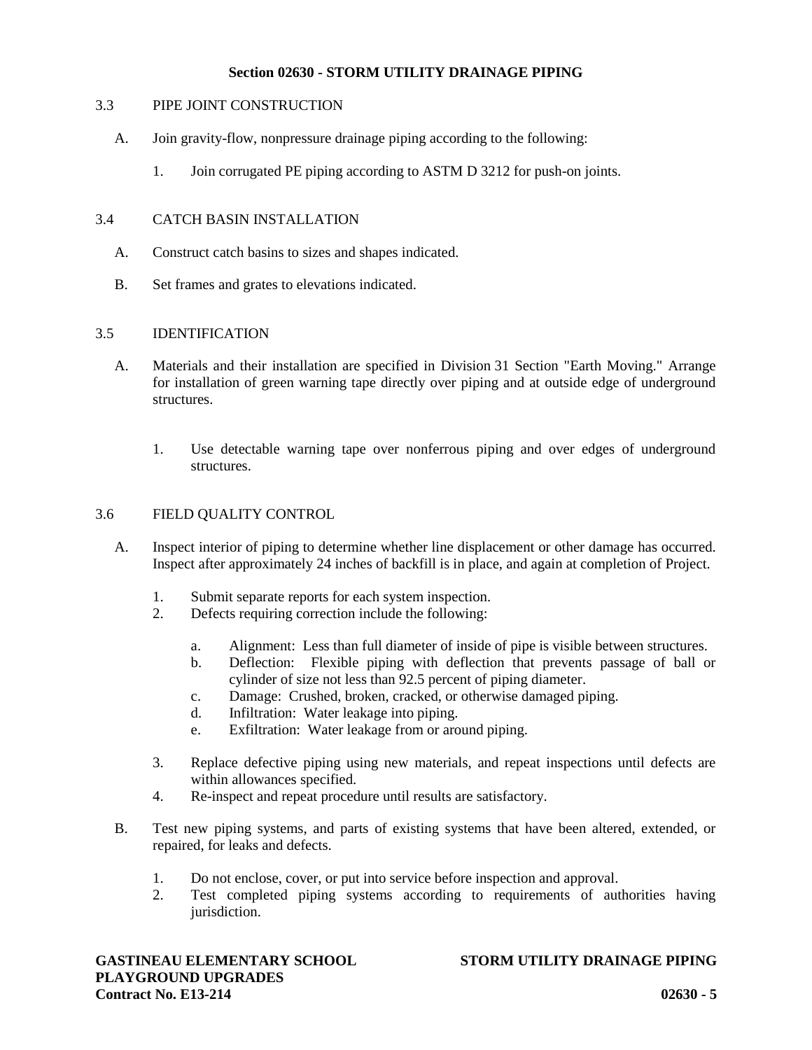## Section 02630 - STORM UTILITY DRAINAGE PIPING

### 3.3 PIPE JOINT CONSTRUCTION

A. Join gravity-flow, nonpressure drainage piping according to the following:

1. Join corrugated PE piping according to ASTM D 3212 for push-on joints.

### 3.4 CATCH BASIN INSTALLATION

A. Construct catch basins to sizes and shapes indicated.

B. Set frames and grates to elevations indicated.

### 3.5 IDENTIFICATION

A. Materials and their installation are specified in Division 31 Section "Earth Moving." Arrange for installation of green warning tape directly over piping and at outside edge of underground structures.

1. Use detectable warning tape over nonferrous piping and over edges of underground structures.

### 3.6 FIELD QUALITY CONTROL

A. Inspect interior of piping to determine whether line displacement or other damage has occurred. Inspect after approximately 24 inches of backfill is in place, and again at completion of Project.

1. Submit separate reports for each system inspection.
2. Defects requiring correction include the following:
   a. Alignment: Less than full diameter of inside of pipe is visible between structures.
   b. Deflection: Flexible piping with deflection that prevents passage of ball or cylinder of size not less than 92.5 percent of piping diameter.
   c. Damage: Crushed, broken, cracked, or otherwise damaged piping.
   d. Infiltration: Water leakage into piping.
   e. Exfiltration: Water leakage from or around piping.
3. Replace defective piping using new materials, and repeat inspections until defects are within allowances specified.
4. Re-inspect and repeat procedure until results are satisfactory.

B. Test new piping systems, and parts of existing systems that have been altered, extended, or repaired, for leaks and defects.

1. Do not enclose, cover, or put into service before inspection and approval.
2. Test completed piping systems according to requirements of authorities having jurisdiction.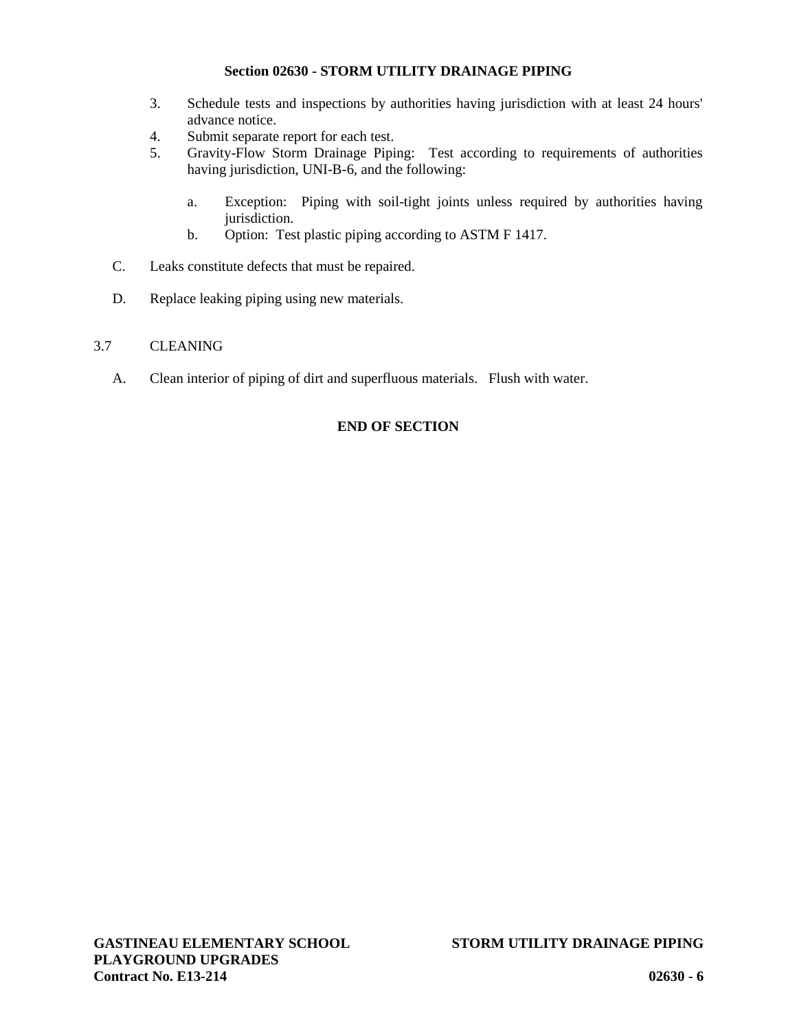3. Schedule tests and inspections by authorities having jurisdiction with at least 24 hours' advance notice.
4. Submit separate report for each test.
5. Gravity-Flow Storm Drainage Piping: Test according to requirements of authorities having jurisdiction, UNI-B-6, and the following:

   a. Exception: Piping with soil-tight joints unless required by authorities having jurisdiction.
   b. Option: Test plastic piping according to ASTM F 1417.

C. Leaks constitute defects that must be repaired.

D. Replace leaking piping using new materials.

## 3.7 CLEANING

A. Clean interior of piping of dirt and superfluous materials. Flush with water.

**END OF SECTION**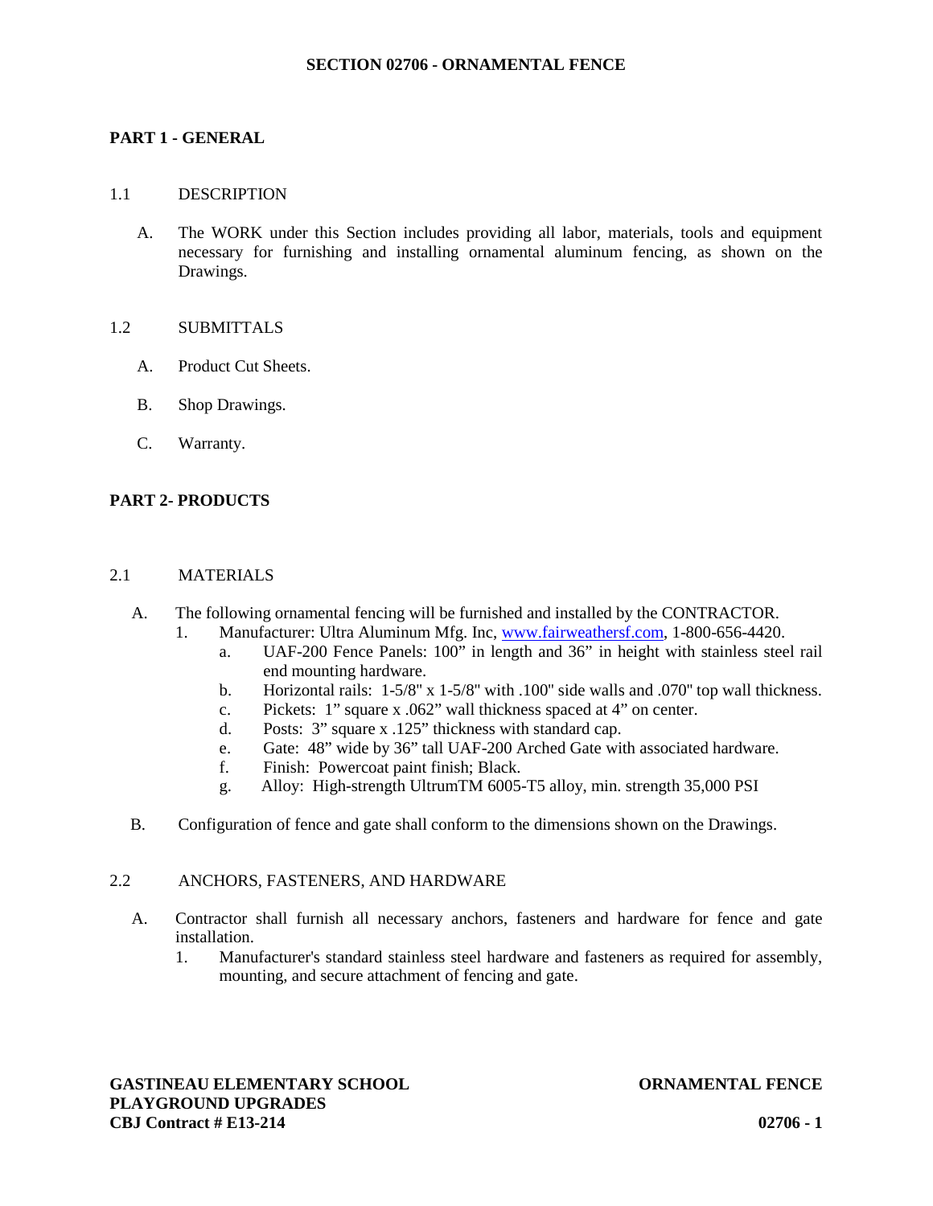# SECTION 02706 - ORNAMENTAL FENCE

## PART 1 - GENERAL

### 1.1 DESCRIPTION

A. The WORK under this Section includes providing all labor, materials, tools and equipment necessary for furnishing and installing ornamental aluminum fencing, as shown on the Drawings.

### 1.2 SUBMITTALS

A. Product Cut Sheets.

B. Shop Drawings.

C. Warranty.

## PART 2- PRODUCTS

### 2.1 MATERIALS

A. The following ornamental fencing will be furnished and installed by the CONTRACTOR.
   1. Manufacturer: Ultra Aluminum Mfg. Inc, www.fairweathersf.com, 1-800-656-4420.
      a. UAF-200 Fence Panels: 100" in length and 36" in height with stainless steel rail end mounting hardware.
      b. Horizontal rails: 1-5/8" x 1-5/8" with .100" side walls and .070" top wall thickness.
      c. Pickets: 1" square x .062" wall thickness spaced at 4" on center.
      d. Posts: 3" square x .125" thickness with standard cap.
      e. Gate: 48" wide by 36" tall UAF-200 Arched Gate with associated hardware.
      f. Finish: Powercoat paint finish; Black.
      g. Alloy: High-strength UltrumTM 6005-T5 alloy, min. strength 35,000 PSI

B. Configuration of fence and gate shall conform to the dimensions shown on the Drawings.

### 2.2 ANCHORS, FASTENERS, AND HARDWARE

A. Contractor shall furnish all necessary anchors, fasteners and hardware for fence and gate installation.
   1. Manufacturer's standard stainless steel hardware and fasteners as required for assembly, mounting, and secure attachment of fencing and gate.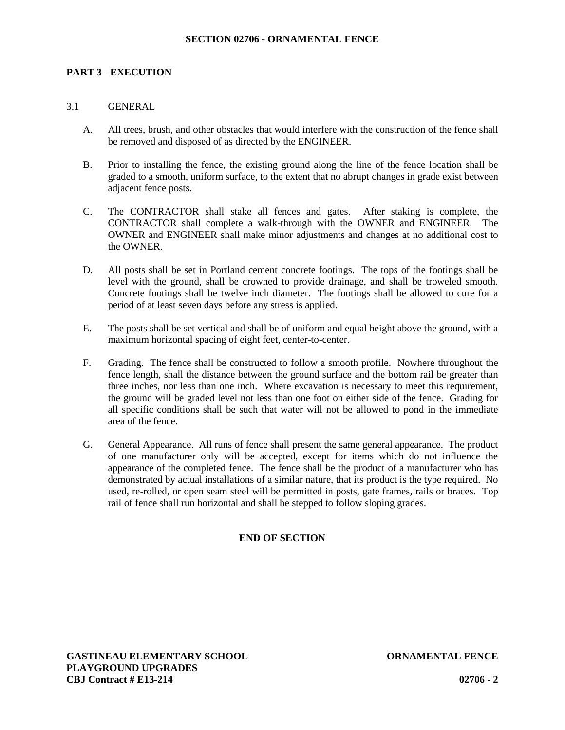**SECTION 02706 - ORNAMENTAL FENCE**

## PART 3 - EXECUTION

### 3.1 GENERAL

A. All trees, brush, and other obstacles that would interfere with the construction of the fence shall be removed and disposed of as directed by the ENGINEER.

B. Prior to installing the fence, the existing ground along the line of the fence location shall be graded to a smooth, uniform surface, to the extent that no abrupt changes in grade exist between adjacent fence posts.

C. The CONTRACTOR shall stake all fences and gates. After staking is complete, the CONTRACTOR shall complete a walk-through with the OWNER and ENGINEER. The OWNER and ENGINEER shall make minor adjustments and changes at no additional cost to the OWNER.

D. All posts shall be set in Portland cement concrete footings. The tops of the footings shall be level with the ground, shall be crowned to provide drainage, and shall be troweled smooth. Concrete footings shall be twelve inch diameter. The footings shall be allowed to cure for a period of at least seven days before any stress is applied.

E. The posts shall be set vertical and shall be of uniform and equal height above the ground, with a maximum horizontal spacing of eight feet, center-to-center.

F. Grading. The fence shall be constructed to follow a smooth profile. Nowhere throughout the fence length, shall the distance between the ground surface and the bottom rail be greater than three inches, nor less than one inch. Where excavation is necessary to meet this requirement, the ground will be graded level not less than one foot on either side of the fence. Grading for all specific conditions shall be such that water will not be allowed to pond in the immediate area of the fence.

G. General Appearance. All runs of fence shall present the same general appearance. The product of one manufacturer only will be accepted, except for items which do not influence the appearance of the completed fence. The fence shall be the product of a manufacturer who has demonstrated by actual installations of a similar nature, that its product is the type required. No used, re-rolled, or open seam steel will be permitted in posts, gate frames, rails or braces. Top rail of fence shall run horizontal and shall be stepped to follow sloping grades.

**END OF SECTION**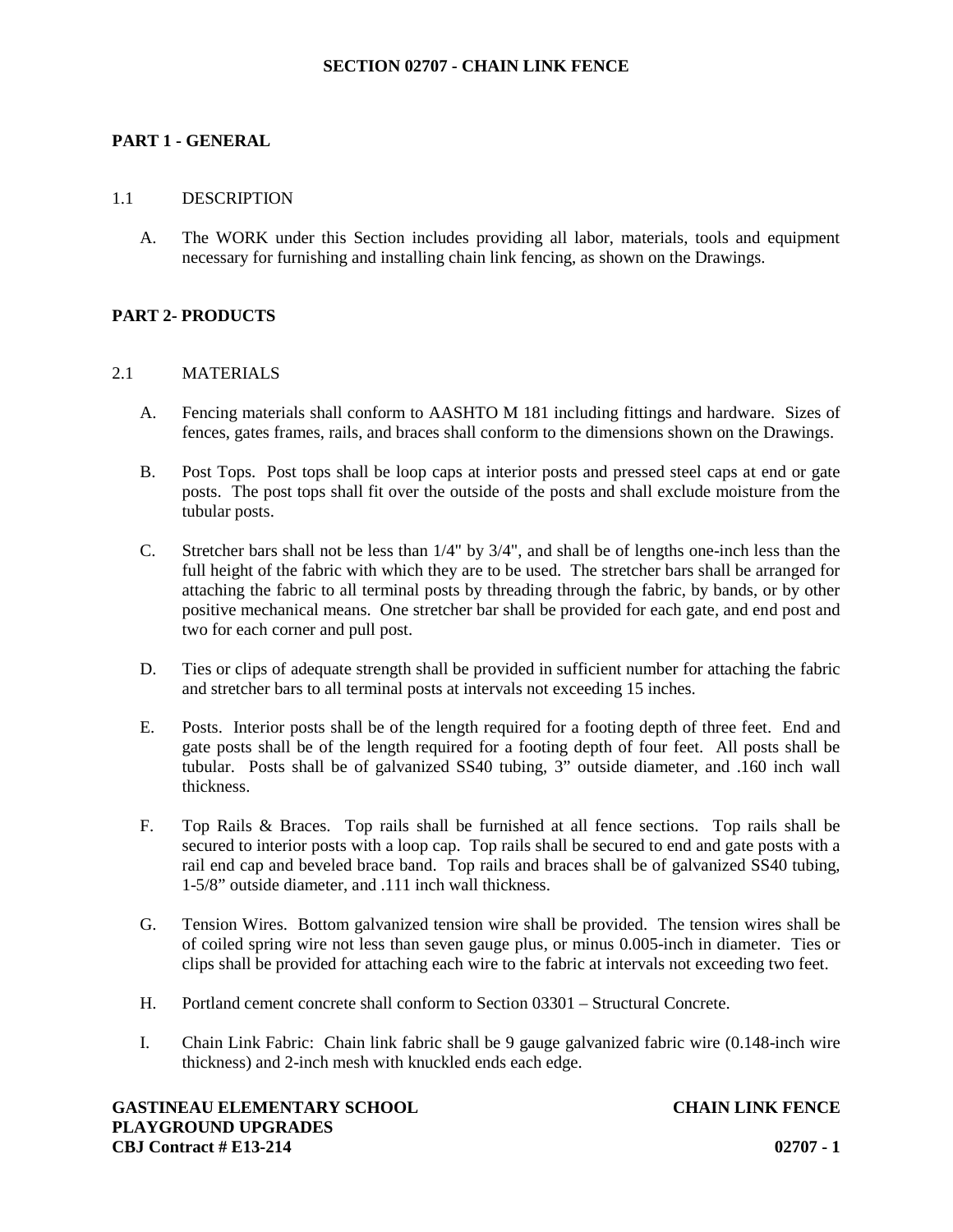# SECTION 02707 - CHAIN LINK FENCE

## PART 1 - GENERAL

### 1.1 DESCRIPTION

A. The WORK under this Section includes providing all labor, materials, tools and equipment necessary for furnishing and installing chain link fencing, as shown on the Drawings.

## PART 2- PRODUCTS

### 2.1 MATERIALS

A. Fencing materials shall conform to AASHTO M 181 including fittings and hardware. Sizes of fences, gates frames, rails, and braces shall conform to the dimensions shown on the Drawings.

B. Post Tops. Post tops shall be loop caps at interior posts and pressed steel caps at end or gate posts. The post tops shall fit over the outside of the posts and shall exclude moisture from the tubular posts.

C. Stretcher bars shall not be less than 1/4" by 3/4", and shall be of lengths one-inch less than the full height of the fabric with which they are to be used. The stretcher bars shall be arranged for attaching the fabric to all terminal posts by threading through the fabric, by bands, or by other positive mechanical means. One stretcher bar shall be provided for each gate, and end post and two for each corner and pull post.

D. Ties or clips of adequate strength shall be provided in sufficient number for attaching the fabric and stretcher bars to all terminal posts at intervals not exceeding 15 inches.

E. Posts. Interior posts shall be of the length required for a footing depth of three feet. End and gate posts shall be of the length required for a footing depth of four feet. All posts shall be tubular. Posts shall be of galvanized SS40 tubing, 3" outside diameter, and .160 inch wall thickness.

F. Top Rails & Braces. Top rails shall be furnished at all fence sections. Top rails shall be secured to interior posts with a loop cap. Top rails shall be secured to end and gate posts with a rail end cap and beveled brace band. Top rails and braces shall be of galvanized SS40 tubing, 1-5/8" outside diameter, and .111 inch wall thickness.

G. Tension Wires. Bottom galvanized tension wire shall be provided. The tension wires shall be of coiled spring wire not less than seven gauge plus, or minus 0.005-inch in diameter. Ties or clips shall be provided for attaching each wire to the fabric at intervals not exceeding two feet.

H. Portland cement concrete shall conform to Section 03301 – Structural Concrete.

I. Chain Link Fabric: Chain link fabric shall be 9 gauge galvanized fabric wire (0.148-inch wire thickness) and 2-inch mesh with knuckled ends each edge.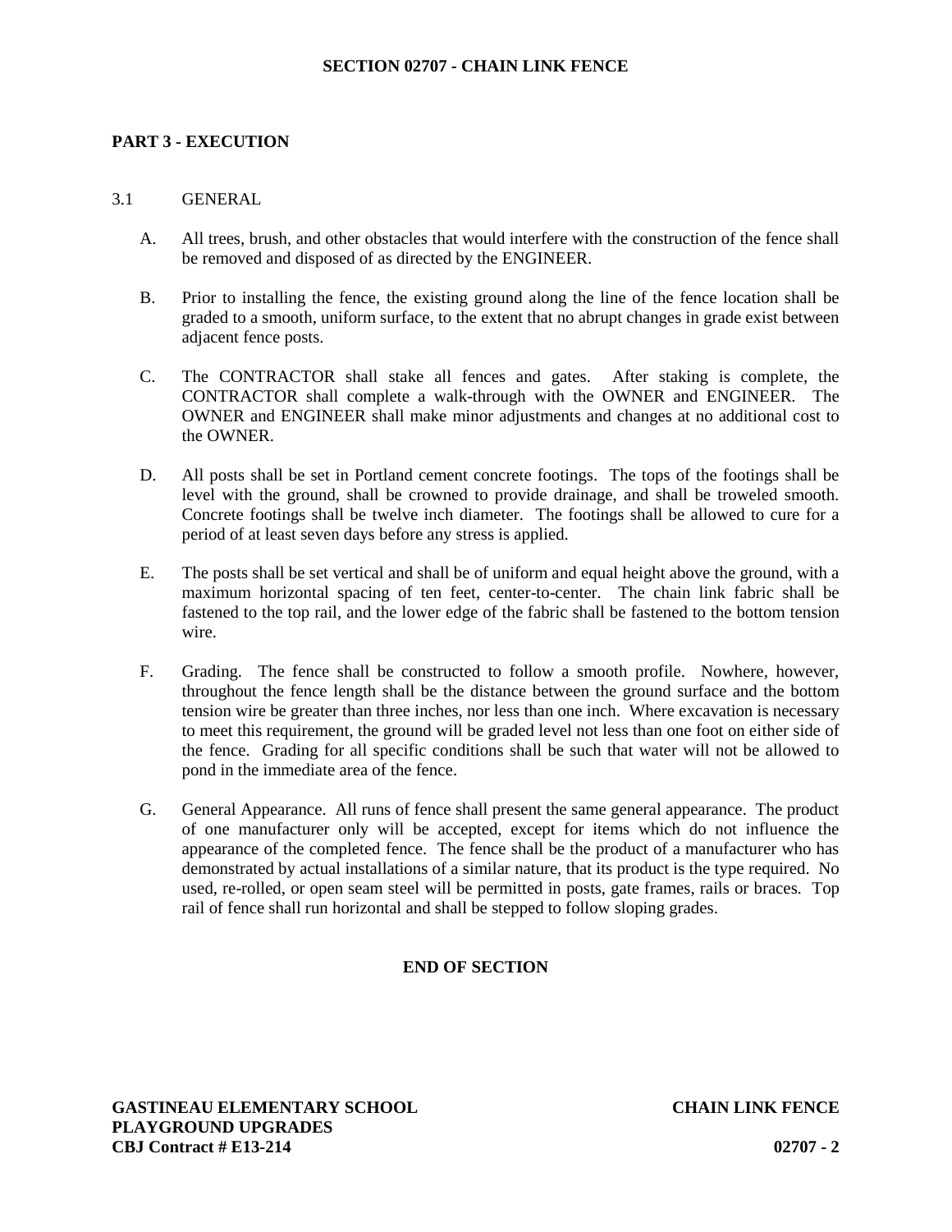# SECTION 02707 - CHAIN LINK FENCE

## PART 3 - EXECUTION

3.1 GENERAL

A. All trees, brush, and other obstacles that would interfere with the construction of the fence shall be removed and disposed of as directed by the ENGINEER.

B. Prior to installing the fence, the existing ground along the line of the fence location shall be graded to a smooth, uniform surface, to the extent that no abrupt changes in grade exist between adjacent fence posts.

C. The CONTRACTOR shall stake all fences and gates. After staking is complete, the CONTRACTOR shall complete a walk-through with the OWNER and ENGINEER. The OWNER and ENGINEER shall make minor adjustments and changes at no additional cost to the OWNER.

D. All posts shall be set in Portland cement concrete footings. The tops of the footings shall be level with the ground, shall be crowned to provide drainage, and shall be troweled smooth. Concrete footings shall be twelve inch diameter. The footings shall be allowed to cure for a period of at least seven days before any stress is applied.

E. The posts shall be set vertical and shall be of uniform and equal height above the ground, with a maximum horizontal spacing of ten feet, center-to-center. The chain link fabric shall be fastened to the top rail, and the lower edge of the fabric shall be fastened to the bottom tension wire.

F. Grading. The fence shall be constructed to follow a smooth profile. Nowhere, however, throughout the fence length shall be the distance between the ground surface and the bottom tension wire be greater than three inches, nor less than one inch. Where excavation is necessary to meet this requirement, the ground will be graded level not less than one foot on either side of the fence. Grading for all specific conditions shall be such that water will not be allowed to pond in the immediate area of the fence.

G. General Appearance. All runs of fence shall present the same general appearance. The product of one manufacturer only will be accepted, except for items which do not influence the appearance of the completed fence. The fence shall be the product of a manufacturer who has demonstrated by actual installations of a similar nature, that its product is the type required. No used, re-rolled, or open seam steel will be permitted in posts, gate frames, rails or braces. Top rail of fence shall run horizontal and shall be stepped to follow sloping grades.

**END OF SECTION**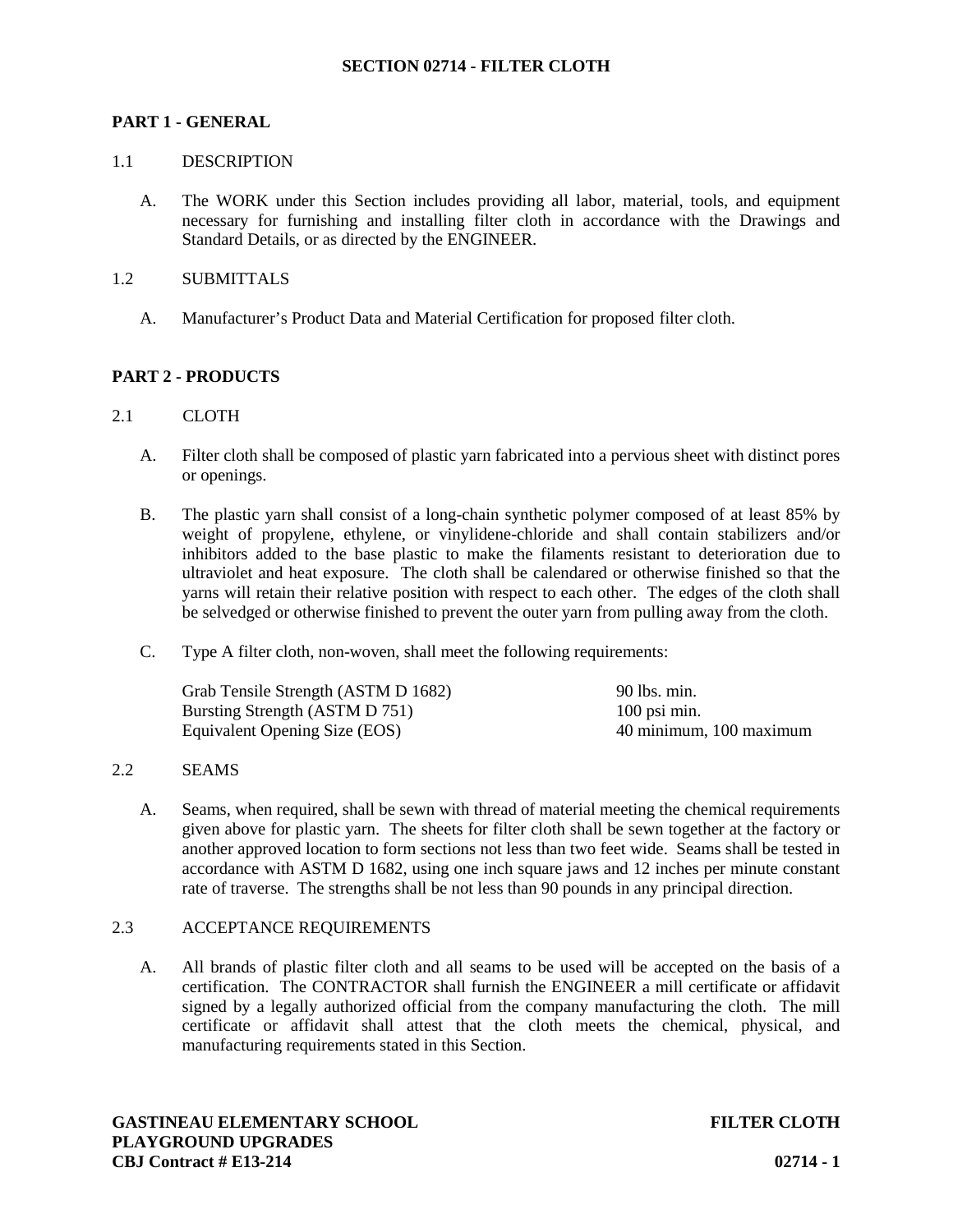# SECTION 02714 - FILTER CLOTH

## PART 1 - GENERAL

### 1.1 DESCRIPTION

A. The WORK under this Section includes providing all labor, material, tools, and equipment necessary for furnishing and installing filter cloth in accordance with the Drawings and Standard Details, or as directed by the ENGINEER.

### 1.2 SUBMITTALS

A. Manufacturer's Product Data and Material Certification for proposed filter cloth.

## PART 2 - PRODUCTS

### 2.1 CLOTH

A. Filter cloth shall be composed of plastic yarn fabricated into a pervious sheet with distinct pores or openings.

B. The plastic yarn shall consist of a long-chain synthetic polymer composed of at least 85% by weight of propylene, ethylene, or vinylidene-chloride and shall contain stabilizers and/or inhibitors added to the base plastic to make the filaments resistant to deterioration due to ultraviolet and heat exposure. The cloth shall be calendared or otherwise finished so that the yarns will retain their relative position with respect to each other. The edges of the cloth shall be selvedged or otherwise finished to prevent the outer yarn from pulling away from the cloth.

C. Type A filter cloth, non-woven, shall meet the following requirements:

| | |
|---|---|
| Grab Tensile Strength (ASTM D 1682) | 90 lbs. min. |
| Bursting Strength (ASTM D 751) | 100 psi min. |
| Equivalent Opening Size (EOS) | 40 minimum, 100 maximum |

### 2.2 SEAMS

A. Seams, when required, shall be sewn with thread of material meeting the chemical requirements given above for plastic yarn. The sheets for filter cloth shall be sewn together at the factory or another approved location to form sections not less than two feet wide. Seams shall be tested in accordance with ASTM D 1682, using one inch square jaws and 12 inches per minute constant rate of traverse. The strengths shall be not less than 90 pounds in any principal direction.

### 2.3 ACCEPTANCE REQUIREMENTS

A. All brands of plastic filter cloth and all seams to be used will be accepted on the basis of a certification. The CONTRACTOR shall furnish the ENGINEER a mill certificate or affidavit signed by a legally authorized official from the company manufacturing the cloth. The mill certificate or affidavit shall attest that the cloth meets the chemical, physical, and manufacturing requirements stated in this Section.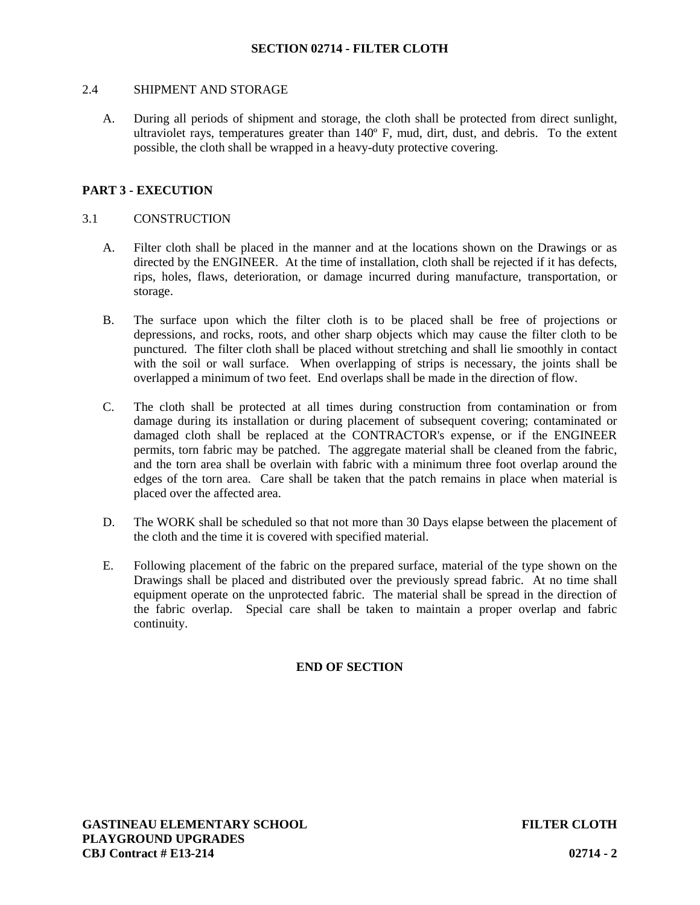## 2.4 SHIPMENT AND STORAGE

A. During all periods of shipment and storage, the cloth shall be protected from direct sunlight, ultraviolet rays, temperatures greater than 140º F, mud, dirt, dust, and debris. To the extent possible, the cloth shall be wrapped in a heavy-duty protective covering.

# PART 3 - EXECUTION

## 3.1 CONSTRUCTION

A. Filter cloth shall be placed in the manner and at the locations shown on the Drawings or as directed by the ENGINEER. At the time of installation, cloth shall be rejected if it has defects, rips, holes, flaws, deterioration, or damage incurred during manufacture, transportation, or storage.

B. The surface upon which the filter cloth is to be placed shall be free of projections or depressions, and rocks, roots, and other sharp objects which may cause the filter cloth to be punctured. The filter cloth shall be placed without stretching and shall lie smoothly in contact with the soil or wall surface. When overlapping of strips is necessary, the joints shall be overlapped a minimum of two feet. End overlaps shall be made in the direction of flow.

C. The cloth shall be protected at all times during construction from contamination or from damage during its installation or during placement of subsequent covering; contaminated or damaged cloth shall be replaced at the CONTRACTOR's expense, or if the ENGINEER permits, torn fabric may be patched. The aggregate material shall be cleaned from the fabric, and the torn area shall be overlain with fabric with a minimum three foot overlap around the edges of the torn area. Care shall be taken that the patch remains in place when material is placed over the affected area.

D. The WORK shall be scheduled so that not more than 30 Days elapse between the placement of the cloth and the time it is covered with specified material.

E. Following placement of the fabric on the prepared surface, material of the type shown on the Drawings shall be placed and distributed over the previously spread fabric. At no time shall equipment operate on the unprotected fabric. The material shall be spread in the direction of the fabric overlap. Special care shall be taken to maintain a proper overlap and fabric continuity.

**END OF SECTION**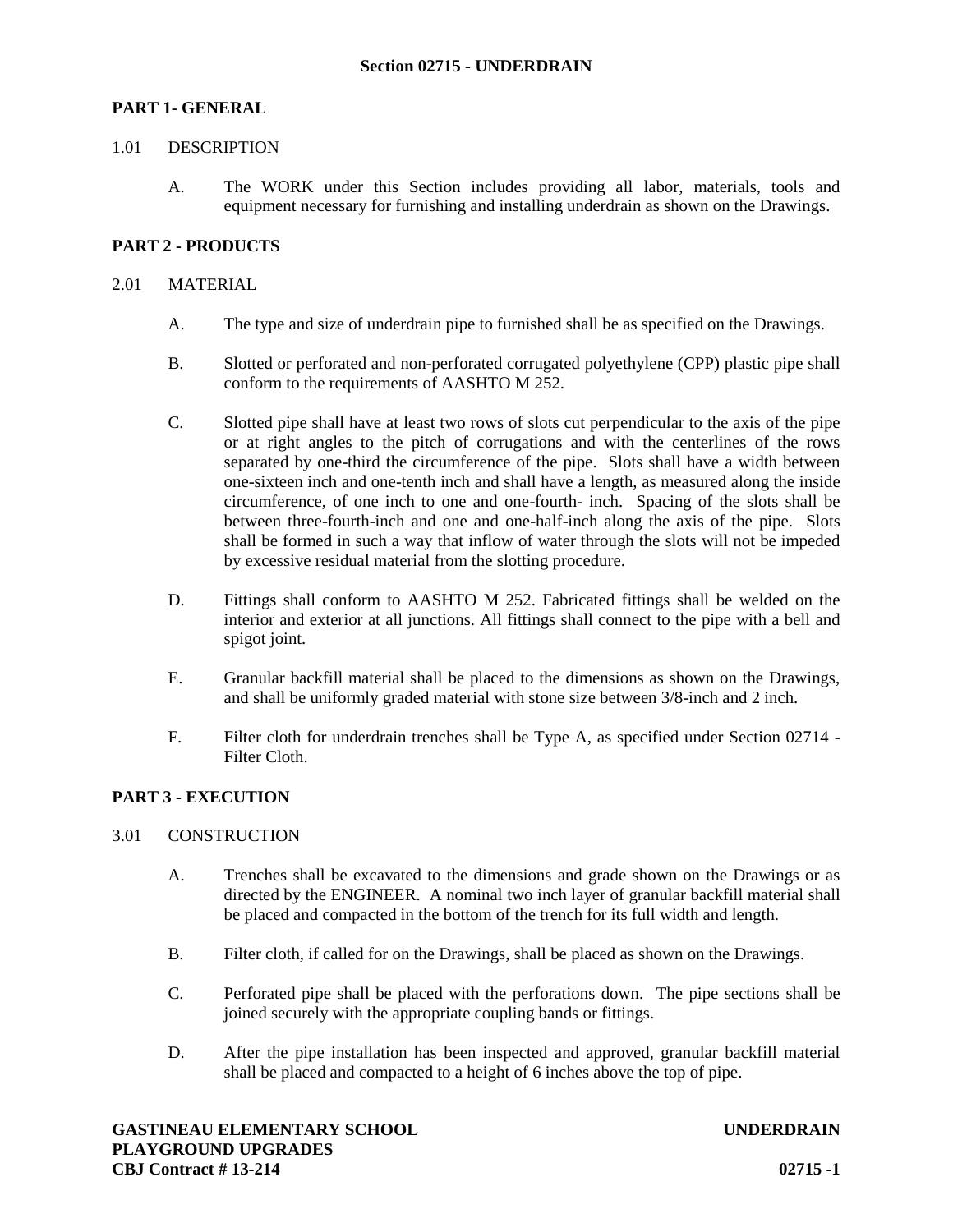# Section 02715 - UNDERDRAIN

## PART 1- GENERAL

### 1.01 DESCRIPTION

A. The WORK under this Section includes providing all labor, materials, tools and equipment necessary for furnishing and installing underdrain as shown on the Drawings.

## PART 2 - PRODUCTS

### 2.01 MATERIAL

A. The type and size of underdrain pipe to furnished shall be as specified on the Drawings.

B. Slotted or perforated and non-perforated corrugated polyethylene (CPP) plastic pipe shall conform to the requirements of AASHTO M 252.

C. Slotted pipe shall have at least two rows of slots cut perpendicular to the axis of the pipe or at right angles to the pitch of corrugations and with the centerlines of the rows separated by one-third the circumference of the pipe. Slots shall have a width between one-sixteen inch and one-tenth inch and shall have a length, as measured along the inside circumference, of one inch to one and one-fourth- inch. Spacing of the slots shall be between three-fourth-inch and one and one-half-inch along the axis of the pipe. Slots shall be formed in such a way that inflow of water through the slots will not be impeded by excessive residual material from the slotting procedure.

D. Fittings shall conform to AASHTO M 252. Fabricated fittings shall be welded on the interior and exterior at all junctions. All fittings shall connect to the pipe with a bell and spigot joint.

E. Granular backfill material shall be placed to the dimensions as shown on the Drawings, and shall be uniformly graded material with stone size between 3/8-inch and 2 inch.

F. Filter cloth for underdrain trenches shall be Type A, as specified under Section 02714 - Filter Cloth.

## PART 3 - EXECUTION

### 3.01 CONSTRUCTION

A. Trenches shall be excavated to the dimensions and grade shown on the Drawings or as directed by the ENGINEER. A nominal two inch layer of granular backfill material shall be placed and compacted in the bottom of the trench for its full width and length.

B. Filter cloth, if called for on the Drawings, shall be placed as shown on the Drawings.

C. Perforated pipe shall be placed with the perforations down. The pipe sections shall be joined securely with the appropriate coupling bands or fittings.

D. After the pipe installation has been inspected and approved, granular backfill material shall be placed and compacted to a height of 6 inches above the top of pipe.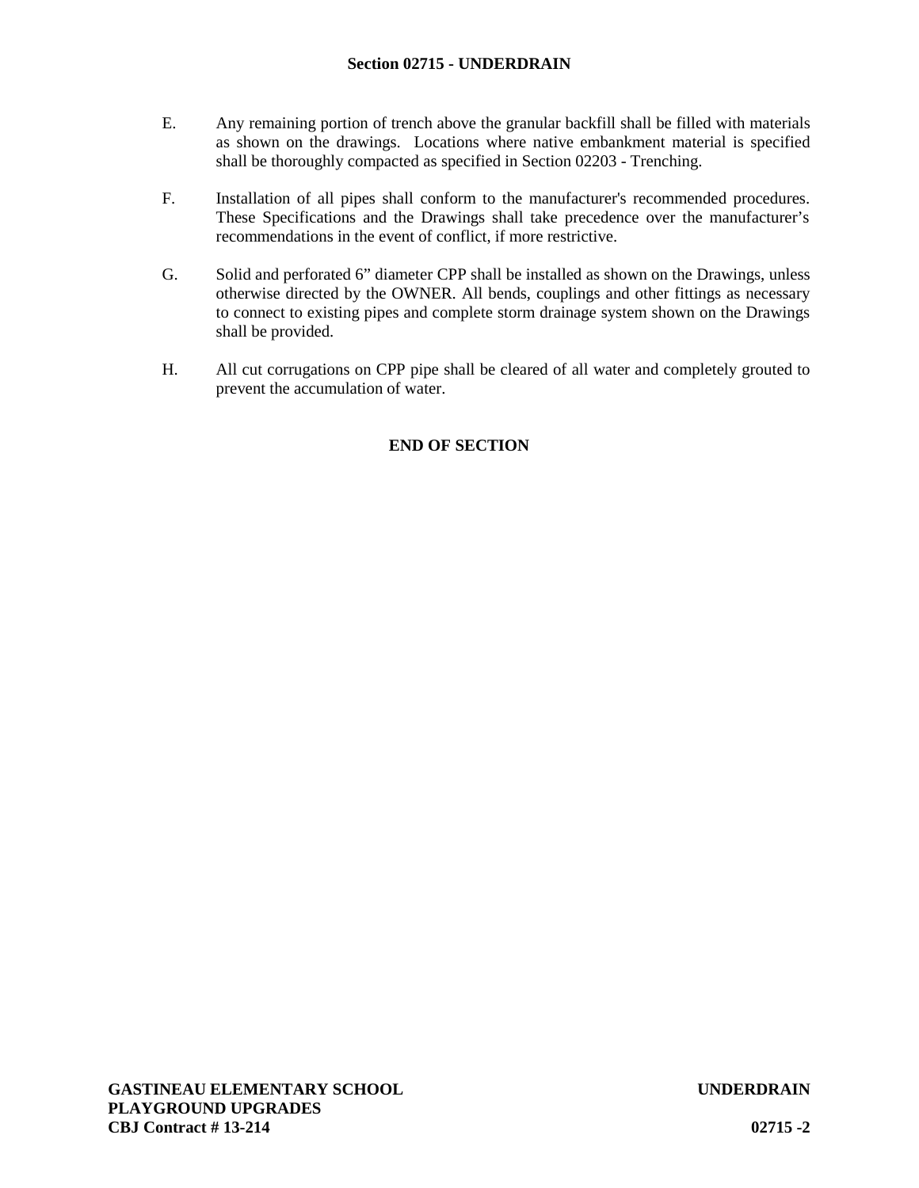E. Any remaining portion of trench above the granular backfill shall be filled with materials as shown on the drawings. Locations where native embankment material is specified shall be thoroughly compacted as specified in Section 02203 - Trenching.

F. Installation of all pipes shall conform to the manufacturer's recommended procedures. These Specifications and the Drawings shall take precedence over the manufacturer's recommendations in the event of conflict, if more restrictive.

G. Solid and perforated 6" diameter CPP shall be installed as shown on the Drawings, unless otherwise directed by the OWNER. All bends, couplings and other fittings as necessary to connect to existing pipes and complete storm drainage system shown on the Drawings shall be provided.

H. All cut corrugations on CPP pipe shall be cleared of all water and completely grouted to prevent the accumulation of water.

**END OF SECTION**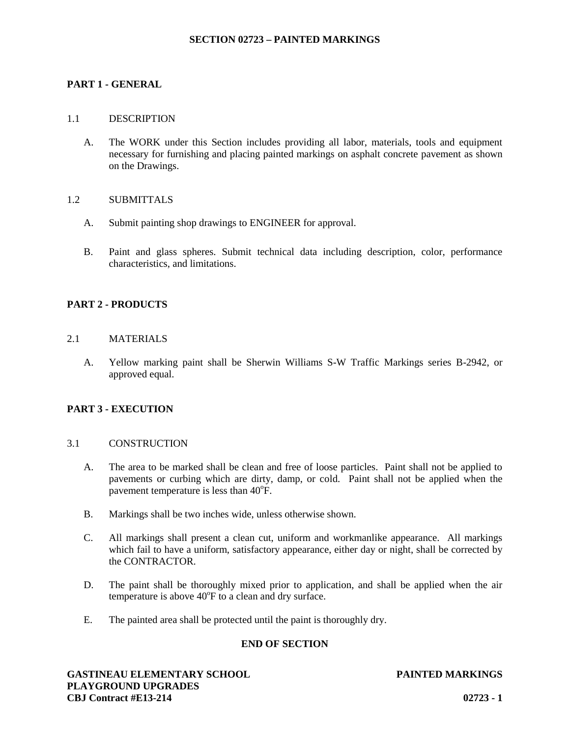# SECTION 02723 – PAINTED MARKINGS

## PART 1 - GENERAL

### 1.1 DESCRIPTION

A. The WORK under this Section includes providing all labor, materials, tools and equipment necessary for furnishing and placing painted markings on asphalt concrete pavement as shown on the Drawings.

### 1.2 SUBMITTALS

A. Submit painting shop drawings to ENGINEER for approval.

B. Paint and glass spheres. Submit technical data including description, color, performance characteristics, and limitations.

## PART 2 - PRODUCTS

### 2.1 MATERIALS

A. Yellow marking paint shall be Sherwin Williams S-W Traffic Markings series B-2942, or approved equal.

## PART 3 - EXECUTION

### 3.1 CONSTRUCTION

A. The area to be marked shall be clean and free of loose particles. Paint shall not be applied to pavements or curbing which are dirty, damp, or cold. Paint shall not be applied when the pavement temperature is less than 40°F.

B. Markings shall be two inches wide, unless otherwise shown.

C. All markings shall present a clean cut, uniform and workmanlike appearance. All markings which fail to have a uniform, satisfactory appearance, either day or night, shall be corrected by the CONTRACTOR.

D. The paint shall be thoroughly mixed prior to application, and shall be applied when the air temperature is above 40°F to a clean and dry surface.

E. The painted area shall be protected until the paint is thoroughly dry.

**END OF SECTION**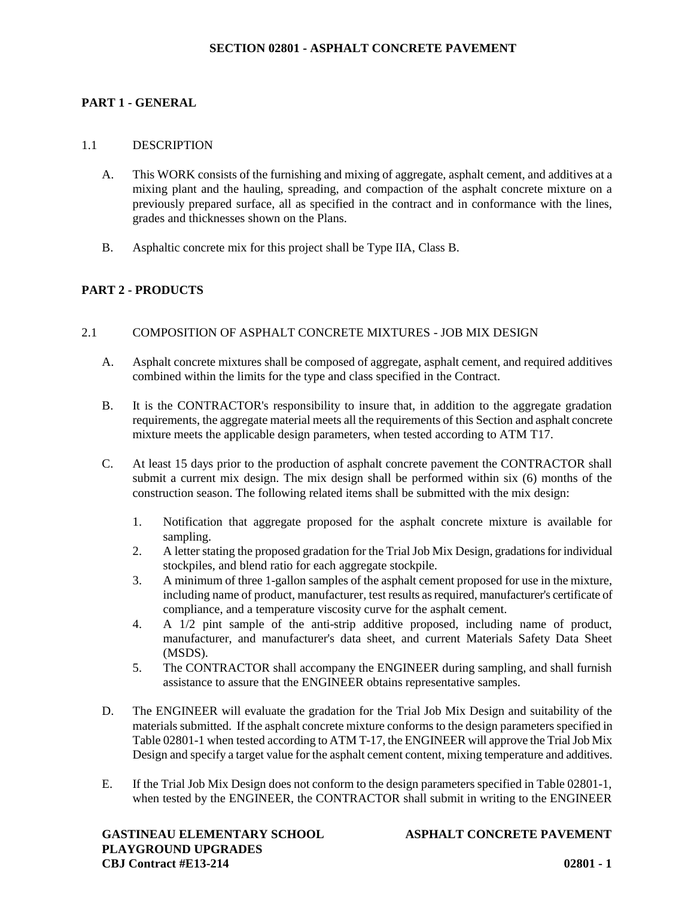# SECTION 02801 - ASPHALT CONCRETE PAVEMENT

## PART 1 - GENERAL

### 1.1 DESCRIPTION

A. This WORK consists of the furnishing and mixing of aggregate, asphalt cement, and additives at a mixing plant and the hauling, spreading, and compaction of the asphalt concrete mixture on a previously prepared surface, all as specified in the contract and in conformance with the lines, grades and thicknesses shown on the Plans.

B. Asphaltic concrete mix for this project shall be Type IIA, Class B.

## PART 2 - PRODUCTS

### 2.1 COMPOSITION OF ASPHALT CONCRETE MIXTURES - JOB MIX DESIGN

A. Asphalt concrete mixtures shall be composed of aggregate, asphalt cement, and required additives combined within the limits for the type and class specified in the Contract.

B. It is the CONTRACTOR's responsibility to insure that, in addition to the aggregate gradation requirements, the aggregate material meets all the requirements of this Section and asphalt concrete mixture meets the applicable design parameters, when tested according to ATM T17.

C. At least 15 days prior to the production of asphalt concrete pavement the CONTRACTOR shall submit a current mix design. The mix design shall be performed within six (6) months of the construction season. The following related items shall be submitted with the mix design:

1. Notification that aggregate proposed for the asphalt concrete mixture is available for sampling.
2. A letter stating the proposed gradation for the Trial Job Mix Design, gradations for individual stockpiles, and blend ratio for each aggregate stockpile.
3. A minimum of three 1-gallon samples of the asphalt cement proposed for use in the mixture, including name of product, manufacturer, test results as required, manufacturer's certificate of compliance, and a temperature viscosity curve for the asphalt cement.
4. A 1/2 pint sample of the anti-strip additive proposed, including name of product, manufacturer, and manufacturer's data sheet, and current Materials Safety Data Sheet (MSDS).
5. The CONTRACTOR shall accompany the ENGINEER during sampling, and shall furnish assistance to assure that the ENGINEER obtains representative samples.

D. The ENGINEER will evaluate the gradation for the Trial Job Mix Design and suitability of the materials submitted. If the asphalt concrete mixture conforms to the design parameters specified in Table 02801-1 when tested according to ATM T-17, the ENGINEER will approve the Trial Job Mix Design and specify a target value for the asphalt cement content, mixing temperature and additives.

E. If the Trial Job Mix Design does not conform to the design parameters specified in Table 02801-1, when tested by the ENGINEER, the CONTRACTOR shall submit in writing to the ENGINEER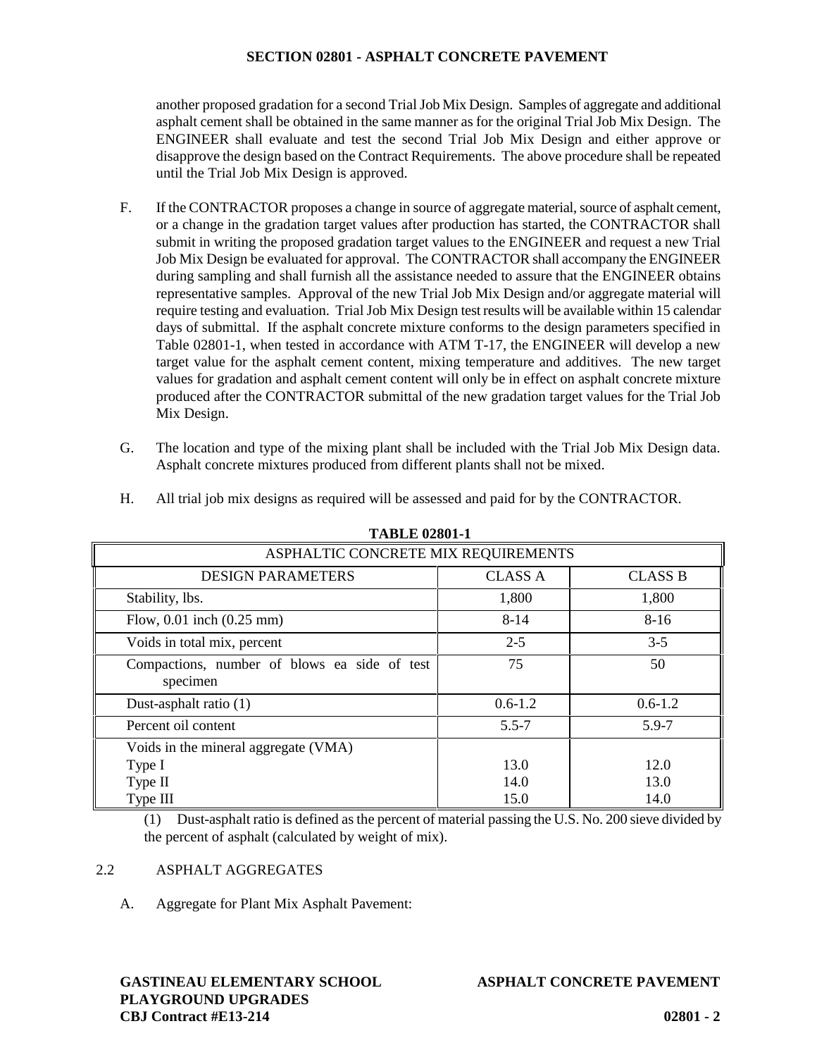another proposed gradation for a second Trial Job Mix Design. Samples of aggregate and additional asphalt cement shall be obtained in the same manner as for the original Trial Job Mix Design. The ENGINEER shall evaluate and test the second Trial Job Mix Design and either approve or disapprove the design based on the Contract Requirements. The above procedure shall be repeated until the Trial Job Mix Design is approved.

F. If the CONTRACTOR proposes a change in source of aggregate material, source of asphalt cement, or a change in the gradation target values after production has started, the CONTRACTOR shall submit in writing the proposed gradation target values to the ENGINEER and request a new Trial Job Mix Design be evaluated for approval. The CONTRACTOR shall accompany the ENGINEER during sampling and shall furnish all the assistance needed to assure that the ENGINEER obtains representative samples. Approval of the new Trial Job Mix Design and/or aggregate material will require testing and evaluation. Trial Job Mix Design test results will be available within 15 calendar days of submittal. If the asphalt concrete mixture conforms to the design parameters specified in Table 02801-1, when tested in accordance with ATM T-17, the ENGINEER will develop a new target value for the asphalt cement content, mixing temperature and additives. The new target values for gradation and asphalt cement content will only be in effect on asphalt concrete mixture produced after the CONTRACTOR submittal of the new gradation target values for the Trial Job Mix Design.

G. The location and type of the mixing plant shall be included with the Trial Job Mix Design data. Asphalt concrete mixtures produced from different plants shall not be mixed.

H. All trial job mix designs as required will be assessed and paid for by the CONTRACTOR.

**TABLE 02801-1**

| ASPHALTIC CONCRETE MIX REQUIREMENTS | | |
|---|---|---|
| DESIGN PARAMETERS | CLASS A | CLASS B |
| Stability, lbs. | 1,800 | 1,800 |
| Flow, 0.01 inch (0.25 mm) | 8-14 | 8-16 |
| Voids in total mix, percent | 2-5 | 3-5 |
| Compactions, number of blows ea side of test specimen | 75 | 50 |
| Dust-asphalt ratio (1) | 0.6-1.2 | 0.6-1.2 |
| Percent oil content | 5.5-7 | 5.9-7 |
| Voids in the mineral aggregate (VMA) | | |
| Type I | 13.0 | 12.0 |
| Type II | 14.0 | 13.0 |
| Type III | 15.0 | 14.0 |

(1) Dust-asphalt ratio is defined as the percent of material passing the U.S. No. 200 sieve divided by the percent of asphalt (calculated by weight of mix).

## 2.2 ASPHALT AGGREGATES

A. Aggregate for Plant Mix Asphalt Pavement: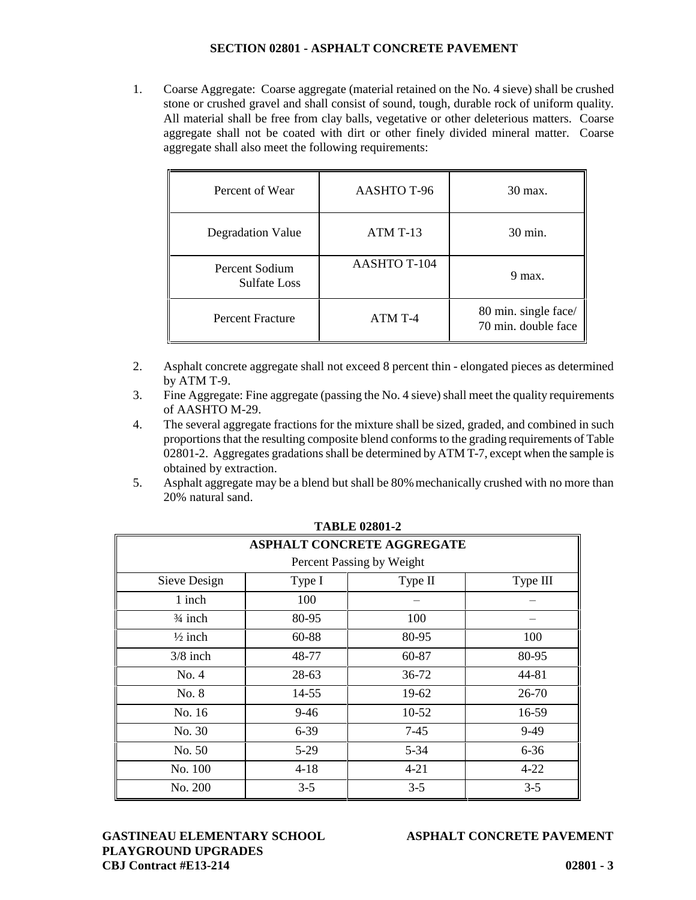1. Coarse Aggregate: Coarse aggregate (material retained on the No. 4 sieve) shall be crushed stone or crushed gravel and shall consist of sound, tough, durable rock of uniform quality. All material shall be free from clay balls, vegetative or other deleterious matters. Coarse aggregate shall not be coated with dirt or other finely divided mineral matter. Coarse aggregate shall also meet the following requirements:

| Percent of Wear | AASHTO T-96 | 30 max. |
|---|---|---|
| Degradation Value | ATM T-13 | 30 min. |
| Percent Sodium Sulfate Loss | AASHTO T-104 | 9 max. |
| Percent Fracture | ATM T-4 | 80 min. single face/ 70 min. double face |

2. Asphalt concrete aggregate shall not exceed 8 percent thin - elongated pieces as determined by ATM T-9.
3. Fine Aggregate: Fine aggregate (passing the No. 4 sieve) shall meet the quality requirements of AASHTO M-29.
4. The several aggregate fractions for the mixture shall be sized, graded, and combined in such proportions that the resulting composite blend conforms to the grading requirements of Table 02801-2. Aggregates gradations shall be determined by ATM T-7, except when the sample is obtained by extraction.
5. Asphalt aggregate may be a blend but shall be 80% mechanically crushed with no more than 20% natural sand.

**TABLE 02801-2**

| ASPHALT CONCRETE AGGREGATE<br>Percent Passing by Weight | | | |
|---|---|---|---|
| Sieve Design | Type I | Type II | Type III |
| 1 inch | 100 | – | – |
| ¾ inch | 80-95 | 100 | – |
| ½ inch | 60-88 | 80-95 | 100 |
| 3/8 inch | 48-77 | 60-87 | 80-95 |
| No. 4 | 28-63 | 36-72 | 44-81 |
| No. 8 | 14-55 | 19-62 | 26-70 |
| No. 16 | 9-46 | 10-52 | 16-59 |
| No. 30 | 6-39 | 7-45 | 9-49 |
| No. 50 | 5-29 | 5-34 | 6-36 |
| No. 100 | 4-18 | 4-21 | 4-22 |
| No. 200 | 3-5 | 3-5 | 3-5 |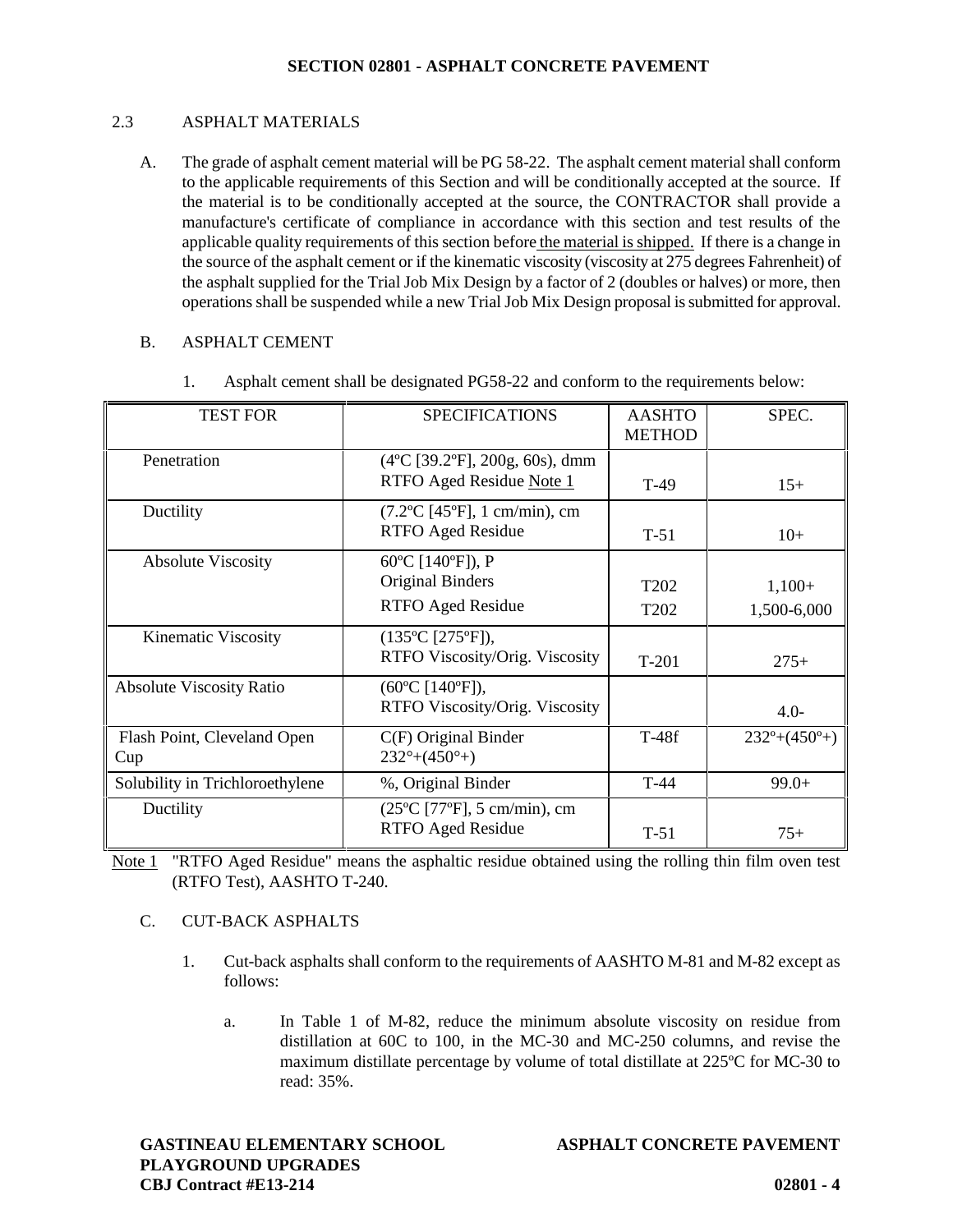## 2.3 ASPHALT MATERIALS

A. The grade of asphalt cement material will be PG 58-22. The asphalt cement material shall conform to the applicable requirements of this Section and will be conditionally accepted at the source. If the material is to be conditionally accepted at the source, the CONTRACTOR shall provide a manufacture's certificate of compliance in accordance with this section and test results of the applicable quality requirements of this section before the material is shipped. If there is a change in the source of the asphalt cement or if the kinematic viscosity (viscosity at 275 degrees Fahrenheit) of the asphalt supplied for the Trial Job Mix Design by a factor of 2 (doubles or halves) or more, then operations shall be suspended while a new Trial Job Mix Design proposal is submitted for approval.

B. ASPHALT CEMENT

1. Asphalt cement shall be designated PG58-22 and conform to the requirements below:

| TEST FOR | SPECIFICATIONS | AASHTO METHOD | SPEC. |
|---|---|---|---|
| Penetration | (4ºC [39.2ºF], 200g, 60s), dmm RTFO Aged Residue Note 1 | T-49 | 15+ |
| Ductility | (7.2ºC [45ºF], 1 cm/min), cm RTFO Aged Residue | T-51 | 10+ |
| Absolute Viscosity | 60ºC [140ºF]), P Original Binders<br>RTFO Aged Residue | T202<br>T202 | 1,100+<br>1,500-6,000 |
| Kinematic Viscosity | (135ºC [275ºF]), RTFO Viscosity/Orig. Viscosity | T-201 | 275+ |
| Absolute Viscosity Ratio | (60ºC [140ºF]), RTFO Viscosity/Orig. Viscosity | | 4.0- |
| Flash Point, Cleveland Open Cup | C(F) Original Binder 232°+(450°+) | T-48f | 232º+(450º+) |
| Solubility in Trichloroethylene | %, Original Binder | T-44 | 99.0+ |
| Ductility | (25ºC [77ºF], 5 cm/min), cm RTFO Aged Residue | T-51 | 75+ |

Note 1 "RTFO Aged Residue" means the asphaltic residue obtained using the rolling thin film oven test (RTFO Test), AASHTO T-240.

C. CUT-BACK ASPHALTS

1. Cut-back asphalts shall conform to the requirements of AASHTO M-81 and M-82 except as follows:

   a. In Table 1 of M-82, reduce the minimum absolute viscosity on residue from distillation at 60C to 100, in the MC-30 and MC-250 columns, and revise the maximum distillate percentage by volume of total distillate at 225ºC for MC-30 to read: 35%.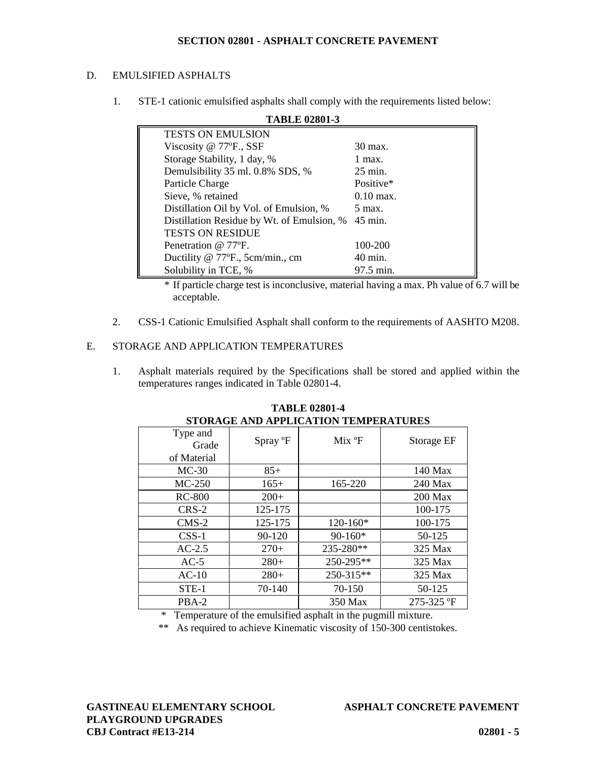D. EMULSIFIED ASPHALTS

1. STE-1 cationic emulsified asphalts shall comply with the requirements listed below:

**TABLE 02801-3**

| | |
|---|---|
| TESTS ON EMULSION | |
| Viscosity @ 77ºF., SSF | 30 max. |
| Storage Stability, 1 day, % | 1 max. |
| Demulsibility 35 ml. 0.8% SDS, % | 25 min. |
| Particle Charge | Positive* |
| Sieve, % retained | 0.10 max. |
| Distillation Oil by Vol. of Emulsion, % | 5 max. |
| Distillation Residue by Wt. of Emulsion, % | 45 min. |
| TESTS ON RESIDUE | |
| Penetration @ 77ºF. | 100-200 |
| Ductility @ 77ºF., 5cm/min., cm | 40 min. |
| Solubility in TCE, % | 97.5 min. |

\* If particle charge test is inconclusive, material having a max. Ph value of 6.7 will be acceptable.

2. CSS-1 Cationic Emulsified Asphalt shall conform to the requirements of AASHTO M208.

E. STORAGE AND APPLICATION TEMPERATURES

1. Asphalt materials required by the Specifications shall be stored and applied within the temperatures ranges indicated in Table 02801-4.

**TABLE 02801-4**
**STORAGE AND APPLICATION TEMPERATURES**

| Type and Grade of Material | Spray ºF | Mix ºF | Storage EF |
|---|---|---|---|
| MC-30 | 85+ | | 140 Max |
| MC-250 | 165+ | 165-220 | 240 Max |
| RC-800 | 200+ | | 200 Max |
| CRS-2 | 125-175 | | 100-175 |
| CMS-2 | 125-175 | 120-160* | 100-175 |
| CSS-1 | 90-120 | 90-160* | 50-125 |
| AC-2.5 | 270+ | 235-280** | 325 Max |
| AC-5 | 280+ | 250-295** | 325 Max |
| AC-10 | 280+ | 250-315** | 325 Max |
| STE-1 | 70-140 | 70-150 | 50-125 |
| PBA-2 | | 350 Max | 275-325 ºF |

\* Temperature of the emulsified asphalt in the pugmill mixture.

\*\* As required to achieve Kinematic viscosity of 150-300 centistokes.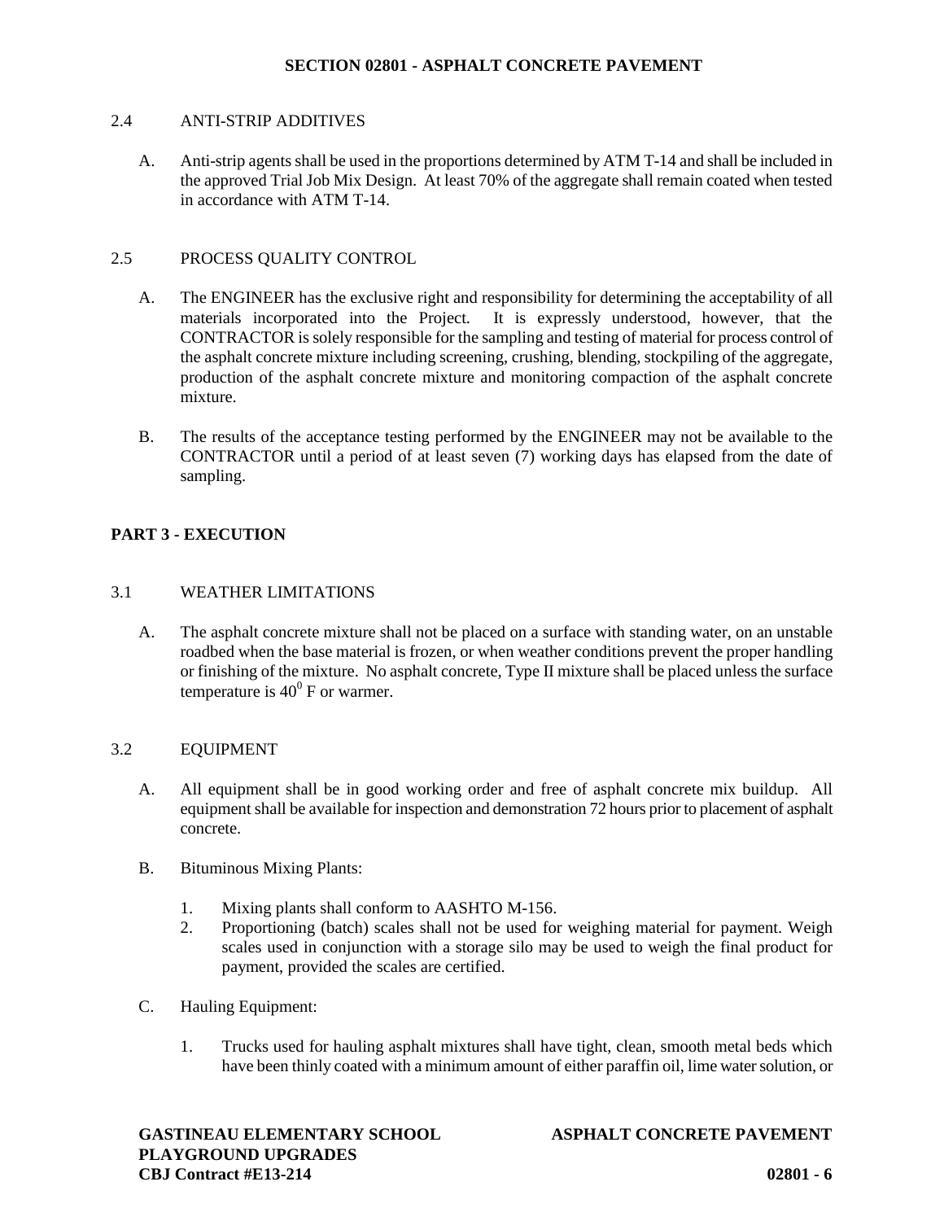### 2.4 ANTI-STRIP ADDITIVES

A. Anti-strip agents shall be used in the proportions determined by ATM T-14 and shall be included in the approved Trial Job Mix Design. At least 70% of the aggregate shall remain coated when tested in accordance with ATM T-14.

### 2.5 PROCESS QUALITY CONTROL

A. The ENGINEER has the exclusive right and responsibility for determining the acceptability of all materials incorporated into the Project. It is expressly understood, however, that the CONTRACTOR is solely responsible for the sampling and testing of material for process control of the asphalt concrete mixture including screening, crushing, blending, stockpiling of the aggregate, production of the asphalt concrete mixture and monitoring compaction of the asphalt concrete mixture.

B. The results of the acceptance testing performed by the ENGINEER may not be available to the CONTRACTOR until a period of at least seven (7) working days has elapsed from the date of sampling.

## PART 3 - EXECUTION

### 3.1 WEATHER LIMITATIONS

A. The asphalt concrete mixture shall not be placed on a surface with standing water, on an unstable roadbed when the base material is frozen, or when weather conditions prevent the proper handling or finishing of the mixture. No asphalt concrete, Type II mixture shall be placed unless the surface temperature is $40^0$ F or warmer.

### 3.2 EQUIPMENT

A. All equipment shall be in good working order and free of asphalt concrete mix buildup. All equipment shall be available for inspection and demonstration 72 hours prior to placement of asphalt concrete.

B. Bituminous Mixing Plants:

1. Mixing plants shall conform to AASHTO M-156.
2. Proportioning (batch) scales shall not be used for weighing material for payment. Weigh scales used in conjunction with a storage silo may be used to weigh the final product for payment, provided the scales are certified.

C. Hauling Equipment:

1. Trucks used for hauling asphalt mixtures shall have tight, clean, smooth metal beds which have been thinly coated with a minimum amount of either paraffin oil, lime water solution, or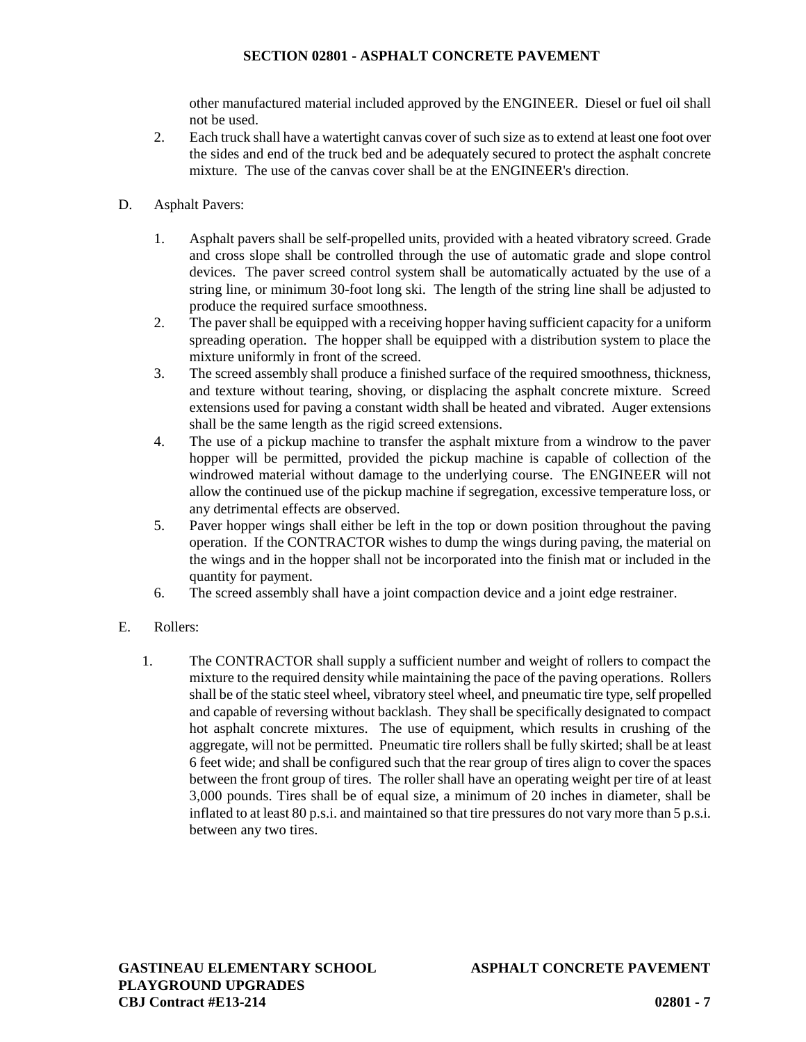other manufactured material included approved by the ENGINEER. Diesel or fuel oil shall not be used.

2. Each truck shall have a watertight canvas cover of such size as to extend at least one foot over the sides and end of the truck bed and be adequately secured to protect the asphalt concrete mixture. The use of the canvas cover shall be at the ENGINEER's direction.

D. Asphalt Pavers:

1. Asphalt pavers shall be self-propelled units, provided with a heated vibratory screed. Grade and cross slope shall be controlled through the use of automatic grade and slope control devices. The paver screed control system shall be automatically actuated by the use of a string line, or minimum 30-foot long ski. The length of the string line shall be adjusted to produce the required surface smoothness.
2. The paver shall be equipped with a receiving hopper having sufficient capacity for a uniform spreading operation. The hopper shall be equipped with a distribution system to place the mixture uniformly in front of the screed.
3. The screed assembly shall produce a finished surface of the required smoothness, thickness, and texture without tearing, shoving, or displacing the asphalt concrete mixture. Screed extensions used for paving a constant width shall be heated and vibrated. Auger extensions shall be the same length as the rigid screed extensions.
4. The use of a pickup machine to transfer the asphalt mixture from a windrow to the paver hopper will be permitted, provided the pickup machine is capable of collection of the windrowed material without damage to the underlying course. The ENGINEER will not allow the continued use of the pickup machine if segregation, excessive temperature loss, or any detrimental effects are observed.
5. Paver hopper wings shall either be left in the top or down position throughout the paving operation. If the CONTRACTOR wishes to dump the wings during paving, the material on the wings and in the hopper shall not be incorporated into the finish mat or included in the quantity for payment.
6. The screed assembly shall have a joint compaction device and a joint edge restrainer.

E. Rollers:

1. The CONTRACTOR shall supply a sufficient number and weight of rollers to compact the mixture to the required density while maintaining the pace of the paving operations. Rollers shall be of the static steel wheel, vibratory steel wheel, and pneumatic tire type, self propelled and capable of reversing without backlash. They shall be specifically designated to compact hot asphalt concrete mixtures. The use of equipment, which results in crushing of the aggregate, will not be permitted. Pneumatic tire rollers shall be fully skirted; shall be at least 6 feet wide; and shall be configured such that the rear group of tires align to cover the spaces between the front group of tires. The roller shall have an operating weight per tire of at least 3,000 pounds. Tires shall be of equal size, a minimum of 20 inches in diameter, shall be inflated to at least 80 p.s.i. and maintained so that tire pressures do not vary more than 5 p.s.i. between any two tires.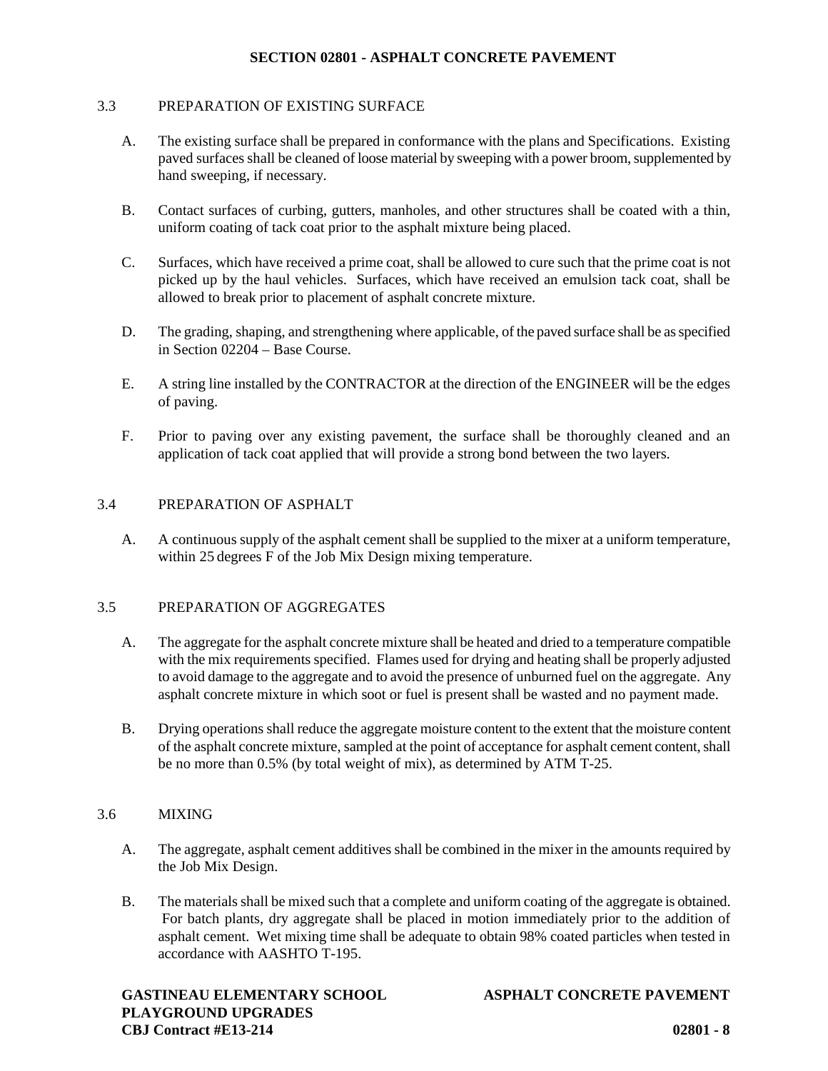## 3.3 PREPARATION OF EXISTING SURFACE

A. The existing surface shall be prepared in conformance with the plans and Specifications. Existing paved surfaces shall be cleaned of loose material by sweeping with a power broom, supplemented by hand sweeping, if necessary.

B. Contact surfaces of curbing, gutters, manholes, and other structures shall be coated with a thin, uniform coating of tack coat prior to the asphalt mixture being placed.

C. Surfaces, which have received a prime coat, shall be allowed to cure such that the prime coat is not picked up by the haul vehicles. Surfaces, which have received an emulsion tack coat, shall be allowed to break prior to placement of asphalt concrete mixture.

D. The grading, shaping, and strengthening where applicable, of the paved surface shall be as specified in Section 02204 – Base Course.

E. A string line installed by the CONTRACTOR at the direction of the ENGINEER will be the edges of paving.

F. Prior to paving over any existing pavement, the surface shall be thoroughly cleaned and an application of tack coat applied that will provide a strong bond between the two layers.

## 3.4 PREPARATION OF ASPHALT

A. A continuous supply of the asphalt cement shall be supplied to the mixer at a uniform temperature, within 25 degrees F of the Job Mix Design mixing temperature.

## 3.5 PREPARATION OF AGGREGATES

A. The aggregate for the asphalt concrete mixture shall be heated and dried to a temperature compatible with the mix requirements specified. Flames used for drying and heating shall be properly adjusted to avoid damage to the aggregate and to avoid the presence of unburned fuel on the aggregate. Any asphalt concrete mixture in which soot or fuel is present shall be wasted and no payment made.

B. Drying operations shall reduce the aggregate moisture content to the extent that the moisture content of the asphalt concrete mixture, sampled at the point of acceptance for asphalt cement content, shall be no more than 0.5% (by total weight of mix), as determined by ATM T-25.

## 3.6 MIXING

A. The aggregate, asphalt cement additives shall be combined in the mixer in the amounts required by the Job Mix Design.

B. The materials shall be mixed such that a complete and uniform coating of the aggregate is obtained. For batch plants, dry aggregate shall be placed in motion immediately prior to the addition of asphalt cement. Wet mixing time shall be adequate to obtain 98% coated particles when tested in accordance with AASHTO T-195.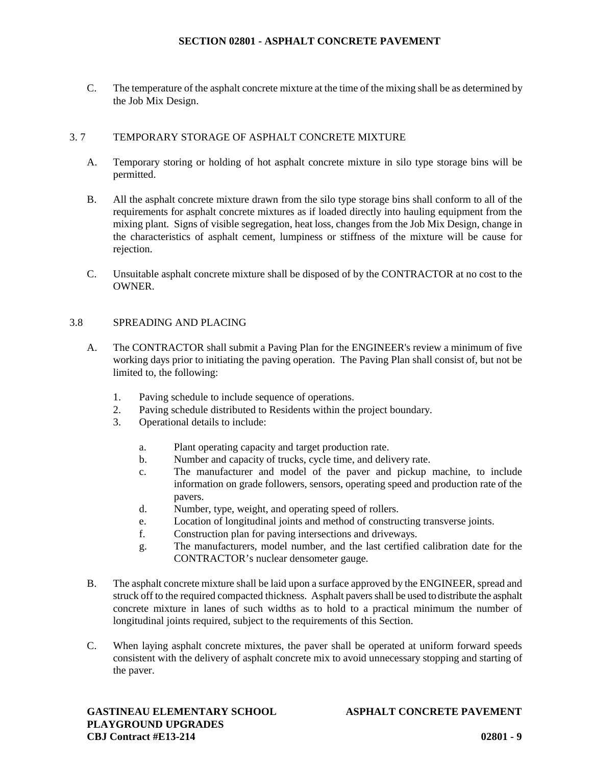C. The temperature of the asphalt concrete mixture at the time of the mixing shall be as determined by the Job Mix Design.

## 3. 7 TEMPORARY STORAGE OF ASPHALT CONCRETE MIXTURE

A. Temporary storing or holding of hot asphalt concrete mixture in silo type storage bins will be permitted.

B. All the asphalt concrete mixture drawn from the silo type storage bins shall conform to all of the requirements for asphalt concrete mixtures as if loaded directly into hauling equipment from the mixing plant. Signs of visible segregation, heat loss, changes from the Job Mix Design, change in the characteristics of asphalt cement, lumpiness or stiffness of the mixture will be cause for rejection.

C. Unsuitable asphalt concrete mixture shall be disposed of by the CONTRACTOR at no cost to the OWNER.

## 3.8 SPREADING AND PLACING

A. The CONTRACTOR shall submit a Paving Plan for the ENGINEER's review a minimum of five working days prior to initiating the paving operation. The Paving Plan shall consist of, but not be limited to, the following:

1. Paving schedule to include sequence of operations.
2. Paving schedule distributed to Residents within the project boundary.
3. Operational details to include:
   a. Plant operating capacity and target production rate.
   b. Number and capacity of trucks, cycle time, and delivery rate.
   c. The manufacturer and model of the paver and pickup machine, to include information on grade followers, sensors, operating speed and production rate of the pavers.
   d. Number, type, weight, and operating speed of rollers.
   e. Location of longitudinal joints and method of constructing transverse joints.
   f. Construction plan for paving intersections and driveways.
   g. The manufacturers, model number, and the last certified calibration date for the CONTRACTOR's nuclear densometer gauge.

B. The asphalt concrete mixture shall be laid upon a surface approved by the ENGINEER, spread and struck off to the required compacted thickness. Asphalt pavers shall be used to distribute the asphalt concrete mixture in lanes of such widths as to hold to a practical minimum the number of longitudinal joints required, subject to the requirements of this Section.

C. When laying asphalt concrete mixtures, the paver shall be operated at uniform forward speeds consistent with the delivery of asphalt concrete mix to avoid unnecessary stopping and starting of the paver.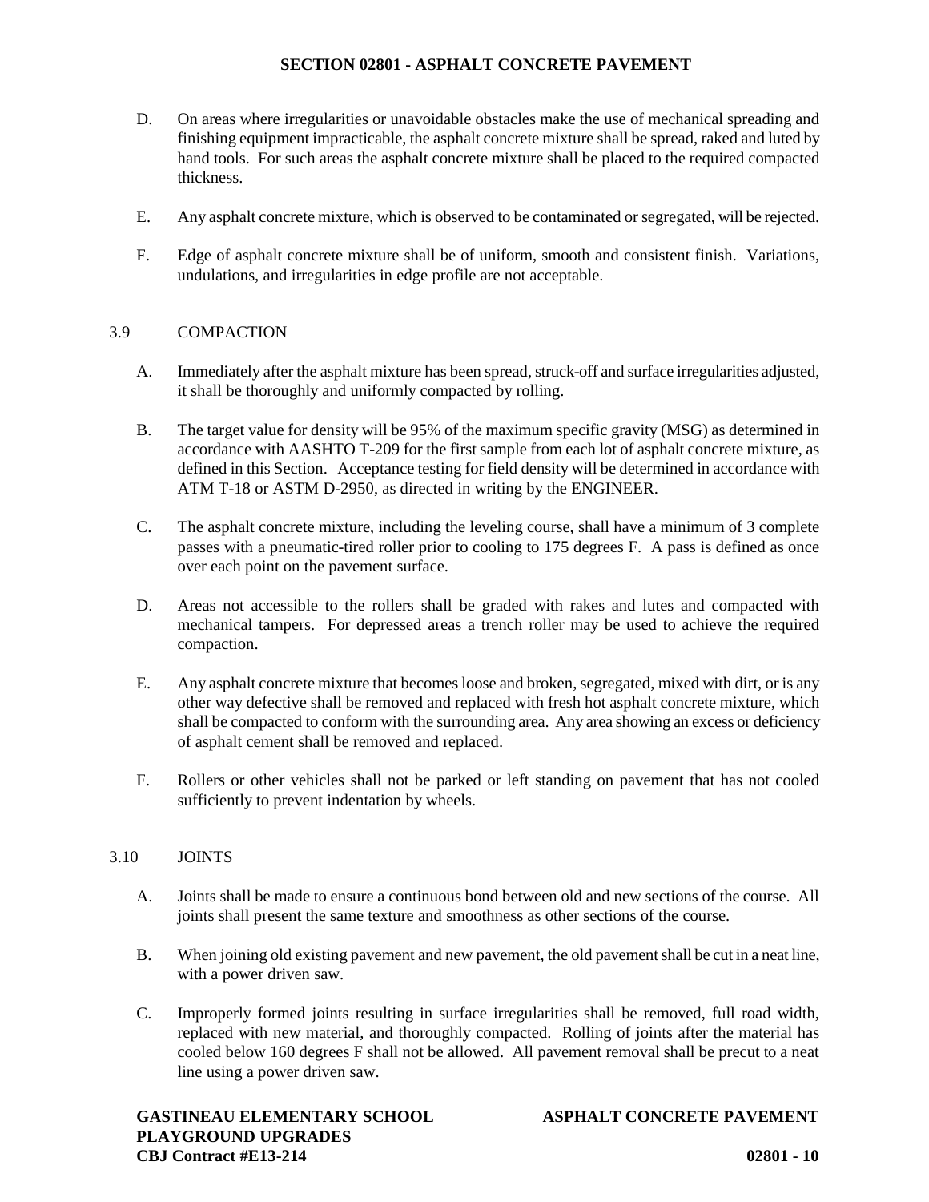D. On areas where irregularities or unavoidable obstacles make the use of mechanical spreading and finishing equipment impracticable, the asphalt concrete mixture shall be spread, raked and luted by hand tools. For such areas the asphalt concrete mixture shall be placed to the required compacted thickness.

E. Any asphalt concrete mixture, which is observed to be contaminated or segregated, will be rejected.

F. Edge of asphalt concrete mixture shall be of uniform, smooth and consistent finish. Variations, undulations, and irregularities in edge profile are not acceptable.

## 3.9 COMPACTION

A. Immediately after the asphalt mixture has been spread, struck-off and surface irregularities adjusted, it shall be thoroughly and uniformly compacted by rolling.

B. The target value for density will be 95% of the maximum specific gravity (MSG) as determined in accordance with AASHTO T-209 for the first sample from each lot of asphalt concrete mixture, as defined in this Section. Acceptance testing for field density will be determined in accordance with ATM T-18 or ASTM D-2950, as directed in writing by the ENGINEER.

C. The asphalt concrete mixture, including the leveling course, shall have a minimum of 3 complete passes with a pneumatic-tired roller prior to cooling to 175 degrees F. A pass is defined as once over each point on the pavement surface.

D. Areas not accessible to the rollers shall be graded with rakes and lutes and compacted with mechanical tampers. For depressed areas a trench roller may be used to achieve the required compaction.

E. Any asphalt concrete mixture that becomes loose and broken, segregated, mixed with dirt, or is any other way defective shall be removed and replaced with fresh hot asphalt concrete mixture, which shall be compacted to conform with the surrounding area. Any area showing an excess or deficiency of asphalt cement shall be removed and replaced.

F. Rollers or other vehicles shall not be parked or left standing on pavement that has not cooled sufficiently to prevent indentation by wheels.

## 3.10 JOINTS

A. Joints shall be made to ensure a continuous bond between old and new sections of the course. All joints shall present the same texture and smoothness as other sections of the course.

B. When joining old existing pavement and new pavement, the old pavement shall be cut in a neat line, with a power driven saw.

C. Improperly formed joints resulting in surface irregularities shall be removed, full road width, replaced with new material, and thoroughly compacted. Rolling of joints after the material has cooled below 160 degrees F shall not be allowed. All pavement removal shall be precut to a neat line using a power driven saw.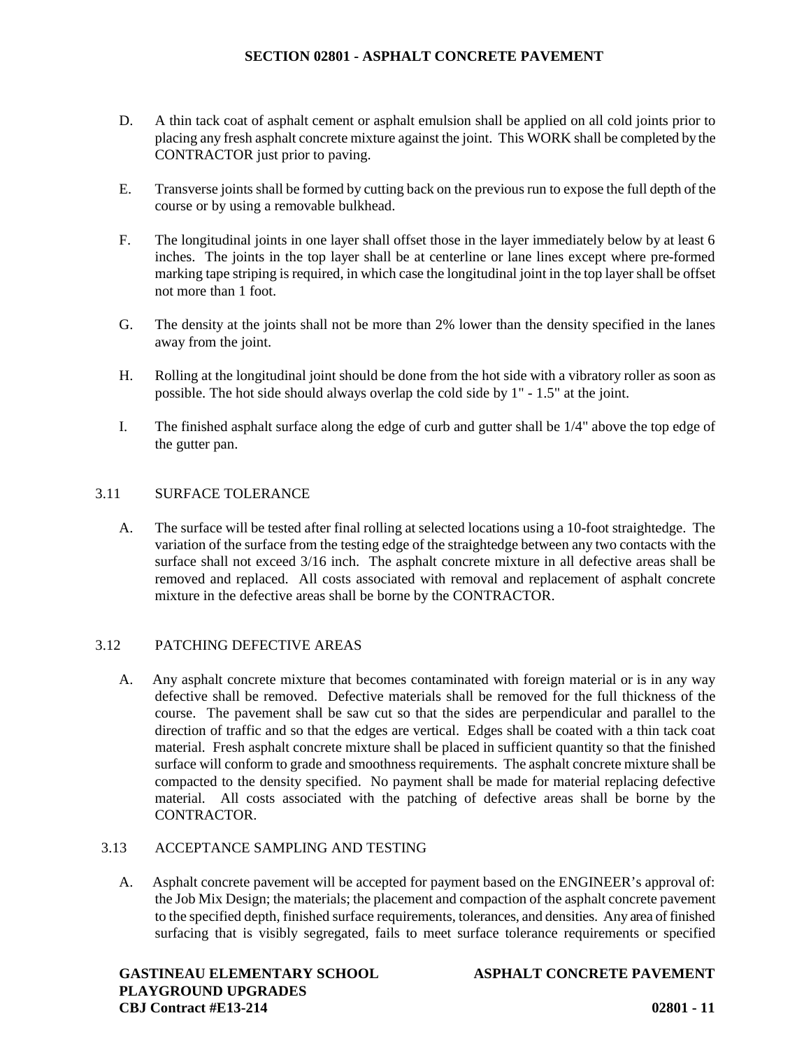D. A thin tack coat of asphalt cement or asphalt emulsion shall be applied on all cold joints prior to placing any fresh asphalt concrete mixture against the joint. This WORK shall be completed by the CONTRACTOR just prior to paving.

E. Transverse joints shall be formed by cutting back on the previous run to expose the full depth of the course or by using a removable bulkhead.

F. The longitudinal joints in one layer shall offset those in the layer immediately below by at least 6 inches. The joints in the top layer shall be at centerline or lane lines except where pre-formed marking tape striping is required, in which case the longitudinal joint in the top layer shall be offset not more than 1 foot.

G. The density at the joints shall not be more than 2% lower than the density specified in the lanes away from the joint.

H. Rolling at the longitudinal joint should be done from the hot side with a vibratory roller as soon as possible. The hot side should always overlap the cold side by 1" - 1.5" at the joint.

I. The finished asphalt surface along the edge of curb and gutter shall be 1/4" above the top edge of the gutter pan.

## 3.11 SURFACE TOLERANCE

A. The surface will be tested after final rolling at selected locations using a 10-foot straightedge. The variation of the surface from the testing edge of the straightedge between any two contacts with the surface shall not exceed 3/16 inch. The asphalt concrete mixture in all defective areas shall be removed and replaced. All costs associated with removal and replacement of asphalt concrete mixture in the defective areas shall be borne by the CONTRACTOR.

## 3.12 PATCHING DEFECTIVE AREAS

A. Any asphalt concrete mixture that becomes contaminated with foreign material or is in any way defective shall be removed. Defective materials shall be removed for the full thickness of the course. The pavement shall be saw cut so that the sides are perpendicular and parallel to the direction of traffic and so that the edges are vertical. Edges shall be coated with a thin tack coat material. Fresh asphalt concrete mixture shall be placed in sufficient quantity so that the finished surface will conform to grade and smoothness requirements. The asphalt concrete mixture shall be compacted to the density specified. No payment shall be made for material replacing defective material. All costs associated with the patching of defective areas shall be borne by the CONTRACTOR.

## 3.13 ACCEPTANCE SAMPLING AND TESTING

A. Asphalt concrete pavement will be accepted for payment based on the ENGINEER's approval of: the Job Mix Design; the materials; the placement and compaction of the asphalt concrete pavement to the specified depth, finished surface requirements, tolerances, and densities. Any area of finished surfacing that is visibly segregated, fails to meet surface tolerance requirements or specified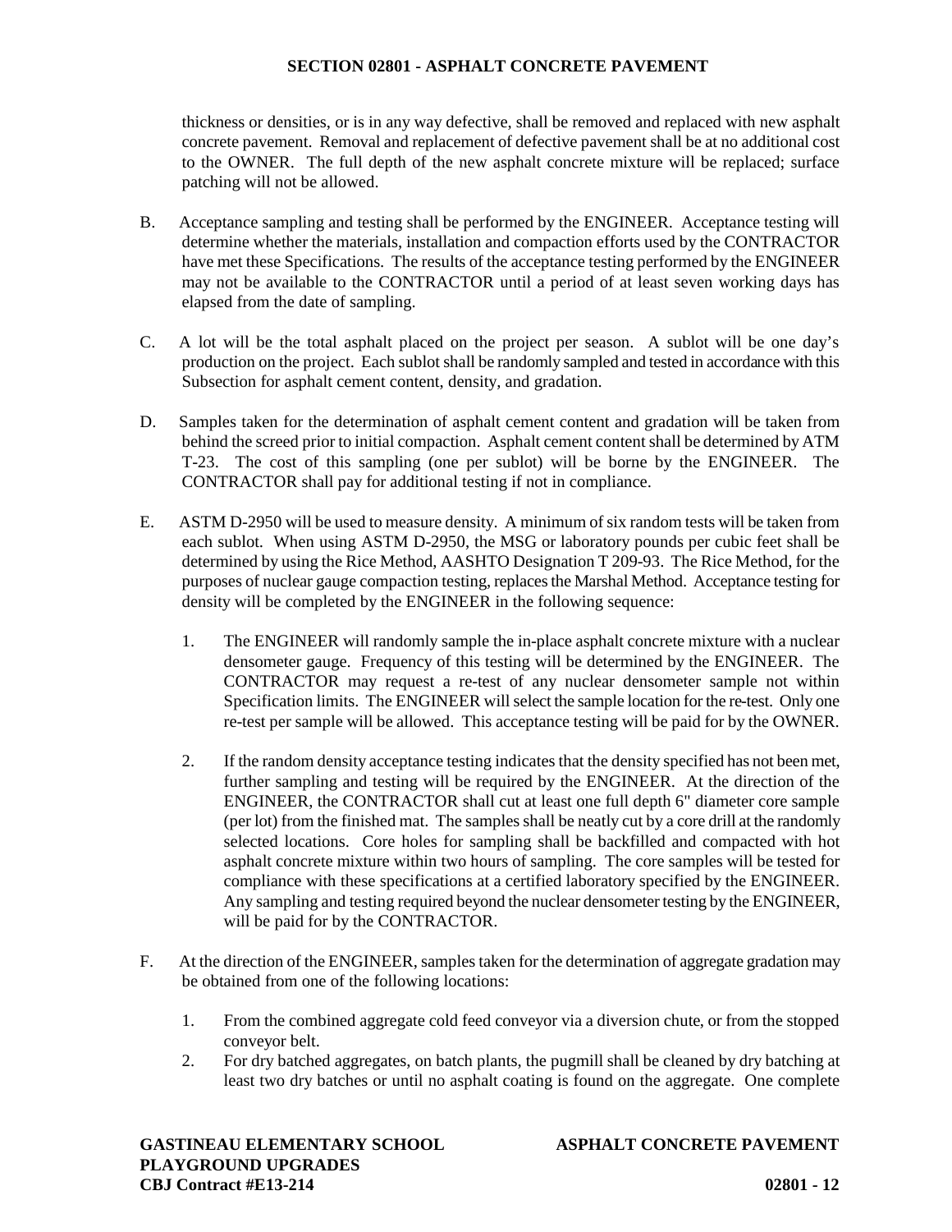thickness or densities, or is in any way defective, shall be removed and replaced with new asphalt concrete pavement. Removal and replacement of defective pavement shall be at no additional cost to the OWNER. The full depth of the new asphalt concrete mixture will be replaced; surface patching will not be allowed.

B. Acceptance sampling and testing shall be performed by the ENGINEER. Acceptance testing will determine whether the materials, installation and compaction efforts used by the CONTRACTOR have met these Specifications. The results of the acceptance testing performed by the ENGINEER may not be available to the CONTRACTOR until a period of at least seven working days has elapsed from the date of sampling.

C. A lot will be the total asphalt placed on the project per season. A sublot will be one day's production on the project. Each sublot shall be randomly sampled and tested in accordance with this Subsection for asphalt cement content, density, and gradation.

D. Samples taken for the determination of asphalt cement content and gradation will be taken from behind the screed prior to initial compaction. Asphalt cement content shall be determined by ATM T-23. The cost of this sampling (one per sublot) will be borne by the ENGINEER. The CONTRACTOR shall pay for additional testing if not in compliance.

E. ASTM D-2950 will be used to measure density. A minimum of six random tests will be taken from each sublot. When using ASTM D-2950, the MSG or laboratory pounds per cubic feet shall be determined by using the Rice Method, AASHTO Designation T 209-93. The Rice Method, for the purposes of nuclear gauge compaction testing, replaces the Marshal Method. Acceptance testing for density will be completed by the ENGINEER in the following sequence:

1. The ENGINEER will randomly sample the in-place asphalt concrete mixture with a nuclear densometer gauge. Frequency of this testing will be determined by the ENGINEER. The CONTRACTOR may request a re-test of any nuclear densometer sample not within Specification limits. The ENGINEER will select the sample location for the re-test. Only one re-test per sample will be allowed. This acceptance testing will be paid for by the OWNER.

2. If the random density acceptance testing indicates that the density specified has not been met, further sampling and testing will be required by the ENGINEER. At the direction of the ENGINEER, the CONTRACTOR shall cut at least one full depth 6" diameter core sample (per lot) from the finished mat. The samples shall be neatly cut by a core drill at the randomly selected locations. Core holes for sampling shall be backfilled and compacted with hot asphalt concrete mixture within two hours of sampling. The core samples will be tested for compliance with these specifications at a certified laboratory specified by the ENGINEER. Any sampling and testing required beyond the nuclear densometer testing by the ENGINEER, will be paid for by the CONTRACTOR.

F. At the direction of the ENGINEER, samples taken for the determination of aggregate gradation may be obtained from one of the following locations:

1. From the combined aggregate cold feed conveyor via a diversion chute, or from the stopped conveyor belt.
2. For dry batched aggregates, on batch plants, the pugmill shall be cleaned by dry batching at least two dry batches or until no asphalt coating is found on the aggregate. One complete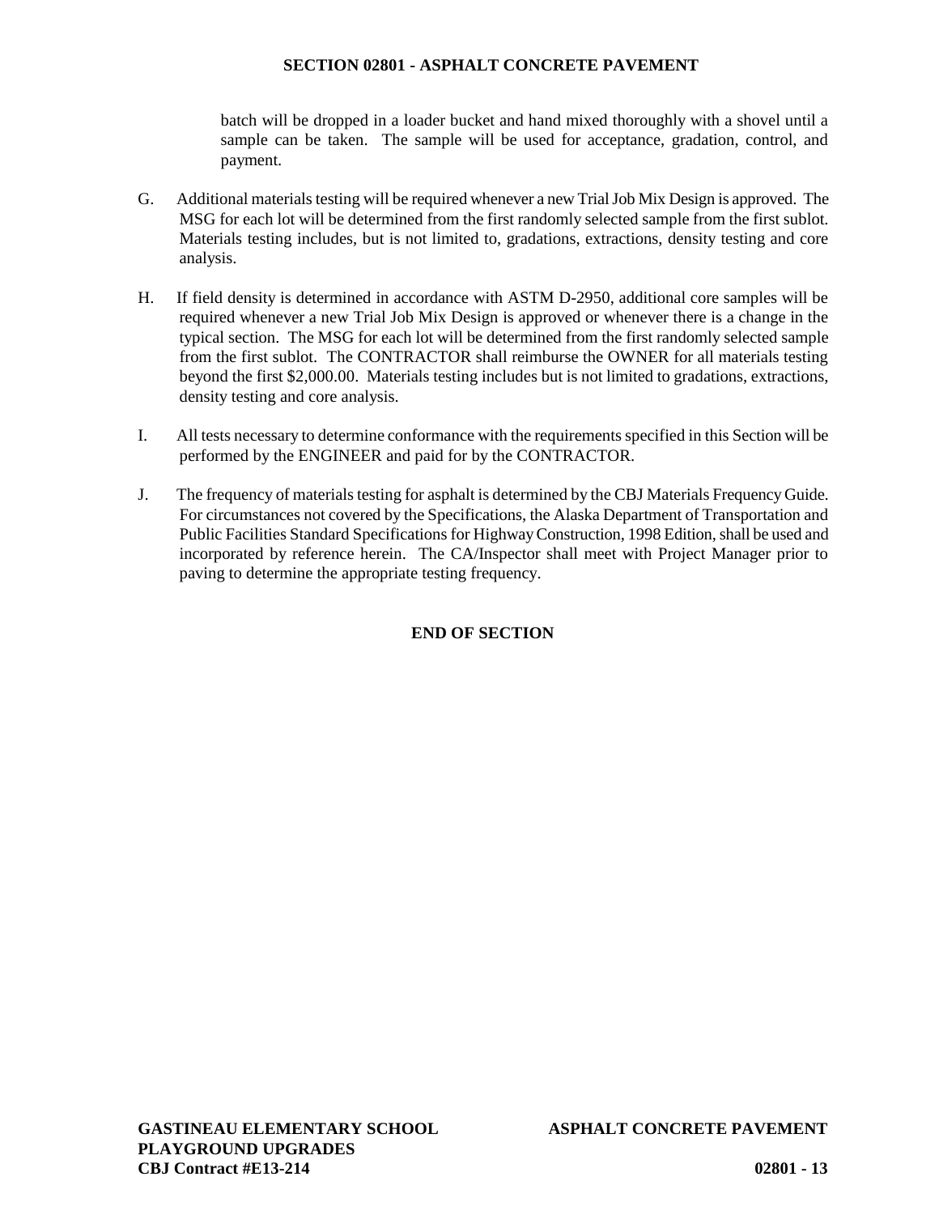batch will be dropped in a loader bucket and hand mixed thoroughly with a shovel until a sample can be taken. The sample will be used for acceptance, gradation, control, and payment.

G. Additional materials testing will be required whenever a new Trial Job Mix Design is approved. The MSG for each lot will be determined from the first randomly selected sample from the first sublot. Materials testing includes, but is not limited to, gradations, extractions, density testing and core analysis.

H. If field density is determined in accordance with ASTM D-2950, additional core samples will be required whenever a new Trial Job Mix Design is approved or whenever there is a change in the typical section. The MSG for each lot will be determined from the first randomly selected sample from the first sublot. The CONTRACTOR shall reimburse the OWNER for all materials testing beyond the first $2,000.00. Materials testing includes but is not limited to gradations, extractions, density testing and core analysis.

I. All tests necessary to determine conformance with the requirements specified in this Section will be performed by the ENGINEER and paid for by the CONTRACTOR.

J. The frequency of materials testing for asphalt is determined by the CBJ Materials Frequency Guide. For circumstances not covered by the Specifications, the Alaska Department of Transportation and Public Facilities Standard Specifications for Highway Construction, 1998 Edition, shall be used and incorporated by reference herein. The CA/Inspector shall meet with Project Manager prior to paving to determine the appropriate testing frequency.

**END OF SECTION**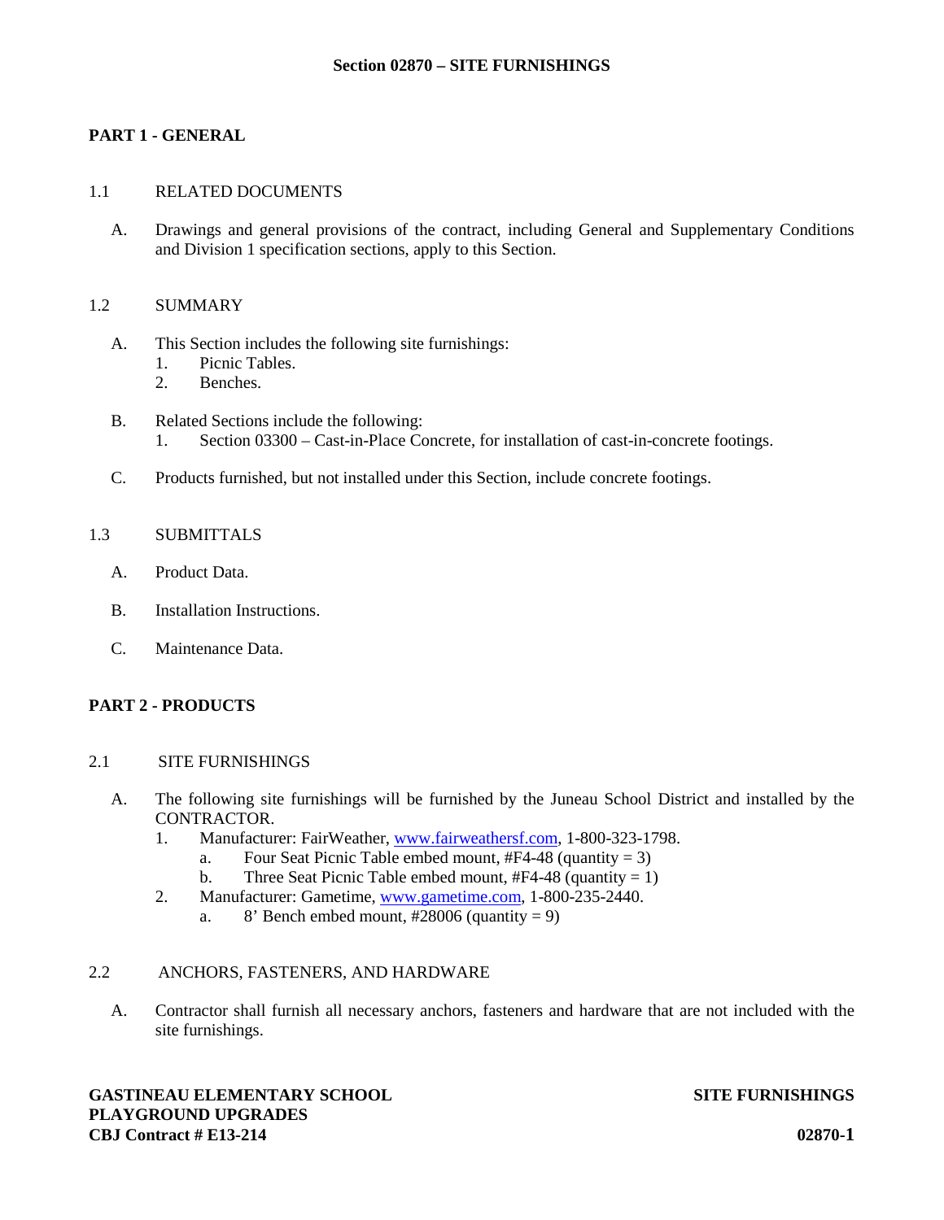# Section 02870 – SITE FURNISHINGS

## PART 1 - GENERAL

### 1.1 RELATED DOCUMENTS

A. Drawings and general provisions of the contract, including General and Supplementary Conditions and Division 1 specification sections, apply to this Section.

### 1.2 SUMMARY

A. This Section includes the following site furnishings:
   1. Picnic Tables.
   2. Benches.

B. Related Sections include the following:
   1. Section 03300 – Cast-in-Place Concrete, for installation of cast-in-concrete footings.

C. Products furnished, but not installed under this Section, include concrete footings.

### 1.3 SUBMITTALS

A. Product Data.

B. Installation Instructions.

C. Maintenance Data.

## PART 2 - PRODUCTS

### 2.1 SITE FURNISHINGS

A. The following site furnishings will be furnished by the Juneau School District and installed by the CONTRACTOR.
   1. Manufacturer: FairWeather, www.fairweathersf.com, 1-800-323-1798.
      a. Four Seat Picnic Table embed mount, #F4-48 (quantity = 3)
      b. Three Seat Picnic Table embed mount, #F4-48 (quantity = 1)
   2. Manufacturer: Gametime, www.gametime.com, 1-800-235-2440.
      a. 8' Bench embed mount, #28006 (quantity = 9)

### 2.2 ANCHORS, FASTENERS, AND HARDWARE

A. Contractor shall furnish all necessary anchors, fasteners and hardware that are not included with the site furnishings.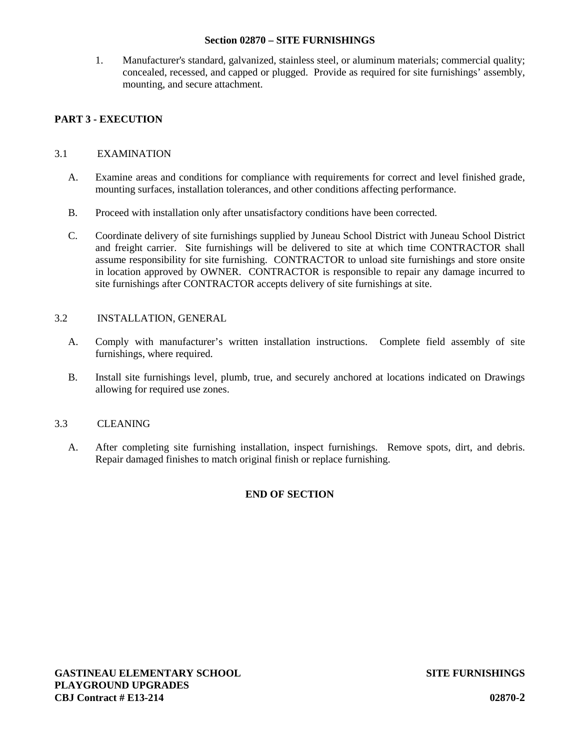1. Manufacturer's standard, galvanized, stainless steel, or aluminum materials; commercial quality; concealed, recessed, and capped or plugged. Provide as required for site furnishings' assembly, mounting, and secure attachment.

## PART 3 - EXECUTION

### 3.1 EXAMINATION

A. Examine areas and conditions for compliance with requirements for correct and level finished grade, mounting surfaces, installation tolerances, and other conditions affecting performance.

B. Proceed with installation only after unsatisfactory conditions have been corrected.

C. Coordinate delivery of site furnishings supplied by Juneau School District with Juneau School District and freight carrier. Site furnishings will be delivered to site at which time CONTRACTOR shall assume responsibility for site furnishing. CONTRACTOR to unload site furnishings and store onsite in location approved by OWNER. CONTRACTOR is responsible to repair any damage incurred to site furnishings after CONTRACTOR accepts delivery of site furnishings at site.

### 3.2 INSTALLATION, GENERAL

A. Comply with manufacturer's written installation instructions. Complete field assembly of site furnishings, where required.

B. Install site furnishings level, plumb, true, and securely anchored at locations indicated on Drawings allowing for required use zones.

### 3.3 CLEANING

A. After completing site furnishing installation, inspect furnishings. Remove spots, dirt, and debris. Repair damaged finishes to match original finish or replace furnishing.

**END OF SECTION**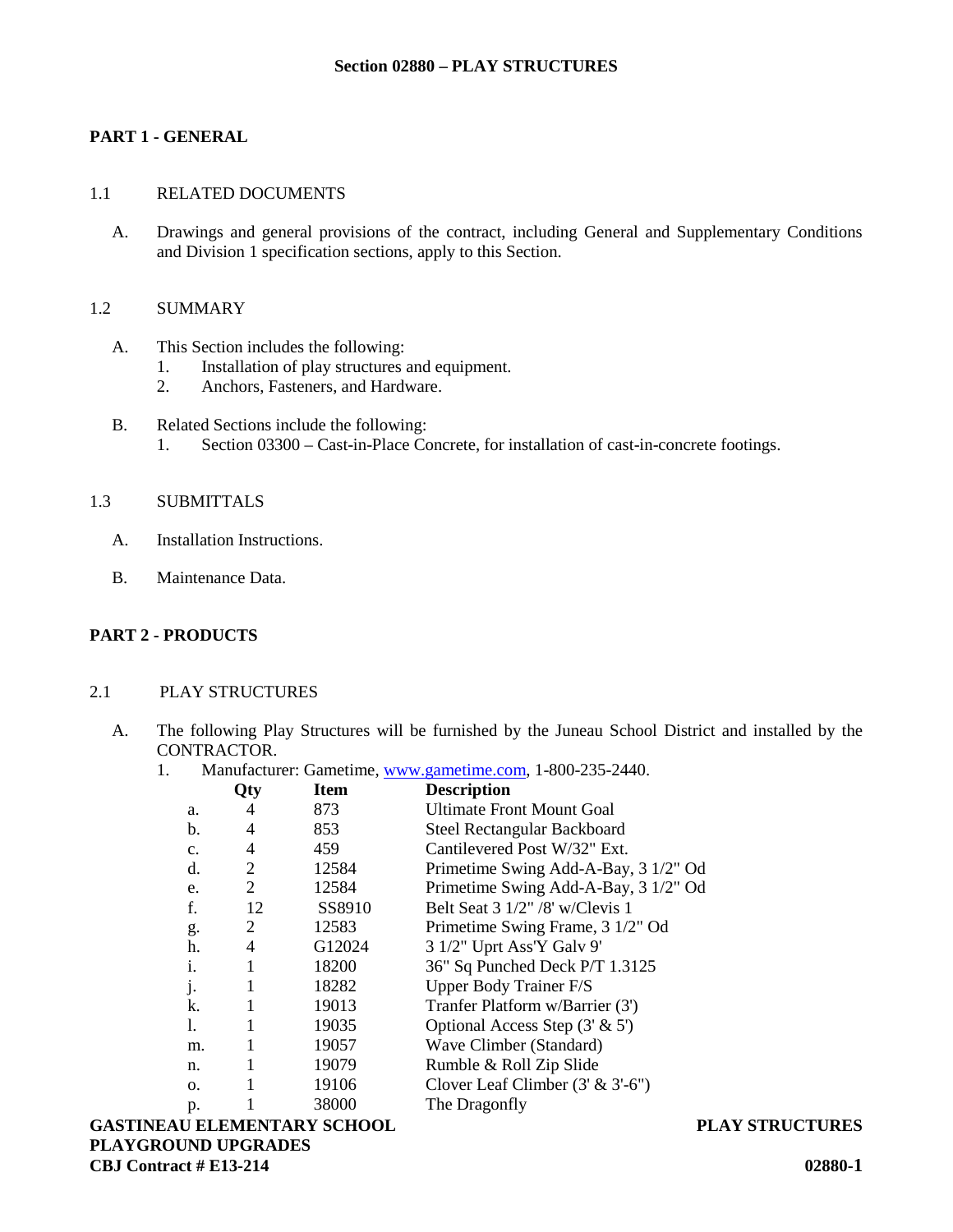## Section 02880 – PLAY STRUCTURES

### PART 1 - GENERAL

1.1 RELATED DOCUMENTS

A. Drawings and general provisions of the contract, including General and Supplementary Conditions and Division 1 specification sections, apply to this Section.

1.2 SUMMARY

A. This Section includes the following:
   1. Installation of play structures and equipment.
   2. Anchors, Fasteners, and Hardware.

B. Related Sections include the following:
   1. Section 03300 – Cast-in-Place Concrete, for installation of cast-in-concrete footings.

1.3 SUBMITTALS

A. Installation Instructions.

B. Maintenance Data.

### PART 2 - PRODUCTS

2.1 PLAY STRUCTURES

A. The following Play Structures will be furnished by the Juneau School District and installed by the CONTRACTOR.
   1. Manufacturer: Gametime, [www.gametime.com](http://www.gametime.com), 1-800-235-2440.

| | Qty | Item | Description |
|---|---|---|---|
| a. | 4 | 873 | Ultimate Front Mount Goal |
| b. | 4 | 853 | Steel Rectangular Backboard |
| c. | 4 | 459 | Cantilevered Post W/32" Ext. |
| d. | 2 | 12584 | Primetime Swing Add-A-Bay, 3 1/2" Od |
| e. | 2 | 12584 | Primetime Swing Add-A-Bay, 3 1/2" Od |
| f. | 12 | SS8910 | Belt Seat 3 1/2" /8' w/Clevis 1 |
| g. | 2 | 12583 | Primetime Swing Frame, 3 1/2" Od |
| h. | 4 | G12024 | 3 1/2" Uprt Ass'Y Galv 9' |
| i. | 1 | 18200 | 36" Sq Punched Deck P/T 1.3125 |
| j. | 1 | 18282 | Upper Body Trainer F/S |
| k. | 1 | 19013 | Tranfer Platform w/Barrier (3') |
| l. | 1 | 19035 | Optional Access Step (3' & 5') |
| m. | 1 | 19057 | Wave Climber (Standard) |
| n. | 1 | 19079 | Rumble & Roll Zip Slide |
| o. | 1 | 19106 | Clover Leaf Climber (3' & 3'-6") |
| p. | 1 | 38000 | The Dragonfly |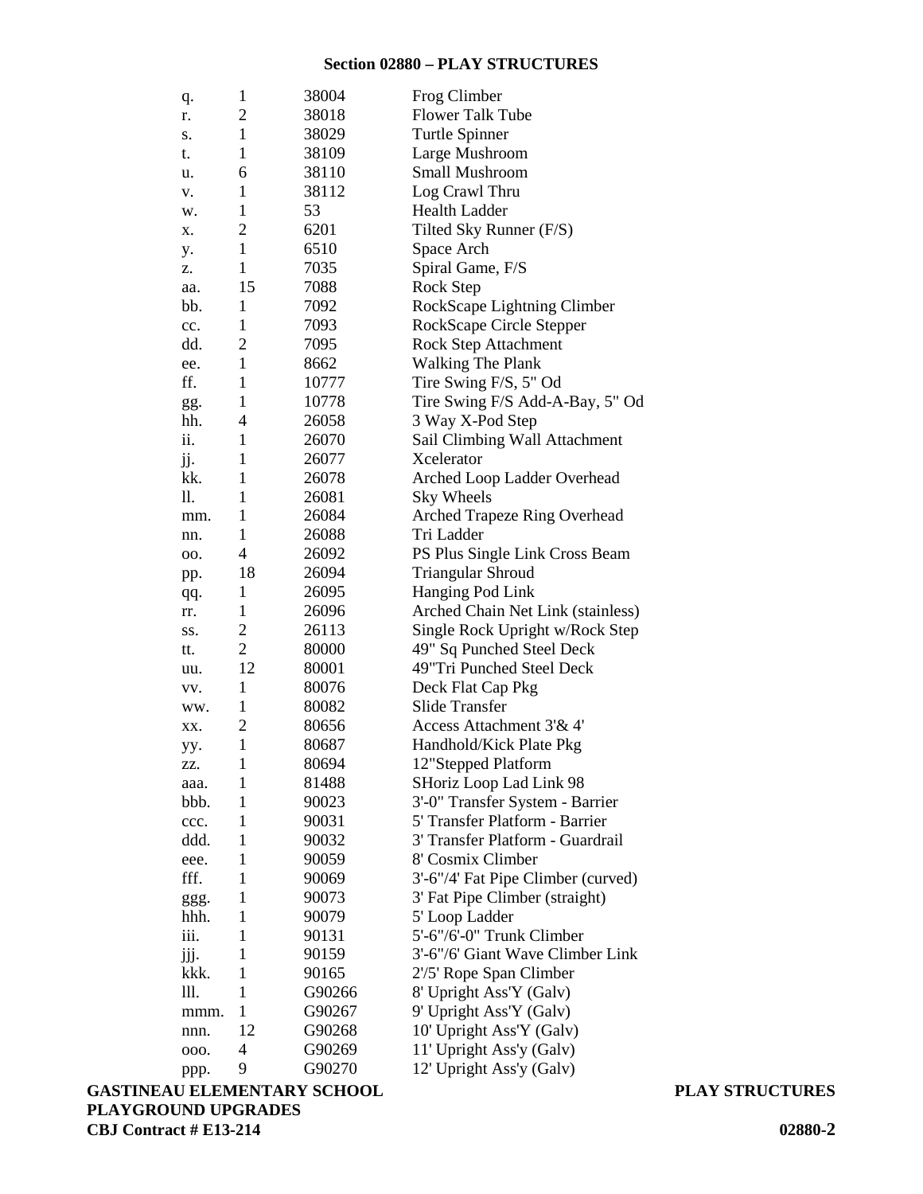## Section 02880 – PLAY STRUCTURES

| | | | |
|---|---|---|---|
| q. | 1 | 38004 | Frog Climber |
| r. | 2 | 38018 | Flower Talk Tube |
| s. | 1 | 38029 | Turtle Spinner |
| t. | 1 | 38109 | Large Mushroom |
| u. | 6 | 38110 | Small Mushroom |
| v. | 1 | 38112 | Log Crawl Thru |
| w. | 1 | 53 | Health Ladder |
| x. | 2 | 6201 | Tilted Sky Runner (F/S) |
| y. | 1 | 6510 | Space Arch |
| z. | 1 | 7035 | Spiral Game, F/S |
| aa. | 15 | 7088 | Rock Step |
| bb. | 1 | 7092 | RockScape Lightning Climber |
| cc. | 1 | 7093 | RockScape Circle Stepper |
| dd. | 2 | 7095 | Rock Step Attachment |
| ee. | 1 | 8662 | Walking The Plank |
| ff. | 1 | 10777 | Tire Swing F/S, 5" Od |
| gg. | 1 | 10778 | Tire Swing F/S Add-A-Bay, 5" Od |
| hh. | 4 | 26058 | 3 Way X-Pod Step |
| ii. | 1 | 26070 | Sail Climbing Wall Attachment |
| jj. | 1 | 26077 | Xcelerator |
| kk. | 1 | 26078 | Arched Loop Ladder Overhead |
| ll. | 1 | 26081 | Sky Wheels |
| mm. | 1 | 26084 | Arched Trapeze Ring Overhead |
| nn. | 1 | 26088 | Tri Ladder |
| oo. | 4 | 26092 | PS Plus Single Link Cross Beam |
| pp. | 18 | 26094 | Triangular Shroud |
| qq. | 1 | 26095 | Hanging Pod Link |
| rr. | 1 | 26096 | Arched Chain Net Link (stainless) |
| ss. | 2 | 26113 | Single Rock Upright w/Rock Step |
| tt. | 2 | 80000 | 49" Sq Punched Steel Deck |
| uu. | 12 | 80001 | 49"Tri Punched Steel Deck |
| vv. | 1 | 80076 | Deck Flat Cap Pkg |
| ww. | 1 | 80082 | Slide Transfer |
| xx. | 2 | 80656 | Access Attachment 3'& 4' |
| yy. | 1 | 80687 | Handhold/Kick Plate Pkg |
| zz. | 1 | 80694 | 12"Stepped Platform |
| aaa. | 1 | 81488 | SHoriz Loop Lad Link 98 |
| bbb. | 1 | 90023 | 3'-0" Transfer System - Barrier |
| ccc. | 1 | 90031 | 5' Transfer Platform - Barrier |
| ddd. | 1 | 90032 | 3' Transfer Platform - Guardrail |
| eee. | 1 | 90059 | 8' Cosmix Climber |
| fff. | 1 | 90069 | 3'-6"/4' Fat Pipe Climber (curved) |
| ggg. | 1 | 90073 | 3' Fat Pipe Climber (straight) |
| hhh. | 1 | 90079 | 5' Loop Ladder |
| iii. | 1 | 90131 | 5'-6"/6'-0" Trunk Climber |
| jjj. | 1 | 90159 | 3'-6"/6' Giant Wave Climber Link |
| kkk. | 1 | 90165 | 2'/5' Rope Span Climber |
| lll. | 1 | G90266 | 8' Upright Ass'Y (Galv) |
| mmm. | 1 | G90267 | 9' Upright Ass'Y (Galv) |
| nnn. | 12 | G90268 | 10' Upright Ass'Y (Galv) |
| ooo. | 4 | G90269 | 11' Upright Ass'y (Galv) |
| ppp. | 9 | G90270 | 12' Upright Ass'y (Galv) |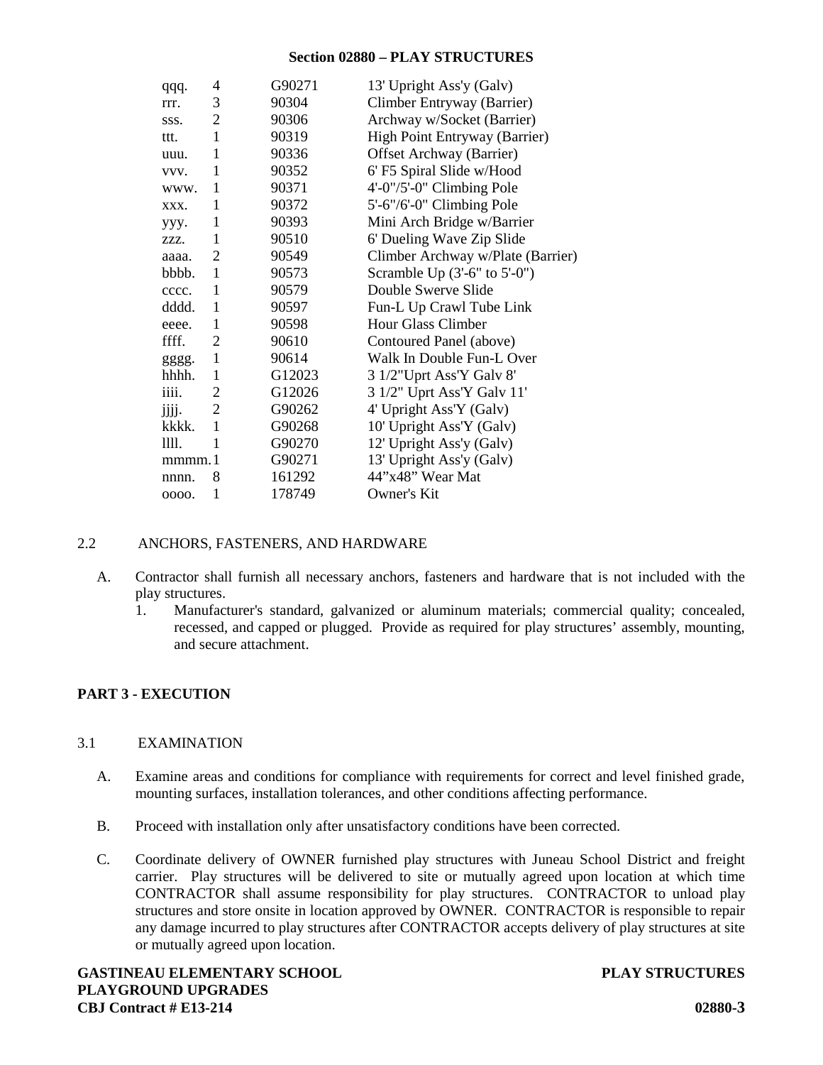| | | | |
|---|---|---|---|
| qqq. | 4 | G90271 | 13' Upright Ass'y (Galv) |
| rrr. | 3 | 90304 | Climber Entryway (Barrier) |
| sss. | 2 | 90306 | Archway w/Socket (Barrier) |
| ttt. | 1 | 90319 | High Point Entryway (Barrier) |
| uuu. | 1 | 90336 | Offset Archway (Barrier) |
| vvv. | 1 | 90352 | 6' F5 Spiral Slide w/Hood |
| www. | 1 | 90371 | 4'-0"/5'-0" Climbing Pole |
| xxx. | 1 | 90372 | 5'-6"/6'-0" Climbing Pole |
| yyy. | 1 | 90393 | Mini Arch Bridge w/Barrier |
| zzz. | 1 | 90510 | 6' Dueling Wave Zip Slide |
| aaaa. | 2 | 90549 | Climber Archway w/Plate (Barrier) |
| bbbb. | 1 | 90573 | Scramble Up (3'-6" to 5'-0") |
| cccc. | 1 | 90579 | Double Swerve Slide |
| dddd. | 1 | 90597 | Fun-L Up Crawl Tube Link |
| eeee. | 1 | 90598 | Hour Glass Climber |
| ffff. | 2 | 90610 | Contoured Panel (above) |
| gggg. | 1 | 90614 | Walk In Double Fun-L Over |
| hhhh. | 1 | G12023 | 3 1/2"Uprt Ass'Y Galv 8' |
| iiii. | 2 | G12026 | 3 1/2" Uprt Ass'Y Galv 11' |
| jjjj. | 2 | G90262 | 4' Upright Ass'Y (Galv) |
| kkkk. | 1 | G90268 | 10' Upright Ass'Y (Galv) |
| llll. | 1 | G90270 | 12' Upright Ass'y (Galv) |
| mmmm. | 1 | G90271 | 13' Upright Ass'y (Galv) |
| nnnn. | 8 | 161292 | 44"x48" Wear Mat |
| oooo. | 1 | 178749 | Owner's Kit |

## 2.2 ANCHORS, FASTENERS, AND HARDWARE

A. Contractor shall furnish all necessary anchors, fasteners and hardware that is not included with the play structures.

1. Manufacturer's standard, galvanized or aluminum materials; commercial quality; concealed, recessed, and capped or plugged. Provide as required for play structures' assembly, mounting, and secure attachment.

# PART 3 - EXECUTION

## 3.1 EXAMINATION

A. Examine areas and conditions for compliance with requirements for correct and level finished grade, mounting surfaces, installation tolerances, and other conditions affecting performance.

B. Proceed with installation only after unsatisfactory conditions have been corrected.

C. Coordinate delivery of OWNER furnished play structures with Juneau School District and freight carrier. Play structures will be delivered to site or mutually agreed upon location at which time CONTRACTOR shall assume responsibility for play structures. CONTRACTOR to unload play structures and store onsite in location approved by OWNER. CONTRACTOR is responsible to repair any damage incurred to play structures after CONTRACTOR accepts delivery of play structures at site or mutually agreed upon location.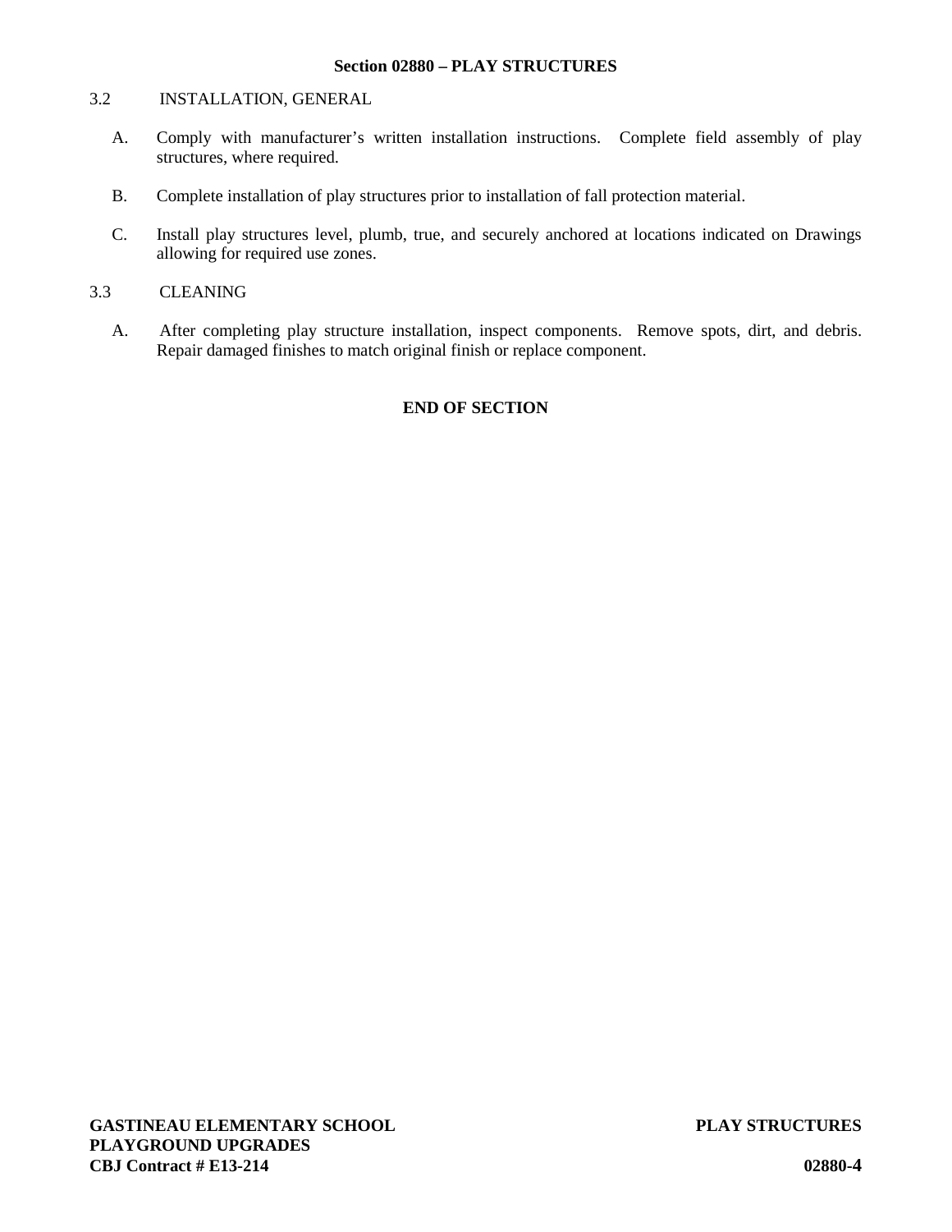## Section 02880 – PLAY STRUCTURES

### 3.2 INSTALLATION, GENERAL

A. Comply with manufacturer's written installation instructions. Complete field assembly of play structures, where required.

B. Complete installation of play structures prior to installation of fall protection material.

C. Install play structures level, plumb, true, and securely anchored at locations indicated on Drawings allowing for required use zones.

### 3.3 CLEANING

A. After completing play structure installation, inspect components. Remove spots, dirt, and debris. Repair damaged finishes to match original finish or replace component.

**END OF SECTION**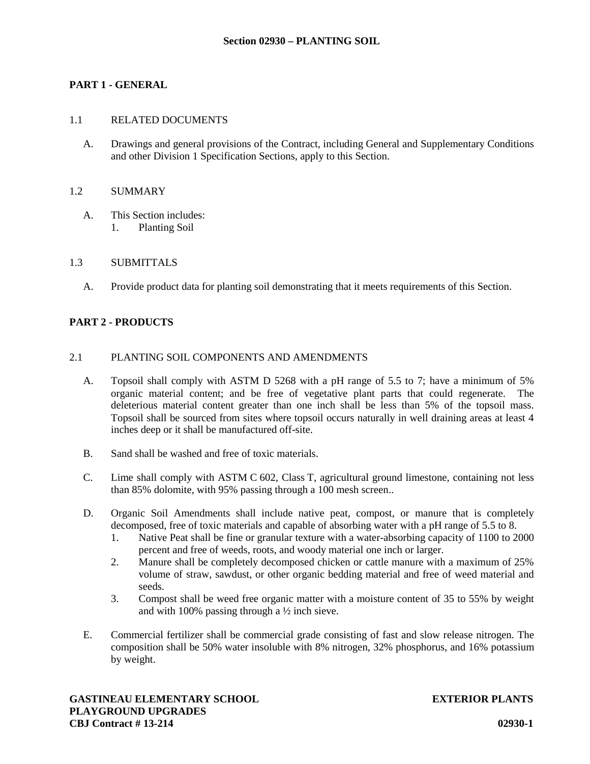# Section 02930 – PLANTING SOIL

## PART 1 - GENERAL

### 1.1 RELATED DOCUMENTS

A. Drawings and general provisions of the Contract, including General and Supplementary Conditions and other Division 1 Specification Sections, apply to this Section.

### 1.2 SUMMARY

A. This Section includes:
   1. Planting Soil

### 1.3 SUBMITTALS

A. Provide product data for planting soil demonstrating that it meets requirements of this Section.

## PART 2 - PRODUCTS

### 2.1 PLANTING SOIL COMPONENTS AND AMENDMENTS

A. Topsoil shall comply with ASTM D 5268 with a pH range of 5.5 to 7; have a minimum of 5% organic material content; and be free of vegetative plant parts that could regenerate. The deleterious material content greater than one inch shall be less than 5% of the topsoil mass. Topsoil shall be sourced from sites where topsoil occurs naturally in well draining areas at least 4 inches deep or it shall be manufactured off-site.

B. Sand shall be washed and free of toxic materials.

C. Lime shall comply with ASTM C 602, Class T, agricultural ground limestone, containing not less than 85% dolomite, with 95% passing through a 100 mesh screen..

D. Organic Soil Amendments shall include native peat, compost, or manure that is completely decomposed, free of toxic materials and capable of absorbing water with a pH range of 5.5 to 8.
   1. Native Peat shall be fine or granular texture with a water-absorbing capacity of 1100 to 2000 percent and free of weeds, roots, and woody material one inch or larger.
   2. Manure shall be completely decomposed chicken or cattle manure with a maximum of 25% volume of straw, sawdust, or other organic bedding material and free of weed material and seeds.
   3. Compost shall be weed free organic matter with a moisture content of 35 to 55% by weight and with 100% passing through a ½ inch sieve.

E. Commercial fertilizer shall be commercial grade consisting of fast and slow release nitrogen. The composition shall be 50% water insoluble with 8% nitrogen, 32% phosphorus, and 16% potassium by weight.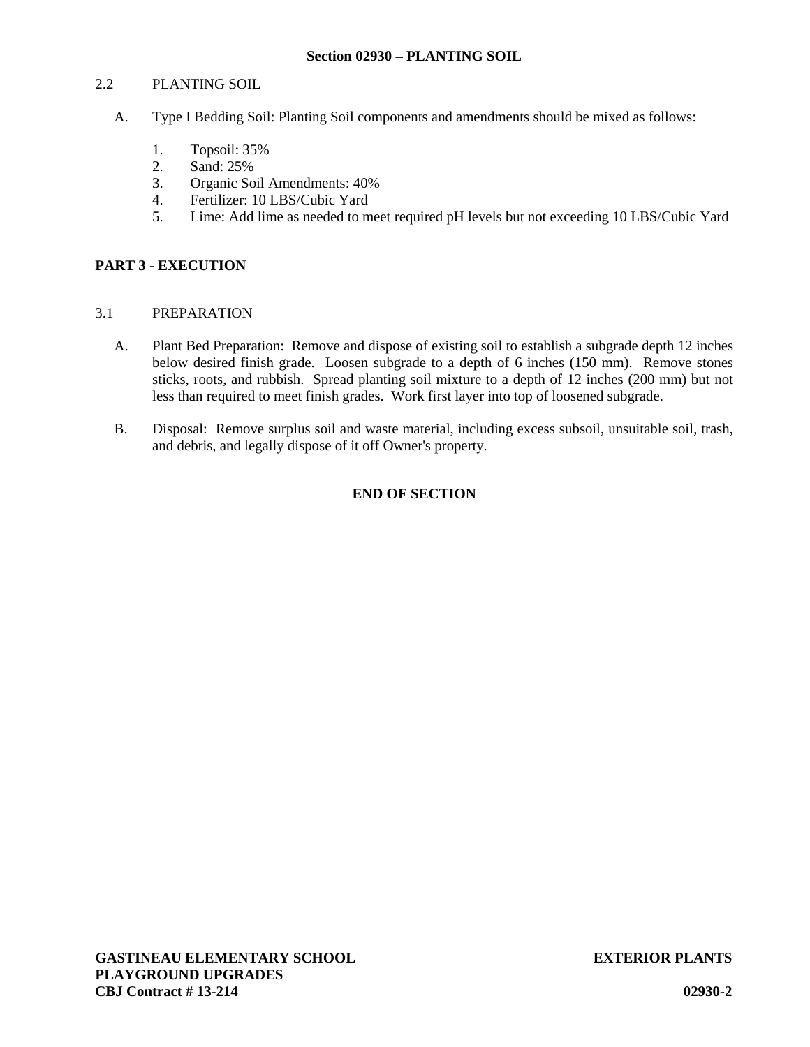## Section 02930 – PLANTING SOIL

2.2 PLANTING SOIL

A. Type I Bedding Soil: Planting Soil components and amendments should be mixed as follows:

1. Topsoil: 35%
2. Sand: 25%
3. Organic Soil Amendments: 40%
4. Fertilizer: 10 LBS/Cubic Yard
5. Lime: Add lime as needed to meet required pH levels but not exceeding 10 LBS/Cubic Yard

## PART 3 - EXECUTION

3.1 PREPARATION

A. Plant Bed Preparation: Remove and dispose of existing soil to establish a subgrade depth 12 inches below desired finish grade. Loosen subgrade to a depth of 6 inches (150 mm). Remove stones sticks, roots, and rubbish. Spread planting soil mixture to a depth of 12 inches (200 mm) but not less than required to meet finish grades. Work first layer into top of loosened subgrade.

B. Disposal: Remove surplus soil and waste material, including excess subsoil, unsuitable soil, trash, and debris, and legally dispose of it off Owner's property.

**END OF SECTION**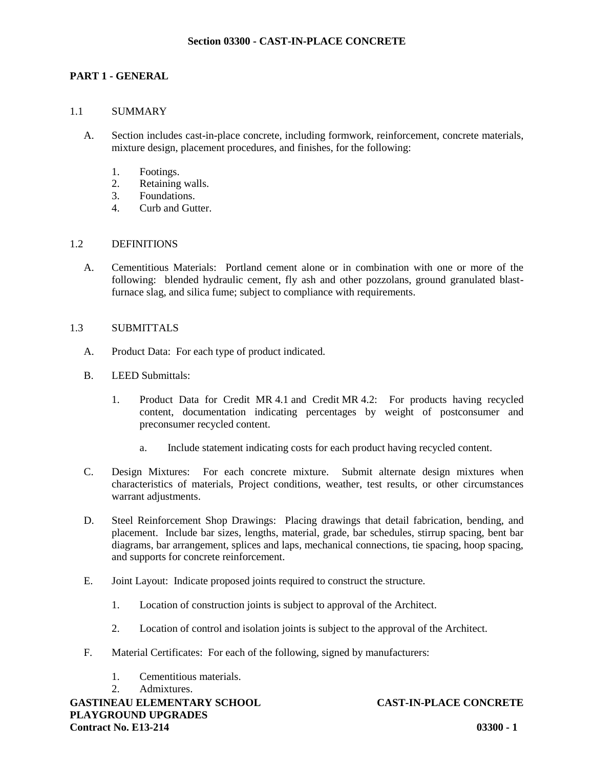# Section 03300 - CAST-IN-PLACE CONCRETE

## PART 1 - GENERAL

### 1.1 SUMMARY

A. Section includes cast-in-place concrete, including formwork, reinforcement, concrete materials, mixture design, placement procedures, and finishes, for the following:

1. Footings.
2. Retaining walls.
3. Foundations.
4. Curb and Gutter.

### 1.2 DEFINITIONS

A. Cementitious Materials: Portland cement alone or in combination with one or more of the following: blended hydraulic cement, fly ash and other pozzolans, ground granulated blast-furnace slag, and silica fume; subject to compliance with requirements.

### 1.3 SUBMITTALS

A. Product Data: For each type of product indicated.

B. LEED Submittals:

1. Product Data for Credit MR 4.1 and Credit MR 4.2: For products having recycled content, documentation indicating percentages by weight of postconsumer and preconsumer recycled content.

   a. Include statement indicating costs for each product having recycled content.

C. Design Mixtures: For each concrete mixture. Submit alternate design mixtures when characteristics of materials, Project conditions, weather, test results, or other circumstances warrant adjustments.

D. Steel Reinforcement Shop Drawings: Placing drawings that detail fabrication, bending, and placement. Include bar sizes, lengths, material, grade, bar schedules, stirrup spacing, bent bar diagrams, bar arrangement, splices and laps, mechanical connections, tie spacing, hoop spacing, and supports for concrete reinforcement.

E. Joint Layout: Indicate proposed joints required to construct the structure.

1. Location of construction joints is subject to approval of the Architect.
2. Location of control and isolation joints is subject to the approval of the Architect.

F. Material Certificates: For each of the following, signed by manufacturers:

1. Cementitious materials.
2. Admixtures.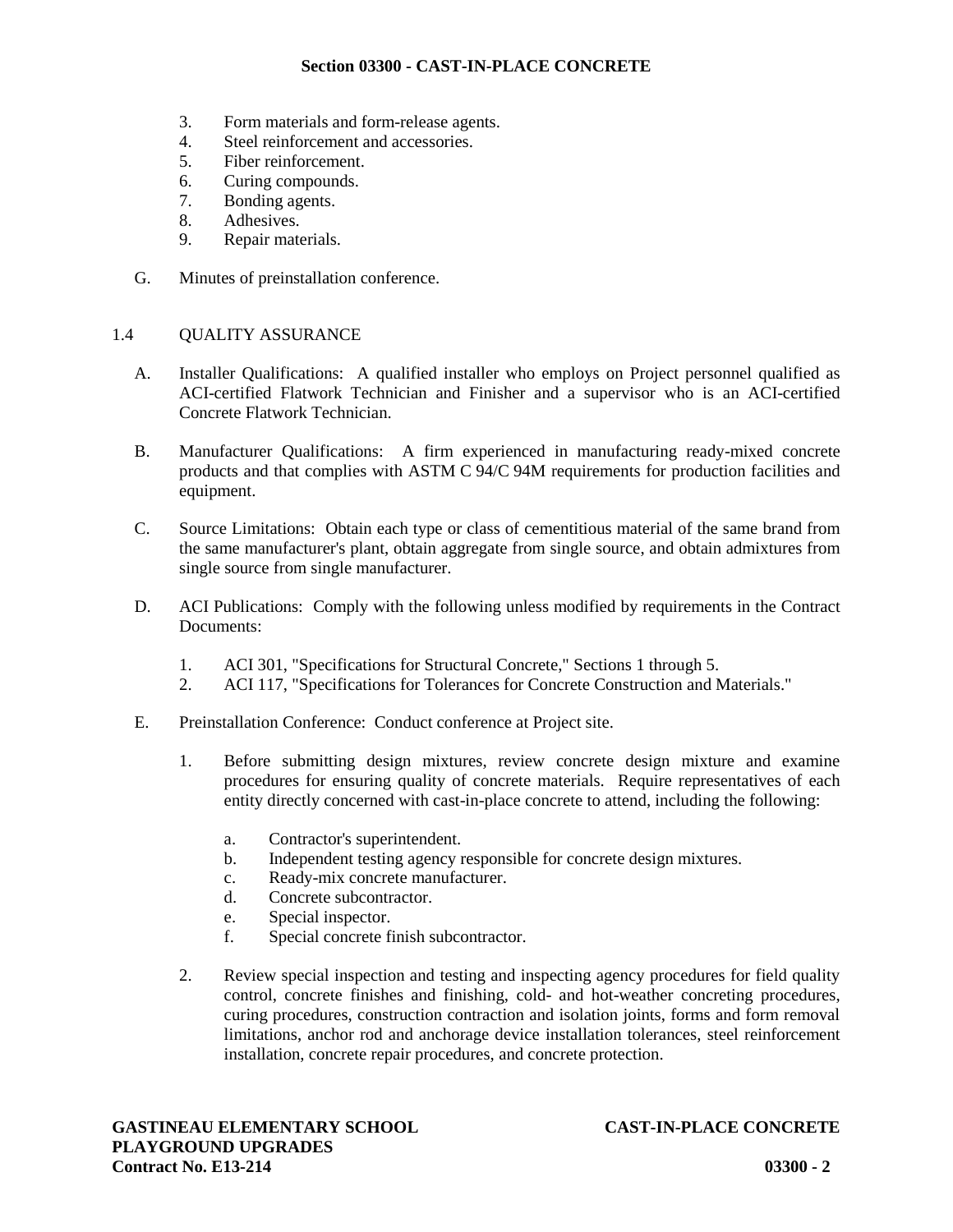3. Form materials and form-release agents.
4. Steel reinforcement and accessories.
5. Fiber reinforcement.
6. Curing compounds.
7. Bonding agents.
8. Adhesives.
9. Repair materials.

G. Minutes of preinstallation conference.

## 1.4 QUALITY ASSURANCE

A. Installer Qualifications: A qualified installer who employs on Project personnel qualified as ACI-certified Flatwork Technician and Finisher and a supervisor who is an ACI-certified Concrete Flatwork Technician.

B. Manufacturer Qualifications: A firm experienced in manufacturing ready-mixed concrete products and that complies with ASTM C 94/C 94M requirements for production facilities and equipment.

C. Source Limitations: Obtain each type or class of cementitious material of the same brand from the same manufacturer's plant, obtain aggregate from single source, and obtain admixtures from single source from single manufacturer.

D. ACI Publications: Comply with the following unless modified by requirements in the Contract Documents:

1. ACI 301, "Specifications for Structural Concrete," Sections 1 through 5.
2. ACI 117, "Specifications for Tolerances for Concrete Construction and Materials."

E. Preinstallation Conference: Conduct conference at Project site.

1. Before submitting design mixtures, review concrete design mixture and examine procedures for ensuring quality of concrete materials. Require representatives of each entity directly concerned with cast-in-place concrete to attend, including the following:

   a. Contractor's superintendent.
   b. Independent testing agency responsible for concrete design mixtures.
   c. Ready-mix concrete manufacturer.
   d. Concrete subcontractor.
   e. Special inspector.
   f. Special concrete finish subcontractor.

2. Review special inspection and testing and inspecting agency procedures for field quality control, concrete finishes and finishing, cold- and hot-weather concreting procedures, curing procedures, construction contraction and isolation joints, forms and form removal limitations, anchor rod and anchorage device installation tolerances, steel reinforcement installation, concrete repair procedures, and concrete protection.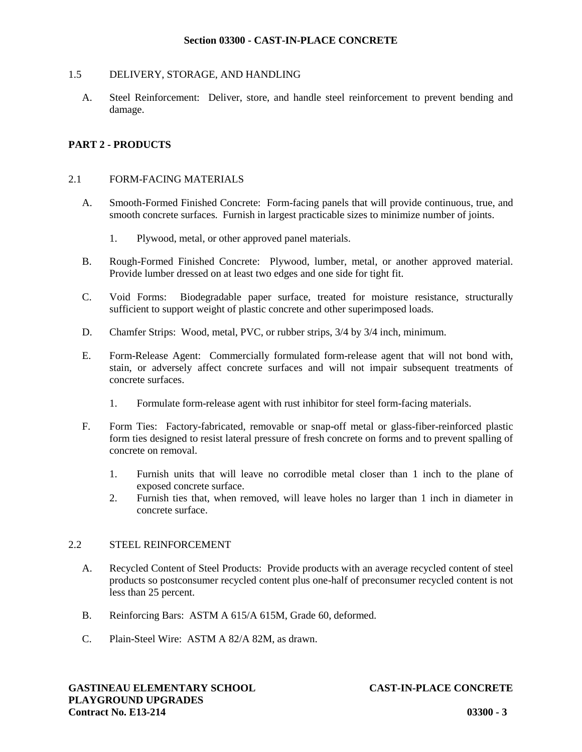1.5 DELIVERY, STORAGE, AND HANDLING

A. Steel Reinforcement: Deliver, store, and handle steel reinforcement to prevent bending and damage.

## PART 2 - PRODUCTS

### 2.1 FORM-FACING MATERIALS

A. Smooth-Formed Finished Concrete: Form-facing panels that will provide continuous, true, and smooth concrete surfaces. Furnish in largest practicable sizes to minimize number of joints.

1. Plywood, metal, or other approved panel materials.

B. Rough-Formed Finished Concrete: Plywood, lumber, metal, or another approved material. Provide lumber dressed on at least two edges and one side for tight fit.

C. Void Forms: Biodegradable paper surface, treated for moisture resistance, structurally sufficient to support weight of plastic concrete and other superimposed loads.

D. Chamfer Strips: Wood, metal, PVC, or rubber strips, 3/4 by 3/4 inch, minimum.

E. Form-Release Agent: Commercially formulated form-release agent that will not bond with, stain, or adversely affect concrete surfaces and will not impair subsequent treatments of concrete surfaces.

1. Formulate form-release agent with rust inhibitor for steel form-facing materials.

F. Form Ties: Factory-fabricated, removable or snap-off metal or glass-fiber-reinforced plastic form ties designed to resist lateral pressure of fresh concrete on forms and to prevent spalling of concrete on removal.

1. Furnish units that will leave no corrodible metal closer than 1 inch to the plane of exposed concrete surface.
2. Furnish ties that, when removed, will leave holes no larger than 1 inch in diameter in concrete surface.

### 2.2 STEEL REINFORCEMENT

A. Recycled Content of Steel Products: Provide products with an average recycled content of steel products so postconsumer recycled content plus one-half of preconsumer recycled content is not less than 25 percent.

B. Reinforcing Bars: ASTM A 615/A 615M, Grade 60, deformed.

C. Plain-Steel Wire: ASTM A 82/A 82M, as drawn.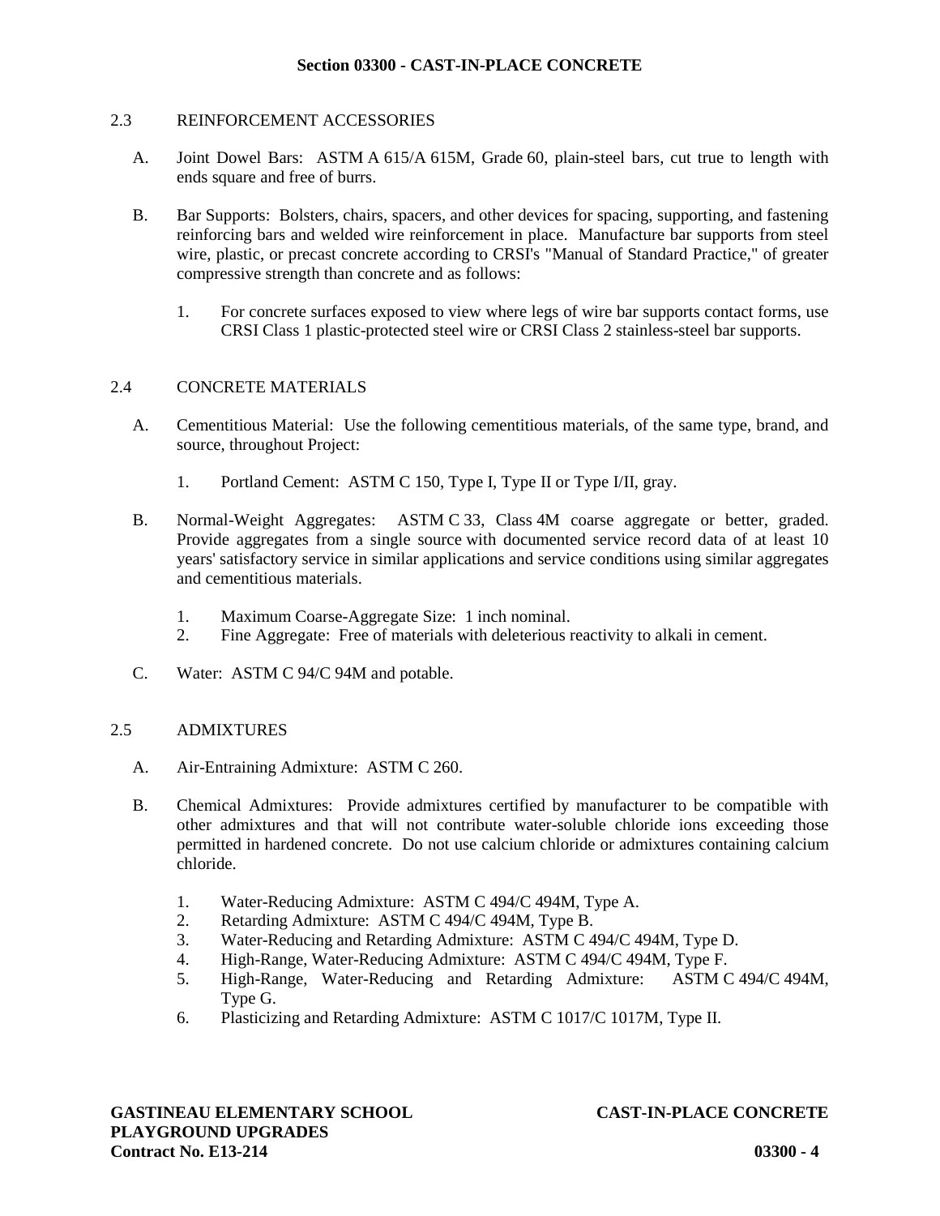## 2.3 REINFORCEMENT ACCESSORIES

A. Joint Dowel Bars: ASTM A 615/A 615M, Grade 60, plain-steel bars, cut true to length with ends square and free of burrs.

B. Bar Supports: Bolsters, chairs, spacers, and other devices for spacing, supporting, and fastening reinforcing bars and welded wire reinforcement in place. Manufacture bar supports from steel wire, plastic, or precast concrete according to CRSI's "Manual of Standard Practice," of greater compressive strength than concrete and as follows:

   1. For concrete surfaces exposed to view where legs of wire bar supports contact forms, use CRSI Class 1 plastic-protected steel wire or CRSI Class 2 stainless-steel bar supports.

## 2.4 CONCRETE MATERIALS

A. Cementitious Material: Use the following cementitious materials, of the same type, brand, and source, throughout Project:

   1. Portland Cement: ASTM C 150, Type I, Type II or Type I/II, gray.

B. Normal-Weight Aggregates: ASTM C 33, Class 4M coarse aggregate or better, graded. Provide aggregates from a single source with documented service record data of at least 10 years' satisfactory service in similar applications and service conditions using similar aggregates and cementitious materials.

   1. Maximum Coarse-Aggregate Size: 1 inch nominal.
   2. Fine Aggregate: Free of materials with deleterious reactivity to alkali in cement.

C. Water: ASTM C 94/C 94M and potable.

## 2.5 ADMIXTURES

A. Air-Entraining Admixture: ASTM C 260.

B. Chemical Admixtures: Provide admixtures certified by manufacturer to be compatible with other admixtures and that will not contribute water-soluble chloride ions exceeding those permitted in hardened concrete. Do not use calcium chloride or admixtures containing calcium chloride.

   1. Water-Reducing Admixture: ASTM C 494/C 494M, Type A.
   2. Retarding Admixture: ASTM C 494/C 494M, Type B.
   3. Water-Reducing and Retarding Admixture: ASTM C 494/C 494M, Type D.
   4. High-Range, Water-Reducing Admixture: ASTM C 494/C 494M, Type F.
   5. High-Range, Water-Reducing and Retarding Admixture: ASTM C 494/C 494M, Type G.
   6. Plasticizing and Retarding Admixture: ASTM C 1017/C 1017M, Type II.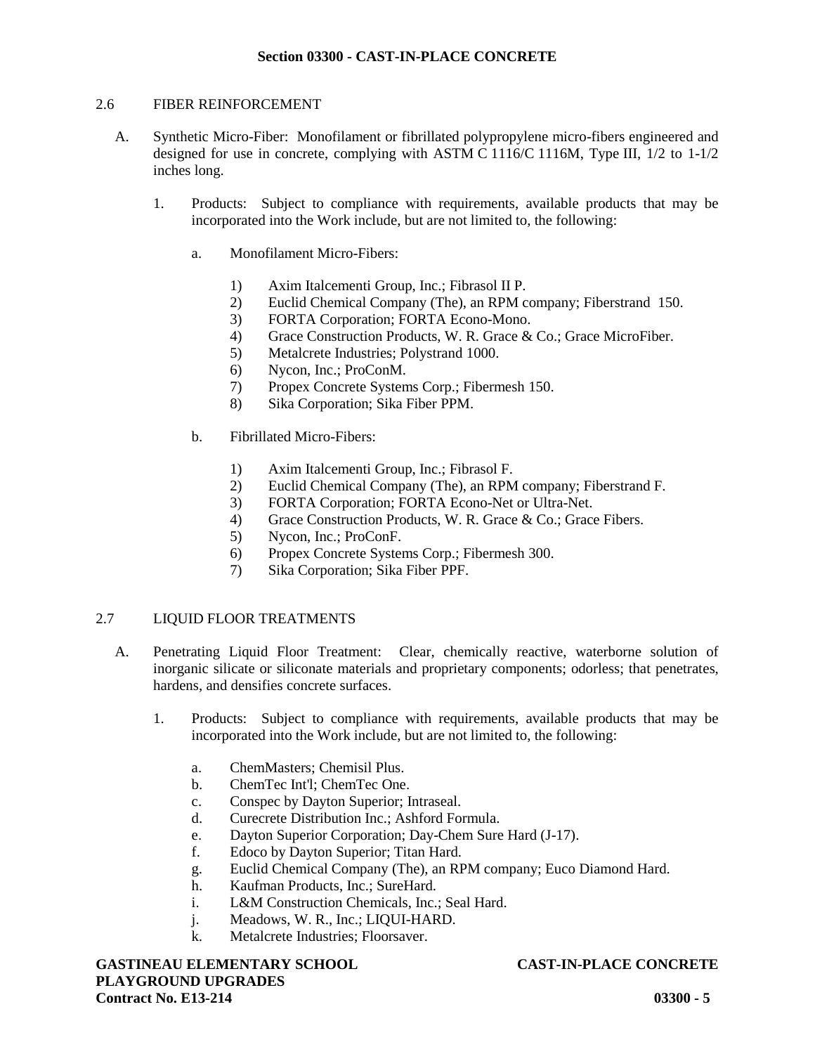## 2.6 FIBER REINFORCEMENT

A. Synthetic Micro-Fiber: Monofilament or fibrillated polypropylene micro-fibers engineered and designed for use in concrete, complying with ASTM C 1116/C 1116M, Type III, 1/2 to 1-1/2 inches long.

1. Products: Subject to compliance with requirements, available products that may be incorporated into the Work include, but are not limited to, the following:

   a. Monofilament Micro-Fibers:

      1) Axim Italcementi Group, Inc.; Fibrasol II P.
      2) Euclid Chemical Company (The), an RPM company; Fiberstrand 150.
      3) FORTA Corporation; FORTA Econo-Mono.
      4) Grace Construction Products, W. R. Grace & Co.; Grace MicroFiber.
      5) Metalcrete Industries; Polystrand 1000.
      6) Nycon, Inc.; ProConM.
      7) Propex Concrete Systems Corp.; Fibermesh 150.
      8) Sika Corporation; Sika Fiber PPM.

   b. Fibrillated Micro-Fibers:

      1) Axim Italcementi Group, Inc.; Fibrasol F.
      2) Euclid Chemical Company (The), an RPM company; Fiberstrand F.
      3) FORTA Corporation; FORTA Econo-Net or Ultra-Net.
      4) Grace Construction Products, W. R. Grace & Co.; Grace Fibers.
      5) Nycon, Inc.; ProConF.
      6) Propex Concrete Systems Corp.; Fibermesh 300.
      7) Sika Corporation; Sika Fiber PPF.

## 2.7 LIQUID FLOOR TREATMENTS

A. Penetrating Liquid Floor Treatment: Clear, chemically reactive, waterborne solution of inorganic silicate or siliconate materials and proprietary components; odorless; that penetrates, hardens, and densifies concrete surfaces.

1. Products: Subject to compliance with requirements, available products that may be incorporated into the Work include, but are not limited to, the following:

   a. ChemMasters; Chemisil Plus.
   b. ChemTec Int'l; ChemTec One.
   c. Conspec by Dayton Superior; Intraseal.
   d. Curecrete Distribution Inc.; Ashford Formula.
   e. Dayton Superior Corporation; Day-Chem Sure Hard (J-17).
   f. Edoco by Dayton Superior; Titan Hard.
   g. Euclid Chemical Company (The), an RPM company; Euco Diamond Hard.
   h. Kaufman Products, Inc.; SureHard.
   i. L&M Construction Chemicals, Inc.; Seal Hard.
   j. Meadows, W. R., Inc.; LIQUI-HARD.
   k. Metalcrete Industries; Floorsaver.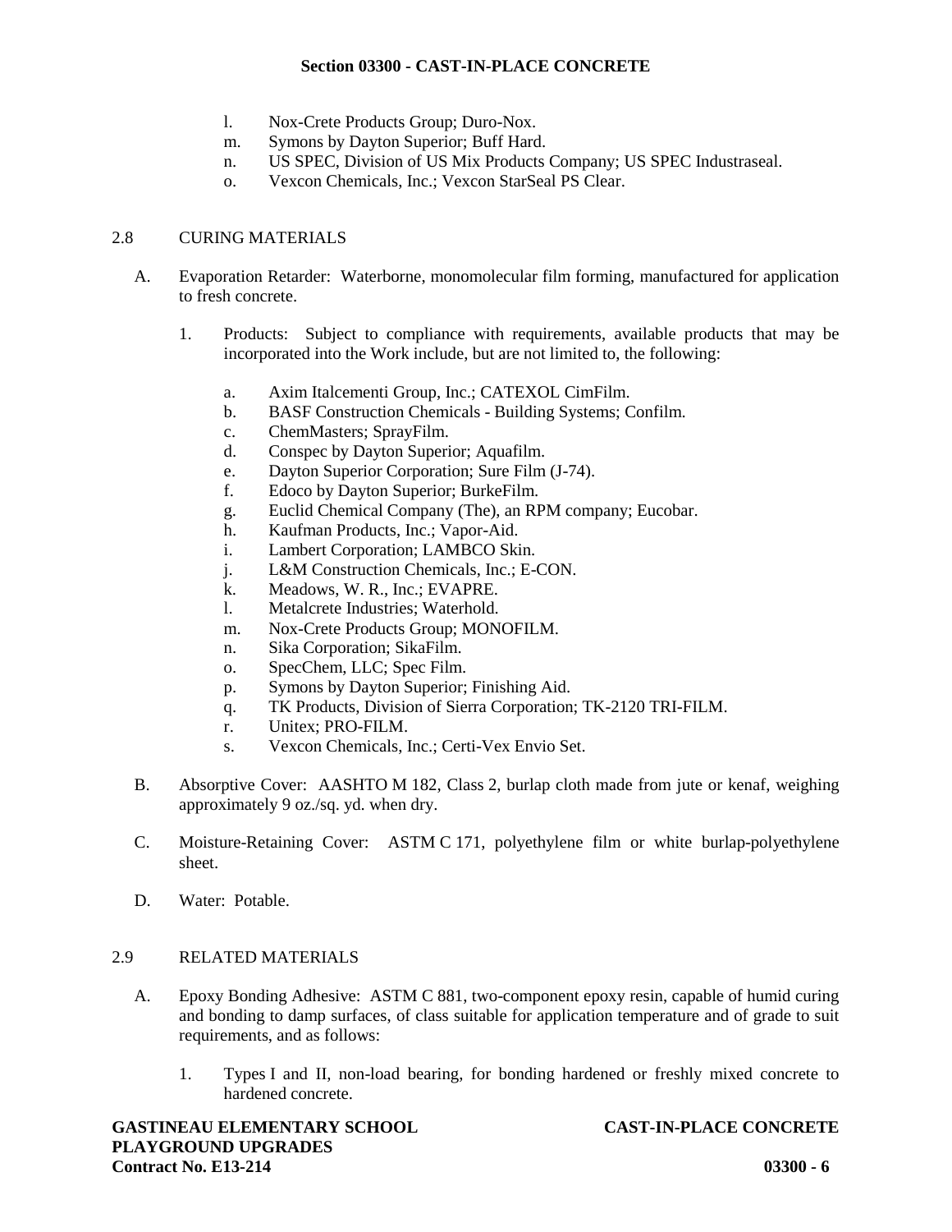l. Nox-Crete Products Group; Duro-Nox.
m. Symons by Dayton Superior; Buff Hard.
n. US SPEC, Division of US Mix Products Company; US SPEC Industraseal.
o. Vexcon Chemicals, Inc.; Vexcon StarSeal PS Clear.

## 2.8 CURING MATERIALS

A. Evaporation Retarder: Waterborne, monomolecular film forming, manufactured for application to fresh concrete.

1. Products: Subject to compliance with requirements, available products that may be incorporated into the Work include, but are not limited to, the following:

a. Axim Italcementi Group, Inc.; CATEXOL CimFilm.
b. BASF Construction Chemicals - Building Systems; Confilm.
c. ChemMasters; SprayFilm.
d. Conspec by Dayton Superior; Aquafilm.
e. Dayton Superior Corporation; Sure Film (J-74).
f. Edoco by Dayton Superior; BurkeFilm.
g. Euclid Chemical Company (The), an RPM company; Eucobar.
h. Kaufman Products, Inc.; Vapor-Aid.
i. Lambert Corporation; LAMBCO Skin.
j. L&M Construction Chemicals, Inc.; E-CON.
k. Meadows, W. R., Inc.; EVAPRE.
l. Metalcrete Industries; Waterhold.
m. Nox-Crete Products Group; MONOFILM.
n. Sika Corporation; SikaFilm.
o. SpecChem, LLC; Spec Film.
p. Symons by Dayton Superior; Finishing Aid.
q. TK Products, Division of Sierra Corporation; TK-2120 TRI-FILM.
r. Unitex; PRO-FILM.
s. Vexcon Chemicals, Inc.; Certi-Vex Envio Set.

B. Absorptive Cover: AASHTO M 182, Class 2, burlap cloth made from jute or kenaf, weighing approximately 9 oz./sq. yd. when dry.

C. Moisture-Retaining Cover: ASTM C 171, polyethylene film or white burlap-polyethylene sheet.

D. Water: Potable.

## 2.9 RELATED MATERIALS

A. Epoxy Bonding Adhesive: ASTM C 881, two-component epoxy resin, capable of humid curing and bonding to damp surfaces, of class suitable for application temperature and of grade to suit requirements, and as follows:

1. Types I and II, non-load bearing, for bonding hardened or freshly mixed concrete to hardened concrete.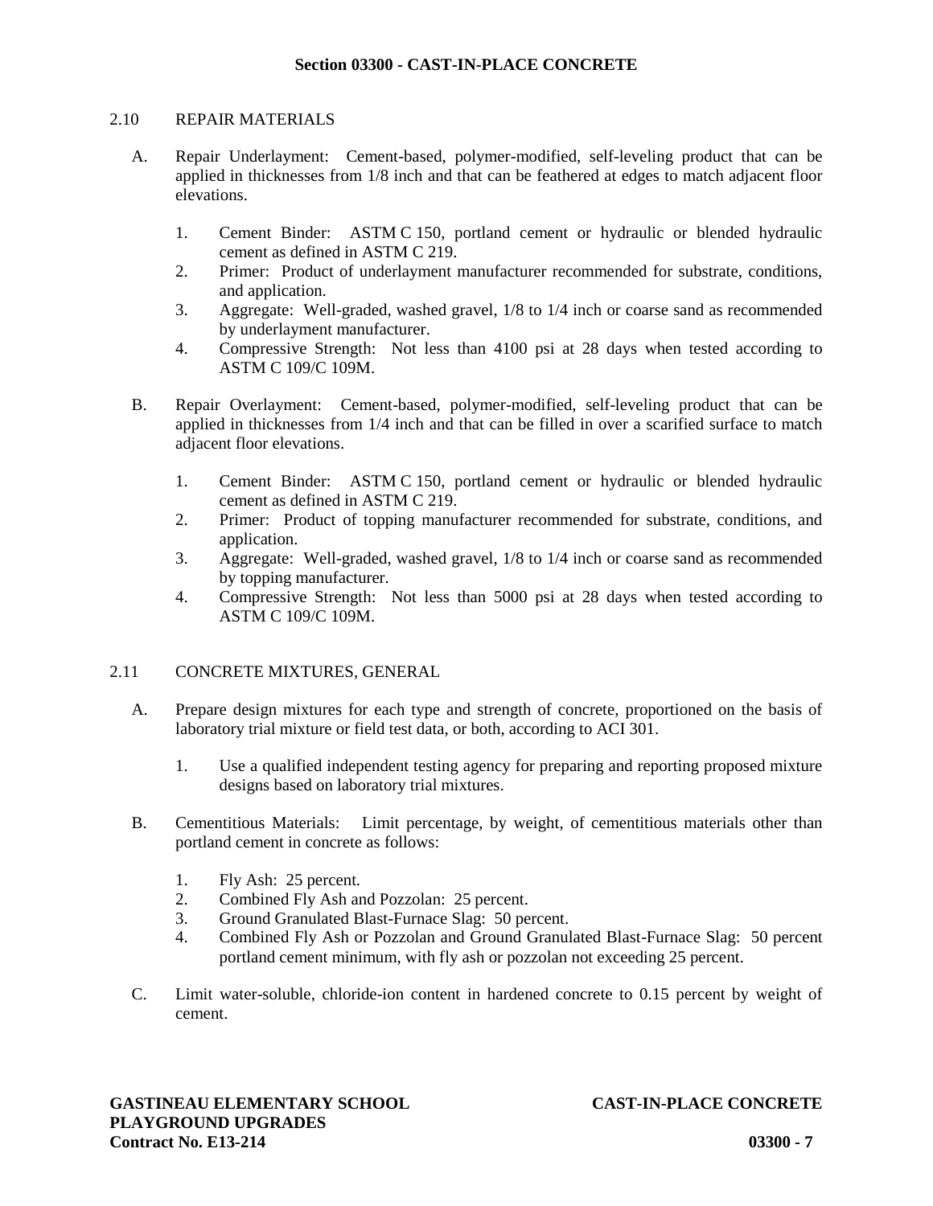## 2.10 REPAIR MATERIALS

A. Repair Underlayment: Cement-based, polymer-modified, self-leveling product that can be applied in thicknesses from 1/8 inch and that can be feathered at edges to match adjacent floor elevations.

   1. Cement Binder: ASTM C 150, portland cement or hydraulic or blended hydraulic cement as defined in ASTM C 219.
   2. Primer: Product of underlayment manufacturer recommended for substrate, conditions, and application.
   3. Aggregate: Well-graded, washed gravel, 1/8 to 1/4 inch or coarse sand as recommended by underlayment manufacturer.
   4. Compressive Strength: Not less than 4100 psi at 28 days when tested according to ASTM C 109/C 109M.

B. Repair Overlayment: Cement-based, polymer-modified, self-leveling product that can be applied in thicknesses from 1/4 inch and that can be filled in over a scarified surface to match adjacent floor elevations.

   1. Cement Binder: ASTM C 150, portland cement or hydraulic or blended hydraulic cement as defined in ASTM C 219.
   2. Primer: Product of topping manufacturer recommended for substrate, conditions, and application.
   3. Aggregate: Well-graded, washed gravel, 1/8 to 1/4 inch or coarse sand as recommended by topping manufacturer.
   4. Compressive Strength: Not less than 5000 psi at 28 days when tested according to ASTM C 109/C 109M.

## 2.11 CONCRETE MIXTURES, GENERAL

A. Prepare design mixtures for each type and strength of concrete, proportioned on the basis of laboratory trial mixture or field test data, or both, according to ACI 301.

   1. Use a qualified independent testing agency for preparing and reporting proposed mixture designs based on laboratory trial mixtures.

B. Cementitious Materials: Limit percentage, by weight, of cementitious materials other than portland cement in concrete as follows:

   1. Fly Ash: 25 percent.
   2. Combined Fly Ash and Pozzolan: 25 percent.
   3. Ground Granulated Blast-Furnace Slag: 50 percent.
   4. Combined Fly Ash or Pozzolan and Ground Granulated Blast-Furnace Slag: 50 percent portland cement minimum, with fly ash or pozzolan not exceeding 25 percent.

C. Limit water-soluble, chloride-ion content in hardened concrete to 0.15 percent by weight of cement.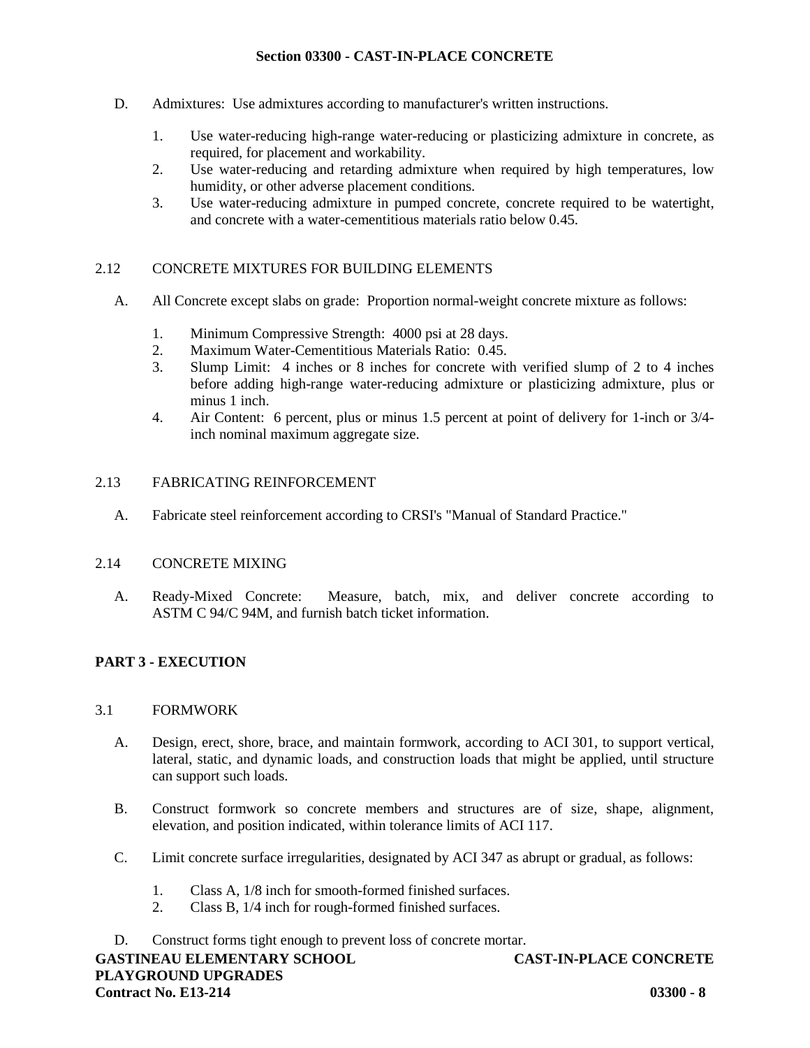D. Admixtures: Use admixtures according to manufacturer's written instructions.

1. Use water-reducing high-range water-reducing or plasticizing admixture in concrete, as required, for placement and workability.
2. Use water-reducing and retarding admixture when required by high temperatures, low humidity, or other adverse placement conditions.
3. Use water-reducing admixture in pumped concrete, concrete required to be watertight, and concrete with a water-cementitious materials ratio below 0.45.

## 2.12 CONCRETE MIXTURES FOR BUILDING ELEMENTS

A. All Concrete except slabs on grade: Proportion normal-weight concrete mixture as follows:

1. Minimum Compressive Strength: 4000 psi at 28 days.
2. Maximum Water-Cementitious Materials Ratio: 0.45.
3. Slump Limit: 4 inches or 8 inches for concrete with verified slump of 2 to 4 inches before adding high-range water-reducing admixture or plasticizing admixture, plus or minus 1 inch.
4. Air Content: 6 percent, plus or minus 1.5 percent at point of delivery for 1-inch or 3/4-inch nominal maximum aggregate size.

## 2.13 FABRICATING REINFORCEMENT

A. Fabricate steel reinforcement according to CRSI's "Manual of Standard Practice."

## 2.14 CONCRETE MIXING

A. Ready-Mixed Concrete: Measure, batch, mix, and deliver concrete according to ASTM C 94/C 94M, and furnish batch ticket information.

# PART 3 - EXECUTION

## 3.1 FORMWORK

A. Design, erect, shore, brace, and maintain formwork, according to ACI 301, to support vertical, lateral, static, and dynamic loads, and construction loads that might be applied, until structure can support such loads.

B. Construct formwork so concrete members and structures are of size, shape, alignment, elevation, and position indicated, within tolerance limits of ACI 117.

C. Limit concrete surface irregularities, designated by ACI 347 as abrupt or gradual, as follows:

1. Class A, 1/8 inch for smooth-formed finished surfaces.
2. Class B, 1/4 inch for rough-formed finished surfaces.

D. Construct forms tight enough to prevent loss of concrete mortar.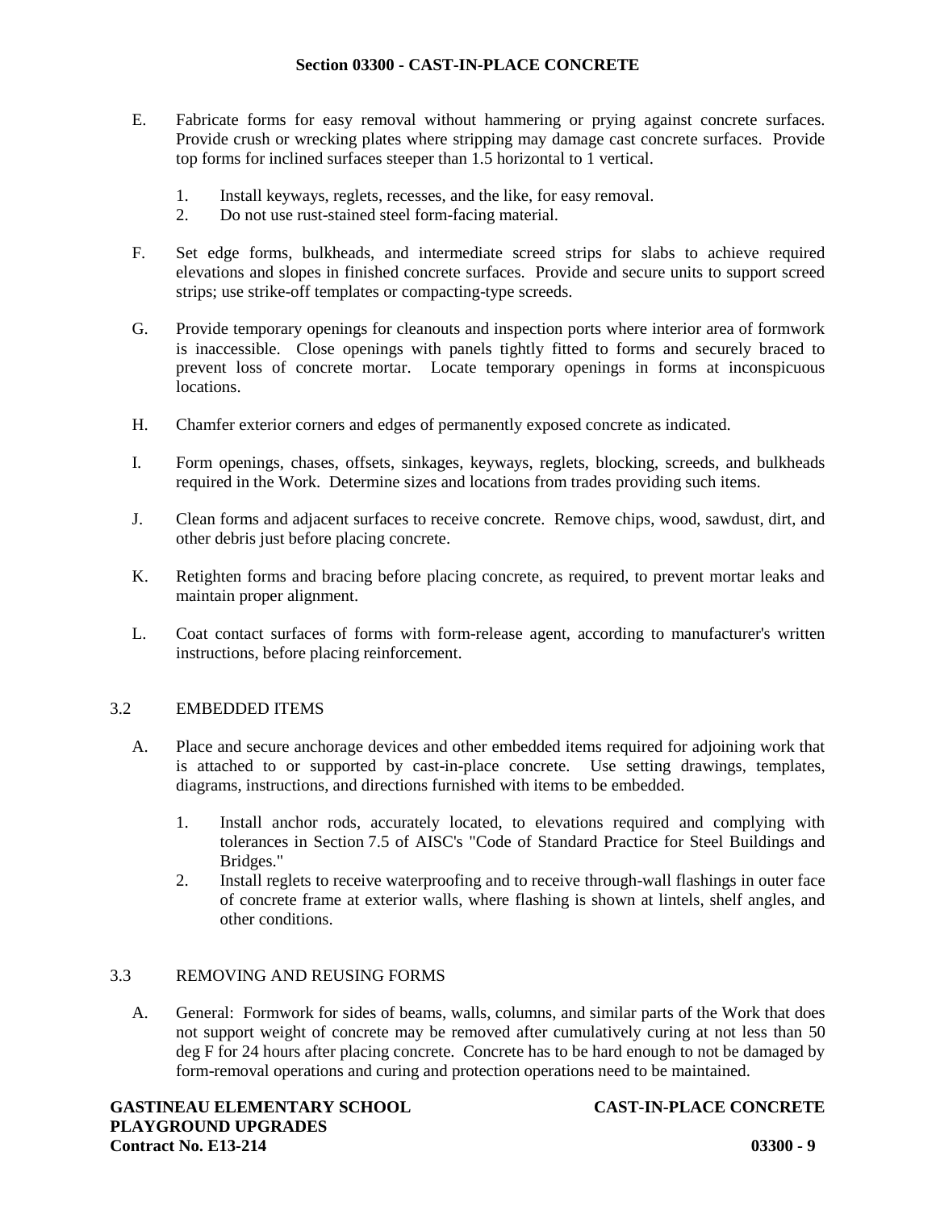E. Fabricate forms for easy removal without hammering or prying against concrete surfaces. Provide crush or wrecking plates where stripping may damage cast concrete surfaces. Provide top forms for inclined surfaces steeper than 1.5 horizontal to 1 vertical.

   1. Install keyways, reglets, recesses, and the like, for easy removal.
   2. Do not use rust-stained steel form-facing material.

F. Set edge forms, bulkheads, and intermediate screed strips for slabs to achieve required elevations and slopes in finished concrete surfaces. Provide and secure units to support screed strips; use strike-off templates or compacting-type screeds.

G. Provide temporary openings for cleanouts and inspection ports where interior area of formwork is inaccessible. Close openings with panels tightly fitted to forms and securely braced to prevent loss of concrete mortar. Locate temporary openings in forms at inconspicuous locations.

H. Chamfer exterior corners and edges of permanently exposed concrete as indicated.

I. Form openings, chases, offsets, sinkages, keyways, reglets, blocking, screeds, and bulkheads required in the Work. Determine sizes and locations from trades providing such items.

J. Clean forms and adjacent surfaces to receive concrete. Remove chips, wood, sawdust, dirt, and other debris just before placing concrete.

K. Retighten forms and bracing before placing concrete, as required, to prevent mortar leaks and maintain proper alignment.

L. Coat contact surfaces of forms with form-release agent, according to manufacturer's written instructions, before placing reinforcement.

## 3.2 EMBEDDED ITEMS

A. Place and secure anchorage devices and other embedded items required for adjoining work that is attached to or supported by cast-in-place concrete. Use setting drawings, templates, diagrams, instructions, and directions furnished with items to be embedded.

   1. Install anchor rods, accurately located, to elevations required and complying with tolerances in Section 7.5 of AISC's "Code of Standard Practice for Steel Buildings and Bridges."
   2. Install reglets to receive waterproofing and to receive through-wall flashings in outer face of concrete frame at exterior walls, where flashing is shown at lintels, shelf angles, and other conditions.

## 3.3 REMOVING AND REUSING FORMS

A. General: Formwork for sides of beams, walls, columns, and similar parts of the Work that does not support weight of concrete may be removed after cumulatively curing at not less than 50 deg F for 24 hours after placing concrete. Concrete has to be hard enough to not be damaged by form-removal operations and curing and protection operations need to be maintained.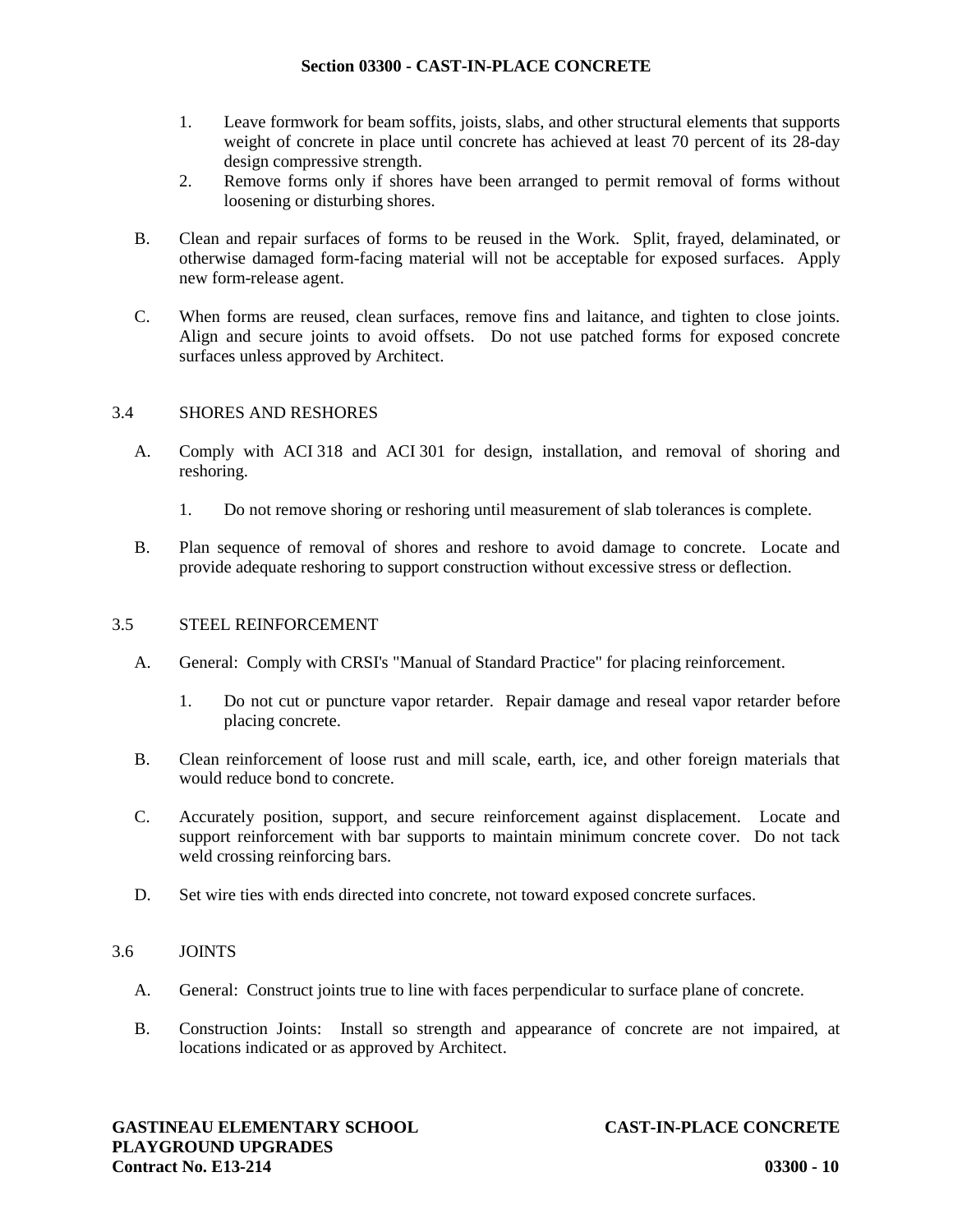1. Leave formwork for beam soffits, joists, slabs, and other structural elements that supports weight of concrete in place until concrete has achieved at least 70 percent of its 28-day design compressive strength.
2. Remove forms only if shores have been arranged to permit removal of forms without loosening or disturbing shores.

B. Clean and repair surfaces of forms to be reused in the Work. Split, frayed, delaminated, or otherwise damaged form-facing material will not be acceptable for exposed surfaces. Apply new form-release agent.

C. When forms are reused, clean surfaces, remove fins and laitance, and tighten to close joints. Align and secure joints to avoid offsets. Do not use patched forms for exposed concrete surfaces unless approved by Architect.

## 3.4 SHORES AND RESHORES

A. Comply with ACI 318 and ACI 301 for design, installation, and removal of shoring and reshoring.

1. Do not remove shoring or reshoring until measurement of slab tolerances is complete.

B. Plan sequence of removal of shores and reshore to avoid damage to concrete. Locate and provide adequate reshoring to support construction without excessive stress or deflection.

## 3.5 STEEL REINFORCEMENT

A. General: Comply with CRSI's "Manual of Standard Practice" for placing reinforcement.

1. Do not cut or puncture vapor retarder. Repair damage and reseal vapor retarder before placing concrete.

B. Clean reinforcement of loose rust and mill scale, earth, ice, and other foreign materials that would reduce bond to concrete.

C. Accurately position, support, and secure reinforcement against displacement. Locate and support reinforcement with bar supports to maintain minimum concrete cover. Do not tack weld crossing reinforcing bars.

D. Set wire ties with ends directed into concrete, not toward exposed concrete surfaces.

## 3.6 JOINTS

A. General: Construct joints true to line with faces perpendicular to surface plane of concrete.

B. Construction Joints: Install so strength and appearance of concrete are not impaired, at locations indicated or as approved by Architect.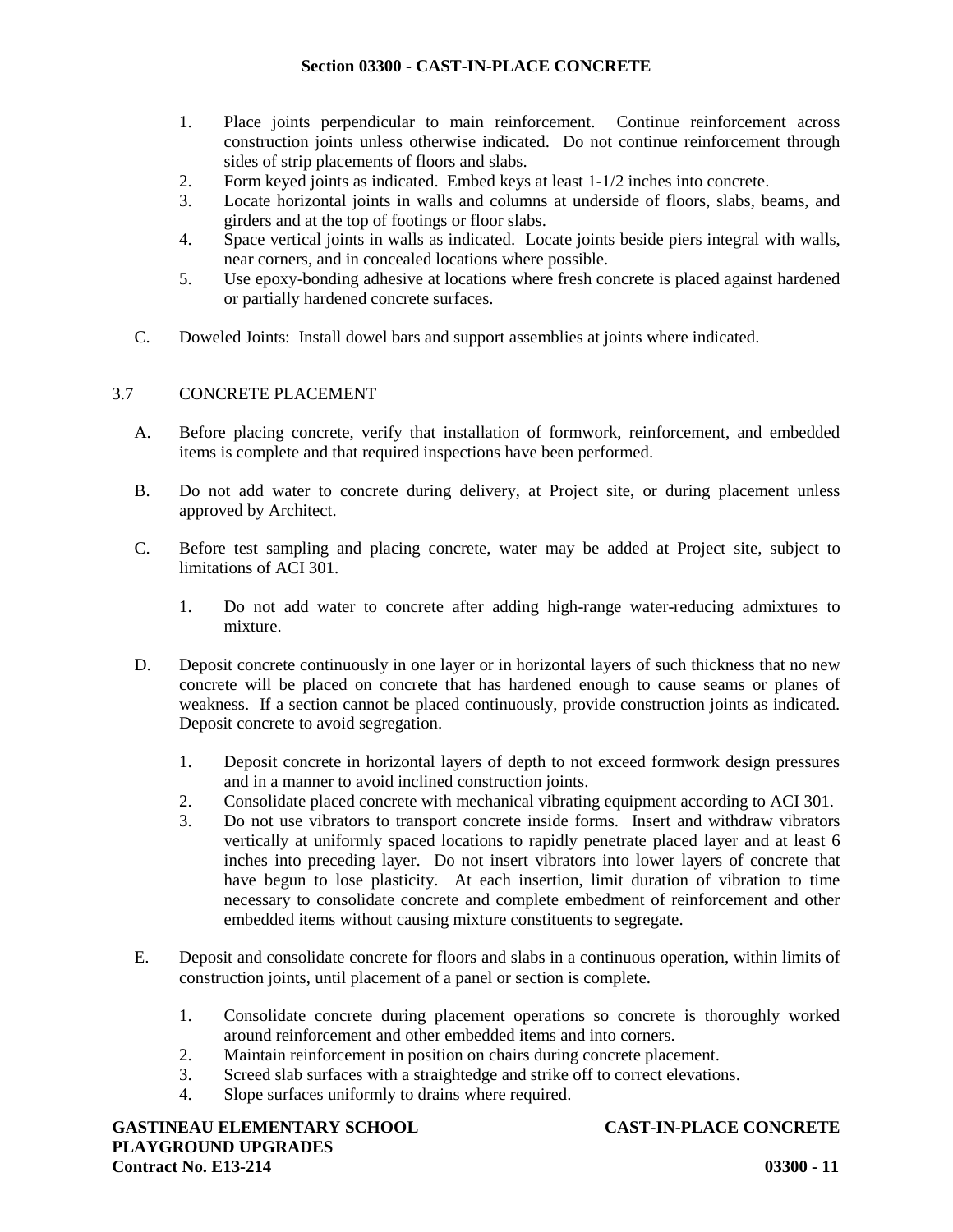1. Place joints perpendicular to main reinforcement. Continue reinforcement across construction joints unless otherwise indicated. Do not continue reinforcement through sides of strip placements of floors and slabs.
2. Form keyed joints as indicated. Embed keys at least 1-1/2 inches into concrete.
3. Locate horizontal joints in walls and columns at underside of floors, slabs, beams, and girders and at the top of footings or floor slabs.
4. Space vertical joints in walls as indicated. Locate joints beside piers integral with walls, near corners, and in concealed locations where possible.
5. Use epoxy-bonding adhesive at locations where fresh concrete is placed against hardened or partially hardened concrete surfaces.

C. Doweled Joints: Install dowel bars and support assemblies at joints where indicated.

## 3.7 CONCRETE PLACEMENT

A. Before placing concrete, verify that installation of formwork, reinforcement, and embedded items is complete and that required inspections have been performed.

B. Do not add water to concrete during delivery, at Project site, or during placement unless approved by Architect.

C. Before test sampling and placing concrete, water may be added at Project site, subject to limitations of ACI 301.

1. Do not add water to concrete after adding high-range water-reducing admixtures to mixture.

D. Deposit concrete continuously in one layer or in horizontal layers of such thickness that no new concrete will be placed on concrete that has hardened enough to cause seams or planes of weakness. If a section cannot be placed continuously, provide construction joints as indicated. Deposit concrete to avoid segregation.

1. Deposit concrete in horizontal layers of depth to not exceed formwork design pressures and in a manner to avoid inclined construction joints.
2. Consolidate placed concrete with mechanical vibrating equipment according to ACI 301.
3. Do not use vibrators to transport concrete inside forms. Insert and withdraw vibrators vertically at uniformly spaced locations to rapidly penetrate placed layer and at least 6 inches into preceding layer. Do not insert vibrators into lower layers of concrete that have begun to lose plasticity. At each insertion, limit duration of vibration to time necessary to consolidate concrete and complete embedment of reinforcement and other embedded items without causing mixture constituents to segregate.

E. Deposit and consolidate concrete for floors and slabs in a continuous operation, within limits of construction joints, until placement of a panel or section is complete.

1. Consolidate concrete during placement operations so concrete is thoroughly worked around reinforcement and other embedded items and into corners.
2. Maintain reinforcement in position on chairs during concrete placement.
3. Screed slab surfaces with a straightedge and strike off to correct elevations.
4. Slope surfaces uniformly to drains where required.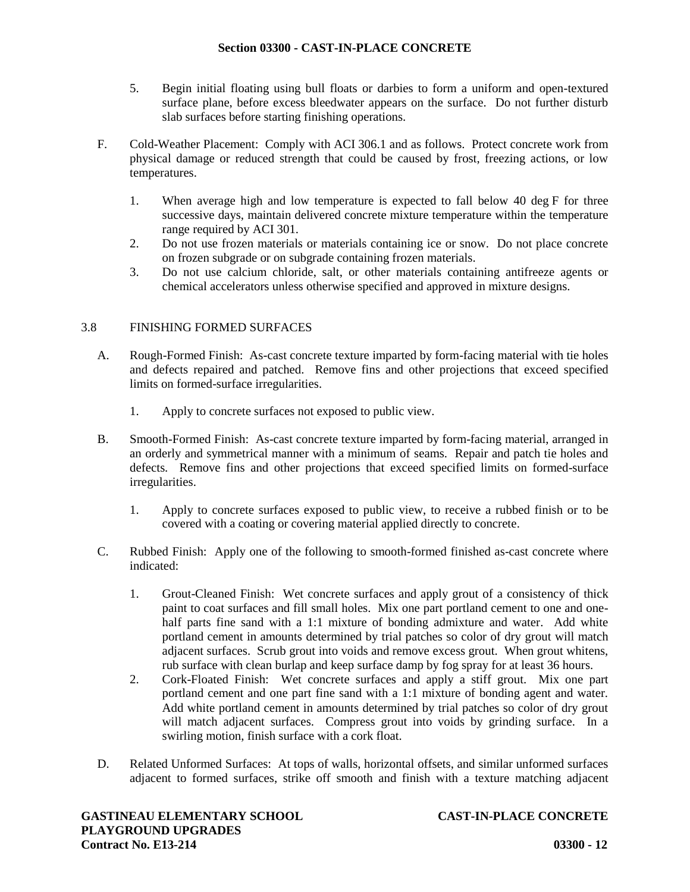5. Begin initial floating using bull floats or darbies to form a uniform and open-textured surface plane, before excess bleedwater appears on the surface. Do not further disturb slab surfaces before starting finishing operations.

F. Cold-Weather Placement: Comply with ACI 306.1 and as follows. Protect concrete work from physical damage or reduced strength that could be caused by frost, freezing actions, or low temperatures.

1. When average high and low temperature is expected to fall below 40 deg F for three successive days, maintain delivered concrete mixture temperature within the temperature range required by ACI 301.
2. Do not use frozen materials or materials containing ice or snow. Do not place concrete on frozen subgrade or on subgrade containing frozen materials.
3. Do not use calcium chloride, salt, or other materials containing antifreeze agents or chemical accelerators unless otherwise specified and approved in mixture designs.

## 3.8 FINISHING FORMED SURFACES

A. Rough-Formed Finish: As-cast concrete texture imparted by form-facing material with tie holes and defects repaired and patched. Remove fins and other projections that exceed specified limits on formed-surface irregularities.

1. Apply to concrete surfaces not exposed to public view.

B. Smooth-Formed Finish: As-cast concrete texture imparted by form-facing material, arranged in an orderly and symmetrical manner with a minimum of seams. Repair and patch tie holes and defects. Remove fins and other projections that exceed specified limits on formed-surface irregularities.

1. Apply to concrete surfaces exposed to public view, to receive a rubbed finish or to be covered with a coating or covering material applied directly to concrete.

C. Rubbed Finish: Apply one of the following to smooth-formed finished as-cast concrete where indicated:

1. Grout-Cleaned Finish: Wet concrete surfaces and apply grout of a consistency of thick paint to coat surfaces and fill small holes. Mix one part portland cement to one and one-half parts fine sand with a 1:1 mixture of bonding admixture and water. Add white portland cement in amounts determined by trial patches so color of dry grout will match adjacent surfaces. Scrub grout into voids and remove excess grout. When grout whitens, rub surface with clean burlap and keep surface damp by fog spray for at least 36 hours.
2. Cork-Floated Finish: Wet concrete surfaces and apply a stiff grout. Mix one part portland cement and one part fine sand with a 1:1 mixture of bonding agent and water. Add white portland cement in amounts determined by trial patches so color of dry grout will match adjacent surfaces. Compress grout into voids by grinding surface. In a swirling motion, finish surface with a cork float.

D. Related Unformed Surfaces: At tops of walls, horizontal offsets, and similar unformed surfaces adjacent to formed surfaces, strike off smooth and finish with a texture matching adjacent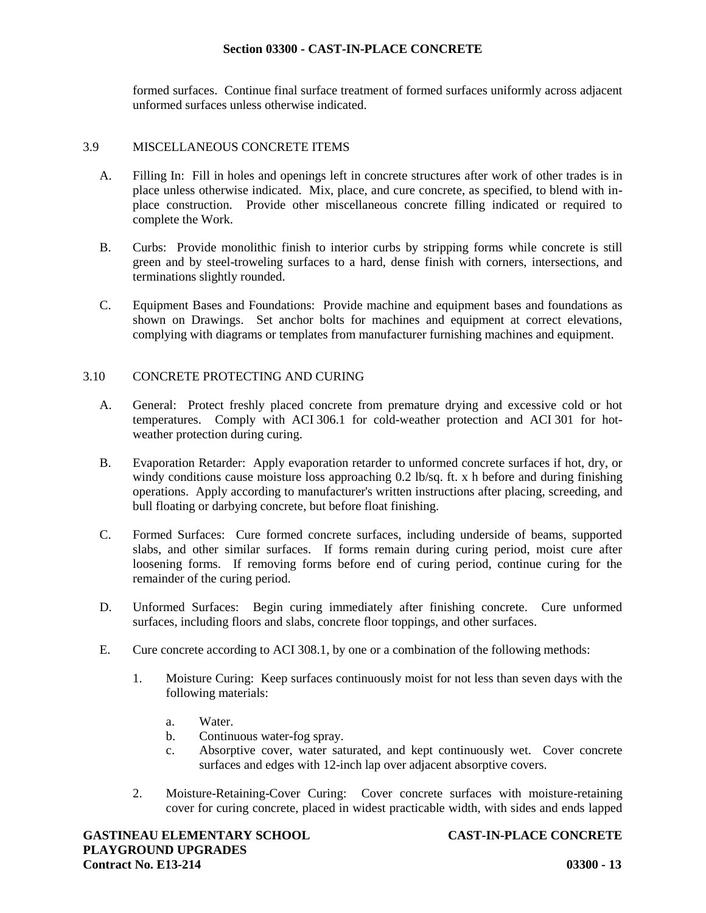formed surfaces. Continue final surface treatment of formed surfaces uniformly across adjacent unformed surfaces unless otherwise indicated.

## 3.9 MISCELLANEOUS CONCRETE ITEMS

A. Filling In: Fill in holes and openings left in concrete structures after work of other trades is in place unless otherwise indicated. Mix, place, and cure concrete, as specified, to blend with in-place construction. Provide other miscellaneous concrete filling indicated or required to complete the Work.

B. Curbs: Provide monolithic finish to interior curbs by stripping forms while concrete is still green and by steel-troweling surfaces to a hard, dense finish with corners, intersections, and terminations slightly rounded.

C. Equipment Bases and Foundations: Provide machine and equipment bases and foundations as shown on Drawings. Set anchor bolts for machines and equipment at correct elevations, complying with diagrams or templates from manufacturer furnishing machines and equipment.

## 3.10 CONCRETE PROTECTING AND CURING

A. General: Protect freshly placed concrete from premature drying and excessive cold or hot temperatures. Comply with ACI 306.1 for cold-weather protection and ACI 301 for hot-weather protection during curing.

B. Evaporation Retarder: Apply evaporation retarder to unformed concrete surfaces if hot, dry, or windy conditions cause moisture loss approaching 0.2 lb/sq. ft. x h before and during finishing operations. Apply according to manufacturer's written instructions after placing, screeding, and bull floating or darbying concrete, but before float finishing.

C. Formed Surfaces: Cure formed concrete surfaces, including underside of beams, supported slabs, and other similar surfaces. If forms remain during curing period, moist cure after loosening forms. If removing forms before end of curing period, continue curing for the remainder of the curing period.

D. Unformed Surfaces: Begin curing immediately after finishing concrete. Cure unformed surfaces, including floors and slabs, concrete floor toppings, and other surfaces.

E. Cure concrete according to ACI 308.1, by one or a combination of the following methods:

1. Moisture Curing: Keep surfaces continuously moist for not less than seven days with the following materials:

   a. Water.
   b. Continuous water-fog spray.
   c. Absorptive cover, water saturated, and kept continuously wet. Cover concrete surfaces and edges with 12-inch lap over adjacent absorptive covers.

2. Moisture-Retaining-Cover Curing: Cover concrete surfaces with moisture-retaining cover for curing concrete, placed in widest practicable width, with sides and ends lapped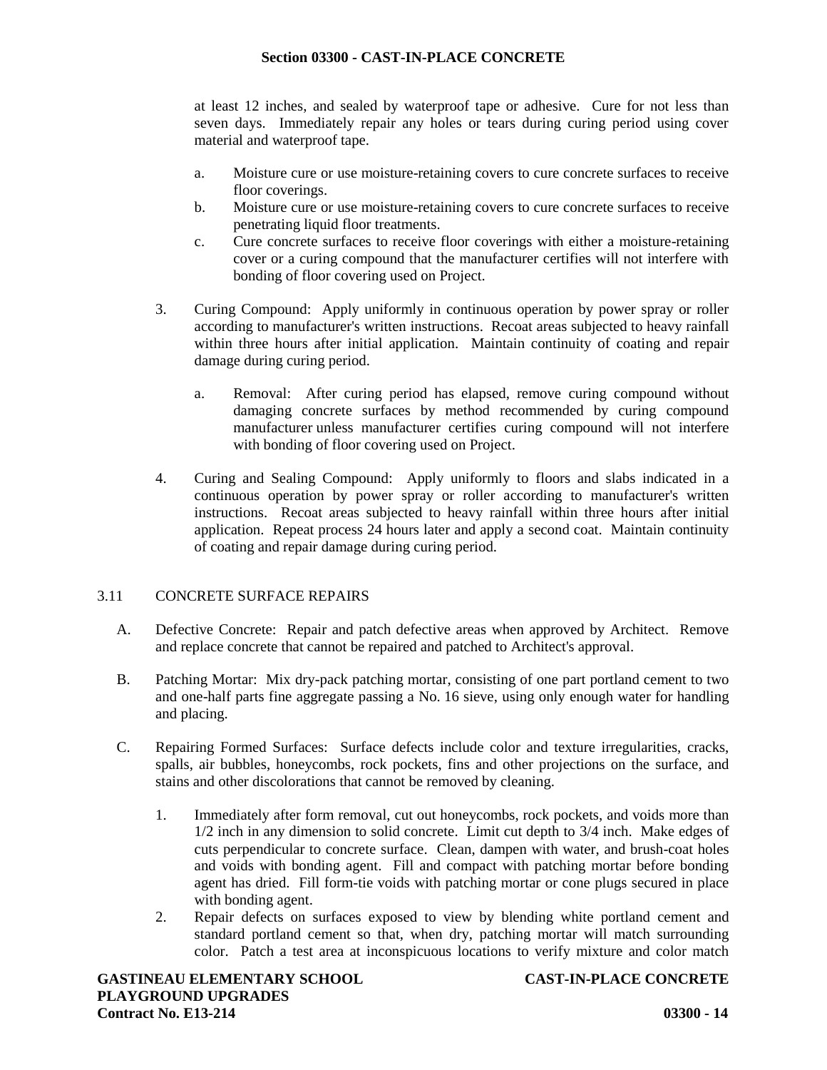at least 12 inches, and sealed by waterproof tape or adhesive. Cure for not less than seven days. Immediately repair any holes or tears during curing period using cover material and waterproof tape.

a. Moisture cure or use moisture-retaining covers to cure concrete surfaces to receive floor coverings.
b. Moisture cure or use moisture-retaining covers to cure concrete surfaces to receive penetrating liquid floor treatments.
c. Cure concrete surfaces to receive floor coverings with either a moisture-retaining cover or a curing compound that the manufacturer certifies will not interfere with bonding of floor covering used on Project.

3. Curing Compound: Apply uniformly in continuous operation by power spray or roller according to manufacturer's written instructions. Recoat areas subjected to heavy rainfall within three hours after initial application. Maintain continuity of coating and repair damage during curing period.

   a. Removal: After curing period has elapsed, remove curing compound without damaging concrete surfaces by method recommended by curing compound manufacturer unless manufacturer certifies curing compound will not interfere with bonding of floor covering used on Project.

4. Curing and Sealing Compound: Apply uniformly to floors and slabs indicated in a continuous operation by power spray or roller according to manufacturer's written instructions. Recoat areas subjected to heavy rainfall within three hours after initial application. Repeat process 24 hours later and apply a second coat. Maintain continuity of coating and repair damage during curing period.

## 3.11 CONCRETE SURFACE REPAIRS

A. Defective Concrete: Repair and patch defective areas when approved by Architect. Remove and replace concrete that cannot be repaired and patched to Architect's approval.

B. Patching Mortar: Mix dry-pack patching mortar, consisting of one part portland cement to two and one-half parts fine aggregate passing a No. 16 sieve, using only enough water for handling and placing.

C. Repairing Formed Surfaces: Surface defects include color and texture irregularities, cracks, spalls, air bubbles, honeycombs, rock pockets, fins and other projections on the surface, and stains and other discolorations that cannot be removed by cleaning.

1. Immediately after form removal, cut out honeycombs, rock pockets, and voids more than 1/2 inch in any dimension to solid concrete. Limit cut depth to 3/4 inch. Make edges of cuts perpendicular to concrete surface. Clean, dampen with water, and brush-coat holes and voids with bonding agent. Fill and compact with patching mortar before bonding agent has dried. Fill form-tie voids with patching mortar or cone plugs secured in place with bonding agent.
2. Repair defects on surfaces exposed to view by blending white portland cement and standard portland cement so that, when dry, patching mortar will match surrounding color. Patch a test area at inconspicuous locations to verify mixture and color match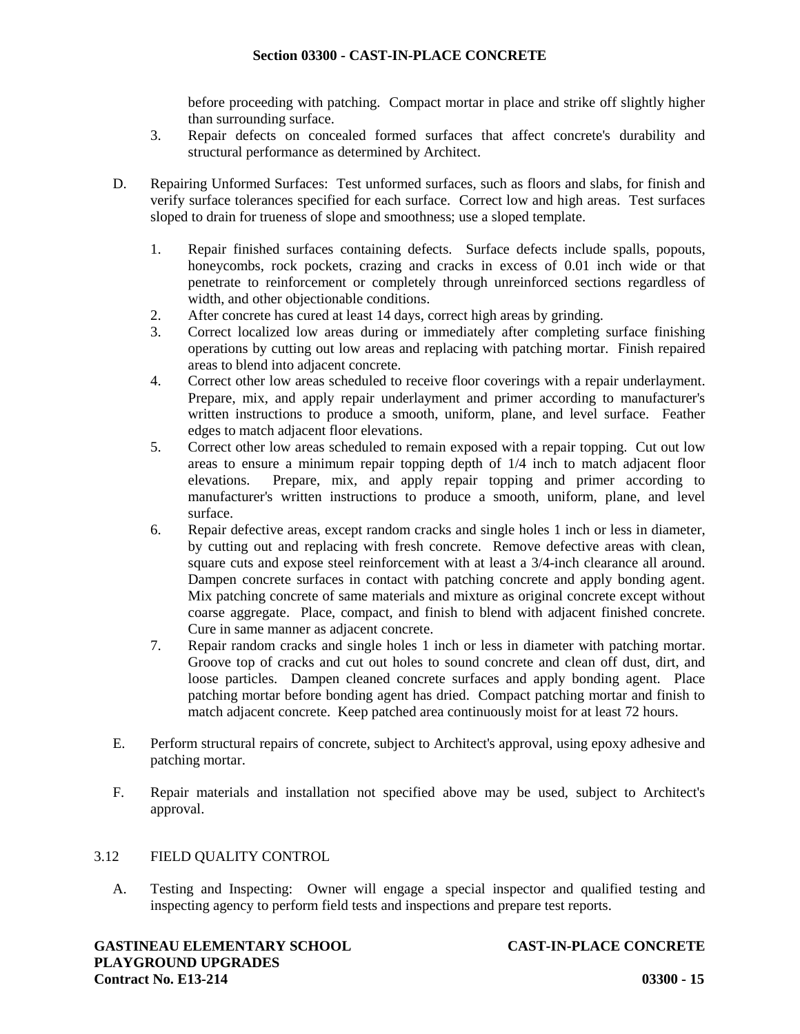before proceeding with patching. Compact mortar in place and strike off slightly higher than surrounding surface.

3. Repair defects on concealed formed surfaces that affect concrete's durability and structural performance as determined by Architect.

D. Repairing Unformed Surfaces: Test unformed surfaces, such as floors and slabs, for finish and verify surface tolerances specified for each surface. Correct low and high areas. Test surfaces sloped to drain for trueness of slope and smoothness; use a sloped template.

   1. Repair finished surfaces containing defects. Surface defects include spalls, popouts, honeycombs, rock pockets, crazing and cracks in excess of 0.01 inch wide or that penetrate to reinforcement or completely through unreinforced sections regardless of width, and other objectionable conditions.
   2. After concrete has cured at least 14 days, correct high areas by grinding.
   3. Correct localized low areas during or immediately after completing surface finishing operations by cutting out low areas and replacing with patching mortar. Finish repaired areas to blend into adjacent concrete.
   4. Correct other low areas scheduled to receive floor coverings with a repair underlayment. Prepare, mix, and apply repair underlayment and primer according to manufacturer's written instructions to produce a smooth, uniform, plane, and level surface. Feather edges to match adjacent floor elevations.
   5. Correct other low areas scheduled to remain exposed with a repair topping. Cut out low areas to ensure a minimum repair topping depth of 1/4 inch to match adjacent floor elevations. Prepare, mix, and apply repair topping and primer according to manufacturer's written instructions to produce a smooth, uniform, plane, and level surface.
   6. Repair defective areas, except random cracks and single holes 1 inch or less in diameter, by cutting out and replacing with fresh concrete. Remove defective areas with clean, square cuts and expose steel reinforcement with at least a 3/4-inch clearance all around. Dampen concrete surfaces in contact with patching concrete and apply bonding agent. Mix patching concrete of same materials and mixture as original concrete except without coarse aggregate. Place, compact, and finish to blend with adjacent finished concrete. Cure in same manner as adjacent concrete.
   7. Repair random cracks and single holes 1 inch or less in diameter with patching mortar. Groove top of cracks and cut out holes to sound concrete and clean off dust, dirt, and loose particles. Dampen cleaned concrete surfaces and apply bonding agent. Place patching mortar before bonding agent has dried. Compact patching mortar and finish to match adjacent concrete. Keep patched area continuously moist for at least 72 hours.

E. Perform structural repairs of concrete, subject to Architect's approval, using epoxy adhesive and patching mortar.

F. Repair materials and installation not specified above may be used, subject to Architect's approval.

## 3.12 FIELD QUALITY CONTROL

A. Testing and Inspecting: Owner will engage a special inspector and qualified testing and inspecting agency to perform field tests and inspections and prepare test reports.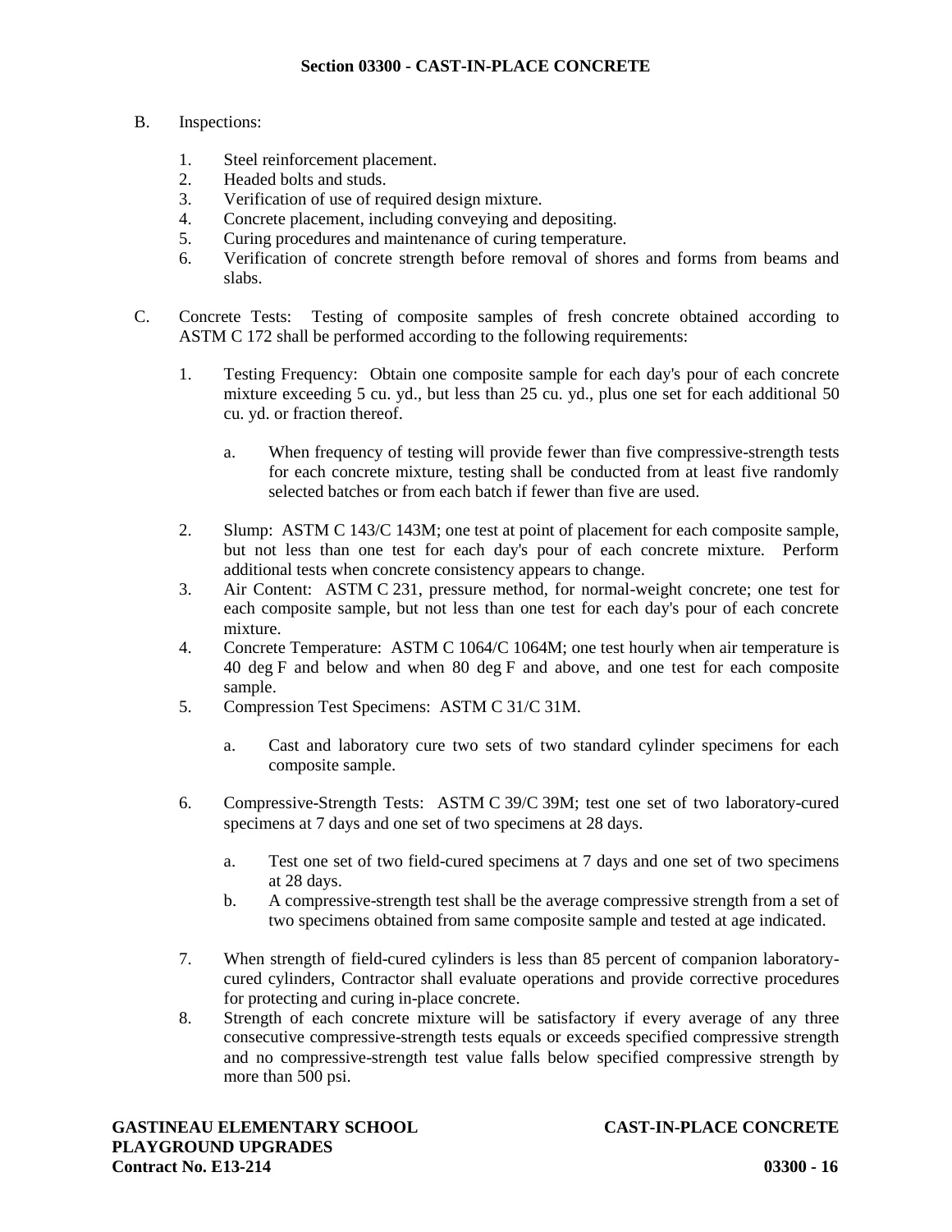B. Inspections:

1. Steel reinforcement placement.
2. Headed bolts and studs.
3. Verification of use of required design mixture.
4. Concrete placement, including conveying and depositing.
5. Curing procedures and maintenance of curing temperature.
6. Verification of concrete strength before removal of shores and forms from beams and slabs.

C. Concrete Tests: Testing of composite samples of fresh concrete obtained according to ASTM C 172 shall be performed according to the following requirements:

1. Testing Frequency: Obtain one composite sample for each day's pour of each concrete mixture exceeding 5 cu. yd., but less than 25 cu. yd., plus one set for each additional 50 cu. yd. or fraction thereof.

   a. When frequency of testing will provide fewer than five compressive-strength tests for each concrete mixture, testing shall be conducted from at least five randomly selected batches or from each batch if fewer than five are used.

2. Slump: ASTM C 143/C 143M; one test at point of placement for each composite sample, but not less than one test for each day's pour of each concrete mixture. Perform additional tests when concrete consistency appears to change.
3. Air Content: ASTM C 231, pressure method, for normal-weight concrete; one test for each composite sample, but not less than one test for each day's pour of each concrete mixture.
4. Concrete Temperature: ASTM C 1064/C 1064M; one test hourly when air temperature is 40 deg F and below and when 80 deg F and above, and one test for each composite sample.
5. Compression Test Specimens: ASTM C 31/C 31M.

   a. Cast and laboratory cure two sets of two standard cylinder specimens for each composite sample.

6. Compressive-Strength Tests: ASTM C 39/C 39M; test one set of two laboratory-cured specimens at 7 days and one set of two specimens at 28 days.

   a. Test one set of two field-cured specimens at 7 days and one set of two specimens at 28 days.
   b. A compressive-strength test shall be the average compressive strength from a set of two specimens obtained from same composite sample and tested at age indicated.

7. When strength of field-cured cylinders is less than 85 percent of companion laboratory-cured cylinders, Contractor shall evaluate operations and provide corrective procedures for protecting and curing in-place concrete.
8. Strength of each concrete mixture will be satisfactory if every average of any three consecutive compressive-strength tests equals or exceeds specified compressive strength and no compressive-strength test value falls below specified compressive strength by more than 500 psi.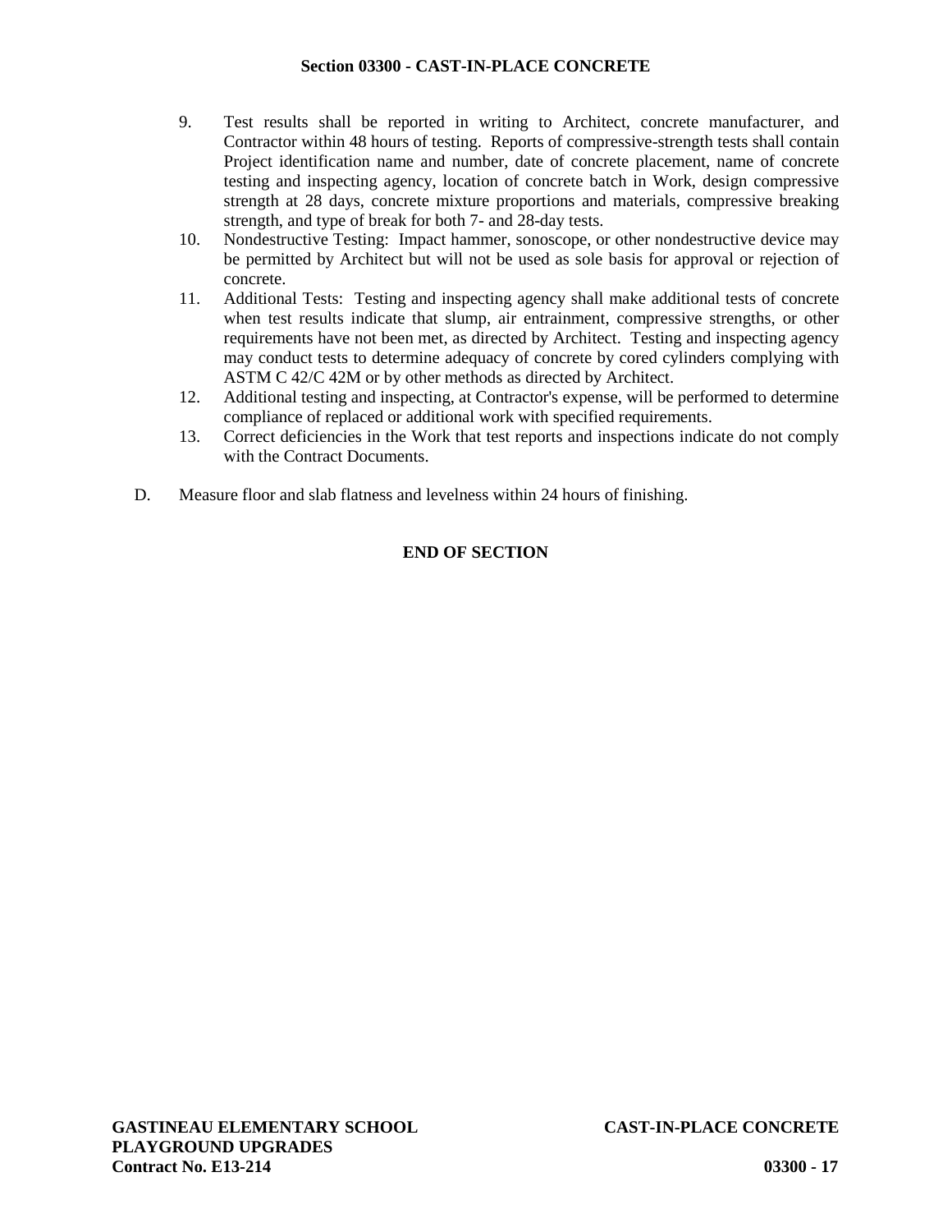9. Test results shall be reported in writing to Architect, concrete manufacturer, and Contractor within 48 hours of testing. Reports of compressive-strength tests shall contain Project identification name and number, date of concrete placement, name of concrete testing and inspecting agency, location of concrete batch in Work, design compressive strength at 28 days, concrete mixture proportions and materials, compressive breaking strength, and type of break for both 7- and 28-day tests.
10. Nondestructive Testing: Impact hammer, sonoscope, or other nondestructive device may be permitted by Architect but will not be used as sole basis for approval or rejection of concrete.
11. Additional Tests: Testing and inspecting agency shall make additional tests of concrete when test results indicate that slump, air entrainment, compressive strengths, or other requirements have not been met, as directed by Architect. Testing and inspecting agency may conduct tests to determine adequacy of concrete by cored cylinders complying with ASTM C 42/C 42M or by other methods as directed by Architect.
12. Additional testing and inspecting, at Contractor's expense, will be performed to determine compliance of replaced or additional work with specified requirements.
13. Correct deficiencies in the Work that test reports and inspections indicate do not comply with the Contract Documents.

D. Measure floor and slab flatness and levelness within 24 hours of finishing.

**END OF SECTION**